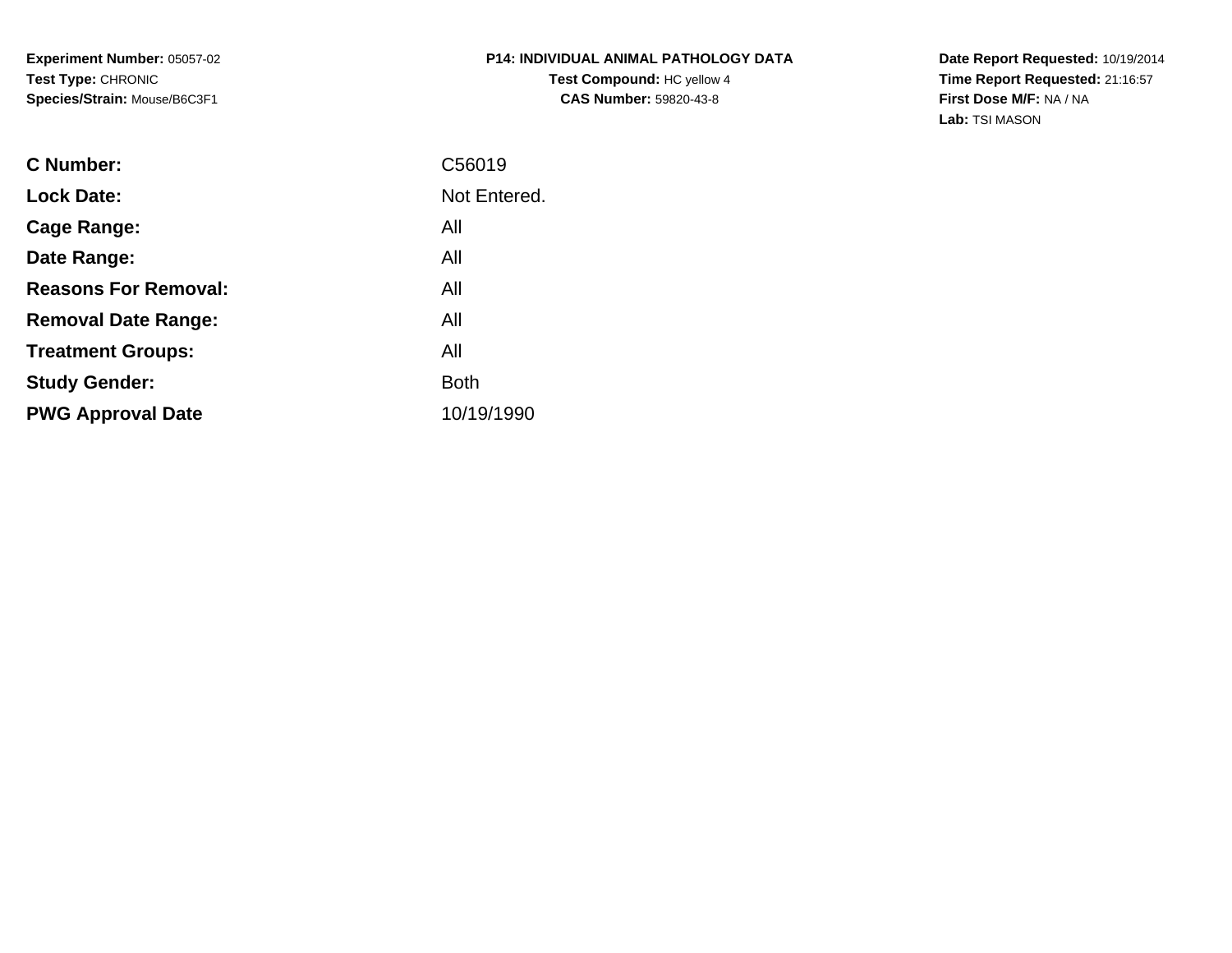**Experiment Number:** 05057-02
**Test Type:** CHRONIC
**Species/Strain:** Mouse/B6C3F1

**P14: INDIVIDUAL ANIMAL PATHOLOGY DATA**
**Test Compound:** HC yellow 4
**CAS Number:** 59820-43-8

**Date Report Requested:** 10/19/2014
**Time Report Requested:** 21:16:57
**First Dose M/F:** NA / NA
**Lab:** TSI MASON

| | |
|---|---|
| **C Number:** | C56019 |
| **Lock Date:** | Not Entered. |
| **Cage Range:** | All |
| **Date Range:** | All |
| **Reasons For Removal:** | All |
| **Removal Date Range:** | All |
| **Treatment Groups:** | All |
| **Study Gender:** | Both |
| **PWG Approval Date** | 10/19/1990 |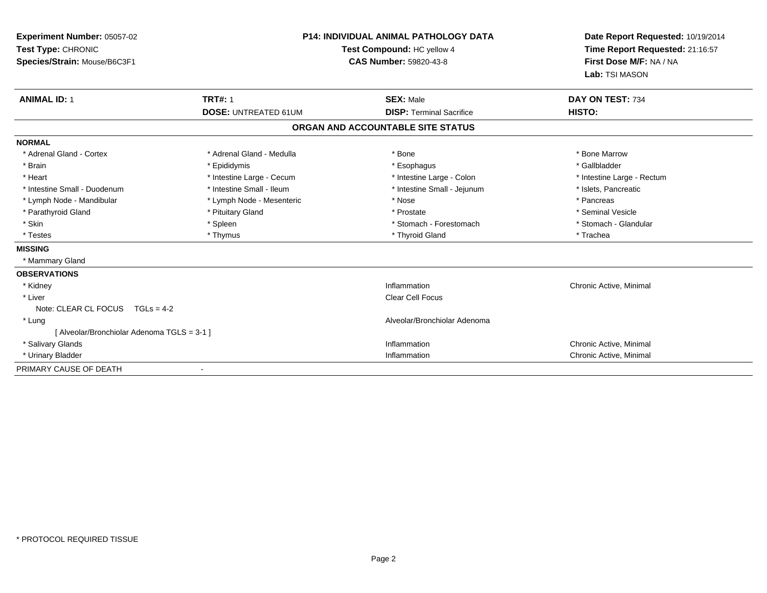**Experiment Number:** 05057-02
**Test Type:** CHRONIC
**Species/Strain:** Mouse/B6C3F1

**P14: INDIVIDUAL ANIMAL PATHOLOGY DATA**
**Test Compound:** HC yellow 4
**CAS Number:** 59820-43-8

**Date Report Requested:** 10/19/2014
**Time Report Requested:** 21:16:57
**First Dose M/F:** NA / NA
**Lab:** TSI MASON

| **ANIMAL ID:** 1 | **TRT#:** 1 | **SEX:** Male | **DAY ON TEST:** 734 |
|---|---|---|---|
| | **DOSE:** UNTREATED 61UM | **DISP:** Terminal Sacrifice | **HISTO:** |

## ORGAN AND ACCOUNTABLE SITE STATUS

**NORMAL**

| | | | |
|---|---|---|---|
| * Adrenal Gland - Cortex | * Adrenal Gland - Medulla | * Bone | * Bone Marrow |
| * Brain | * Epididymis | * Esophagus | * Gallbladder |
| * Heart | * Intestine Large - Cecum | * Intestine Large - Colon | * Intestine Large - Rectum |
| * Intestine Small - Duodenum | * Intestine Small - Ileum | * Intestine Small - Jejunum | * Islets, Pancreatic |
| * Lymph Node - Mandibular | * Lymph Node - Mesenteric | * Nose | * Pancreas |
| * Parathyroid Gland | * Pituitary Gland | * Prostate | * Seminal Vesicle |
| * Skin | * Spleen | * Stomach - Forestomach | * Stomach - Glandular |
| * Testes | * Thymus | * Thyroid Gland | * Trachea |

**MISSING**

* Mammary Gland

**OBSERVATIONS**

| | | |
|---|---|---|
| * Kidney | Inflammation | Chronic Active, Minimal |
| * Liver | Clear Cell Focus | |
| Note: CLEAR CL FOCUS TGLs = 4-2 | | |
| * Lung | Alveolar/Bronchiolar Adenoma | |
| [ Alveolar/Bronchiolar Adenoma TGLS = 3-1 ] | | |
| * Salivary Glands | Inflammation | Chronic Active, Minimal |
| * Urinary Bladder | Inflammation | Chronic Active, Minimal |

PRIMARY CAUSE OF DEATH -

* PROTOCOL REQUIRED TISSUE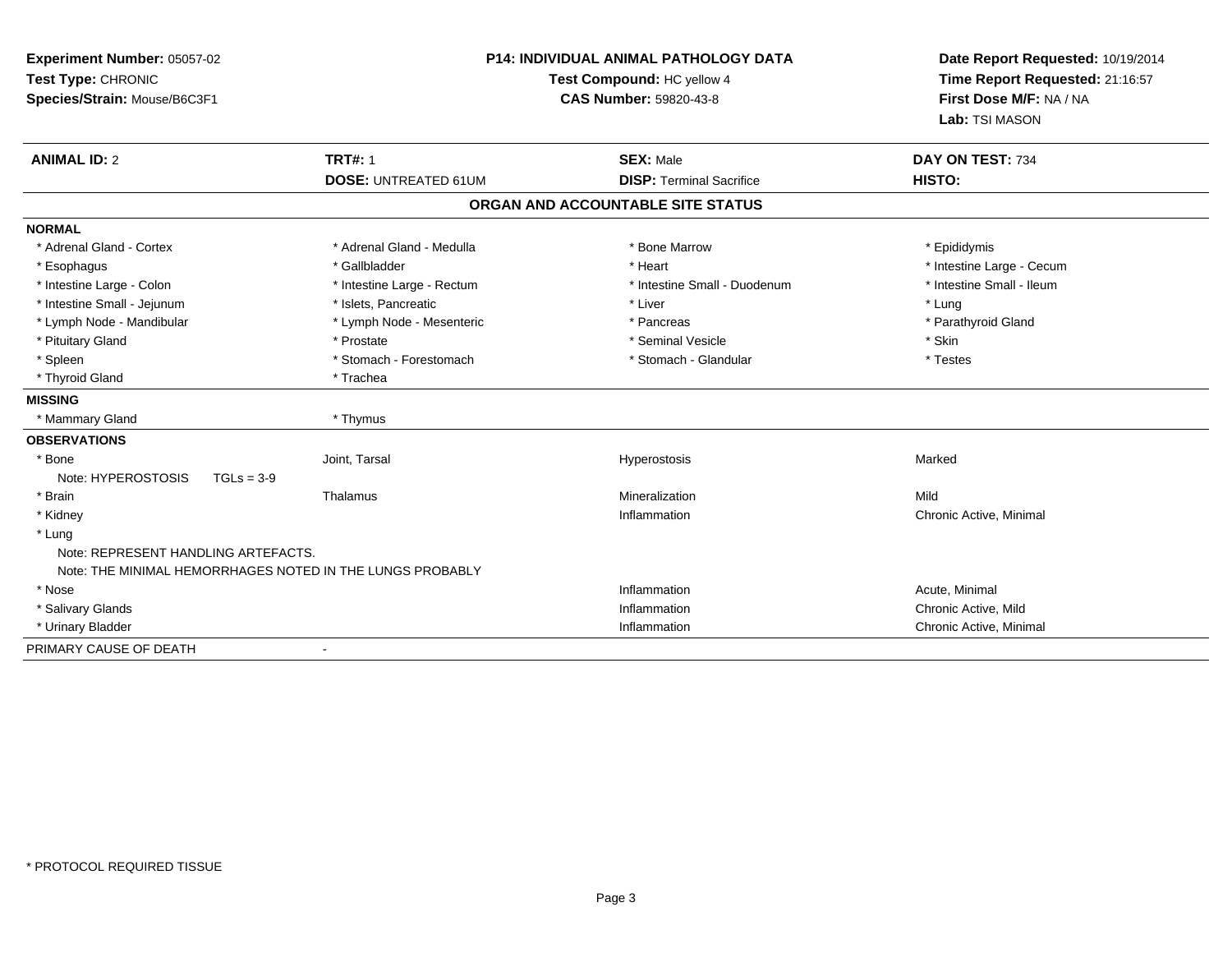**Experiment Number:** 05057-02
**Test Type:** CHRONIC
**Species/Strain:** Mouse/B6C3F1

**P14: INDIVIDUAL ANIMAL PATHOLOGY DATA**
**Test Compound:** HC yellow 4
**CAS Number:** 59820-43-8

**Date Report Requested:** 10/19/2014
**Time Report Requested:** 21:16:57
**First Dose M/F:** NA / NA
**Lab:** TSI MASON

| **ANIMAL ID:** 2 | **TRT#:** 1 | **SEX:** Male | **DAY ON TEST:** 734 |
|---|---|---|---|
| | **DOSE:** UNTREATED 61UM | **DISP:** Terminal Sacrifice | **HISTO:** |

## ORGAN AND ACCOUNTABLE SITE STATUS

**NORMAL**

| | | | |
|---|---|---|---|
| * Adrenal Gland - Cortex | * Adrenal Gland - Medulla | * Bone Marrow | * Epididymis |
| * Esophagus | * Gallbladder | * Heart | * Intestine Large - Cecum |
| * Intestine Large - Colon | * Intestine Large - Rectum | * Intestine Small - Duodenum | * Intestine Small - Ileum |
| * Intestine Small - Jejunum | * Islets, Pancreatic | * Liver | * Lung |
| * Lymph Node - Mandibular | * Lymph Node - Mesenteric | * Pancreas | * Parathyroid Gland |
| * Pituitary Gland | * Prostate | * Seminal Vesicle | * Skin |
| * Spleen | * Stomach - Forestomach | * Stomach - Glandular | * Testes |
| * Thyroid Gland | * Trachea | | |

**MISSING**

| | |
|---|---|
| * Mammary Gland | * Thymus |

**OBSERVATIONS**

| | | | |
|---|---|---|---|
| * Bone | Joint, Tarsal | Hyperostosis | Marked |
| Note: HYPEROSTOSIS TGLs = 3-9 | | | |
| * Brain | Thalamus | Mineralization | Mild |
| * Kidney | | Inflammation | Chronic Active, Minimal |
| * Lung | | | |
| Note: REPRESENT HANDLING ARTEFACTS. | | | |
| Note: THE MINIMAL HEMORRHAGES NOTED IN THE LUNGS PROBABLY | | | |
| * Nose | | Inflammation | Acute, Minimal |
| * Salivary Glands | | Inflammation | Chronic Active, Mild |
| * Urinary Bladder | | Inflammation | Chronic Active, Minimal |

PRIMARY CAUSE OF DEATH -

\* PROTOCOL REQUIRED TISSUE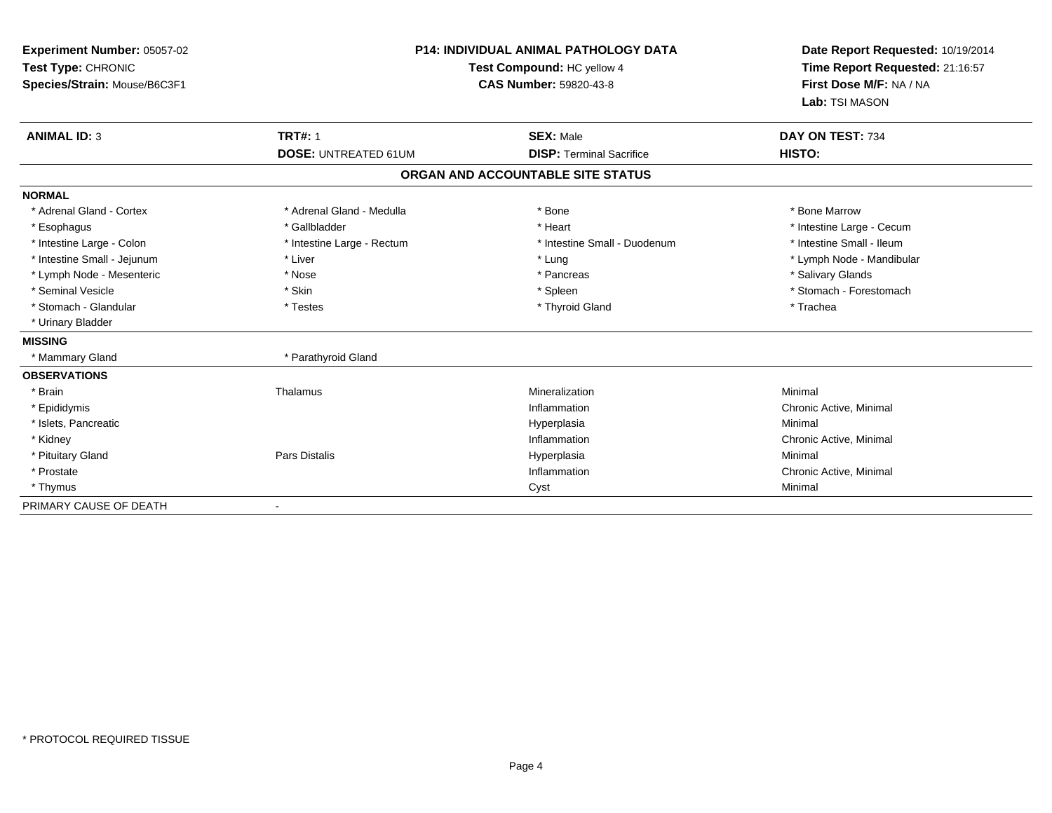**Experiment Number:** 05057-02
**Test Type:** CHRONIC
**Species/Strain:** Mouse/B6C3F1

**P14: INDIVIDUAL ANIMAL PATHOLOGY DATA**
**Test Compound:** HC yellow 4
**CAS Number:** 59820-43-8

**Date Report Requested:** 10/19/2014
**Time Report Requested:** 21:16:57
**First Dose M/F:** NA / NA
**Lab:** TSI MASON

| **ANIMAL ID:** 3 | **TRT#:** 1 | **SEX:** Male | **DAY ON TEST:** 734 |
|---|---|---|---|
| | **DOSE:** UNTREATED 61UM | **DISP:** Terminal Sacrifice | **HISTO:** |

## ORGAN AND ACCOUNTABLE SITE STATUS

| | | | |
|---|---|---|---|
| **NORMAL** | | | |
| * Adrenal Gland - Cortex | * Adrenal Gland - Medulla | * Bone | * Bone Marrow |
| * Esophagus | * Gallbladder | * Heart | * Intestine Large - Cecum |
| * Intestine Large - Colon | * Intestine Large - Rectum | * Intestine Small - Duodenum | * Intestine Small - Ileum |
| * Intestine Small - Jejunum | * Liver | * Lung | * Lymph Node - Mandibular |
| * Lymph Node - Mesenteric | * Nose | * Pancreas | * Salivary Glands |
| * Seminal Vesicle | * Skin | * Spleen | * Stomach - Forestomach |
| * Stomach - Glandular | * Testes | * Thyroid Gland | * Trachea |
| * Urinary Bladder | | | |
| **MISSING** | | | |
| * Mammary Gland | * Parathyroid Gland | | |
| **OBSERVATIONS** | | | |
| * Brain | Thalamus | Mineralization | Minimal |
| * Epididymis | | Inflammation | Chronic Active, Minimal |
| * Islets, Pancreatic | | Hyperplasia | Minimal |
| * Kidney | | Inflammation | Chronic Active, Minimal |
| * Pituitary Gland | Pars Distalis | Hyperplasia | Minimal |
| * Prostate | | Inflammation | Chronic Active, Minimal |
| * Thymus | | Cyst | Minimal |
| PRIMARY CAUSE OF DEATH | - | | |

\* PROTOCOL REQUIRED TISSUE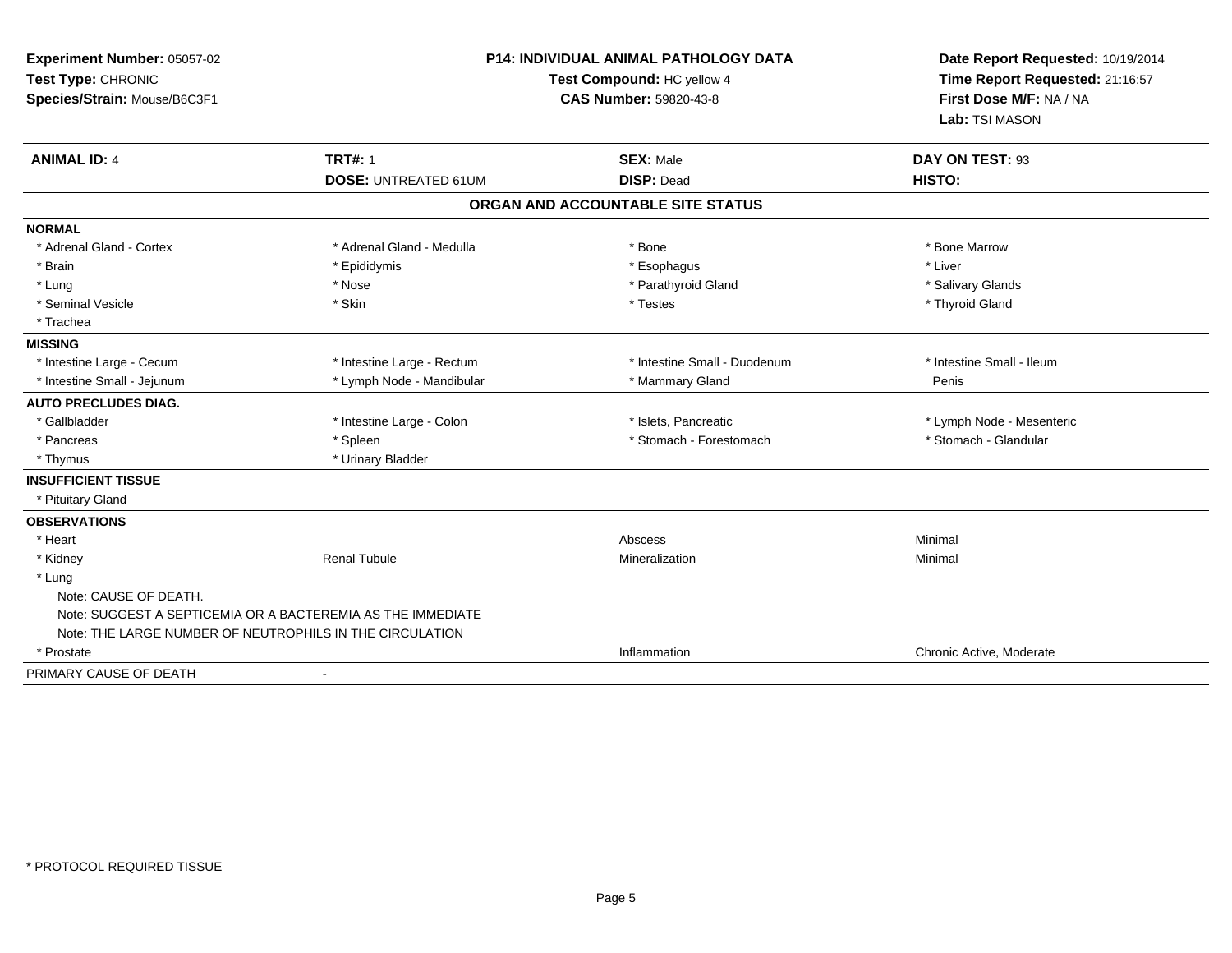**Experiment Number:** 05057-02
**Test Type:** CHRONIC
**Species/Strain:** Mouse/B6C3F1

**P14: INDIVIDUAL ANIMAL PATHOLOGY DATA**
**Test Compound:** HC yellow 4
**CAS Number:** 59820-43-8

**Date Report Requested:** 10/19/2014
**Time Report Requested:** 21:16:57
**First Dose M/F:** NA / NA
**Lab:** TSI MASON

| **ANIMAL ID:** 4 | **TRT#:** 1 | **SEX:** Male | **DAY ON TEST:** 93 |
|---|---|---|---|
| | **DOSE:** UNTREATED 61UM | **DISP:** Dead | **HISTO:** |

**ORGAN AND ACCOUNTABLE SITE STATUS**

| | | | |
|---|---|---|---|
| **NORMAL** | | | |
| * Adrenal Gland - Cortex | * Adrenal Gland - Medulla | * Bone | * Bone Marrow |
| * Brain | * Epididymis | * Esophagus | * Liver |
| * Lung | * Nose | * Parathyroid Gland | * Salivary Glands |
| * Seminal Vesicle | * Skin | * Testes | * Thyroid Gland |
| * Trachea | | | |
| **MISSING** | | | |
| * Intestine Large - Cecum | * Intestine Large - Rectum | * Intestine Small - Duodenum | * Intestine Small - Ileum |
| * Intestine Small - Jejunum | * Lymph Node - Mandibular | * Mammary Gland | Penis |
| **AUTO PRECLUDES DIAG.** | | | |
| * Gallbladder | * Intestine Large - Colon | * Islets, Pancreatic | * Lymph Node - Mesenteric |
| * Pancreas | * Spleen | * Stomach - Forestomach | * Stomach - Glandular |
| * Thymus | * Urinary Bladder | | |
| **INSUFFICIENT TISSUE** | | | |
| * Pituitary Gland | | | |
| **OBSERVATIONS** | | | |
| * Heart | | Abscess | Minimal |
| * Kidney | Renal Tubule | Mineralization | Minimal |
| * Lung | | | |
| Note: CAUSE OF DEATH. | | | |
| Note: SUGGEST A SEPTICEMIA OR A BACTEREMIA AS THE IMMEDIATE | | | |
| Note: THE LARGE NUMBER OF NEUTROPHILS IN THE CIRCULATION | | | |
| * Prostate | | Inflammation | Chronic Active, Moderate |
| PRIMARY CAUSE OF DEATH | - | | |

* PROTOCOL REQUIRED TISSUE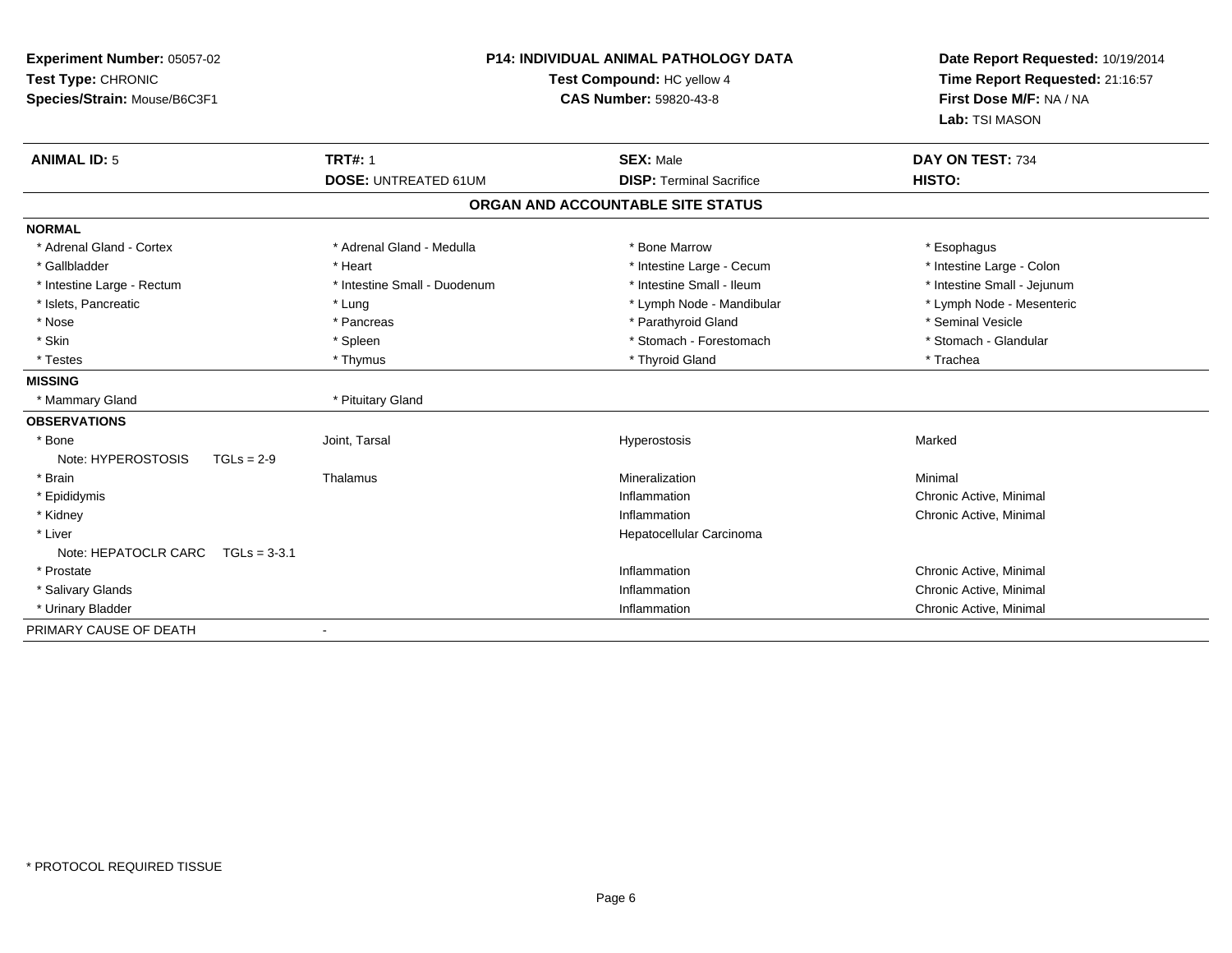**Experiment Number:** 05057-02
**Test Type:** CHRONIC
**Species/Strain:** Mouse/B6C3F1

**P14: INDIVIDUAL ANIMAL PATHOLOGY DATA**
**Test Compound:** HC yellow 4
**CAS Number:** 59820-43-8

**Date Report Requested:** 10/19/2014
**Time Report Requested:** 21:16:57
**First Dose M/F:** NA / NA
**Lab:** TSI MASON

| **ANIMAL ID:** 5 | **TRT#:** 1 | **SEX:** Male | **DAY ON TEST:** 734 |
|---|---|---|---|
| | **DOSE:** UNTREATED 61UM | **DISP:** Terminal Sacrifice | **HISTO:** |

## ORGAN AND ACCOUNTABLE SITE STATUS

| | | | |
|---|---|---|---|
| **NORMAL** | | | |
| * Adrenal Gland - Cortex | * Adrenal Gland - Medulla | * Bone Marrow | * Esophagus |
| * Gallbladder | * Heart | * Intestine Large - Cecum | * Intestine Large - Colon |
| * Intestine Large - Rectum | * Intestine Small - Duodenum | * Intestine Small - Ileum | * Intestine Small - Jejunum |
| * Islets, Pancreatic | * Lung | * Lymph Node - Mandibular | * Lymph Node - Mesenteric |
| * Nose | * Pancreas | * Parathyroid Gland | * Seminal Vesicle |
| * Skin | * Spleen | * Stomach - Forestomach | * Stomach - Glandular |
| * Testes | * Thymus | * Thyroid Gland | * Trachea |
| **MISSING** | | | |
| * Mammary Gland | * Pituitary Gland | | |
| **OBSERVATIONS** | | | |
| * Bone | Joint, Tarsal | Hyperostosis | Marked |
| Note: HYPEROSTOSIS TGLs = 2-9 | | | |
| * Brain | Thalamus | Mineralization | Minimal |
| * Epididymis | | Inflammation | Chronic Active, Minimal |
| * Kidney | | Inflammation | Chronic Active, Minimal |
| * Liver | | Hepatocellular Carcinoma | |
| Note: HEPATOCLR CARC TGLs = 3-3.1 | | | |
| * Prostate | | Inflammation | Chronic Active, Minimal |
| * Salivary Glands | | Inflammation | Chronic Active, Minimal |
| * Urinary Bladder | | Inflammation | Chronic Active, Minimal |
| PRIMARY CAUSE OF DEATH | - | | |

\* PROTOCOL REQUIRED TISSUE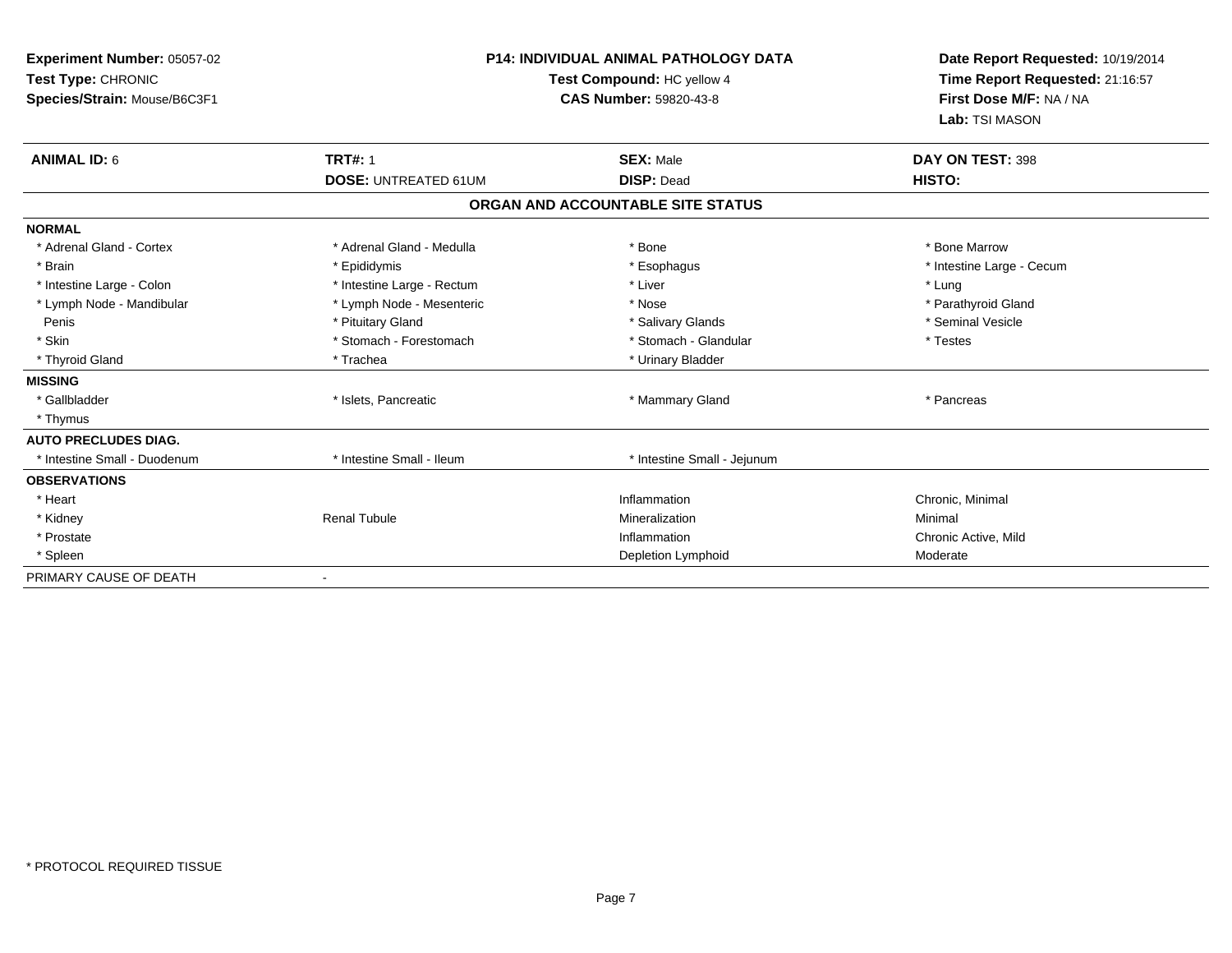**Experiment Number:** 05057-02
**Test Type:** CHRONIC
**Species/Strain:** Mouse/B6C3F1

**P14: INDIVIDUAL ANIMAL PATHOLOGY DATA**
**Test Compound:** HC yellow 4
**CAS Number:** 59820-43-8

**Date Report Requested:** 10/19/2014
**Time Report Requested:** 21:16:57
**First Dose M/F:** NA / NA
**Lab:** TSI MASON

| **ANIMAL ID:** 6 | **TRT#:** 1 | **SEX:** Male | **DAY ON TEST:** 398 |
|---|---|---|---|
| | **DOSE:** UNTREATED 61UM | **DISP:** Dead | **HISTO:** |

## ORGAN AND ACCOUNTABLE SITE STATUS

| | | | |
|---|---|---|---|
| **NORMAL** | | | |
| * Adrenal Gland - Cortex | * Adrenal Gland - Medulla | * Bone | * Bone Marrow |
| * Brain | * Epididymis | * Esophagus | * Intestine Large - Cecum |
| * Intestine Large - Colon | * Intestine Large - Rectum | * Liver | * Lung |
| * Lymph Node - Mandibular | * Lymph Node - Mesenteric | * Nose | * Parathyroid Gland |
| Penis | * Pituitary Gland | * Salivary Glands | * Seminal Vesicle |
| * Skin | * Stomach - Forestomach | * Stomach - Glandular | * Testes |
| * Thyroid Gland | * Trachea | * Urinary Bladder | |
| **MISSING** | | | |
| * Gallbladder | * Islets, Pancreatic | * Mammary Gland | * Pancreas |
| * Thymus | | | |
| **AUTO PRECLUDES DIAG.** | | | |
| * Intestine Small - Duodenum | * Intestine Small - Ileum | * Intestine Small - Jejunum | |
| **OBSERVATIONS** | | | |
| * Heart | | Inflammation | Chronic, Minimal |
| * Kidney | Renal Tubule | Mineralization | Minimal |
| * Prostate | | Inflammation | Chronic Active, Mild |
| * Spleen | | Depletion Lymphoid | Moderate |
| PRIMARY CAUSE OF DEATH | - | | |

* PROTOCOL REQUIRED TISSUE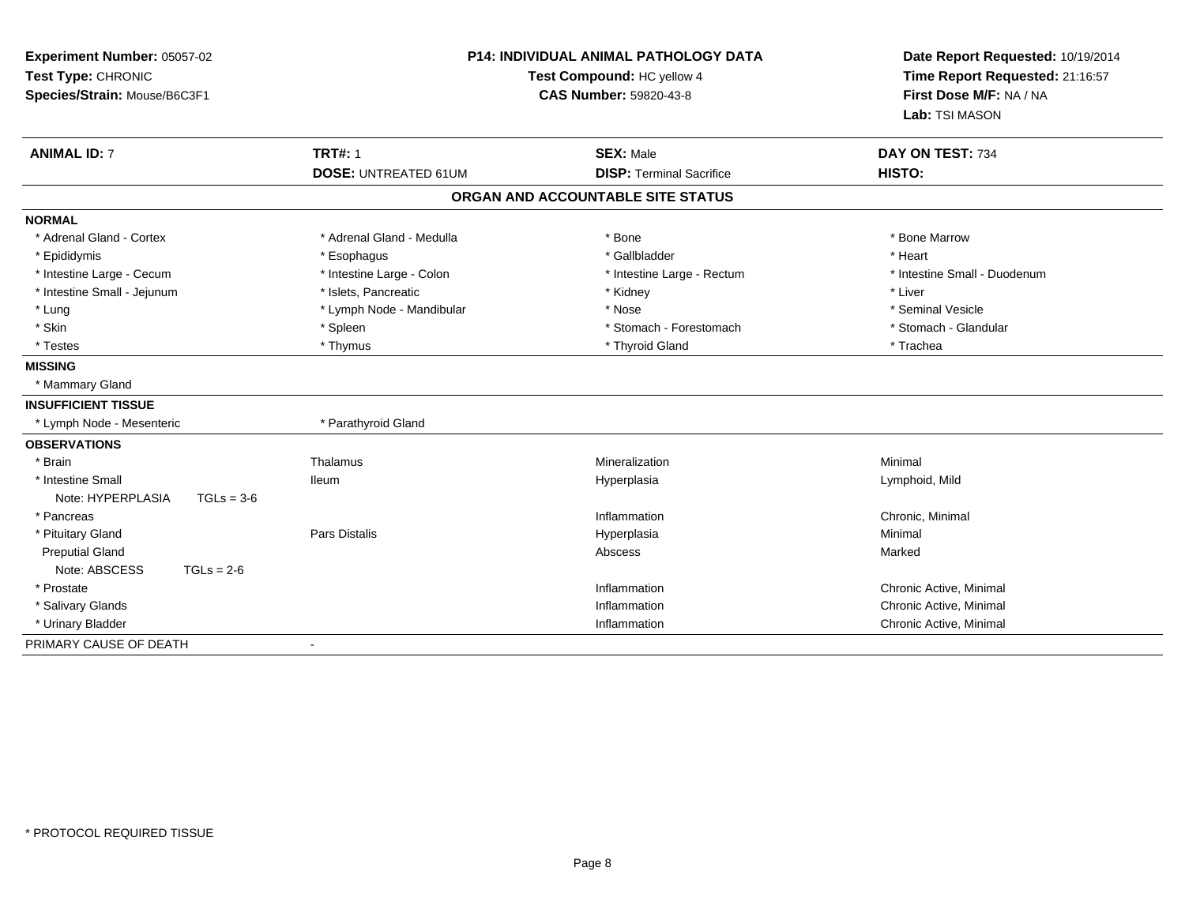**Experiment Number:** 05057-02
**Test Type:** CHRONIC
**Species/Strain:** Mouse/B6C3F1

**P14: INDIVIDUAL ANIMAL PATHOLOGY DATA**
**Test Compound:** HC yellow 4
**CAS Number:** 59820-43-8

**Date Report Requested:** 10/19/2014
**Time Report Requested:** 21:16:57
**First Dose M/F:** NA / NA
**Lab:** TSI MASON

| **ANIMAL ID:** 7 | **TRT#:** 1 | **SEX:** Male | **DAY ON TEST:** 734 |
|---|---|---|---|
| | **DOSE:** UNTREATED 61UM | **DISP:** Terminal Sacrifice | **HISTO:** |

**ORGAN AND ACCOUNTABLE SITE STATUS**

| | | | |
|---|---|---|---|
| **NORMAL** | | | |
| * Adrenal Gland - Cortex | * Adrenal Gland - Medulla | * Bone | * Bone Marrow |
| * Epididymis | * Esophagus | * Gallbladder | * Heart |
| * Intestine Large - Cecum | * Intestine Large - Colon | * Intestine Large - Rectum | * Intestine Small - Duodenum |
| * Intestine Small - Jejunum | * Islets, Pancreatic | * Kidney | * Liver |
| * Lung | * Lymph Node - Mandibular | * Nose | * Seminal Vesicle |
| * Skin | * Spleen | * Stomach - Forestomach | * Stomach - Glandular |
| * Testes | * Thymus | * Thyroid Gland | * Trachea |
| **MISSING** | | | |
| * Mammary Gland | | | |
| **INSUFFICIENT TISSUE** | | | |
| * Lymph Node - Mesenteric | * Parathyroid Gland | | |
| **OBSERVATIONS** | | | |
| * Brain | Thalamus | Mineralization | Minimal |
| * Intestine Small | Ileum | Hyperplasia | Lymphoid, Mild |
| Note: HYPERPLASIA TGLs = 3-6 | | | |
| * Pancreas | | Inflammation | Chronic, Minimal |
| * Pituitary Gland | Pars Distalis | Hyperplasia | Minimal |
| Preputial Gland | | Abscess | Marked |
| Note: ABSCESS TGLs = 2-6 | | | |
| * Prostate | | Inflammation | Chronic Active, Minimal |
| * Salivary Glands | | Inflammation | Chronic Active, Minimal |
| * Urinary Bladder | | Inflammation | Chronic Active, Minimal |
| PRIMARY CAUSE OF DEATH | - | | |

* PROTOCOL REQUIRED TISSUE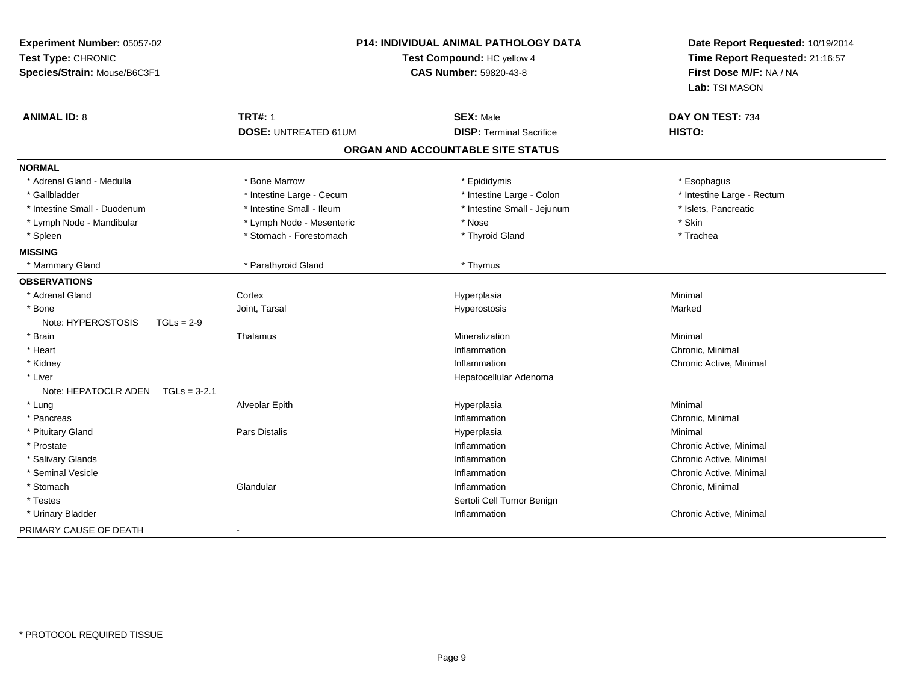**Experiment Number:** 05057-02
**Test Type:** CHRONIC
**Species/Strain:** Mouse/B6C3F1

## P14: INDIVIDUAL ANIMAL PATHOLOGY DATA

**Test Compound:** HC yellow 4
**CAS Number:** 59820-43-8

**Date Report Requested:** 10/19/2014
**Time Report Requested:** 21:16:57
**First Dose M/F:** NA / NA
**Lab:** TSI MASON

| **ANIMAL ID:** 8 | **TRT#:** 1 | **SEX:** Male | **DAY ON TEST:** 734 |
|---|---|---|---|
| | **DOSE:** UNTREATED 61UM | **DISP:** Terminal Sacrifice | **HISTO:** |

### ORGAN AND ACCOUNTABLE SITE STATUS

**NORMAL**

| | | | |
|---|---|---|---|
| * Adrenal Gland - Medulla | * Bone Marrow | * Epididymis | * Esophagus |
| * Gallbladder | * Intestine Large - Cecum | * Intestine Large - Colon | * Intestine Large - Rectum |
| * Intestine Small - Duodenum | * Intestine Small - Ileum | * Intestine Small - Jejunum | * Islets, Pancreatic |
| * Lymph Node - Mandibular | * Lymph Node - Mesenteric | * Nose | * Skin |
| * Spleen | * Stomach - Forestomach | * Thyroid Gland | * Trachea |

**MISSING**

| | | |
|---|---|---|
| * Mammary Gland | * Parathyroid Gland | * Thymus |

**OBSERVATIONS**

| Organ | Site | Finding | Severity |
|---|---|---|---|
| * Adrenal Gland | Cortex | Hyperplasia | Minimal |
| * Bone | Joint, Tarsal | Hyperostosis | Marked |
| Note: HYPEROSTOSIS TGLs = 2-9 | | | |
| * Brain | Thalamus | Mineralization | Minimal |
| * Heart | | Inflammation | Chronic, Minimal |
| * Kidney | | Inflammation | Chronic Active, Minimal |
| * Liver | | Hepatocellular Adenoma | |
| Note: HEPATOCLR ADEN TGLs = 3-2.1 | | | |
| * Lung | Alveolar Epith | Hyperplasia | Minimal |
| * Pancreas | | Inflammation | Chronic, Minimal |
| * Pituitary Gland | Pars Distalis | Hyperplasia | Minimal |
| * Prostate | | Inflammation | Chronic Active, Minimal |
| * Salivary Glands | | Inflammation | Chronic Active, Minimal |
| * Seminal Vesicle | | Inflammation | Chronic Active, Minimal |
| * Stomach | Glandular | Inflammation | Chronic, Minimal |
| * Testes | | Sertoli Cell Tumor Benign | |
| * Urinary Bladder | | Inflammation | Chronic Active, Minimal |

PRIMARY CAUSE OF DEATH -

\* PROTOCOL REQUIRED TISSUE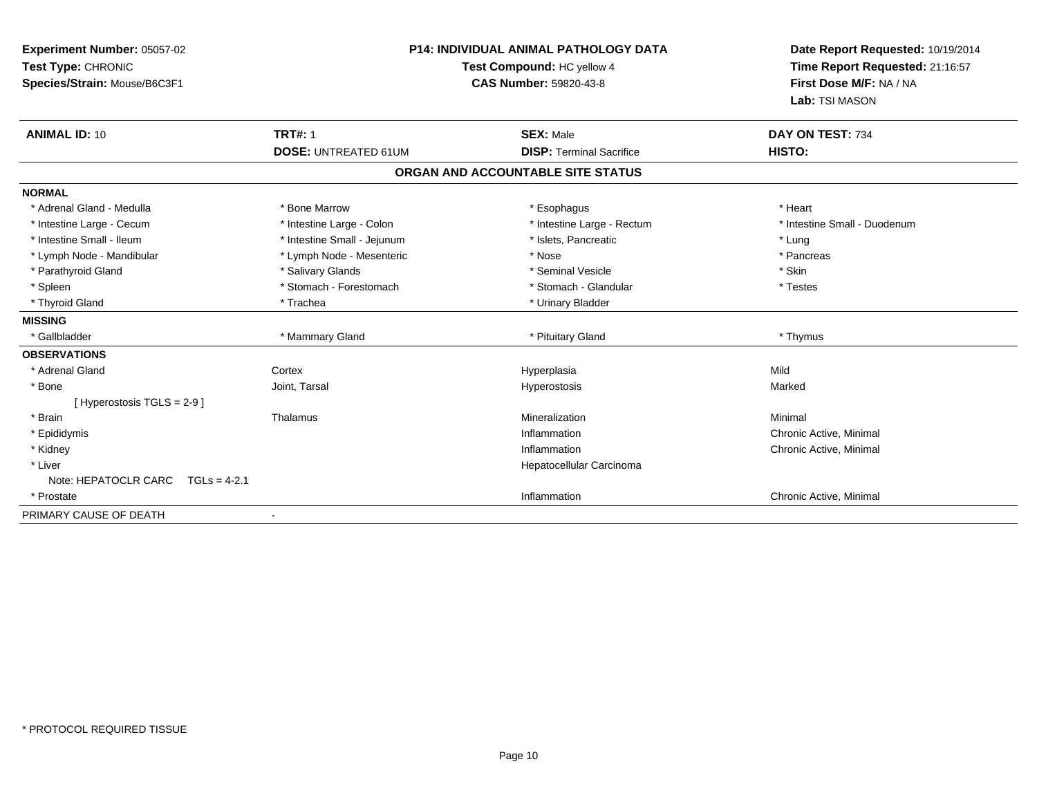**Experiment Number:** 05057-02
**Test Type:** CHRONIC
**Species/Strain:** Mouse/B6C3F1

**P14: INDIVIDUAL ANIMAL PATHOLOGY DATA**
**Test Compound:** HC yellow 4
**CAS Number:** 59820-43-8

**Date Report Requested:** 10/19/2014
**Time Report Requested:** 21:16:57
**First Dose M/F:** NA / NA
**Lab:** TSI MASON

| **ANIMAL ID:** 10 | **TRT#:** 1 | **SEX:** Male | **DAY ON TEST:** 734 |
|---|---|---|---|
| | **DOSE:** UNTREATED 61UM | **DISP:** Terminal Sacrifice | **HISTO:** |

## ORGAN AND ACCOUNTABLE SITE STATUS

**NORMAL**

| | | | |
|---|---|---|---|
| * Adrenal Gland - Medulla | * Bone Marrow | * Esophagus | * Heart |
| * Intestine Large - Cecum | * Intestine Large - Colon | * Intestine Large - Rectum | * Intestine Small - Duodenum |
| * Intestine Small - Ileum | * Intestine Small - Jejunum | * Islets, Pancreatic | * Lung |
| * Lymph Node - Mandibular | * Lymph Node - Mesenteric | * Nose | * Pancreas |
| * Parathyroid Gland | * Salivary Glands | * Seminal Vesicle | * Skin |
| * Spleen | * Stomach - Forestomach | * Stomach - Glandular | * Testes |
| * Thyroid Gland | * Trachea | * Urinary Bladder | |

**MISSING**

| | | | |
|---|---|---|---|
| * Gallbladder | * Mammary Gland | * Pituitary Gland | * Thymus |

**OBSERVATIONS**

| | | | |
|---|---|---|---|
| * Adrenal Gland | Cortex | Hyperplasia | Mild |
| * Bone | Joint, Tarsal | Hyperostosis | Marked |
| [ Hyperostosis TGLS = 2-9 ] | | | |
| * Brain | Thalamus | Mineralization | Minimal |
| * Epididymis | | Inflammation | Chronic Active, Minimal |
| * Kidney | | Inflammation | Chronic Active, Minimal |
| * Liver | | Hepatocellular Carcinoma | |
| Note: HEPATOCLR CARC TGLs = 4-2.1 | | | |
| * Prostate | | Inflammation | Chronic Active, Minimal |

PRIMARY CAUSE OF DEATH -

\* PROTOCOL REQUIRED TISSUE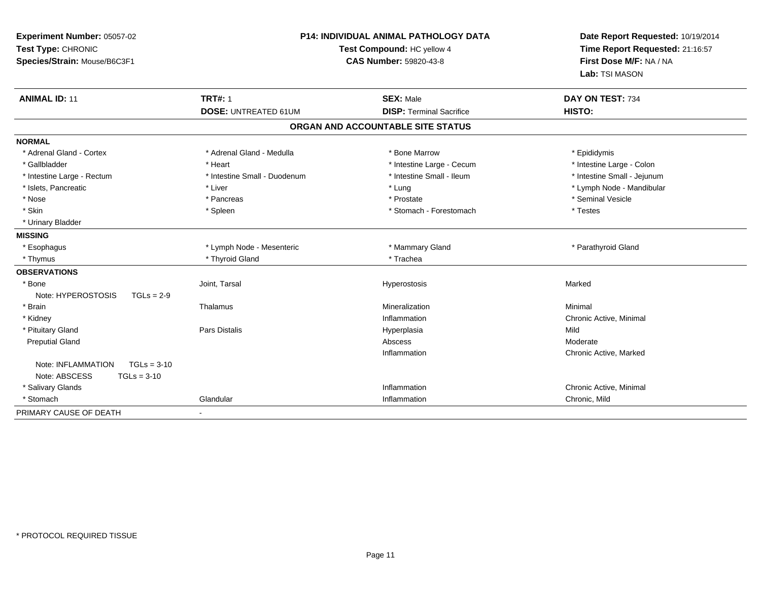**Experiment Number:** 05057-02
**Test Type:** CHRONIC
**Species/Strain:** Mouse/B6C3F1

**P14: INDIVIDUAL ANIMAL PATHOLOGY DATA**
**Test Compound:** HC yellow 4
**CAS Number:** 59820-43-8

**Date Report Requested:** 10/19/2014
**Time Report Requested:** 21:16:57
**First Dose M/F:** NA / NA
**Lab:** TSI MASON

| **ANIMAL ID:** 11 | **TRT#:** 1 | **SEX:** Male | **DAY ON TEST:** 734 |
|---|---|---|---|
| | **DOSE:** UNTREATED 61UM | **DISP:** Terminal Sacrifice | **HISTO:** |

## ORGAN AND ACCOUNTABLE SITE STATUS

| | | | |
|---|---|---|---|
| **NORMAL** | | | |
| * Adrenal Gland - Cortex | * Adrenal Gland - Medulla | * Bone Marrow | * Epididymis |
| * Gallbladder | * Heart | * Intestine Large - Cecum | * Intestine Large - Colon |
| * Intestine Large - Rectum | * Intestine Small - Duodenum | * Intestine Small - Ileum | * Intestine Small - Jejunum |
| * Islets, Pancreatic | * Liver | * Lung | * Lymph Node - Mandibular |
| * Nose | * Pancreas | * Prostate | * Seminal Vesicle |
| * Skin | * Spleen | * Stomach - Forestomach | * Testes |
| * Urinary Bladder | | | |
| **MISSING** | | | |
| * Esophagus | * Lymph Node - Mesenteric | * Mammary Gland | * Parathyroid Gland |
| * Thymus | * Thyroid Gland | * Trachea | |
| **OBSERVATIONS** | | | |
| * Bone | Joint, Tarsal | Hyperostosis | Marked |
| Note: HYPEROSTOSIS TGLs = 2-9 | | | |
| * Brain | Thalamus | Mineralization | Minimal |
| * Kidney | | Inflammation | Chronic Active, Minimal |
| * Pituitary Gland | Pars Distalis | Hyperplasia | Mild |
| Preputial Gland | | Abscess | Moderate |
| | | Inflammation | Chronic Active, Marked |
| Note: INFLAMMATION TGLs = 3-10 | | | |
| Note: ABSCESS TGLs = 3-10 | | | |
| * Salivary Glands | | Inflammation | Chronic Active, Minimal |
| * Stomach | Glandular | Inflammation | Chronic, Mild |
| PRIMARY CAUSE OF DEATH | - | | |

* PROTOCOL REQUIRED TISSUE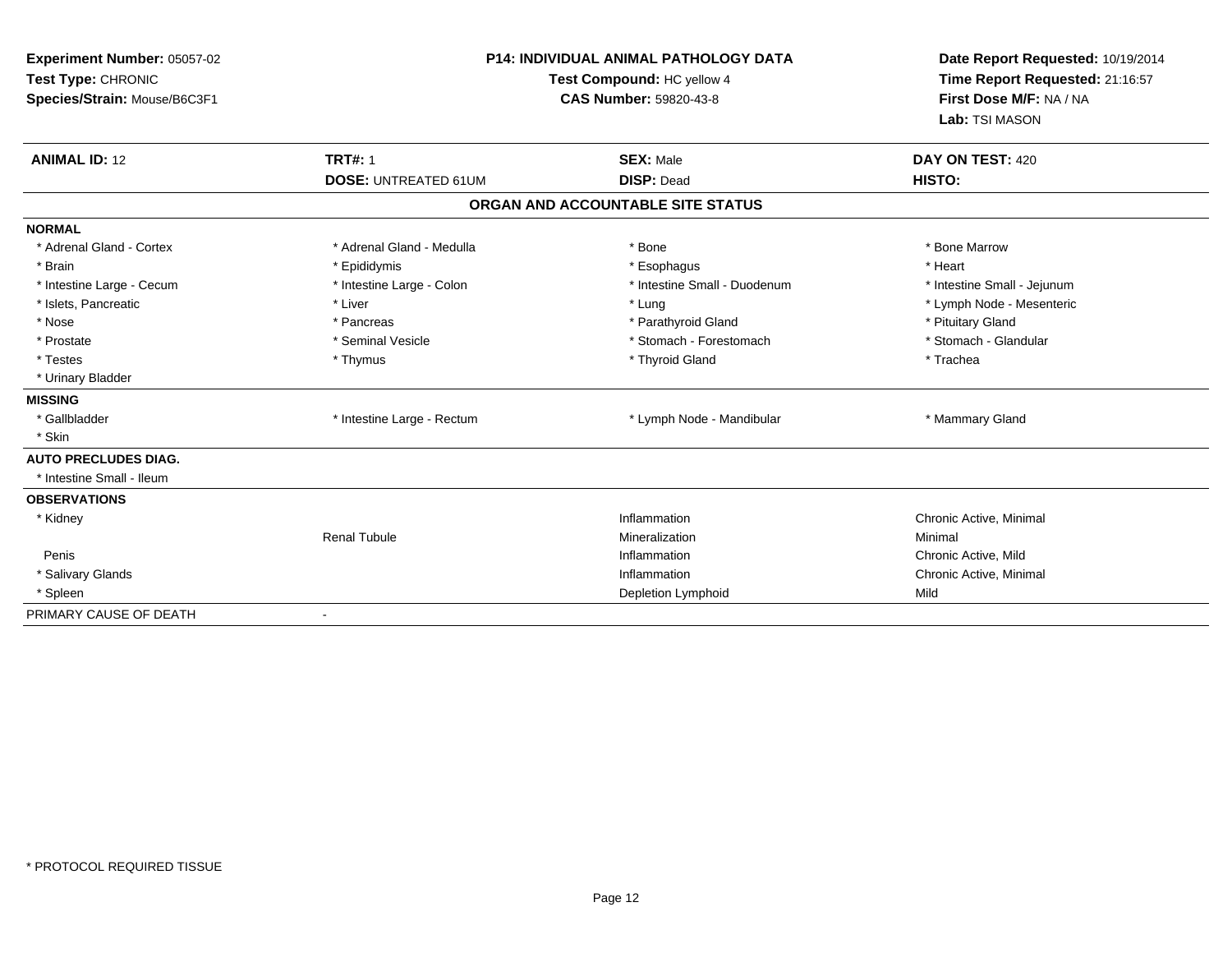**Experiment Number:** 05057-02
**Test Type:** CHRONIC
**Species/Strain:** Mouse/B6C3F1

**P14: INDIVIDUAL ANIMAL PATHOLOGY DATA**
**Test Compound:** HC yellow 4
**CAS Number:** 59820-43-8

**Date Report Requested:** 10/19/2014
**Time Report Requested:** 21:16:57
**First Dose M/F:** NA / NA
**Lab:** TSI MASON

| **ANIMAL ID:** 12 | **TRT#:** 1 | **SEX:** Male | **DAY ON TEST:** 420 |
|---|---|---|---|
| | **DOSE:** UNTREATED 61UM | **DISP:** Dead | **HISTO:** |

**ORGAN AND ACCOUNTABLE SITE STATUS**

| | | | |
|---|---|---|---|
| **NORMAL** | | | |
| * Adrenal Gland - Cortex | * Adrenal Gland - Medulla | * Bone | * Bone Marrow |
| * Brain | * Epididymis | * Esophagus | * Heart |
| * Intestine Large - Cecum | * Intestine Large - Colon | * Intestine Small - Duodenum | * Intestine Small - Jejunum |
| * Islets, Pancreatic | * Liver | * Lung | * Lymph Node - Mesenteric |
| * Nose | * Pancreas | * Parathyroid Gland | * Pituitary Gland |
| * Prostate | * Seminal Vesicle | * Stomach - Forestomach | * Stomach - Glandular |
| * Testes | * Thymus | * Thyroid Gland | * Trachea |
| * Urinary Bladder | | | |
| **MISSING** | | | |
| * Gallbladder | * Intestine Large - Rectum | * Lymph Node - Mandibular | * Mammary Gland |
| * Skin | | | |
| **AUTO PRECLUDES DIAG.** | | | |
| * Intestine Small - Ileum | | | |
| **OBSERVATIONS** | | | |
| * Kidney | | Inflammation | Chronic Active, Minimal |
| | Renal Tubule | Mineralization | Minimal |
| Penis | | Inflammation | Chronic Active, Mild |
| * Salivary Glands | | Inflammation | Chronic Active, Minimal |
| * Spleen | | Depletion Lymphoid | Mild |
| PRIMARY CAUSE OF DEATH | - | | |

* PROTOCOL REQUIRED TISSUE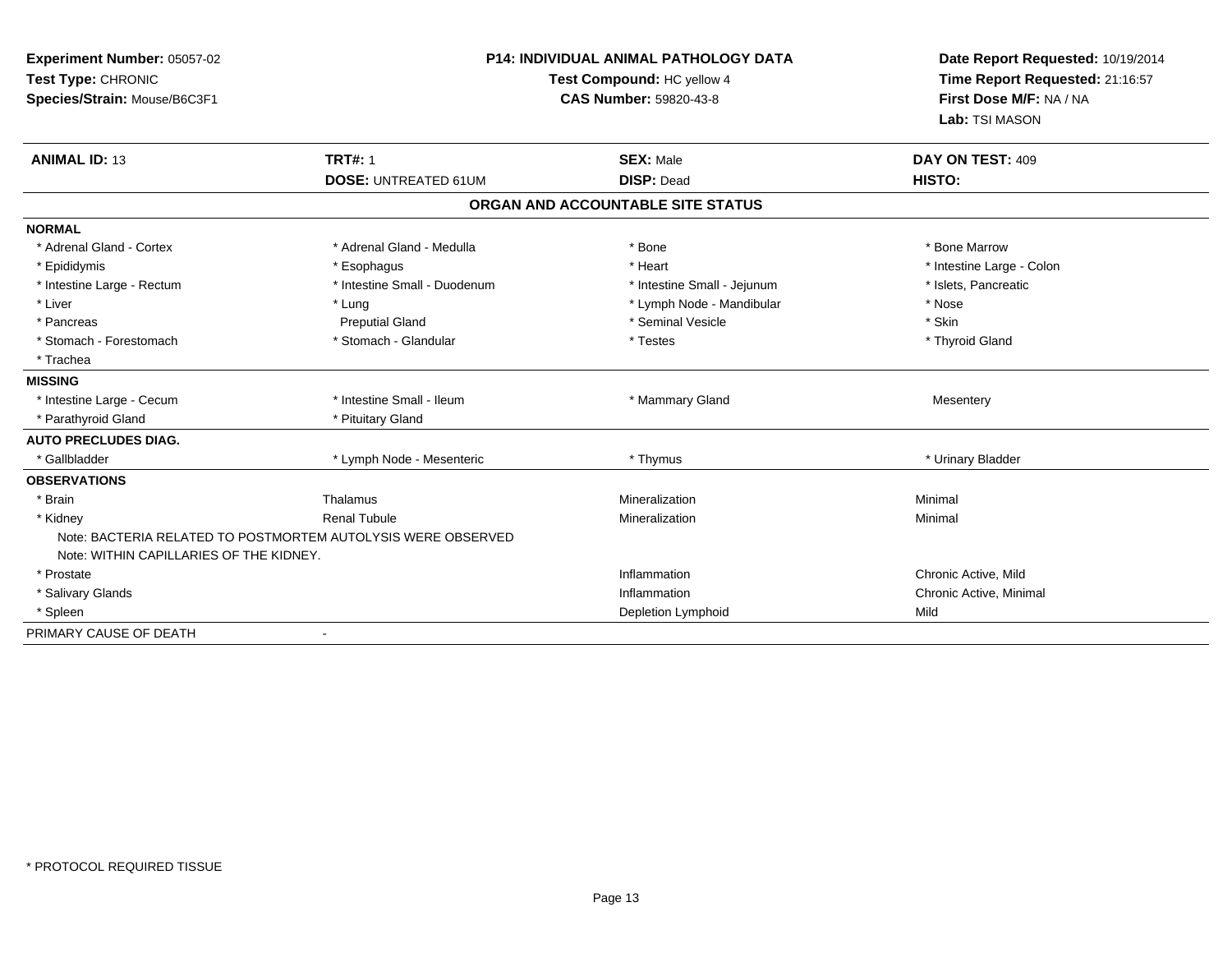**Experiment Number:** 05057-02
**Test Type:** CHRONIC
**Species/Strain:** Mouse/B6C3F1

**P14: INDIVIDUAL ANIMAL PATHOLOGY DATA**
**Test Compound:** HC yellow 4
**CAS Number:** 59820-43-8

**Date Report Requested:** 10/19/2014
**Time Report Requested:** 21:16:57
**First Dose M/F:** NA / NA
**Lab:** TSI MASON

| **ANIMAL ID:** 13 | **TRT#:** 1 | **SEX:** Male | **DAY ON TEST:** 409 |
|---|---|---|---|
| | **DOSE:** UNTREATED 61UM | **DISP:** Dead | **HISTO:** |

**ORGAN AND ACCOUNTABLE SITE STATUS**

| | | | |
|---|---|---|---|
| **NORMAL** | | | |
| * Adrenal Gland - Cortex | * Adrenal Gland - Medulla | * Bone | * Bone Marrow |
| * Epididymis | * Esophagus | * Heart | * Intestine Large - Colon |
| * Intestine Large - Rectum | * Intestine Small - Duodenum | * Intestine Small - Jejunum | * Islets, Pancreatic |
| * Liver | * Lung | * Lymph Node - Mandibular | * Nose |
| * Pancreas | Preputial Gland | * Seminal Vesicle | * Skin |
| * Stomach - Forestomach | * Stomach - Glandular | * Testes | * Thyroid Gland |
| * Trachea | | | |
| **MISSING** | | | |
| * Intestine Large - Cecum | * Intestine Small - Ileum | * Mammary Gland | Mesentery |
| * Parathyroid Gland | * Pituitary Gland | | |
| **AUTO PRECLUDES DIAG.** | | | |
| * Gallbladder | * Lymph Node - Mesenteric | * Thymus | * Urinary Bladder |
| **OBSERVATIONS** | | | |
| * Brain | Thalamus | Mineralization | Minimal |
| * Kidney | Renal Tubule | Mineralization | Minimal |
| Note: BACTERIA RELATED TO POSTMORTEM AUTOLYSIS WERE OBSERVED | | | |
| Note: WITHIN CAPILLARIES OF THE KIDNEY. | | | |
| * Prostate | | Inflammation | Chronic Active, Mild |
| * Salivary Glands | | Inflammation | Chronic Active, Minimal |
| * Spleen | | Depletion Lymphoid | Mild |
| PRIMARY CAUSE OF DEATH | - | | |

* PROTOCOL REQUIRED TISSUE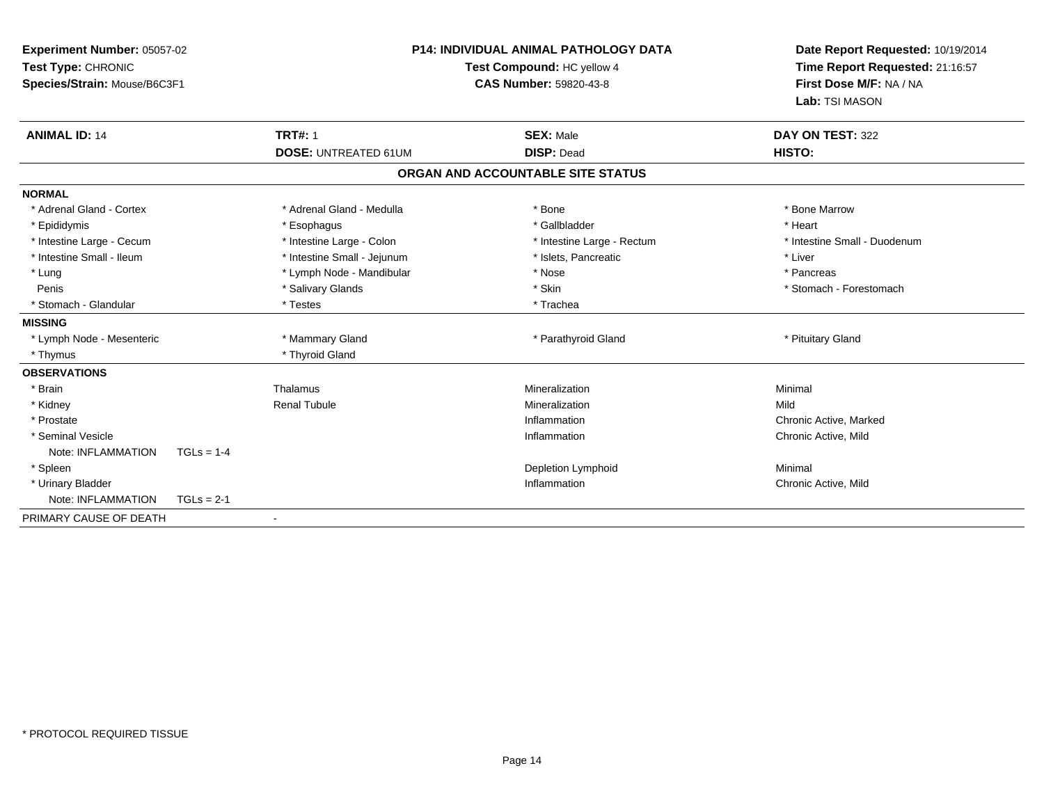**Experiment Number:** 05057-02
**Test Type:** CHRONIC
**Species/Strain:** Mouse/B6C3F1

**P14: INDIVIDUAL ANIMAL PATHOLOGY DATA**
**Test Compound:** HC yellow 4
**CAS Number:** 59820-43-8

**Date Report Requested:** 10/19/2014
**Time Report Requested:** 21:16:57
**First Dose M/F:** NA / NA
**Lab:** TSI MASON

| **ANIMAL ID:** 14 | **TRT#:** 1 | **SEX:** Male | **DAY ON TEST:** 322 |
|---|---|---|---|
| | **DOSE:** UNTREATED 61UM | **DISP:** Dead | **HISTO:** |

**ORGAN AND ACCOUNTABLE SITE STATUS**

**NORMAL**

| | | | |
|---|---|---|---|
| * Adrenal Gland - Cortex | * Adrenal Gland - Medulla | * Bone | * Bone Marrow |
| * Epididymis | * Esophagus | * Gallbladder | * Heart |
| * Intestine Large - Cecum | * Intestine Large - Colon | * Intestine Large - Rectum | * Intestine Small - Duodenum |
| * Intestine Small - Ileum | * Intestine Small - Jejunum | * Islets, Pancreatic | * Liver |
| * Lung | * Lymph Node - Mandibular | * Nose | * Pancreas |
| Penis | * Salivary Glands | * Skin | * Stomach - Forestomach |
| * Stomach - Glandular | * Testes | * Trachea | |

**MISSING**

| | | | |
|---|---|---|---|
| * Lymph Node - Mesenteric | * Mammary Gland | * Parathyroid Gland | * Pituitary Gland |
| * Thymus | * Thyroid Gland | | |

**OBSERVATIONS**

| | | | |
|---|---|---|---|
| * Brain | Thalamus | Mineralization | Minimal |
| * Kidney | Renal Tubule | Mineralization | Mild |
| * Prostate | | Inflammation | Chronic Active, Marked |
| * Seminal Vesicle | | Inflammation | Chronic Active, Mild |
| Note: INFLAMMATION TGLs = 1-4 | | | |
| * Spleen | | Depletion Lymphoid | Minimal |
| * Urinary Bladder | | Inflammation | Chronic Active, Mild |
| Note: INFLAMMATION TGLs = 2-1 | | | |

PRIMARY CAUSE OF DEATH -

* PROTOCOL REQUIRED TISSUE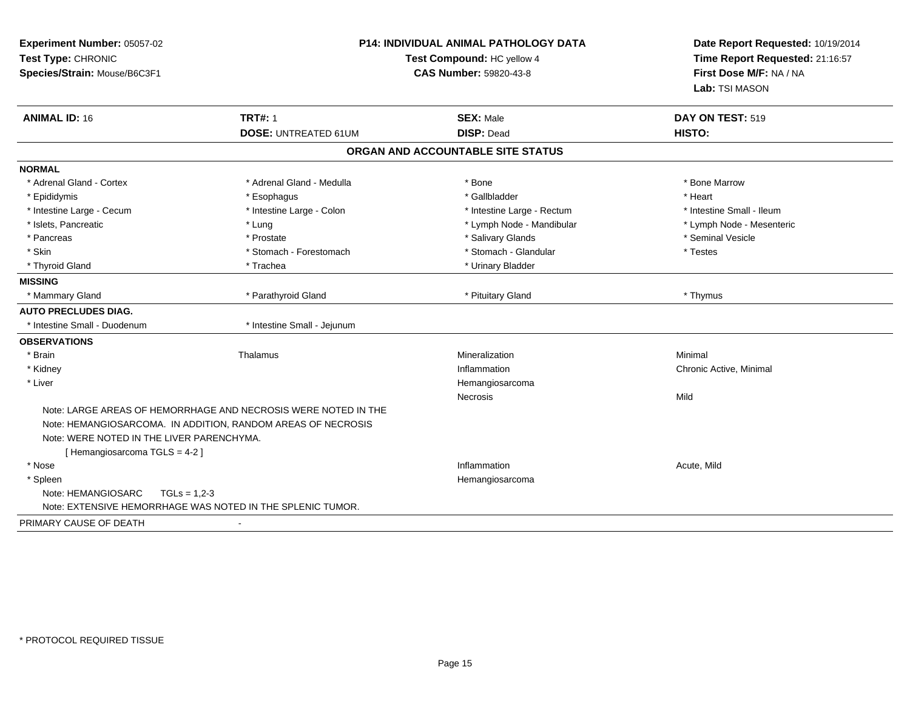**Experiment Number:** 05057-02
**Test Type:** CHRONIC
**Species/Strain:** Mouse/B6C3F1

**P14: INDIVIDUAL ANIMAL PATHOLOGY DATA**
**Test Compound:** HC yellow 4
**CAS Number:** 59820-43-8

**Date Report Requested:** 10/19/2014
**Time Report Requested:** 21:16:57
**First Dose M/F:** NA / NA
**Lab:** TSI MASON

| **ANIMAL ID:** 16 | **TRT#:** 1 | **SEX:** Male | **DAY ON TEST:** 519 |
|---|---|---|---|
| | **DOSE:** UNTREATED 61UM | **DISP:** Dead | **HISTO:** |

## ORGAN AND ACCOUNTABLE SITE STATUS

| | | | |
|---|---|---|---|
| **NORMAL** | | | |
| * Adrenal Gland - Cortex | * Adrenal Gland - Medulla | * Bone | * Bone Marrow |
| * Epididymis | * Esophagus | * Gallbladder | * Heart |
| * Intestine Large - Cecum | * Intestine Large - Colon | * Intestine Large - Rectum | * Intestine Small - Ileum |
| * Islets, Pancreatic | * Lung | * Lymph Node - Mandibular | * Lymph Node - Mesenteric |
| * Pancreas | * Prostate | * Salivary Glands | * Seminal Vesicle |
| * Skin | * Stomach - Forestomach | * Stomach - Glandular | * Testes |
| * Thyroid Gland | * Trachea | * Urinary Bladder | |
| **MISSING** | | | |
| * Mammary Gland | * Parathyroid Gland | * Pituitary Gland | * Thymus |
| **AUTO PRECLUDES DIAG.** | | | |
| * Intestine Small - Duodenum | * Intestine Small - Jejunum | | |
| **OBSERVATIONS** | | | |
| * Brain | Thalamus | Mineralization | Minimal |
| * Kidney | | Inflammation | Chronic Active, Minimal |
| * Liver | | Hemangiosarcoma | |
| | | Necrosis | Mild |

Note: LARGE AREAS OF HEMORRHAGE AND NECROSIS WERE NOTED IN THE
Note: HEMANGIOSARCOMA. IN ADDITION, RANDOM AREAS OF NECROSIS
Note: WERE NOTED IN THE LIVER PARENCHYMA.
[ Hemangiosarcoma TGLS = 4-2 ]

| | | | |
|---|---|---|---|
| * Nose | | Inflammation | Acute, Mild |
| * Spleen | | Hemangiosarcoma | |

Note: HEMANGIOSARC TGLs = 1,2-3
Note: EXTENSIVE HEMORRHAGE WAS NOTED IN THE SPLENIC TUMOR.

PRIMARY CAUSE OF DEATH -

* PROTOCOL REQUIRED TISSUE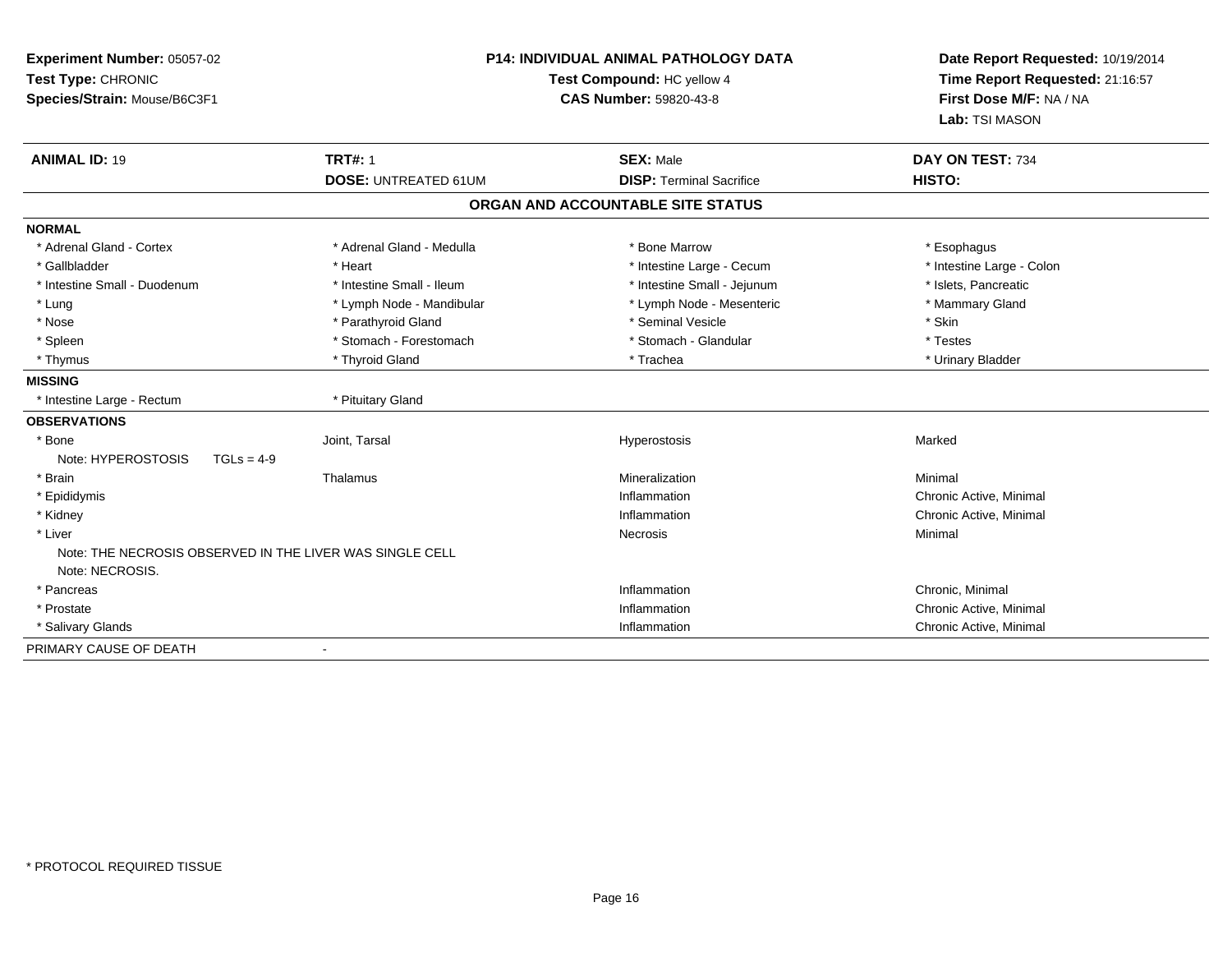**Experiment Number:** 05057-02
**Test Type:** CHRONIC
**Species/Strain:** Mouse/B6C3F1

**P14: INDIVIDUAL ANIMAL PATHOLOGY DATA**
**Test Compound:** HC yellow 4
**CAS Number:** 59820-43-8

**Date Report Requested:** 10/19/2014
**Time Report Requested:** 21:16:57
**First Dose M/F:** NA / NA
**Lab:** TSI MASON

| **ANIMAL ID:** 19 | **TRT#:** 1 | **SEX:** Male | **DAY ON TEST:** 734 |
|---|---|---|---|
| | **DOSE:** UNTREATED 61UM | **DISP:** Terminal Sacrifice | **HISTO:** |

## ORGAN AND ACCOUNTABLE SITE STATUS

**NORMAL**

| | | | |
|---|---|---|---|
| * Adrenal Gland - Cortex | * Adrenal Gland - Medulla | * Bone Marrow | * Esophagus |
| * Gallbladder | * Heart | * Intestine Large - Cecum | * Intestine Large - Colon |
| * Intestine Small - Duodenum | * Intestine Small - Ileum | * Intestine Small - Jejunum | * Islets, Pancreatic |
| * Lung | * Lymph Node - Mandibular | * Lymph Node - Mesenteric | * Mammary Gland |
| * Nose | * Parathyroid Gland | * Seminal Vesicle | * Skin |
| * Spleen | * Stomach - Forestomach | * Stomach - Glandular | * Testes |
| * Thymus | * Thyroid Gland | * Trachea | * Urinary Bladder |

**MISSING**

| | |
|---|---|
| * Intestine Large - Rectum | * Pituitary Gland |

**OBSERVATIONS**

| | | | |
|---|---|---|---|
| * Bone | Joint, Tarsal | Hyperostosis | Marked |
| Note: HYPEROSTOSIS TGLs = 4-9 | | | |
| * Brain | Thalamus | Mineralization | Minimal |
| * Epididymis | | Inflammation | Chronic Active, Minimal |
| * Kidney | | Inflammation | Chronic Active, Minimal |
| * Liver | | Necrosis | Minimal |
| Note: THE NECROSIS OBSERVED IN THE LIVER WAS SINGLE CELL Note: NECROSIS. | | | |
| * Pancreas | | Inflammation | Chronic, Minimal |
| * Prostate | | Inflammation | Chronic Active, Minimal |
| * Salivary Glands | | Inflammation | Chronic Active, Minimal |

PRIMARY CAUSE OF DEATH -

\* PROTOCOL REQUIRED TISSUE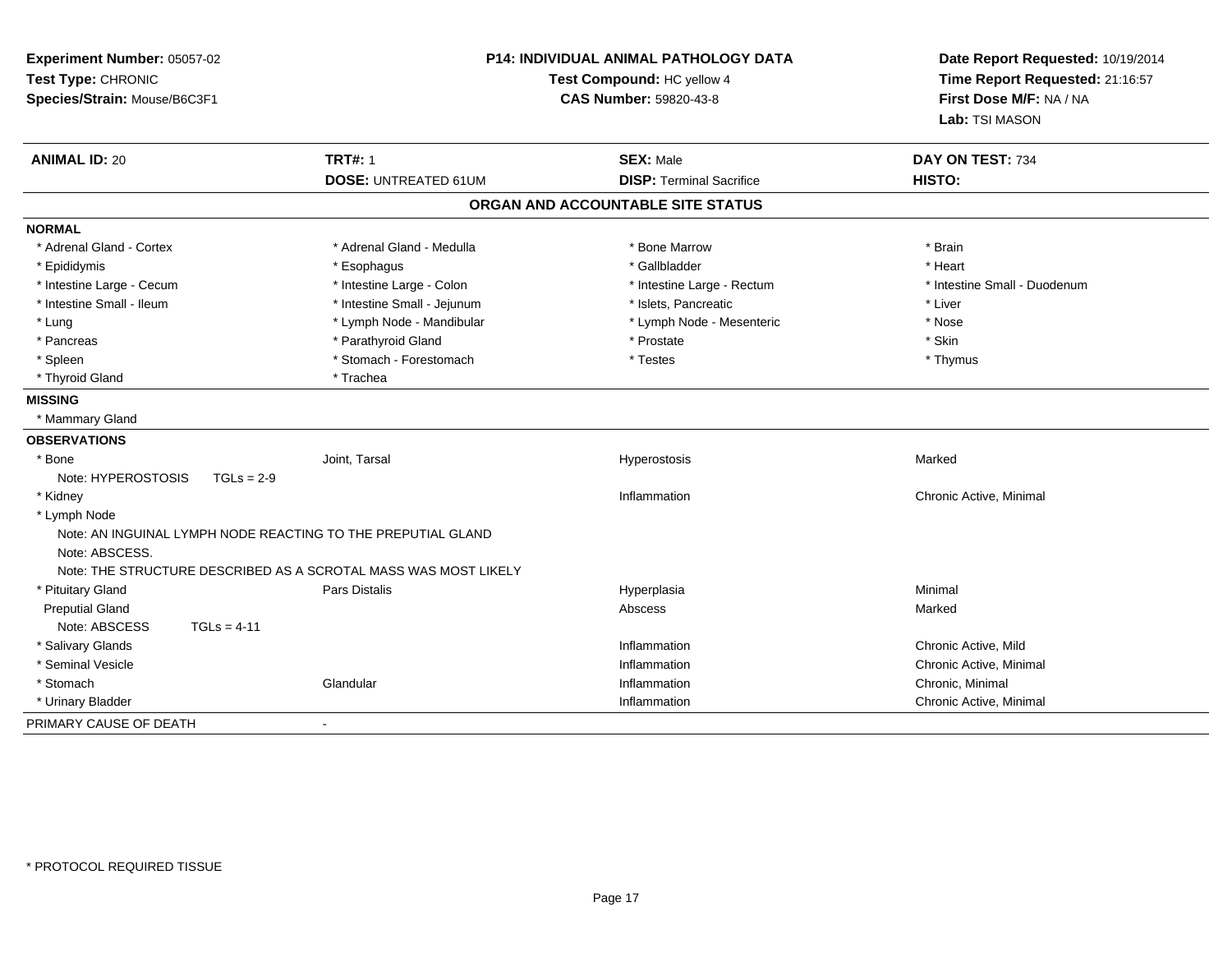**Experiment Number:** 05057-02
**Test Type:** CHRONIC
**Species/Strain:** Mouse/B6C3F1

**P14: INDIVIDUAL ANIMAL PATHOLOGY DATA**
**Test Compound:** HC yellow 4
**CAS Number:** 59820-43-8

**Date Report Requested:** 10/19/2014
**Time Report Requested:** 21:16:57
**First Dose M/F:** NA / NA
**Lab:** TSI MASON

| **ANIMAL ID:** 20 | **TRT#:** 1 | **SEX:** Male | **DAY ON TEST:** 734 |
|---|---|---|---|
| | **DOSE:** UNTREATED 61UM | **DISP:** Terminal Sacrifice | **HISTO:** |

## ORGAN AND ACCOUNTABLE SITE STATUS

**NORMAL**

| | | | |
|---|---|---|---|
| * Adrenal Gland - Cortex | * Adrenal Gland - Medulla | * Bone Marrow | * Brain |
| * Epididymis | * Esophagus | * Gallbladder | * Heart |
| * Intestine Large - Cecum | * Intestine Large - Colon | * Intestine Large - Rectum | * Intestine Small - Duodenum |
| * Intestine Small - Ileum | * Intestine Small - Jejunum | * Islets, Pancreatic | * Liver |
| * Lung | * Lymph Node - Mandibular | * Lymph Node - Mesenteric | * Nose |
| * Pancreas | * Parathyroid Gland | * Prostate | * Skin |
| * Spleen | * Stomach - Forestomach | * Testes | * Thymus |
| * Thyroid Gland | * Trachea | | |

**MISSING**

* Mammary Gland

**OBSERVATIONS**

| | | | |
|---|---|---|---|
| * Bone | Joint, Tarsal | Hyperostosis | Marked |
| Note: HYPEROSTOSIS TGLs = 2-9 | | | |
| * Kidney | | Inflammation | Chronic Active, Minimal |
| * Lymph Node | | | |
| Note: AN INGUINAL LYMPH NODE REACTING TO THE PREPUTIAL GLAND | | | |
| Note: ABSCESS. | | | |
| Note: THE STRUCTURE DESCRIBED AS A SCROTAL MASS WAS MOST LIKELY | | | |
| * Pituitary Gland | Pars Distalis | Hyperplasia | Minimal |
| Preputial Gland | | Abscess | Marked |
| Note: ABSCESS TGLs = 4-11 | | | |
| * Salivary Glands | | Inflammation | Chronic Active, Mild |
| * Seminal Vesicle | | Inflammation | Chronic Active, Minimal |
| * Stomach | Glandular | Inflammation | Chronic, Minimal |
| * Urinary Bladder | | Inflammation | Chronic Active, Minimal |

PRIMARY CAUSE OF DEATH -

\* PROTOCOL REQUIRED TISSUE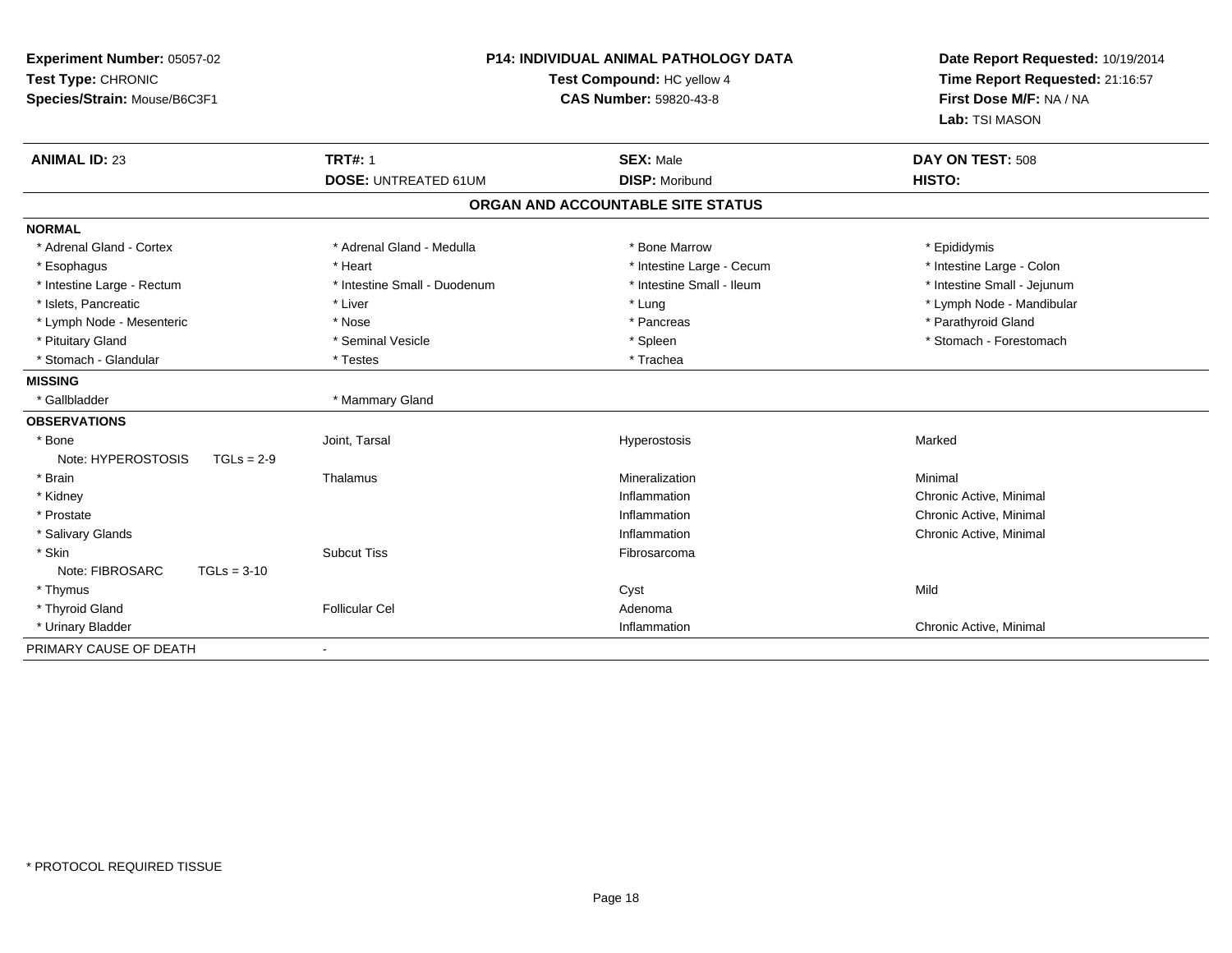**Experiment Number:** 05057-02
**Test Type:** CHRONIC
**Species/Strain:** Mouse/B6C3F1

**P14: INDIVIDUAL ANIMAL PATHOLOGY DATA**
**Test Compound:** HC yellow 4
**CAS Number:** 59820-43-8

**Date Report Requested:** 10/19/2014
**Time Report Requested:** 21:16:57
**First Dose M/F:** NA / NA
**Lab:** TSI MASON

| **ANIMAL ID:** 23 | **TRT#:** 1 | **SEX:** Male | **DAY ON TEST:** 508 |
|---|---|---|---|
| | **DOSE:** UNTREATED 61UM | **DISP:** Moribund | **HISTO:** |

## ORGAN AND ACCOUNTABLE SITE STATUS

**NORMAL**

| | | | |
|---|---|---|---|
| * Adrenal Gland - Cortex | * Adrenal Gland - Medulla | * Bone Marrow | * Epididymis |
| * Esophagus | * Heart | * Intestine Large - Cecum | * Intestine Large - Colon |
| * Intestine Large - Rectum | * Intestine Small - Duodenum | * Intestine Small - Ileum | * Intestine Small - Jejunum |
| * Islets, Pancreatic | * Liver | * Lung | * Lymph Node - Mandibular |
| * Lymph Node - Mesenteric | * Nose | * Pancreas | * Parathyroid Gland |
| * Pituitary Gland | * Seminal Vesicle | * Spleen | * Stomach - Forestomach |
| * Stomach - Glandular | * Testes | * Trachea | |

**MISSING**

| | |
|---|---|
| * Gallbladder | * Mammary Gland |

**OBSERVATIONS**

| | | | |
|---|---|---|---|
| * Bone | Joint, Tarsal | Hyperostosis | Marked |
| Note: HYPEROSTOSIS TGLs = 2-9 | | | |
| * Brain | Thalamus | Mineralization | Minimal |
| * Kidney | | Inflammation | Chronic Active, Minimal |
| * Prostate | | Inflammation | Chronic Active, Minimal |
| * Salivary Glands | | Inflammation | Chronic Active, Minimal |
| * Skin | Subcut Tiss | Fibrosarcoma | |
| Note: FIBROSARC TGLs = 3-10 | | | |
| * Thymus | | Cyst | Mild |
| * Thyroid Gland | Follicular Cel | Adenoma | |
| * Urinary Bladder | | Inflammation | Chronic Active, Minimal |

PRIMARY CAUSE OF DEATH -

\* PROTOCOL REQUIRED TISSUE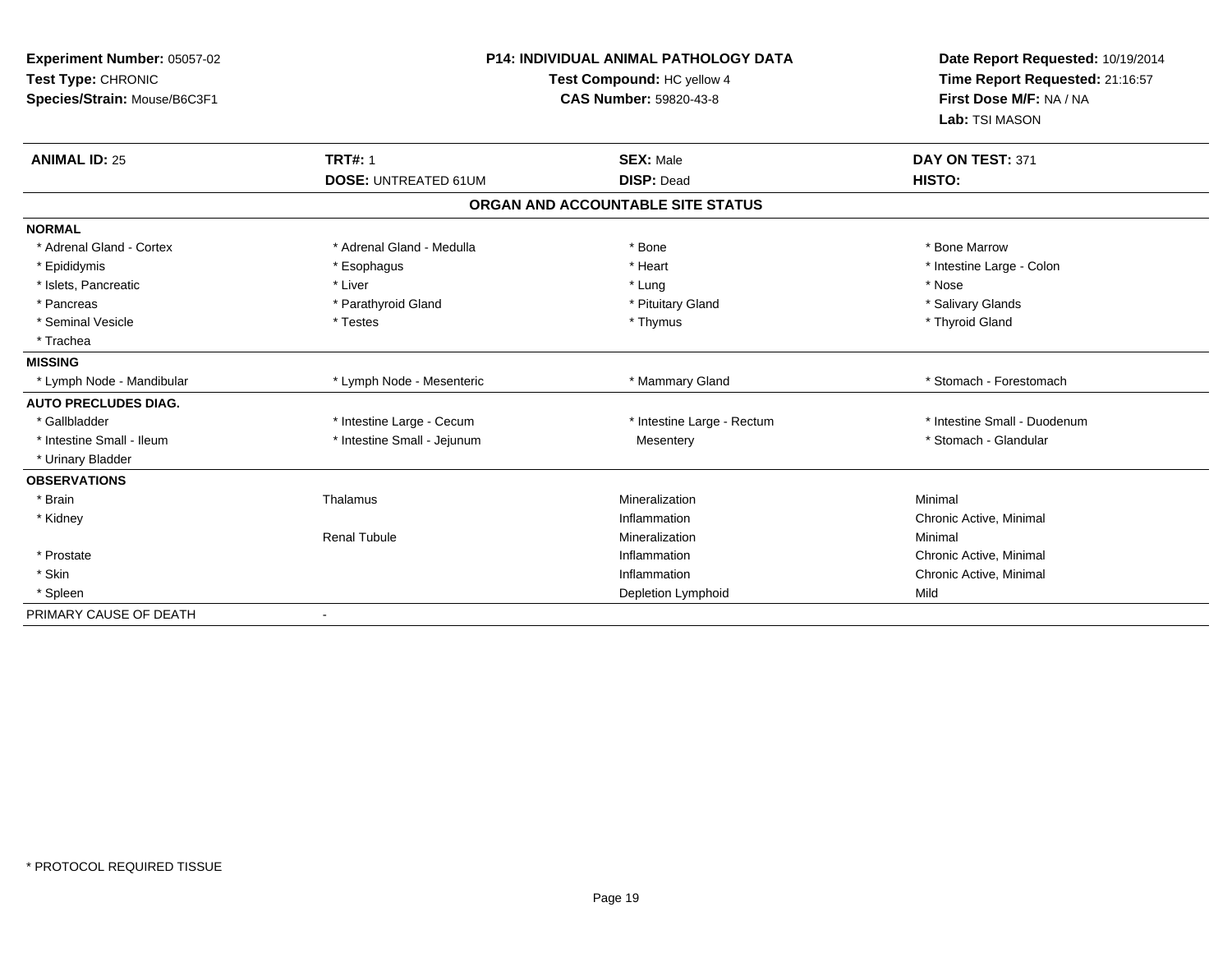**Experiment Number:** 05057-02
**Test Type:** CHRONIC
**Species/Strain:** Mouse/B6C3F1

**P14: INDIVIDUAL ANIMAL PATHOLOGY DATA**
**Test Compound:** HC yellow 4
**CAS Number:** 59820-43-8

**Date Report Requested:** 10/19/2014
**Time Report Requested:** 21:16:57
**First Dose M/F:** NA / NA
**Lab:** TSI MASON

| **ANIMAL ID:** 25 | **TRT#:** 1 | **SEX:** Male | **DAY ON TEST:** 371 |
|---|---|---|---|
| | **DOSE:** UNTREATED 61UM | **DISP:** Dead | **HISTO:** |

**ORGAN AND ACCOUNTABLE SITE STATUS**

| | | | |
|---|---|---|---|
| **NORMAL** | | | |
| * Adrenal Gland - Cortex | * Adrenal Gland - Medulla | * Bone | * Bone Marrow |
| * Epididymis | * Esophagus | * Heart | * Intestine Large - Colon |
| * Islets, Pancreatic | * Liver | * Lung | * Nose |
| * Pancreas | * Parathyroid Gland | * Pituitary Gland | * Salivary Glands |
| * Seminal Vesicle | * Testes | * Thymus | * Thyroid Gland |
| * Trachea | | | |
| **MISSING** | | | |
| * Lymph Node - Mandibular | * Lymph Node - Mesenteric | * Mammary Gland | * Stomach - Forestomach |
| **AUTO PRECLUDES DIAG.** | | | |
| * Gallbladder | * Intestine Large - Cecum | * Intestine Large - Rectum | * Intestine Small - Duodenum |
| * Intestine Small - Ileum | * Intestine Small - Jejunum | Mesentery | * Stomach - Glandular |
| * Urinary Bladder | | | |
| **OBSERVATIONS** | | | |
| * Brain | Thalamus | Mineralization | Minimal |
| * Kidney | | Inflammation | Chronic Active, Minimal |
| | Renal Tubule | Mineralization | Minimal |
| * Prostate | | Inflammation | Chronic Active, Minimal |
| * Skin | | Inflammation | Chronic Active, Minimal |
| * Spleen | | Depletion Lymphoid | Mild |
| PRIMARY CAUSE OF DEATH | - | | |

* PROTOCOL REQUIRED TISSUE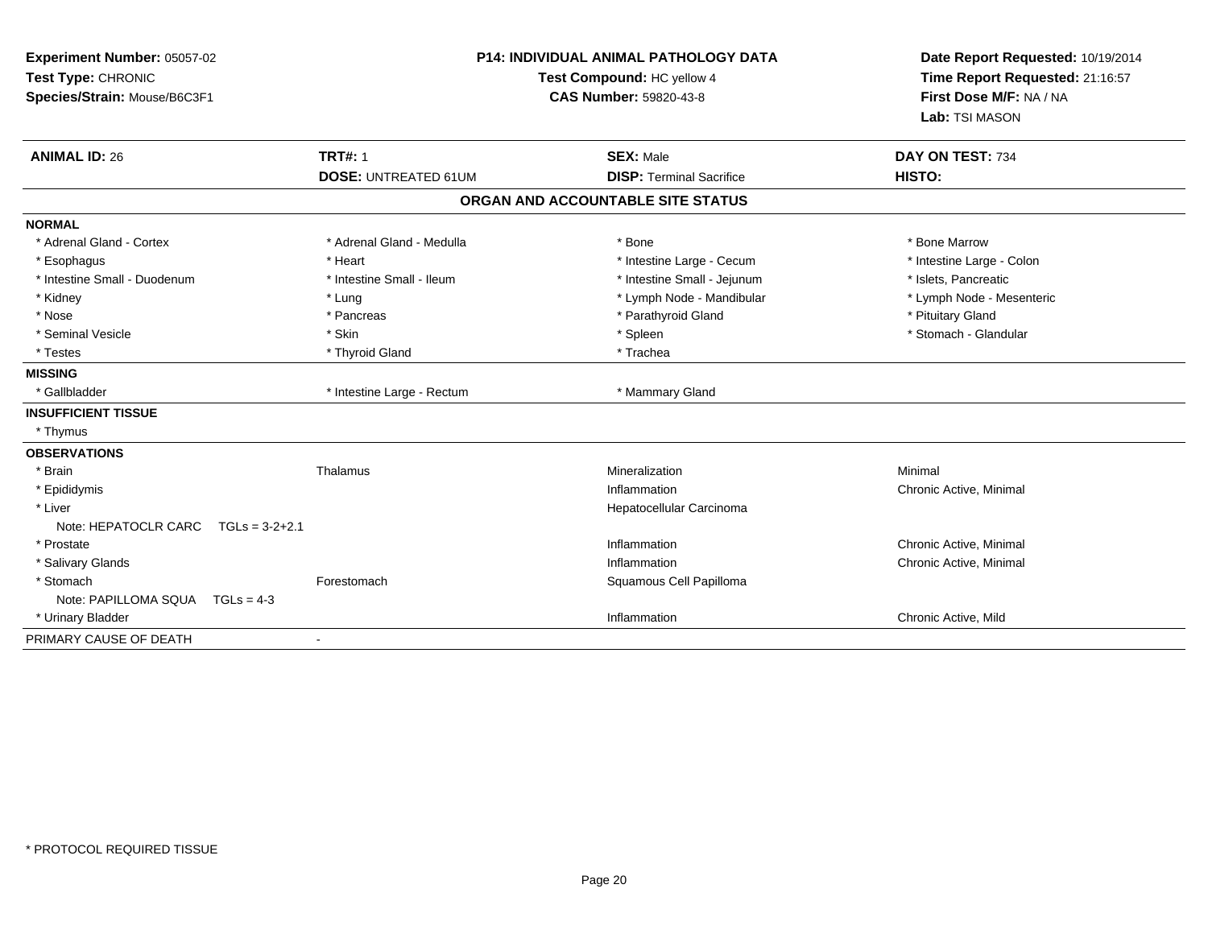**Experiment Number:** 05057-02
**Test Type:** CHRONIC
**Species/Strain:** Mouse/B6C3F1

**P14: INDIVIDUAL ANIMAL PATHOLOGY DATA**
**Test Compound:** HC yellow 4
**CAS Number:** 59820-43-8

**Date Report Requested:** 10/19/2014
**Time Report Requested:** 21:16:57
**First Dose M/F:** NA / NA
**Lab:** TSI MASON

| **ANIMAL ID:** 26 | **TRT#:** 1 | **SEX:** Male | **DAY ON TEST:** 734 |
|---|---|---|---|
| | **DOSE:** UNTREATED 61UM | **DISP:** Terminal Sacrifice | **HISTO:** |

## ORGAN AND ACCOUNTABLE SITE STATUS

| | | | |
|---|---|---|---|
| **NORMAL** | | | |
| * Adrenal Gland - Cortex | * Adrenal Gland - Medulla | * Bone | * Bone Marrow |
| * Esophagus | * Heart | * Intestine Large - Cecum | * Intestine Large - Colon |
| * Intestine Small - Duodenum | * Intestine Small - Ileum | * Intestine Small - Jejunum | * Islets, Pancreatic |
| * Kidney | * Lung | * Lymph Node - Mandibular | * Lymph Node - Mesenteric |
| * Nose | * Pancreas | * Parathyroid Gland | * Pituitary Gland |
| * Seminal Vesicle | * Skin | * Spleen | * Stomach - Glandular |
| * Testes | * Thyroid Gland | * Trachea | |
| **MISSING** | | | |
| * Gallbladder | * Intestine Large - Rectum | * Mammary Gland | |
| **INSUFFICIENT TISSUE** | | | |
| * Thymus | | | |
| **OBSERVATIONS** | | | |
| * Brain | Thalamus | Mineralization | Minimal |
| * Epididymis | | Inflammation | Chronic Active, Minimal |
| * Liver | | Hepatocellular Carcinoma | |
| Note: HEPATOCLR CARC TGLs = 3-2+2.1 | | | |
| * Prostate | | Inflammation | Chronic Active, Minimal |
| * Salivary Glands | | Inflammation | Chronic Active, Minimal |
| * Stomach | Forestomach | Squamous Cell Papilloma | |
| Note: PAPILLOMA SQUA TGLs = 4-3 | | | |
| * Urinary Bladder | | Inflammation | Chronic Active, Mild |
| PRIMARY CAUSE OF DEATH | - | | |

* PROTOCOL REQUIRED TISSUE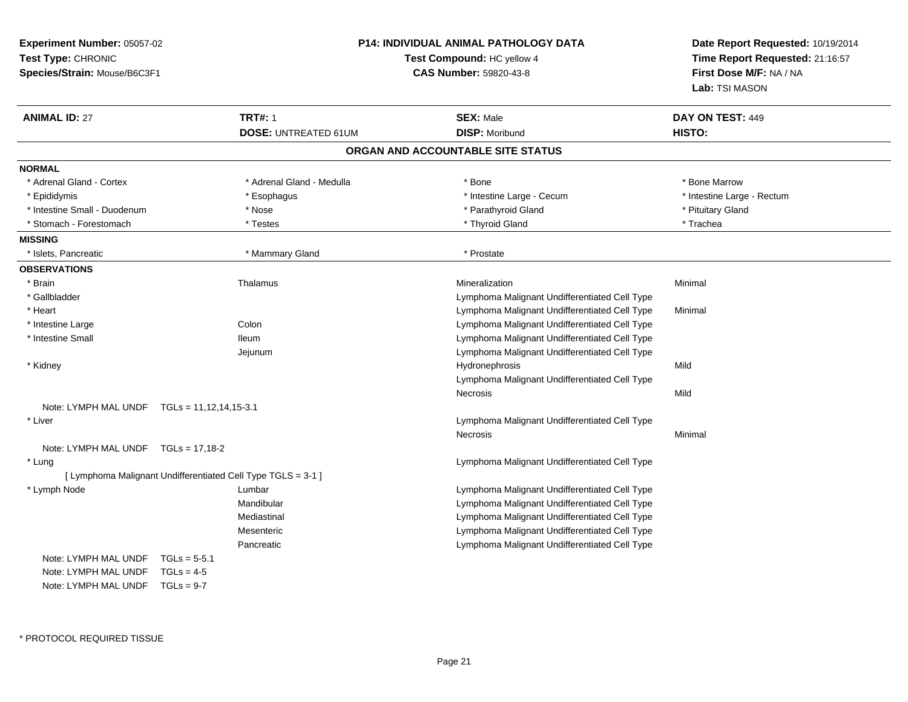**Experiment Number:** 05057-02
**Test Type:** CHRONIC
**Species/Strain:** Mouse/B6C3F1

**P14: INDIVIDUAL ANIMAL PATHOLOGY DATA**
**Test Compound:** HC yellow 4
**CAS Number:** 59820-43-8

**Date Report Requested:** 10/19/2014
**Time Report Requested:** 21:16:57
**First Dose M/F:** NA / NA
**Lab:** TSI MASON

| **ANIMAL ID:** 27 | **TRT#:** 1 | **SEX:** Male | **DAY ON TEST:** 449 |
|---|---|---|---|
| | **DOSE:** UNTREATED 61UM | **DISP:** Moribund | **HISTO:** |

## ORGAN AND ACCOUNTABLE SITE STATUS

**NORMAL**

| | | | |
|---|---|---|---|
| * Adrenal Gland - Cortex | * Adrenal Gland - Medulla | * Bone | * Bone Marrow |
| * Epididymis | * Esophagus | * Intestine Large - Cecum | * Intestine Large - Rectum |
| * Intestine Small - Duodenum | * Nose | * Parathyroid Gland | * Pituitary Gland |
| * Stomach - Forestomach | * Testes | * Thyroid Gland | * Trachea |

**MISSING**

| | | |
|---|---|---|
| * Islets, Pancreatic | * Mammary Gland | * Prostate |

**OBSERVATIONS**

| Organ | Site | Observation | Severity |
|---|---|---|---|
| * Brain | Thalamus | Mineralization | Minimal |
| * Gallbladder | | Lymphoma Malignant Undifferentiated Cell Type | |
| * Heart | | Lymphoma Malignant Undifferentiated Cell Type | Minimal |
| * Intestine Large | Colon | Lymphoma Malignant Undifferentiated Cell Type | |
| * Intestine Small | Ileum | Lymphoma Malignant Undifferentiated Cell Type | |
| | Jejunum | Lymphoma Malignant Undifferentiated Cell Type | |
| * Kidney | | Hydronephrosis | Mild |
| | | Lymphoma Malignant Undifferentiated Cell Type | |
| | | Necrosis | Mild |
| Note: LYMPH MAL UNDF TGLs = 11,12,14,15-3.1 | | | |
| * Liver | | Lymphoma Malignant Undifferentiated Cell Type | |
| | | Necrosis | Minimal |
| Note: LYMPH MAL UNDF TGLs = 17,18-2 | | | |
| * Lung | | Lymphoma Malignant Undifferentiated Cell Type | |
| [ Lymphoma Malignant Undifferentiated Cell Type TGLS = 3-1 ] | | | |
| * Lymph Node | Lumbar | Lymphoma Malignant Undifferentiated Cell Type | |
| | Mandibular | Lymphoma Malignant Undifferentiated Cell Type | |
| | Mediastinal | Lymphoma Malignant Undifferentiated Cell Type | |
| | Mesenteric | Lymphoma Malignant Undifferentiated Cell Type | |
| | Pancreatic | Lymphoma Malignant Undifferentiated Cell Type | |
| Note: LYMPH MAL UNDF TGLs = 5-5.1 | | | |
| Note: LYMPH MAL UNDF TGLs = 4-5 | | | |
| Note: LYMPH MAL UNDF TGLs = 9-7 | | | |

\* PROTOCOL REQUIRED TISSUE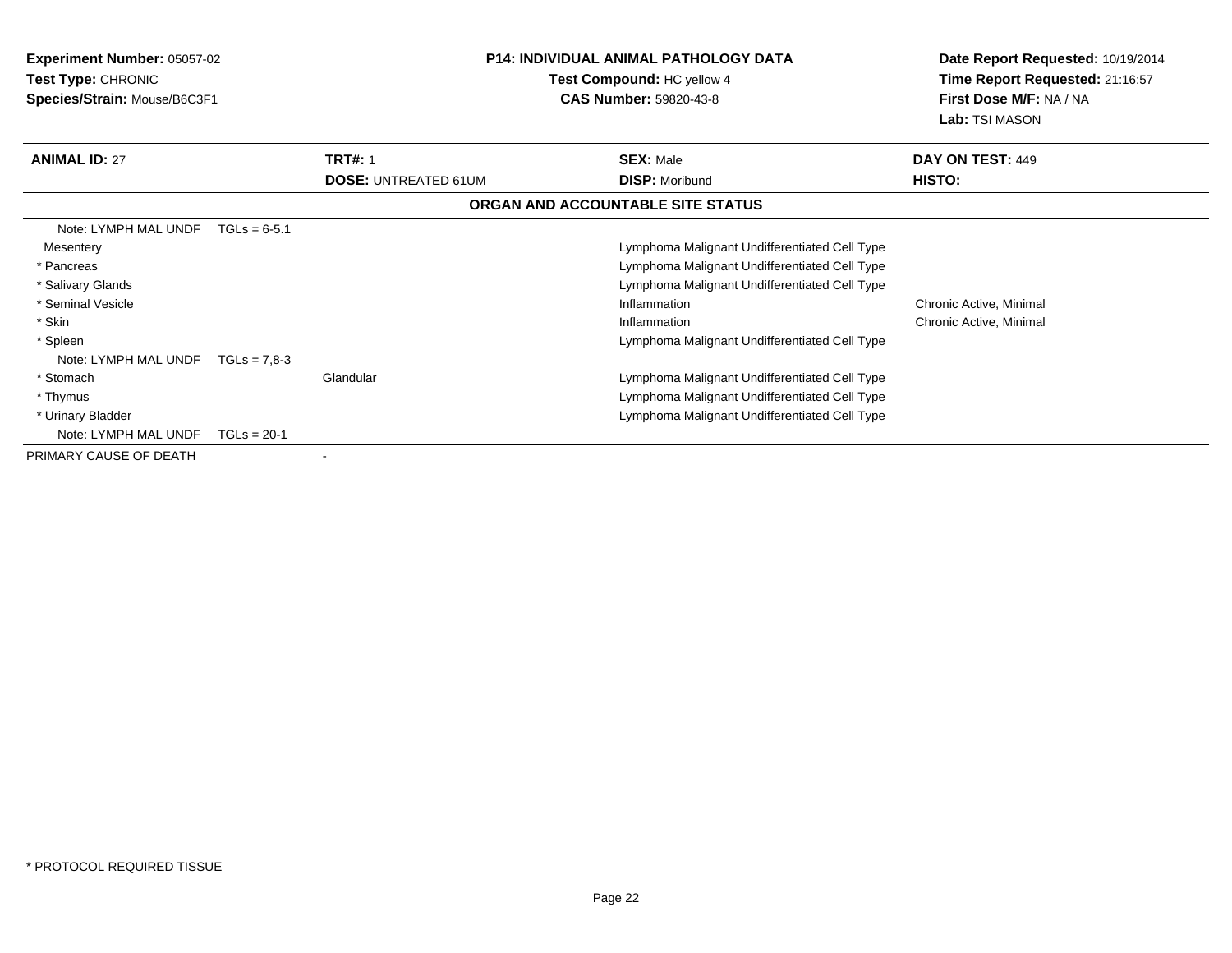**Experiment Number:** 05057-02
**Test Type:** CHRONIC
**Species/Strain:** Mouse/B6C3F1

**P14: INDIVIDUAL ANIMAL PATHOLOGY DATA**
**Test Compound:** HC yellow 4
**CAS Number:** 59820-43-8

**Date Report Requested:** 10/19/2014
**Time Report Requested:** 21:16:57
**First Dose M/F:** NA / NA
**Lab:** TSI MASON

| **ANIMAL ID:** 27 | **TRT#:** 1 | **SEX:** Male | **DAY ON TEST:** 449 |
|---|---|---|---|
| | **DOSE:** UNTREATED 61UM | **DISP:** Moribund | **HISTO:** |

**ORGAN AND ACCOUNTABLE SITE STATUS**

| Organ | Site | Diagnosis | Qualifier |
|---|---|---|---|
| Note: LYMPH MAL UNDF TGLs = 6-5.1 | | | |
| Mesentery | | Lymphoma Malignant Undifferentiated Cell Type | |
| * Pancreas | | Lymphoma Malignant Undifferentiated Cell Type | |
| * Salivary Glands | | Lymphoma Malignant Undifferentiated Cell Type | |
| * Seminal Vesicle | | Inflammation | Chronic Active, Minimal |
| * Skin | | Inflammation | Chronic Active, Minimal |
| * Spleen | | Lymphoma Malignant Undifferentiated Cell Type | |
| Note: LYMPH MAL UNDF TGLs = 7,8-3 | | | |
| * Stomach | Glandular | Lymphoma Malignant Undifferentiated Cell Type | |
| * Thymus | | Lymphoma Malignant Undifferentiated Cell Type | |
| * Urinary Bladder | | Lymphoma Malignant Undifferentiated Cell Type | |
| Note: LYMPH MAL UNDF TGLs = 20-1 | | | |
| PRIMARY CAUSE OF DEATH | - | | |

* PROTOCOL REQUIRED TISSUE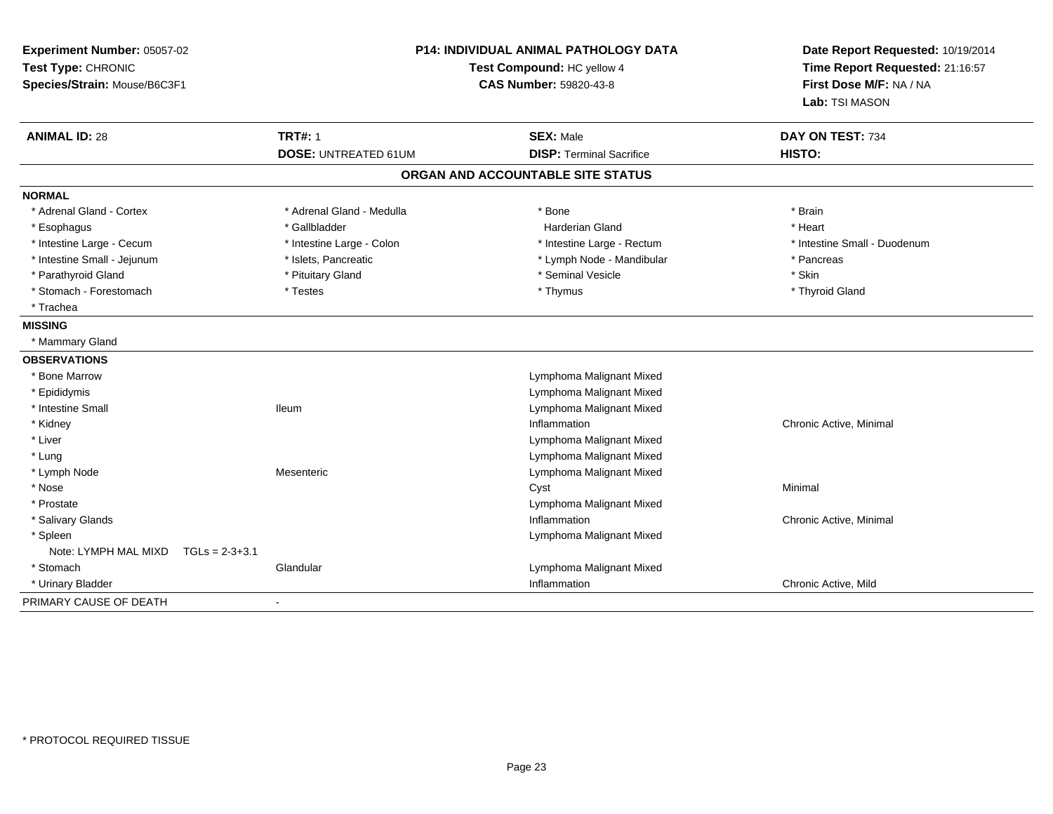**Experiment Number:** 05057-02
**Test Type:** CHRONIC
**Species/Strain:** Mouse/B6C3F1

**P14: INDIVIDUAL ANIMAL PATHOLOGY DATA**
**Test Compound:** HC yellow 4
**CAS Number:** 59820-43-8

**Date Report Requested:** 10/19/2014
**Time Report Requested:** 21:16:57
**First Dose M/F:** NA / NA
**Lab:** TSI MASON

| **ANIMAL ID:** 28 | **TRT#:** 1 | **SEX:** Male | **DAY ON TEST:** 734 |
|---|---|---|---|
| | **DOSE:** UNTREATED 61UM | **DISP:** Terminal Sacrifice | **HISTO:** |

## ORGAN AND ACCOUNTABLE SITE STATUS

| | | | |
|---|---|---|---|
| **NORMAL** | | | |
| * Adrenal Gland - Cortex | * Adrenal Gland - Medulla | * Bone | * Brain |
| * Esophagus | * Gallbladder | Harderian Gland | * Heart |
| * Intestine Large - Cecum | * Intestine Large - Colon | * Intestine Large - Rectum | * Intestine Small - Duodenum |
| * Intestine Small - Jejunum | * Islets, Pancreatic | * Lymph Node - Mandibular | * Pancreas |
| * Parathyroid Gland | * Pituitary Gland | * Seminal Vesicle | * Skin |
| * Stomach - Forestomach | * Testes | * Thymus | * Thyroid Gland |
| * Trachea | | | |
| **MISSING** | | | |
| * Mammary Gland | | | |
| **OBSERVATIONS** | | | |
| * Bone Marrow | | Lymphoma Malignant Mixed | |
| * Epididymis | | Lymphoma Malignant Mixed | |
| * Intestine Small | Ileum | Lymphoma Malignant Mixed | |
| * Kidney | | Inflammation | Chronic Active, Minimal |
| * Liver | | Lymphoma Malignant Mixed | |
| * Lung | | Lymphoma Malignant Mixed | |
| * Lymph Node | Mesenteric | Lymphoma Malignant Mixed | |
| * Nose | | Cyst | Minimal |
| * Prostate | | Lymphoma Malignant Mixed | |
| * Salivary Glands | | Inflammation | Chronic Active, Minimal |
| * Spleen | | Lymphoma Malignant Mixed | |
| Note: LYMPH MAL MIXD TGLs = 2-3+3.1 | | | |
| * Stomach | Glandular | Lymphoma Malignant Mixed | |
| * Urinary Bladder | | Inflammation | Chronic Active, Mild |
| PRIMARY CAUSE OF DEATH | - | | |

* PROTOCOL REQUIRED TISSUE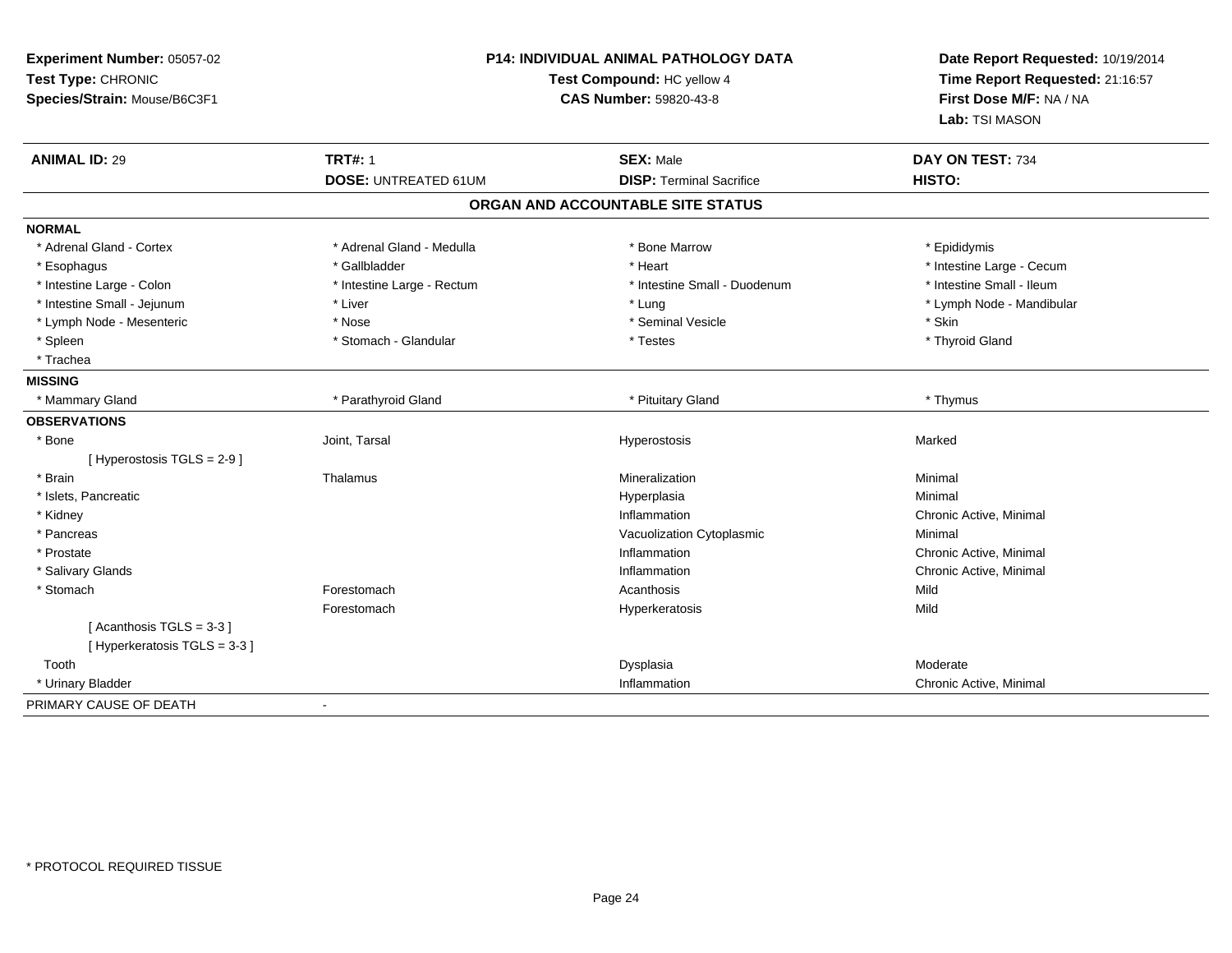**Experiment Number:** 05057-02
**Test Type:** CHRONIC
**Species/Strain:** Mouse/B6C3F1

**P14: INDIVIDUAL ANIMAL PATHOLOGY DATA**
**Test Compound:** HC yellow 4
**CAS Number:** 59820-43-8

**Date Report Requested:** 10/19/2014
**Time Report Requested:** 21:16:57
**First Dose M/F:** NA / NA
**Lab:** TSI MASON

| **ANIMAL ID:** 29 | **TRT#:** 1 | **SEX:** Male | **DAY ON TEST:** 734 |
|---|---|---|---|
| | **DOSE:** UNTREATED 61UM | **DISP:** Terminal Sacrifice | **HISTO:** |

## ORGAN AND ACCOUNTABLE SITE STATUS

**NORMAL**

| | | | |
|---|---|---|---|
| * Adrenal Gland - Cortex | * Adrenal Gland - Medulla | * Bone Marrow | * Epididymis |
| * Esophagus | * Gallbladder | * Heart | * Intestine Large - Cecum |
| * Intestine Large - Colon | * Intestine Large - Rectum | * Intestine Small - Duodenum | * Intestine Small - Ileum |
| * Intestine Small - Jejunum | * Liver | * Lung | * Lymph Node - Mandibular |
| * Lymph Node - Mesenteric | * Nose | * Seminal Vesicle | * Skin |
| * Spleen | * Stomach - Glandular | * Testes | * Thyroid Gland |
| * Trachea | | | |

**MISSING**

| | | | |
|---|---|---|---|
| * Mammary Gland | * Parathyroid Gland | * Pituitary Gland | * Thymus |

**OBSERVATIONS**

| | | | |
|---|---|---|---|
| * Bone | Joint, Tarsal | Hyperostosis | Marked |
| [ Hyperostosis TGLS = 2-9 ] | | | |
| * Brain | Thalamus | Mineralization | Minimal |
| * Islets, Pancreatic | | Hyperplasia | Minimal |
| * Kidney | | Inflammation | Chronic Active, Minimal |
| * Pancreas | | Vacuolization Cytoplasmic | Minimal |
| * Prostate | | Inflammation | Chronic Active, Minimal |
| * Salivary Glands | | Inflammation | Chronic Active, Minimal |
| * Stomach | Forestomach | Acanthosis | Mild |
| | Forestomach | Hyperkeratosis | Mild |
| [ Acanthosis TGLS = 3-3 ] | | | |
| [ Hyperkeratosis TGLS = 3-3 ] | | | |
| Tooth | | Dysplasia | Moderate |
| * Urinary Bladder | | Inflammation | Chronic Active, Minimal |

PRIMARY CAUSE OF DEATH -

\* PROTOCOL REQUIRED TISSUE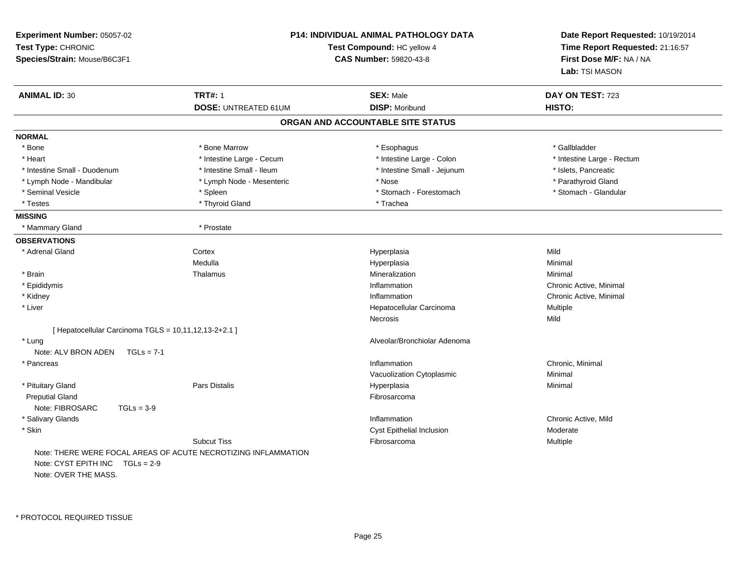**Experiment Number:** 05057-02
**Test Type:** CHRONIC
**Species/Strain:** Mouse/B6C3F1

**P14: INDIVIDUAL ANIMAL PATHOLOGY DATA**
**Test Compound:** HC yellow 4
**CAS Number:** 59820-43-8

**Date Report Requested:** 10/19/2014
**Time Report Requested:** 21:16:57
**First Dose M/F:** NA / NA
**Lab:** TSI MASON

| **ANIMAL ID:** 30 | **TRT#:** 1 | **SEX:** Male | **DAY ON TEST:** 723 |
|---|---|---|---|
| | **DOSE:** UNTREATED 61UM | **DISP:** Moribund | **HISTO:** |

## ORGAN AND ACCOUNTABLE SITE STATUS

**NORMAL**

| | | | |
|---|---|---|---|
| * Bone | * Bone Marrow | * Esophagus | * Gallbladder |
| * Heart | * Intestine Large - Cecum | * Intestine Large - Colon | * Intestine Large - Rectum |
| * Intestine Small - Duodenum | * Intestine Small - Ileum | * Intestine Small - Jejunum | * Islets, Pancreatic |
| * Lymph Node - Mandibular | * Lymph Node - Mesenteric | * Nose | * Parathyroid Gland |
| * Seminal Vesicle | * Spleen | * Stomach - Forestomach | * Stomach - Glandular |
| * Testes | * Thyroid Gland | * Trachea | |

**MISSING**

| | |
|---|---|
| * Mammary Gland | * Prostate |

**OBSERVATIONS**

| | | | |
|---|---|---|---|
| * Adrenal Gland | Cortex | Hyperplasia | Mild |
| | Medulla | Hyperplasia | Minimal |
| * Brain | Thalamus | Mineralization | Minimal |
| * Epididymis | | Inflammation | Chronic Active, Minimal |
| * Kidney | | Inflammation | Chronic Active, Minimal |
| * Liver | | Hepatocellular Carcinoma | Multiple |
| | | Necrosis | Mild |
| [ Hepatocellular Carcinoma TGLS = 10,11,12,13-2+2.1 ] | | | |
| * Lung | | Alveolar/Bronchiolar Adenoma | |
| Note: ALV BRON ADEN TGLs = 7-1 | | | |
| * Pancreas | | Inflammation | Chronic, Minimal |
| | | Vacuolization Cytoplasmic | Minimal |
| * Pituitary Gland | Pars Distalis | Hyperplasia | Minimal |
| Preputial Gland | | Fibrosarcoma | |
| Note: FIBROSARC TGLs = 3-9 | | | |
| * Salivary Glands | | Inflammation | Chronic Active, Mild |
| * Skin | | Cyst Epithelial Inclusion | Moderate |
| | Subcut Tiss | Fibrosarcoma | Multiple |

Note: THERE WERE FOCAL AREAS OF ACUTE NECROTIZING INFLAMMATION
Note: CYST EPITH INC TGLs = 2-9
Note: OVER THE MASS.

* PROTOCOL REQUIRED TISSUE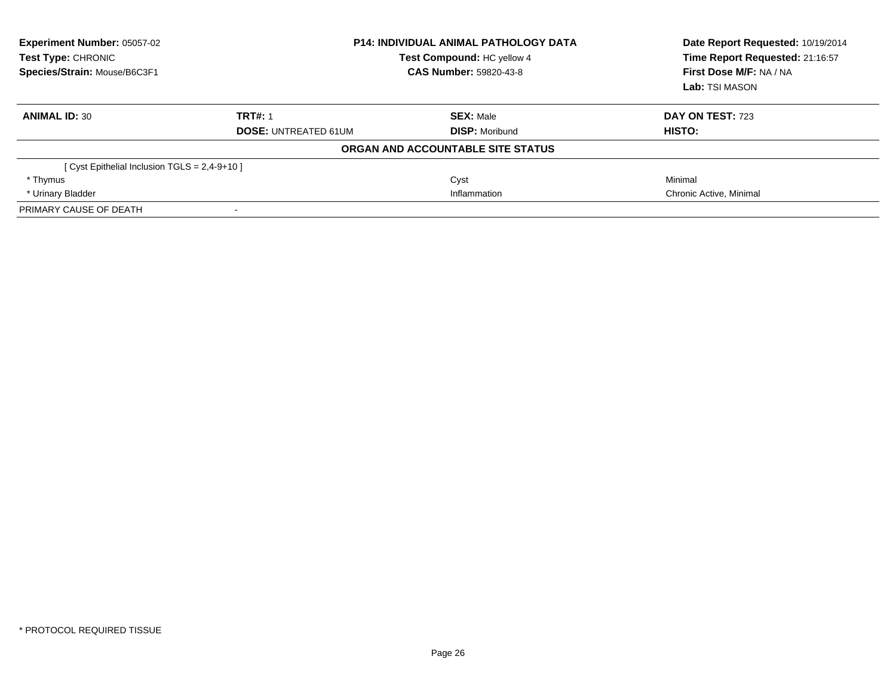**Experiment Number:** 05057-02
**Test Type:** CHRONIC
**Species/Strain:** Mouse/B6C3F1

**P14: INDIVIDUAL ANIMAL PATHOLOGY DATA**
**Test Compound:** HC yellow 4
**CAS Number:** 59820-43-8

**Date Report Requested:** 10/19/2014
**Time Report Requested:** 21:16:57
**First Dose M/F:** NA / NA
**Lab:** TSI MASON

| **ANIMAL ID:** 30 | **TRT#:** 1 | **SEX:** Male | **DAY ON TEST:** 723 |
|---|---|---|---|
| | **DOSE:** UNTREATED 61UM | **DISP:** Moribund | **HISTO:** |

**ORGAN AND ACCOUNTABLE SITE STATUS**

| | | | |
|---|---|---|---|
| [ Cyst Epithelial Inclusion TGLS = 2,4-9+10 ] | | | |
| * Thymus | | Cyst | Minimal |
| * Urinary Bladder | | Inflammation | Chronic Active, Minimal |
| PRIMARY CAUSE OF DEATH | - | | |

* PROTOCOL REQUIRED TISSUE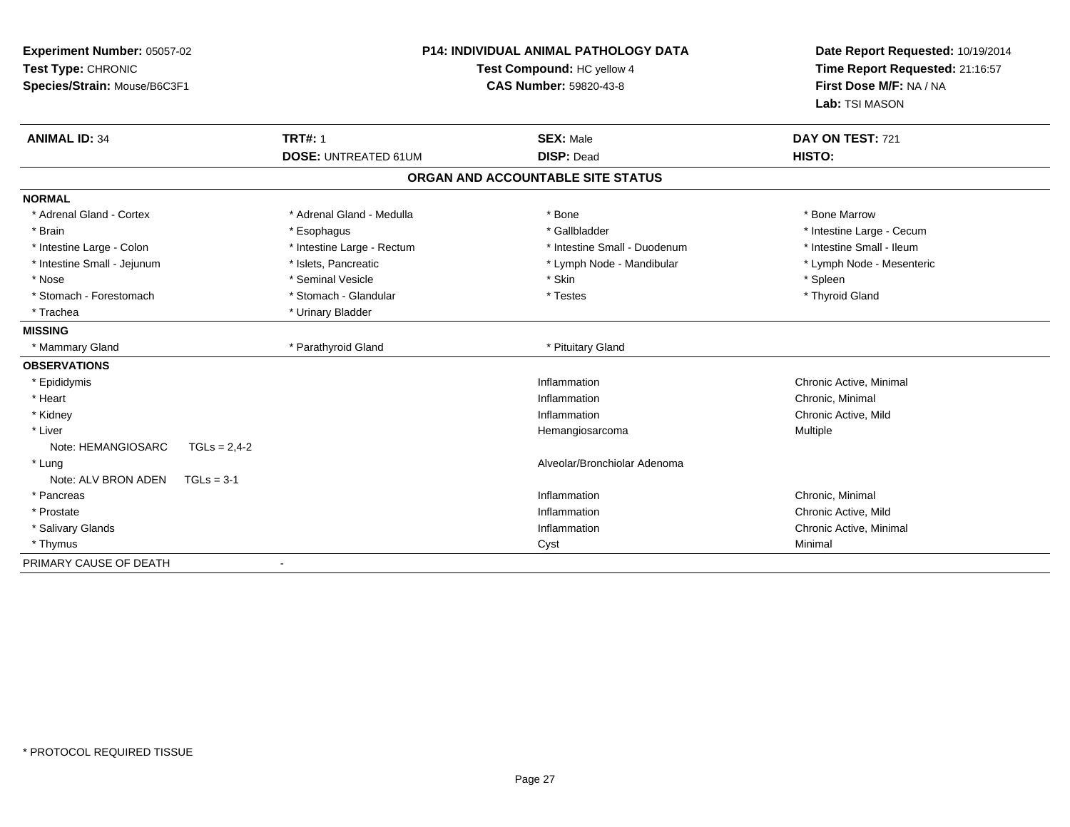**Experiment Number:** 05057-02
**Test Type:** CHRONIC
**Species/Strain:** Mouse/B6C3F1

**P14: INDIVIDUAL ANIMAL PATHOLOGY DATA**
**Test Compound:** HC yellow 4
**CAS Number:** 59820-43-8

**Date Report Requested:** 10/19/2014
**Time Report Requested:** 21:16:57
**First Dose M/F:** NA / NA
**Lab:** TSI MASON

| **ANIMAL ID:** 34 | **TRT#:** 1 | **SEX:** Male | **DAY ON TEST:** 721 |
|---|---|---|---|
| | **DOSE:** UNTREATED 61UM | **DISP:** Dead | **HISTO:** |

## ORGAN AND ACCOUNTABLE SITE STATUS

**NORMAL**

| | | | |
|---|---|---|---|
| * Adrenal Gland - Cortex | * Adrenal Gland - Medulla | * Bone | * Bone Marrow |
| * Brain | * Esophagus | * Gallbladder | * Intestine Large - Cecum |
| * Intestine Large - Colon | * Intestine Large - Rectum | * Intestine Small - Duodenum | * Intestine Small - Ileum |
| * Intestine Small - Jejunum | * Islets, Pancreatic | * Lymph Node - Mandibular | * Lymph Node - Mesenteric |
| * Nose | * Seminal Vesicle | * Skin | * Spleen |
| * Stomach - Forestomach | * Stomach - Glandular | * Testes | * Thyroid Gland |
| * Trachea | * Urinary Bladder | | |

**MISSING**

| | | |
|---|---|---|
| * Mammary Gland | * Parathyroid Gland | * Pituitary Gland |

**OBSERVATIONS**

| Organ | Observation | Severity |
|---|---|---|
| * Epididymis | Inflammation | Chronic Active, Minimal |
| * Heart | Inflammation | Chronic, Minimal |
| * Kidney | Inflammation | Chronic Active, Mild |
| * Liver | Hemangiosarcoma | Multiple |
| Note: HEMANGIOSARC TGLs = 2,4-2 | | |
| * Lung | Alveolar/Bronchiolar Adenoma | |
| Note: ALV BRON ADEN TGLs = 3-1 | | |
| * Pancreas | Inflammation | Chronic, Minimal |
| * Prostate | Inflammation | Chronic Active, Mild |
| * Salivary Glands | Inflammation | Chronic Active, Minimal |
| * Thymus | Cyst | Minimal |

PRIMARY CAUSE OF DEATH -

* PROTOCOL REQUIRED TISSUE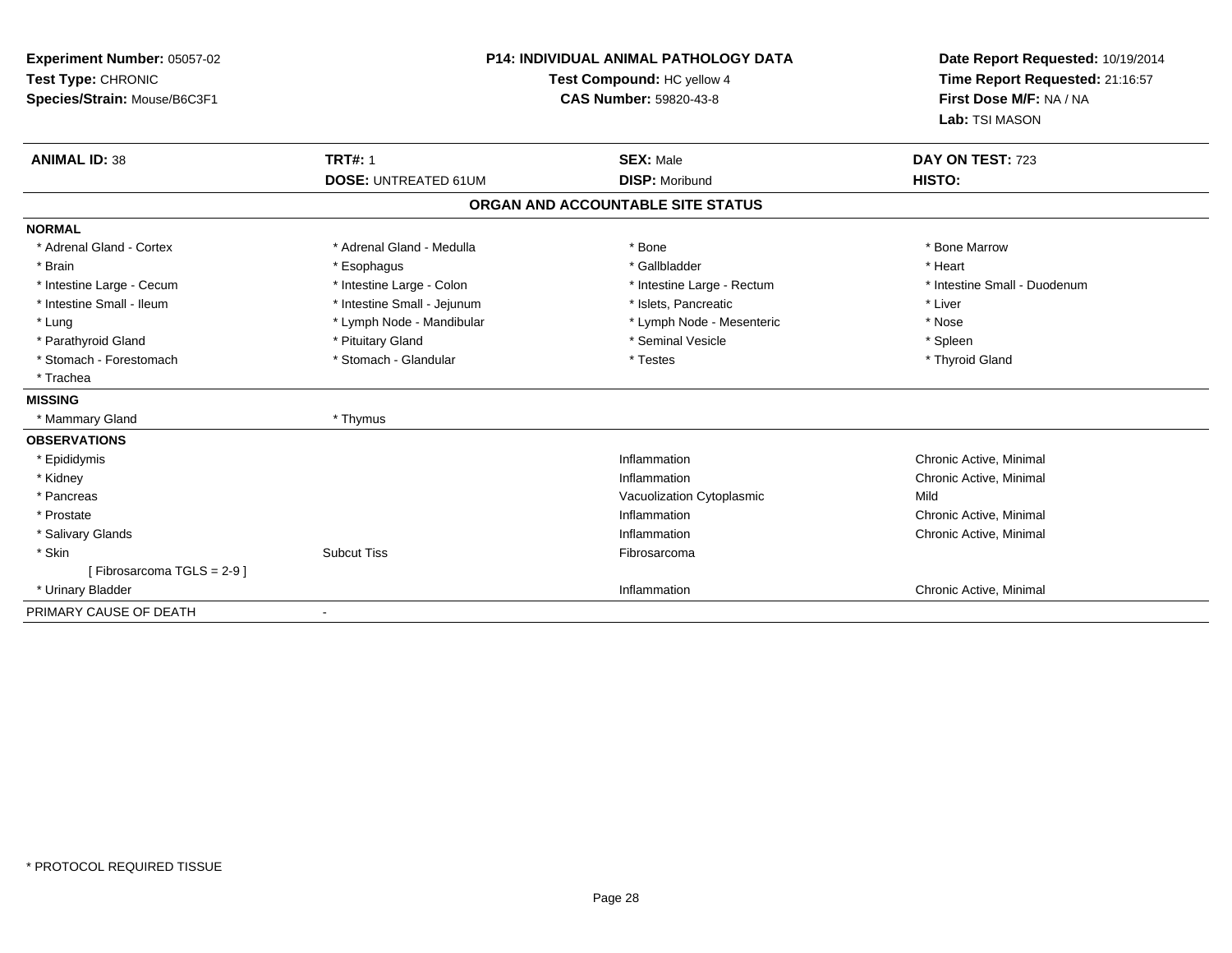**Experiment Number:** 05057-02
**Test Type:** CHRONIC
**Species/Strain:** Mouse/B6C3F1

**P14: INDIVIDUAL ANIMAL PATHOLOGY DATA**
**Test Compound:** HC yellow 4
**CAS Number:** 59820-43-8

**Date Report Requested:** 10/19/2014
**Time Report Requested:** 21:16:57
**First Dose M/F:** NA / NA
**Lab:** TSI MASON

| **ANIMAL ID:** 38 | **TRT#:** 1 | **SEX:** Male | **DAY ON TEST:** 723 |
|---|---|---|---|
| | **DOSE:** UNTREATED 61UM | **DISP:** Moribund | **HISTO:** |

**ORGAN AND ACCOUNTABLE SITE STATUS**

**NORMAL**

| | | | |
|---|---|---|---|
| * Adrenal Gland - Cortex | * Adrenal Gland - Medulla | * Bone | * Bone Marrow |
| * Brain | * Esophagus | * Gallbladder | * Heart |
| * Intestine Large - Cecum | * Intestine Large - Colon | * Intestine Large - Rectum | * Intestine Small - Duodenum |
| * Intestine Small - Ileum | * Intestine Small - Jejunum | * Islets, Pancreatic | * Liver |
| * Lung | * Lymph Node - Mandibular | * Lymph Node - Mesenteric | * Nose |
| * Parathyroid Gland | * Pituitary Gland | * Seminal Vesicle | * Spleen |
| * Stomach - Forestomach | * Stomach - Glandular | * Testes | * Thyroid Gland |
| * Trachea | | | |

**MISSING**

| | |
|---|---|
| * Mammary Gland | * Thymus |

**OBSERVATIONS**

| | | | |
|---|---|---|---|
| * Epididymis | | Inflammation | Chronic Active, Minimal |
| * Kidney | | Inflammation | Chronic Active, Minimal |
| * Pancreas | | Vacuolization Cytoplasmic | Mild |
| * Prostate | | Inflammation | Chronic Active, Minimal |
| * Salivary Glands | | Inflammation | Chronic Active, Minimal |
| * Skin | Subcut Tiss | Fibrosarcoma | |
| [ Fibrosarcoma TGLS = 2-9 ] | | | |
| * Urinary Bladder | | Inflammation | Chronic Active, Minimal |

PRIMARY CAUSE OF DEATH -

* PROTOCOL REQUIRED TISSUE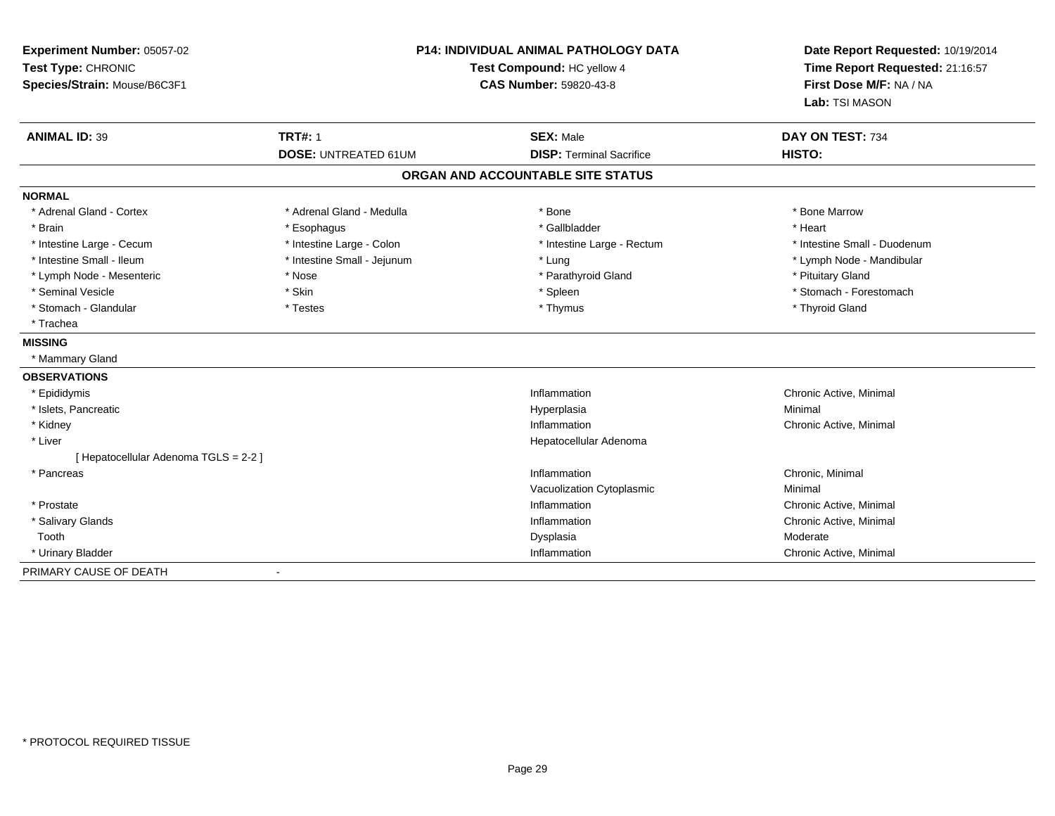**Experiment Number:** 05057-02
**Test Type:** CHRONIC
**Species/Strain:** Mouse/B6C3F1

**P14: INDIVIDUAL ANIMAL PATHOLOGY DATA**
**Test Compound:** HC yellow 4
**CAS Number:** 59820-43-8

**Date Report Requested:** 10/19/2014
**Time Report Requested:** 21:16:57
**First Dose M/F:** NA / NA
**Lab:** TSI MASON

| **ANIMAL ID:** 39 | **TRT#:** 1 | **SEX:** Male | **DAY ON TEST:** 734 |
|---|---|---|---|
| | **DOSE:** UNTREATED 61UM | **DISP:** Terminal Sacrifice | **HISTO:** |

## ORGAN AND ACCOUNTABLE SITE STATUS

**NORMAL**

| | | | |
|---|---|---|---|
| * Adrenal Gland - Cortex | * Adrenal Gland - Medulla | * Bone | * Bone Marrow |
| * Brain | * Esophagus | * Gallbladder | * Heart |
| * Intestine Large - Cecum | * Intestine Large - Colon | * Intestine Large - Rectum | * Intestine Small - Duodenum |
| * Intestine Small - Ileum | * Intestine Small - Jejunum | * Lung | * Lymph Node - Mandibular |
| * Lymph Node - Mesenteric | * Nose | * Parathyroid Gland | * Pituitary Gland |
| * Seminal Vesicle | * Skin | * Spleen | * Stomach - Forestomach |
| * Stomach - Glandular | * Testes | * Thymus | * Thyroid Gland |
| * Trachea | | | |

**MISSING**

* Mammary Gland

**OBSERVATIONS**

| | | |
|---|---|---|
| * Epididymis | Inflammation | Chronic Active, Minimal |
| * Islets, Pancreatic | Hyperplasia | Minimal |
| * Kidney | Inflammation | Chronic Active, Minimal |
| * Liver | Hepatocellular Adenoma | |
| [ Hepatocellular Adenoma TGLS = 2-2 ] | | |
| * Pancreas | Inflammation | Chronic, Minimal |
| | Vacuolization Cytoplasmic | Minimal |
| * Prostate | Inflammation | Chronic Active, Minimal |
| * Salivary Glands | Inflammation | Chronic Active, Minimal |
| Tooth | Dysplasia | Moderate |
| * Urinary Bladder | Inflammation | Chronic Active, Minimal |

PRIMARY CAUSE OF DEATH -

\* PROTOCOL REQUIRED TISSUE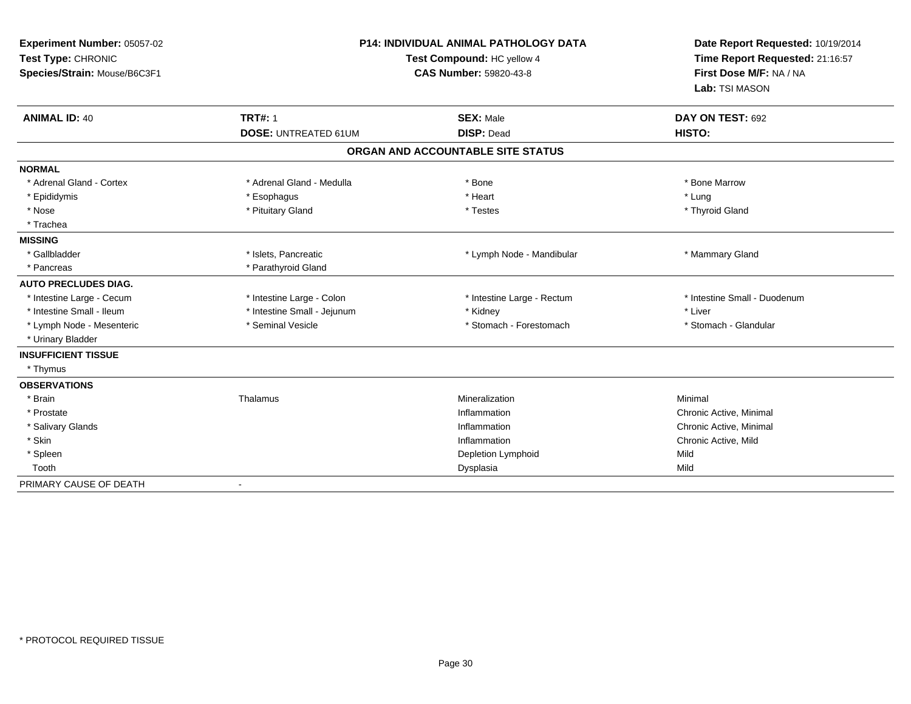**Experiment Number:** 05057-02
**Test Type:** CHRONIC
**Species/Strain:** Mouse/B6C3F1

**P14: INDIVIDUAL ANIMAL PATHOLOGY DATA**
**Test Compound:** HC yellow 4
**CAS Number:** 59820-43-8

**Date Report Requested:** 10/19/2014
**Time Report Requested:** 21:16:57
**First Dose M/F:** NA / NA
**Lab:** TSI MASON

| **ANIMAL ID:** 40 | **TRT#:** 1 | **SEX:** Male | **DAY ON TEST:** 692 |
|---|---|---|---|
| | **DOSE:** UNTREATED 61UM | **DISP:** Dead | **HISTO:** |

**ORGAN AND ACCOUNTABLE SITE STATUS**

| | | | |
|---|---|---|---|
| **NORMAL** | | | |
| * Adrenal Gland - Cortex | * Adrenal Gland - Medulla | * Bone | * Bone Marrow |
| * Epididymis | * Esophagus | * Heart | * Lung |
| * Nose | * Pituitary Gland | * Testes | * Thyroid Gland |
| * Trachea | | | |
| **MISSING** | | | |
| * Gallbladder | * Islets, Pancreatic | * Lymph Node - Mandibular | * Mammary Gland |
| * Pancreas | * Parathyroid Gland | | |
| **AUTO PRECLUDES DIAG.** | | | |
| * Intestine Large - Cecum | * Intestine Large - Colon | * Intestine Large - Rectum | * Intestine Small - Duodenum |
| * Intestine Small - Ileum | * Intestine Small - Jejunum | * Kidney | * Liver |
| * Lymph Node - Mesenteric | * Seminal Vesicle | * Stomach - Forestomach | * Stomach - Glandular |
| * Urinary Bladder | | | |
| **INSUFFICIENT TISSUE** | | | |
| * Thymus | | | |
| **OBSERVATIONS** | | | |
| * Brain | Thalamus | Mineralization | Minimal |
| * Prostate | | Inflammation | Chronic Active, Minimal |
| * Salivary Glands | | Inflammation | Chronic Active, Minimal |
| * Skin | | Inflammation | Chronic Active, Mild |
| * Spleen | | Depletion Lymphoid | Mild |
| Tooth | | Dysplasia | Mild |
| PRIMARY CAUSE OF DEATH | - | | |

* PROTOCOL REQUIRED TISSUE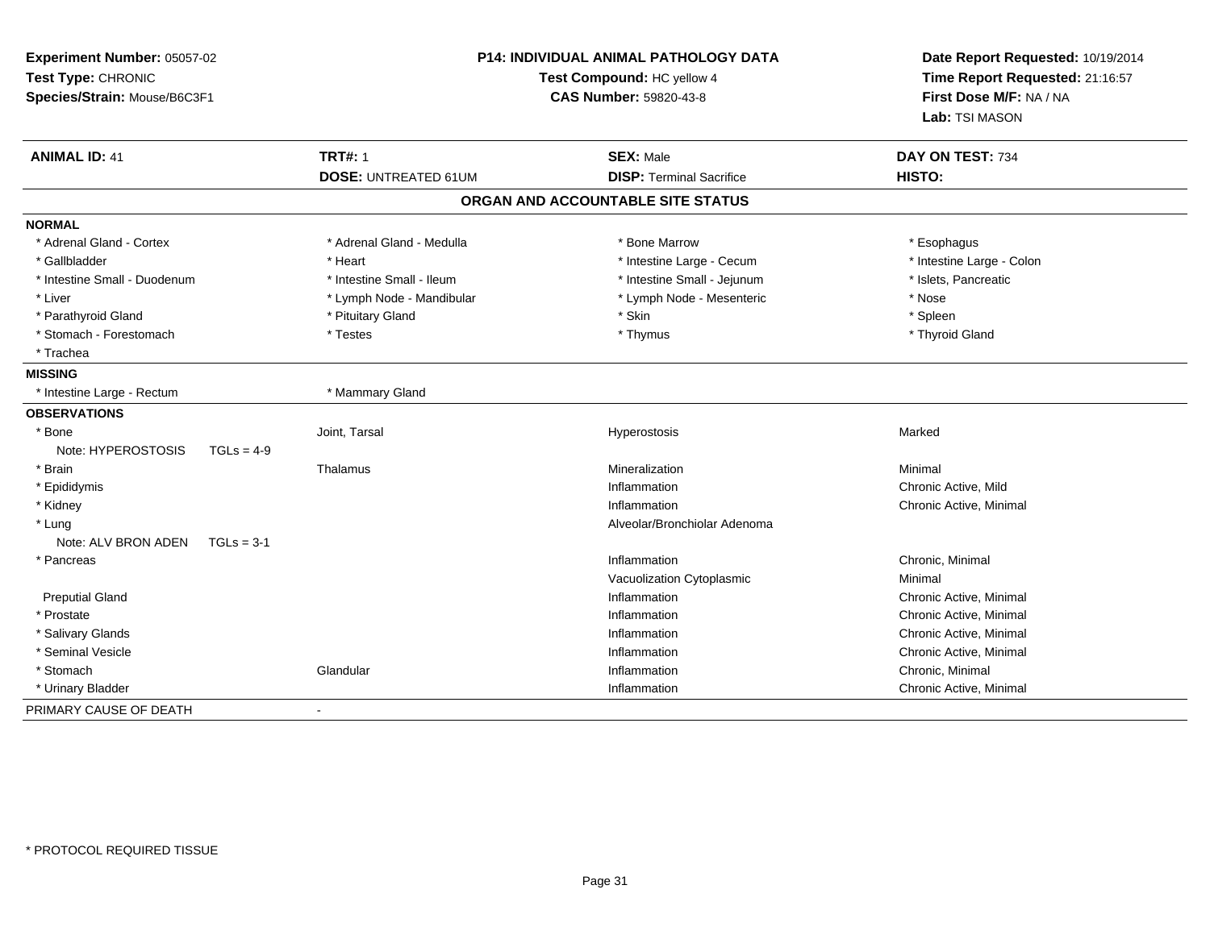**Experiment Number:** 05057-02
**Test Type:** CHRONIC
**Species/Strain:** Mouse/B6C3F1

**P14: INDIVIDUAL ANIMAL PATHOLOGY DATA**
**Test Compound:** HC yellow 4
**CAS Number:** 59820-43-8

**Date Report Requested:** 10/19/2014
**Time Report Requested:** 21:16:57
**First Dose M/F:** NA / NA
**Lab:** TSI MASON

| **ANIMAL ID:** 41 | **TRT#:** 1 | **SEX:** Male | **DAY ON TEST:** 734 |
|---|---|---|---|
| | **DOSE:** UNTREATED 61UM | **DISP:** Terminal Sacrifice | **HISTO:** |

## ORGAN AND ACCOUNTABLE SITE STATUS

| | | | |
|---|---|---|---|
| **NORMAL** | | | |
| * Adrenal Gland - Cortex | * Adrenal Gland - Medulla | * Bone Marrow | * Esophagus |
| * Gallbladder | * Heart | * Intestine Large - Cecum | * Intestine Large - Colon |
| * Intestine Small - Duodenum | * Intestine Small - Ileum | * Intestine Small - Jejunum | * Islets, Pancreatic |
| * Liver | * Lymph Node - Mandibular | * Lymph Node - Mesenteric | * Nose |
| * Parathyroid Gland | * Pituitary Gland | * Skin | * Spleen |
| * Stomach - Forestomach | * Testes | * Thymus | * Thyroid Gland |
| * Trachea | | | |
| **MISSING** | | | |
| * Intestine Large - Rectum | * Mammary Gland | | |
| **OBSERVATIONS** | | | |
| * Bone | Joint, Tarsal | Hyperostosis | Marked |
| Note: HYPEROSTOSIS TGLs = 4-9 | | | |
| * Brain | Thalamus | Mineralization | Minimal |
| * Epididymis | | Inflammation | Chronic Active, Mild |
| * Kidney | | Inflammation | Chronic Active, Minimal |
| * Lung | | Alveolar/Bronchiolar Adenoma | |
| Note: ALV BRON ADEN TGLs = 3-1 | | | |
| * Pancreas | | Inflammation | Chronic, Minimal |
| | | Vacuolization Cytoplasmic | Minimal |
| Preputial Gland | | Inflammation | Chronic Active, Minimal |
| * Prostate | | Inflammation | Chronic Active, Minimal |
| * Salivary Glands | | Inflammation | Chronic Active, Minimal |
| * Seminal Vesicle | | Inflammation | Chronic Active, Minimal |
| * Stomach | Glandular | Inflammation | Chronic, Minimal |
| * Urinary Bladder | | Inflammation | Chronic Active, Minimal |
| PRIMARY CAUSE OF DEATH | - | | |

\* PROTOCOL REQUIRED TISSUE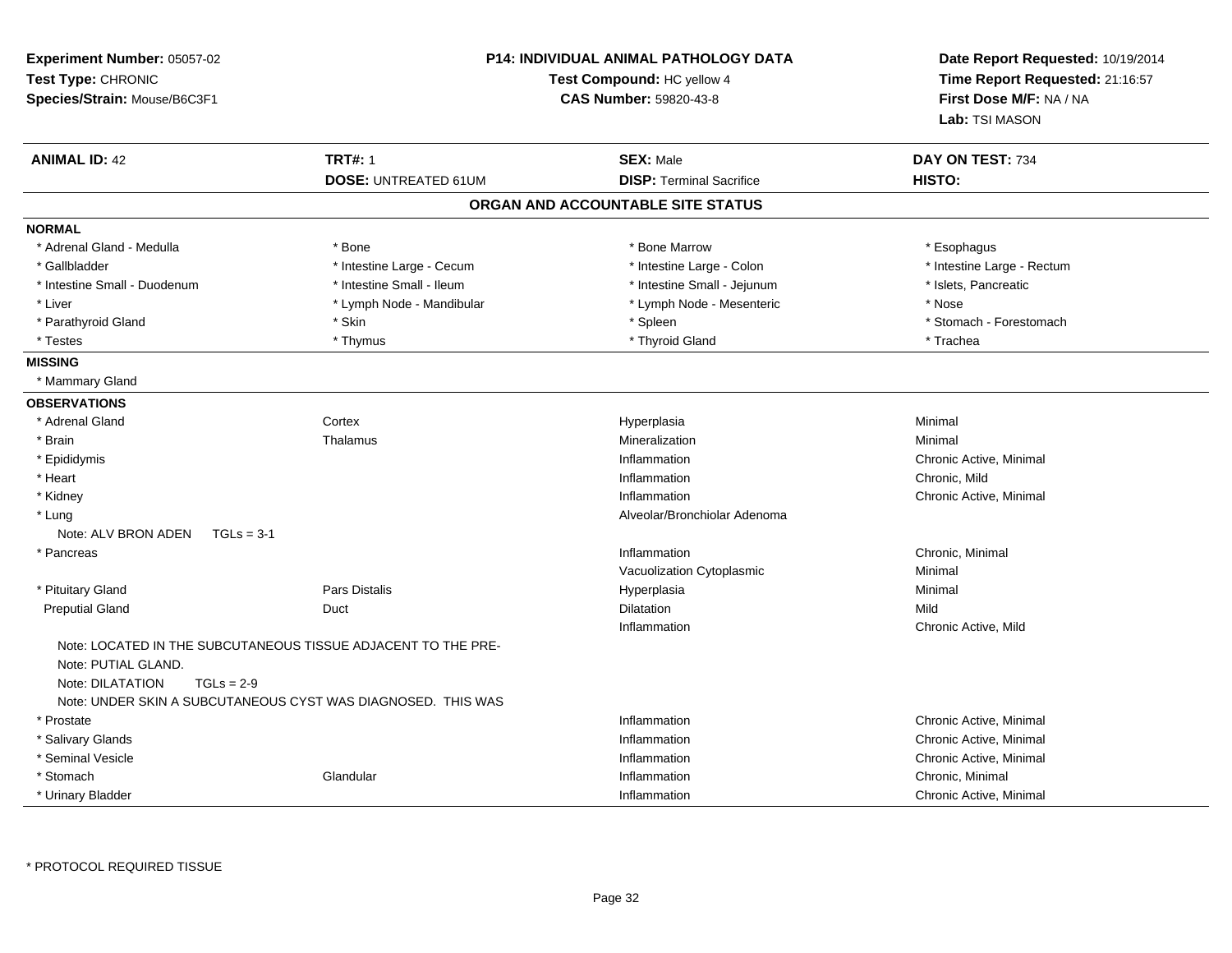**Experiment Number:** 05057-02
**Test Type:** CHRONIC
**Species/Strain:** Mouse/B6C3F1

**P14: INDIVIDUAL ANIMAL PATHOLOGY DATA**
**Test Compound:** HC yellow 4
**CAS Number:** 59820-43-8

**Date Report Requested:** 10/19/2014
**Time Report Requested:** 21:16:57
**First Dose M/F:** NA / NA
**Lab:** TSI MASON

| **ANIMAL ID:** 42 | **TRT#:** 1 | **SEX:** Male | **DAY ON TEST:** 734 |
|---|---|---|---|
| | **DOSE:** UNTREATED 61UM | **DISP:** Terminal Sacrifice | **HISTO:** |

## ORGAN AND ACCOUNTABLE SITE STATUS

**NORMAL**

| | | | |
|---|---|---|---|
| * Adrenal Gland - Medulla | * Bone | * Bone Marrow | * Esophagus |
| * Gallbladder | * Intestine Large - Cecum | * Intestine Large - Colon | * Intestine Large - Rectum |
| * Intestine Small - Duodenum | * Intestine Small - Ileum | * Intestine Small - Jejunum | * Islets, Pancreatic |
| * Liver | * Lymph Node - Mandibular | * Lymph Node - Mesenteric | * Nose |
| * Parathyroid Gland | * Skin | * Spleen | * Stomach - Forestomach |
| * Testes | * Thymus | * Thyroid Gland | * Trachea |

**MISSING**

* Mammary Gland

**OBSERVATIONS**

| | | | |
|---|---|---|---|
| * Adrenal Gland | Cortex | Hyperplasia | Minimal |
| * Brain | Thalamus | Mineralization | Minimal |
| * Epididymis | | Inflammation | Chronic Active, Minimal |
| * Heart | | Inflammation | Chronic, Mild |
| * Kidney | | Inflammation | Chronic Active, Minimal |
| * Lung | | Alveolar/Bronchiolar Adenoma | |
| Note: ALV BRON ADEN TGLs = 3-1 | | | |
| * Pancreas | | Inflammation | Chronic, Minimal |
| | | Vacuolization Cytoplasmic | Minimal |
| * Pituitary Gland | Pars Distalis | Hyperplasia | Minimal |
| Preputial Gland | Duct | Dilatation | Mild |
| | | Inflammation | Chronic Active, Mild |
| Note: LOCATED IN THE SUBCUTANEOUS TISSUE ADJACENT TO THE PRE- | | | |
| Note: PUTIAL GLAND. | | | |
| Note: DILATATION TGLs = 2-9 | | | |
| Note: UNDER SKIN A SUBCUTANEOUS CYST WAS DIAGNOSED. THIS WAS | | | |
| * Prostate | | Inflammation | Chronic Active, Minimal |
| * Salivary Glands | | Inflammation | Chronic Active, Minimal |
| * Seminal Vesicle | | Inflammation | Chronic Active, Minimal |
| * Stomach | Glandular | Inflammation | Chronic, Minimal |
| * Urinary Bladder | | Inflammation | Chronic Active, Minimal |

* PROTOCOL REQUIRED TISSUE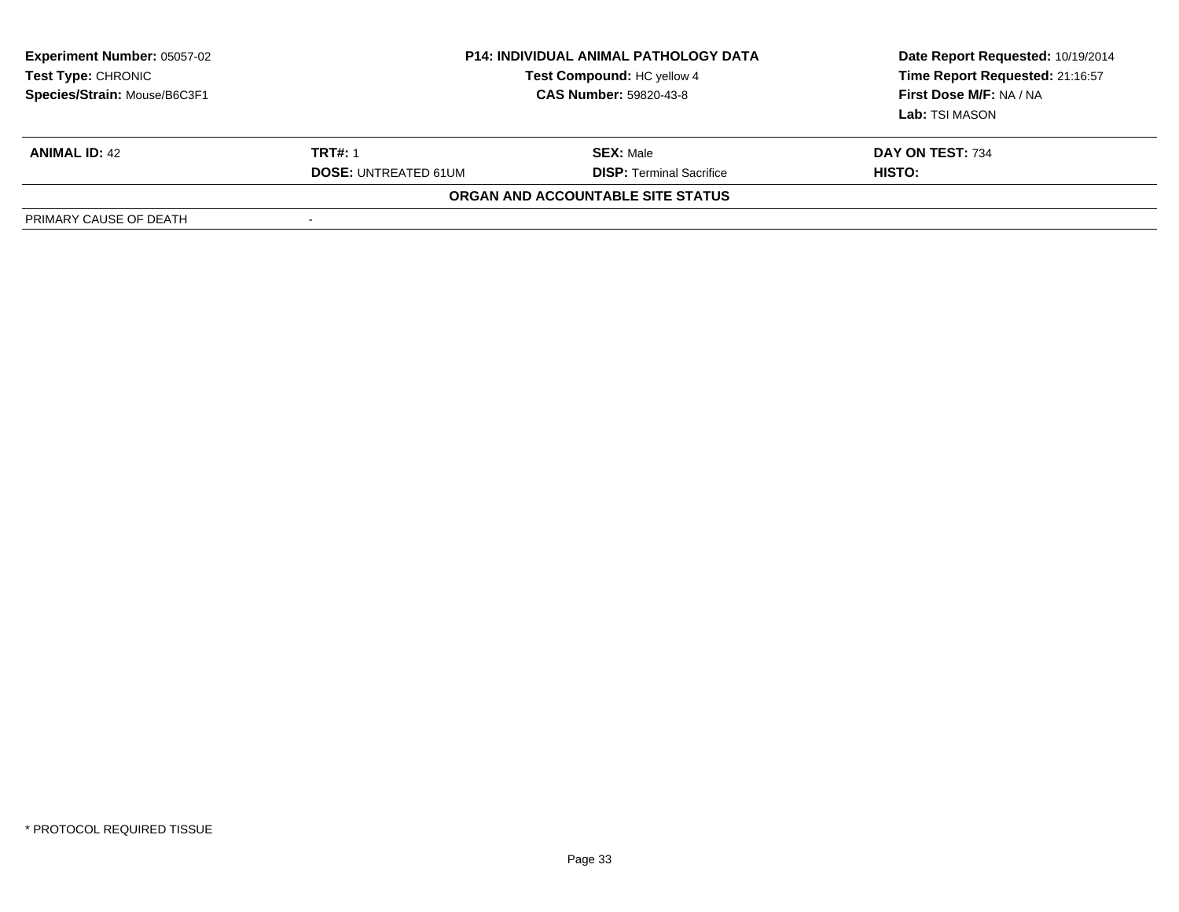**Experiment Number:** 05057-02
**Test Type:** CHRONIC
**Species/Strain:** Mouse/B6C3F1

**P14: INDIVIDUAL ANIMAL PATHOLOGY DATA**
**Test Compound:** HC yellow 4
**CAS Number:** 59820-43-8

**Date Report Requested:** 10/19/2014
**Time Report Requested:** 21:16:57
**First Dose M/F:** NA / NA
**Lab:** TSI MASON

| **ANIMAL ID:** 42 | **TRT#:** 1 | **SEX:** Male | **DAY ON TEST:** 734 |
|---|---|---|---|
| | **DOSE:** UNTREATED 61UM | **DISP:** Terminal Sacrifice | **HISTO:** |

**ORGAN AND ACCOUNTABLE SITE STATUS**

| | |
|---|---|
| PRIMARY CAUSE OF DEATH | - |

\* PROTOCOL REQUIRED TISSUE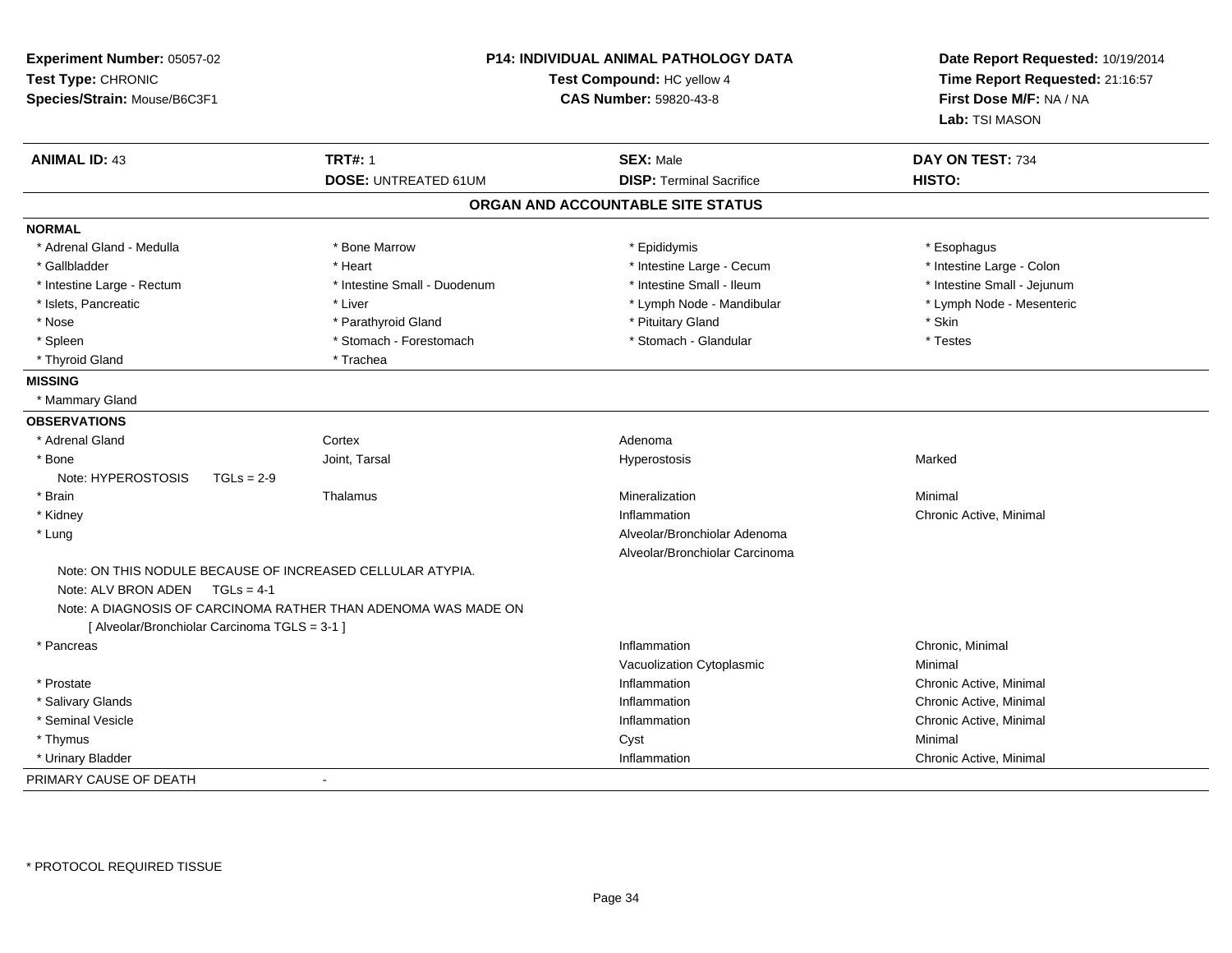**Experiment Number:** 05057-02
**Test Type:** CHRONIC
**Species/Strain:** Mouse/B6C3F1

**P14: INDIVIDUAL ANIMAL PATHOLOGY DATA**
**Test Compound:** HC yellow 4
**CAS Number:** 59820-43-8

**Date Report Requested:** 10/19/2014
**Time Report Requested:** 21:16:57
**First Dose M/F:** NA / NA
**Lab:** TSI MASON

| **ANIMAL ID:** 43 | **TRT#:** 1 | **SEX:** Male | **DAY ON TEST:** 734 |
|---|---|---|---|
| | **DOSE:** UNTREATED 61UM | **DISP:** Terminal Sacrifice | **HISTO:** |

## ORGAN AND ACCOUNTABLE SITE STATUS

**NORMAL**

| | | | |
|---|---|---|---|
| * Adrenal Gland - Medulla | * Bone Marrow | * Epididymis | * Esophagus |
| * Gallbladder | * Heart | * Intestine Large - Cecum | * Intestine Large - Colon |
| * Intestine Large - Rectum | * Intestine Small - Duodenum | * Intestine Small - Ileum | * Intestine Small - Jejunum |
| * Islets, Pancreatic | * Liver | * Lymph Node - Mandibular | * Lymph Node - Mesenteric |
| * Nose | * Parathyroid Gland | * Pituitary Gland | * Skin |
| * Spleen | * Stomach - Forestomach | * Stomach - Glandular | * Testes |
| * Thyroid Gland | * Trachea | | |

**MISSING**

* Mammary Gland

**OBSERVATIONS**

| | | | |
|---|---|---|---|
| * Adrenal Gland | Cortex | Adenoma | |
| * Bone | Joint, Tarsal | Hyperostosis | Marked |
| Note: HYPEROSTOSIS TGLs = 2-9 | | | |
| * Brain | Thalamus | Mineralization | Minimal |
| * Kidney | | Inflammation | Chronic Active, Minimal |
| * Lung | | Alveolar/Bronchiolar Adenoma | |
| | | Alveolar/Bronchiolar Carcinoma | |
| Note: ON THIS NODULE BECAUSE OF INCREASED CELLULAR ATYPIA. | | | |
| Note: ALV BRON ADEN TGLs = 4-1 | | | |
| Note: A DIAGNOSIS OF CARCINOMA RATHER THAN ADENOMA WAS MADE ON | | | |
| [ Alveolar/Bronchiolar Carcinoma TGLS = 3-1 ] | | | |
| * Pancreas | | Inflammation | Chronic, Minimal |
| | | Vacuolization Cytoplasmic | Minimal |
| * Prostate | | Inflammation | Chronic Active, Minimal |
| * Salivary Glands | | Inflammation | Chronic Active, Minimal |
| * Seminal Vesicle | | Inflammation | Chronic Active, Minimal |
| * Thymus | | Cyst | Minimal |
| * Urinary Bladder | | Inflammation | Chronic Active, Minimal |

PRIMARY CAUSE OF DEATH -

* PROTOCOL REQUIRED TISSUE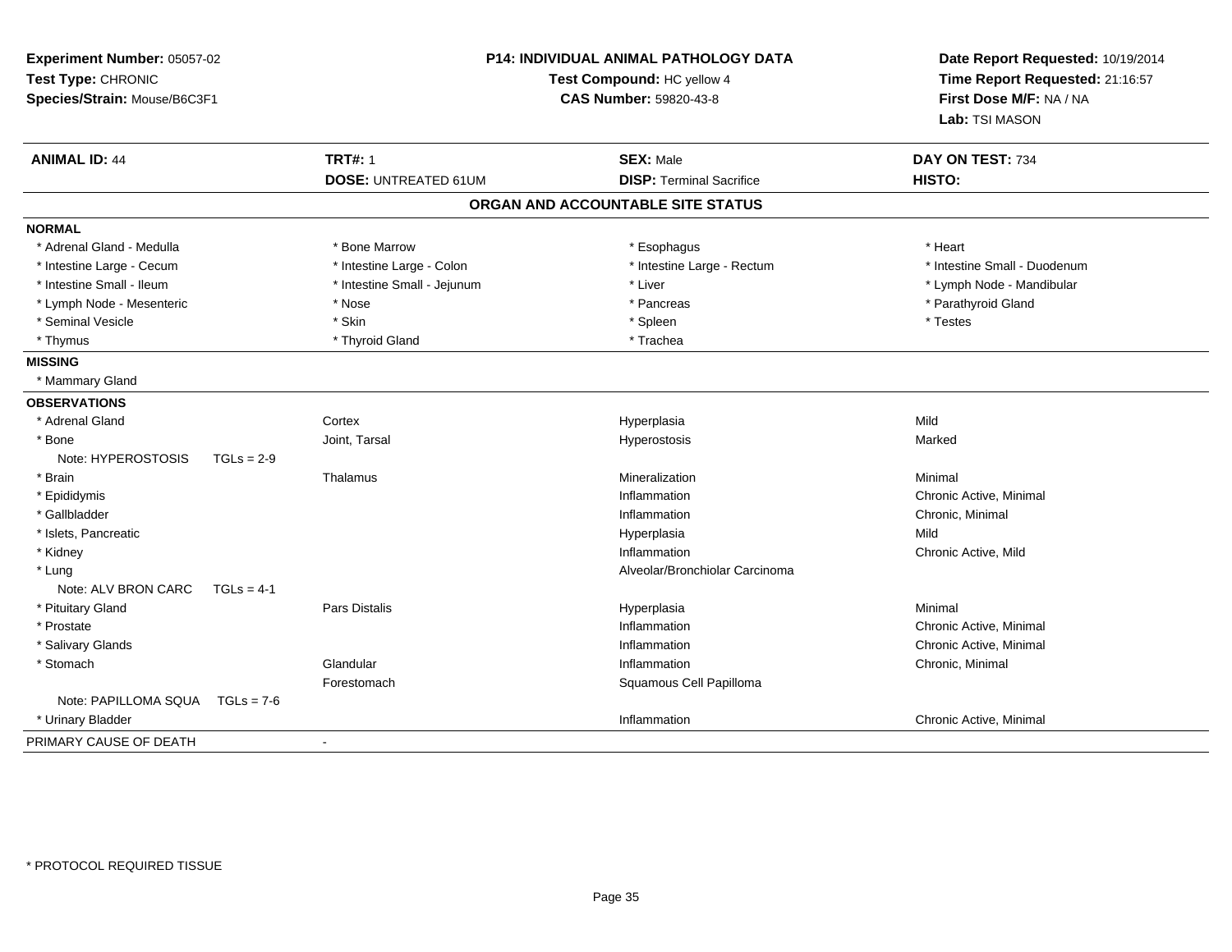**Experiment Number:** 05057-02
**Test Type:** CHRONIC
**Species/Strain:** Mouse/B6C3F1

**P14: INDIVIDUAL ANIMAL PATHOLOGY DATA**
**Test Compound:** HC yellow 4
**CAS Number:** 59820-43-8

**Date Report Requested:** 10/19/2014
**Time Report Requested:** 21:16:57
**First Dose M/F:** NA / NA
**Lab:** TSI MASON

| **ANIMAL ID:** 44 | **TRT#:** 1 | **SEX:** Male | **DAY ON TEST:** 734 |
|---|---|---|---|
| | **DOSE:** UNTREATED 61UM | **DISP:** Terminal Sacrifice | **HISTO:** |

## ORGAN AND ACCOUNTABLE SITE STATUS

**NORMAL**

| | | | |
|---|---|---|---|
| * Adrenal Gland - Medulla | * Bone Marrow | * Esophagus | * Heart |
| * Intestine Large - Cecum | * Intestine Large - Colon | * Intestine Large - Rectum | * Intestine Small - Duodenum |
| * Intestine Small - Ileum | * Intestine Small - Jejunum | * Liver | * Lymph Node - Mandibular |
| * Lymph Node - Mesenteric | * Nose | * Pancreas | * Parathyroid Gland |
| * Seminal Vesicle | * Skin | * Spleen | * Testes |
| * Thymus | * Thyroid Gland | * Trachea | |

**MISSING**

* Mammary Gland

**OBSERVATIONS**

| | | | |
|---|---|---|---|
| * Adrenal Gland | Cortex | Hyperplasia | Mild |
| * Bone | Joint, Tarsal | Hyperostosis | Marked |
| Note: HYPEROSTOSIS TGLs = 2-9 | | | |
| * Brain | Thalamus | Mineralization | Minimal |
| * Epididymis | | Inflammation | Chronic Active, Minimal |
| * Gallbladder | | Inflammation | Chronic, Minimal |
| * Islets, Pancreatic | | Hyperplasia | Mild |
| * Kidney | | Inflammation | Chronic Active, Mild |
| * Lung | | Alveolar/Bronchiolar Carcinoma | |
| Note: ALV BRON CARC TGLs = 4-1 | | | |
| * Pituitary Gland | Pars Distalis | Hyperplasia | Minimal |
| * Prostate | | Inflammation | Chronic Active, Minimal |
| * Salivary Glands | | Inflammation | Chronic Active, Minimal |
| * Stomach | Glandular | Inflammation | Chronic, Minimal |
| | Forestomach | Squamous Cell Papilloma | |
| Note: PAPILLOMA SQUA TGLs = 7-6 | | | |
| * Urinary Bladder | | Inflammation | Chronic Active, Minimal |

PRIMARY CAUSE OF DEATH -

* PROTOCOL REQUIRED TISSUE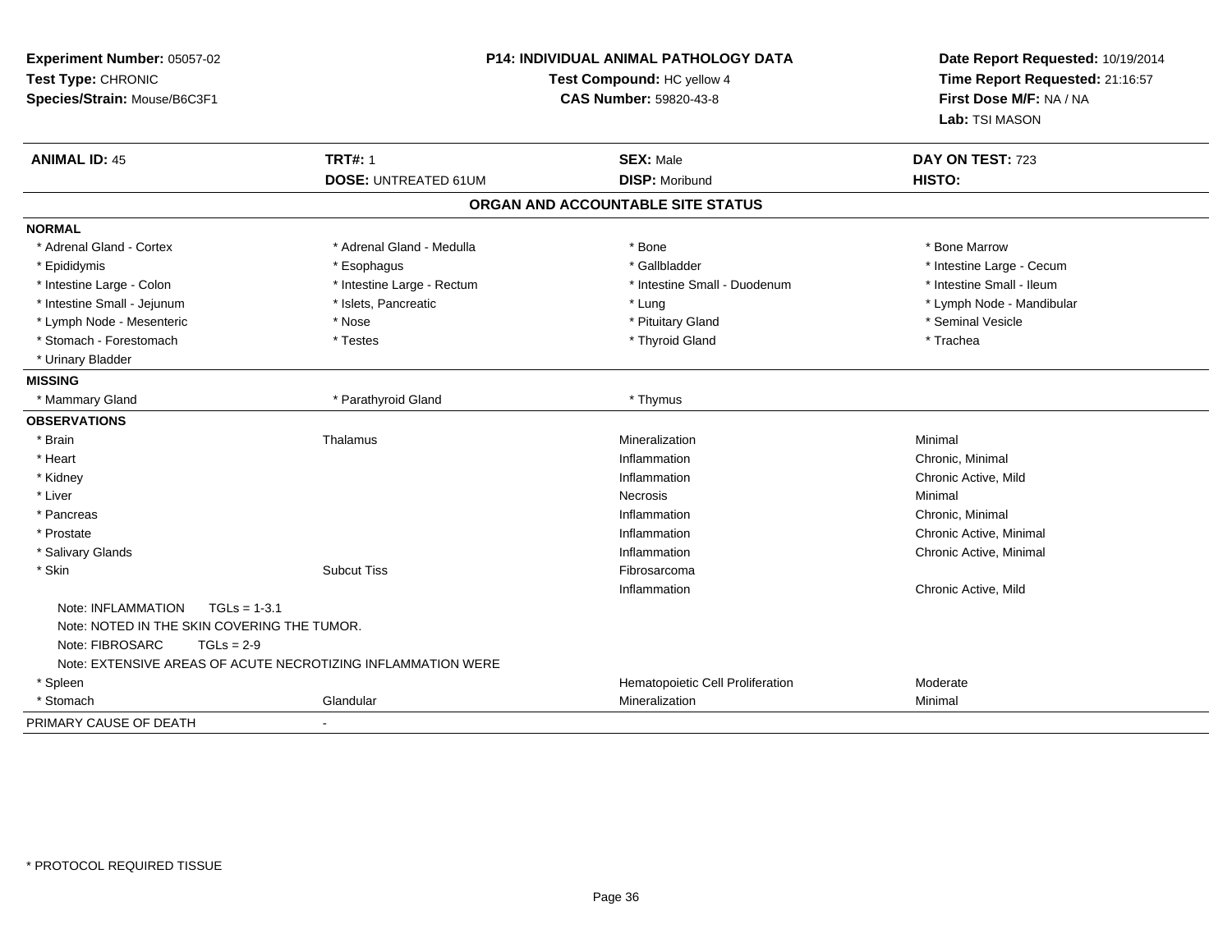**Experiment Number:** 05057-02
**Test Type:** CHRONIC
**Species/Strain:** Mouse/B6C3F1

**P14: INDIVIDUAL ANIMAL PATHOLOGY DATA**
**Test Compound:** HC yellow 4
**CAS Number:** 59820-43-8

**Date Report Requested:** 10/19/2014
**Time Report Requested:** 21:16:57
**First Dose M/F:** NA / NA
**Lab:** TSI MASON

| **ANIMAL ID:** 45 | **TRT#:** 1 | **SEX:** Male | **DAY ON TEST:** 723 |
|---|---|---|---|
| | **DOSE:** UNTREATED 61UM | **DISP:** Moribund | **HISTO:** |

## ORGAN AND ACCOUNTABLE SITE STATUS

**NORMAL**

| | | | |
|---|---|---|---|
| * Adrenal Gland - Cortex | * Adrenal Gland - Medulla | * Bone | * Bone Marrow |
| * Epididymis | * Esophagus | * Gallbladder | * Intestine Large - Cecum |
| * Intestine Large - Colon | * Intestine Large - Rectum | * Intestine Small - Duodenum | * Intestine Small - Ileum |
| * Intestine Small - Jejunum | * Islets, Pancreatic | * Lung | * Lymph Node - Mandibular |
| * Lymph Node - Mesenteric | * Nose | * Pituitary Gland | * Seminal Vesicle |
| * Stomach - Forestomach | * Testes | * Thyroid Gland | * Trachea |
| * Urinary Bladder | | | |

**MISSING**

| | | |
|---|---|---|
| * Mammary Gland | * Parathyroid Gland | * Thymus |

**OBSERVATIONS**

| | | | |
|---|---|---|---|
| * Brain | Thalamus | Mineralization | Minimal |
| * Heart | | Inflammation | Chronic, Minimal |
| * Kidney | | Inflammation | Chronic Active, Mild |
| * Liver | | Necrosis | Minimal |
| * Pancreas | | Inflammation | Chronic, Minimal |
| * Prostate | | Inflammation | Chronic Active, Minimal |
| * Salivary Glands | | Inflammation | Chronic Active, Minimal |
| * Skin | Subcut Tiss | Fibrosarcoma | |
| | | Inflammation | Chronic Active, Mild |

Note: INFLAMMATION TGLs = 1-3.1
Note: NOTED IN THE SKIN COVERING THE TUMOR.
Note: FIBROSARC TGLs = 2-9
Note: EXTENSIVE AREAS OF ACUTE NECROTIZING INFLAMMATION WERE

| | | | |
|---|---|---|---|
| * Spleen | | Hematopoietic Cell Proliferation | Moderate |
| * Stomach | Glandular | Mineralization | Minimal |

PRIMARY CAUSE OF DEATH -

\* PROTOCOL REQUIRED TISSUE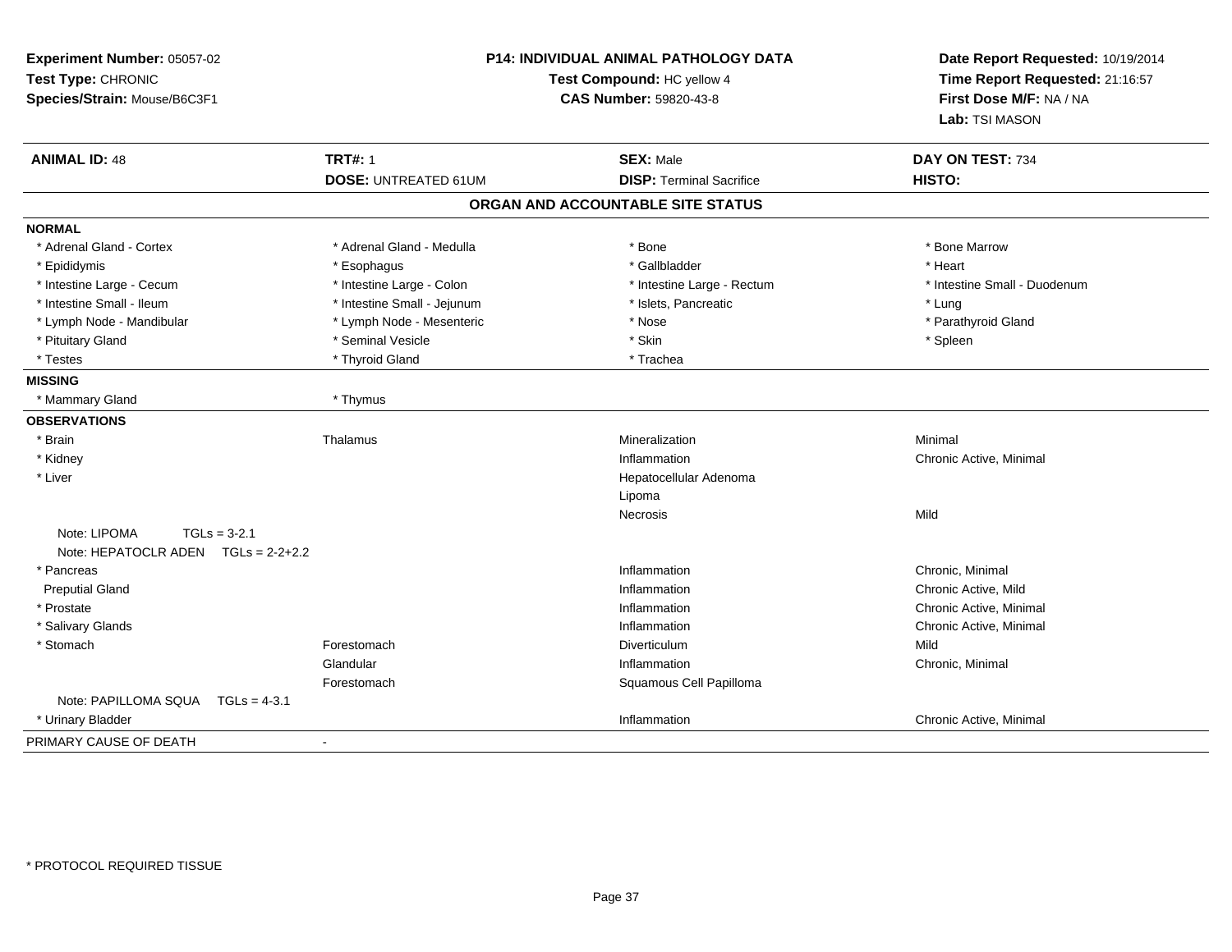**Experiment Number:** 05057-02
**Test Type:** CHRONIC
**Species/Strain:** Mouse/B6C3F1

**P14: INDIVIDUAL ANIMAL PATHOLOGY DATA**
**Test Compound:** HC yellow 4
**CAS Number:** 59820-43-8

**Date Report Requested:** 10/19/2014
**Time Report Requested:** 21:16:57
**First Dose M/F:** NA / NA
**Lab:** TSI MASON

| **ANIMAL ID:** 48 | **TRT#:** 1 | **SEX:** Male | **DAY ON TEST:** 734 |
|---|---|---|---|
| | **DOSE:** UNTREATED 61UM | **DISP:** Terminal Sacrifice | **HISTO:** |

## ORGAN AND ACCOUNTABLE SITE STATUS

| | | | |
|---|---|---|---|
| **NORMAL** | | | |
| * Adrenal Gland - Cortex | * Adrenal Gland - Medulla | * Bone | * Bone Marrow |
| * Epididymis | * Esophagus | * Gallbladder | * Heart |
| * Intestine Large - Cecum | * Intestine Large - Colon | * Intestine Large - Rectum | * Intestine Small - Duodenum |
| * Intestine Small - Ileum | * Intestine Small - Jejunum | * Islets, Pancreatic | * Lung |
| * Lymph Node - Mandibular | * Lymph Node - Mesenteric | * Nose | * Parathyroid Gland |
| * Pituitary Gland | * Seminal Vesicle | * Skin | * Spleen |
| * Testes | * Thyroid Gland | * Trachea | |
| **MISSING** | | | |
| * Mammary Gland | * Thymus | | |
| **OBSERVATIONS** | | | |
| * Brain | Thalamus | Mineralization | Minimal |
| * Kidney | | Inflammation | Chronic Active, Minimal |
| * Liver | | Hepatocellular Adenoma | |
| | | Lipoma | |
| | | Necrosis | Mild |
| Note: LIPOMA TGLs = 3-2.1 | | | |
| Note: HEPATOCLR ADEN TGLs = 2-2+2.2 | | | |
| * Pancreas | | Inflammation | Chronic, Minimal |
| Preputial Gland | | Inflammation | Chronic Active, Mild |
| * Prostate | | Inflammation | Chronic Active, Minimal |
| * Salivary Glands | | Inflammation | Chronic Active, Minimal |
| * Stomach | Forestomach | Diverticulum | Mild |
| | Glandular | Inflammation | Chronic, Minimal |
| | Forestomach | Squamous Cell Papilloma | |
| Note: PAPILLOMA SQUA TGLs = 4-3.1 | | | |
| * Urinary Bladder | | Inflammation | Chronic Active, Minimal |
| PRIMARY CAUSE OF DEATH | - | | |

\* PROTOCOL REQUIRED TISSUE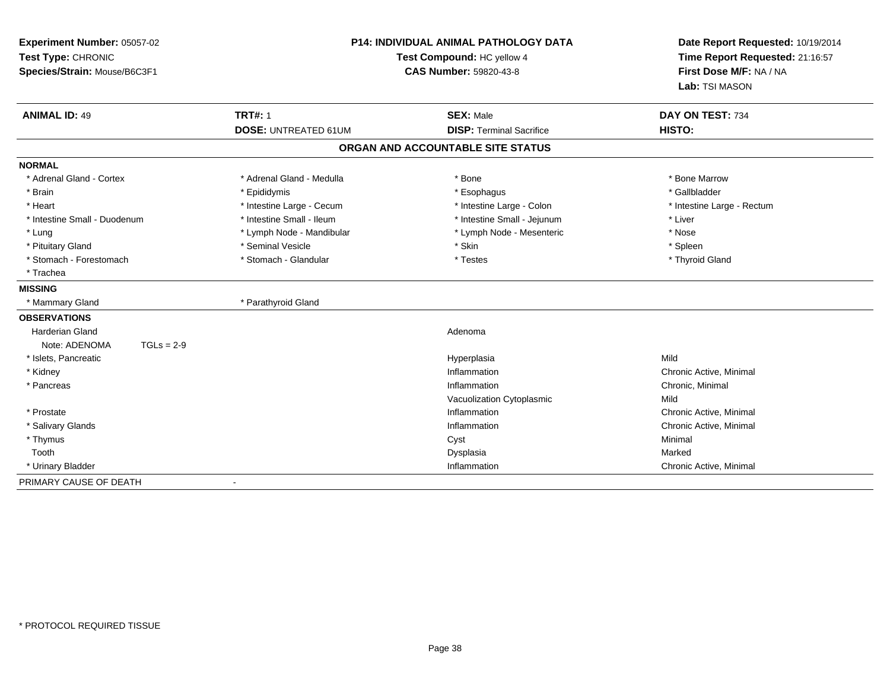**Experiment Number:** 05057-02
**Test Type:** CHRONIC
**Species/Strain:** Mouse/B6C3F1

**P14: INDIVIDUAL ANIMAL PATHOLOGY DATA**
**Test Compound:** HC yellow 4
**CAS Number:** 59820-43-8

**Date Report Requested:** 10/19/2014
**Time Report Requested:** 21:16:57
**First Dose M/F:** NA / NA
**Lab:** TSI MASON

| **ANIMAL ID:** 49 | **TRT#:** 1 | **SEX:** Male | **DAY ON TEST:** 734 |
|---|---|---|---|
| | **DOSE:** UNTREATED 61UM | **DISP:** Terminal Sacrifice | **HISTO:** |

**ORGAN AND ACCOUNTABLE SITE STATUS**

| | | | |
|---|---|---|---|
| **NORMAL** | | | |
| * Adrenal Gland - Cortex | * Adrenal Gland - Medulla | * Bone | * Bone Marrow |
| * Brain | * Epididymis | * Esophagus | * Gallbladder |
| * Heart | * Intestine Large - Cecum | * Intestine Large - Colon | * Intestine Large - Rectum |
| * Intestine Small - Duodenum | * Intestine Small - Ileum | * Intestine Small - Jejunum | * Liver |
| * Lung | * Lymph Node - Mandibular | * Lymph Node - Mesenteric | * Nose |
| * Pituitary Gland | * Seminal Vesicle | * Skin | * Spleen |
| * Stomach - Forestomach | * Stomach - Glandular | * Testes | * Thyroid Gland |
| * Trachea | | | |
| **MISSING** | | | |
| * Mammary Gland | * Parathyroid Gland | | |
| **OBSERVATIONS** | | | |
| Harderian Gland | | Adenoma | |
| Note: ADENOMA TGLs = 2-9 | | | |
| * Islets, Pancreatic | | Hyperplasia | Mild |
| * Kidney | | Inflammation | Chronic Active, Minimal |
| * Pancreas | | Inflammation | Chronic, Minimal |
| | | Vacuolization Cytoplasmic | Mild |
| * Prostate | | Inflammation | Chronic Active, Minimal |
| * Salivary Glands | | Inflammation | Chronic Active, Minimal |
| * Thymus | | Cyst | Minimal |
| Tooth | | Dysplasia | Marked |
| * Urinary Bladder | | Inflammation | Chronic Active, Minimal |
| PRIMARY CAUSE OF DEATH | - | | |

\* PROTOCOL REQUIRED TISSUE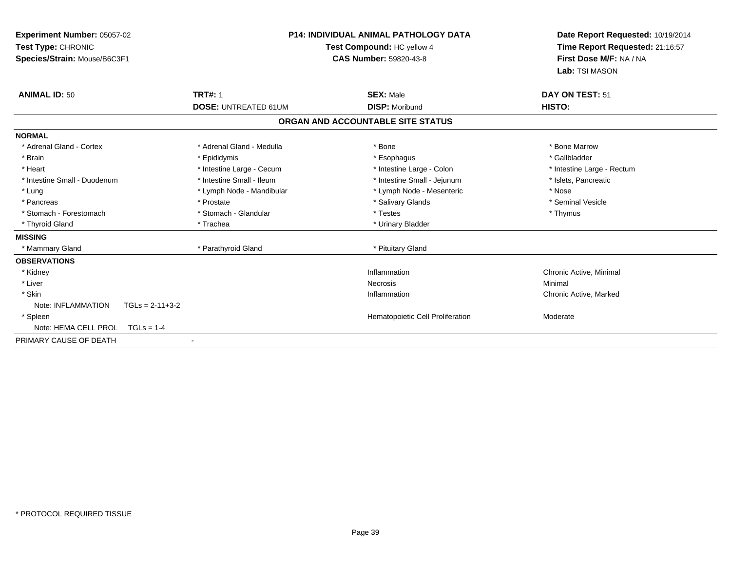**Experiment Number:** 05057-02
**Test Type:** CHRONIC
**Species/Strain:** Mouse/B6C3F1

**P14: INDIVIDUAL ANIMAL PATHOLOGY DATA**
**Test Compound:** HC yellow 4
**CAS Number:** 59820-43-8

**Date Report Requested:** 10/19/2014
**Time Report Requested:** 21:16:57
**First Dose M/F:** NA / NA
**Lab:** TSI MASON

| **ANIMAL ID:** 50 | **TRT#:** 1 | **SEX:** Male | **DAY ON TEST:** 51 |
|---|---|---|---|
| | **DOSE:** UNTREATED 61UM | **DISP:** Moribund | **HISTO:** |

**ORGAN AND ACCOUNTABLE SITE STATUS**

| | | | |
|---|---|---|---|
| **NORMAL** | | | |
| * Adrenal Gland - Cortex | * Adrenal Gland - Medulla | * Bone | * Bone Marrow |
| * Brain | * Epididymis | * Esophagus | * Gallbladder |
| * Heart | * Intestine Large - Cecum | * Intestine Large - Colon | * Intestine Large - Rectum |
| * Intestine Small - Duodenum | * Intestine Small - Ileum | * Intestine Small - Jejunum | * Islets, Pancreatic |
| * Lung | * Lymph Node - Mandibular | * Lymph Node - Mesenteric | * Nose |
| * Pancreas | * Prostate | * Salivary Glands | * Seminal Vesicle |
| * Stomach - Forestomach | * Stomach - Glandular | * Testes | * Thymus |
| * Thyroid Gland | * Trachea | * Urinary Bladder | |
| **MISSING** | | | |
| * Mammary Gland | * Parathyroid Gland | * Pituitary Gland | |
| **OBSERVATIONS** | | | |
| * Kidney | | Inflammation | Chronic Active, Minimal |
| * Liver | | Necrosis | Minimal |
| * Skin | | Inflammation | Chronic Active, Marked |
| Note: INFLAMMATION TGLs = 2-11+3-2 | | | |
| * Spleen | | Hematopoietic Cell Proliferation | Moderate |
| Note: HEMA CELL PROL TGLs = 1-4 | | | |
| PRIMARY CAUSE OF DEATH | - | | |

* PROTOCOL REQUIRED TISSUE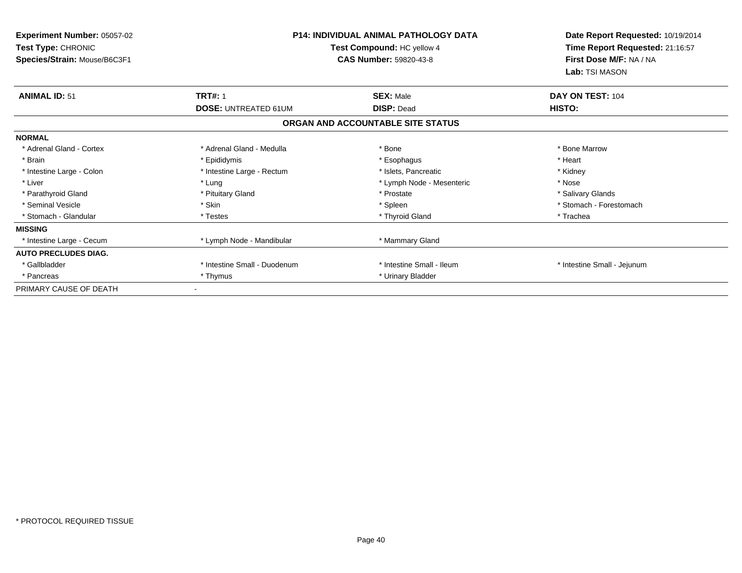**Experiment Number:** 05057-02
**Test Type:** CHRONIC
**Species/Strain:** Mouse/B6C3F1

**P14: INDIVIDUAL ANIMAL PATHOLOGY DATA**
**Test Compound:** HC yellow 4
**CAS Number:** 59820-43-8

**Date Report Requested:** 10/19/2014
**Time Report Requested:** 21:16:57
**First Dose M/F:** NA / NA
**Lab:** TSI MASON

| **ANIMAL ID:** 51 | **TRT#:** 1 | **SEX:** Male | **DAY ON TEST:** 104 |
|---|---|---|---|
| | **DOSE:** UNTREATED 61UM | **DISP:** Dead | **HISTO:** |

## ORGAN AND ACCOUNTABLE SITE STATUS

| | | | |
|---|---|---|---|
| **NORMAL** | | | |
| * Adrenal Gland - Cortex | * Adrenal Gland - Medulla | * Bone | * Bone Marrow |
| * Brain | * Epididymis | * Esophagus | * Heart |
| * Intestine Large - Colon | * Intestine Large - Rectum | * Islets, Pancreatic | * Kidney |
| * Liver | * Lung | * Lymph Node - Mesenteric | * Nose |
| * Parathyroid Gland | * Pituitary Gland | * Prostate | * Salivary Glands |
| * Seminal Vesicle | * Skin | * Spleen | * Stomach - Forestomach |
| * Stomach - Glandular | * Testes | * Thyroid Gland | * Trachea |
| **MISSING** | | | |
| * Intestine Large - Cecum | * Lymph Node - Mandibular | * Mammary Gland | |
| **AUTO PRECLUDES DIAG.** | | | |
| * Gallbladder | * Intestine Small - Duodenum | * Intestine Small - Ileum | * Intestine Small - Jejunum |
| * Pancreas | * Thymus | * Urinary Bladder | |
| PRIMARY CAUSE OF DEATH | - | | |

* PROTOCOL REQUIRED TISSUE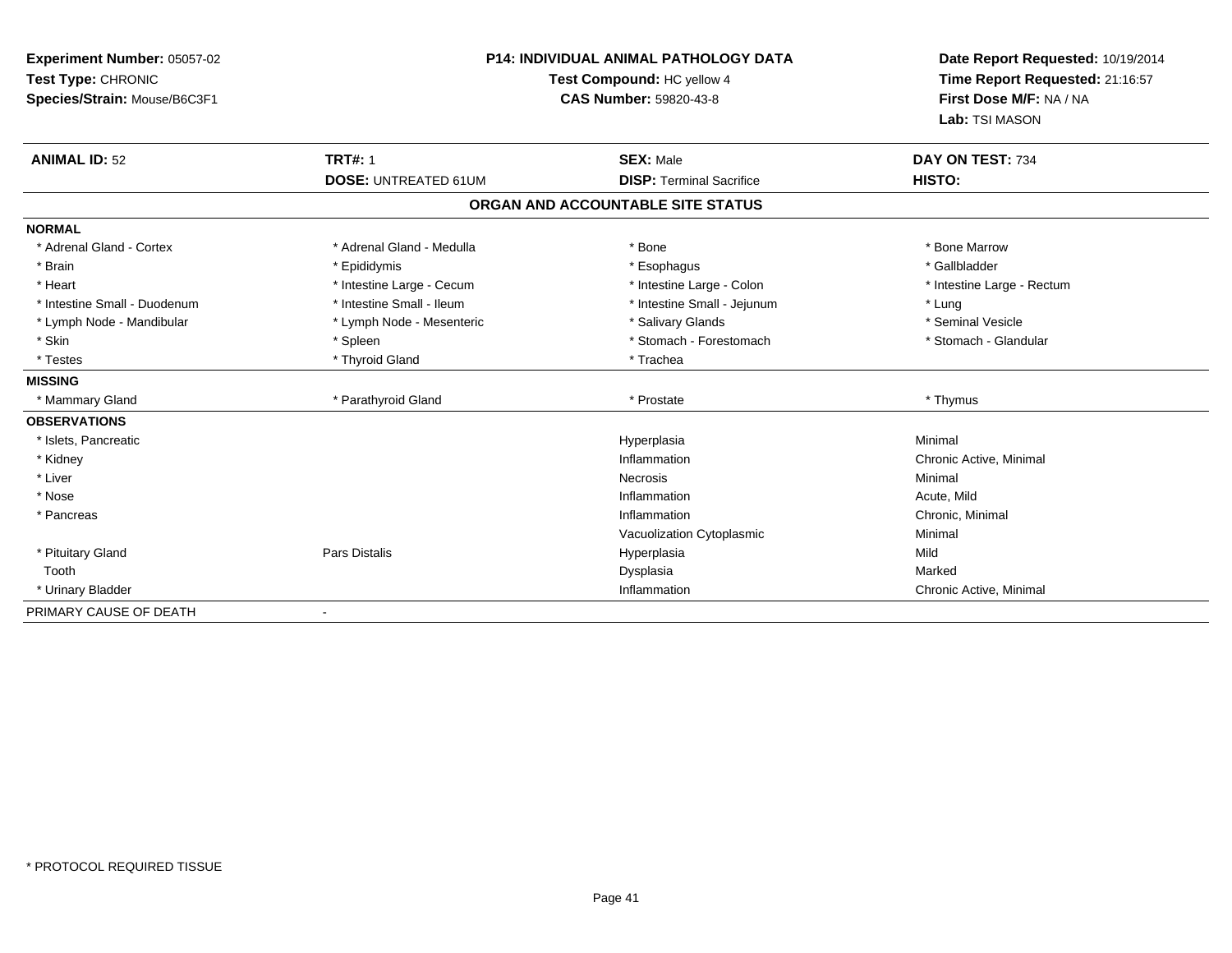**Experiment Number:** 05057-02
**Test Type:** CHRONIC
**Species/Strain:** Mouse/B6C3F1

**P14: INDIVIDUAL ANIMAL PATHOLOGY DATA**
**Test Compound:** HC yellow 4
**CAS Number:** 59820-43-8

**Date Report Requested:** 10/19/2014
**Time Report Requested:** 21:16:57
**First Dose M/F:** NA / NA
**Lab:** TSI MASON

| **ANIMAL ID:** 52 | **TRT#:** 1 | **SEX:** Male | **DAY ON TEST:** 734 |
|---|---|---|---|
| | **DOSE:** UNTREATED 61UM | **DISP:** Terminal Sacrifice | **HISTO:** |

**ORGAN AND ACCOUNTABLE SITE STATUS**

| | | | |
|---|---|---|---|
| **NORMAL** | | | |
| * Adrenal Gland - Cortex | * Adrenal Gland - Medulla | * Bone | * Bone Marrow |
| * Brain | * Epididymis | * Esophagus | * Gallbladder |
| * Heart | * Intestine Large - Cecum | * Intestine Large - Colon | * Intestine Large - Rectum |
| * Intestine Small - Duodenum | * Intestine Small - Ileum | * Intestine Small - Jejunum | * Lung |
| * Lymph Node - Mandibular | * Lymph Node - Mesenteric | * Salivary Glands | * Seminal Vesicle |
| * Skin | * Spleen | * Stomach - Forestomach | * Stomach - Glandular |
| * Testes | * Thyroid Gland | * Trachea | |
| **MISSING** | | | |
| * Mammary Gland | * Parathyroid Gland | * Prostate | * Thymus |
| **OBSERVATIONS** | | | |
| * Islets, Pancreatic | | Hyperplasia | Minimal |
| * Kidney | | Inflammation | Chronic Active, Minimal |
| * Liver | | Necrosis | Minimal |
| * Nose | | Inflammation | Acute, Mild |
| * Pancreas | | Inflammation | Chronic, Minimal |
| | | Vacuolization Cytoplasmic | Minimal |
| * Pituitary Gland | Pars Distalis | Hyperplasia | Mild |
| Tooth | | Dysplasia | Marked |
| * Urinary Bladder | | Inflammation | Chronic Active, Minimal |
| PRIMARY CAUSE OF DEATH | - | | |

* PROTOCOL REQUIRED TISSUE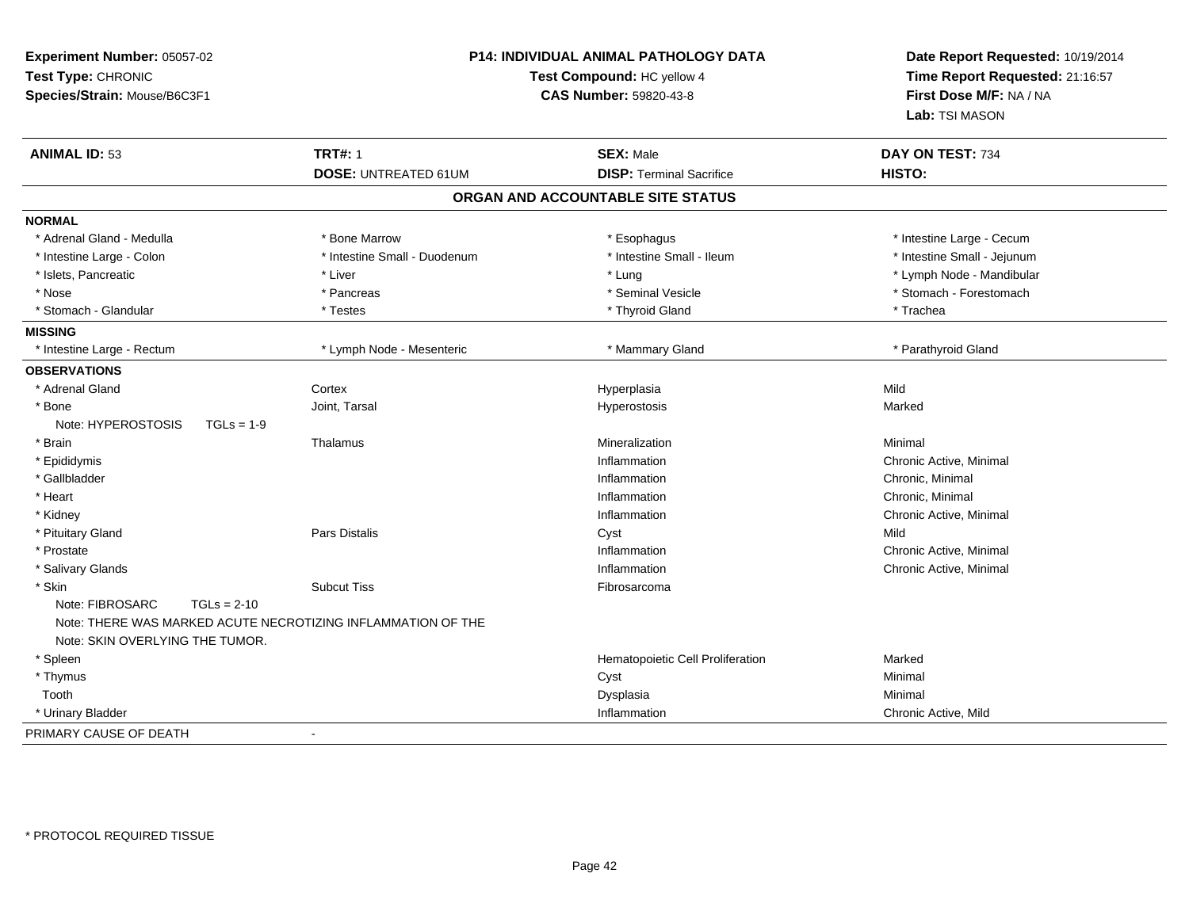**Experiment Number:** 05057-02
**Test Type:** CHRONIC
**Species/Strain:** Mouse/B6C3F1

**P14: INDIVIDUAL ANIMAL PATHOLOGY DATA**
**Test Compound:** HC yellow 4
**CAS Number:** 59820-43-8

**Date Report Requested:** 10/19/2014
**Time Report Requested:** 21:16:57
**First Dose M/F:** NA / NA
**Lab:** TSI MASON

| **ANIMAL ID:** 53 | **TRT#:** 1 | **SEX:** Male | **DAY ON TEST:** 734 |
|---|---|---|---|
| | **DOSE:** UNTREATED 61UM | **DISP:** Terminal Sacrifice | **HISTO:** |

## ORGAN AND ACCOUNTABLE SITE STATUS

| | | | |
|---|---|---|---|
| **NORMAL** | | | |
| * Adrenal Gland - Medulla | * Bone Marrow | * Esophagus | * Intestine Large - Cecum |
| * Intestine Large - Colon | * Intestine Small - Duodenum | * Intestine Small - Ileum | * Intestine Small - Jejunum |
| * Islets, Pancreatic | * Liver | * Lung | * Lymph Node - Mandibular |
| * Nose | * Pancreas | * Seminal Vesicle | * Stomach - Forestomach |
| * Stomach - Glandular | * Testes | * Thyroid Gland | * Trachea |
| **MISSING** | | | |
| * Intestine Large - Rectum | * Lymph Node - Mesenteric | * Mammary Gland | * Parathyroid Gland |
| **OBSERVATIONS** | | | |
| * Adrenal Gland | Cortex | Hyperplasia | Mild |
| * Bone | Joint, Tarsal | Hyperostosis | Marked |
| Note: HYPEROSTOSIS TGLs = 1-9 | | | |
| * Brain | Thalamus | Mineralization | Minimal |
| * Epididymis | | Inflammation | Chronic Active, Minimal |
| * Gallbladder | | Inflammation | Chronic, Minimal |
| * Heart | | Inflammation | Chronic, Minimal |
| * Kidney | | Inflammation | Chronic Active, Minimal |
| * Pituitary Gland | Pars Distalis | Cyst | Mild |
| * Prostate | | Inflammation | Chronic Active, Minimal |
| * Salivary Glands | | Inflammation | Chronic Active, Minimal |
| * Skin | Subcut Tiss | Fibrosarcoma | |
| Note: FIBROSARC TGLs = 2-10 | | | |
| Note: THERE WAS MARKED ACUTE NECROTIZING INFLAMMATION OF THE | | | |
| Note: SKIN OVERLYING THE TUMOR. | | | |
| * Spleen | | Hematopoietic Cell Proliferation | Marked |
| * Thymus | | Cyst | Minimal |
| Tooth | | Dysplasia | Minimal |
| * Urinary Bladder | | Inflammation | Chronic Active, Mild |
| PRIMARY CAUSE OF DEATH | - | | |

* PROTOCOL REQUIRED TISSUE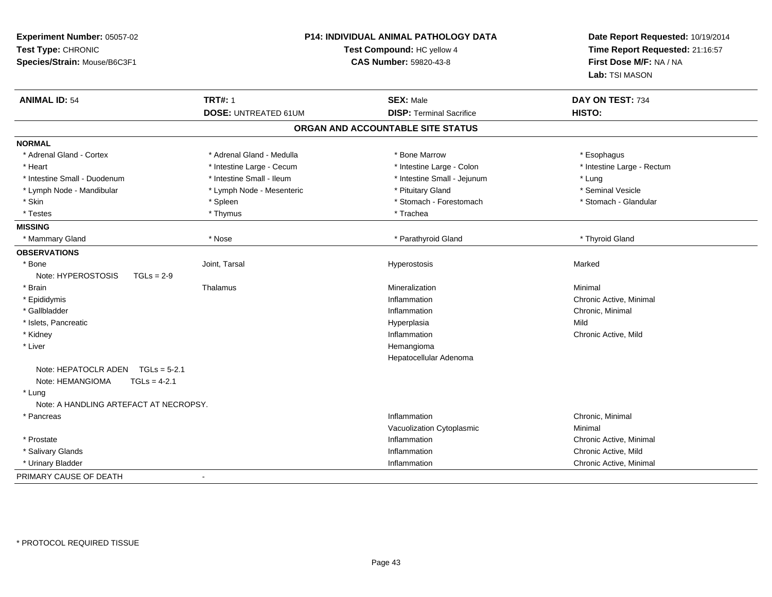**Experiment Number:** 05057-02
**Test Type:** CHRONIC
**Species/Strain:** Mouse/B6C3F1

**P14: INDIVIDUAL ANIMAL PATHOLOGY DATA**
**Test Compound:** HC yellow 4
**CAS Number:** 59820-43-8

**Date Report Requested:** 10/19/2014
**Time Report Requested:** 21:16:57
**First Dose M/F:** NA / NA
**Lab:** TSI MASON

| **ANIMAL ID:** 54 | **TRT#:** 1 | **SEX:** Male | **DAY ON TEST:** 734 |
|---|---|---|---|
| | **DOSE:** UNTREATED 61UM | **DISP:** Terminal Sacrifice | **HISTO:** |

## ORGAN AND ACCOUNTABLE SITE STATUS

**NORMAL**

| | | | |
|---|---|---|---|
| * Adrenal Gland - Cortex | * Adrenal Gland - Medulla | * Bone Marrow | * Esophagus |
| * Heart | * Intestine Large - Cecum | * Intestine Large - Colon | * Intestine Large - Rectum |
| * Intestine Small - Duodenum | * Intestine Small - Ileum | * Intestine Small - Jejunum | * Lung |
| * Lymph Node - Mandibular | * Lymph Node - Mesenteric | * Pituitary Gland | * Seminal Vesicle |
| * Skin | * Spleen | * Stomach - Forestomach | * Stomach - Glandular |
| * Testes | * Thymus | * Trachea | |

**MISSING**

| | | | |
|---|---|---|---|
| * Mammary Gland | * Nose | * Parathyroid Gland | * Thyroid Gland |

**OBSERVATIONS**

| | | | |
|---|---|---|---|
| * Bone | Joint, Tarsal | Hyperostosis | Marked |
| Note: HYPEROSTOSIS TGLs = 2-9 | | | |
| * Brain | Thalamus | Mineralization | Minimal |
| * Epididymis | | Inflammation | Chronic Active, Minimal |
| * Gallbladder | | Inflammation | Chronic, Minimal |
| * Islets, Pancreatic | | Hyperplasia | Mild |
| * Kidney | | Inflammation | Chronic Active, Mild |
| * Liver | | Hemangioma | |
| | | Hepatocellular Adenoma | |
| Note: HEPATOCLR ADEN TGLs = 5-2.1 | | | |
| Note: HEMANGIOMA TGLs = 4-2.1 | | | |
| * Lung | | | |
| Note: A HANDLING ARTEFACT AT NECROPSY. | | | |
| * Pancreas | | Inflammation | Chronic, Minimal |
| | | Vacuolization Cytoplasmic | Minimal |
| * Prostate | | Inflammation | Chronic Active, Minimal |
| * Salivary Glands | | Inflammation | Chronic Active, Mild |
| * Urinary Bladder | | Inflammation | Chronic Active, Minimal |

PRIMARY CAUSE OF DEATH -

* PROTOCOL REQUIRED TISSUE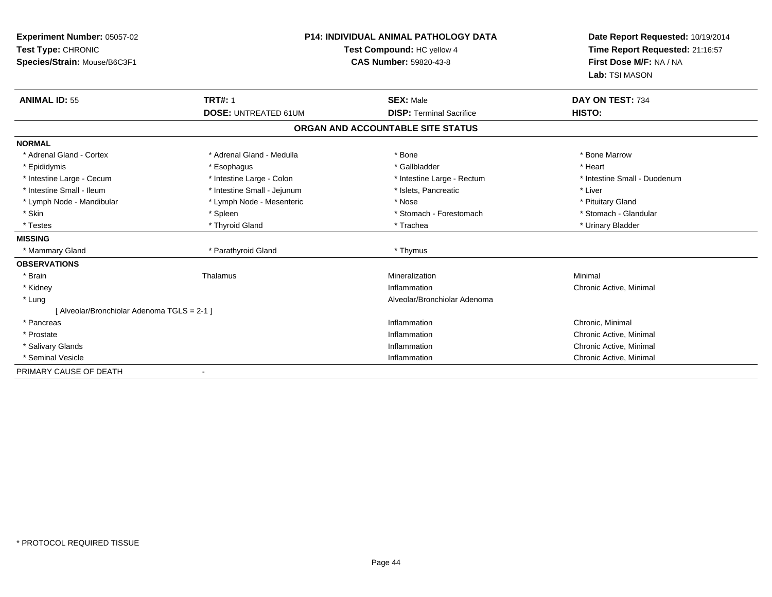**Experiment Number:** 05057-02
**Test Type:** CHRONIC
**Species/Strain:** Mouse/B6C3F1

**P14: INDIVIDUAL ANIMAL PATHOLOGY DATA**
**Test Compound:** HC yellow 4
**CAS Number:** 59820-43-8

**Date Report Requested:** 10/19/2014
**Time Report Requested:** 21:16:57
**First Dose M/F:** NA / NA
**Lab:** TSI MASON

| **ANIMAL ID:** 55 | **TRT#:** 1 | **SEX:** Male | **DAY ON TEST:** 734 |
|---|---|---|---|
| | **DOSE:** UNTREATED 61UM | **DISP:** Terminal Sacrifice | **HISTO:** |

**ORGAN AND ACCOUNTABLE SITE STATUS**

| | | | |
|---|---|---|---|
| **NORMAL** | | | |
| * Adrenal Gland - Cortex | * Adrenal Gland - Medulla | * Bone | * Bone Marrow |
| * Epididymis | * Esophagus | * Gallbladder | * Heart |
| * Intestine Large - Cecum | * Intestine Large - Colon | * Intestine Large - Rectum | * Intestine Small - Duodenum |
| * Intestine Small - Ileum | * Intestine Small - Jejunum | * Islets, Pancreatic | * Liver |
| * Lymph Node - Mandibular | * Lymph Node - Mesenteric | * Nose | * Pituitary Gland |
| * Skin | * Spleen | * Stomach - Forestomach | * Stomach - Glandular |
| * Testes | * Thyroid Gland | * Trachea | * Urinary Bladder |
| **MISSING** | | | |
| * Mammary Gland | * Parathyroid Gland | * Thymus | |
| **OBSERVATIONS** | | | |
| * Brain | Thalamus | Mineralization | Minimal |
| * Kidney | | Inflammation | Chronic Active, Minimal |
| * Lung | | Alveolar/Bronchiolar Adenoma | |
| [ Alveolar/Bronchiolar Adenoma TGLS = 2-1 ] | | | |
| * Pancreas | | Inflammation | Chronic, Minimal |
| * Prostate | | Inflammation | Chronic Active, Minimal |
| * Salivary Glands | | Inflammation | Chronic Active, Minimal |
| * Seminal Vesicle | | Inflammation | Chronic Active, Minimal |
| PRIMARY CAUSE OF DEATH | - | | |

* PROTOCOL REQUIRED TISSUE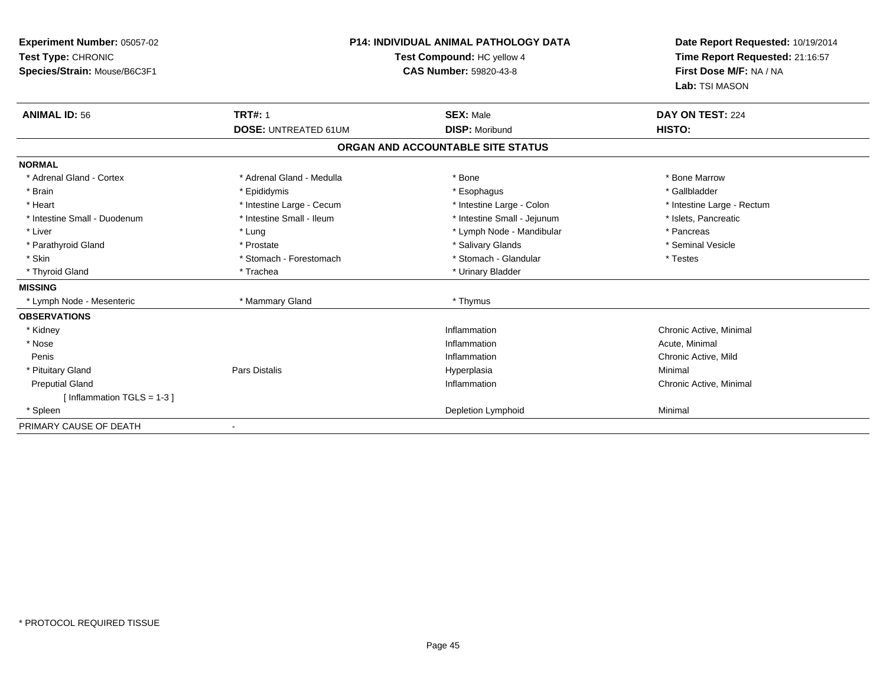**Experiment Number:** 05057-02
**Test Type:** CHRONIC
**Species/Strain:** Mouse/B6C3F1

**P14: INDIVIDUAL ANIMAL PATHOLOGY DATA**
**Test Compound:** HC yellow 4
**CAS Number:** 59820-43-8

**Date Report Requested:** 10/19/2014
**Time Report Requested:** 21:16:57
**First Dose M/F:** NA / NA
**Lab:** TSI MASON

| **ANIMAL ID:** 56 | **TRT#:** 1 | **SEX:** Male | **DAY ON TEST:** 224 |
|---|---|---|---|
| | **DOSE:** UNTREATED 61UM | **DISP:** Moribund | **HISTO:** |

**ORGAN AND ACCOUNTABLE SITE STATUS**

| | | | |
|---|---|---|---|
| **NORMAL** | | | |
| * Adrenal Gland - Cortex | * Adrenal Gland - Medulla | * Bone | * Bone Marrow |
| * Brain | * Epididymis | * Esophagus | * Gallbladder |
| * Heart | * Intestine Large - Cecum | * Intestine Large - Colon | * Intestine Large - Rectum |
| * Intestine Small - Duodenum | * Intestine Small - Ileum | * Intestine Small - Jejunum | * Islets, Pancreatic |
| * Liver | * Lung | * Lymph Node - Mandibular | * Pancreas |
| * Parathyroid Gland | * Prostate | * Salivary Glands | * Seminal Vesicle |
| * Skin | * Stomach - Forestomach | * Stomach - Glandular | * Testes |
| * Thyroid Gland | * Trachea | * Urinary Bladder | |
| **MISSING** | | | |
| * Lymph Node - Mesenteric | * Mammary Gland | * Thymus | |
| **OBSERVATIONS** | | | |
| * Kidney | | Inflammation | Chronic Active, Minimal |
| * Nose | | Inflammation | Acute, Minimal |
| Penis | | Inflammation | Chronic Active, Mild |
| * Pituitary Gland | Pars Distalis | Hyperplasia | Minimal |
| Preputial Gland | | Inflammation | Chronic Active, Minimal |
| [ Inflammation TGLS = 1-3 ] | | | |
| * Spleen | | Depletion Lymphoid | Minimal |
| PRIMARY CAUSE OF DEATH | - | | |

* PROTOCOL REQUIRED TISSUE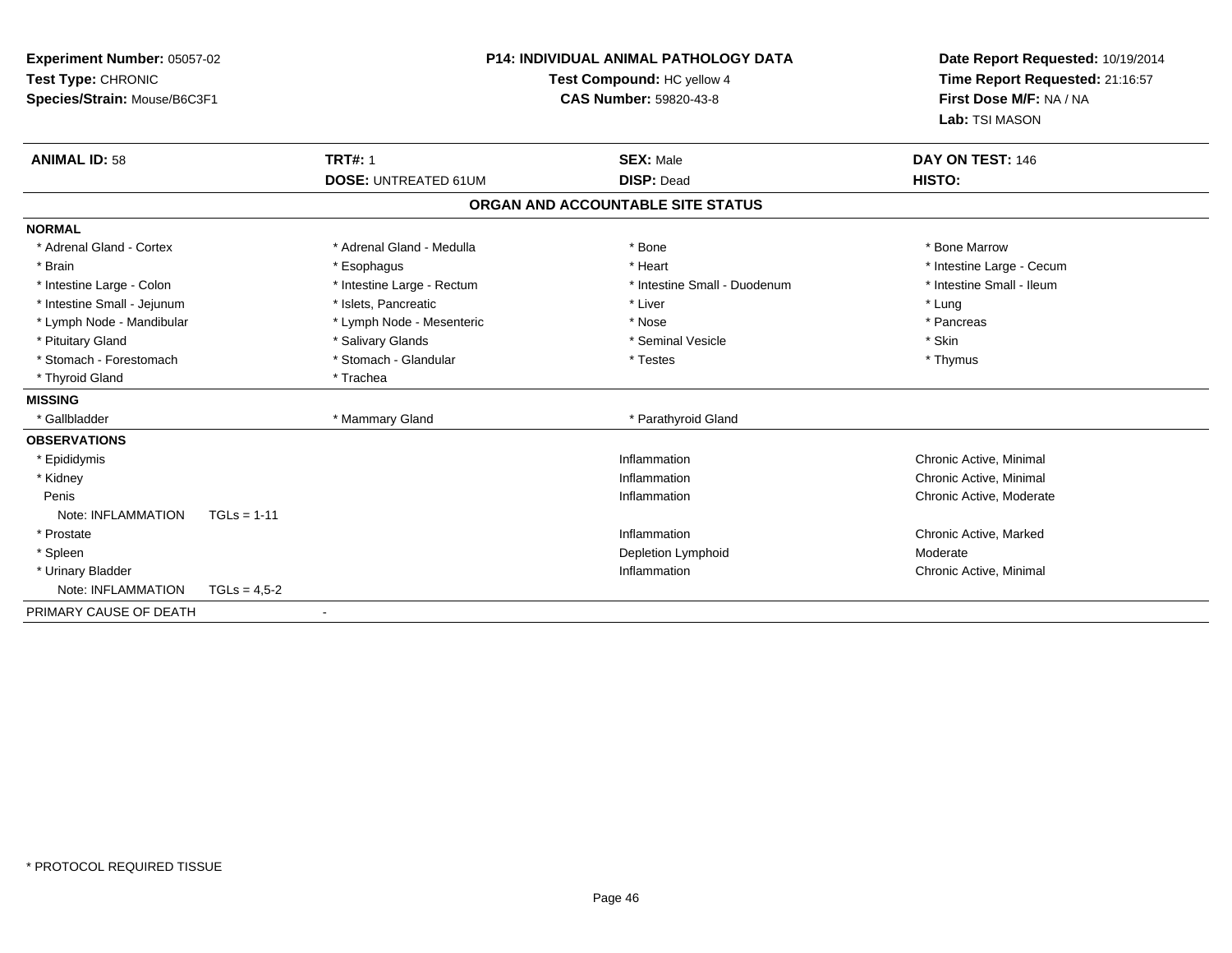**Experiment Number:** 05057-02
**Test Type:** CHRONIC
**Species/Strain:** Mouse/B6C3F1

**P14: INDIVIDUAL ANIMAL PATHOLOGY DATA**
**Test Compound:** HC yellow 4
**CAS Number:** 59820-43-8

**Date Report Requested:** 10/19/2014
**Time Report Requested:** 21:16:57
**First Dose M/F:** NA / NA
**Lab:** TSI MASON

| **ANIMAL ID:** 58 | **TRT#:** 1 | **SEX:** Male | **DAY ON TEST:** 146 |
|---|---|---|---|
| | **DOSE:** UNTREATED 61UM | **DISP:** Dead | **HISTO:** |

## ORGAN AND ACCOUNTABLE SITE STATUS

| | | | |
|---|---|---|---|
| **NORMAL** | | | |
| * Adrenal Gland - Cortex | * Adrenal Gland - Medulla | * Bone | * Bone Marrow |
| * Brain | * Esophagus | * Heart | * Intestine Large - Cecum |
| * Intestine Large - Colon | * Intestine Large - Rectum | * Intestine Small - Duodenum | * Intestine Small - Ileum |
| * Intestine Small - Jejunum | * Islets, Pancreatic | * Liver | * Lung |
| * Lymph Node - Mandibular | * Lymph Node - Mesenteric | * Nose | * Pancreas |
| * Pituitary Gland | * Salivary Glands | * Seminal Vesicle | * Skin |
| * Stomach - Forestomach | * Stomach - Glandular | * Testes | * Thymus |
| * Thyroid Gland | * Trachea | | |
| **MISSING** | | | |
| * Gallbladder | * Mammary Gland | * Parathyroid Gland | |
| **OBSERVATIONS** | | | |
| * Epididymis | | Inflammation | Chronic Active, Minimal |
| * Kidney | | Inflammation | Chronic Active, Minimal |
| Penis | | Inflammation | Chronic Active, Moderate |
| Note: INFLAMMATION TGLs = 1-11 | | | |
| * Prostate | | Inflammation | Chronic Active, Marked |
| * Spleen | | Depletion Lymphoid | Moderate |
| * Urinary Bladder | | Inflammation | Chronic Active, Minimal |
| Note: INFLAMMATION TGLs = 4,5-2 | | | |
| PRIMARY CAUSE OF DEATH | - | | |

* PROTOCOL REQUIRED TISSUE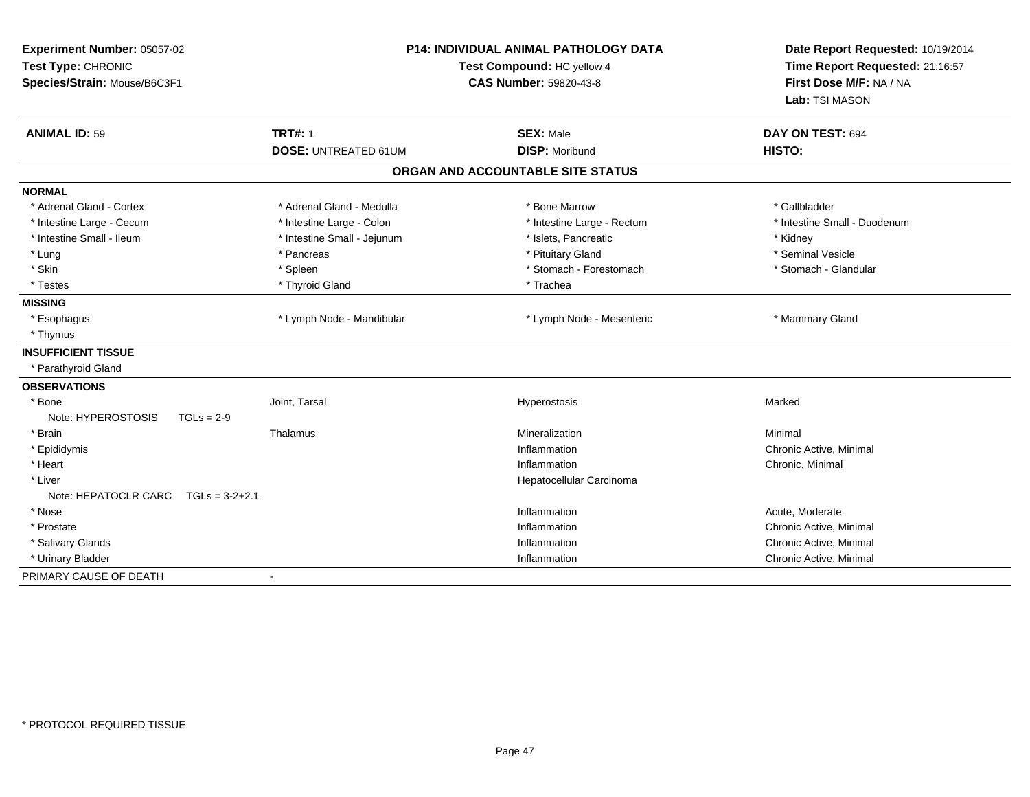**Experiment Number:** 05057-02
**Test Type:** CHRONIC
**Species/Strain:** Mouse/B6C3F1

**P14: INDIVIDUAL ANIMAL PATHOLOGY DATA**
**Test Compound:** HC yellow 4
**CAS Number:** 59820-43-8

**Date Report Requested:** 10/19/2014
**Time Report Requested:** 21:16:57
**First Dose M/F:** NA / NA
**Lab:** TSI MASON

| **ANIMAL ID:** 59 | **TRT#:** 1 | **SEX:** Male | **DAY ON TEST:** 694 |
|---|---|---|---|
| | **DOSE:** UNTREATED 61UM | **DISP:** Moribund | **HISTO:** |

**ORGAN AND ACCOUNTABLE SITE STATUS**

| | | | |
|---|---|---|---|
| **NORMAL** | | | |
| * Adrenal Gland - Cortex | * Adrenal Gland - Medulla | * Bone Marrow | * Gallbladder |
| * Intestine Large - Cecum | * Intestine Large - Colon | * Intestine Large - Rectum | * Intestine Small - Duodenum |
| * Intestine Small - Ileum | * Intestine Small - Jejunum | * Islets, Pancreatic | * Kidney |
| * Lung | * Pancreas | * Pituitary Gland | * Seminal Vesicle |
| * Skin | * Spleen | * Stomach - Forestomach | * Stomach - Glandular |
| * Testes | * Thyroid Gland | * Trachea | |
| **MISSING** | | | |
| * Esophagus | * Lymph Node - Mandibular | * Lymph Node - Mesenteric | * Mammary Gland |
| * Thymus | | | |
| **INSUFFICIENT TISSUE** | | | |
| * Parathyroid Gland | | | |
| **OBSERVATIONS** | | | |
| * Bone | Joint, Tarsal | Hyperostosis | Marked |
| Note: HYPEROSTOSIS TGLs = 2-9 | | | |
| * Brain | Thalamus | Mineralization | Minimal |
| * Epididymis | | Inflammation | Chronic Active, Minimal |
| * Heart | | Inflammation | Chronic, Minimal |
| * Liver | | Hepatocellular Carcinoma | |
| Note: HEPATOCLR CARC TGLs = 3-2+2.1 | | | |
| * Nose | | Inflammation | Acute, Moderate |
| * Prostate | | Inflammation | Chronic Active, Minimal |
| * Salivary Glands | | Inflammation | Chronic Active, Minimal |
| * Urinary Bladder | | Inflammation | Chronic Active, Minimal |
| PRIMARY CAUSE OF DEATH | - | | |

* PROTOCOL REQUIRED TISSUE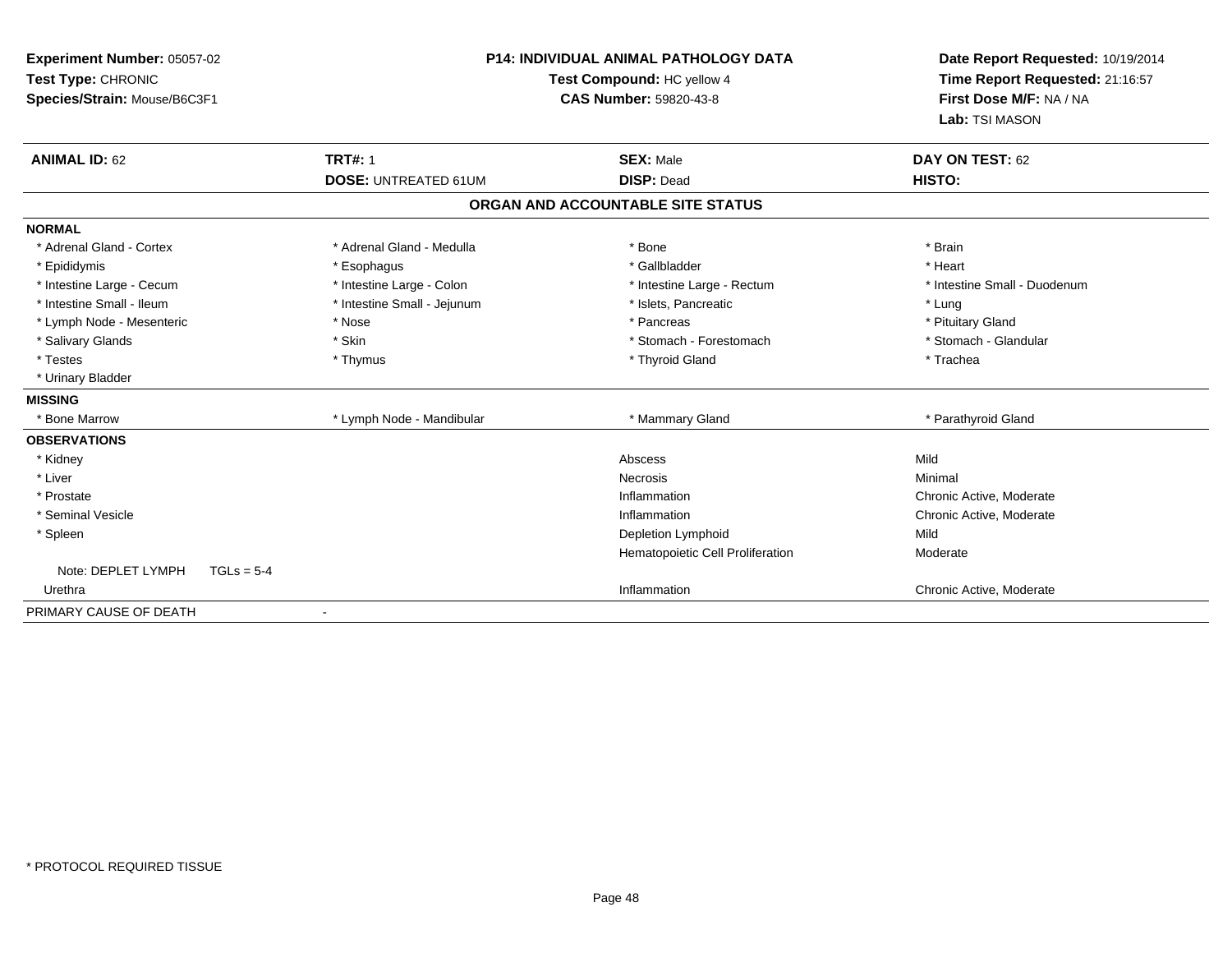**Experiment Number:** 05057-02
**Test Type:** CHRONIC
**Species/Strain:** Mouse/B6C3F1

**P14: INDIVIDUAL ANIMAL PATHOLOGY DATA**
**Test Compound:** HC yellow 4
**CAS Number:** 59820-43-8

**Date Report Requested:** 10/19/2014
**Time Report Requested:** 21:16:57
**First Dose M/F:** NA / NA
**Lab:** TSI MASON

| **ANIMAL ID:** 62 | **TRT#:** 1 | **SEX:** Male | **DAY ON TEST:** 62 |
|---|---|---|---|
| | **DOSE:** UNTREATED 61UM | **DISP:** Dead | **HISTO:** |

### ORGAN AND ACCOUNTABLE SITE STATUS

**NORMAL**

| | | | |
|---|---|---|---|
| * Adrenal Gland - Cortex | * Adrenal Gland - Medulla | * Bone | * Brain |
| * Epididymis | * Esophagus | * Gallbladder | * Heart |
| * Intestine Large - Cecum | * Intestine Large - Colon | * Intestine Large - Rectum | * Intestine Small - Duodenum |
| * Intestine Small - Ileum | * Intestine Small - Jejunum | * Islets, Pancreatic | * Lung |
| * Lymph Node - Mesenteric | * Nose | * Pancreas | * Pituitary Gland |
| * Salivary Glands | * Skin | * Stomach - Forestomach | * Stomach - Glandular |
| * Testes | * Thymus | * Thyroid Gland | * Trachea |
| * Urinary Bladder | | | |

**MISSING**

| | | | |
|---|---|---|---|
| * Bone Marrow | * Lymph Node - Mandibular | * Mammary Gland | * Parathyroid Gland |

**OBSERVATIONS**

| | | |
|---|---|---|
| * Kidney | Abscess | Mild |
| * Liver | Necrosis | Minimal |
| * Prostate | Inflammation | Chronic Active, Moderate |
| * Seminal Vesicle | Inflammation | Chronic Active, Moderate |
| * Spleen | Depletion Lymphoid | Mild |
| | Hematopoietic Cell Proliferation | Moderate |
| Note: DEPLET LYMPH TGLs = 5-4 | | |
| Urethra | Inflammation | Chronic Active, Moderate |

PRIMARY CAUSE OF DEATH -

* PROTOCOL REQUIRED TISSUE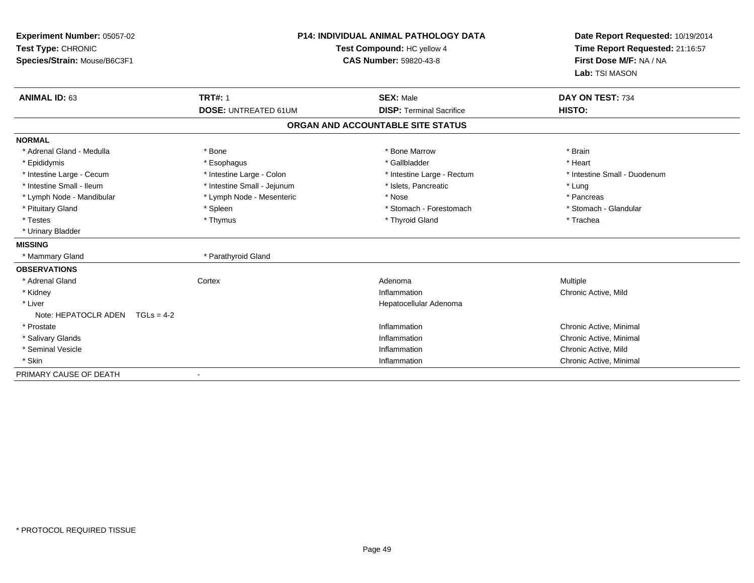**Experiment Number:** 05057-02
**Test Type:** CHRONIC
**Species/Strain:** Mouse/B6C3F1

**P14: INDIVIDUAL ANIMAL PATHOLOGY DATA**
**Test Compound:** HC yellow 4
**CAS Number:** 59820-43-8

**Date Report Requested:** 10/19/2014
**Time Report Requested:** 21:16:57
**First Dose M/F:** NA / NA
**Lab:** TSI MASON

| **ANIMAL ID:** 63 | **TRT#:** 1 | **SEX:** Male | **DAY ON TEST:** 734 |
|---|---|---|---|
| | **DOSE:** UNTREATED 61UM | **DISP:** Terminal Sacrifice | **HISTO:** |

## ORGAN AND ACCOUNTABLE SITE STATUS

**NORMAL**

| | | | |
|---|---|---|---|
| * Adrenal Gland - Medulla | * Bone | * Bone Marrow | * Brain |
| * Epididymis | * Esophagus | * Gallbladder | * Heart |
| * Intestine Large - Cecum | * Intestine Large - Colon | * Intestine Large - Rectum | * Intestine Small - Duodenum |
| * Intestine Small - Ileum | * Intestine Small - Jejunum | * Islets, Pancreatic | * Lung |
| * Lymph Node - Mandibular | * Lymph Node - Mesenteric | * Nose | * Pancreas |
| * Pituitary Gland | * Spleen | * Stomach - Forestomach | * Stomach - Glandular |
| * Testes | * Thymus | * Thyroid Gland | * Trachea |
| * Urinary Bladder | | | |

**MISSING**

| | |
|---|---|
| * Mammary Gland | * Parathyroid Gland |

**OBSERVATIONS**

| | | | |
|---|---|---|---|
| * Adrenal Gland | Cortex | Adenoma | Multiple |
| * Kidney | | Inflammation | Chronic Active, Mild |
| * Liver | | Hepatocellular Adenoma | |
| Note: HEPATOCLR ADEN TGLs = 4-2 | | | |
| * Prostate | | Inflammation | Chronic Active, Minimal |
| * Salivary Glands | | Inflammation | Chronic Active, Minimal |
| * Seminal Vesicle | | Inflammation | Chronic Active, Mild |
| * Skin | | Inflammation | Chronic Active, Minimal |

PRIMARY CAUSE OF DEATH -

* PROTOCOL REQUIRED TISSUE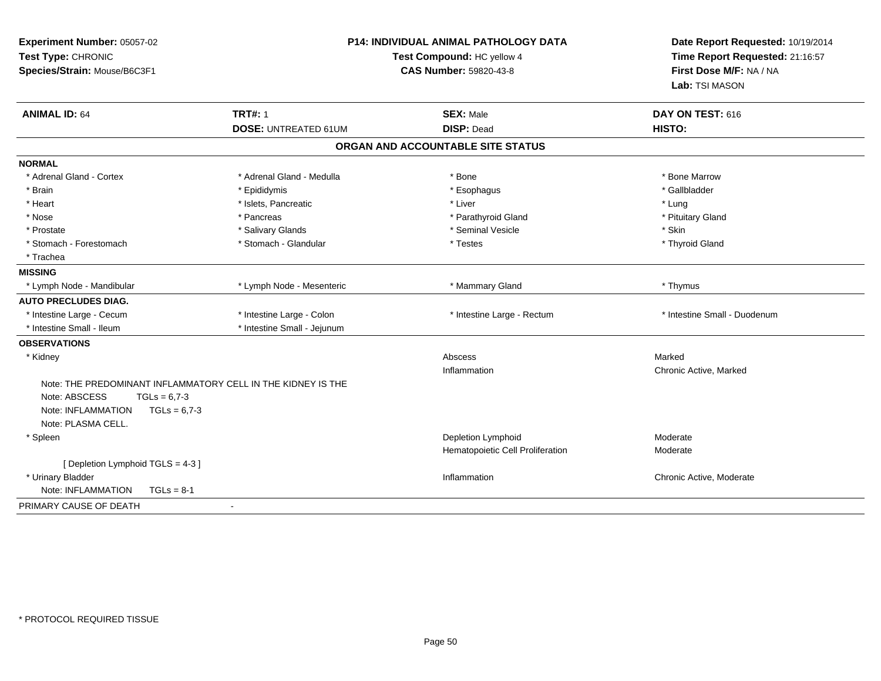**Experiment Number:** 05057-02
**Test Type:** CHRONIC
**Species/Strain:** Mouse/B6C3F1

**P14: INDIVIDUAL ANIMAL PATHOLOGY DATA**
**Test Compound:** HC yellow 4
**CAS Number:** 59820-43-8

**Date Report Requested:** 10/19/2014
**Time Report Requested:** 21:16:57
**First Dose M/F:** NA / NA
**Lab:** TSI MASON

| **ANIMAL ID:** 64 | **TRT#:** 1 | **SEX:** Male | **DAY ON TEST:** 616 |
|---|---|---|---|
| | **DOSE:** UNTREATED 61UM | **DISP:** Dead | **HISTO:** |

## ORGAN AND ACCOUNTABLE SITE STATUS

**NORMAL**

| | | | |
|---|---|---|---|
| * Adrenal Gland - Cortex | * Adrenal Gland - Medulla | * Bone | * Bone Marrow |
| * Brain | * Epididymis | * Esophagus | * Gallbladder |
| * Heart | * Islets, Pancreatic | * Liver | * Lung |
| * Nose | * Pancreas | * Parathyroid Gland | * Pituitary Gland |
| * Prostate | * Salivary Glands | * Seminal Vesicle | * Skin |
| * Stomach - Forestomach | * Stomach - Glandular | * Testes | * Thyroid Gland |
| * Trachea | | | |

**MISSING**

| | | | |
|---|---|---|---|
| * Lymph Node - Mandibular | * Lymph Node - Mesenteric | * Mammary Gland | * Thymus |

**AUTO PRECLUDES DIAG.**

| | | | |
|---|---|---|---|
| * Intestine Large - Cecum | * Intestine Large - Colon | * Intestine Large - Rectum | * Intestine Small - Duodenum |
| * Intestine Small - Ileum | * Intestine Small - Jejunum | | |

**OBSERVATIONS**

| | | |
|---|---|---|
| * Kidney | Abscess | Marked |
| | Inflammation | Chronic Active, Marked |
| Note: THE PREDOMINANT INFLAMMATORY CELL IN THE KIDNEY IS THE | | |
| Note: ABSCESS TGLs = 6,7-3 | | |
| Note: INFLAMMATION TGLs = 6,7-3 | | |
| Note: PLASMA CELL. | | |
| * Spleen | Depletion Lymphoid | Moderate |
| | Hematopoietic Cell Proliferation | Moderate |
| [ Depletion Lymphoid TGLS = 4-3 ] | | |
| * Urinary Bladder | Inflammation | Chronic Active, Moderate |
| Note: INFLAMMATION TGLs = 8-1 | | |

PRIMARY CAUSE OF DEATH -

\* PROTOCOL REQUIRED TISSUE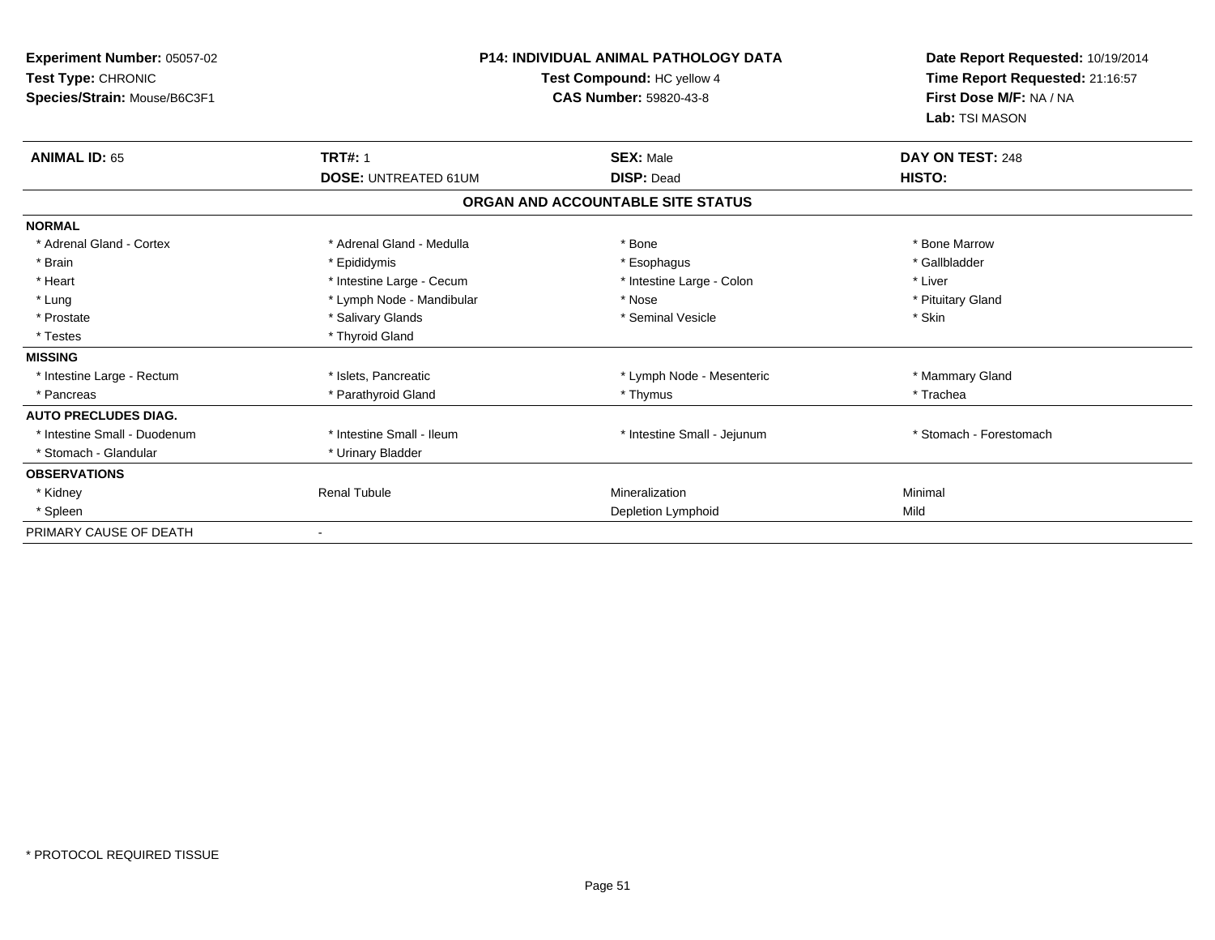**Experiment Number:** 05057-02
**Test Type:** CHRONIC
**Species/Strain:** Mouse/B6C3F1

**P14: INDIVIDUAL ANIMAL PATHOLOGY DATA**
**Test Compound:** HC yellow 4
**CAS Number:** 59820-43-8

**Date Report Requested:** 10/19/2014
**Time Report Requested:** 21:16:57
**First Dose M/F:** NA / NA
**Lab:** TSI MASON

| **ANIMAL ID:** 65 | **TRT#:** 1 | **SEX:** Male | **DAY ON TEST:** 248 |
|---|---|---|---|
| | **DOSE:** UNTREATED 61UM | **DISP:** Dead | **HISTO:** |

**ORGAN AND ACCOUNTABLE SITE STATUS**

| | | | |
|---|---|---|---|
| **NORMAL** | | | |
| * Adrenal Gland - Cortex | * Adrenal Gland - Medulla | * Bone | * Bone Marrow |
| * Brain | * Epididymis | * Esophagus | * Gallbladder |
| * Heart | * Intestine Large - Cecum | * Intestine Large - Colon | * Liver |
| * Lung | * Lymph Node - Mandibular | * Nose | * Pituitary Gland |
| * Prostate | * Salivary Glands | * Seminal Vesicle | * Skin |
| * Testes | * Thyroid Gland | | |
| **MISSING** | | | |
| * Intestine Large - Rectum | * Islets, Pancreatic | * Lymph Node - Mesenteric | * Mammary Gland |
| * Pancreas | * Parathyroid Gland | * Thymus | * Trachea |
| **AUTO PRECLUDES DIAG.** | | | |
| * Intestine Small - Duodenum | * Intestine Small - Ileum | * Intestine Small - Jejunum | * Stomach - Forestomach |
| * Stomach - Glandular | * Urinary Bladder | | |
| **OBSERVATIONS** | | | |
| * Kidney | Renal Tubule | Mineralization | Minimal |
| * Spleen | | Depletion Lymphoid | Mild |
| PRIMARY CAUSE OF DEATH | - | | |

* PROTOCOL REQUIRED TISSUE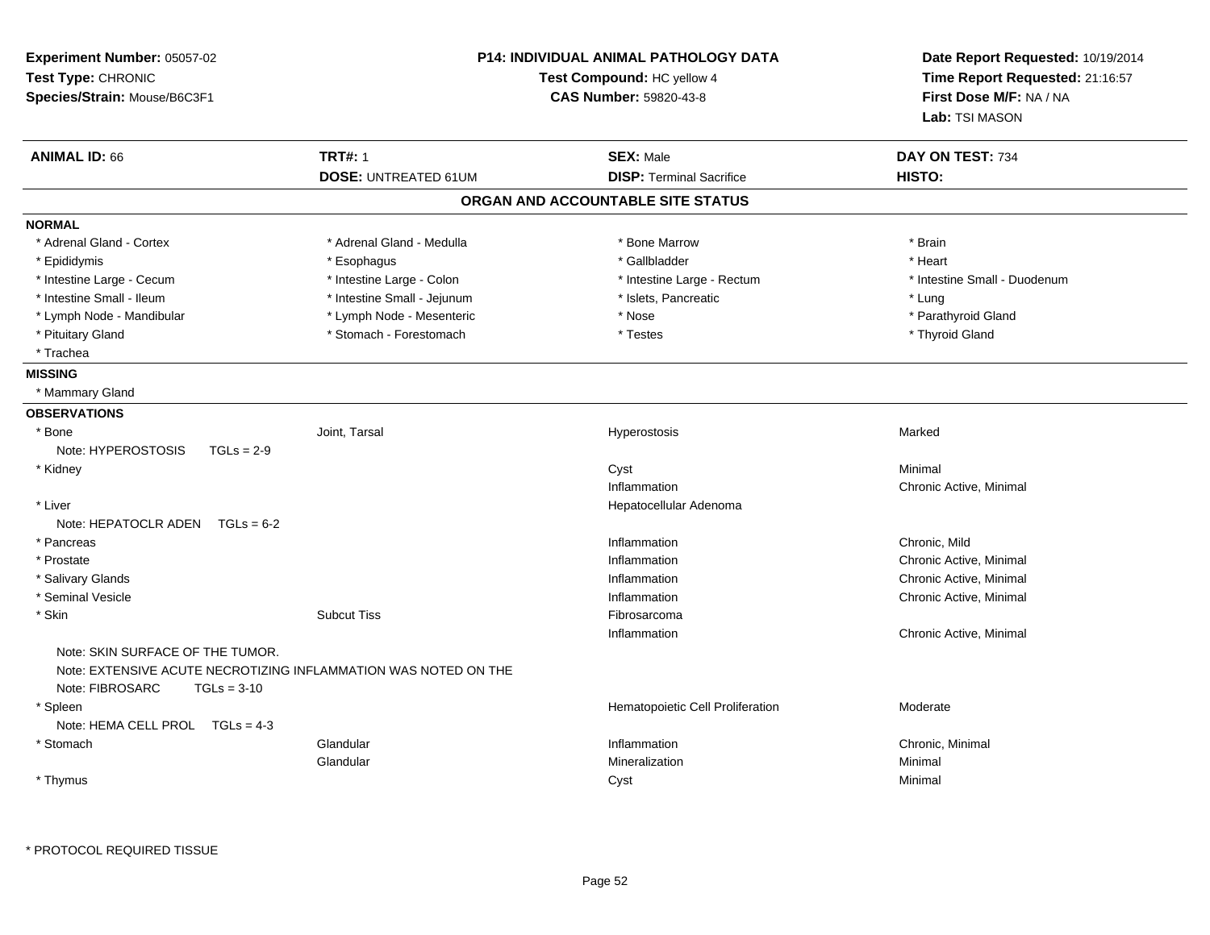**Experiment Number:** 05057-02
**Test Type:** CHRONIC
**Species/Strain:** Mouse/B6C3F1

**P14: INDIVIDUAL ANIMAL PATHOLOGY DATA**
**Test Compound:** HC yellow 4
**CAS Number:** 59820-43-8

**Date Report Requested:** 10/19/2014
**Time Report Requested:** 21:16:57
**First Dose M/F:** NA / NA
**Lab:** TSI MASON

| **ANIMAL ID:** 66 | **TRT#:** 1 | **SEX:** Male | **DAY ON TEST:** 734 |
|---|---|---|---|
| | **DOSE:** UNTREATED 61UM | **DISP:** Terminal Sacrifice | **HISTO:** |

## ORGAN AND ACCOUNTABLE SITE STATUS

**NORMAL**

| | | | |
|---|---|---|---|
| * Adrenal Gland - Cortex | * Adrenal Gland - Medulla | * Bone Marrow | * Brain |
| * Epididymis | * Esophagus | * Gallbladder | * Heart |
| * Intestine Large - Cecum | * Intestine Large - Colon | * Intestine Large - Rectum | * Intestine Small - Duodenum |
| * Intestine Small - Ileum | * Intestine Small - Jejunum | * Islets, Pancreatic | * Lung |
| * Lymph Node - Mandibular | * Lymph Node - Mesenteric | * Nose | * Parathyroid Gland |
| * Pituitary Gland | * Stomach - Forestomach | * Testes | * Thyroid Gland |
| * Trachea | | | |

**MISSING**

* Mammary Gland

**OBSERVATIONS**

| | | | |
|---|---|---|---|
| * Bone | Joint, Tarsal | Hyperostosis | Marked |
| Note: HYPEROSTOSIS TGLs = 2-9 | | | |
| * Kidney | | Cyst | Minimal |
| | | Inflammation | Chronic Active, Minimal |
| * Liver | | Hepatocellular Adenoma | |
| Note: HEPATOCLR ADEN TGLs = 6-2 | | | |
| * Pancreas | | Inflammation | Chronic, Mild |
| * Prostate | | Inflammation | Chronic Active, Minimal |
| * Salivary Glands | | Inflammation | Chronic Active, Minimal |
| * Seminal Vesicle | | Inflammation | Chronic Active, Minimal |
| * Skin | Subcut Tiss | Fibrosarcoma | |
| | | Inflammation | Chronic Active, Minimal |
| Note: SKIN SURFACE OF THE TUMOR. | | | |
| Note: EXTENSIVE ACUTE NECROTIZING INFLAMMATION WAS NOTED ON THE | | | |
| Note: FIBROSARC TGLs = 3-10 | | | |
| * Spleen | | Hematopoietic Cell Proliferation | Moderate |
| Note: HEMA CELL PROL TGLs = 4-3 | | | |
| * Stomach | Glandular | Inflammation | Chronic, Minimal |
| | Glandular | Mineralization | Minimal |
| * Thymus | | Cyst | Minimal |

* PROTOCOL REQUIRED TISSUE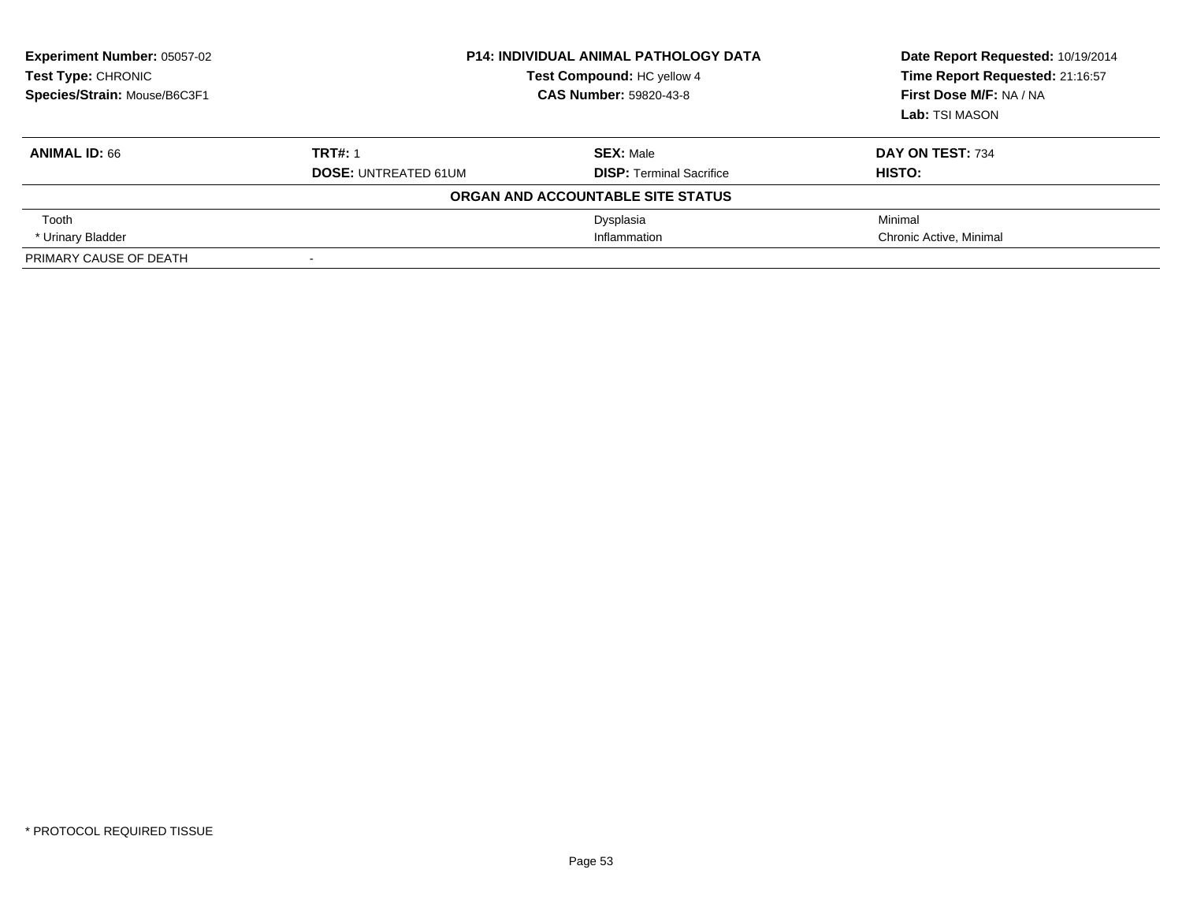**Experiment Number:** 05057-02
**Test Type:** CHRONIC
**Species/Strain:** Mouse/B6C3F1

**P14: INDIVIDUAL ANIMAL PATHOLOGY DATA**
**Test Compound:** HC yellow 4
**CAS Number:** 59820-43-8

**Date Report Requested:** 10/19/2014
**Time Report Requested:** 21:16:57
**First Dose M/F:** NA / NA
**Lab:** TSI MASON

| **ANIMAL ID:** 66 | **TRT#:** 1 | **SEX:** Male | **DAY ON TEST:** 734 |
|---|---|---|---|
| | **DOSE:** UNTREATED 61UM | **DISP:** Terminal Sacrifice | **HISTO:** |

**ORGAN AND ACCOUNTABLE SITE STATUS**

| | | | |
|---|---|---|---|
| Tooth | | Dysplasia | Minimal |
| * Urinary Bladder | | Inflammation | Chronic Active, Minimal |
| PRIMARY CAUSE OF DEATH | - | | |

* PROTOCOL REQUIRED TISSUE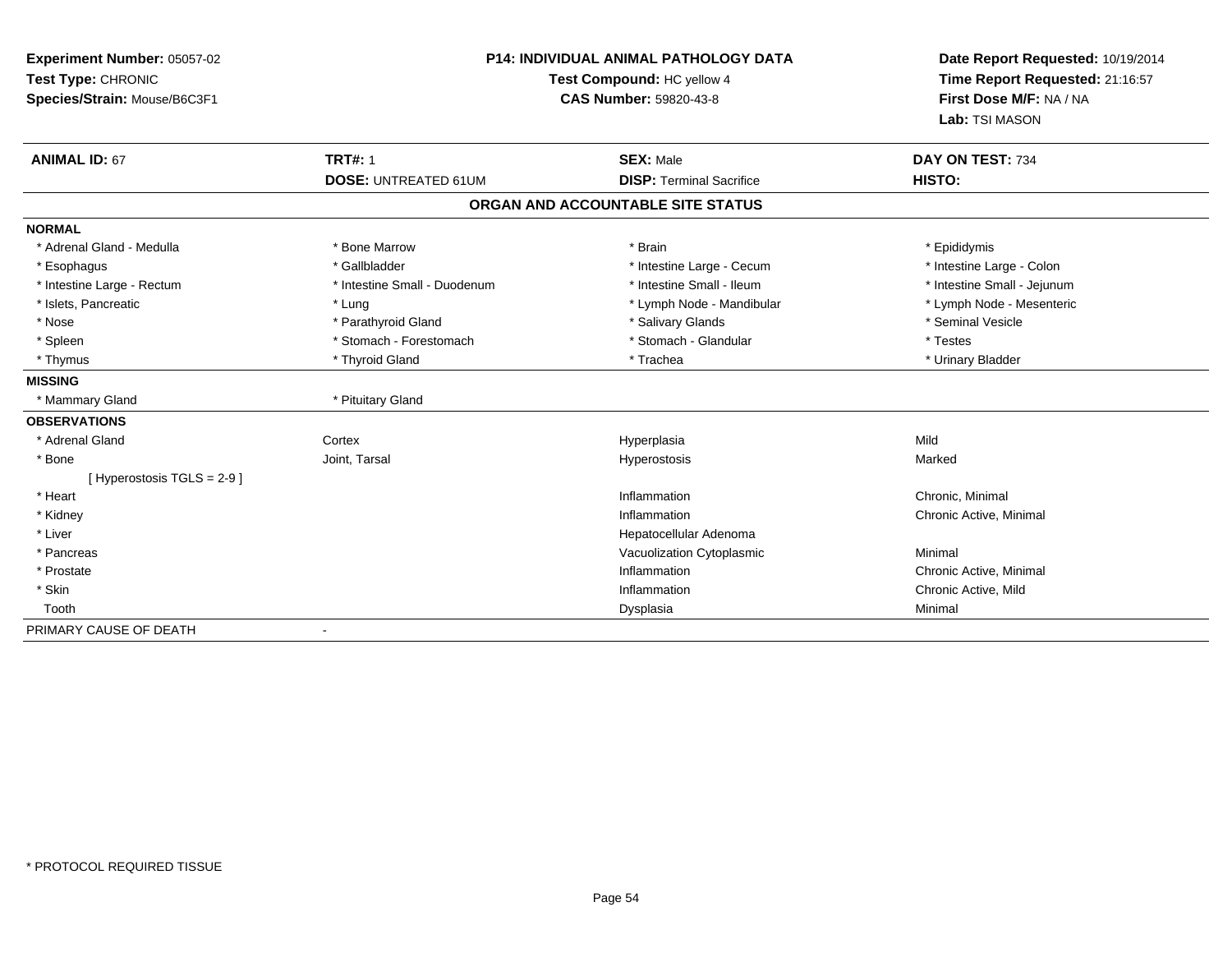**Experiment Number:** 05057-02
**Test Type:** CHRONIC
**Species/Strain:** Mouse/B6C3F1

**P14: INDIVIDUAL ANIMAL PATHOLOGY DATA**
**Test Compound:** HC yellow 4
**CAS Number:** 59820-43-8

**Date Report Requested:** 10/19/2014
**Time Report Requested:** 21:16:57
**First Dose M/F:** NA / NA
**Lab:** TSI MASON

| **ANIMAL ID:** 67 | **TRT#:** 1 | **SEX:** Male | **DAY ON TEST:** 734 |
|---|---|---|---|
| | **DOSE:** UNTREATED 61UM | **DISP:** Terminal Sacrifice | **HISTO:** |

## ORGAN AND ACCOUNTABLE SITE STATUS

**NORMAL**

| | | | |
|---|---|---|---|
| * Adrenal Gland - Medulla | * Bone Marrow | * Brain | * Epididymis |
| * Esophagus | * Gallbladder | * Intestine Large - Cecum | * Intestine Large - Colon |
| * Intestine Large - Rectum | * Intestine Small - Duodenum | * Intestine Small - Ileum | * Intestine Small - Jejunum |
| * Islets, Pancreatic | * Lung | * Lymph Node - Mandibular | * Lymph Node - Mesenteric |
| * Nose | * Parathyroid Gland | * Salivary Glands | * Seminal Vesicle |
| * Spleen | * Stomach - Forestomach | * Stomach - Glandular | * Testes |
| * Thymus | * Thyroid Gland | * Trachea | * Urinary Bladder |

**MISSING**

| | |
|---|---|
| * Mammary Gland | * Pituitary Gland |

**OBSERVATIONS**

| | | | |
|---|---|---|---|
| * Adrenal Gland | Cortex | Hyperplasia | Mild |
| * Bone | Joint, Tarsal | Hyperostosis | Marked |
| [ Hyperostosis TGLS = 2-9 ] | | | |
| * Heart | | Inflammation | Chronic, Minimal |
| * Kidney | | Inflammation | Chronic Active, Minimal |
| * Liver | | Hepatocellular Adenoma | |
| * Pancreas | | Vacuolization Cytoplasmic | Minimal |
| * Prostate | | Inflammation | Chronic Active, Minimal |
| * Skin | | Inflammation | Chronic Active, Mild |
| Tooth | | Dysplasia | Minimal |

PRIMARY CAUSE OF DEATH -

\* PROTOCOL REQUIRED TISSUE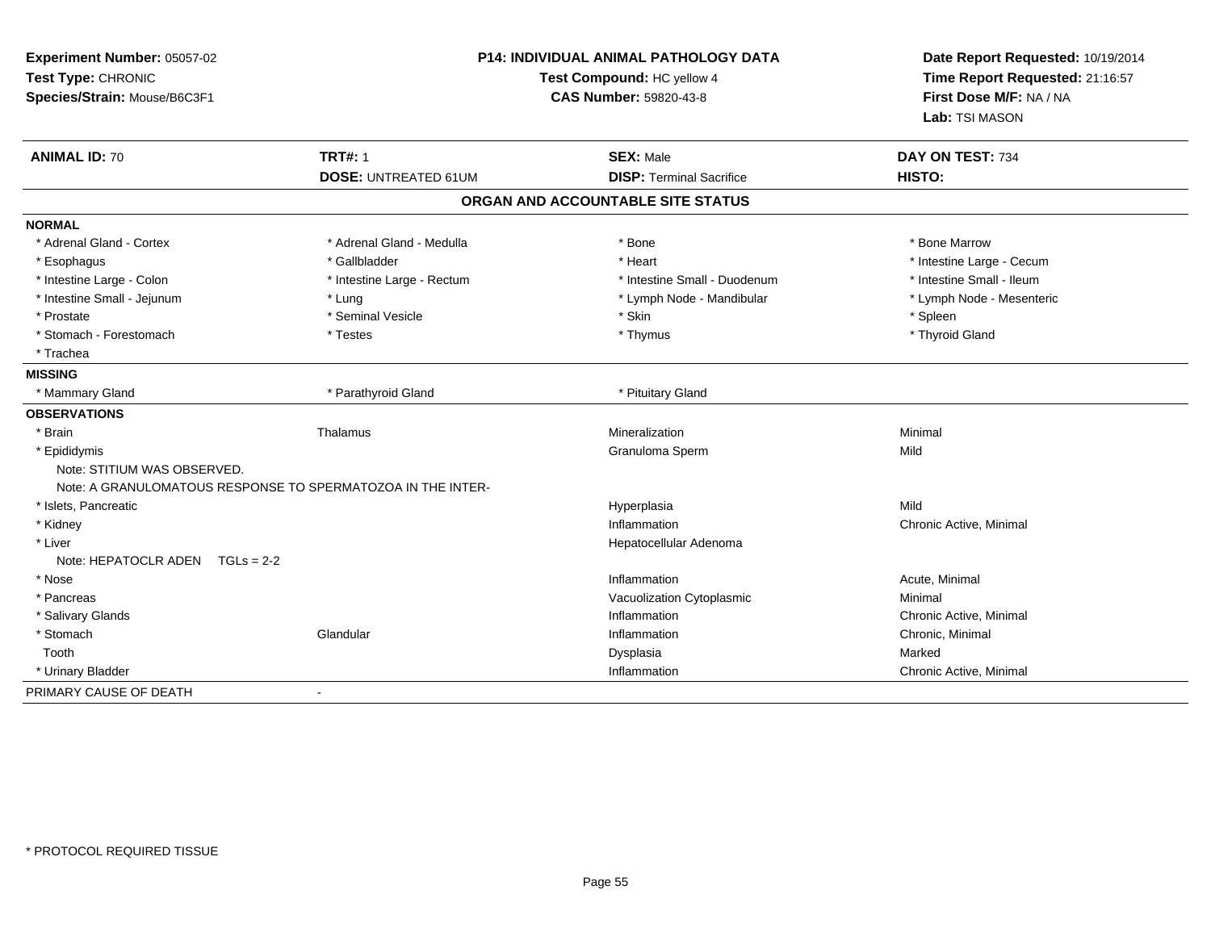**Experiment Number:** 05057-02
**Test Type:** CHRONIC
**Species/Strain:** Mouse/B6C3F1

**P14: INDIVIDUAL ANIMAL PATHOLOGY DATA**
**Test Compound:** HC yellow 4
**CAS Number:** 59820-43-8

**Date Report Requested:** 10/19/2014
**Time Report Requested:** 21:16:57
**First Dose M/F:** NA / NA
**Lab:** TSI MASON

| **ANIMAL ID:** 70 | **TRT#:** 1 | **SEX:** Male | **DAY ON TEST:** 734 |
|---|---|---|---|
| | **DOSE:** UNTREATED 61UM | **DISP:** Terminal Sacrifice | **HISTO:** |

**ORGAN AND ACCOUNTABLE SITE STATUS**

**NORMAL**

| | | | |
|---|---|---|---|
| * Adrenal Gland - Cortex | * Adrenal Gland - Medulla | * Bone | * Bone Marrow |
| * Esophagus | * Gallbladder | * Heart | * Intestine Large - Cecum |
| * Intestine Large - Colon | * Intestine Large - Rectum | * Intestine Small - Duodenum | * Intestine Small - Ileum |
| * Intestine Small - Jejunum | * Lung | * Lymph Node - Mandibular | * Lymph Node - Mesenteric |
| * Prostate | * Seminal Vesicle | * Skin | * Spleen |
| * Stomach - Forestomach | * Testes | * Thymus | * Thyroid Gland |
| * Trachea | | | |

**MISSING**

| | | |
|---|---|---|
| * Mammary Gland | * Parathyroid Gland | * Pituitary Gland |

**OBSERVATIONS**

| | | | |
|---|---|---|---|
| * Brain | Thalamus | Mineralization | Minimal |
| * Epididymis | | Granuloma Sperm | Mild |
| Note: STITIUM WAS OBSERVED. | | | |
| Note: A GRANULOMATOUS RESPONSE TO SPERMATOZOA IN THE INTER- | | | |
| * Islets, Pancreatic | | Hyperplasia | Mild |
| * Kidney | | Inflammation | Chronic Active, Minimal |
| * Liver | | Hepatocellular Adenoma | |
| Note: HEPATOCLR ADEN TGLs = 2-2 | | | |
| * Nose | | Inflammation | Acute, Minimal |
| * Pancreas | | Vacuolization Cytoplasmic | Minimal |
| * Salivary Glands | | Inflammation | Chronic Active, Minimal |
| * Stomach | Glandular | Inflammation | Chronic, Minimal |
| Tooth | | Dysplasia | Marked |
| * Urinary Bladder | | Inflammation | Chronic Active, Minimal |

PRIMARY CAUSE OF DEATH -

* PROTOCOL REQUIRED TISSUE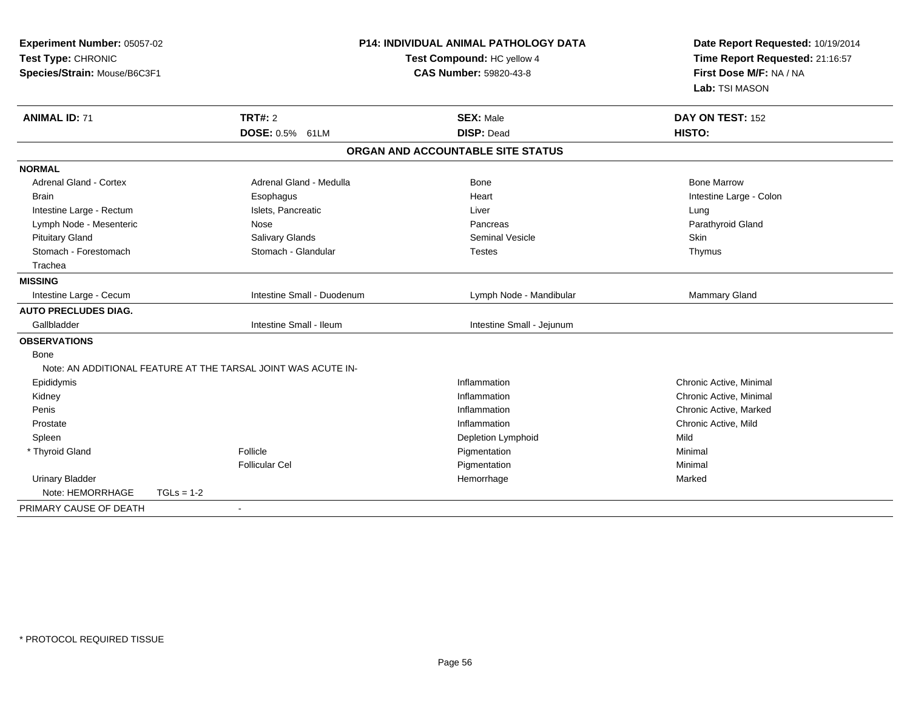**Experiment Number:** 05057-02
**Test Type:** CHRONIC
**Species/Strain:** Mouse/B6C3F1

**P14: INDIVIDUAL ANIMAL PATHOLOGY DATA**
**Test Compound:** HC yellow 4
**CAS Number:** 59820-43-8

**Date Report Requested:** 10/19/2014
**Time Report Requested:** 21:16:57
**First Dose M/F:** NA / NA
**Lab:** TSI MASON

| **ANIMAL ID:** 71 | **TRT#:** 2 | **SEX:** Male | **DAY ON TEST:** 152 |
|---|---|---|---|
| | **DOSE:** 0.5% 61LM | **DISP:** Dead | **HISTO:** |

**ORGAN AND ACCOUNTABLE SITE STATUS**

| | | | |
|---|---|---|---|
| **NORMAL** | | | |
| Adrenal Gland - Cortex | Adrenal Gland - Medulla | Bone | Bone Marrow |
| Brain | Esophagus | Heart | Intestine Large - Colon |
| Intestine Large - Rectum | Islets, Pancreatic | Liver | Lung |
| Lymph Node - Mesenteric | Nose | Pancreas | Parathyroid Gland |
| Pituitary Gland | Salivary Glands | Seminal Vesicle | Skin |
| Stomach - Forestomach | Stomach - Glandular | Testes | Thymus |
| Trachea | | | |
| **MISSING** | | | |
| Intestine Large - Cecum | Intestine Small - Duodenum | Lymph Node - Mandibular | Mammary Gland |
| **AUTO PRECLUDES DIAG.** | | | |
| Gallbladder | Intestine Small - Ileum | Intestine Small - Jejunum | |
| **OBSERVATIONS** | | | |
| Bone | | | |
| Note: AN ADDITIONAL FEATURE AT THE TARSAL JOINT WAS ACUTE IN- | | | |
| Epididymis | | Inflammation | Chronic Active, Minimal |
| Kidney | | Inflammation | Chronic Active, Minimal |
| Penis | | Inflammation | Chronic Active, Marked |
| Prostate | | Inflammation | Chronic Active, Mild |
| Spleen | | Depletion Lymphoid | Mild |
| * Thyroid Gland | Follicle | Pigmentation | Minimal |
| | Follicular Cel | Pigmentation | Minimal |
| Urinary Bladder | | Hemorrhage | Marked |
| Note: HEMORRHAGE TGLs = 1-2 | | | |
| PRIMARY CAUSE OF DEATH | - | | |

* PROTOCOL REQUIRED TISSUE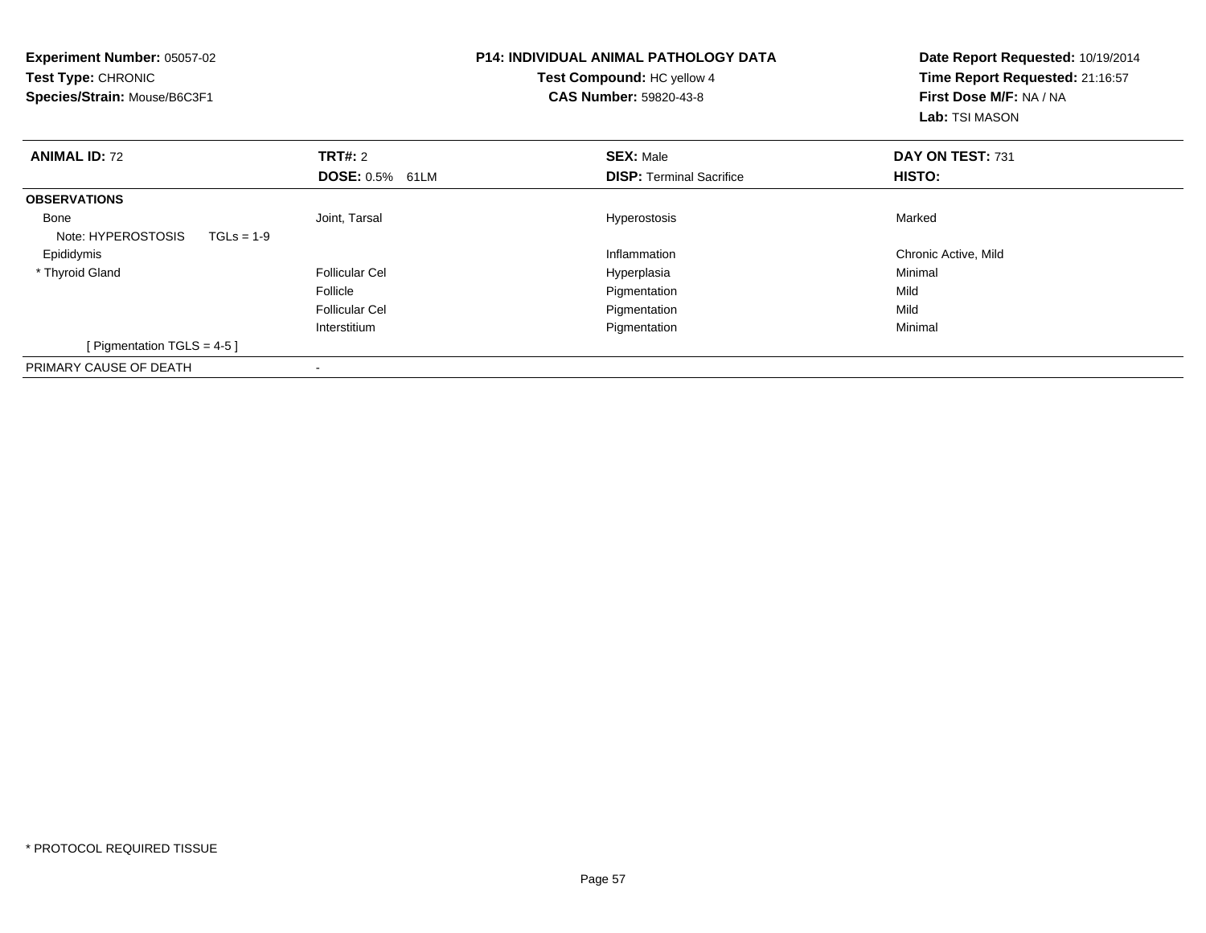**Experiment Number:** 05057-02
**Test Type:** CHRONIC
**Species/Strain:** Mouse/B6C3F1

**P14: INDIVIDUAL ANIMAL PATHOLOGY DATA**
**Test Compound:** HC yellow 4
**CAS Number:** 59820-43-8

**Date Report Requested:** 10/19/2014
**Time Report Requested:** 21:16:57
**First Dose M/F:** NA / NA
**Lab:** TSI MASON

| **ANIMAL ID:** 72 | **TRT#:** 2 | **SEX:** Male | **DAY ON TEST:** 731 |
|---|---|---|---|
| | **DOSE:** 0.5% 61LM | **DISP:** Terminal Sacrifice | **HISTO:** |
| **OBSERVATIONS** | | | |
| Bone | Joint, Tarsal | Hyperostosis | Marked |
| Note: HYPEROSTOSIS TGLs = 1-9 | | | |
| Epididymis | | Inflammation | Chronic Active, Mild |
| * Thyroid Gland | Follicular Cel | Hyperplasia | Minimal |
| | Follicle | Pigmentation | Mild |
| | Follicular Cel | Pigmentation | Mild |
| | Interstitium | Pigmentation | Minimal |
| [ Pigmentation TGLS = 4-5 ] | | | |
| PRIMARY CAUSE OF DEATH | - | | |

* PROTOCOL REQUIRED TISSUE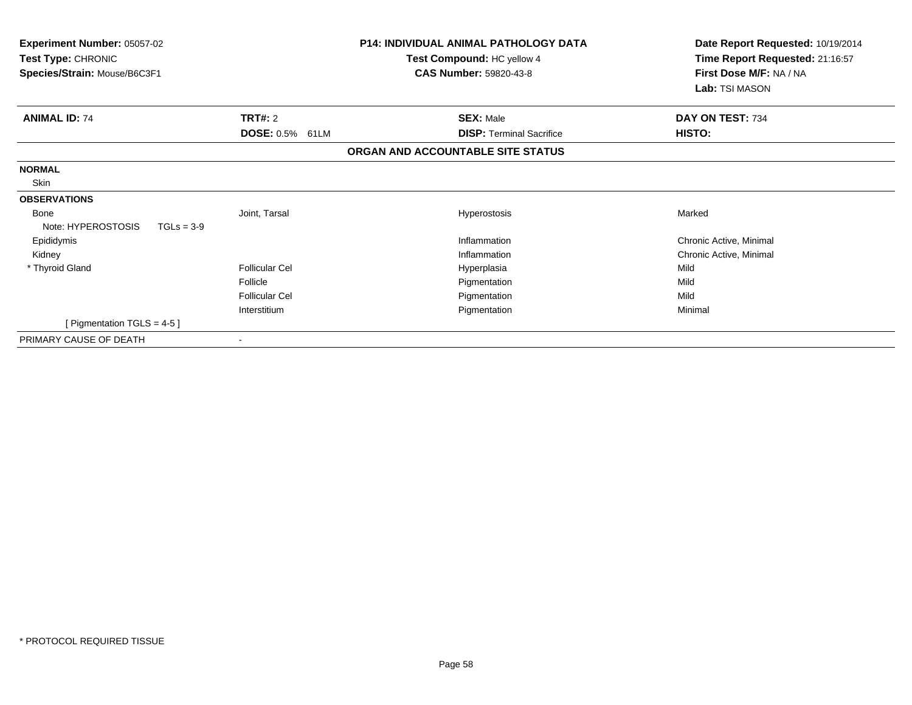**Experiment Number:** 05057-02
**Test Type:** CHRONIC
**Species/Strain:** Mouse/B6C3F1

**P14: INDIVIDUAL ANIMAL PATHOLOGY DATA**
**Test Compound:** HC yellow 4
**CAS Number:** 59820-43-8

**Date Report Requested:** 10/19/2014
**Time Report Requested:** 21:16:57
**First Dose M/F:** NA / NA
**Lab:** TSI MASON

| **ANIMAL ID:** 74 | **TRT#:** 2 | **SEX:** Male | **DAY ON TEST:** 734 |
|---|---|---|---|
| | **DOSE:** 0.5% 61LM | **DISP:** Terminal Sacrifice | **HISTO:** |

**ORGAN AND ACCOUNTABLE SITE STATUS**

| | | | |
|---|---|---|---|
| **NORMAL** | | | |
| Skin | | | |
| **OBSERVATIONS** | | | |
| Bone | Joint, Tarsal | Hyperostosis | Marked |
| Note: HYPEROSTOSIS TGLs = 3-9 | | | |
| Epididymis | | Inflammation | Chronic Active, Minimal |
| Kidney | | Inflammation | Chronic Active, Minimal |
| * Thyroid Gland | Follicular Cel | Hyperplasia | Mild |
| | Follicle | Pigmentation | Mild |
| | Follicular Cel | Pigmentation | Mild |
| | Interstitium | Pigmentation | Minimal |
| [ Pigmentation TGLS = 4-5 ] | | | |
| PRIMARY CAUSE OF DEATH | - | | |

* PROTOCOL REQUIRED TISSUE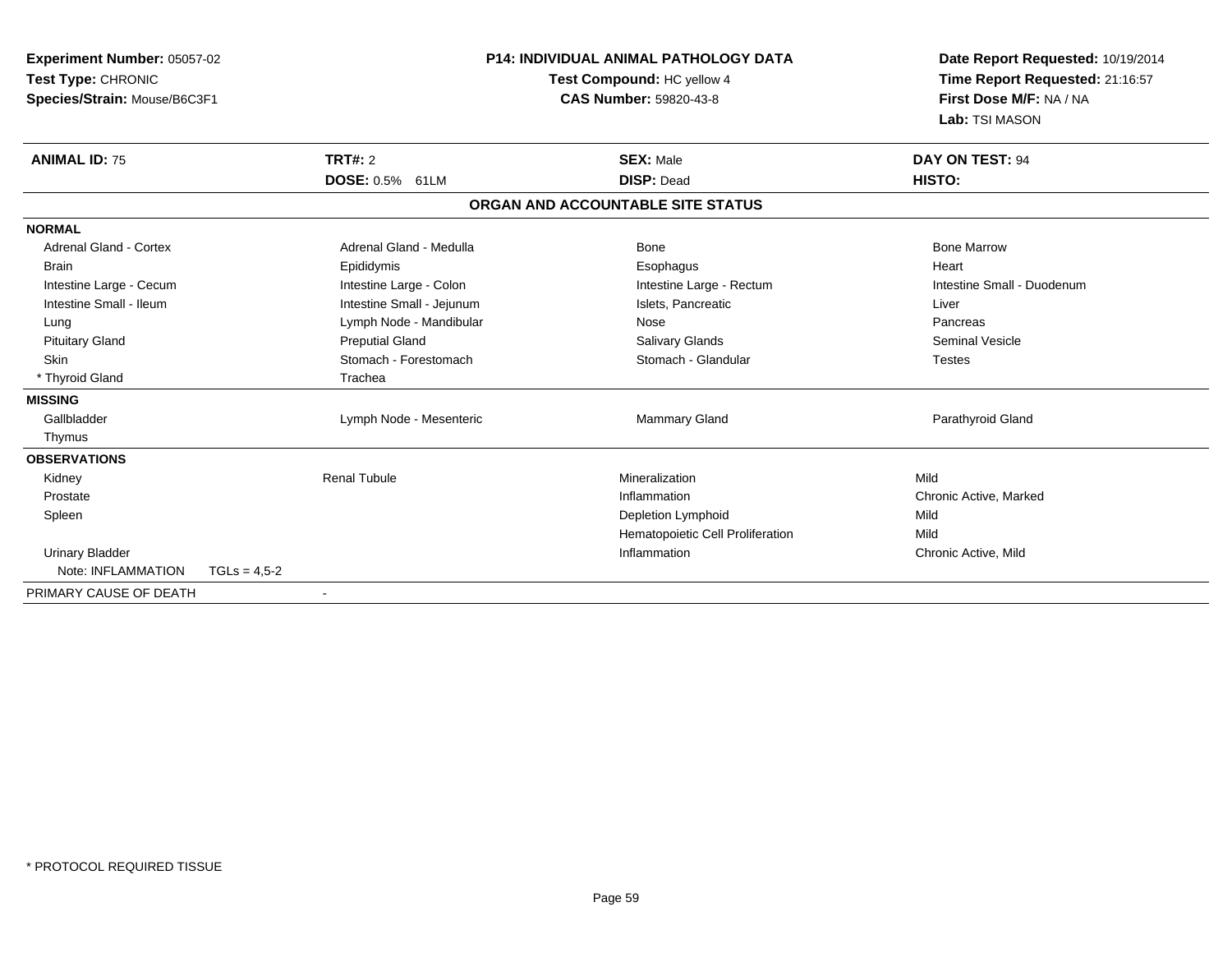**Experiment Number:** 05057-02
**Test Type:** CHRONIC
**Species/Strain:** Mouse/B6C3F1

**P14: INDIVIDUAL ANIMAL PATHOLOGY DATA**
**Test Compound:** HC yellow 4
**CAS Number:** 59820-43-8

**Date Report Requested:** 10/19/2014
**Time Report Requested:** 21:16:57
**First Dose M/F:** NA / NA
**Lab:** TSI MASON

| **ANIMAL ID:** 75 | **TRT#:** 2 | **SEX:** Male | **DAY ON TEST:** 94 |
|---|---|---|---|
| | **DOSE:** 0.5% 61LM | **DISP:** Dead | **HISTO:** |

**ORGAN AND ACCOUNTABLE SITE STATUS**

| | | | |
|---|---|---|---|
| **NORMAL** | | | |
| Adrenal Gland - Cortex | Adrenal Gland - Medulla | Bone | Bone Marrow |
| Brain | Epididymis | Esophagus | Heart |
| Intestine Large - Cecum | Intestine Large - Colon | Intestine Large - Rectum | Intestine Small - Duodenum |
| Intestine Small - Ileum | Intestine Small - Jejunum | Islets, Pancreatic | Liver |
| Lung | Lymph Node - Mandibular | Nose | Pancreas |
| Pituitary Gland | Preputial Gland | Salivary Glands | Seminal Vesicle |
| Skin | Stomach - Forestomach | Stomach - Glandular | Testes |
| * Thyroid Gland | Trachea | | |
| **MISSING** | | | |
| Gallbladder | Lymph Node - Mesenteric | Mammary Gland | Parathyroid Gland |
| Thymus | | | |
| **OBSERVATIONS** | | | |
| Kidney | Renal Tubule | Mineralization | Mild |
| Prostate | | Inflammation | Chronic Active, Marked |
| Spleen | | Depletion Lymphoid | Mild |
| | | Hematopoietic Cell Proliferation | Mild |
| Urinary Bladder | | Inflammation | Chronic Active, Mild |
| Note: INFLAMMATION TGLs = 4,5-2 | | | |
| PRIMARY CAUSE OF DEATH | - | | |

\* PROTOCOL REQUIRED TISSUE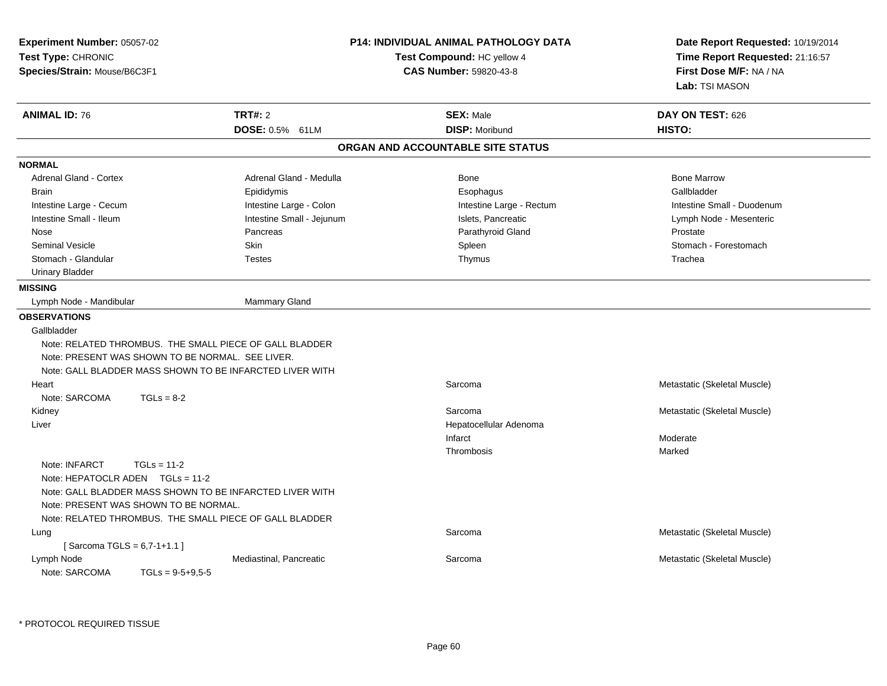**Experiment Number:** 05057-02
**Test Type:** CHRONIC
**Species/Strain:** Mouse/B6C3F1

**P14: INDIVIDUAL ANIMAL PATHOLOGY DATA**
**Test Compound:** HC yellow 4
**CAS Number:** 59820-43-8

**Date Report Requested:** 10/19/2014
**Time Report Requested:** 21:16:57
**First Dose M/F:** NA / NA
**Lab:** TSI MASON

| **ANIMAL ID:** 76 | **TRT#:** 2 | **SEX:** Male | **DAY ON TEST:** 626 |
|---|---|---|---|
| | **DOSE:** 0.5% 61LM | **DISP:** Moribund | **HISTO:** |

## ORGAN AND ACCOUNTABLE SITE STATUS

**NORMAL**

| | | | |
|---|---|---|---|
| Adrenal Gland - Cortex | Adrenal Gland - Medulla | Bone | Bone Marrow |
| Brain | Epididymis | Esophagus | Gallbladder |
| Intestine Large - Cecum | Intestine Large - Colon | Intestine Large - Rectum | Intestine Small - Duodenum |
| Intestine Small - Ileum | Intestine Small - Jejunum | Islets, Pancreatic | Lymph Node - Mesenteric |
| Nose | Pancreas | Parathyroid Gland | Prostate |
| Seminal Vesicle | Skin | Spleen | Stomach - Forestomach |
| Stomach - Glandular | Testes | Thymus | Trachea |
| Urinary Bladder | | | |

**MISSING**

| | |
|---|---|
| Lymph Node - Mandibular | Mammary Gland |

**OBSERVATIONS**

Gallbladder
- Note: RELATED THROMBUS. THE SMALL PIECE OF GALL BLADDER
- Note: PRESENT WAS SHOWN TO BE NORMAL. SEE LIVER.
- Note: GALL BLADDER MASS SHOWN TO BE INFARCTED LIVER WITH

| | | | |
|---|---|---|---|
| Heart | | Sarcoma | Metastatic (Skeletal Muscle) |
| Note: SARCOMA TGLs = 8-2 | | | |
| Kidney | | Sarcoma | Metastatic (Skeletal Muscle) |
| Liver | | Hepatocellular Adenoma | |
| | | Infarct | Moderate |
| | | Thrombosis | Marked |

- Note: INFARCT TGLs = 11-2
- Note: HEPATOCLR ADEN TGLs = 11-2
- Note: GALL BLADDER MASS SHOWN TO BE INFARCTED LIVER WITH
- Note: PRESENT WAS SHOWN TO BE NORMAL.
- Note: RELATED THROMBUS. THE SMALL PIECE OF GALL BLADDER

| | | | |
|---|---|---|---|
| Lung | | Sarcoma | Metastatic (Skeletal Muscle) |
| [ Sarcoma TGLS = 6,7-1+1.1 ] | | | |
| Lymph Node | Mediastinal, Pancreatic | Sarcoma | Metastatic (Skeletal Muscle) |
| Note: SARCOMA TGLs = 9-5+9,5-5 | | | |

\* PROTOCOL REQUIRED TISSUE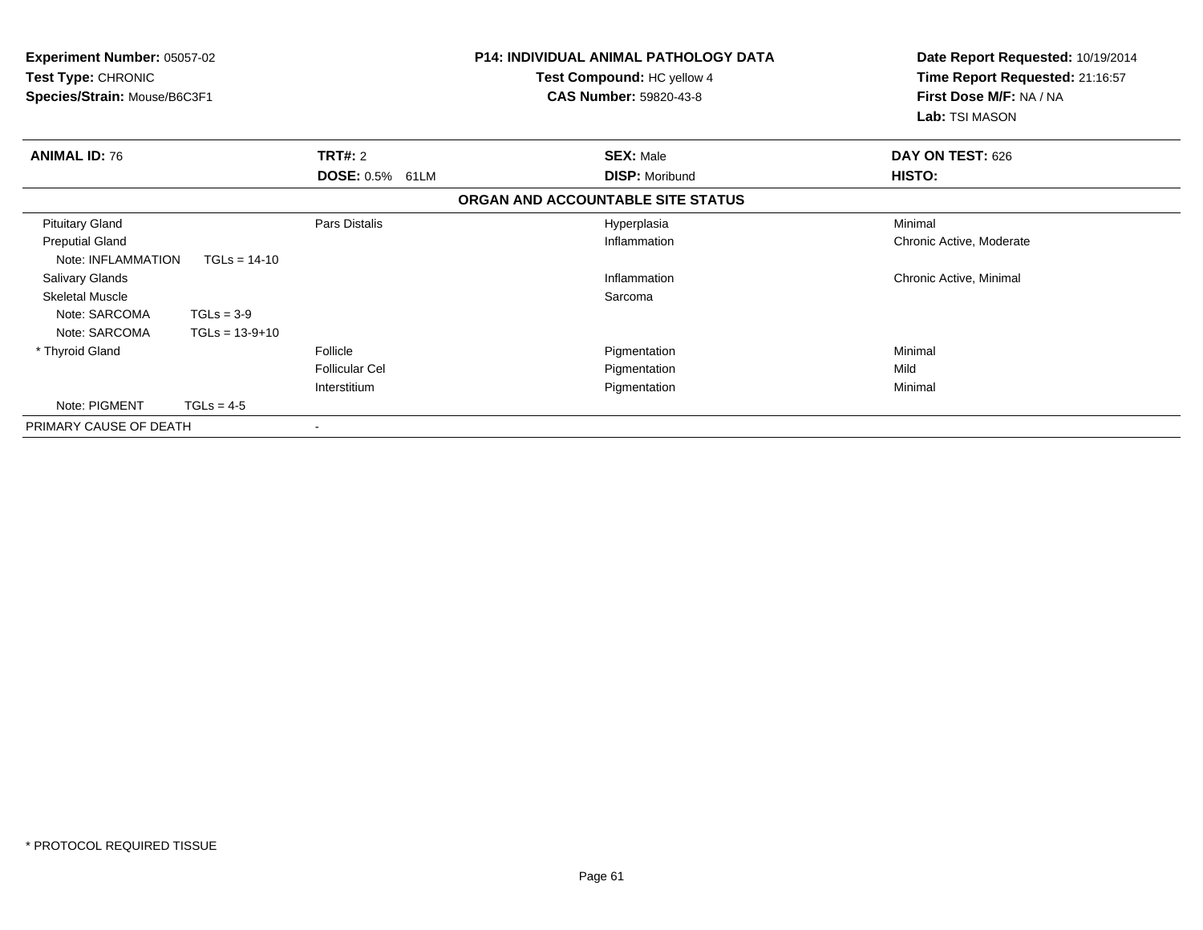**Experiment Number:** 05057-02
**Test Type:** CHRONIC
**Species/Strain:** Mouse/B6C3F1

**P14: INDIVIDUAL ANIMAL PATHOLOGY DATA**
**Test Compound:** HC yellow 4
**CAS Number:** 59820-43-8

**Date Report Requested:** 10/19/2014
**Time Report Requested:** 21:16:57
**First Dose M/F:** NA / NA
**Lab:** TSI MASON

| **ANIMAL ID:** 76 | **TRT#:** 2 | **SEX:** Male | **DAY ON TEST:** 626 |
|---|---|---|---|
| | **DOSE:** 0.5% 61LM | **DISP:** Moribund | **HISTO:** |

**ORGAN AND ACCOUNTABLE SITE STATUS**

| | | | |
|---|---|---|---|
| Pituitary Gland | Pars Distalis | Hyperplasia | Minimal |
| Preputial Gland | | Inflammation | Chronic Active, Moderate |
| Note: INFLAMMATION TGLs = 14-10 | | | |
| Salivary Glands | | Inflammation | Chronic Active, Minimal |
| Skeletal Muscle | | Sarcoma | |
| Note: SARCOMA TGLs = 3-9 | | | |
| Note: SARCOMA TGLs = 13-9+10 | | | |
| * Thyroid Gland | Follicle | Pigmentation | Minimal |
| | Follicular Cel | Pigmentation | Mild |
| | Interstitium | Pigmentation | Minimal |
| Note: PIGMENT TGLs = 4-5 | | | |
| PRIMARY CAUSE OF DEATH | - | | |

* PROTOCOL REQUIRED TISSUE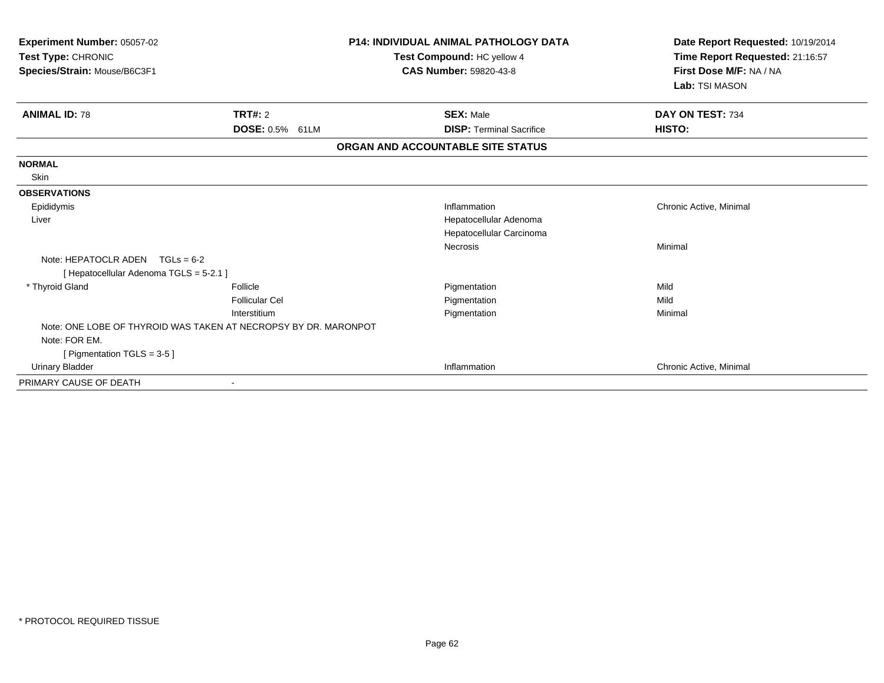**Experiment Number:** 05057-02
**Test Type:** CHRONIC
**Species/Strain:** Mouse/B6C3F1

**P14: INDIVIDUAL ANIMAL PATHOLOGY DATA**
**Test Compound:** HC yellow 4
**CAS Number:** 59820-43-8

**Date Report Requested:** 10/19/2014
**Time Report Requested:** 21:16:57
**First Dose M/F:** NA / NA
**Lab:** TSI MASON

| **ANIMAL ID:** 78 | **TRT#:** 2 | **SEX:** Male | **DAY ON TEST:** 734 |
|---|---|---|---|
| | **DOSE:** 0.5% 61LM | **DISP:** Terminal Sacrifice | **HISTO:** |

**ORGAN AND ACCOUNTABLE SITE STATUS**

| | | | |
|---|---|---|---|
| **NORMAL** | | | |
| Skin | | | |
| **OBSERVATIONS** | | | |
| Epididymis | | Inflammation | Chronic Active, Minimal |
| Liver | | Hepatocellular Adenoma | |
| | | Hepatocellular Carcinoma | |
| | | Necrosis | Minimal |
| Note: HEPATOCLR ADEN TGLs = 6-2 | | | |
| [ Hepatocellular Adenoma TGLS = 5-2.1 ] | | | |
| * Thyroid Gland | Follicle | Pigmentation | Mild |
| | Follicular Cel | Pigmentation | Mild |
| | Interstitium | Pigmentation | Minimal |
| Note: ONE LOBE OF THYROID WAS TAKEN AT NECROPSY BY DR. MARONPOT | | | |
| Note: FOR EM. | | | |
| [ Pigmentation TGLS = 3-5 ] | | | |
| Urinary Bladder | | Inflammation | Chronic Active, Minimal |
| PRIMARY CAUSE OF DEATH | - | | |

* PROTOCOL REQUIRED TISSUE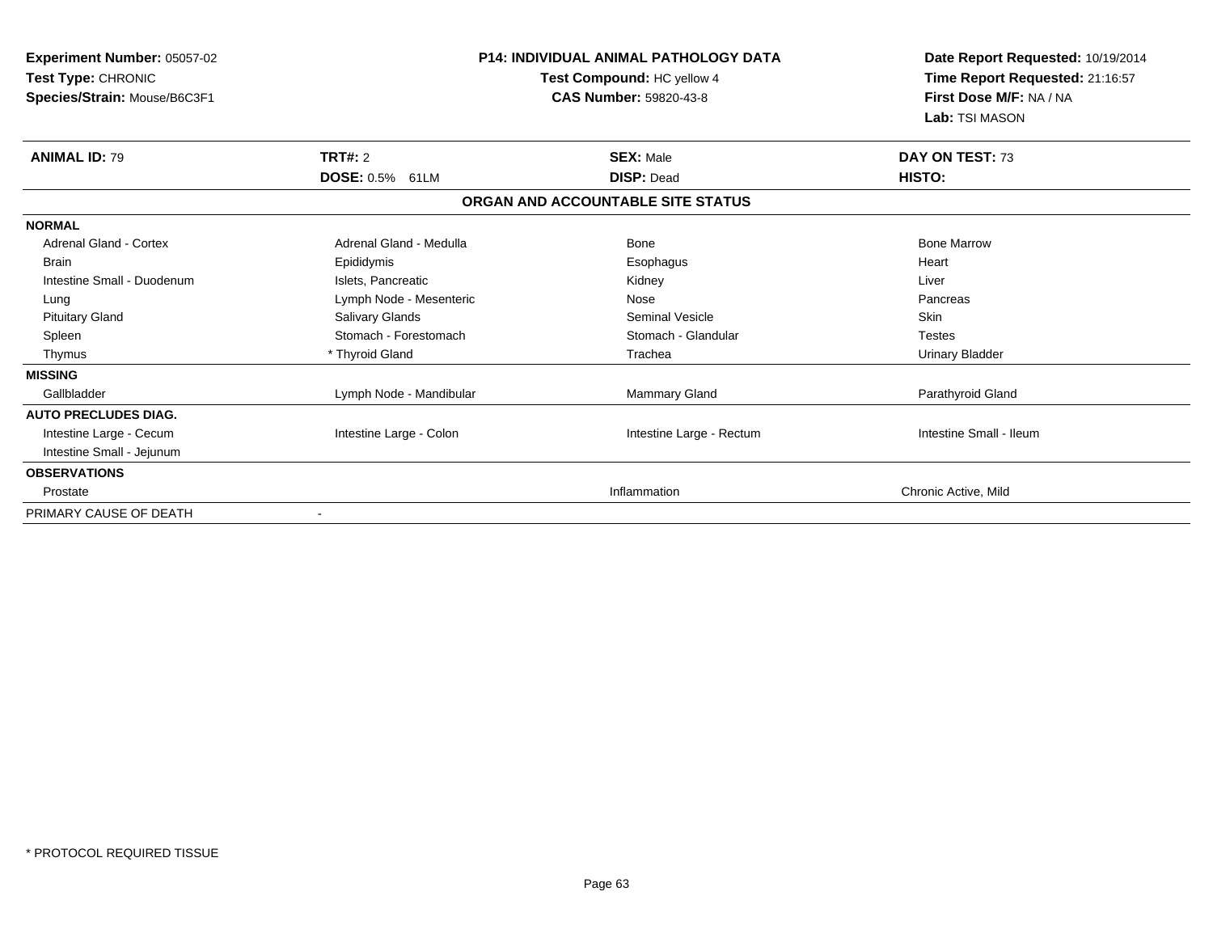**Experiment Number:** 05057-02
**Test Type:** CHRONIC
**Species/Strain:** Mouse/B6C3F1

**P14: INDIVIDUAL ANIMAL PATHOLOGY DATA**
**Test Compound:** HC yellow 4
**CAS Number:** 59820-43-8

**Date Report Requested:** 10/19/2014
**Time Report Requested:** 21:16:57
**First Dose M/F:** NA / NA
**Lab:** TSI MASON

| **ANIMAL ID:** 79 | **TRT#:** 2 | **SEX:** Male | **DAY ON TEST:** 73 |
|---|---|---|---|
| | **DOSE:** 0.5% 61LM | **DISP:** Dead | **HISTO:** |
| | | **ORGAN AND ACCOUNTABLE SITE STATUS** | |
| **NORMAL** | | | |
| Adrenal Gland - Cortex | Adrenal Gland - Medulla | Bone | Bone Marrow |
| Brain | Epididymis | Esophagus | Heart |
| Intestine Small - Duodenum | Islets, Pancreatic | Kidney | Liver |
| Lung | Lymph Node - Mesenteric | Nose | Pancreas |
| Pituitary Gland | Salivary Glands | Seminal Vesicle | Skin |
| Spleen | Stomach - Forestomach | Stomach - Glandular | Testes |
| Thymus | * Thyroid Gland | Trachea | Urinary Bladder |
| **MISSING** | | | |
| Gallbladder | Lymph Node - Mandibular | Mammary Gland | Parathyroid Gland |
| **AUTO PRECLUDES DIAG.** | | | |
| Intestine Large - Cecum | Intestine Large - Colon | Intestine Large - Rectum | Intestine Small - Ileum |
| Intestine Small - Jejunum | | | |
| **OBSERVATIONS** | | | |
| Prostate | | Inflammation | Chronic Active, Mild |
| PRIMARY CAUSE OF DEATH | - | | |

\* PROTOCOL REQUIRED TISSUE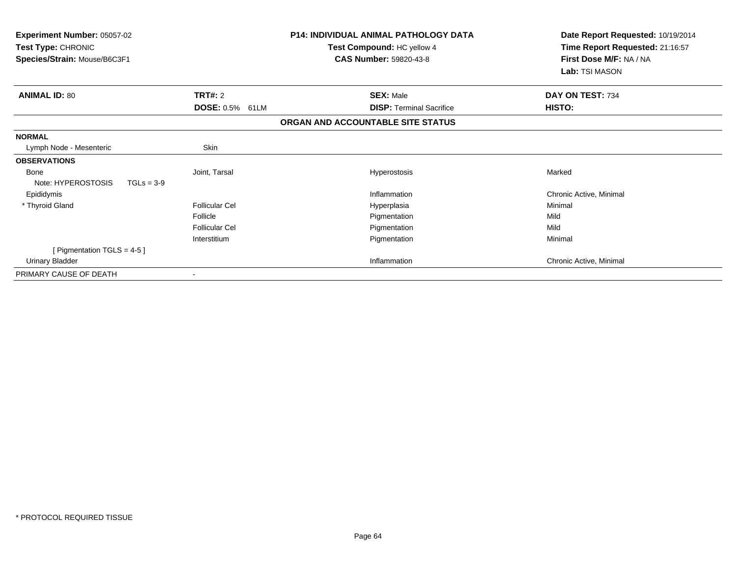**Experiment Number:** 05057-02
**Test Type:** CHRONIC
**Species/Strain:** Mouse/B6C3F1

**P14: INDIVIDUAL ANIMAL PATHOLOGY DATA**
**Test Compound:** HC yellow 4
**CAS Number:** 59820-43-8

**Date Report Requested:** 10/19/2014
**Time Report Requested:** 21:16:57
**First Dose M/F:** NA / NA
**Lab:** TSI MASON

| **ANIMAL ID:** 80 | **TRT#:** 2 | **SEX:** Male | **DAY ON TEST:** 734 |
|---|---|---|---|
| | **DOSE:** 0.5% 61LM | **DISP:** Terminal Sacrifice | **HISTO:** |

**ORGAN AND ACCOUNTABLE SITE STATUS**

| | | | |
|---|---|---|---|
| **NORMAL** | | | |
| Lymph Node - Mesenteric | Skin | | |
| **OBSERVATIONS** | | | |
| Bone | Joint, Tarsal | Hyperostosis | Marked |
| Note: HYPEROSTOSIS TGLs = 3-9 | | | |
| Epididymis | | Inflammation | Chronic Active, Minimal |
| * Thyroid Gland | Follicular Cel | Hyperplasia | Minimal |
| | Follicle | Pigmentation | Mild |
| | Follicular Cel | Pigmentation | Mild |
| | Interstitium | Pigmentation | Minimal |
| [ Pigmentation TGLS = 4-5 ] | | | |
| Urinary Bladder | | Inflammation | Chronic Active, Minimal |
| PRIMARY CAUSE OF DEATH | - | | |

* PROTOCOL REQUIRED TISSUE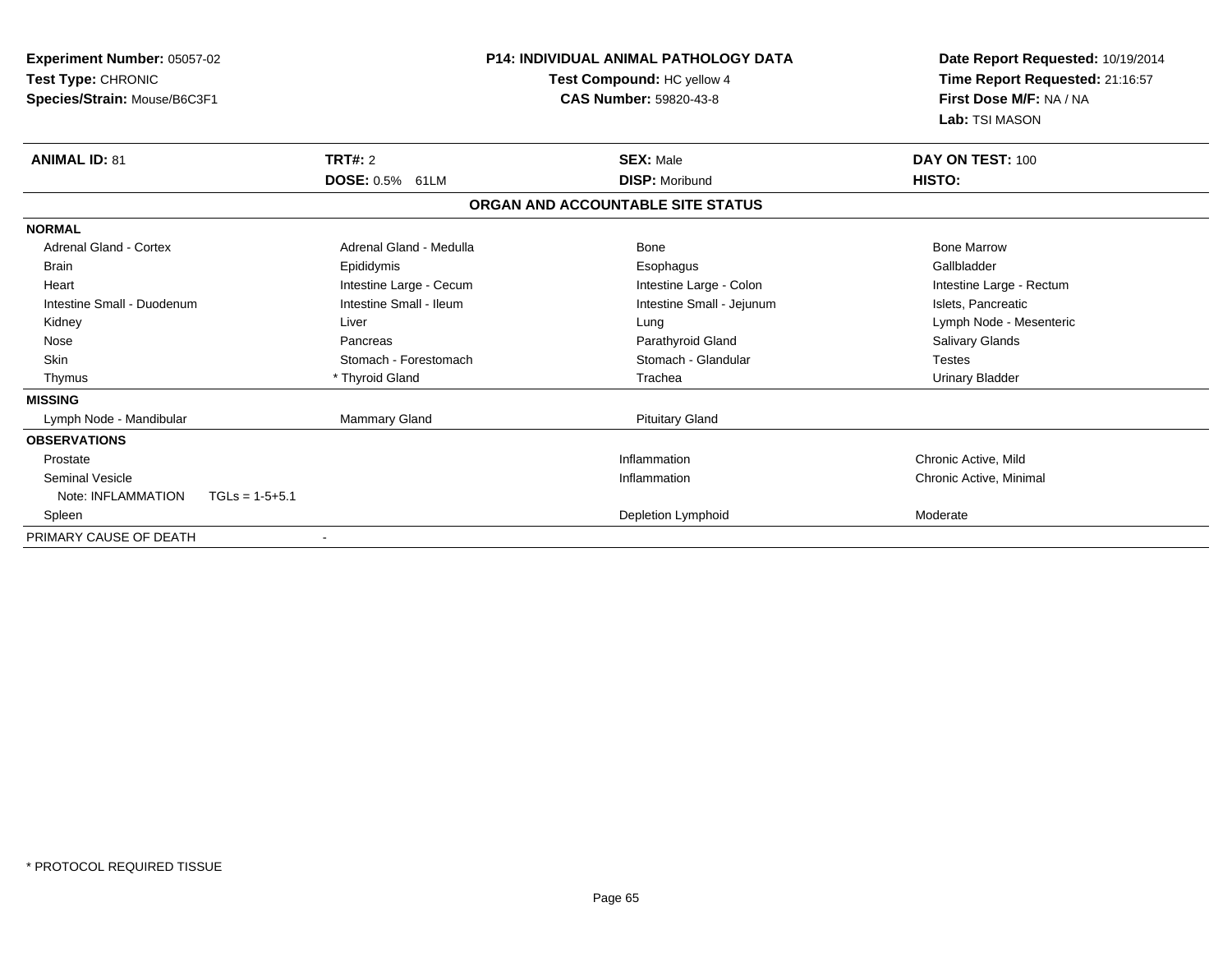**Experiment Number:** 05057-02
**Test Type:** CHRONIC
**Species/Strain:** Mouse/B6C3F1

**P14: INDIVIDUAL ANIMAL PATHOLOGY DATA**
**Test Compound:** HC yellow 4
**CAS Number:** 59820-43-8

**Date Report Requested:** 10/19/2014
**Time Report Requested:** 21:16:57
**First Dose M/F:** NA / NA
**Lab:** TSI MASON

| **ANIMAL ID:** 81 | **TRT#:** 2 | **SEX:** Male | **DAY ON TEST:** 100 |
|---|---|---|---|
| | **DOSE:** 0.5% 61LM | **DISP:** Moribund | **HISTO:** |

**ORGAN AND ACCOUNTABLE SITE STATUS**

| | | | |
|---|---|---|---|
| **NORMAL** | | | |
| Adrenal Gland - Cortex | Adrenal Gland - Medulla | Bone | Bone Marrow |
| Brain | Epididymis | Esophagus | Gallbladder |
| Heart | Intestine Large - Cecum | Intestine Large - Colon | Intestine Large - Rectum |
| Intestine Small - Duodenum | Intestine Small - Ileum | Intestine Small - Jejunum | Islets, Pancreatic |
| Kidney | Liver | Lung | Lymph Node - Mesenteric |
| Nose | Pancreas | Parathyroid Gland | Salivary Glands |
| Skin | Stomach - Forestomach | Stomach - Glandular | Testes |
| Thymus | * Thyroid Gland | Trachea | Urinary Bladder |
| **MISSING** | | | |
| Lymph Node - Mandibular | Mammary Gland | Pituitary Gland | |
| **OBSERVATIONS** | | | |
| Prostate | | Inflammation | Chronic Active, Mild |
| Seminal Vesicle | | Inflammation | Chronic Active, Minimal |
| Note: INFLAMMATION TGLs = 1-5+5.1 | | | |
| Spleen | | Depletion Lymphoid | Moderate |
| PRIMARY CAUSE OF DEATH | - | | |

* PROTOCOL REQUIRED TISSUE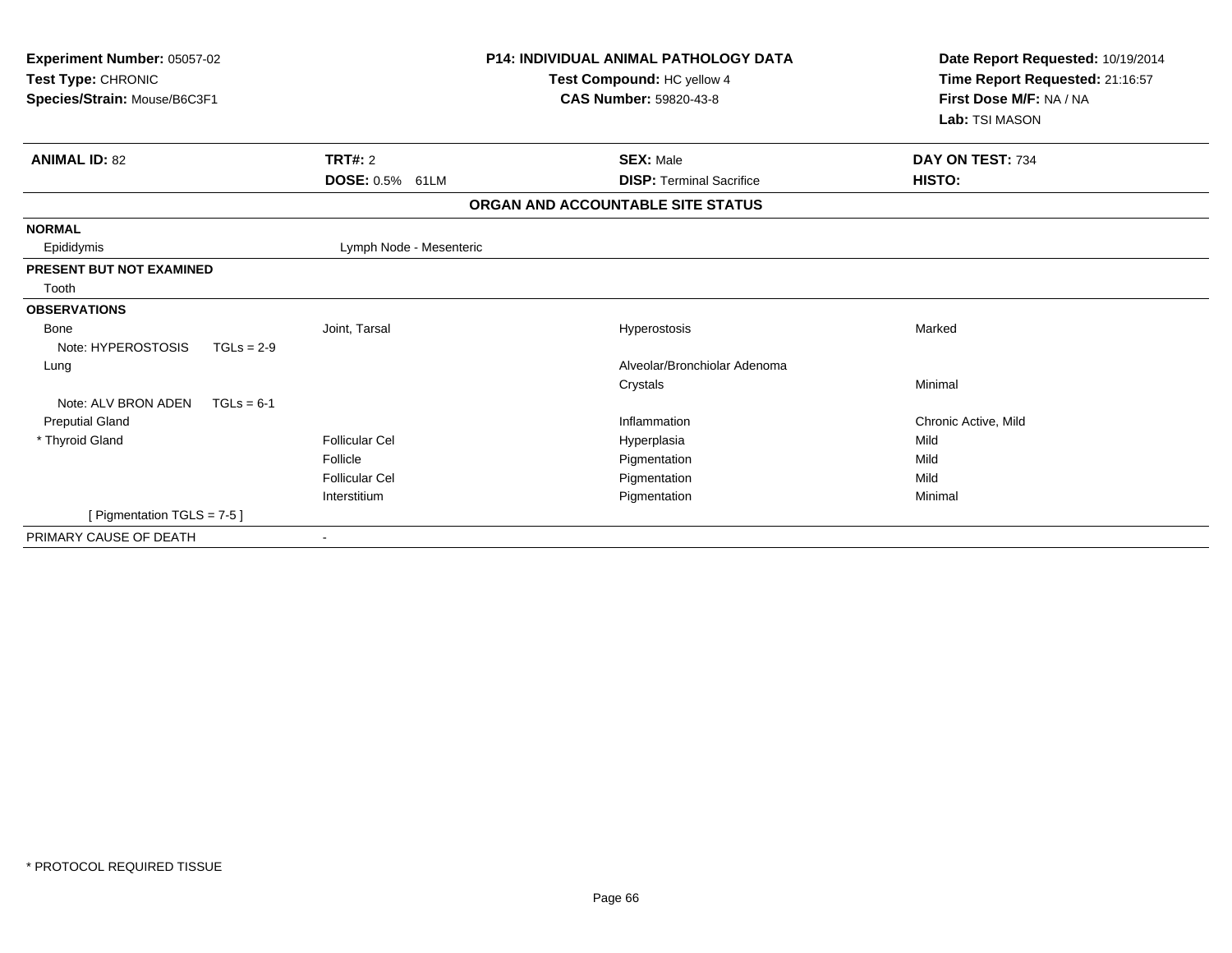**Experiment Number:** 05057-02
**Test Type:** CHRONIC
**Species/Strain:** Mouse/B6C3F1

**P14: INDIVIDUAL ANIMAL PATHOLOGY DATA**
**Test Compound:** HC yellow 4
**CAS Number:** 59820-43-8

**Date Report Requested:** 10/19/2014
**Time Report Requested:** 21:16:57
**First Dose M/F:** NA / NA
**Lab:** TSI MASON

| **ANIMAL ID:** 82 | **TRT#:** 2 | **SEX:** Male | **DAY ON TEST:** 734 |
|---|---|---|---|
| | **DOSE:** 0.5% 61LM | **DISP:** Terminal Sacrifice | **HISTO:** |

## ORGAN AND ACCOUNTABLE SITE STATUS

| | | | |
|---|---|---|---|
| **NORMAL** | | | |
| Epididymis | Lymph Node - Mesenteric | | |
| **PRESENT BUT NOT EXAMINED** | | | |
| Tooth | | | |
| **OBSERVATIONS** | | | |
| Bone | Joint, Tarsal | Hyperostosis | Marked |
| Note: HYPEROSTOSIS TGLs = 2-9 | | | |
| Lung | | Alveolar/Bronchiolar Adenoma | |
| | | Crystals | Minimal |
| Note: ALV BRON ADEN TGLs = 6-1 | | | |
| Preputial Gland | | Inflammation | Chronic Active, Mild |
| * Thyroid Gland | Follicular Cel | Hyperplasia | Mild |
| | Follicle | Pigmentation | Mild |
| | Follicular Cel | Pigmentation | Mild |
| | Interstitium | Pigmentation | Minimal |
| [ Pigmentation TGLS = 7-5 ] | | | |
| PRIMARY CAUSE OF DEATH | - | | |

* PROTOCOL REQUIRED TISSUE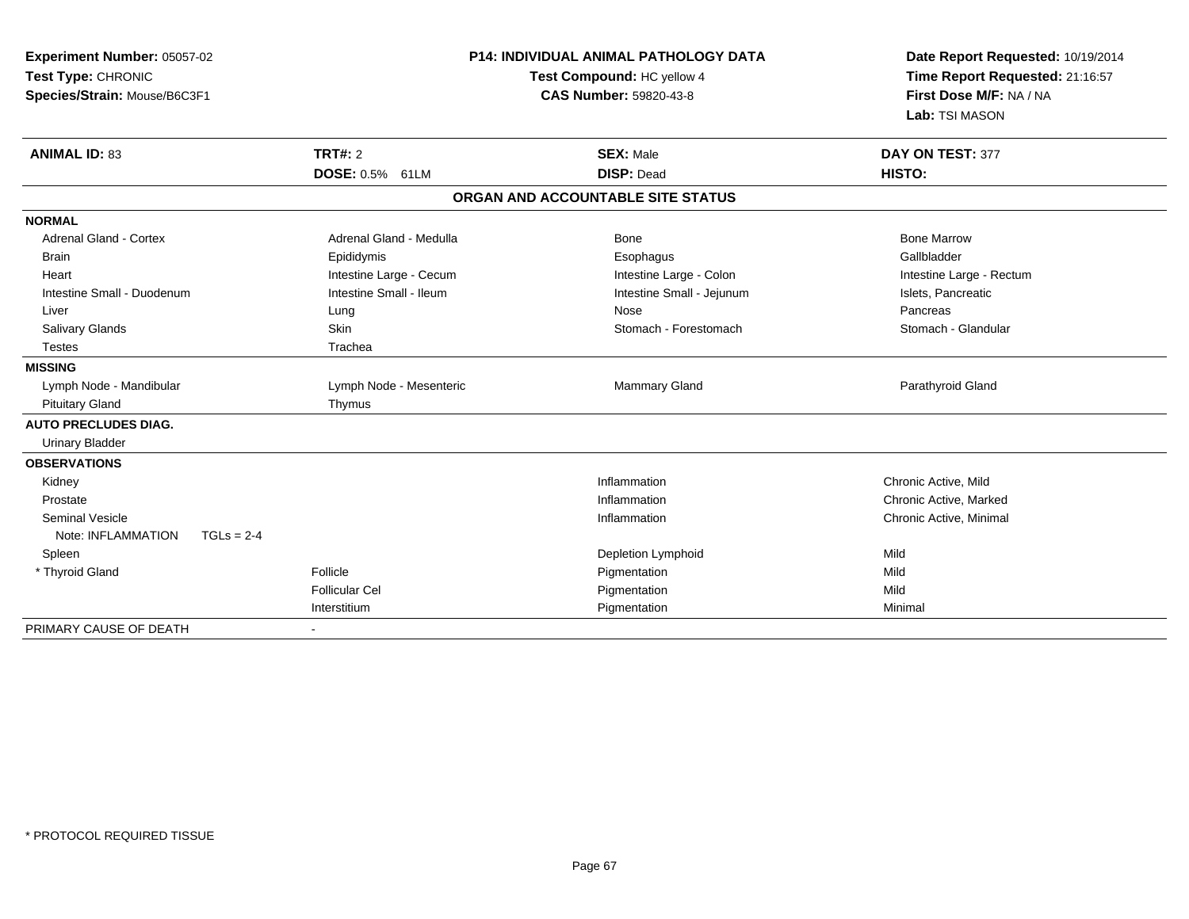**Experiment Number:** 05057-02
**Test Type:** CHRONIC
**Species/Strain:** Mouse/B6C3F1

**P14: INDIVIDUAL ANIMAL PATHOLOGY DATA**
**Test Compound:** HC yellow 4
**CAS Number:** 59820-43-8

**Date Report Requested:** 10/19/2014
**Time Report Requested:** 21:16:57
**First Dose M/F:** NA / NA
**Lab:** TSI MASON

| **ANIMAL ID:** 83 | **TRT#:** 2 | **SEX:** Male | **DAY ON TEST:** 377 |
|---|---|---|---|
| | **DOSE:** 0.5% 61LM | **DISP:** Dead | **HISTO:** |

**ORGAN AND ACCOUNTABLE SITE STATUS**

| | | | |
|---|---|---|---|
| **NORMAL** | | | |
| Adrenal Gland - Cortex | Adrenal Gland - Medulla | Bone | Bone Marrow |
| Brain | Epididymis | Esophagus | Gallbladder |
| Heart | Intestine Large - Cecum | Intestine Large - Colon | Intestine Large - Rectum |
| Intestine Small - Duodenum | Intestine Small - Ileum | Intestine Small - Jejunum | Islets, Pancreatic |
| Liver | Lung | Nose | Pancreas |
| Salivary Glands | Skin | Stomach - Forestomach | Stomach - Glandular |
| Testes | Trachea | | |
| **MISSING** | | | |
| Lymph Node - Mandibular | Lymph Node - Mesenteric | Mammary Gland | Parathyroid Gland |
| Pituitary Gland | Thymus | | |
| **AUTO PRECLUDES DIAG.** | | | |
| Urinary Bladder | | | |
| **OBSERVATIONS** | | | |
| Kidney | | Inflammation | Chronic Active, Mild |
| Prostate | | Inflammation | Chronic Active, Marked |
| Seminal Vesicle | | Inflammation | Chronic Active, Minimal |
| Note: INFLAMMATION TGLs = 2-4 | | | |
| Spleen | | Depletion Lymphoid | Mild |
| * Thyroid Gland | Follicle | Pigmentation | Mild |
| | Follicular Cel | Pigmentation | Mild |
| | Interstitium | Pigmentation | Minimal |
| PRIMARY CAUSE OF DEATH | - | | |

* PROTOCOL REQUIRED TISSUE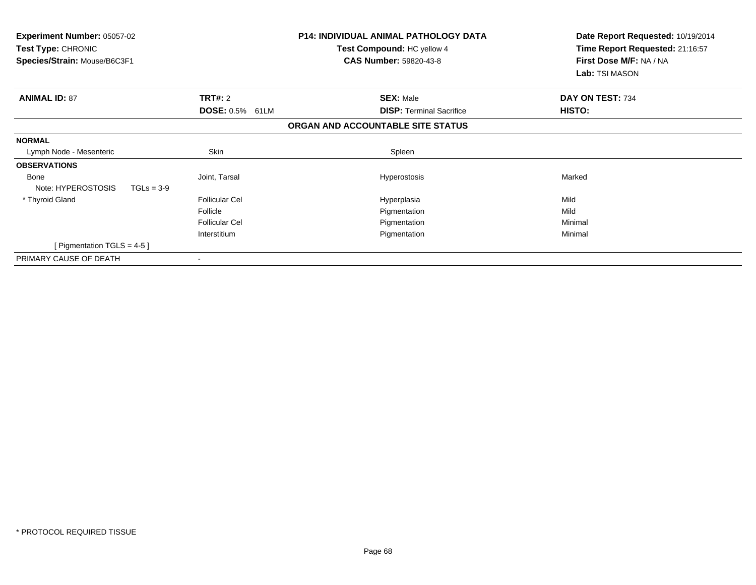**Experiment Number:** 05057-02
**Test Type:** CHRONIC
**Species/Strain:** Mouse/B6C3F1

**P14: INDIVIDUAL ANIMAL PATHOLOGY DATA**
**Test Compound:** HC yellow 4
**CAS Number:** 59820-43-8

**Date Report Requested:** 10/19/2014
**Time Report Requested:** 21:16:57
**First Dose M/F:** NA / NA
**Lab:** TSI MASON

| **ANIMAL ID:** 87 | **TRT#:** 2 | **SEX:** Male | **DAY ON TEST:** 734 |
|---|---|---|---|
| | **DOSE:** 0.5% 61LM | **DISP:** Terminal Sacrifice | **HISTO:** |

**ORGAN AND ACCOUNTABLE SITE STATUS**

| | | | |
|---|---|---|---|
| **NORMAL** | | | |
| Lymph Node - Mesenteric | Skin | Spleen | |
| **OBSERVATIONS** | | | |
| Bone | Joint, Tarsal | Hyperostosis | Marked |
| Note: HYPEROSTOSIS TGLs = 3-9 | | | |
| * Thyroid Gland | Follicular Cel | Hyperplasia | Mild |
| | Follicle | Pigmentation | Mild |
| | Follicular Cel | Pigmentation | Minimal |
| | Interstitium | Pigmentation | Minimal |
| [ Pigmentation TGLS = 4-5 ] | | | |
| PRIMARY CAUSE OF DEATH | - | | |

* PROTOCOL REQUIRED TISSUE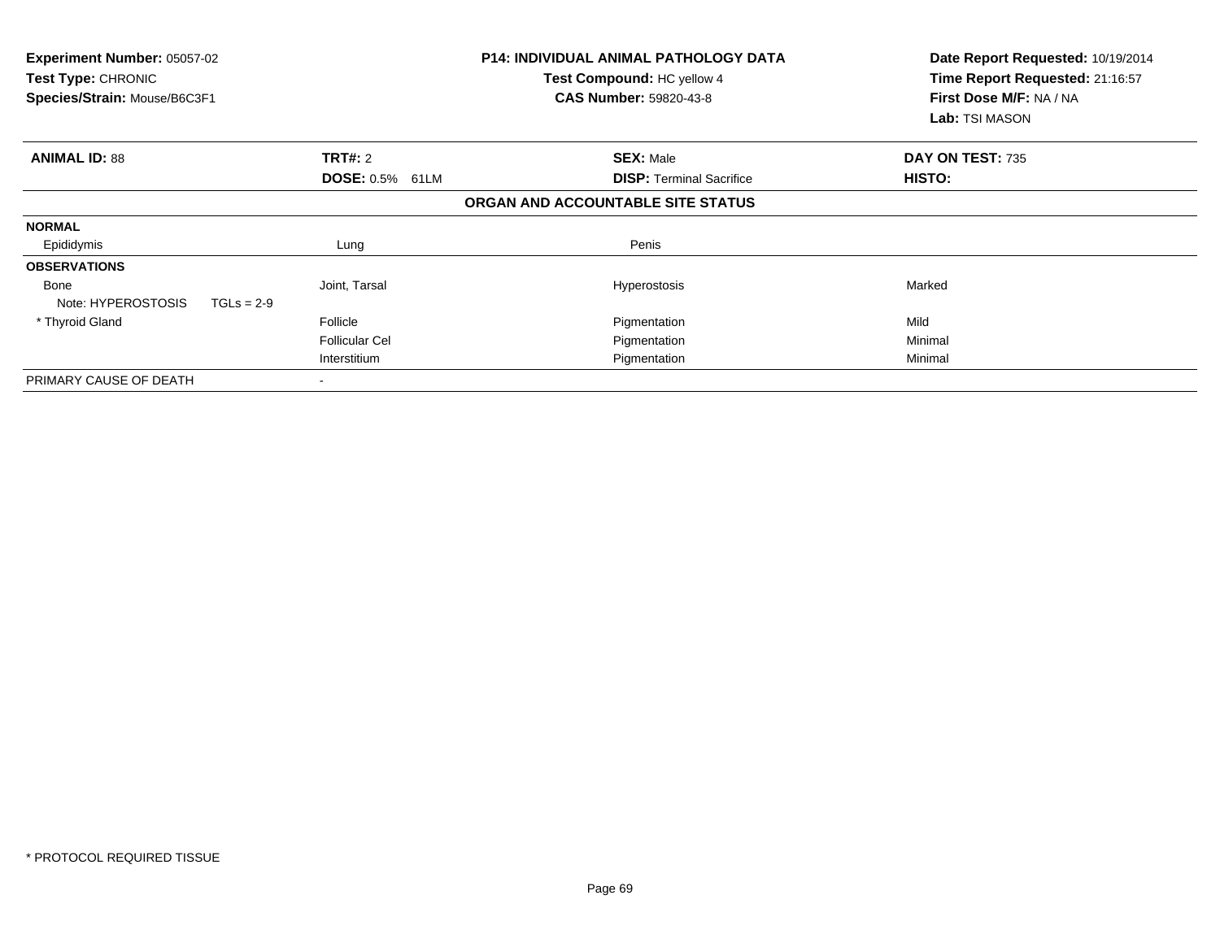**Experiment Number:** 05057-02
**Test Type:** CHRONIC
**Species/Strain:** Mouse/B6C3F1

**P14: INDIVIDUAL ANIMAL PATHOLOGY DATA**
**Test Compound:** HC yellow 4
**CAS Number:** 59820-43-8

**Date Report Requested:** 10/19/2014
**Time Report Requested:** 21:16:57
**First Dose M/F:** NA / NA
**Lab:** TSI MASON

| **ANIMAL ID:** 88 | **TRT#:** 2 | **SEX:** Male | **DAY ON TEST:** 735 |
|---|---|---|---|
| | **DOSE:** 0.5% 61LM | **DISP:** Terminal Sacrifice | **HISTO:** |

**ORGAN AND ACCOUNTABLE SITE STATUS**

| | | | |
|---|---|---|---|
| **NORMAL** | | | |
| Epididymis | Lung | Penis | |
| **OBSERVATIONS** | | | |
| Bone | Joint, Tarsal | Hyperostosis | Marked |
| Note: HYPEROSTOSIS TGLs = 2-9 | | | |
| * Thyroid Gland | Follicle | Pigmentation | Mild |
| | Follicular Cel | Pigmentation | Minimal |
| | Interstitium | Pigmentation | Minimal |
| PRIMARY CAUSE OF DEATH | - | | |

* PROTOCOL REQUIRED TISSUE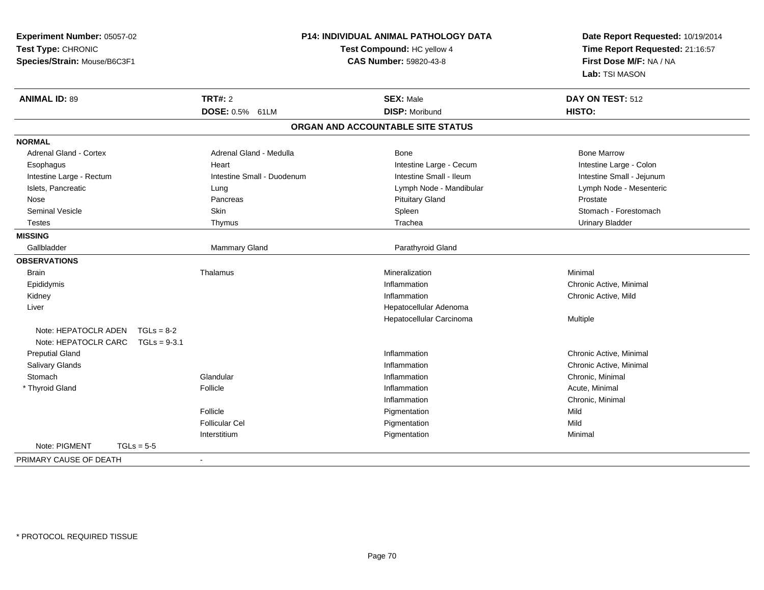**Experiment Number:** 05057-02
**Test Type:** CHRONIC
**Species/Strain:** Mouse/B6C3F1

**P14: INDIVIDUAL ANIMAL PATHOLOGY DATA**
**Test Compound:** HC yellow 4
**CAS Number:** 59820-43-8

**Date Report Requested:** 10/19/2014
**Time Report Requested:** 21:16:57
**First Dose M/F:** NA / NA
**Lab:** TSI MASON

| **ANIMAL ID:** 89 | **TRT#:** 2 | **SEX:** Male | **DAY ON TEST:** 512 |
|---|---|---|---|
| | **DOSE:** 0.5% 61LM | **DISP:** Moribund | **HISTO:** |

## ORGAN AND ACCOUNTABLE SITE STATUS

**NORMAL**

| | | | |
|---|---|---|---|
| Adrenal Gland - Cortex | Adrenal Gland - Medulla | Bone | Bone Marrow |
| Esophagus | Heart | Intestine Large - Cecum | Intestine Large - Colon |
| Intestine Large - Rectum | Intestine Small - Duodenum | Intestine Small - Ileum | Intestine Small - Jejunum |
| Islets, Pancreatic | Lung | Lymph Node - Mandibular | Lymph Node - Mesenteric |
| Nose | Pancreas | Pituitary Gland | Prostate |
| Seminal Vesicle | Skin | Spleen | Stomach - Forestomach |
| Testes | Thymus | Trachea | Urinary Bladder |

**MISSING**

| | | | |
|---|---|---|---|
| Gallbladder | Mammary Gland | Parathyroid Gland | |

**OBSERVATIONS**

| Organ | Site | Observation | Severity |
|---|---|---|---|
| Brain | Thalamus | Mineralization | Minimal |
| Epididymis | | Inflammation | Chronic Active, Minimal |
| Kidney | | Inflammation | Chronic Active, Mild |
| Liver | | Hepatocellular Adenoma | |
| | | Hepatocellular Carcinoma | Multiple |
| Note: HEPATOCLR ADEN TGLs = 8-2 | | | |
| Note: HEPATOCLR CARC TGLs = 9-3.1 | | | |
| Preputial Gland | | Inflammation | Chronic Active, Minimal |
| Salivary Glands | | Inflammation | Chronic Active, Minimal |
| Stomach | Glandular | Inflammation | Chronic, Minimal |
| * Thyroid Gland | Follicle | Inflammation | Acute, Minimal |
| | | Inflammation | Chronic, Minimal |
| | Follicle | Pigmentation | Mild |
| | Follicular Cel | Pigmentation | Mild |
| | Interstitium | Pigmentation | Minimal |
| Note: PIGMENT TGLs = 5-5 | | | |

PRIMARY CAUSE OF DEATH -

\* PROTOCOL REQUIRED TISSUE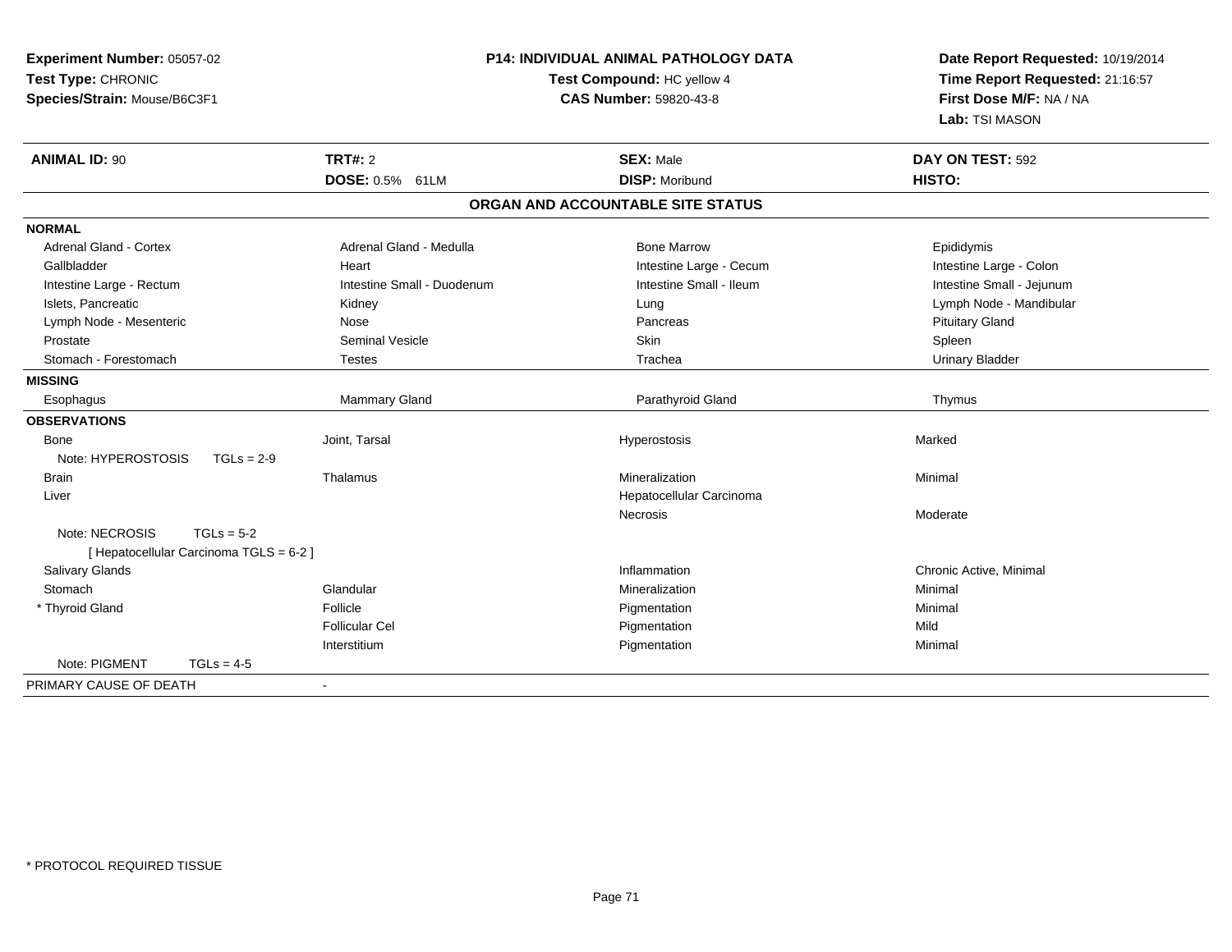**Experiment Number:** 05057-02
**Test Type:** CHRONIC
**Species/Strain:** Mouse/B6C3F1

**P14: INDIVIDUAL ANIMAL PATHOLOGY DATA**
**Test Compound:** HC yellow 4
**CAS Number:** 59820-43-8

**Date Report Requested:** 10/19/2014
**Time Report Requested:** 21:16:57
**First Dose M/F:** NA / NA
**Lab:** TSI MASON

| **ANIMAL ID:** 90 | **TRT#:** 2 | **SEX:** Male | **DAY ON TEST:** 592 |
|---|---|---|---|
| | **DOSE:** 0.5% 61LM | **DISP:** Moribund | **HISTO:** |

## ORGAN AND ACCOUNTABLE SITE STATUS

| | | | |
|---|---|---|---|
| **NORMAL** | | | |
| Adrenal Gland - Cortex | Adrenal Gland - Medulla | Bone Marrow | Epididymis |
| Gallbladder | Heart | Intestine Large - Cecum | Intestine Large - Colon |
| Intestine Large - Rectum | Intestine Small - Duodenum | Intestine Small - Ileum | Intestine Small - Jejunum |
| Islets, Pancreatic | Kidney | Lung | Lymph Node - Mandibular |
| Lymph Node - Mesenteric | Nose | Pancreas | Pituitary Gland |
| Prostate | Seminal Vesicle | Skin | Spleen |
| Stomach - Forestomach | Testes | Trachea | Urinary Bladder |
| **MISSING** | | | |
| Esophagus | Mammary Gland | Parathyroid Gland | Thymus |
| **OBSERVATIONS** | | | |
| Bone | Joint, Tarsal | Hyperostosis | Marked |
| Note: HYPEROSTOSIS TGLs = 2-9 | | | |
| Brain | Thalamus | Mineralization | Minimal |
| Liver | | Hepatocellular Carcinoma | |
| | | Necrosis | Moderate |
| Note: NECROSIS TGLs = 5-2 [ Hepatocellular Carcinoma TGLS = 6-2 ] | | | |
| Salivary Glands | | Inflammation | Chronic Active, Minimal |
| Stomach | Glandular | Mineralization | Minimal |
| * Thyroid Gland | Follicle | Pigmentation | Minimal |
| | Follicular Cel | Pigmentation | Mild |
| | Interstitium | Pigmentation | Minimal |
| Note: PIGMENT TGLs = 4-5 | | | |
| PRIMARY CAUSE OF DEATH | - | | |

\* PROTOCOL REQUIRED TISSUE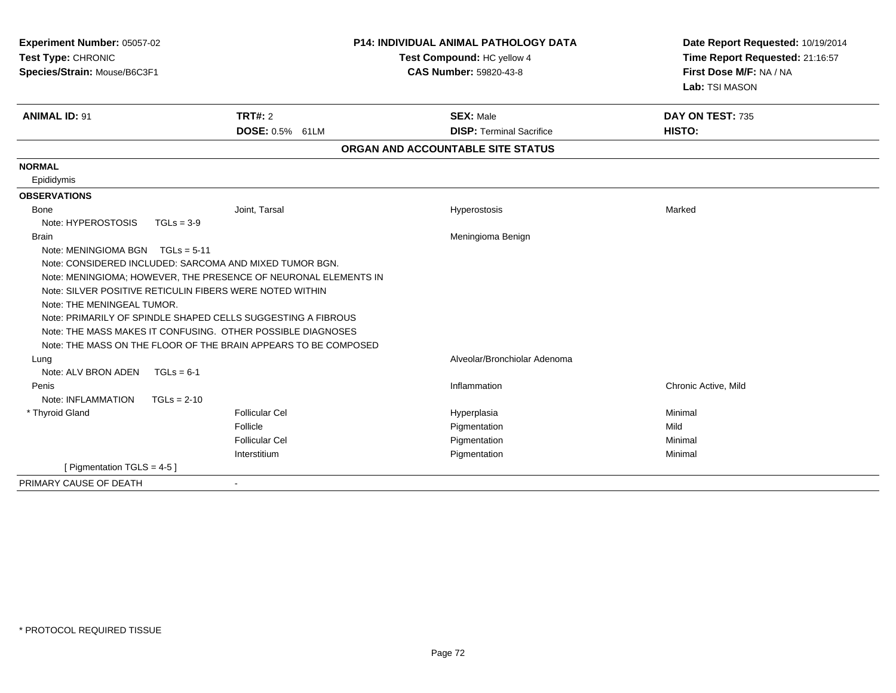**Experiment Number:** 05057-02
**Test Type:** CHRONIC
**Species/Strain:** Mouse/B6C3F1

**P14: INDIVIDUAL ANIMAL PATHOLOGY DATA**
**Test Compound:** HC yellow 4
**CAS Number:** 59820-43-8

**Date Report Requested:** 10/19/2014
**Time Report Requested:** 21:16:57
**First Dose M/F:** NA / NA
**Lab:** TSI MASON

| **ANIMAL ID:** 91 | **TRT#:** 2 | **SEX:** Male | **DAY ON TEST:** 735 |
|---|---|---|---|
| | **DOSE:** 0.5% 61LM | **DISP:** Terminal Sacrifice | **HISTO:** |

**ORGAN AND ACCOUNTABLE SITE STATUS**

**NORMAL**

Epididymis

**OBSERVATIONS**

| | | | |
|---|---|---|---|
| Bone | Joint, Tarsal | Hyperostosis | Marked |
| Note: HYPEROSTOSIS TGLs = 3-9 | | | |
| Brain | | Meningioma Benign | |
| Note: MENINGIOMA BGN TGLs = 5-11 | | | |
| Note: CONSIDERED INCLUDED: SARCOMA AND MIXED TUMOR BGN. | | | |
| Note: MENINGIOMA; HOWEVER, THE PRESENCE OF NEURONAL ELEMENTS IN | | | |
| Note: SILVER POSITIVE RETICULIN FIBERS WERE NOTED WITHIN | | | |
| Note: THE MENINGEAL TUMOR. | | | |
| Note: PRIMARILY OF SPINDLE SHAPED CELLS SUGGESTING A FIBROUS | | | |
| Note: THE MASS MAKES IT CONFUSING. OTHER POSSIBLE DIAGNOSES | | | |
| Note: THE MASS ON THE FLOOR OF THE BRAIN APPEARS TO BE COMPOSED | | | |
| Lung | | Alveolar/Bronchiolar Adenoma | |
| Note: ALV BRON ADEN TGLs = 6-1 | | | |
| Penis | | Inflammation | Chronic Active, Mild |
| Note: INFLAMMATION TGLs = 2-10 | | | |
| * Thyroid Gland | Follicular Cel | Hyperplasia | Minimal |
| | Follicle | Pigmentation | Mild |
| | Follicular Cel | Pigmentation | Minimal |
| | Interstitium | Pigmentation | Minimal |
| [ Pigmentation TGLS = 4-5 ] | | | |

PRIMARY CAUSE OF DEATH -

\* PROTOCOL REQUIRED TISSUE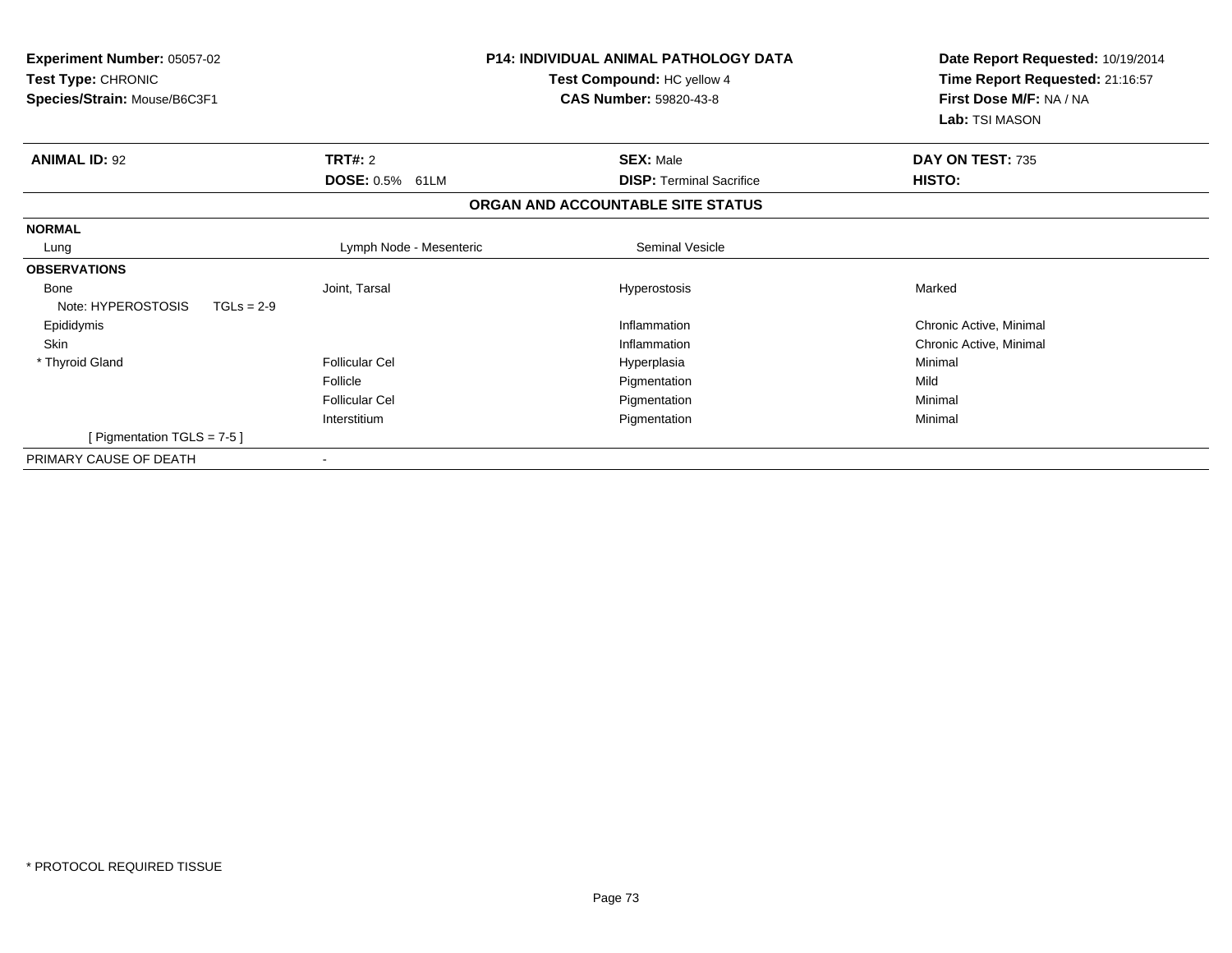**Experiment Number:** 05057-02
**Test Type:** CHRONIC
**Species/Strain:** Mouse/B6C3F1

**P14: INDIVIDUAL ANIMAL PATHOLOGY DATA**
**Test Compound:** HC yellow 4
**CAS Number:** 59820-43-8

**Date Report Requested:** 10/19/2014
**Time Report Requested:** 21:16:57
**First Dose M/F:** NA / NA
**Lab:** TSI MASON

| **ANIMAL ID:** 92 | **TRT#:** 2 | **SEX:** Male | **DAY ON TEST:** 735 |
|---|---|---|---|
| | **DOSE:** 0.5% 61LM | **DISP:** Terminal Sacrifice | **HISTO:** |

**ORGAN AND ACCOUNTABLE SITE STATUS**

| | | | |
|---|---|---|---|
| **NORMAL** | | | |
| Lung | Lymph Node - Mesenteric | Seminal Vesicle | |
| **OBSERVATIONS** | | | |
| Bone | Joint, Tarsal | Hyperostosis | Marked |
| Note: HYPEROSTOSIS TGLs = 2-9 | | | |
| Epididymis | | Inflammation | Chronic Active, Minimal |
| Skin | | Inflammation | Chronic Active, Minimal |
| * Thyroid Gland | Follicular Cel | Hyperplasia | Minimal |
| | Follicle | Pigmentation | Mild |
| | Follicular Cel | Pigmentation | Minimal |
| | Interstitium | Pigmentation | Minimal |
| [ Pigmentation TGLS = 7-5 ] | | | |
| PRIMARY CAUSE OF DEATH | - | | |

\* PROTOCOL REQUIRED TISSUE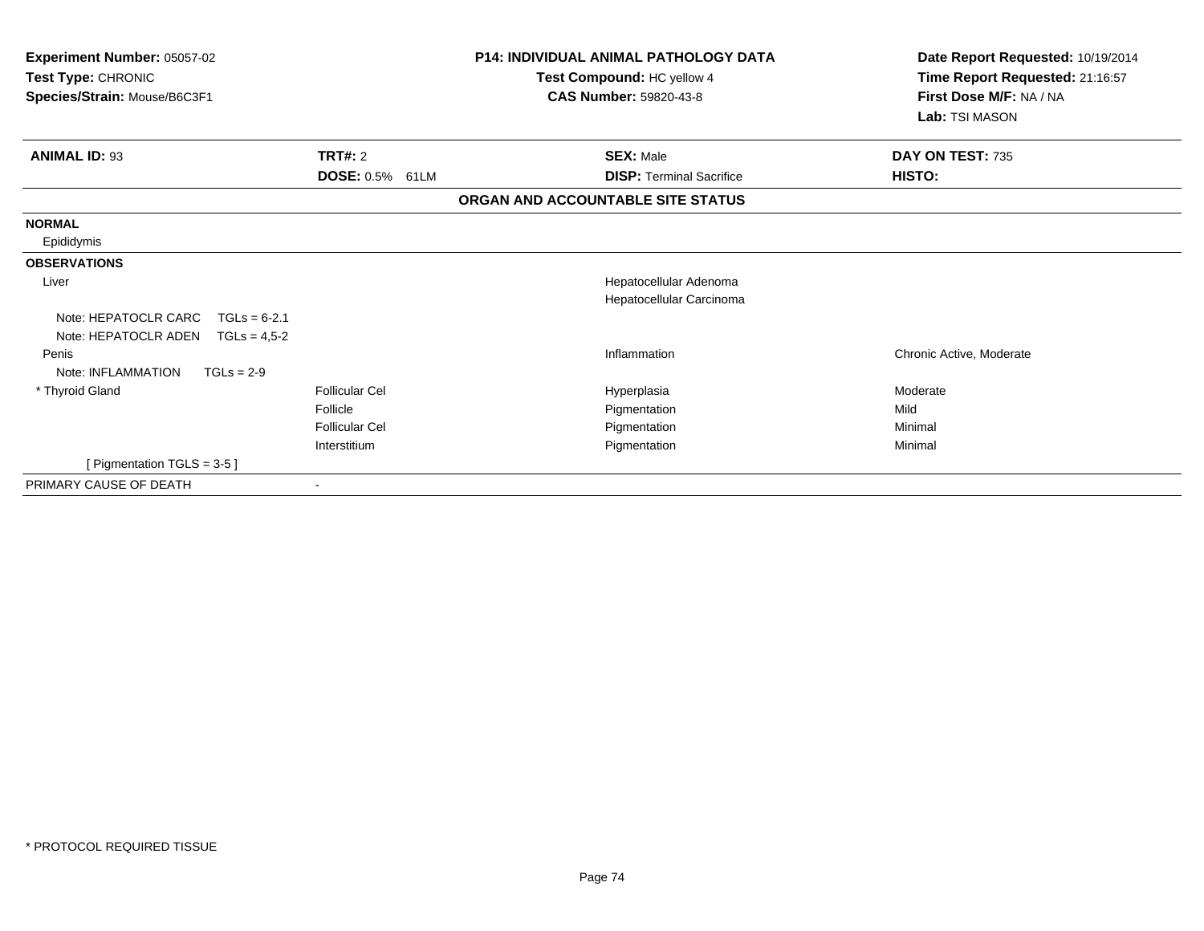**Experiment Number:** 05057-02
**Test Type:** CHRONIC
**Species/Strain:** Mouse/B6C3F1

**P14: INDIVIDUAL ANIMAL PATHOLOGY DATA**
**Test Compound:** HC yellow 4
**CAS Number:** 59820-43-8

**Date Report Requested:** 10/19/2014
**Time Report Requested:** 21:16:57
**First Dose M/F:** NA / NA
**Lab:** TSI MASON

| **ANIMAL ID:** 93 | **TRT#:** 2 | **SEX:** Male | **DAY ON TEST:** 735 |
|---|---|---|---|
| | **DOSE:** 0.5% 61LM | **DISP:** Terminal Sacrifice | **HISTO:** |

**ORGAN AND ACCOUNTABLE SITE STATUS**

| | | | |
|---|---|---|---|
| **NORMAL** | | | |
| Epididymis | | | |
| **OBSERVATIONS** | | | |
| Liver | | Hepatocellular Adenoma | |
| | | Hepatocellular Carcinoma | |
| Note: HEPATOCLR CARC TGLs = 6-2.1 | | | |
| Note: HEPATOCLR ADEN TGLs = 4,5-2 | | | |
| Penis | | Inflammation | Chronic Active, Moderate |
| Note: INFLAMMATION TGLs = 2-9 | | | |
| * Thyroid Gland | Follicular Cel | Hyperplasia | Moderate |
| | Follicle | Pigmentation | Mild |
| | Follicular Cel | Pigmentation | Minimal |
| | Interstitium | Pigmentation | Minimal |
| [ Pigmentation TGLS = 3-5 ] | | | |
| PRIMARY CAUSE OF DEATH | - | | |

* PROTOCOL REQUIRED TISSUE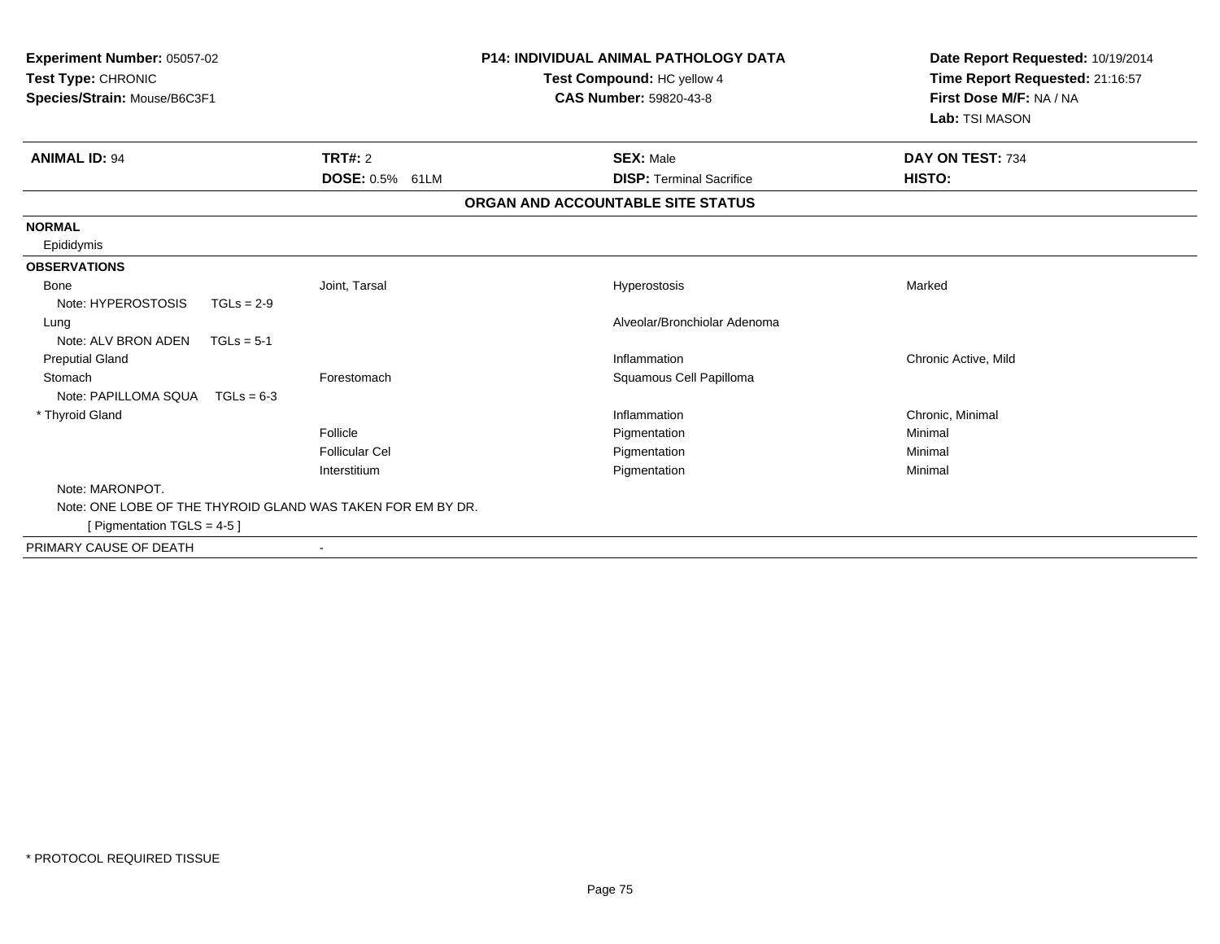**Experiment Number:** 05057-02
**Test Type:** CHRONIC
**Species/Strain:** Mouse/B6C3F1

**P14: INDIVIDUAL ANIMAL PATHOLOGY DATA**
**Test Compound:** HC yellow 4
**CAS Number:** 59820-43-8

**Date Report Requested:** 10/19/2014
**Time Report Requested:** 21:16:57
**First Dose M/F:** NA / NA
**Lab:** TSI MASON

| **ANIMAL ID:** 94 | **TRT#:** 2 | **SEX:** Male | **DAY ON TEST:** 734 |
|---|---|---|---|
| | **DOSE:** 0.5% 61LM | **DISP:** Terminal Sacrifice | **HISTO:** |

**ORGAN AND ACCOUNTABLE SITE STATUS**

| | | | |
|---|---|---|---|
| **NORMAL** | | | |
| Epididymis | | | |
| **OBSERVATIONS** | | | |
| Bone | Joint, Tarsal | Hyperostosis | Marked |
| Note: HYPEROSTOSIS TGLs = 2-9 | | | |
| Lung | | Alveolar/Bronchiolar Adenoma | |
| Note: ALV BRON ADEN TGLs = 5-1 | | | |
| Preputial Gland | | Inflammation | Chronic Active, Mild |
| Stomach | Forestomach | Squamous Cell Papilloma | |
| Note: PAPILLOMA SQUA TGLs = 6-3 | | | |
| * Thyroid Gland | | Inflammation | Chronic, Minimal |
| | Follicle | Pigmentation | Minimal |
| | Follicular Cel | Pigmentation | Minimal |
| | Interstitium | Pigmentation | Minimal |
| Note: MARONPOT. | | | |
| Note: ONE LOBE OF THE THYROID GLAND WAS TAKEN FOR EM BY DR. | | | |
| [ Pigmentation TGLS = 4-5 ] | | | |
| PRIMARY CAUSE OF DEATH | - | | |

* PROTOCOL REQUIRED TISSUE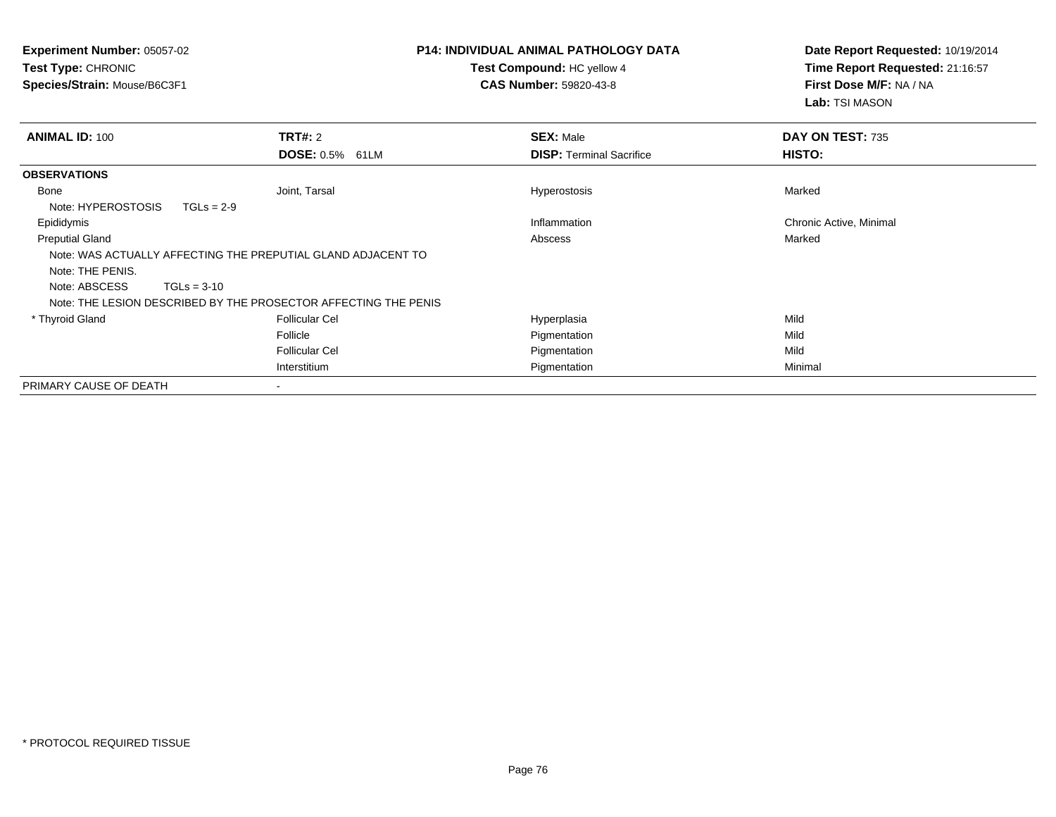**Experiment Number:** 05057-02
**Test Type:** CHRONIC
**Species/Strain:** Mouse/B6C3F1

**P14: INDIVIDUAL ANIMAL PATHOLOGY DATA**
**Test Compound:** HC yellow 4
**CAS Number:** 59820-43-8

**Date Report Requested:** 10/19/2014
**Time Report Requested:** 21:16:57
**First Dose M/F:** NA / NA
**Lab:** TSI MASON

| **ANIMAL ID:** 100 | **TRT#:** 2 | **SEX:** Male | **DAY ON TEST:** 735 |
|---|---|---|---|
| | **DOSE:** 0.5% 61LM | **DISP:** Terminal Sacrifice | **HISTO:** |
| **OBSERVATIONS** | | | |
| Bone | Joint, Tarsal | Hyperostosis | Marked |
| Note: HYPEROSTOSIS TGLs = 2-9 | | | |
| Epididymis | | Inflammation | Chronic Active, Minimal |
| Preputial Gland | | Abscess | Marked |
| Note: WAS ACTUALLY AFFECTING THE PREPUTIAL GLAND ADJACENT TO | | | |
| Note: THE PENIS. | | | |
| Note: ABSCESS TGLs = 3-10 | | | |
| Note: THE LESION DESCRIBED BY THE PROSECTOR AFFECTING THE PENIS | | | |
| * Thyroid Gland | Follicular Cel | Hyperplasia | Mild |
| | Follicle | Pigmentation | Mild |
| | Follicular Cel | Pigmentation | Mild |
| | Interstitium | Pigmentation | Minimal |
| PRIMARY CAUSE OF DEATH | - | | |

\* PROTOCOL REQUIRED TISSUE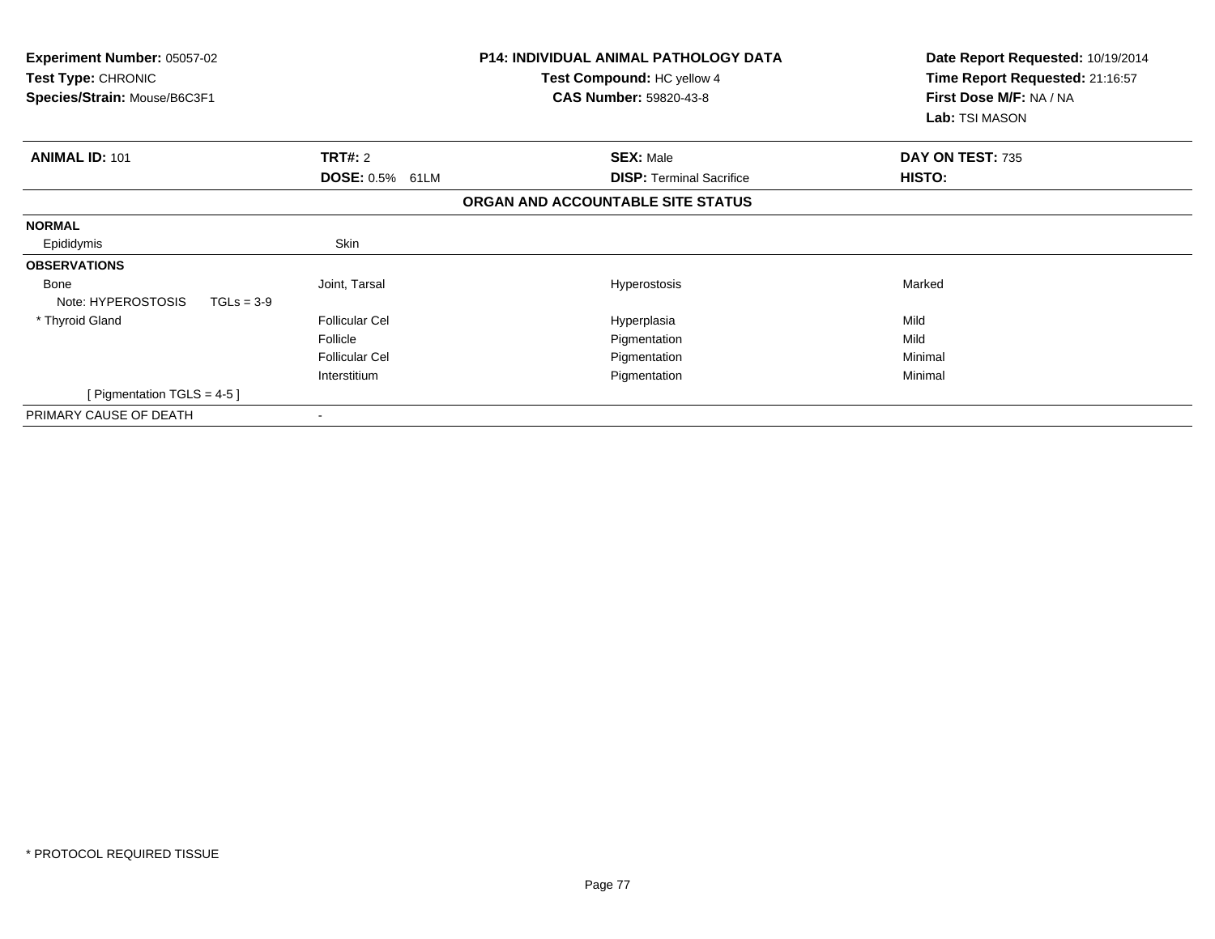**Experiment Number:** 05057-02
**Test Type:** CHRONIC
**Species/Strain:** Mouse/B6C3F1

**P14: INDIVIDUAL ANIMAL PATHOLOGY DATA**
**Test Compound:** HC yellow 4
**CAS Number:** 59820-43-8

**Date Report Requested:** 10/19/2014
**Time Report Requested:** 21:16:57
**First Dose M/F:** NA / NA
**Lab:** TSI MASON

| **ANIMAL ID:** 101 | **TRT#:** 2 | **SEX:** Male | **DAY ON TEST:** 735 |
|---|---|---|---|
| | **DOSE:** 0.5% 61LM | **DISP:** Terminal Sacrifice | **HISTO:** |

**ORGAN AND ACCOUNTABLE SITE STATUS**

| | | | |
|---|---|---|---|
| **NORMAL** | | | |
| Epididymis | Skin | | |
| **OBSERVATIONS** | | | |
| Bone | Joint, Tarsal | Hyperostosis | Marked |
| Note: HYPEROSTOSIS TGLs = 3-9 | | | |
| * Thyroid Gland | Follicular Cel | Hyperplasia | Mild |
| | Follicle | Pigmentation | Mild |
| | Follicular Cel | Pigmentation | Minimal |
| | Interstitium | Pigmentation | Minimal |
| [ Pigmentation TGLS = 4-5 ] | | | |
| PRIMARY CAUSE OF DEATH | - | | |

* PROTOCOL REQUIRED TISSUE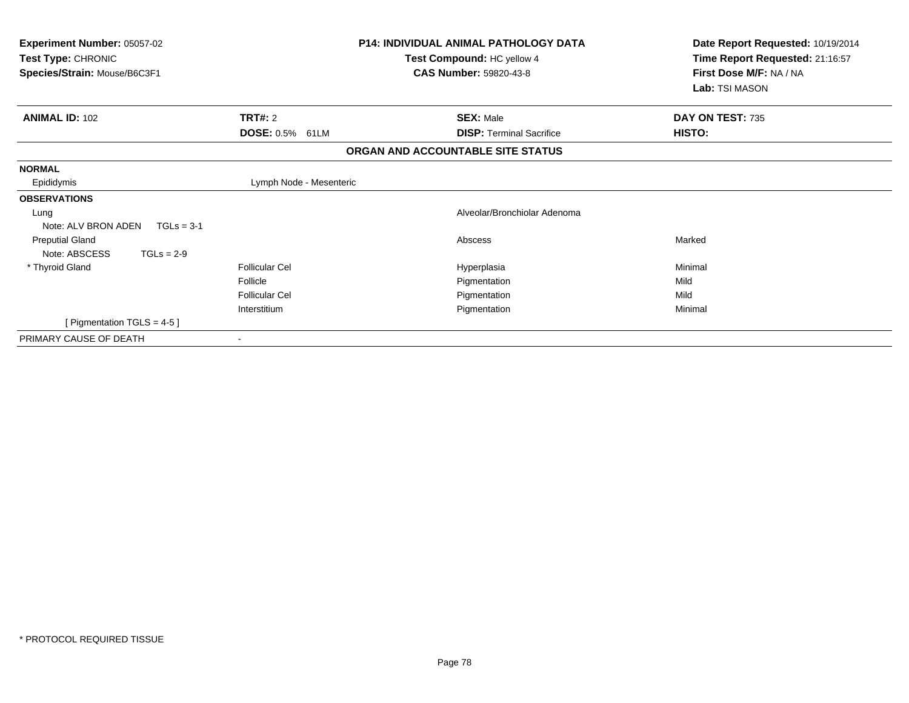**Experiment Number:** 05057-02
**Test Type:** CHRONIC
**Species/Strain:** Mouse/B6C3F1

**P14: INDIVIDUAL ANIMAL PATHOLOGY DATA**
**Test Compound:** HC yellow 4
**CAS Number:** 59820-43-8

**Date Report Requested:** 10/19/2014
**Time Report Requested:** 21:16:57
**First Dose M/F:** NA / NA
**Lab:** TSI MASON

| **ANIMAL ID:** 102 | **TRT#:** 2 | **SEX:** Male | **DAY ON TEST:** 735 |
|---|---|---|---|
| | **DOSE:** 0.5% 61LM | **DISP:** Terminal Sacrifice | **HISTO:** |

**ORGAN AND ACCOUNTABLE SITE STATUS**

| | | | |
|---|---|---|---|
| **NORMAL** | | | |
| Epididymis | Lymph Node - Mesenteric | | |
| **OBSERVATIONS** | | | |
| Lung | | Alveolar/Bronchiolar Adenoma | |
| Note: ALV BRON ADEN TGLs = 3-1 | | | |
| Preputial Gland | | Abscess | Marked |
| Note: ABSCESS TGLs = 2-9 | | | |
| * Thyroid Gland | Follicular Cel | Hyperplasia | Minimal |
| | Follicle | Pigmentation | Mild |
| | Follicular Cel | Pigmentation | Mild |
| | Interstitium | Pigmentation | Minimal |
| [ Pigmentation TGLS = 4-5 ] | | | |
| PRIMARY CAUSE OF DEATH | - | | |

* PROTOCOL REQUIRED TISSUE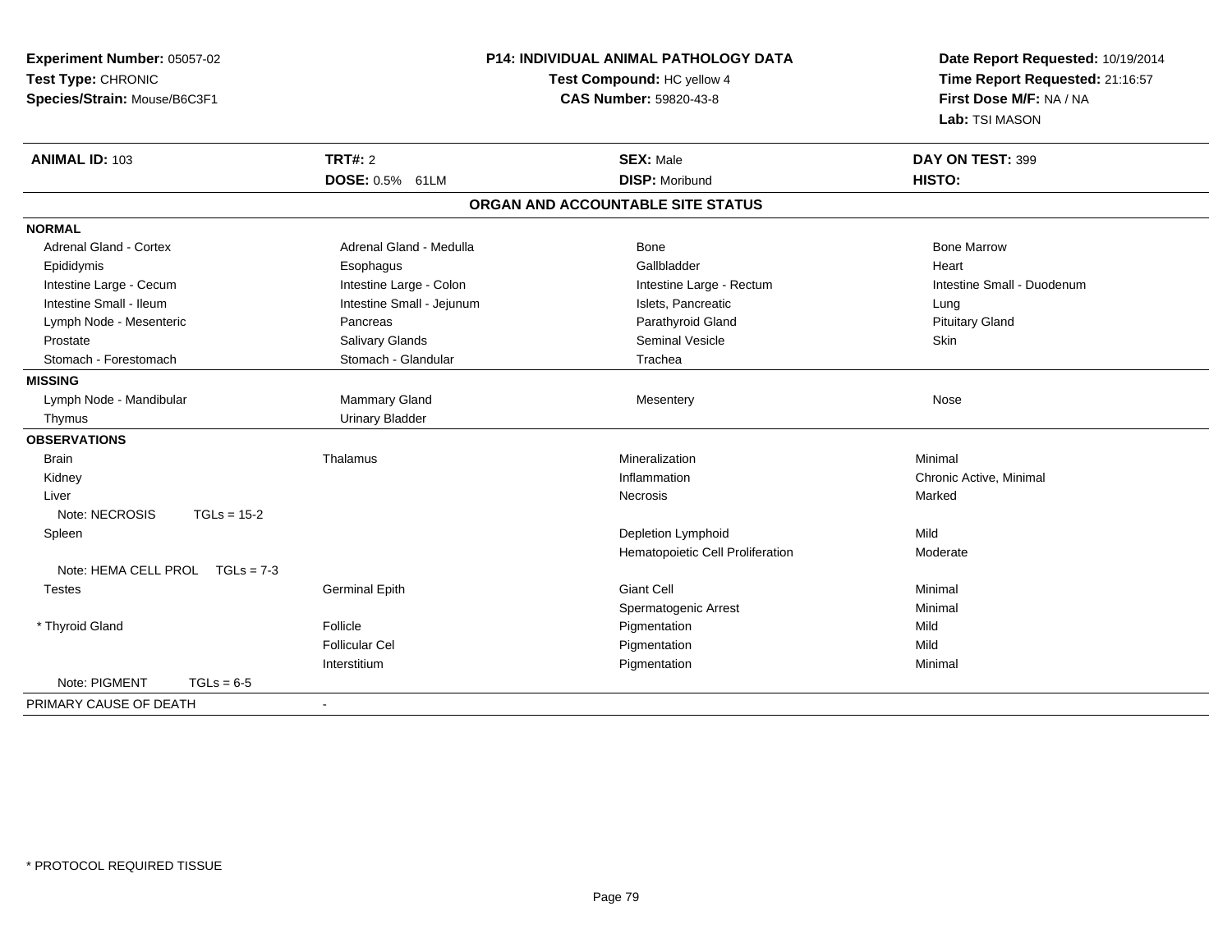**Experiment Number:** 05057-02
**Test Type:** CHRONIC
**Species/Strain:** Mouse/B6C3F1

**P14: INDIVIDUAL ANIMAL PATHOLOGY DATA**
**Test Compound:** HC yellow 4
**CAS Number:** 59820-43-8

**Date Report Requested:** 10/19/2014
**Time Report Requested:** 21:16:57
**First Dose M/F:** NA / NA
**Lab:** TSI MASON

| **ANIMAL ID:** 103 | **TRT#:** 2 | **SEX:** Male | **DAY ON TEST:** 399 |
|---|---|---|---|
| | **DOSE:** 0.5% 61LM | **DISP:** Moribund | **HISTO:** |

## ORGAN AND ACCOUNTABLE SITE STATUS

| | | | |
|---|---|---|---|
| **NORMAL** | | | |
| Adrenal Gland - Cortex | Adrenal Gland - Medulla | Bone | Bone Marrow |
| Epididymis | Esophagus | Gallbladder | Heart |
| Intestine Large - Cecum | Intestine Large - Colon | Intestine Large - Rectum | Intestine Small - Duodenum |
| Intestine Small - Ileum | Intestine Small - Jejunum | Islets, Pancreatic | Lung |
| Lymph Node - Mesenteric | Pancreas | Parathyroid Gland | Pituitary Gland |
| Prostate | Salivary Glands | Seminal Vesicle | Skin |
| Stomach - Forestomach | Stomach - Glandular | Trachea | |
| **MISSING** | | | |
| Lymph Node - Mandibular | Mammary Gland | Mesentery | Nose |
| Thymus | Urinary Bladder | | |
| **OBSERVATIONS** | | | |
| Brain | Thalamus | Mineralization | Minimal |
| Kidney | | Inflammation | Chronic Active, Minimal |
| Liver | | Necrosis | Marked |
| Note: NECROSIS TGLs = 15-2 | | | |
| Spleen | | Depletion Lymphoid | Mild |
| | | Hematopoietic Cell Proliferation | Moderate |
| Note: HEMA CELL PROL TGLs = 7-3 | | | |
| Testes | Germinal Epith | Giant Cell | Minimal |
| | | Spermatogenic Arrest | Minimal |
| * Thyroid Gland | Follicle | Pigmentation | Mild |
| | Follicular Cel | Pigmentation | Mild |
| | Interstitium | Pigmentation | Minimal |
| Note: PIGMENT TGLs = 6-5 | | | |
| PRIMARY CAUSE OF DEATH | - | | |

* PROTOCOL REQUIRED TISSUE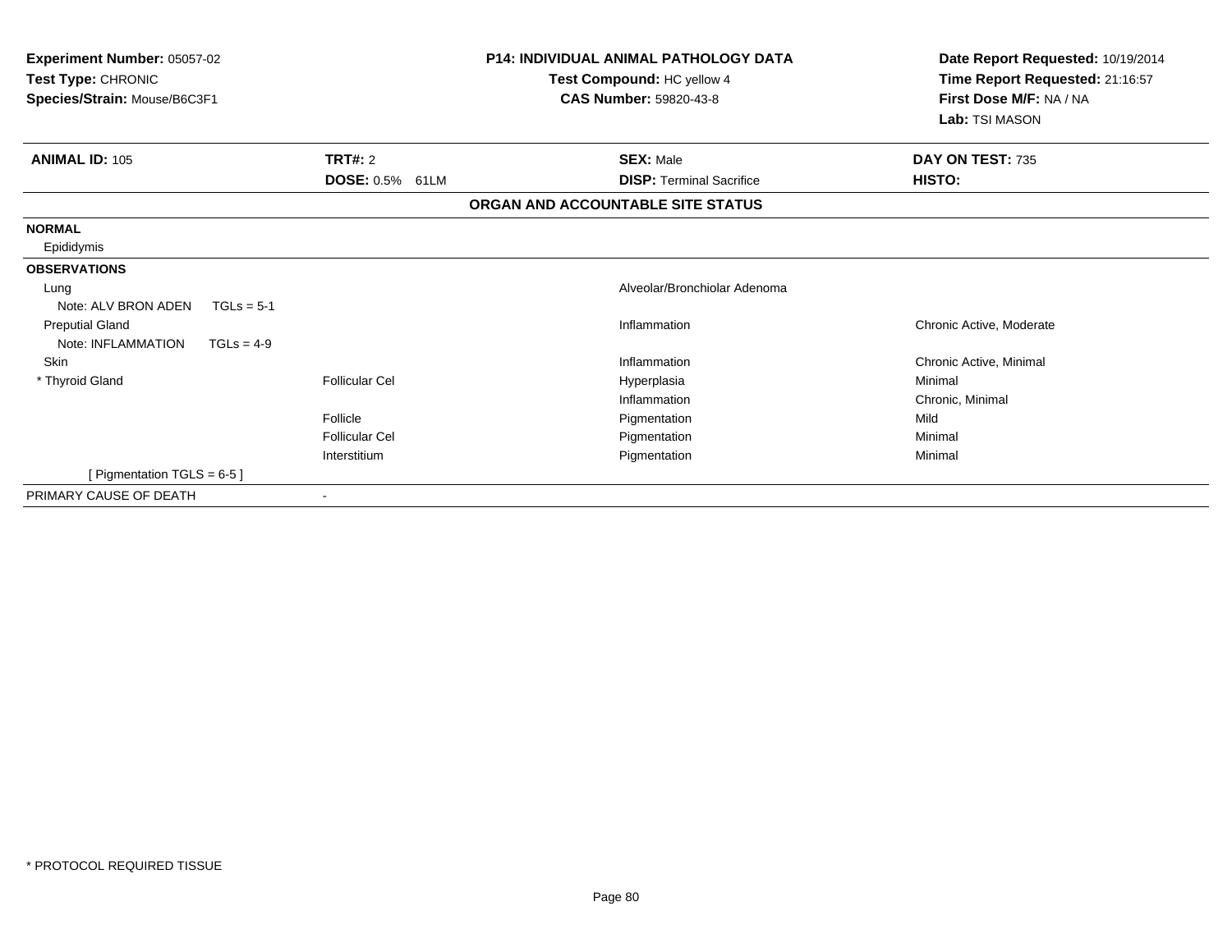**Experiment Number:** 05057-02
**Test Type:** CHRONIC
**Species/Strain:** Mouse/B6C3F1

**P14: INDIVIDUAL ANIMAL PATHOLOGY DATA**
**Test Compound:** HC yellow 4
**CAS Number:** 59820-43-8

**Date Report Requested:** 10/19/2014
**Time Report Requested:** 21:16:57
**First Dose M/F:** NA / NA
**Lab:** TSI MASON

| **ANIMAL ID:** 105 | **TRT#:** 2 | **SEX:** Male | **DAY ON TEST:** 735 |
|---|---|---|---|
| | **DOSE:** 0.5% 61LM | **DISP:** Terminal Sacrifice | **HISTO:** |

**ORGAN AND ACCOUNTABLE SITE STATUS**

| | | | |
|---|---|---|---|
| **NORMAL** | | | |
| Epididymis | | | |
| **OBSERVATIONS** | | | |
| Lung | | Alveolar/Bronchiolar Adenoma | |
| Note: ALV BRON ADEN TGLs = 5-1 | | | |
| Preputial Gland | | Inflammation | Chronic Active, Moderate |
| Note: INFLAMMATION TGLs = 4-9 | | | |
| Skin | | Inflammation | Chronic Active, Minimal |
| * Thyroid Gland | Follicular Cel | Hyperplasia | Minimal |
| | | Inflammation | Chronic, Minimal |
| | Follicle | Pigmentation | Mild |
| | Follicular Cel | Pigmentation | Minimal |
| | Interstitium | Pigmentation | Minimal |
| [ Pigmentation TGLS = 6-5 ] | | | |
| PRIMARY CAUSE OF DEATH | - | | |

\* PROTOCOL REQUIRED TISSUE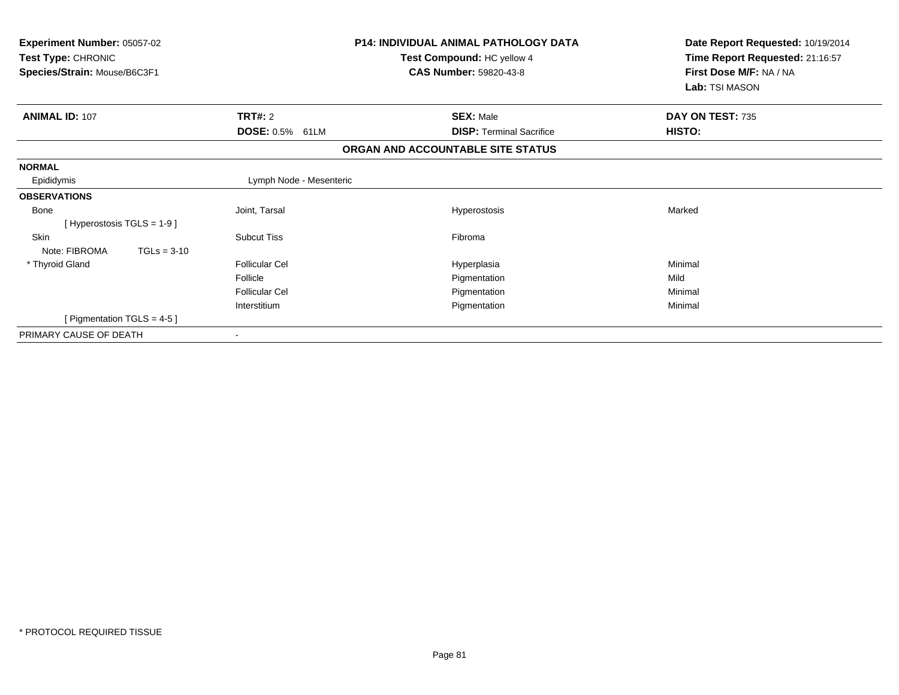**Experiment Number:** 05057-02
**Test Type:** CHRONIC
**Species/Strain:** Mouse/B6C3F1

**P14: INDIVIDUAL ANIMAL PATHOLOGY DATA**
**Test Compound:** HC yellow 4
**CAS Number:** 59820-43-8

**Date Report Requested:** 10/19/2014
**Time Report Requested:** 21:16:57
**First Dose M/F:** NA / NA
**Lab:** TSI MASON

| **ANIMAL ID:** 107 | **TRT#:** 2 | **SEX:** Male | **DAY ON TEST:** 735 |
|---|---|---|---|
| | **DOSE:** 0.5% 61LM | **DISP:** Terminal Sacrifice | **HISTO:** |

**ORGAN AND ACCOUNTABLE SITE STATUS**

| | | | |
|---|---|---|---|
| **NORMAL** | | | |
| Epididymis | Lymph Node - Mesenteric | | |
| **OBSERVATIONS** | | | |
| Bone | Joint, Tarsal | Hyperostosis | Marked |
| [ Hyperostosis TGLS = 1-9 ] | | | |
| Skin | Subcut Tiss | Fibroma | |
| Note: FIBROMA TGLs = 3-10 | | | |
| * Thyroid Gland | Follicular Cel | Hyperplasia | Minimal |
| | Follicle | Pigmentation | Mild |
| | Follicular Cel | Pigmentation | Minimal |
| | Interstitium | Pigmentation | Minimal |
| [ Pigmentation TGLS = 4-5 ] | | | |
| PRIMARY CAUSE OF DEATH | - | | |

\* PROTOCOL REQUIRED TISSUE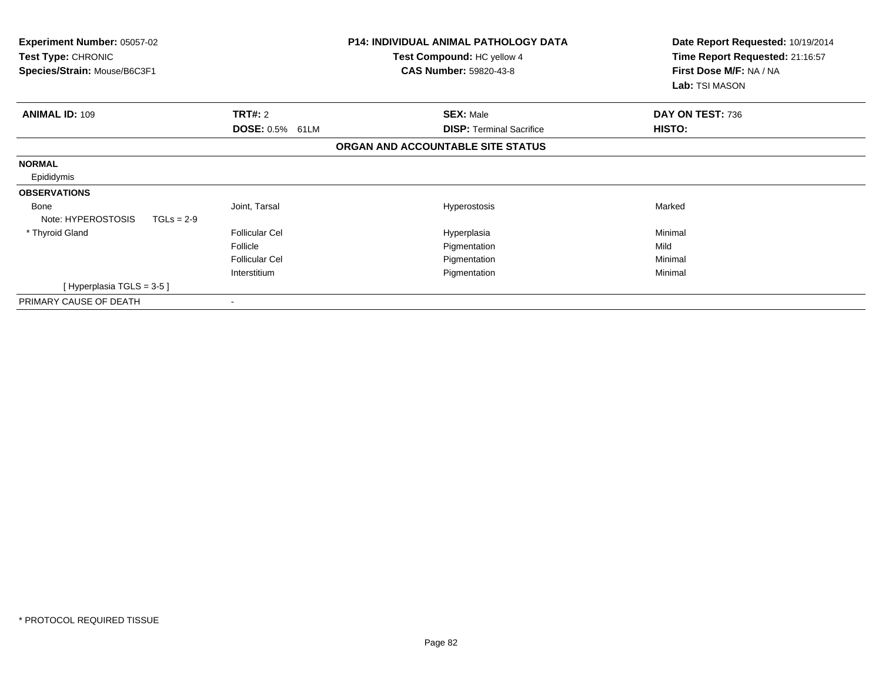**Experiment Number:** 05057-02
**Test Type:** CHRONIC
**Species/Strain:** Mouse/B6C3F1

**P14: INDIVIDUAL ANIMAL PATHOLOGY DATA**
**Test Compound:** HC yellow 4
**CAS Number:** 59820-43-8

**Date Report Requested:** 10/19/2014
**Time Report Requested:** 21:16:57
**First Dose M/F:** NA / NA
**Lab:** TSI MASON

| **ANIMAL ID:** 109 | **TRT#:** 2 | **SEX:** Male | **DAY ON TEST:** 736 |
|---|---|---|---|
| | **DOSE:** 0.5% 61LM | **DISP:** Terminal Sacrifice | **HISTO:** |

**ORGAN AND ACCOUNTABLE SITE STATUS**

| | | | |
|---|---|---|---|
| **NORMAL** | | | |
| Epididymis | | | |
| **OBSERVATIONS** | | | |
| Bone | Joint, Tarsal | Hyperostosis | Marked |
| Note: HYPEROSTOSIS TGLs = 2-9 | | | |
| * Thyroid Gland | Follicular Cel | Hyperplasia | Minimal |
| | Follicle | Pigmentation | Mild |
| | Follicular Cel | Pigmentation | Minimal |
| | Interstitium | Pigmentation | Minimal |
| [ Hyperplasia TGLS = 3-5 ] | | | |
| PRIMARY CAUSE OF DEATH | - | | |

* PROTOCOL REQUIRED TISSUE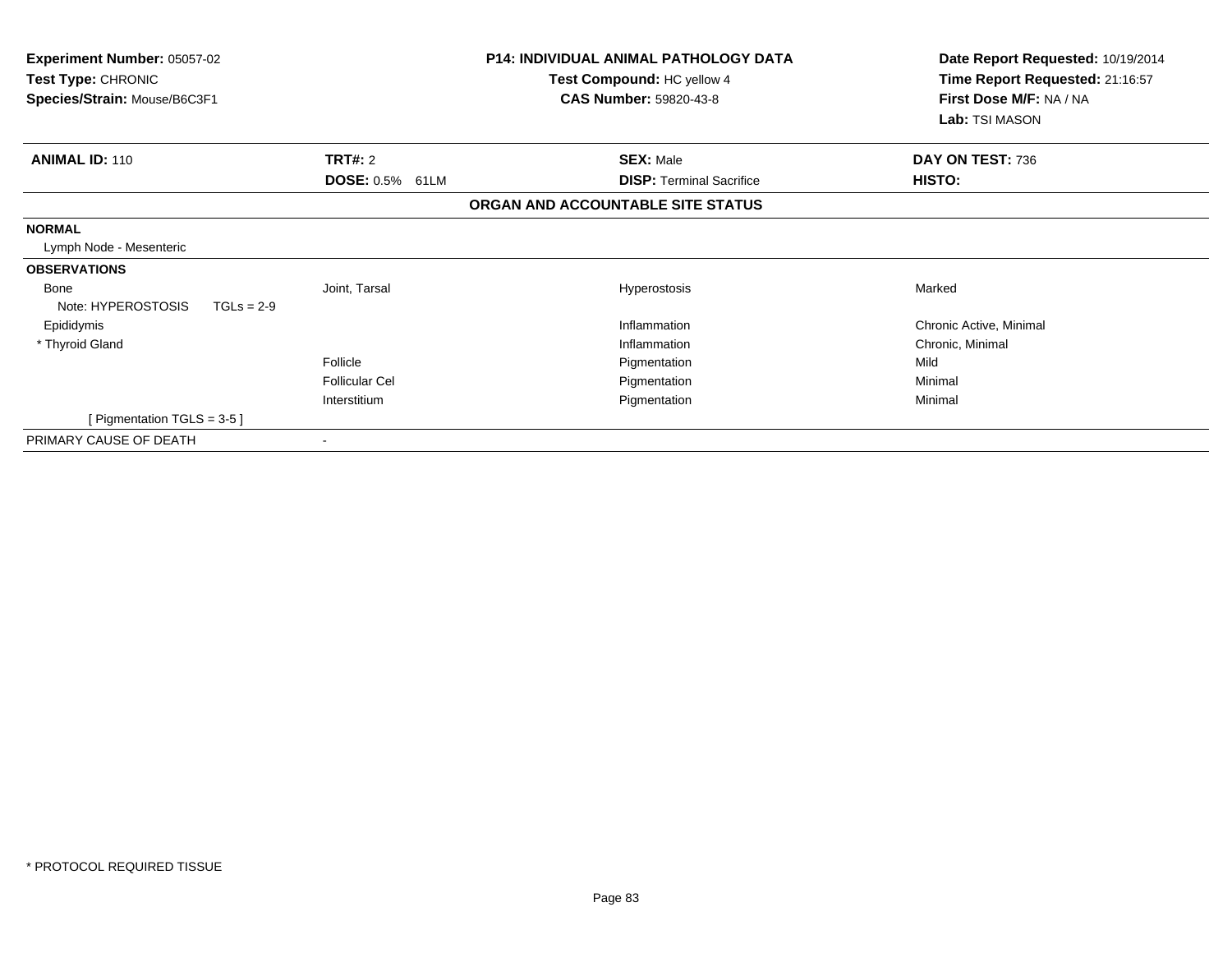**Experiment Number:** 05057-02
**Test Type:** CHRONIC
**Species/Strain:** Mouse/B6C3F1

**P14: INDIVIDUAL ANIMAL PATHOLOGY DATA**
**Test Compound:** HC yellow 4
**CAS Number:** 59820-43-8

**Date Report Requested:** 10/19/2014
**Time Report Requested:** 21:16:57
**First Dose M/F:** NA / NA
**Lab:** TSI MASON

| **ANIMAL ID:** 110 | **TRT#:** 2 | **SEX:** Male | **DAY ON TEST:** 736 |
|---|---|---|---|
| | **DOSE:** 0.5% 61LM | **DISP:** Terminal Sacrifice | **HISTO:** |

**ORGAN AND ACCOUNTABLE SITE STATUS**

| | | | |
|---|---|---|---|
| **NORMAL** | | | |
| Lymph Node - Mesenteric | | | |
| **OBSERVATIONS** | | | |
| Bone | Joint, Tarsal | Hyperostosis | Marked |
| Note: HYPEROSTOSIS TGLs = 2-9 | | | |
| Epididymis | | Inflammation | Chronic Active, Minimal |
| * Thyroid Gland | | Inflammation | Chronic, Minimal |
| | Follicle | Pigmentation | Mild |
| | Follicular Cel | Pigmentation | Minimal |
| | Interstitium | Pigmentation | Minimal |
| [ Pigmentation TGLS = 3-5 ] | | | |
| PRIMARY CAUSE OF DEATH | - | | |

* PROTOCOL REQUIRED TISSUE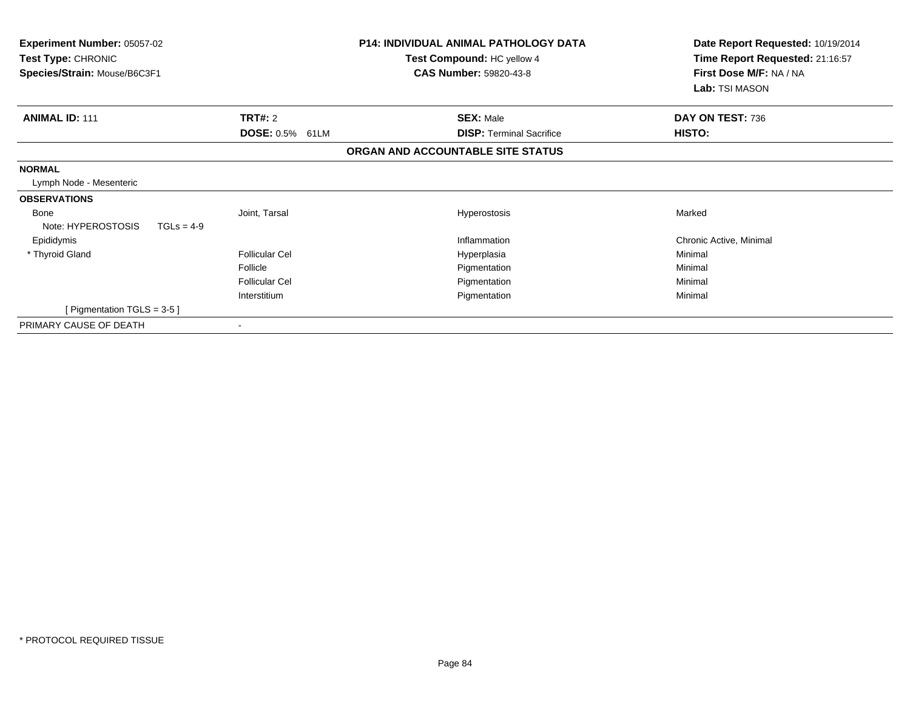**Experiment Number:** 05057-02
**Test Type:** CHRONIC
**Species/Strain:** Mouse/B6C3F1

**P14: INDIVIDUAL ANIMAL PATHOLOGY DATA**
**Test Compound:** HC yellow 4
**CAS Number:** 59820-43-8

**Date Report Requested:** 10/19/2014
**Time Report Requested:** 21:16:57
**First Dose M/F:** NA / NA
**Lab:** TSI MASON

| **ANIMAL ID:** 111 | **TRT#:** 2 | **SEX:** Male | **DAY ON TEST:** 736 |
|---|---|---|---|
| | **DOSE:** 0.5% 61LM | **DISP:** Terminal Sacrifice | **HISTO:** |

**ORGAN AND ACCOUNTABLE SITE STATUS**

| | | | |
|---|---|---|---|
| **NORMAL** | | | |
| Lymph Node - Mesenteric | | | |
| **OBSERVATIONS** | | | |
| Bone | Joint, Tarsal | Hyperostosis | Marked |
| Note: HYPEROSTOSIS TGLs = 4-9 | | | |
| Epididymis | | Inflammation | Chronic Active, Minimal |
| * Thyroid Gland | Follicular Cel | Hyperplasia | Minimal |
| | Follicle | Pigmentation | Minimal |
| | Follicular Cel | Pigmentation | Minimal |
| | Interstitium | Pigmentation | Minimal |
| [ Pigmentation TGLS = 3-5 ] | | | |
| PRIMARY CAUSE OF DEATH | - | | |

* PROTOCOL REQUIRED TISSUE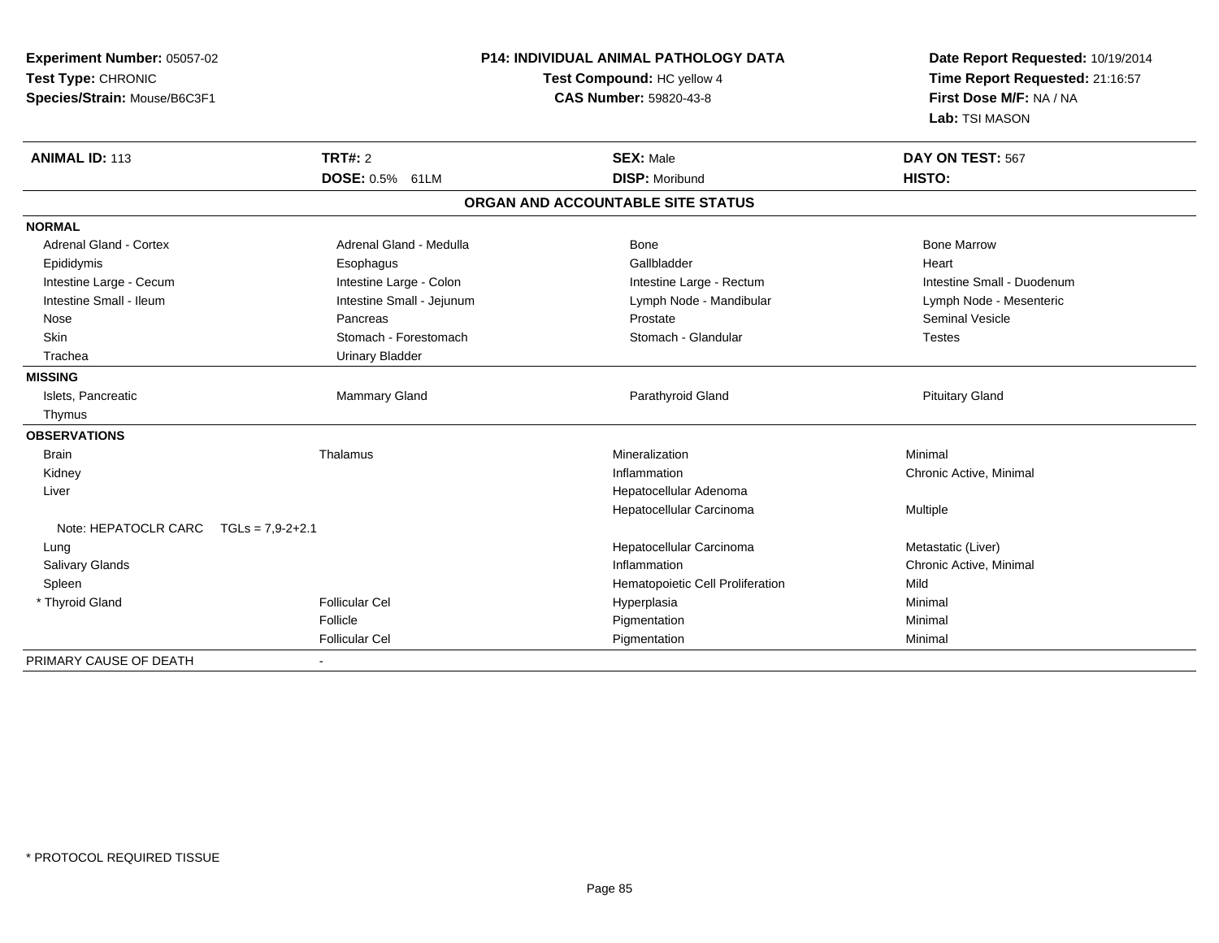**Experiment Number:** 05057-02
**Test Type:** CHRONIC
**Species/Strain:** Mouse/B6C3F1

**P14: INDIVIDUAL ANIMAL PATHOLOGY DATA**
**Test Compound:** HC yellow 4
**CAS Number:** 59820-43-8

**Date Report Requested:** 10/19/2014
**Time Report Requested:** 21:16:57
**First Dose M/F:** NA / NA
**Lab:** TSI MASON

| **ANIMAL ID:** 113 | **TRT#:** 2 | **SEX:** Male | **DAY ON TEST:** 567 |
|---|---|---|---|
| | **DOSE:** 0.5% 61LM | **DISP:** Moribund | **HISTO:** |

## ORGAN AND ACCOUNTABLE SITE STATUS

| | | | |
|---|---|---|---|
| **NORMAL** | | | |
| Adrenal Gland - Cortex | Adrenal Gland - Medulla | Bone | Bone Marrow |
| Epididymis | Esophagus | Gallbladder | Heart |
| Intestine Large - Cecum | Intestine Large - Colon | Intestine Large - Rectum | Intestine Small - Duodenum |
| Intestine Small - Ileum | Intestine Small - Jejunum | Lymph Node - Mandibular | Lymph Node - Mesenteric |
| Nose | Pancreas | Prostate | Seminal Vesicle |
| Skin | Stomach - Forestomach | Stomach - Glandular | Testes |
| Trachea | Urinary Bladder | | |
| **MISSING** | | | |
| Islets, Pancreatic | Mammary Gland | Parathyroid Gland | Pituitary Gland |
| Thymus | | | |
| **OBSERVATIONS** | | | |
| Brain | Thalamus | Mineralization | Minimal |
| Kidney | | Inflammation | Chronic Active, Minimal |
| Liver | | Hepatocellular Adenoma | |
| | | Hepatocellular Carcinoma | Multiple |
| Note: HEPATOCLR CARC TGLs = 7,9-2+2.1 | | | |
| Lung | | Hepatocellular Carcinoma | Metastatic (Liver) |
| Salivary Glands | | Inflammation | Chronic Active, Minimal |
| Spleen | | Hematopoietic Cell Proliferation | Mild |
| * Thyroid Gland | Follicular Cel | Hyperplasia | Minimal |
| | Follicle | Pigmentation | Minimal |
| | Follicular Cel | Pigmentation | Minimal |
| PRIMARY CAUSE OF DEATH | - | | |

* PROTOCOL REQUIRED TISSUE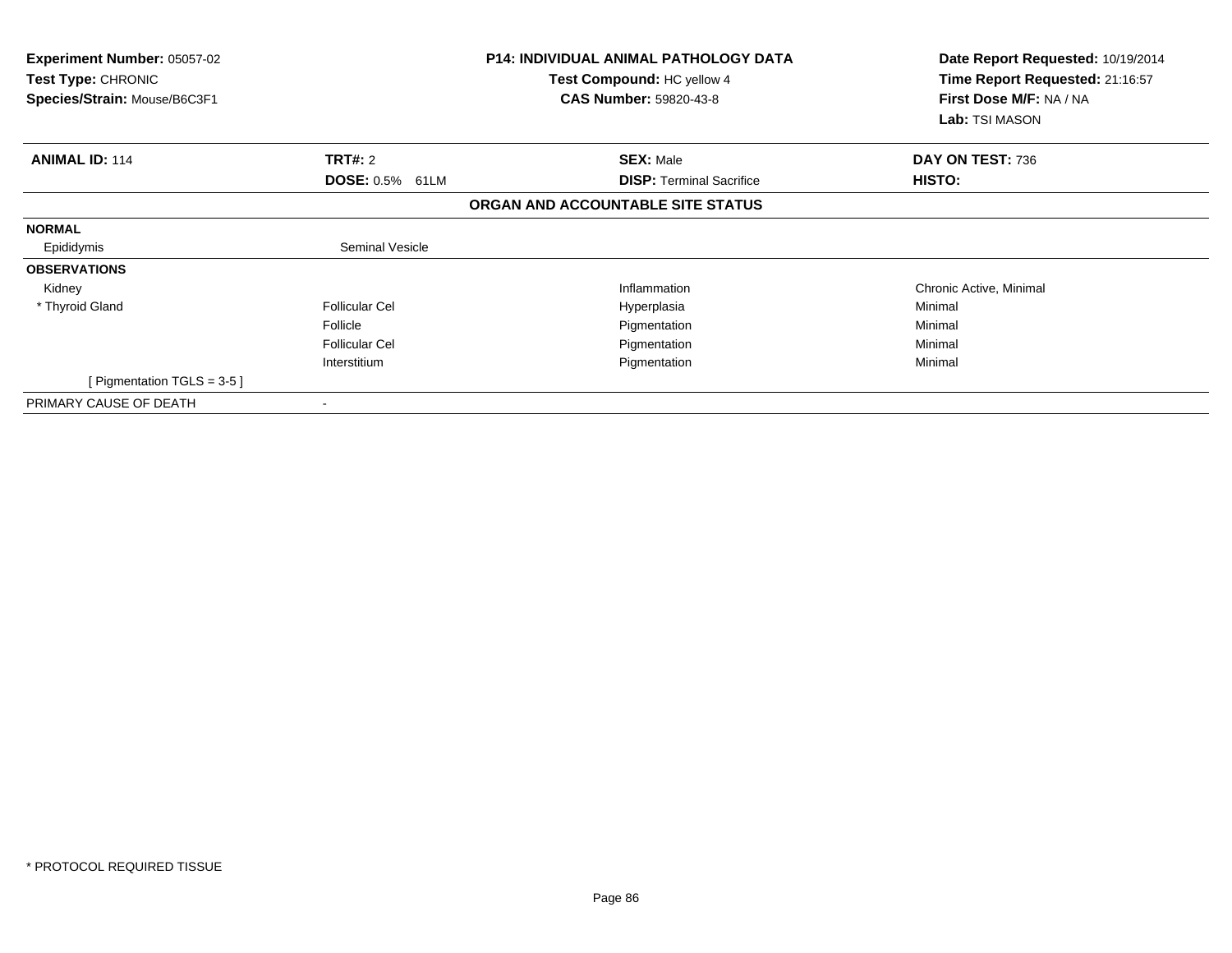**Experiment Number:** 05057-02
**Test Type:** CHRONIC
**Species/Strain:** Mouse/B6C3F1

**P14: INDIVIDUAL ANIMAL PATHOLOGY DATA**
**Test Compound:** HC yellow 4
**CAS Number:** 59820-43-8

**Date Report Requested:** 10/19/2014
**Time Report Requested:** 21:16:57
**First Dose M/F:** NA / NA
**Lab:** TSI MASON

| **ANIMAL ID:** 114 | **TRT#:** 2 | **SEX:** Male | **DAY ON TEST:** 736 |
|---|---|---|---|
| | **DOSE:** 0.5% 61LM | **DISP:** Terminal Sacrifice | **HISTO:** |

**ORGAN AND ACCOUNTABLE SITE STATUS**

| | | | |
|---|---|---|---|
| **NORMAL** | | | |
| Epididymis | Seminal Vesicle | | |
| **OBSERVATIONS** | | | |
| Kidney | | Inflammation | Chronic Active, Minimal |
| * Thyroid Gland | Follicular Cel | Hyperplasia | Minimal |
| | Follicle | Pigmentation | Minimal |
| | Follicular Cel | Pigmentation | Minimal |
| | Interstitium | Pigmentation | Minimal |
| [ Pigmentation TGLS = 3-5 ] | | | |
| PRIMARY CAUSE OF DEATH | - | | |

* PROTOCOL REQUIRED TISSUE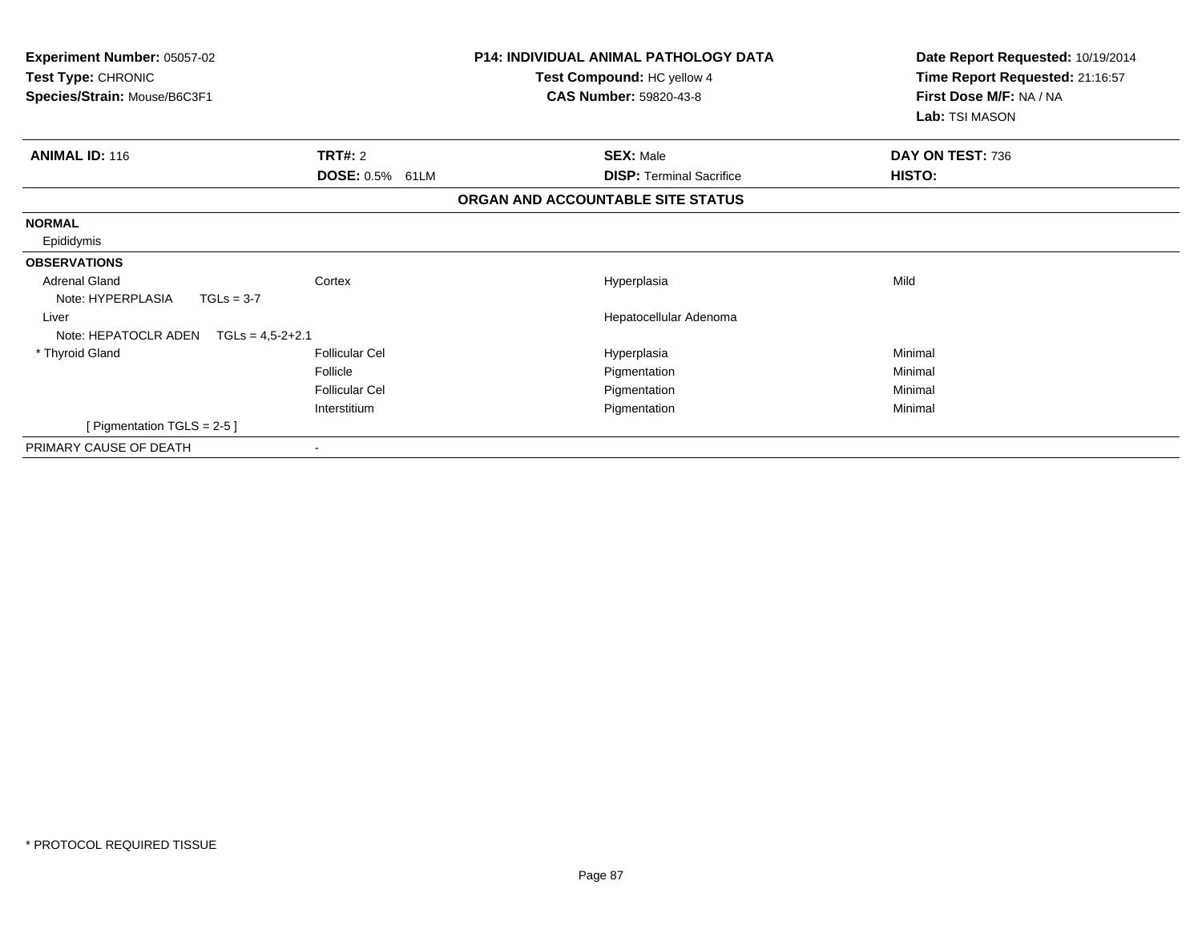**Experiment Number:** 05057-02
**Test Type:** CHRONIC
**Species/Strain:** Mouse/B6C3F1

**P14: INDIVIDUAL ANIMAL PATHOLOGY DATA**
**Test Compound:** HC yellow 4
**CAS Number:** 59820-43-8

**Date Report Requested:** 10/19/2014
**Time Report Requested:** 21:16:57
**First Dose M/F:** NA / NA
**Lab:** TSI MASON

| **ANIMAL ID:** 116 | **TRT#:** 2 | **SEX:** Male | **DAY ON TEST:** 736 |
|---|---|---|---|
| | **DOSE:** 0.5% 61LM | **DISP:** Terminal Sacrifice | **HISTO:** |

**ORGAN AND ACCOUNTABLE SITE STATUS**

| | | | |
|---|---|---|---|
| **NORMAL** | | | |
| Epididymis | | | |
| **OBSERVATIONS** | | | |
| Adrenal Gland | Cortex | Hyperplasia | Mild |
| Note: HYPERPLASIA TGLs = 3-7 | | | |
| Liver | | Hepatocellular Adenoma | |
| Note: HEPATOCLR ADEN TGLs = 4,5-2+2.1 | | | |
| * Thyroid Gland | Follicular Cel | Hyperplasia | Minimal |
| | Follicle | Pigmentation | Minimal |
| | Follicular Cel | Pigmentation | Minimal |
| | Interstitium | Pigmentation | Minimal |
| [ Pigmentation TGLS = 2-5 ] | | | |
| PRIMARY CAUSE OF DEATH | - | | |

\* PROTOCOL REQUIRED TISSUE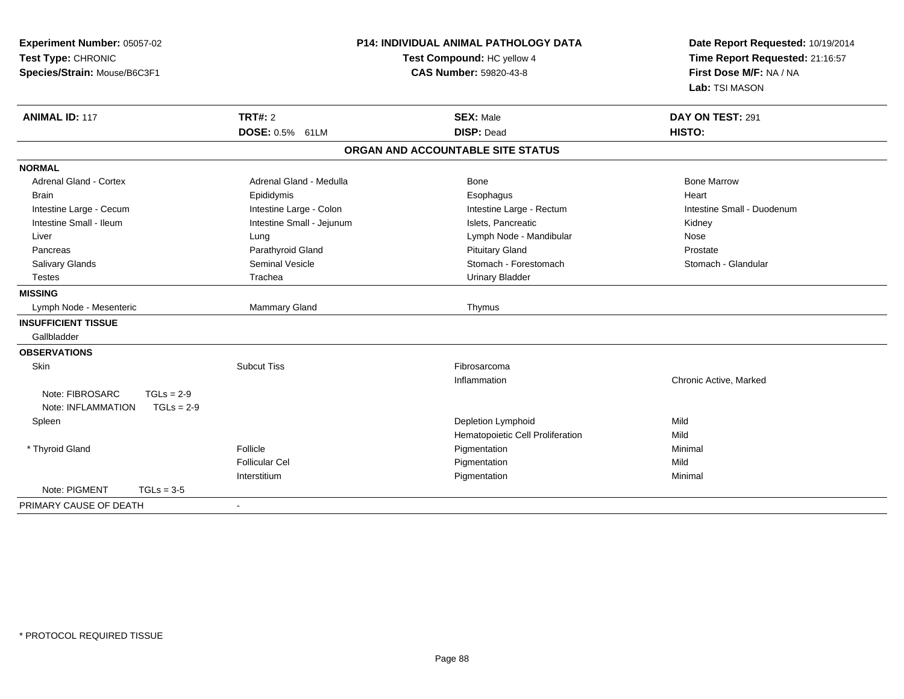**Experiment Number:** 05057-02
**Test Type:** CHRONIC
**Species/Strain:** Mouse/B6C3F1

**P14: INDIVIDUAL ANIMAL PATHOLOGY DATA**
**Test Compound:** HC yellow 4
**CAS Number:** 59820-43-8

**Date Report Requested:** 10/19/2014
**Time Report Requested:** 21:16:57
**First Dose M/F:** NA / NA
**Lab:** TSI MASON

| **ANIMAL ID:** 117 | **TRT#:** 2 | **SEX:** Male | **DAY ON TEST:** 291 |
|---|---|---|---|
| | **DOSE:** 0.5% 61LM | **DISP:** Dead | **HISTO:** |

## ORGAN AND ACCOUNTABLE SITE STATUS

| | | | |
|---|---|---|---|
| **NORMAL** | | | |
| Adrenal Gland - Cortex | Adrenal Gland - Medulla | Bone | Bone Marrow |
| Brain | Epididymis | Esophagus | Heart |
| Intestine Large - Cecum | Intestine Large - Colon | Intestine Large - Rectum | Intestine Small - Duodenum |
| Intestine Small - Ileum | Intestine Small - Jejunum | Islets, Pancreatic | Kidney |
| Liver | Lung | Lymph Node - Mandibular | Nose |
| Pancreas | Parathyroid Gland | Pituitary Gland | Prostate |
| Salivary Glands | Seminal Vesicle | Stomach - Forestomach | Stomach - Glandular |
| Testes | Trachea | Urinary Bladder | |
| **MISSING** | | | |
| Lymph Node - Mesenteric | Mammary Gland | Thymus | |
| **INSUFFICIENT TISSUE** | | | |
| Gallbladder | | | |
| **OBSERVATIONS** | | | |
| Skin | Subcut Tiss | Fibrosarcoma | |
| | | Inflammation | Chronic Active, Marked |
| Note: FIBROSARC TGLs = 2-9 | | | |
| Note: INFLAMMATION TGLs = 2-9 | | | |
| Spleen | | Depletion Lymphoid | Mild |
| | | Hematopoietic Cell Proliferation | Mild |
| * Thyroid Gland | Follicle | Pigmentation | Minimal |
| | Follicular Cel | Pigmentation | Mild |
| | Interstitium | Pigmentation | Minimal |
| Note: PIGMENT TGLs = 3-5 | | | |
| PRIMARY CAUSE OF DEATH | - | | |

\* PROTOCOL REQUIRED TISSUE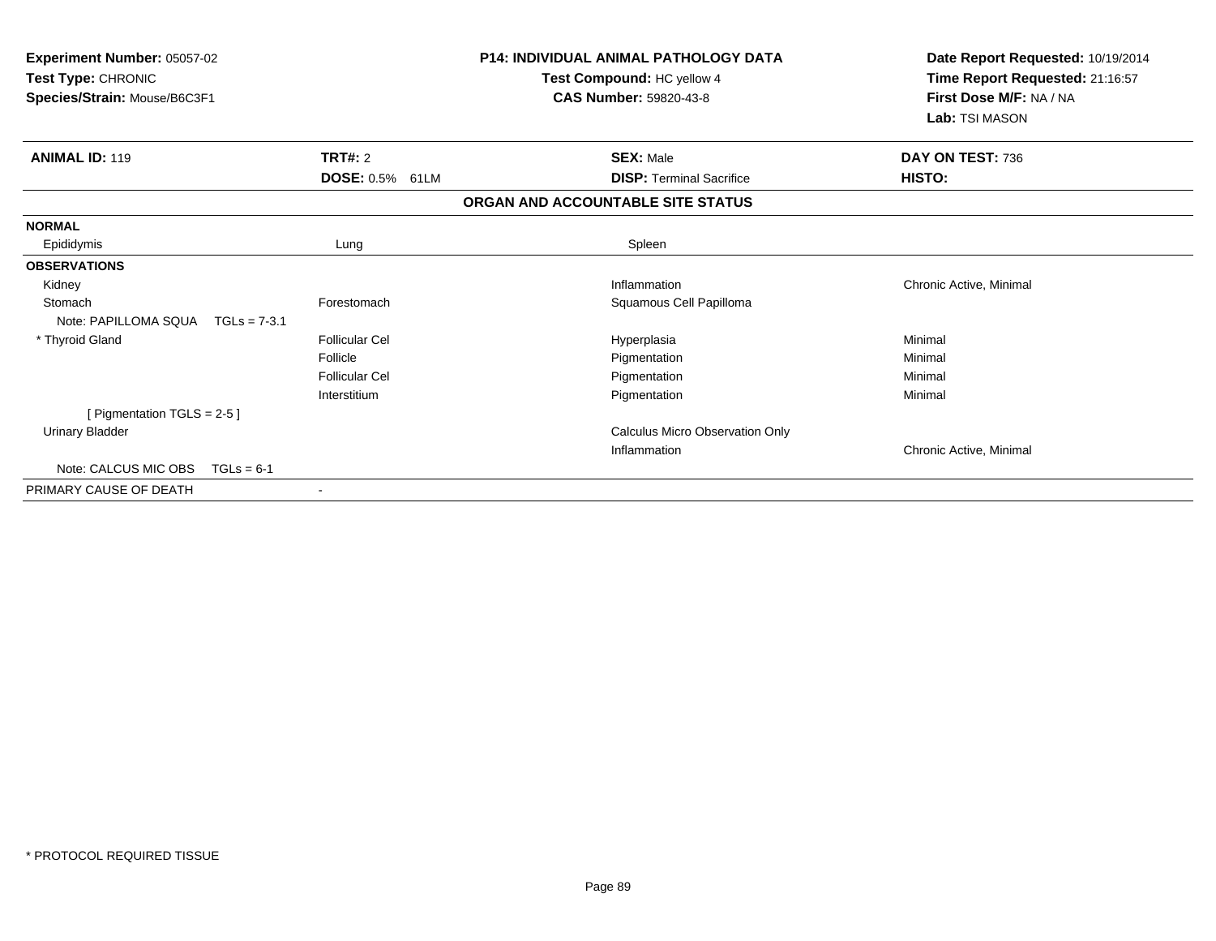**Experiment Number:** 05057-02
**Test Type:** CHRONIC
**Species/Strain:** Mouse/B6C3F1

**P14: INDIVIDUAL ANIMAL PATHOLOGY DATA**
**Test Compound:** HC yellow 4
**CAS Number:** 59820-43-8

**Date Report Requested:** 10/19/2014
**Time Report Requested:** 21:16:57
**First Dose M/F:** NA / NA
**Lab:** TSI MASON

| **ANIMAL ID:** 119 | **TRT#:** 2 | **SEX:** Male | **DAY ON TEST:** 736 |
|---|---|---|---|
| | **DOSE:** 0.5% 61LM | **DISP:** Terminal Sacrifice | **HISTO:** |

**ORGAN AND ACCOUNTABLE SITE STATUS**

| | | | |
|---|---|---|---|
| **NORMAL** | | | |
| Epididymis | Lung | Spleen | |
| **OBSERVATIONS** | | | |
| Kidney | | Inflammation | Chronic Active, Minimal |
| Stomach | Forestomach | Squamous Cell Papilloma | |
| Note: PAPILLOMA SQUA TGLs = 7-3.1 | | | |
| * Thyroid Gland | Follicular Cel | Hyperplasia | Minimal |
| | Follicle | Pigmentation | Minimal |
| | Follicular Cel | Pigmentation | Minimal |
| | Interstitium | Pigmentation | Minimal |
| [ Pigmentation TGLS = 2-5 ] | | | |
| Urinary Bladder | | Calculus Micro Observation Only | |
| | | Inflammation | Chronic Active, Minimal |
| Note: CALCUS MIC OBS TGLs = 6-1 | | | |
| PRIMARY CAUSE OF DEATH | - | | |

* PROTOCOL REQUIRED TISSUE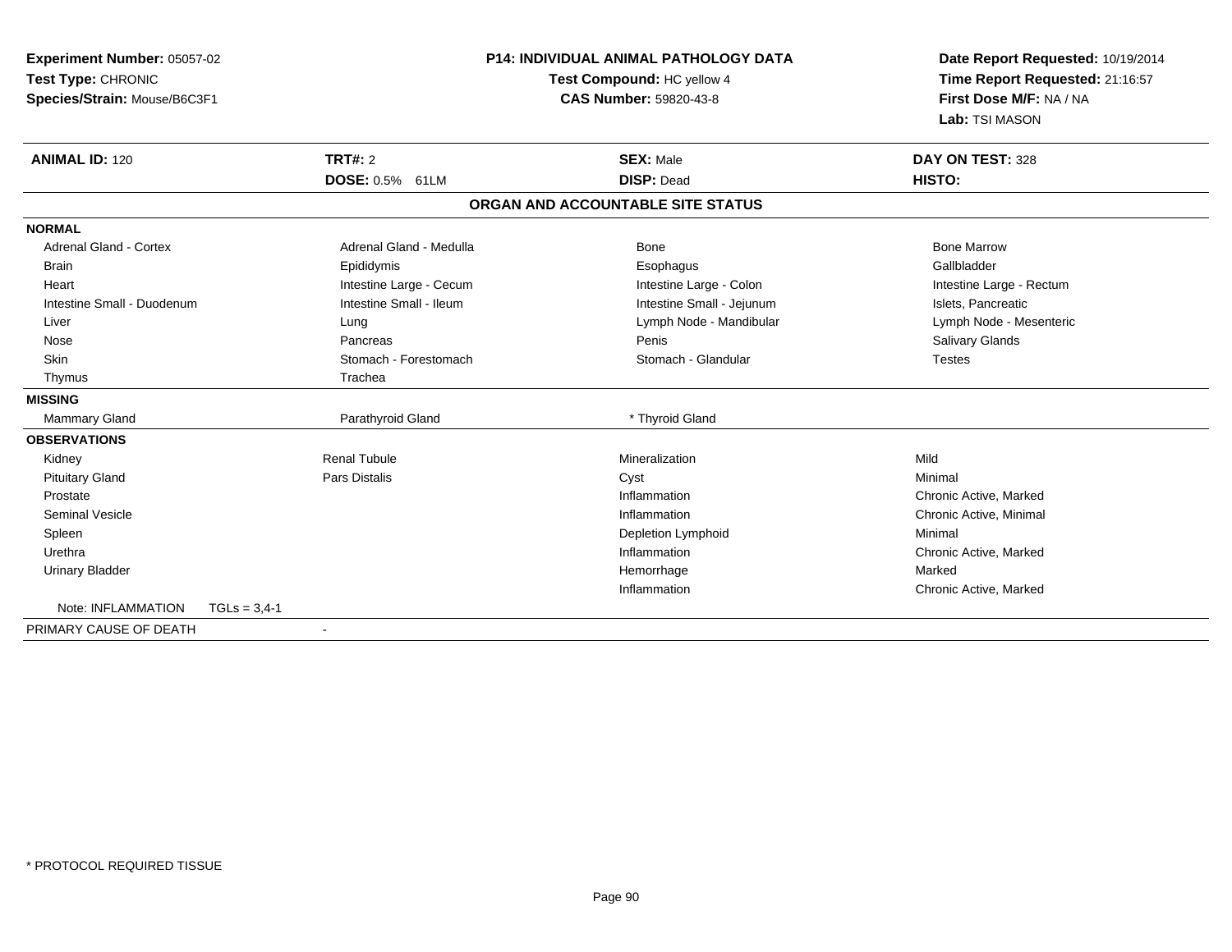**Experiment Number:** 05057-02
**Test Type:** CHRONIC
**Species/Strain:** Mouse/B6C3F1

**P14: INDIVIDUAL ANIMAL PATHOLOGY DATA**
**Test Compound:** HC yellow 4
**CAS Number:** 59820-43-8

**Date Report Requested:** 10/19/2014
**Time Report Requested:** 21:16:57
**First Dose M/F:** NA / NA
**Lab:** TSI MASON

| **ANIMAL ID:** 120 | **TRT#:** 2 | **SEX:** Male | **DAY ON TEST:** 328 |
|---|---|---|---|
| | **DOSE:** 0.5% 61LM | **DISP:** Dead | **HISTO:** |

## ORGAN AND ACCOUNTABLE SITE STATUS

**NORMAL**

| | | | |
|---|---|---|---|
| Adrenal Gland - Cortex | Adrenal Gland - Medulla | Bone | Bone Marrow |
| Brain | Epididymis | Esophagus | Gallbladder |
| Heart | Intestine Large - Cecum | Intestine Large - Colon | Intestine Large - Rectum |
| Intestine Small - Duodenum | Intestine Small - Ileum | Intestine Small - Jejunum | Islets, Pancreatic |
| Liver | Lung | Lymph Node - Mandibular | Lymph Node - Mesenteric |
| Nose | Pancreas | Penis | Salivary Glands |
| Skin | Stomach - Forestomach | Stomach - Glandular | Testes |
| Thymus | Trachea | | |

**MISSING**

| | | |
|---|---|---|
| Mammary Gland | Parathyroid Gland | * Thyroid Gland |

**OBSERVATIONS**

| | | | |
|---|---|---|---|
| Kidney | Renal Tubule | Mineralization | Mild |
| Pituitary Gland | Pars Distalis | Cyst | Minimal |
| Prostate | | Inflammation | Chronic Active, Marked |
| Seminal Vesicle | | Inflammation | Chronic Active, Minimal |
| Spleen | | Depletion Lymphoid | Minimal |
| Urethra | | Inflammation | Chronic Active, Marked |
| Urinary Bladder | | Hemorrhage | Marked |
| | | Inflammation | Chronic Active, Marked |

Note: INFLAMMATION TGLs = 3,4-1

PRIMARY CAUSE OF DEATH -

* PROTOCOL REQUIRED TISSUE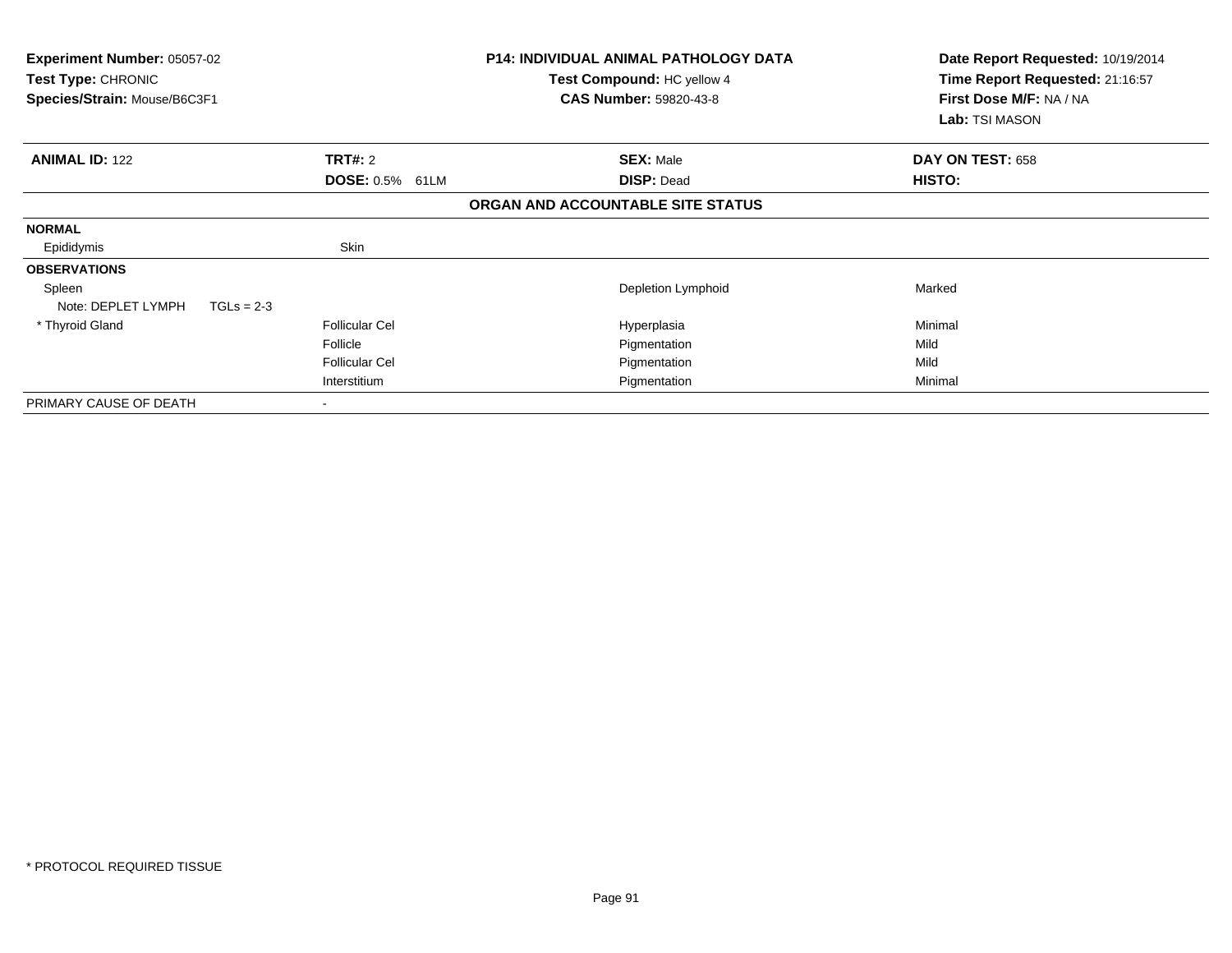**Experiment Number:** 05057-02
**Test Type:** CHRONIC
**Species/Strain:** Mouse/B6C3F1

**P14: INDIVIDUAL ANIMAL PATHOLOGY DATA**
**Test Compound:** HC yellow 4
**CAS Number:** 59820-43-8

**Date Report Requested:** 10/19/2014
**Time Report Requested:** 21:16:57
**First Dose M/F:** NA / NA
**Lab:** TSI MASON

| **ANIMAL ID:** 122 | **TRT#:** 2 | **SEX:** Male | **DAY ON TEST:** 658 |
|---|---|---|---|
| | **DOSE:** 0.5% 61LM | **DISP:** Dead | **HISTO:** |

**ORGAN AND ACCOUNTABLE SITE STATUS**

| | | | |
|---|---|---|---|
| **NORMAL** | | | |
| Epididymis | Skin | | |
| **OBSERVATIONS** | | | |
| Spleen | | Depletion Lymphoid | Marked |
| Note: DEPLET LYMPH TGLs = 2-3 | | | |
| * Thyroid Gland | Follicular Cel | Hyperplasia | Minimal |
| | Follicle | Pigmentation | Mild |
| | Follicular Cel | Pigmentation | Mild |
| | Interstitium | Pigmentation | Minimal |
| PRIMARY CAUSE OF DEATH | - | | |

* PROTOCOL REQUIRED TISSUE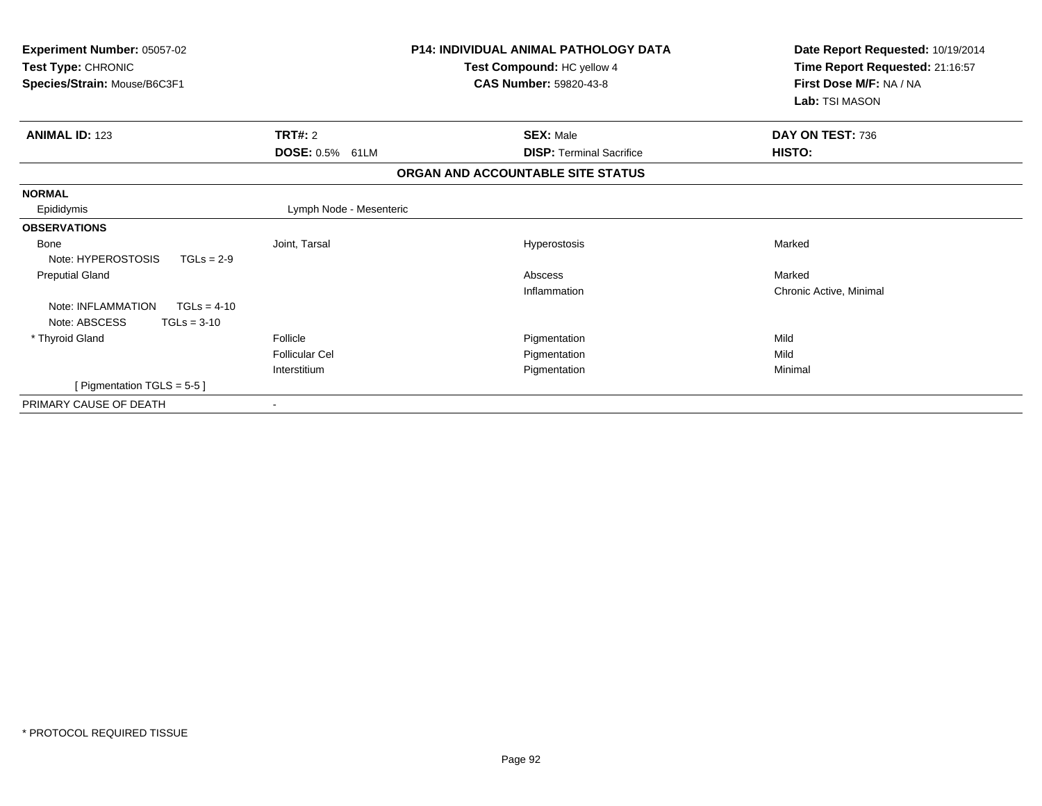**Experiment Number:** 05057-02
**Test Type:** CHRONIC
**Species/Strain:** Mouse/B6C3F1

**P14: INDIVIDUAL ANIMAL PATHOLOGY DATA**
**Test Compound:** HC yellow 4
**CAS Number:** 59820-43-8

**Date Report Requested:** 10/19/2014
**Time Report Requested:** 21:16:57
**First Dose M/F:** NA / NA
**Lab:** TSI MASON

| **ANIMAL ID:** 123 | **TRT#:** 2 | **SEX:** Male | **DAY ON TEST:** 736 |
|---|---|---|---|
| | **DOSE:** 0.5% 61LM | **DISP:** Terminal Sacrifice | **HISTO:** |

**ORGAN AND ACCOUNTABLE SITE STATUS**

| | | | |
|---|---|---|---|
| **NORMAL** | | | |
| Epididymis | Lymph Node - Mesenteric | | |
| **OBSERVATIONS** | | | |
| Bone | Joint, Tarsal | Hyperostosis | Marked |
| Note: HYPEROSTOSIS TGLs = 2-9 | | | |
| Preputial Gland | | Abscess | Marked |
| | | Inflammation | Chronic Active, Minimal |
| Note: INFLAMMATION TGLs = 4-10 | | | |
| Note: ABSCESS TGLs = 3-10 | | | |
| * Thyroid Gland | Follicle | Pigmentation | Mild |
| | Follicular Cel | Pigmentation | Mild |
| | Interstitium | Pigmentation | Minimal |
| [ Pigmentation TGLS = 5-5 ] | | | |
| PRIMARY CAUSE OF DEATH | - | | |

* PROTOCOL REQUIRED TISSUE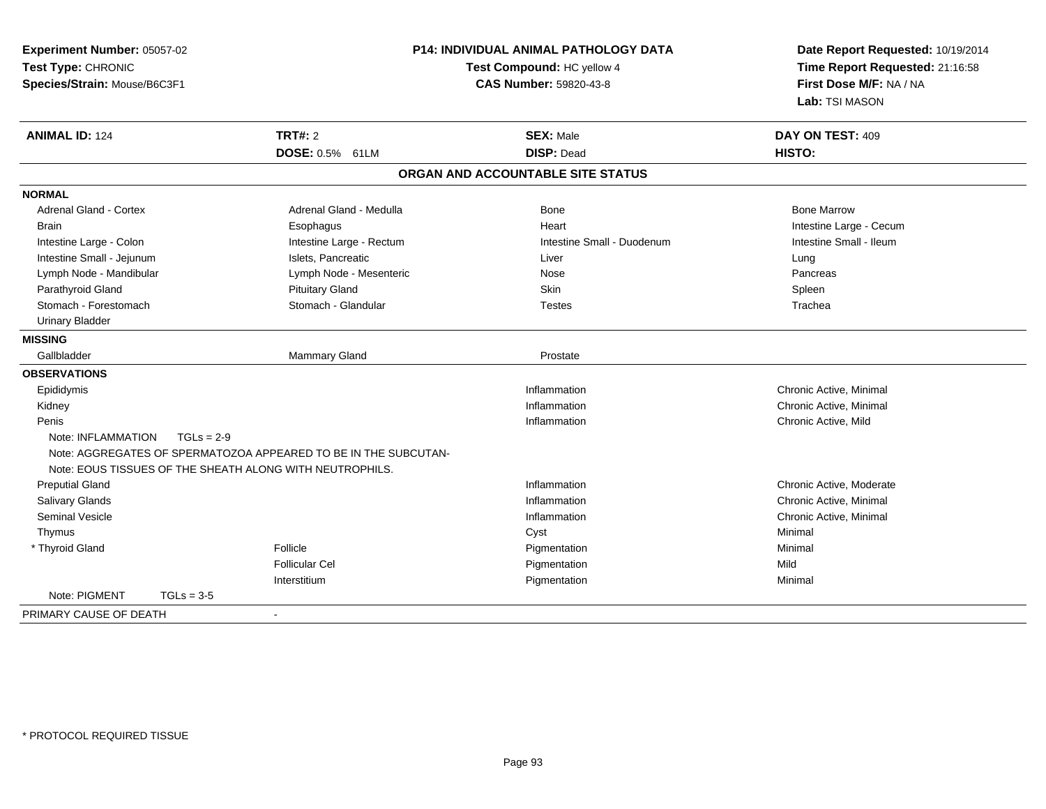**Experiment Number:** 05057-02
**Test Type:** CHRONIC
**Species/Strain:** Mouse/B6C3F1

**P14: INDIVIDUAL ANIMAL PATHOLOGY DATA**
**Test Compound:** HC yellow 4
**CAS Number:** 59820-43-8

**Date Report Requested:** 10/19/2014
**Time Report Requested:** 21:16:58
**First Dose M/F:** NA / NA
**Lab:** TSI MASON

| **ANIMAL ID:** 124 | **TRT#:** 2 | **SEX:** Male | **DAY ON TEST:** 409 |
|---|---|---|---|
| | **DOSE:** 0.5% 61LM | **DISP:** Dead | **HISTO:** |

**ORGAN AND ACCOUNTABLE SITE STATUS**

**NORMAL**

| | | | |
|---|---|---|---|
| Adrenal Gland - Cortex | Adrenal Gland - Medulla | Bone | Bone Marrow |
| Brain | Esophagus | Heart | Intestine Large - Cecum |
| Intestine Large - Colon | Intestine Large - Rectum | Intestine Small - Duodenum | Intestine Small - Ileum |
| Intestine Small - Jejunum | Islets, Pancreatic | Liver | Lung |
| Lymph Node - Mandibular | Lymph Node - Mesenteric | Nose | Pancreas |
| Parathyroid Gland | Pituitary Gland | Skin | Spleen |
| Stomach - Forestomach | Stomach - Glandular | Testes | Trachea |
| Urinary Bladder | | | |

**MISSING**

| | | |
|---|---|---|
| Gallbladder | Mammary Gland | Prostate |

**OBSERVATIONS**

| | | | |
|---|---|---|---|
| Epididymis | | Inflammation | Chronic Active, Minimal |
| Kidney | | Inflammation | Chronic Active, Minimal |
| Penis | | Inflammation | Chronic Active, Mild |

Note: INFLAMMATION TGLs = 2-9
Note: AGGREGATES OF SPERMATOZOA APPEARED TO BE IN THE SUBCUTAN-
Note: EOUS TISSUES OF THE SHEATH ALONG WITH NEUTROPHILS.

| | | | |
|---|---|---|---|
| Preputial Gland | | Inflammation | Chronic Active, Moderate |
| Salivary Glands | | Inflammation | Chronic Active, Minimal |
| Seminal Vesicle | | Inflammation | Chronic Active, Minimal |
| Thymus | | Cyst | Minimal |
| * Thyroid Gland | Follicle | Pigmentation | Minimal |
| | Follicular Cel | Pigmentation | Mild |
| | Interstitium | Pigmentation | Minimal |

Note: PIGMENT TGLs = 3-5

PRIMARY CAUSE OF DEATH -

\* PROTOCOL REQUIRED TISSUE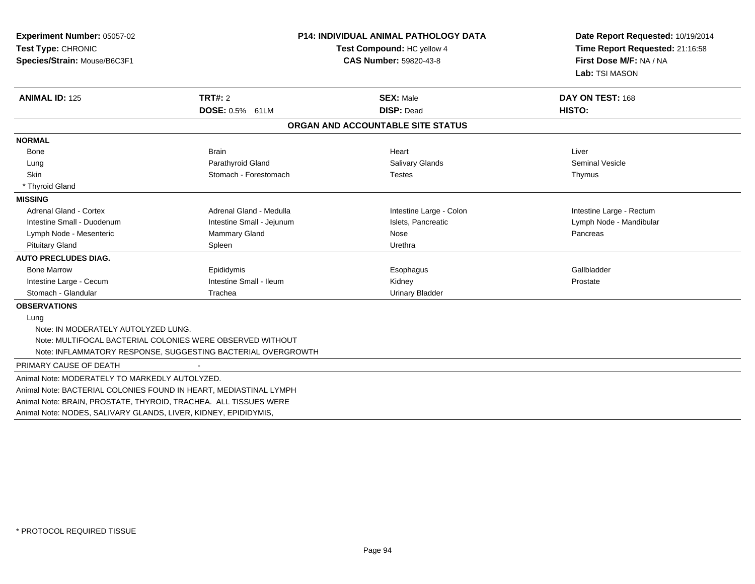**Experiment Number:** 05057-02
**Test Type:** CHRONIC
**Species/Strain:** Mouse/B6C3F1

**P14: INDIVIDUAL ANIMAL PATHOLOGY DATA**
**Test Compound:** HC yellow 4
**CAS Number:** 59820-43-8

**Date Report Requested:** 10/19/2014
**Time Report Requested:** 21:16:58
**First Dose M/F:** NA / NA
**Lab:** TSI MASON

| **ANIMAL ID:** 125 | **TRT#:** 2 | **SEX:** Male | **DAY ON TEST:** 168 |
|---|---|---|---|
| | **DOSE:** 0.5% 61LM | **DISP:** Dead | **HISTO:** |

## ORGAN AND ACCOUNTABLE SITE STATUS

**NORMAL**

| | | | |
|---|---|---|---|
| Bone | Brain | Heart | Liver |
| Lung | Parathyroid Gland | Salivary Glands | Seminal Vesicle |
| Skin | Stomach - Forestomach | Testes | Thymus |
| * Thyroid Gland | | | |

**MISSING**

| | | | |
|---|---|---|---|
| Adrenal Gland - Cortex | Adrenal Gland - Medulla | Intestine Large - Colon | Intestine Large - Rectum |
| Intestine Small - Duodenum | Intestine Small - Jejunum | Islets, Pancreatic | Lymph Node - Mandibular |
| Lymph Node - Mesenteric | Mammary Gland | Nose | Pancreas |
| Pituitary Gland | Spleen | Urethra | |

**AUTO PRECLUDES DIAG.**

| | | | |
|---|---|---|---|
| Bone Marrow | Epididymis | Esophagus | Gallbladder |
| Intestine Large - Cecum | Intestine Small - Ileum | Kidney | Prostate |
| Stomach - Glandular | Trachea | Urinary Bladder | |

**OBSERVATIONS**

Lung
- Note: IN MODERATELY AUTOLYZED LUNG.
- Note: MULTIFOCAL BACTERIAL COLONIES WERE OBSERVED WITHOUT
- Note: INFLAMMATORY RESPONSE, SUGGESTING BACTERIAL OVERGROWTH

PRIMARY CAUSE OF DEATH -

Animal Note: MODERATELY TO MARKEDLY AUTOLYZED.
Animal Note: BACTERIAL COLONIES FOUND IN HEART, MEDIASTINAL LYMPH
Animal Note: BRAIN, PROSTATE, THYROID, TRACHEA. ALL TISSUES WERE
Animal Note: NODES, SALIVARY GLANDS, LIVER, KIDNEY, EPIDIDYMIS,

* PROTOCOL REQUIRED TISSUE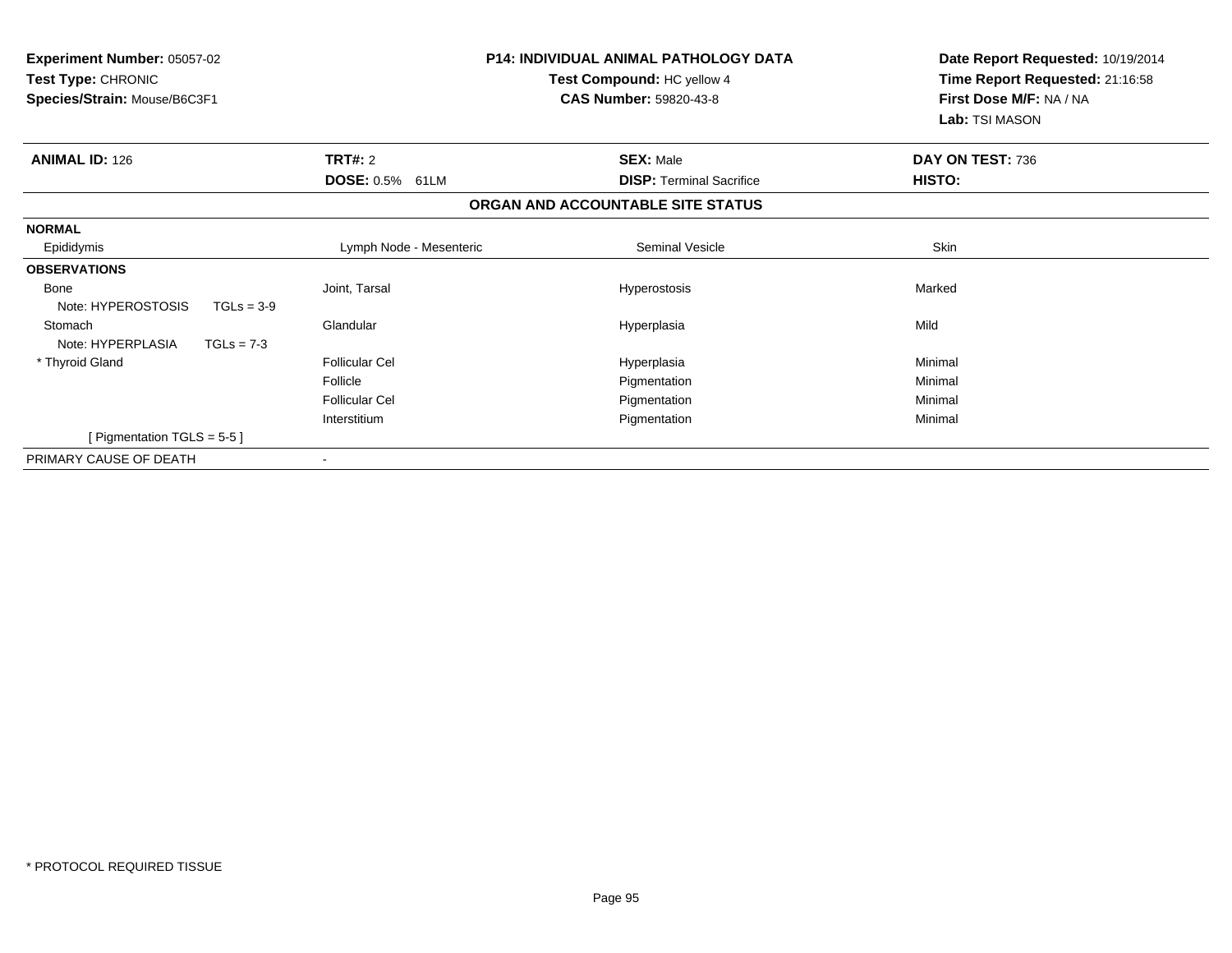**Experiment Number:** 05057-02
**Test Type:** CHRONIC
**Species/Strain:** Mouse/B6C3F1

**P14: INDIVIDUAL ANIMAL PATHOLOGY DATA**
**Test Compound:** HC yellow 4
**CAS Number:** 59820-43-8

**Date Report Requested:** 10/19/2014
**Time Report Requested:** 21:16:58
**First Dose M/F:** NA / NA
**Lab:** TSI MASON

| **ANIMAL ID:** 126 | **TRT#:** 2 | **SEX:** Male | **DAY ON TEST:** 736 |
|---|---|---|---|
| | **DOSE:** 0.5% 61LM | **DISP:** Terminal Sacrifice | **HISTO:** |

**ORGAN AND ACCOUNTABLE SITE STATUS**

| | | | |
|---|---|---|---|
| **NORMAL** | | | |
| Epididymis | Lymph Node - Mesenteric | Seminal Vesicle | Skin |
| **OBSERVATIONS** | | | |
| Bone | Joint, Tarsal | Hyperostosis | Marked |
| Note: HYPEROSTOSIS TGLs = 3-9 | | | |
| Stomach | Glandular | Hyperplasia | Mild |
| Note: HYPERPLASIA TGLs = 7-3 | | | |
| * Thyroid Gland | Follicular Cel | Hyperplasia | Minimal |
| | Follicle | Pigmentation | Minimal |
| | Follicular Cel | Pigmentation | Minimal |
| | Interstitium | Pigmentation | Minimal |
| [ Pigmentation TGLS = 5-5 ] | | | |
| PRIMARY CAUSE OF DEATH | - | | |

* PROTOCOL REQUIRED TISSUE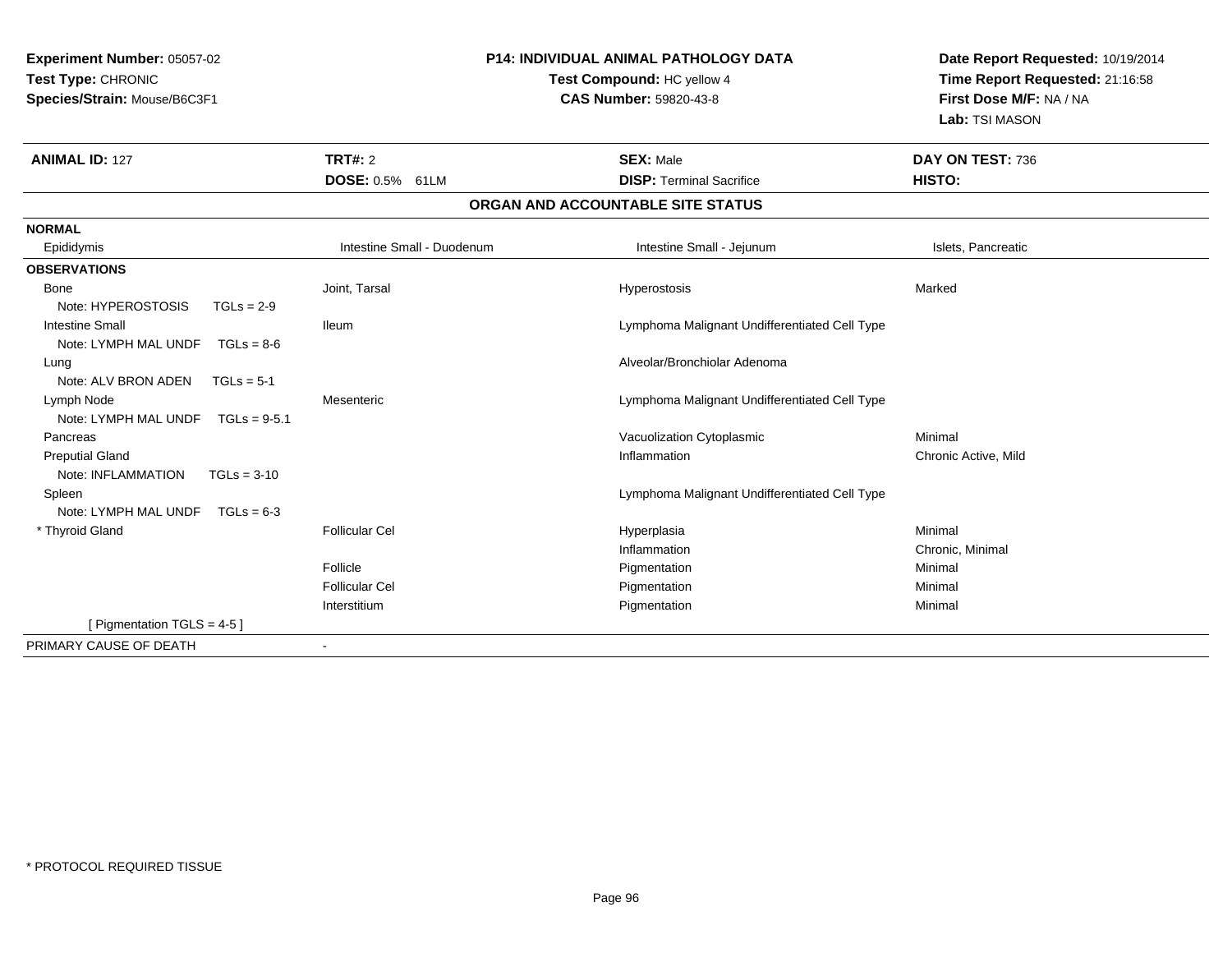**Experiment Number:** 05057-02
**Test Type:** CHRONIC
**Species/Strain:** Mouse/B6C3F1

**P14: INDIVIDUAL ANIMAL PATHOLOGY DATA**
**Test Compound:** HC yellow 4
**CAS Number:** 59820-43-8

**Date Report Requested:** 10/19/2014
**Time Report Requested:** 21:16:58
**First Dose M/F:** NA / NA
**Lab:** TSI MASON

| **ANIMAL ID:** 127 | **TRT#:** 2 | **SEX:** Male | **DAY ON TEST:** 736 |
|---|---|---|---|
| | **DOSE:** 0.5% 61LM | **DISP:** Terminal Sacrifice | **HISTO:** |

**ORGAN AND ACCOUNTABLE SITE STATUS**

| | | | |
|---|---|---|---|
| **NORMAL** | | | |
| Epididymis | Intestine Small - Duodenum | Intestine Small - Jejunum | Islets, Pancreatic |
| **OBSERVATIONS** | | | |
| Bone | Joint, Tarsal | Hyperostosis | Marked |
| Note: HYPEROSTOSIS TGLs = 2-9 | | | |
| Intestine Small | Ileum | Lymphoma Malignant Undifferentiated Cell Type | |
| Note: LYMPH MAL UNDF TGLs = 8-6 | | | |
| Lung | | Alveolar/Bronchiolar Adenoma | |
| Note: ALV BRON ADEN TGLs = 5-1 | | | |
| Lymph Node | Mesenteric | Lymphoma Malignant Undifferentiated Cell Type | |
| Note: LYMPH MAL UNDF TGLs = 9-5.1 | | | |
| Pancreas | | Vacuolization Cytoplasmic | Minimal |
| Preputial Gland | | Inflammation | Chronic Active, Mild |
| Note: INFLAMMATION TGLs = 3-10 | | | |
| Spleen | | Lymphoma Malignant Undifferentiated Cell Type | |
| Note: LYMPH MAL UNDF TGLs = 6-3 | | | |
| * Thyroid Gland | Follicular Cel | Hyperplasia | Minimal |
| | | Inflammation | Chronic, Minimal |
| | Follicle | Pigmentation | Minimal |
| | Follicular Cel | Pigmentation | Minimal |
| | Interstitium | Pigmentation | Minimal |
| [ Pigmentation TGLS = 4-5 ] | | | |
| PRIMARY CAUSE OF DEATH | - | | |

* PROTOCOL REQUIRED TISSUE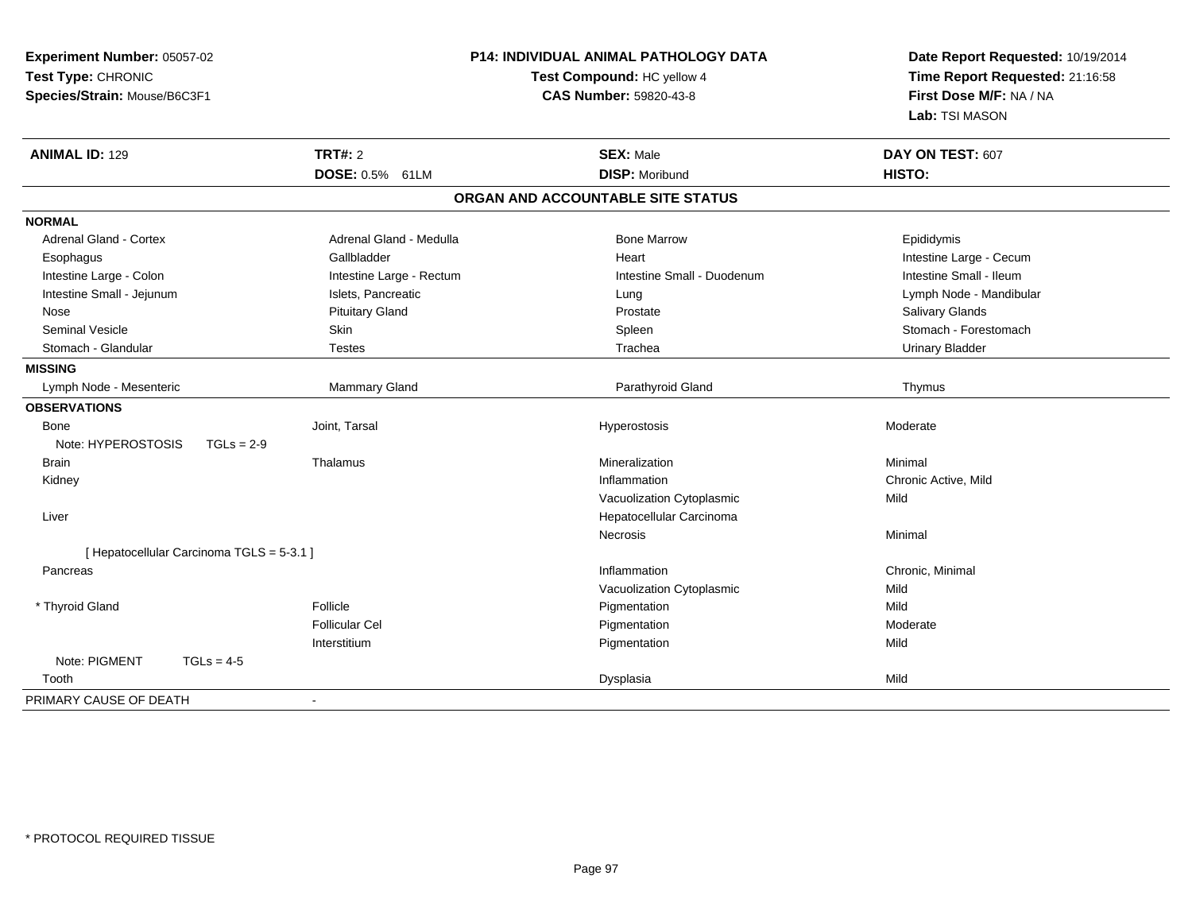**Experiment Number:** 05057-02
**Test Type:** CHRONIC
**Species/Strain:** Mouse/B6C3F1

**P14: INDIVIDUAL ANIMAL PATHOLOGY DATA**
**Test Compound:** HC yellow 4
**CAS Number:** 59820-43-8

**Date Report Requested:** 10/19/2014
**Time Report Requested:** 21:16:58
**First Dose M/F:** NA / NA
**Lab:** TSI MASON

| **ANIMAL ID:** 129 | **TRT#:** 2 | **SEX:** Male | **DAY ON TEST:** 607 |
|---|---|---|---|
| | **DOSE:** 0.5% 61LM | **DISP:** Moribund | **HISTO:** |

## ORGAN AND ACCOUNTABLE SITE STATUS

| | | | |
|---|---|---|---|
| **NORMAL** | | | |
| Adrenal Gland - Cortex | Adrenal Gland - Medulla | Bone Marrow | Epididymis |
| Esophagus | Gallbladder | Heart | Intestine Large - Cecum |
| Intestine Large - Colon | Intestine Large - Rectum | Intestine Small - Duodenum | Intestine Small - Ileum |
| Intestine Small - Jejunum | Islets, Pancreatic | Lung | Lymph Node - Mandibular |
| Nose | Pituitary Gland | Prostate | Salivary Glands |
| Seminal Vesicle | Skin | Spleen | Stomach - Forestomach |
| Stomach - Glandular | Testes | Trachea | Urinary Bladder |
| **MISSING** | | | |
| Lymph Node - Mesenteric | Mammary Gland | Parathyroid Gland | Thymus |
| **OBSERVATIONS** | | | |
| Bone | Joint, Tarsal | Hyperostosis | Moderate |
| Note: HYPEROSTOSIS TGLs = 2-9 | | | |
| Brain | Thalamus | Mineralization | Minimal |
| Kidney | | Inflammation | Chronic Active, Mild |
| | | Vacuolization Cytoplasmic | Mild |
| Liver | | Hepatocellular Carcinoma | |
| | | Necrosis | Minimal |
| [ Hepatocellular Carcinoma TGLS = 5-3.1 ] | | | |
| Pancreas | | Inflammation | Chronic, Minimal |
| | | Vacuolization Cytoplasmic | Mild |
| * Thyroid Gland | Follicle | Pigmentation | Mild |
| | Follicular Cel | Pigmentation | Moderate |
| | Interstitium | Pigmentation | Mild |
| Note: PIGMENT TGLs = 4-5 | | | |
| Tooth | | Dysplasia | Mild |
| PRIMARY CAUSE OF DEATH | - | | |

* PROTOCOL REQUIRED TISSUE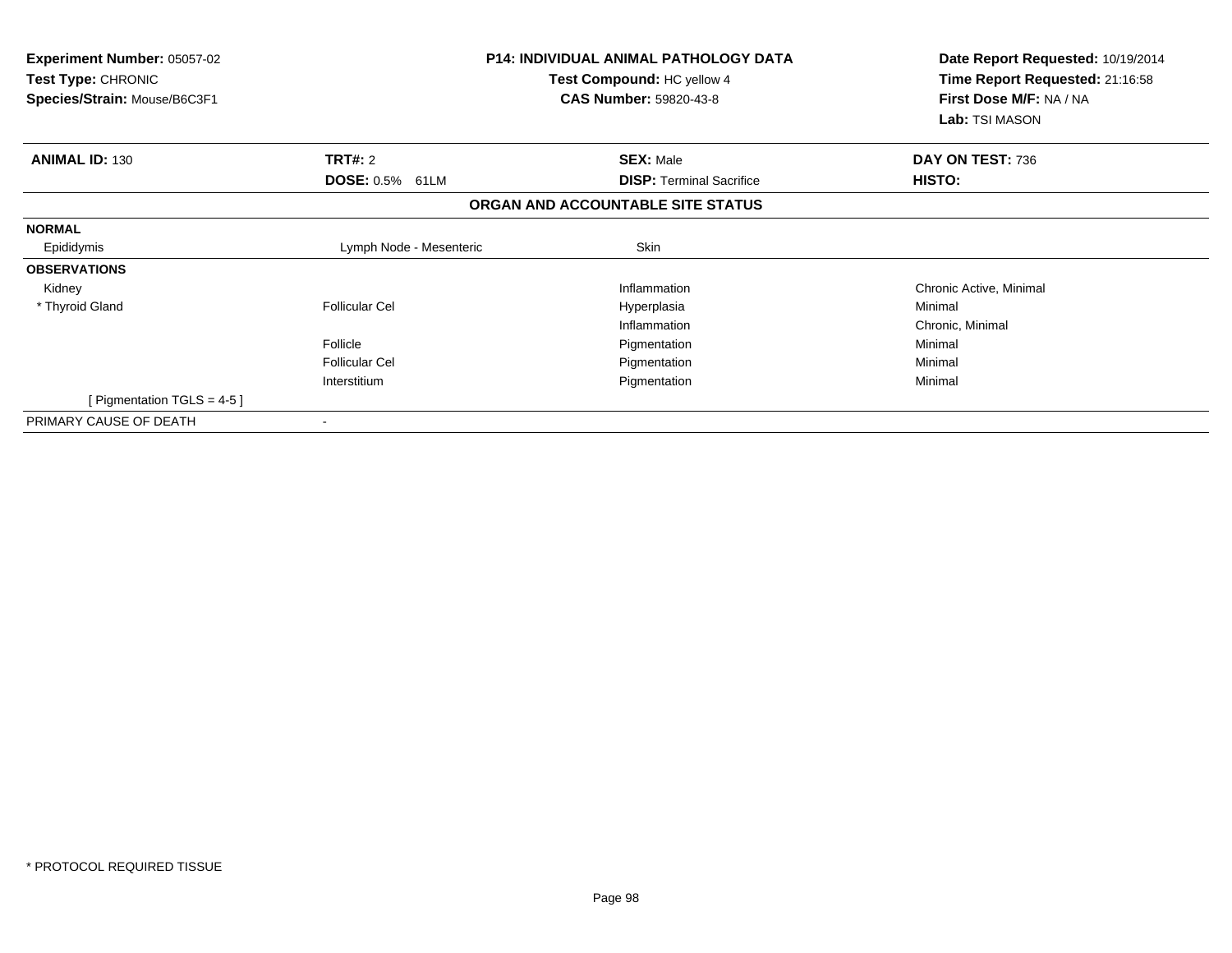**Experiment Number:** 05057-02
**Test Type:** CHRONIC
**Species/Strain:** Mouse/B6C3F1

**P14: INDIVIDUAL ANIMAL PATHOLOGY DATA**
**Test Compound:** HC yellow 4
**CAS Number:** 59820-43-8

**Date Report Requested:** 10/19/2014
**Time Report Requested:** 21:16:58
**First Dose M/F:** NA / NA
**Lab:** TSI MASON

| **ANIMAL ID:** 130 | **TRT#:** 2 | **SEX:** Male | **DAY ON TEST:** 736 |
|---|---|---|---|
| | **DOSE:** 0.5% 61LM | **DISP:** Terminal Sacrifice | **HISTO:** |

**ORGAN AND ACCOUNTABLE SITE STATUS**

| | | | |
|---|---|---|---|
| **NORMAL** | | | |
| Epididymis | Lymph Node - Mesenteric | Skin | |
| **OBSERVATIONS** | | | |
| Kidney | | Inflammation | Chronic Active, Minimal |
| * Thyroid Gland | Follicular Cel | Hyperplasia | Minimal |
| | | Inflammation | Chronic, Minimal |
| | Follicle | Pigmentation | Minimal |
| | Follicular Cel | Pigmentation | Minimal |
| | Interstitium | Pigmentation | Minimal |
| [ Pigmentation TGLS = 4-5 ] | | | |
| PRIMARY CAUSE OF DEATH | - | | |

* PROTOCOL REQUIRED TISSUE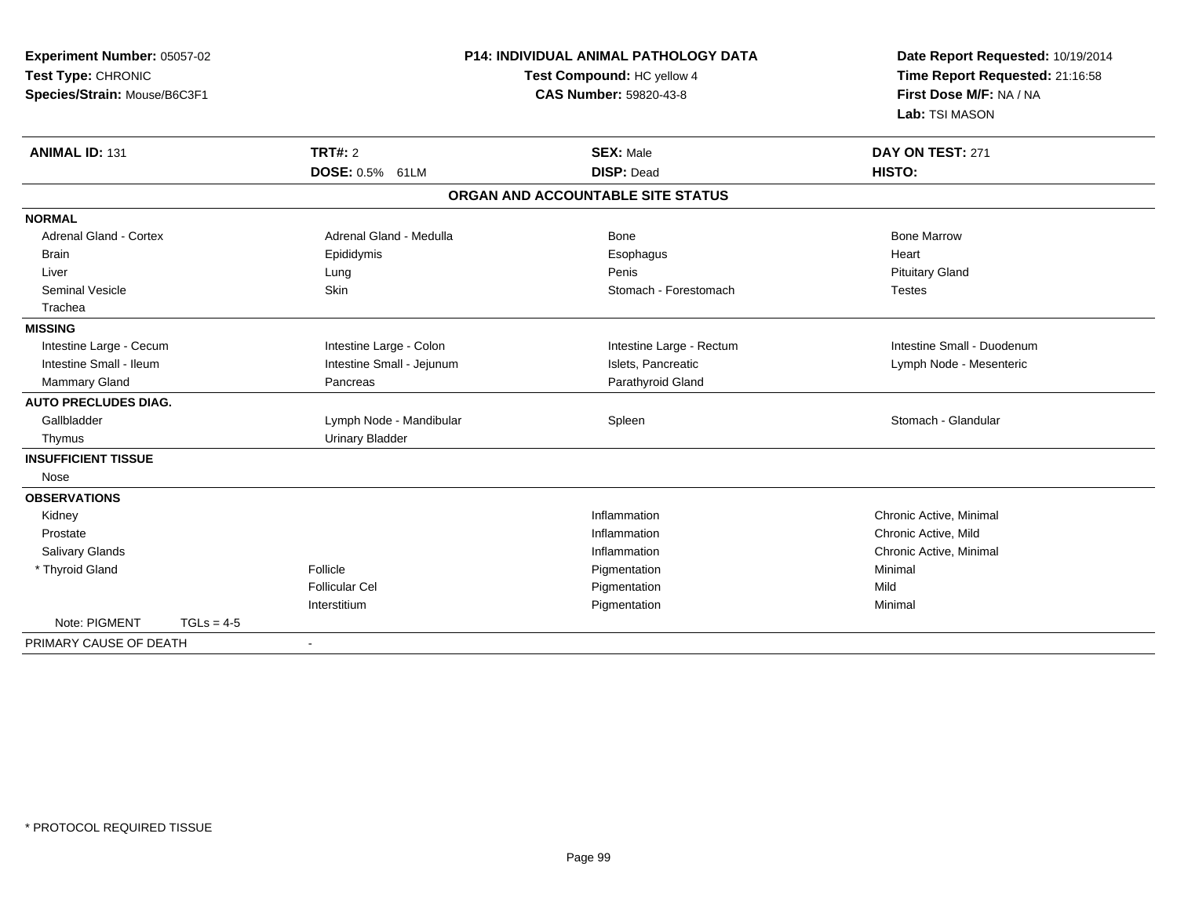**Experiment Number:** 05057-02
**Test Type:** CHRONIC
**Species/Strain:** Mouse/B6C3F1

**P14: INDIVIDUAL ANIMAL PATHOLOGY DATA**
**Test Compound:** HC yellow 4
**CAS Number:** 59820-43-8

**Date Report Requested:** 10/19/2014
**Time Report Requested:** 21:16:58
**First Dose M/F:** NA / NA
**Lab:** TSI MASON

| **ANIMAL ID:** 131 | **TRT#:** 2 | **SEX:** Male | **DAY ON TEST:** 271 |
|---|---|---|---|
| | **DOSE:** 0.5% 61LM | **DISP:** Dead | **HISTO:** |

**ORGAN AND ACCOUNTABLE SITE STATUS**

| | | | |
|---|---|---|---|
| **NORMAL** | | | |
| Adrenal Gland - Cortex | Adrenal Gland - Medulla | Bone | Bone Marrow |
| Brain | Epididymis | Esophagus | Heart |
| Liver | Lung | Penis | Pituitary Gland |
| Seminal Vesicle | Skin | Stomach - Forestomach | Testes |
| Trachea | | | |
| **MISSING** | | | |
| Intestine Large - Cecum | Intestine Large - Colon | Intestine Large - Rectum | Intestine Small - Duodenum |
| Intestine Small - Ileum | Intestine Small - Jejunum | Islets, Pancreatic | Lymph Node - Mesenteric |
| Mammary Gland | Pancreas | Parathyroid Gland | |
| **AUTO PRECLUDES DIAG.** | | | |
| Gallbladder | Lymph Node - Mandibular | Spleen | Stomach - Glandular |
| Thymus | Urinary Bladder | | |
| **INSUFFICIENT TISSUE** | | | |
| Nose | | | |
| **OBSERVATIONS** | | | |
| Kidney | | Inflammation | Chronic Active, Minimal |
| Prostate | | Inflammation | Chronic Active, Mild |
| Salivary Glands | | Inflammation | Chronic Active, Minimal |
| * Thyroid Gland | Follicle | Pigmentation | Minimal |
| | Follicular Cel | Pigmentation | Mild |
| | Interstitium | Pigmentation | Minimal |
| Note: PIGMENT TGLs = 4-5 | | | |
| PRIMARY CAUSE OF DEATH | - | | |

\* PROTOCOL REQUIRED TISSUE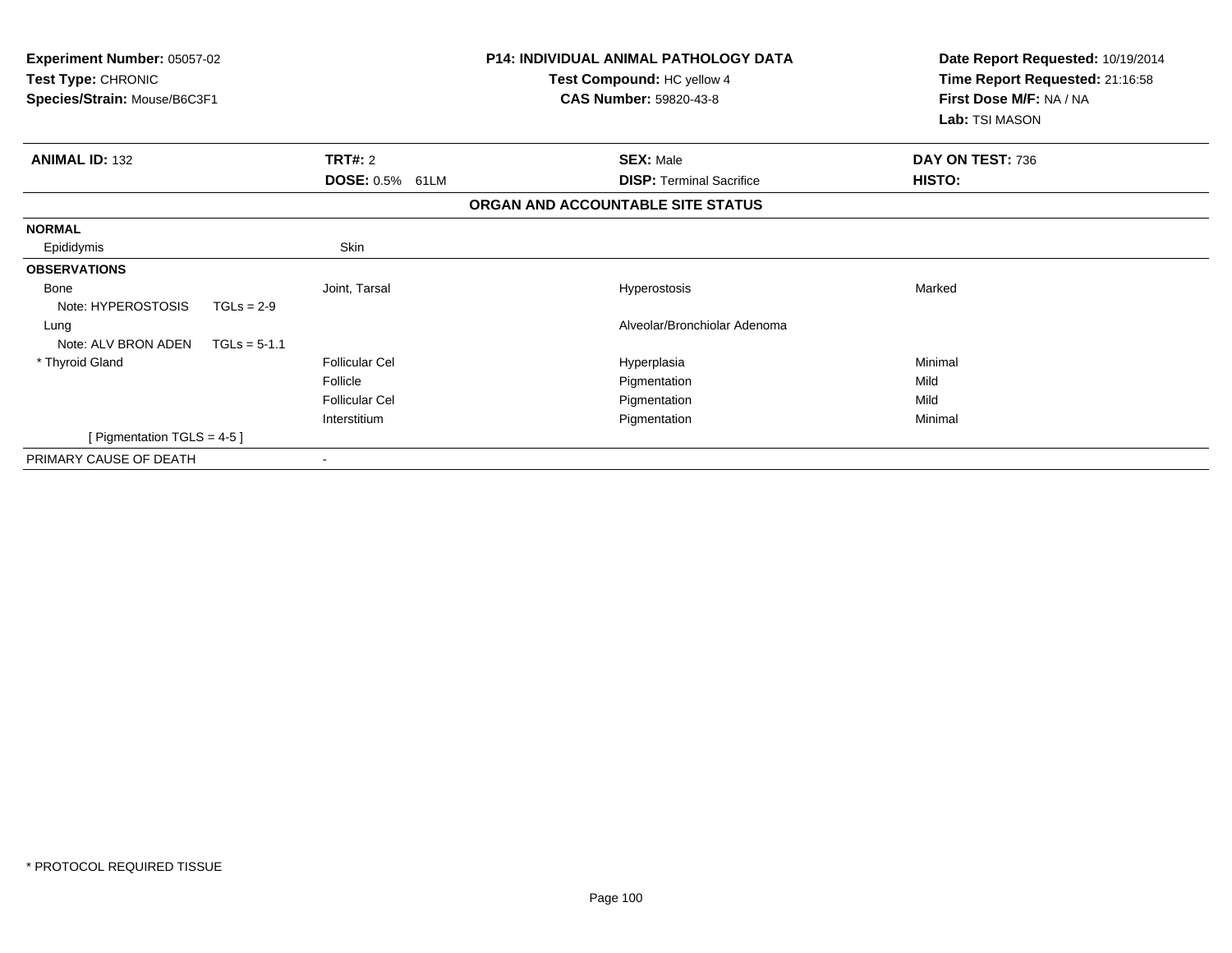**Experiment Number:** 05057-02
**Test Type:** CHRONIC
**Species/Strain:** Mouse/B6C3F1

**P14: INDIVIDUAL ANIMAL PATHOLOGY DATA**
**Test Compound:** HC yellow 4
**CAS Number:** 59820-43-8

**Date Report Requested:** 10/19/2014
**Time Report Requested:** 21:16:58
**First Dose M/F:** NA / NA
**Lab:** TSI MASON

| **ANIMAL ID:** 132 | **TRT#:** 2 | **SEX:** Male | **DAY ON TEST:** 736 |
|---|---|---|---|
| | **DOSE:** 0.5% 61LM | **DISP:** Terminal Sacrifice | **HISTO:** |

**ORGAN AND ACCOUNTABLE SITE STATUS**

| | | | |
|---|---|---|---|
| **NORMAL** | | | |
| Epididymis | Skin | | |
| **OBSERVATIONS** | | | |
| Bone | Joint, Tarsal | Hyperostosis | Marked |
| Note: HYPEROSTOSIS TGLs = 2-9 | | | |
| Lung | | Alveolar/Bronchiolar Adenoma | |
| Note: ALV BRON ADEN TGLs = 5-1.1 | | | |
| * Thyroid Gland | Follicular Cel | Hyperplasia | Minimal |
| | Follicle | Pigmentation | Mild |
| | Follicular Cel | Pigmentation | Mild |
| | Interstitium | Pigmentation | Minimal |
| [ Pigmentation TGLS = 4-5 ] | | | |
| PRIMARY CAUSE OF DEATH | - | | |

\* PROTOCOL REQUIRED TISSUE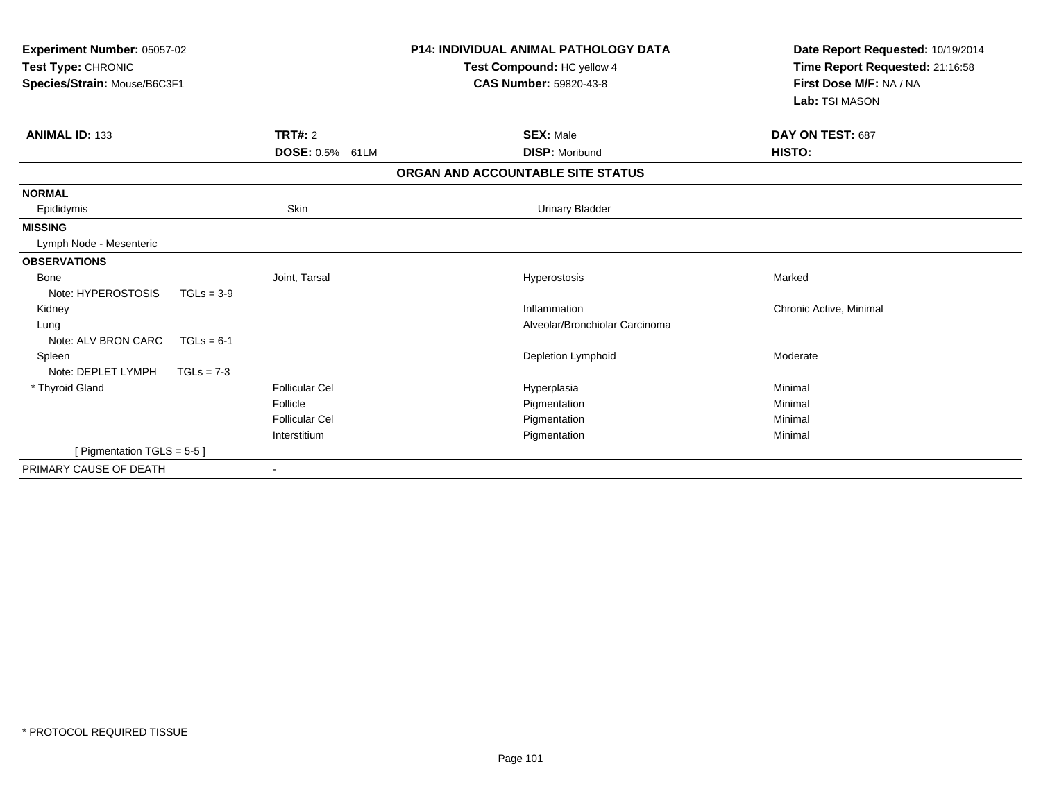**Experiment Number:** 05057-02
**Test Type:** CHRONIC
**Species/Strain:** Mouse/B6C3F1

**P14: INDIVIDUAL ANIMAL PATHOLOGY DATA**
**Test Compound:** HC yellow 4
**CAS Number:** 59820-43-8

**Date Report Requested:** 10/19/2014
**Time Report Requested:** 21:16:58
**First Dose M/F:** NA / NA
**Lab:** TSI MASON

| **ANIMAL ID:** 133 | **TRT#:** 2 | **SEX:** Male | **DAY ON TEST:** 687 |
|---|---|---|---|
| | **DOSE:** 0.5% 61LM | **DISP:** Moribund | **HISTO:** |

**ORGAN AND ACCOUNTABLE SITE STATUS**

| | | | |
|---|---|---|---|
| **NORMAL** | | | |
| Epididymis | Skin | Urinary Bladder | |
| **MISSING** | | | |
| Lymph Node - Mesenteric | | | |
| **OBSERVATIONS** | | | |
| Bone | Joint, Tarsal | Hyperostosis | Marked |
| Note: HYPEROSTOSIS TGLs = 3-9 | | | |
| Kidney | | Inflammation | Chronic Active, Minimal |
| Lung | | Alveolar/Bronchiolar Carcinoma | |
| Note: ALV BRON CARC TGLs = 6-1 | | | |
| Spleen | | Depletion Lymphoid | Moderate |
| Note: DEPLET LYMPH TGLs = 7-3 | | | |
| * Thyroid Gland | Follicular Cel | Hyperplasia | Minimal |
| | Follicle | Pigmentation | Minimal |
| | Follicular Cel | Pigmentation | Minimal |
| | Interstitium | Pigmentation | Minimal |
| [ Pigmentation TGLS = 5-5 ] | | | |
| PRIMARY CAUSE OF DEATH | - | | |

* PROTOCOL REQUIRED TISSUE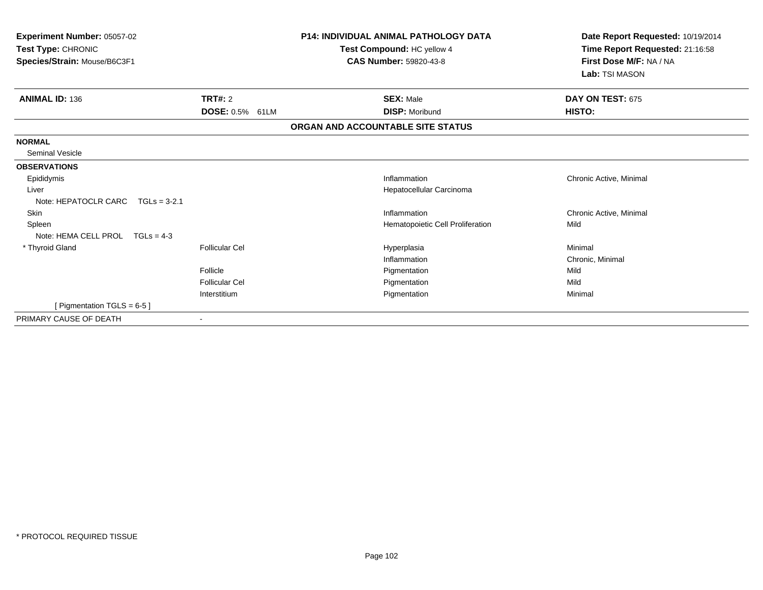**Experiment Number:** 05057-02
**Test Type:** CHRONIC
**Species/Strain:** Mouse/B6C3F1

**P14: INDIVIDUAL ANIMAL PATHOLOGY DATA**
**Test Compound:** HC yellow 4
**CAS Number:** 59820-43-8

**Date Report Requested:** 10/19/2014
**Time Report Requested:** 21:16:58
**First Dose M/F:** NA / NA
**Lab:** TSI MASON

| **ANIMAL ID:** 136 | **TRT#:** 2 | **SEX:** Male | **DAY ON TEST:** 675 |
|---|---|---|---|
| | **DOSE:** 0.5% 61LM | **DISP:** Moribund | **HISTO:** |

**ORGAN AND ACCOUNTABLE SITE STATUS**

| | | | |
|---|---|---|---|
| **NORMAL** | | | |
| Seminal Vesicle | | | |
| **OBSERVATIONS** | | | |
| Epididymis | | Inflammation | Chronic Active, Minimal |
| Liver | | Hepatocellular Carcinoma | |
| Note: HEPATOCLR CARC TGLs = 3-2.1 | | | |
| Skin | | Inflammation | Chronic Active, Minimal |
| Spleen | | Hematopoietic Cell Proliferation | Mild |
| Note: HEMA CELL PROL TGLs = 4-3 | | | |
| * Thyroid Gland | Follicular Cel | Hyperplasia | Minimal |
| | | Inflammation | Chronic, Minimal |
| | Follicle | Pigmentation | Mild |
| | Follicular Cel | Pigmentation | Mild |
| | Interstitium | Pigmentation | Minimal |
| [ Pigmentation TGLS = 6-5 ] | | | |
| PRIMARY CAUSE OF DEATH | - | | |

* PROTOCOL REQUIRED TISSUE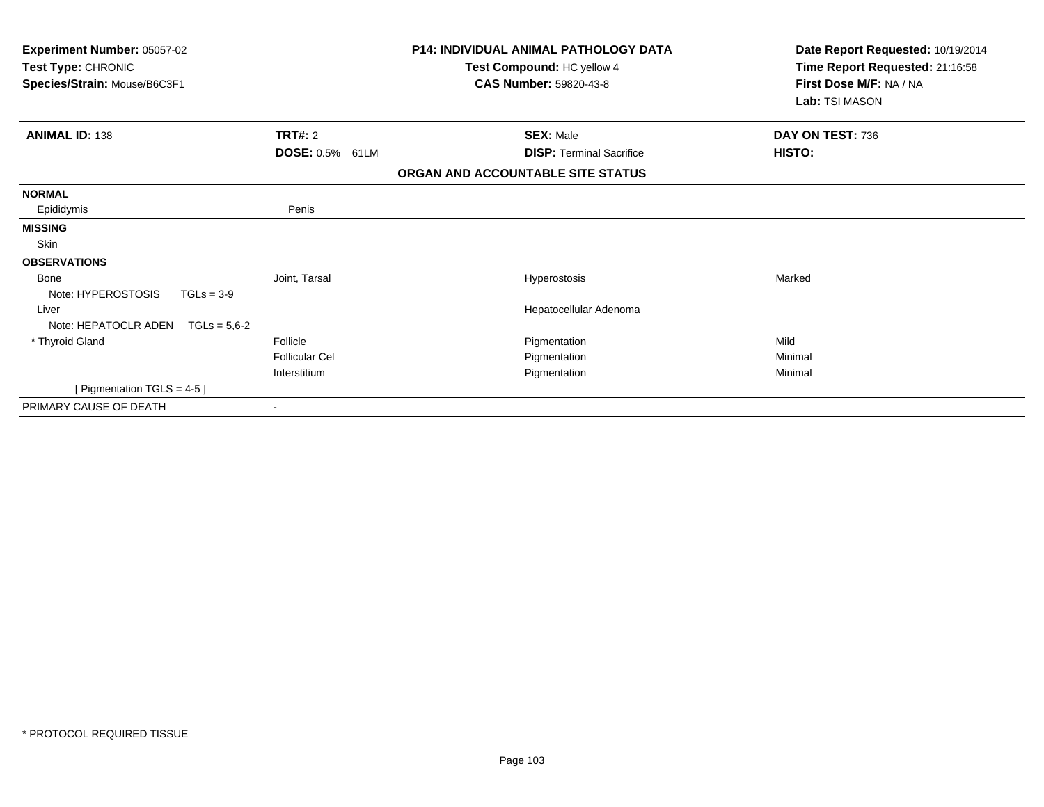**Experiment Number:** 05057-02
**Test Type:** CHRONIC
**Species/Strain:** Mouse/B6C3F1

**P14: INDIVIDUAL ANIMAL PATHOLOGY DATA**
**Test Compound:** HC yellow 4
**CAS Number:** 59820-43-8

**Date Report Requested:** 10/19/2014
**Time Report Requested:** 21:16:58
**First Dose M/F:** NA / NA
**Lab:** TSI MASON

| **ANIMAL ID:** 138 | **TRT#:** 2 | **SEX:** Male | **DAY ON TEST:** 736 |
|---|---|---|---|
| | **DOSE:** 0.5% 61LM | **DISP:** Terminal Sacrifice | **HISTO:** |

**ORGAN AND ACCOUNTABLE SITE STATUS**

| | | | |
|---|---|---|---|
| **NORMAL** | | | |
| Epididymis | Penis | | |
| **MISSING** | | | |
| Skin | | | |
| **OBSERVATIONS** | | | |
| Bone | Joint, Tarsal | Hyperostosis | Marked |
| Note: HYPEROSTOSIS TGLs = 3-9 | | | |
| Liver | | Hepatocellular Adenoma | |
| Note: HEPATOCLR ADEN TGLs = 5,6-2 | | | |
| * Thyroid Gland | Follicle | Pigmentation | Mild |
| | Follicular Cel | Pigmentation | Minimal |
| | Interstitium | Pigmentation | Minimal |
| [ Pigmentation TGLS = 4-5 ] | | | |
| PRIMARY CAUSE OF DEATH | - | | |

* PROTOCOL REQUIRED TISSUE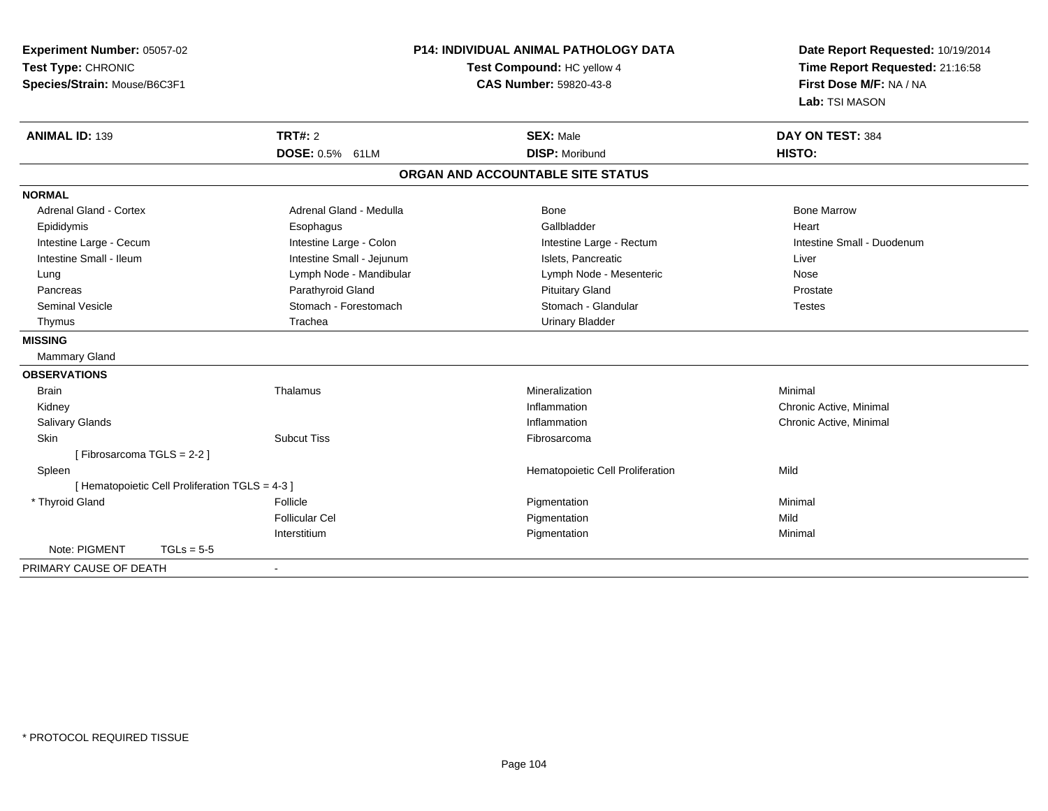**Experiment Number:** 05057-02
**Test Type:** CHRONIC
**Species/Strain:** Mouse/B6C3F1

**P14: INDIVIDUAL ANIMAL PATHOLOGY DATA**
**Test Compound:** HC yellow 4
**CAS Number:** 59820-43-8

**Date Report Requested:** 10/19/2014
**Time Report Requested:** 21:16:58
**First Dose M/F:** NA / NA
**Lab:** TSI MASON

| **ANIMAL ID:** 139 | **TRT#:** 2 | **SEX:** Male | **DAY ON TEST:** 384 |
|---|---|---|---|
| | **DOSE:** 0.5% 61LM | **DISP:** Moribund | **HISTO:** |

## ORGAN AND ACCOUNTABLE SITE STATUS

**NORMAL**

| | | | |
|---|---|---|---|
| Adrenal Gland - Cortex | Adrenal Gland - Medulla | Bone | Bone Marrow |
| Epididymis | Esophagus | Gallbladder | Heart |
| Intestine Large - Cecum | Intestine Large - Colon | Intestine Large - Rectum | Intestine Small - Duodenum |
| Intestine Small - Ileum | Intestine Small - Jejunum | Islets, Pancreatic | Liver |
| Lung | Lymph Node - Mandibular | Lymph Node - Mesenteric | Nose |
| Pancreas | Parathyroid Gland | Pituitary Gland | Prostate |
| Seminal Vesicle | Stomach - Forestomach | Stomach - Glandular | Testes |
| Thymus | Trachea | Urinary Bladder | |

**MISSING**

Mammary Gland

**OBSERVATIONS**

| | | | |
|---|---|---|---|
| Brain | Thalamus | Mineralization | Minimal |
| Kidney | | Inflammation | Chronic Active, Minimal |
| Salivary Glands | | Inflammation | Chronic Active, Minimal |
| Skin | Subcut Tiss | Fibrosarcoma | |
| [ Fibrosarcoma TGLS = 2-2 ] | | | |
| Spleen | | Hematopoietic Cell Proliferation | Mild |
| [ Hematopoietic Cell Proliferation TGLS = 4-3 ] | | | |
| * Thyroid Gland | Follicle | Pigmentation | Minimal |
| | Follicular Cel | Pigmentation | Mild |
| | Interstitium | Pigmentation | Minimal |
| Note: PIGMENT TGLs = 5-5 | | | |

PRIMARY CAUSE OF DEATH -

\* PROTOCOL REQUIRED TISSUE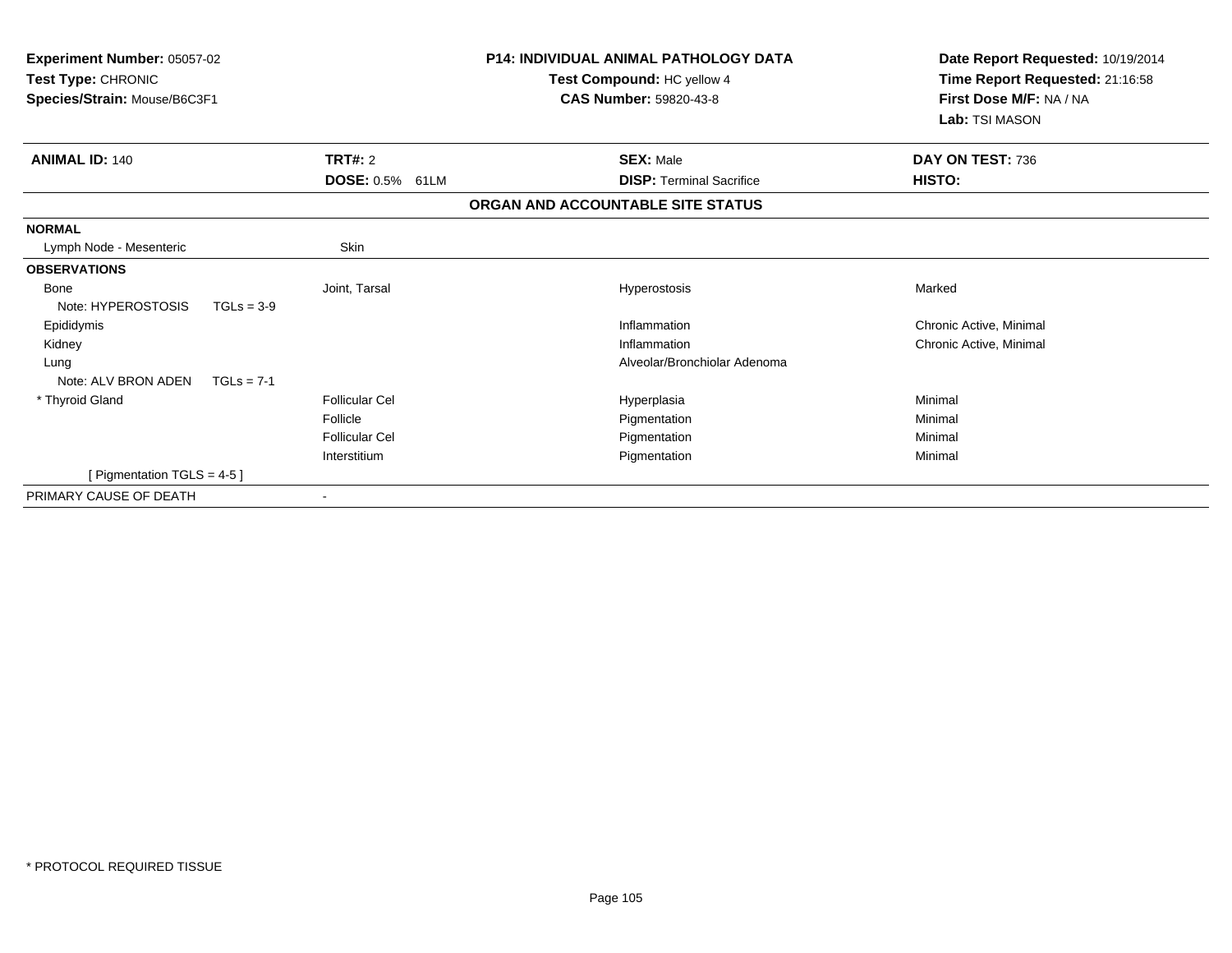**Experiment Number:** 05057-02
**Test Type:** CHRONIC
**Species/Strain:** Mouse/B6C3F1

**P14: INDIVIDUAL ANIMAL PATHOLOGY DATA**
**Test Compound:** HC yellow 4
**CAS Number:** 59820-43-8

**Date Report Requested:** 10/19/2014
**Time Report Requested:** 21:16:58
**First Dose M/F:** NA / NA
**Lab:** TSI MASON

| **ANIMAL ID:** 140 | **TRT#:** 2 | **SEX:** Male | **DAY ON TEST:** 736 |
|---|---|---|---|
| | **DOSE:** 0.5% 61LM | **DISP:** Terminal Sacrifice | **HISTO:** |

**ORGAN AND ACCOUNTABLE SITE STATUS**

| | | | |
|---|---|---|---|
| **NORMAL** | | | |
| Lymph Node - Mesenteric | Skin | | |
| **OBSERVATIONS** | | | |
| Bone | Joint, Tarsal | Hyperostosis | Marked |
| Note: HYPEROSTOSIS TGLs = 3-9 | | | |
| Epididymis | | Inflammation | Chronic Active, Minimal |
| Kidney | | Inflammation | Chronic Active, Minimal |
| Lung | | Alveolar/Bronchiolar Adenoma | |
| Note: ALV BRON ADEN TGLs = 7-1 | | | |
| * Thyroid Gland | Follicular Cel | Hyperplasia | Minimal |
| | Follicle | Pigmentation | Minimal |
| | Follicular Cel | Pigmentation | Minimal |
| | Interstitium | Pigmentation | Minimal |
| [ Pigmentation TGLS = 4-5 ] | | | |
| PRIMARY CAUSE OF DEATH | - | | |

* PROTOCOL REQUIRED TISSUE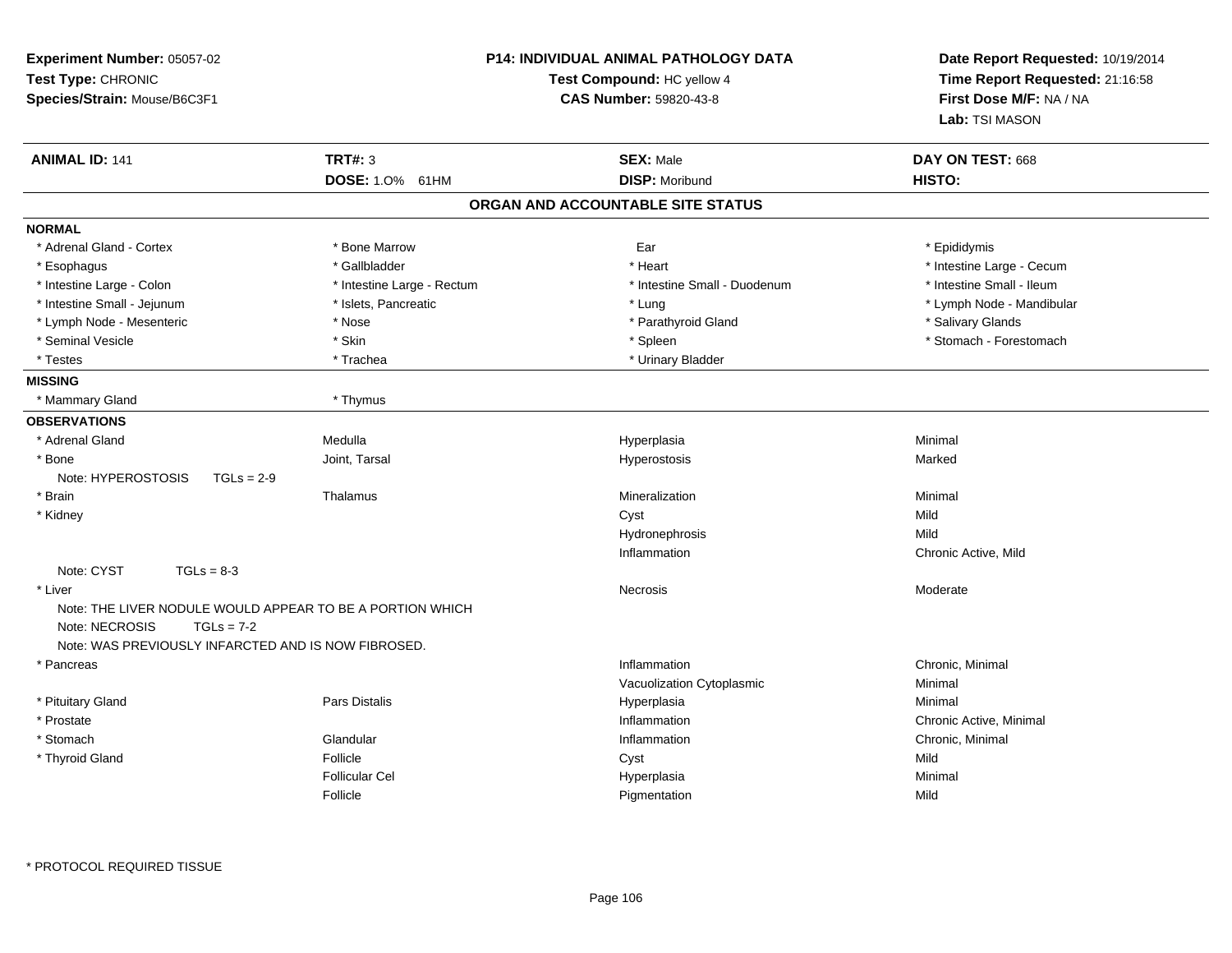**Experiment Number:** 05057-02
**Test Type:** CHRONIC
**Species/Strain:** Mouse/B6C3F1

**P14: INDIVIDUAL ANIMAL PATHOLOGY DATA**
**Test Compound:** HC yellow 4
**CAS Number:** 59820-43-8

**Date Report Requested:** 10/19/2014
**Time Report Requested:** 21:16:58
**First Dose M/F:** NA / NA
**Lab:** TSI MASON

| **ANIMAL ID:** 141 | **TRT#:** 3 | **SEX:** Male | **DAY ON TEST:** 668 |
|---|---|---|---|
| | **DOSE:** 1.0% 61HM | **DISP:** Moribund | **HISTO:** |

## ORGAN AND ACCOUNTABLE SITE STATUS

**NORMAL**

| | | | |
|---|---|---|---|
| * Adrenal Gland - Cortex | * Bone Marrow | Ear | * Epididymis |
| * Esophagus | * Gallbladder | * Heart | * Intestine Large - Cecum |
| * Intestine Large - Colon | * Intestine Large - Rectum | * Intestine Small - Duodenum | * Intestine Small - Ileum |
| * Intestine Small - Jejunum | * Islets, Pancreatic | * Lung | * Lymph Node - Mandibular |
| * Lymph Node - Mesenteric | * Nose | * Parathyroid Gland | * Salivary Glands |
| * Seminal Vesicle | * Skin | * Spleen | * Stomach - Forestomach |
| * Testes | * Trachea | * Urinary Bladder | |

**MISSING**

| | |
|---|---|
| * Mammary Gland | * Thymus |

**OBSERVATIONS**

| | | | |
|---|---|---|---|
| * Adrenal Gland | Medulla | Hyperplasia | Minimal |
| * Bone | Joint, Tarsal | Hyperostosis | Marked |
| Note: HYPEROSTOSIS TGLs = 2-9 | | | |
| * Brain | Thalamus | Mineralization | Minimal |
| * Kidney | | Cyst | Mild |
| | | Hydronephrosis | Mild |
| | | Inflammation | Chronic Active, Mild |
| Note: CYST TGLs = 8-3 | | | |
| * Liver | | Necrosis | Moderate |
| Note: THE LIVER NODULE WOULD APPEAR TO BE A PORTION WHICH | | | |
| Note: NECROSIS TGLs = 7-2 | | | |
| Note: WAS PREVIOUSLY INFARCTED AND IS NOW FIBROSED. | | | |
| * Pancreas | | Inflammation | Chronic, Minimal |
| | | Vacuolization Cytoplasmic | Minimal |
| * Pituitary Gland | Pars Distalis | Hyperplasia | Minimal |
| * Prostate | | Inflammation | Chronic Active, Minimal |
| * Stomach | Glandular | Inflammation | Chronic, Minimal |
| * Thyroid Gland | Follicle | Cyst | Mild |
| | Follicular Cel | Hyperplasia | Minimal |
| | Follicle | Pigmentation | Mild |

\* PROTOCOL REQUIRED TISSUE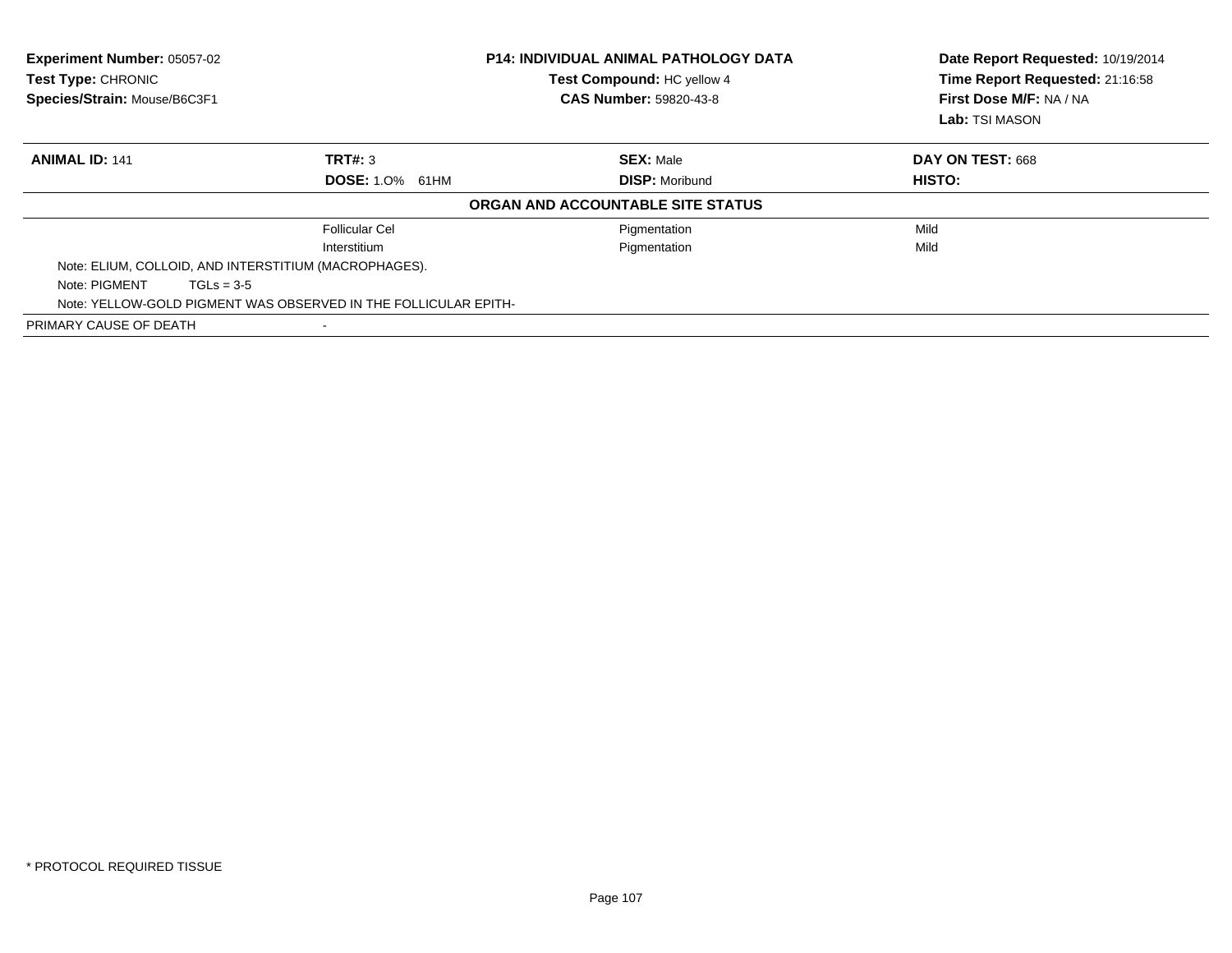**Experiment Number:** 05057-02
**Test Type:** CHRONIC
**Species/Strain:** Mouse/B6C3F1

**P14: INDIVIDUAL ANIMAL PATHOLOGY DATA**
**Test Compound:** HC yellow 4
**CAS Number:** 59820-43-8

**Date Report Requested:** 10/19/2014
**Time Report Requested:** 21:16:58
**First Dose M/F:** NA / NA
**Lab:** TSI MASON

| **ANIMAL ID:** 141 | **TRT#:** 3 | **SEX:** Male | **DAY ON TEST:** 668 |
|---|---|---|---|
| | **DOSE:** 1.O% 61HM | **DISP:** Moribund | **HISTO:** |

**ORGAN AND ACCOUNTABLE SITE STATUS**

| | | | |
|---|---|---|---|
| | Follicular Cel | Pigmentation | Mild |
| | Interstitium | Pigmentation | Mild |

Note: ELIUM, COLLOID, AND INTERSTITIUM (MACROPHAGES).
Note: PIGMENT TGLs = 3-5
Note: YELLOW-GOLD PIGMENT WAS OBSERVED IN THE FOLLICULAR EPITH-

PRIMARY CAUSE OF DEATH -

* PROTOCOL REQUIRED TISSUE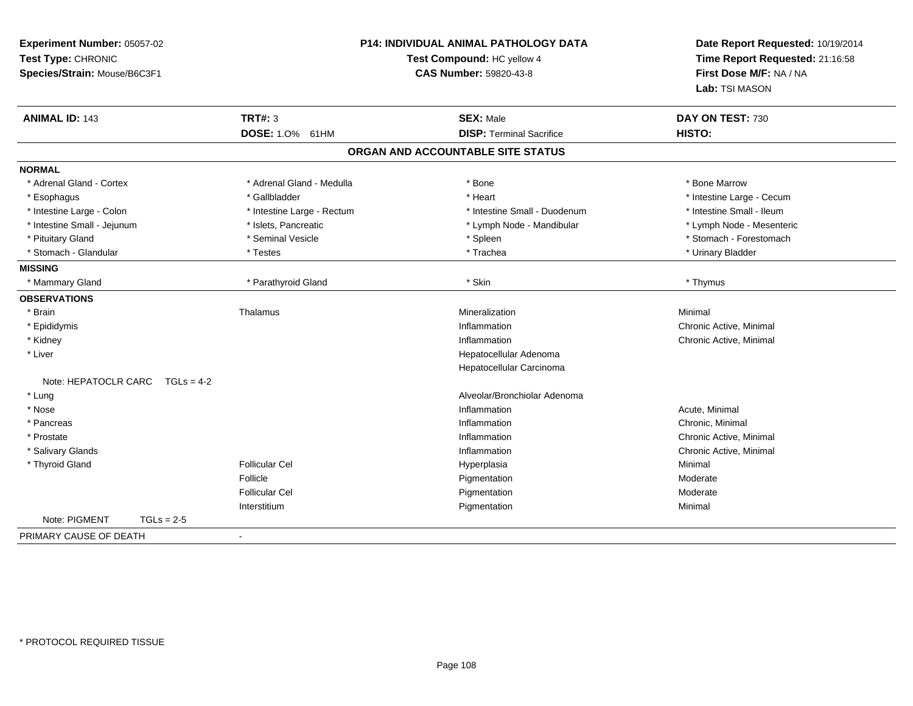**Experiment Number:** 05057-02
**Test Type:** CHRONIC
**Species/Strain:** Mouse/B6C3F1

**P14: INDIVIDUAL ANIMAL PATHOLOGY DATA**
**Test Compound:** HC yellow 4
**CAS Number:** 59820-43-8

**Date Report Requested:** 10/19/2014
**Time Report Requested:** 21:16:58
**First Dose M/F:** NA / NA
**Lab:** TSI MASON

| **ANIMAL ID:** 143 | **TRT#:** 3 | **SEX:** Male | **DAY ON TEST:** 730 |
|---|---|---|---|
| | **DOSE:** 1.0% 61HM | **DISP:** Terminal Sacrifice | **HISTO:** |

## ORGAN AND ACCOUNTABLE SITE STATUS

| | | | |
|---|---|---|---|
| **NORMAL** | | | |
| * Adrenal Gland - Cortex | * Adrenal Gland - Medulla | * Bone | * Bone Marrow |
| * Esophagus | * Gallbladder | * Heart | * Intestine Large - Cecum |
| * Intestine Large - Colon | * Intestine Large - Rectum | * Intestine Small - Duodenum | * Intestine Small - Ileum |
| * Intestine Small - Jejunum | * Islets, Pancreatic | * Lymph Node - Mandibular | * Lymph Node - Mesenteric |
| * Pituitary Gland | * Seminal Vesicle | * Spleen | * Stomach - Forestomach |
| * Stomach - Glandular | * Testes | * Trachea | * Urinary Bladder |
| **MISSING** | | | |
| * Mammary Gland | * Parathyroid Gland | * Skin | * Thymus |
| **OBSERVATIONS** | | | |
| * Brain | Thalamus | Mineralization | Minimal |
| * Epididymis | | Inflammation | Chronic Active, Minimal |
| * Kidney | | Inflammation | Chronic Active, Minimal |
| * Liver | | Hepatocellular Adenoma | |
| | | Hepatocellular Carcinoma | |
| Note: HEPATOCLR CARC TGLs = 4-2 | | | |
| * Lung | | Alveolar/Bronchiolar Adenoma | |
| * Nose | | Inflammation | Acute, Minimal |
| * Pancreas | | Inflammation | Chronic, Minimal |
| * Prostate | | Inflammation | Chronic Active, Minimal |
| * Salivary Glands | | Inflammation | Chronic Active, Minimal |
| * Thyroid Gland | Follicular Cel | Hyperplasia | Minimal |
| | Follicle | Pigmentation | Moderate |
| | Follicular Cel | Pigmentation | Moderate |
| | Interstitium | Pigmentation | Minimal |
| Note: PIGMENT TGLs = 2-5 | | | |
| PRIMARY CAUSE OF DEATH | - | | |

\* PROTOCOL REQUIRED TISSUE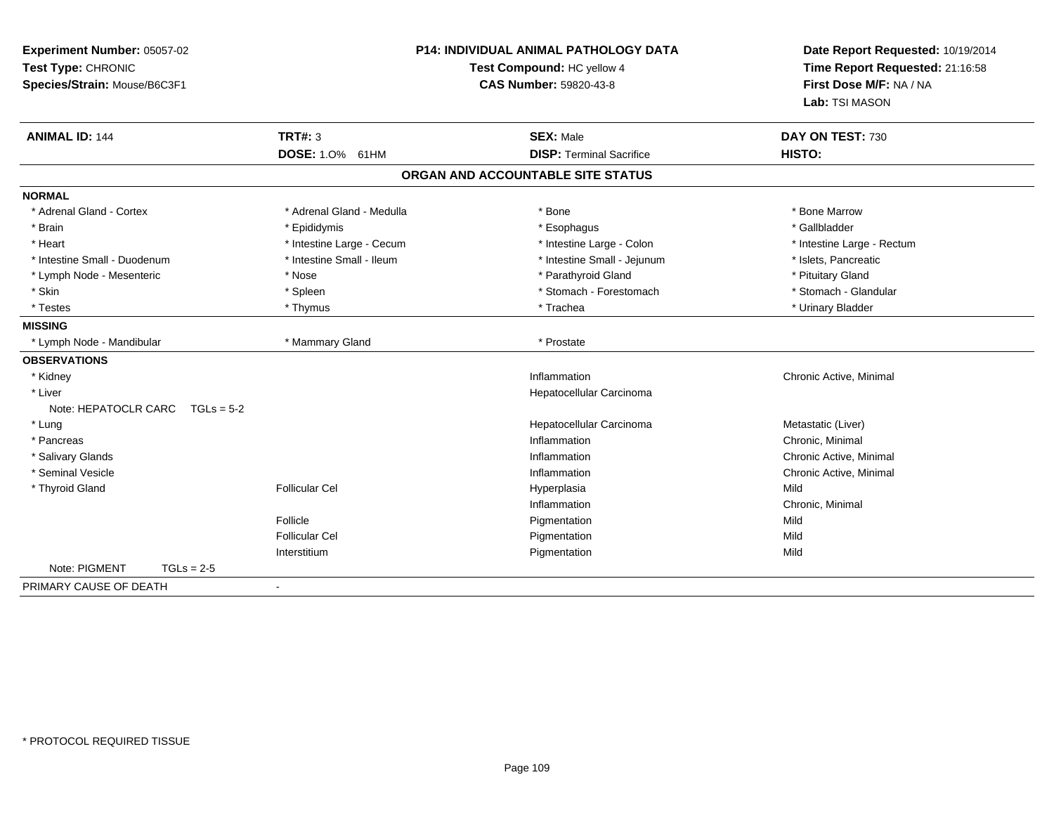**Experiment Number:** 05057-02
**Test Type:** CHRONIC
**Species/Strain:** Mouse/B6C3F1

**P14: INDIVIDUAL ANIMAL PATHOLOGY DATA**
**Test Compound:** HC yellow 4
**CAS Number:** 59820-43-8

**Date Report Requested:** 10/19/2014
**Time Report Requested:** 21:16:58
**First Dose M/F:** NA / NA
**Lab:** TSI MASON

| **ANIMAL ID:** 144 | **TRT#:** 3 | **SEX:** Male | **DAY ON TEST:** 730 |
|---|---|---|---|
| | **DOSE:** 1.0% 61HM | **DISP:** Terminal Sacrifice | **HISTO:** |

**ORGAN AND ACCOUNTABLE SITE STATUS**

| | | | |
|---|---|---|---|
| **NORMAL** | | | |
| * Adrenal Gland - Cortex | * Adrenal Gland - Medulla | * Bone | * Bone Marrow |
| * Brain | * Epididymis | * Esophagus | * Gallbladder |
| * Heart | * Intestine Large - Cecum | * Intestine Large - Colon | * Intestine Large - Rectum |
| * Intestine Small - Duodenum | * Intestine Small - Ileum | * Intestine Small - Jejunum | * Islets, Pancreatic |
| * Lymph Node - Mesenteric | * Nose | * Parathyroid Gland | * Pituitary Gland |
| * Skin | * Spleen | * Stomach - Forestomach | * Stomach - Glandular |
| * Testes | * Thymus | * Trachea | * Urinary Bladder |
| **MISSING** | | | |
| * Lymph Node - Mandibular | * Mammary Gland | * Prostate | |
| **OBSERVATIONS** | | | |
| * Kidney | | Inflammation | Chronic Active, Minimal |
| * Liver | | Hepatocellular Carcinoma | |
| Note: HEPATOCLR CARC TGLs = 5-2 | | | |
| * Lung | | Hepatocellular Carcinoma | Metastatic (Liver) |
| * Pancreas | | Inflammation | Chronic, Minimal |
| * Salivary Glands | | Inflammation | Chronic Active, Minimal |
| * Seminal Vesicle | | Inflammation | Chronic Active, Minimal |
| * Thyroid Gland | Follicular Cel | Hyperplasia | Mild |
| | | Inflammation | Chronic, Minimal |
| | Follicle | Pigmentation | Mild |
| | Follicular Cel | Pigmentation | Mild |
| | Interstitium | Pigmentation | Mild |
| Note: PIGMENT TGLs = 2-5 | | | |
| PRIMARY CAUSE OF DEATH | - | | |

* PROTOCOL REQUIRED TISSUE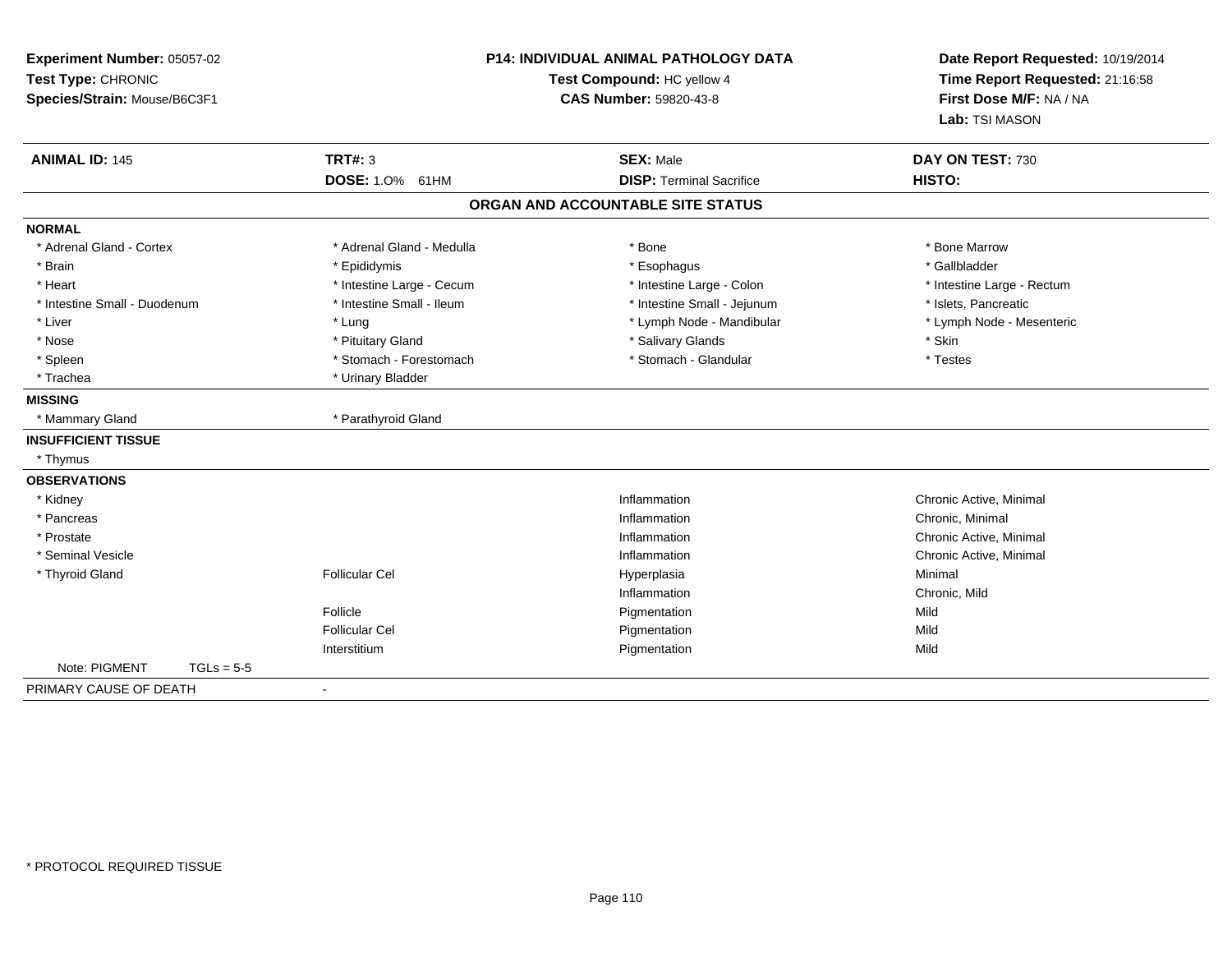**Experiment Number:** 05057-02
**Test Type:** CHRONIC
**Species/Strain:** Mouse/B6C3F1

**P14: INDIVIDUAL ANIMAL PATHOLOGY DATA**
**Test Compound:** HC yellow 4
**CAS Number:** 59820-43-8

**Date Report Requested:** 10/19/2014
**Time Report Requested:** 21:16:58
**First Dose M/F:** NA / NA
**Lab:** TSI MASON

| **ANIMAL ID:** 145 | **TRT#:** 3 | **SEX:** Male | **DAY ON TEST:** 730 |
|---|---|---|---|
| | **DOSE:** 1.0% 61HM | **DISP:** Terminal Sacrifice | **HISTO:** |

**ORGAN AND ACCOUNTABLE SITE STATUS**

**NORMAL**

| | | | |
|---|---|---|---|
| * Adrenal Gland - Cortex | * Adrenal Gland - Medulla | * Bone | * Bone Marrow |
| * Brain | * Epididymis | * Esophagus | * Gallbladder |
| * Heart | * Intestine Large - Cecum | * Intestine Large - Colon | * Intestine Large - Rectum |
| * Intestine Small - Duodenum | * Intestine Small - Ileum | * Intestine Small - Jejunum | * Islets, Pancreatic |
| * Liver | * Lung | * Lymph Node - Mandibular | * Lymph Node - Mesenteric |
| * Nose | * Pituitary Gland | * Salivary Glands | * Skin |
| * Spleen | * Stomach - Forestomach | * Stomach - Glandular | * Testes |
| * Trachea | * Urinary Bladder | | |

**MISSING**

* Mammary Gland
* Parathyroid Gland

**INSUFFICIENT TISSUE**

* Thymus

**OBSERVATIONS**

| | | | |
|---|---|---|---|
| * Kidney | | Inflammation | Chronic Active, Minimal |
| * Pancreas | | Inflammation | Chronic, Minimal |
| * Prostate | | Inflammation | Chronic Active, Minimal |
| * Seminal Vesicle | | Inflammation | Chronic Active, Minimal |
| * Thyroid Gland | Follicular Cel | Hyperplasia | Minimal |
| | | Inflammation | Chronic, Mild |
| | Follicle | Pigmentation | Mild |
| | Follicular Cel | Pigmentation | Mild |
| | Interstitium | Pigmentation | Mild |
| Note: PIGMENT TGLs = 5-5 | | | |

PRIMARY CAUSE OF DEATH -

* PROTOCOL REQUIRED TISSUE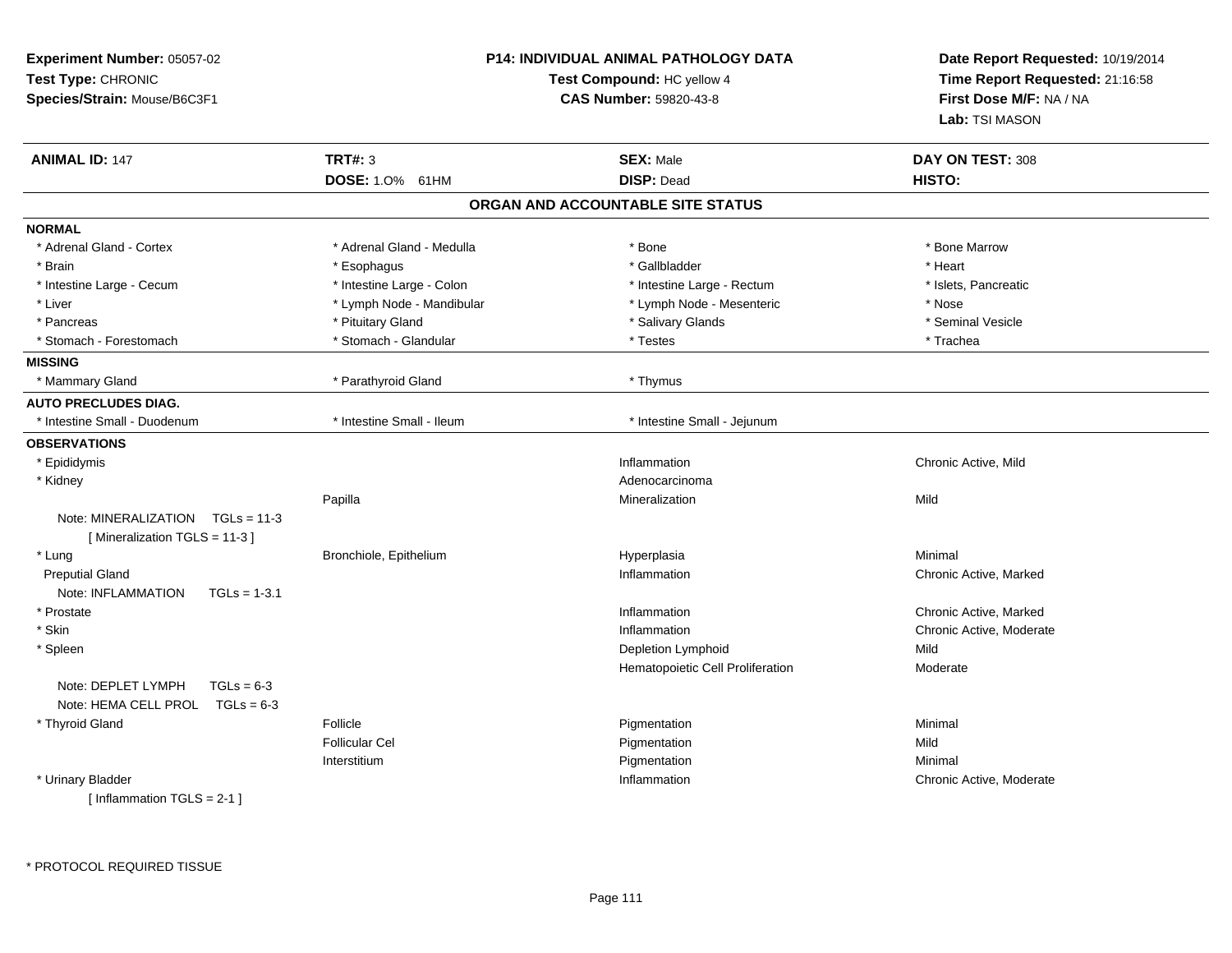**Experiment Number:** 05057-02
**Test Type:** CHRONIC
**Species/Strain:** Mouse/B6C3F1

**P14: INDIVIDUAL ANIMAL PATHOLOGY DATA**
**Test Compound:** HC yellow 4
**CAS Number:** 59820-43-8

**Date Report Requested:** 10/19/2014
**Time Report Requested:** 21:16:58
**First Dose M/F:** NA / NA
**Lab:** TSI MASON

| **ANIMAL ID:** 147 | **TRT#:** 3 | **SEX:** Male | **DAY ON TEST:** 308 |
|---|---|---|---|
| | **DOSE:** 1.0% 61HM | **DISP:** Dead | **HISTO:** |

## ORGAN AND ACCOUNTABLE SITE STATUS

**NORMAL**

| | | | |
|---|---|---|---|
| * Adrenal Gland - Cortex | * Adrenal Gland - Medulla | * Bone | * Bone Marrow |
| * Brain | * Esophagus | * Gallbladder | * Heart |
| * Intestine Large - Cecum | * Intestine Large - Colon | * Intestine Large - Rectum | * Islets, Pancreatic |
| * Liver | * Lymph Node - Mandibular | * Lymph Node - Mesenteric | * Nose |
| * Pancreas | * Pituitary Gland | * Salivary Glands | * Seminal Vesicle |
| * Stomach - Forestomach | * Stomach - Glandular | * Testes | * Trachea |

**MISSING**

| | | |
|---|---|---|
| * Mammary Gland | * Parathyroid Gland | * Thymus |

**AUTO PRECLUDES DIAG.**

| | | |
|---|---|---|
| * Intestine Small - Duodenum | * Intestine Small - Ileum | * Intestine Small - Jejunum |

**OBSERVATIONS**

| Organ | Site | Observation | Severity |
|---|---|---|---|
| * Epididymis | | Inflammation | Chronic Active, Mild |
| * Kidney | | Adenocarcinoma | |
| | Papilla | Mineralization | Mild |
| Note: MINERALIZATION TGLs = 11-3 [ Mineralization TGLS = 11-3 ] | | | |
| * Lung | Bronchiole, Epithelium | Hyperplasia | Minimal |
| Preputial Gland | | Inflammation | Chronic Active, Marked |
| Note: INFLAMMATION TGLs = 1-3.1 | | | |
| * Prostate | | Inflammation | Chronic Active, Marked |
| * Skin | | Inflammation | Chronic Active, Moderate |
| * Spleen | | Depletion Lymphoid | Mild |
| | | Hematopoietic Cell Proliferation | Moderate |
| Note: DEPLET LYMPH TGLs = 6-3 | | | |
| Note: HEMA CELL PROL TGLs = 6-3 | | | |
| * Thyroid Gland | Follicle | Pigmentation | Minimal |
| | Follicular Cel | Pigmentation | Mild |
| | Interstitium | Pigmentation | Minimal |
| * Urinary Bladder | | Inflammation | Chronic Active, Moderate |
| [ Inflammation TGLS = 2-1 ] | | | |

* PROTOCOL REQUIRED TISSUE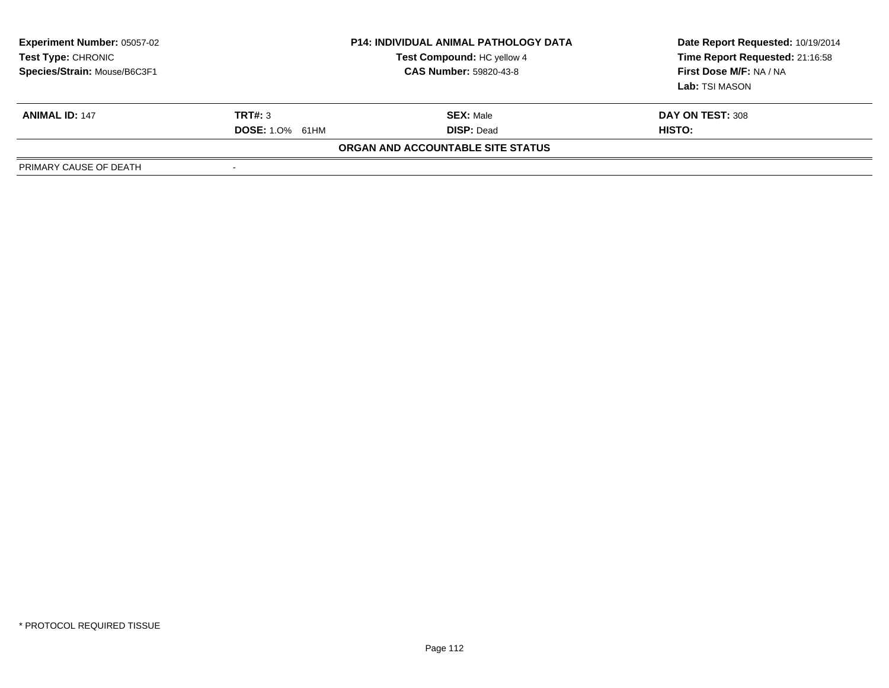| Experiment Number: 05057-02 | P14: INDIVIDUAL ANIMAL PATHOLOGY DATA | Date Report Requested: 10/19/2014 |
|---|---|---|
| Test Type: CHRONIC | Test Compound: HC yellow 4 | Time Report Requested: 21:16:58 |
| Species/Strain: Mouse/B6C3F1 | CAS Number: 59820-43-8 | First Dose M/F: NA / NA |
| | | Lab: TSI MASON |

| ANIMAL ID: 147 | TRT#: 3 | SEX: Male | DAY ON TEST: 308 |
|---|---|---|---|
| | DOSE: 1.0% 61HM | DISP: Dead | HISTO: |

**ORGAN AND ACCOUNTABLE SITE STATUS**

| PRIMARY CAUSE OF DEATH | - |
|---|---|

* PROTOCOL REQUIRED TISSUE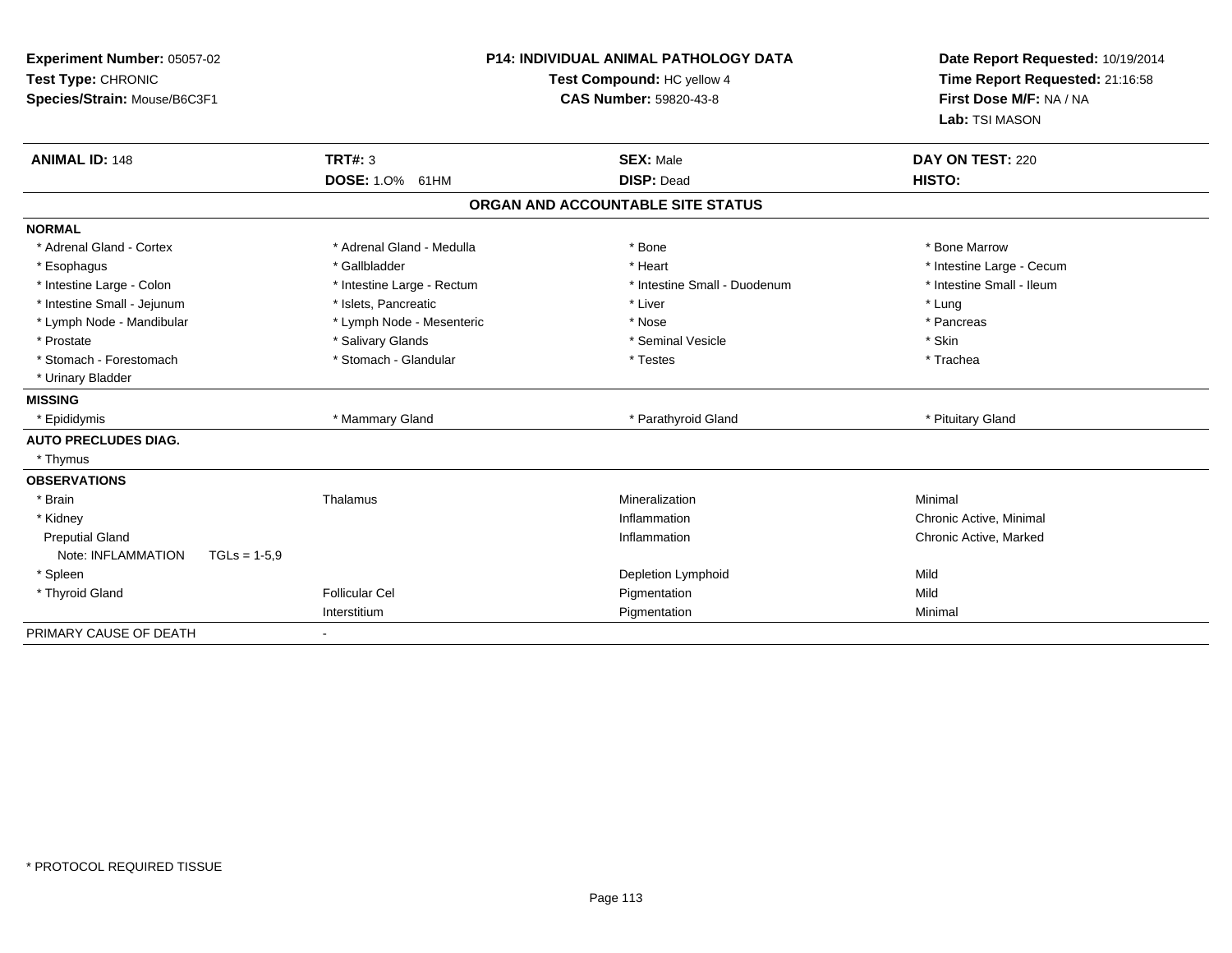**Experiment Number:** 05057-02
**Test Type:** CHRONIC
**Species/Strain:** Mouse/B6C3F1

**P14: INDIVIDUAL ANIMAL PATHOLOGY DATA**
**Test Compound:** HC yellow 4
**CAS Number:** 59820-43-8

**Date Report Requested:** 10/19/2014
**Time Report Requested:** 21:16:58
**First Dose M/F:** NA / NA
**Lab:** TSI MASON

| **ANIMAL ID:** 148 | **TRT#:** 3 | **SEX:** Male | **DAY ON TEST:** 220 |
|---|---|---|---|
| | **DOSE:** 1.0% 61HM | **DISP:** Dead | **HISTO:** |

**ORGAN AND ACCOUNTABLE SITE STATUS**

| | | | |
|---|---|---|---|
| **NORMAL** | | | |
| * Adrenal Gland - Cortex | * Adrenal Gland - Medulla | * Bone | * Bone Marrow |
| * Esophagus | * Gallbladder | * Heart | * Intestine Large - Cecum |
| * Intestine Large - Colon | * Intestine Large - Rectum | * Intestine Small - Duodenum | * Intestine Small - Ileum |
| * Intestine Small - Jejunum | * Islets, Pancreatic | * Liver | * Lung |
| * Lymph Node - Mandibular | * Lymph Node - Mesenteric | * Nose | * Pancreas |
| * Prostate | * Salivary Glands | * Seminal Vesicle | * Skin |
| * Stomach - Forestomach | * Stomach - Glandular | * Testes | * Trachea |
| * Urinary Bladder | | | |
| **MISSING** | | | |
| * Epididymis | * Mammary Gland | * Parathyroid Gland | * Pituitary Gland |
| **AUTO PRECLUDES DIAG.** | | | |
| * Thymus | | | |
| **OBSERVATIONS** | | | |
| * Brain | Thalamus | Mineralization | Minimal |
| * Kidney | | Inflammation | Chronic Active, Minimal |
| Preputial Gland | | Inflammation | Chronic Active, Marked |
| Note: INFLAMMATION TGLs = 1-5,9 | | | |
| * Spleen | | Depletion Lymphoid | Mild |
| * Thyroid Gland | Follicular Cel | Pigmentation | Mild |
| | Interstitium | Pigmentation | Minimal |
| PRIMARY CAUSE OF DEATH | - | | |

* PROTOCOL REQUIRED TISSUE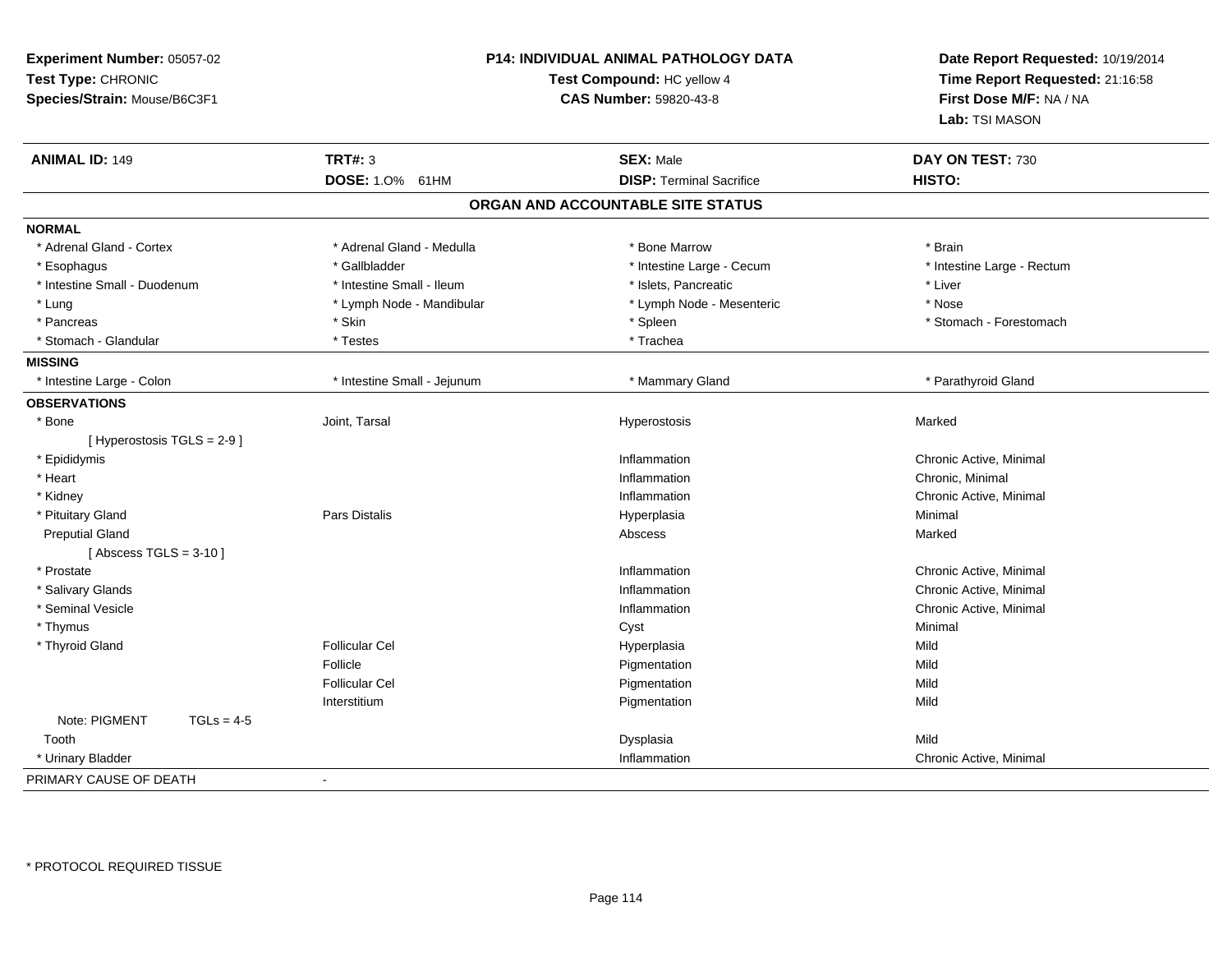**Experiment Number:** 05057-02
**Test Type:** CHRONIC
**Species/Strain:** Mouse/B6C3F1

**P14: INDIVIDUAL ANIMAL PATHOLOGY DATA**
**Test Compound:** HC yellow 4
**CAS Number:** 59820-43-8

**Date Report Requested:** 10/19/2014
**Time Report Requested:** 21:16:58
**First Dose M/F:** NA / NA
**Lab:** TSI MASON

| **ANIMAL ID:** 149 | **TRT#:** 3 | **SEX:** Male | **DAY ON TEST:** 730 |
|---|---|---|---|
| | **DOSE:** 1.0% 61HM | **DISP:** Terminal Sacrifice | **HISTO:** |

## ORGAN AND ACCOUNTABLE SITE STATUS

| | | | |
|---|---|---|---|
| **NORMAL** | | | |
| * Adrenal Gland - Cortex | * Adrenal Gland - Medulla | * Bone Marrow | * Brain |
| * Esophagus | * Gallbladder | * Intestine Large - Cecum | * Intestine Large - Rectum |
| * Intestine Small - Duodenum | * Intestine Small - Ileum | * Islets, Pancreatic | * Liver |
| * Lung | * Lymph Node - Mandibular | * Lymph Node - Mesenteric | * Nose |
| * Pancreas | * Skin | * Spleen | * Stomach - Forestomach |
| * Stomach - Glandular | * Testes | * Trachea | |
| **MISSING** | | | |
| * Intestine Large - Colon | * Intestine Small - Jejunum | * Mammary Gland | * Parathyroid Gland |
| **OBSERVATIONS** | | | |
| * Bone | Joint, Tarsal | Hyperostosis | Marked |
| [ Hyperostosis TGLS = 2-9 ] | | | |
| * Epididymis | | Inflammation | Chronic Active, Minimal |
| * Heart | | Inflammation | Chronic, Minimal |
| * Kidney | | Inflammation | Chronic Active, Minimal |
| * Pituitary Gland | Pars Distalis | Hyperplasia | Minimal |
| Preputial Gland | | Abscess | Marked |
| [ Abscess TGLS = 3-10 ] | | | |
| * Prostate | | Inflammation | Chronic Active, Minimal |
| * Salivary Glands | | Inflammation | Chronic Active, Minimal |
| * Seminal Vesicle | | Inflammation | Chronic Active, Minimal |
| * Thymus | | Cyst | Minimal |
| * Thyroid Gland | Follicular Cel | Hyperplasia | Mild |
| | Follicle | Pigmentation | Mild |
| | Follicular Cel | Pigmentation | Mild |
| | Interstitium | Pigmentation | Mild |
| Note: PIGMENT TGLs = 4-5 | | | |
| Tooth | | Dysplasia | Mild |
| * Urinary Bladder | | Inflammation | Chronic Active, Minimal |
| PRIMARY CAUSE OF DEATH | - | | |

* PROTOCOL REQUIRED TISSUE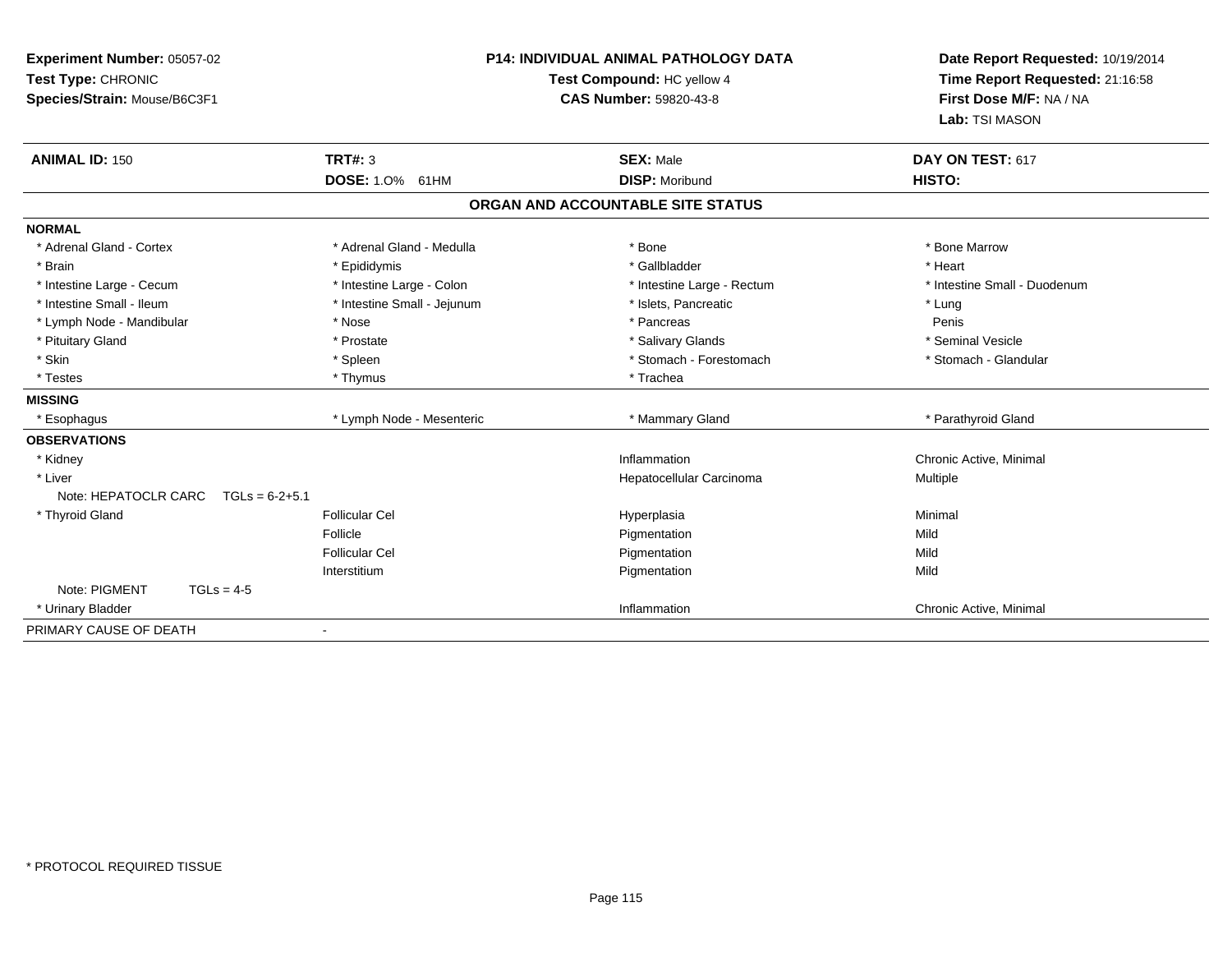**Experiment Number:** 05057-02
**Test Type:** CHRONIC
**Species/Strain:** Mouse/B6C3F1

**P14: INDIVIDUAL ANIMAL PATHOLOGY DATA**
**Test Compound:** HC yellow 4
**CAS Number:** 59820-43-8

**Date Report Requested:** 10/19/2014
**Time Report Requested:** 21:16:58
**First Dose M/F:** NA / NA
**Lab:** TSI MASON

| **ANIMAL ID:** 150 | **TRT#:** 3 | **SEX:** Male | **DAY ON TEST:** 617 |
|---|---|---|---|
| | **DOSE:** 1.0% 61HM | **DISP:** Moribund | **HISTO:** |

**ORGAN AND ACCOUNTABLE SITE STATUS**

| | | | |
|---|---|---|---|
| **NORMAL** | | | |
| * Adrenal Gland - Cortex | * Adrenal Gland - Medulla | * Bone | * Bone Marrow |
| * Brain | * Epididymis | * Gallbladder | * Heart |
| * Intestine Large - Cecum | * Intestine Large - Colon | * Intestine Large - Rectum | * Intestine Small - Duodenum |
| * Intestine Small - Ileum | * Intestine Small - Jejunum | * Islets, Pancreatic | * Lung |
| * Lymph Node - Mandibular | * Nose | * Pancreas | Penis |
| * Pituitary Gland | * Prostate | * Salivary Glands | * Seminal Vesicle |
| * Skin | * Spleen | * Stomach - Forestomach | * Stomach - Glandular |
| * Testes | * Thymus | * Trachea | |
| **MISSING** | | | |
| * Esophagus | * Lymph Node - Mesenteric | * Mammary Gland | * Parathyroid Gland |
| **OBSERVATIONS** | | | |
| * Kidney | | Inflammation | Chronic Active, Minimal |
| * Liver | | Hepatocellular Carcinoma | Multiple |
| Note: HEPATOCLR CARC TGLs = 6-2+5.1 | | | |
| * Thyroid Gland | Follicular Cel | Hyperplasia | Minimal |
| | Follicle | Pigmentation | Mild |
| | Follicular Cel | Pigmentation | Mild |
| | Interstitium | Pigmentation | Mild |
| Note: PIGMENT TGLs = 4-5 | | | |
| * Urinary Bladder | | Inflammation | Chronic Active, Minimal |
| PRIMARY CAUSE OF DEATH | - | | |

* PROTOCOL REQUIRED TISSUE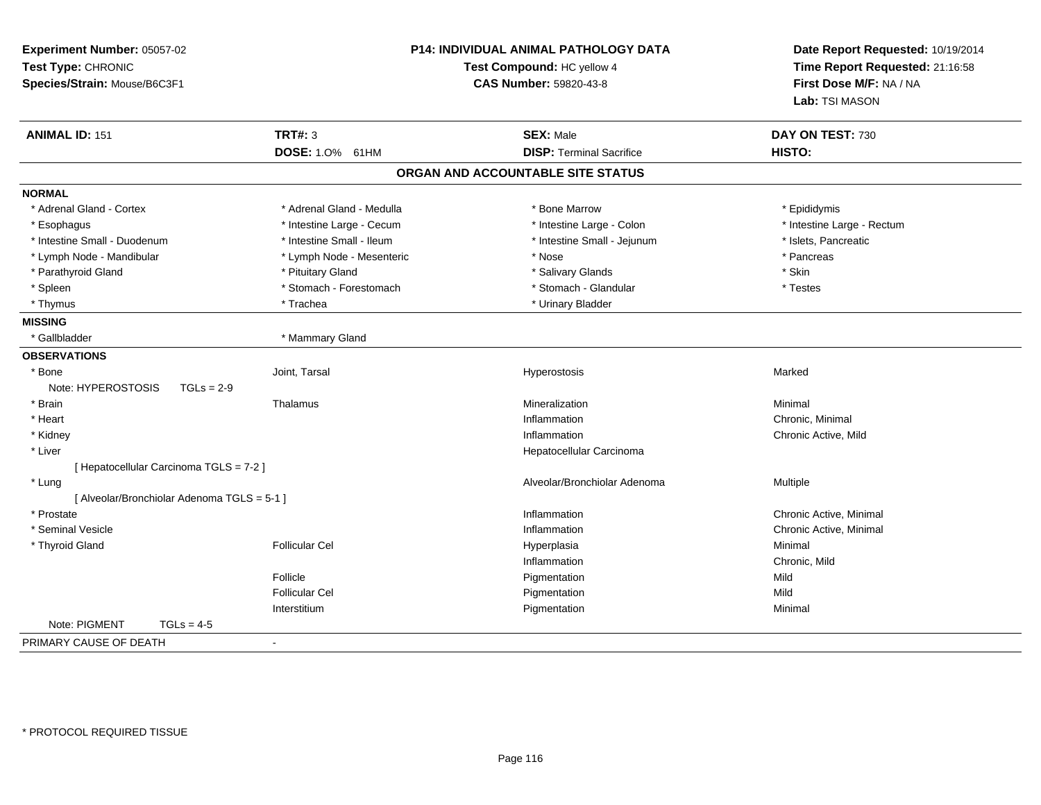**Experiment Number:** 05057-02
**Test Type:** CHRONIC
**Species/Strain:** Mouse/B6C3F1

**P14: INDIVIDUAL ANIMAL PATHOLOGY DATA**
**Test Compound:** HC yellow 4
**CAS Number:** 59820-43-8

**Date Report Requested:** 10/19/2014
**Time Report Requested:** 21:16:58
**First Dose M/F:** NA / NA
**Lab:** TSI MASON

| **ANIMAL ID:** 151 | **TRT#:** 3 | **SEX:** Male | **DAY ON TEST:** 730 |
|---|---|---|---|
| | **DOSE:** 1.0% 61HM | **DISP:** Terminal Sacrifice | **HISTO:** |

## ORGAN AND ACCOUNTABLE SITE STATUS

**NORMAL**

| | | | |
|---|---|---|---|
| * Adrenal Gland - Cortex | * Adrenal Gland - Medulla | * Bone Marrow | * Epididymis |
| * Esophagus | * Intestine Large - Cecum | * Intestine Large - Colon | * Intestine Large - Rectum |
| * Intestine Small - Duodenum | * Intestine Small - Ileum | * Intestine Small - Jejunum | * Islets, Pancreatic |
| * Lymph Node - Mandibular | * Lymph Node - Mesenteric | * Nose | * Pancreas |
| * Parathyroid Gland | * Pituitary Gland | * Salivary Glands | * Skin |
| * Spleen | * Stomach - Forestomach | * Stomach - Glandular | * Testes |
| * Thymus | * Trachea | * Urinary Bladder | |

**MISSING**

| | |
|---|---|
| * Gallbladder | * Mammary Gland |

**OBSERVATIONS**

| | | | |
|---|---|---|---|
| * Bone | Joint, Tarsal | Hyperostosis | Marked |
| Note: HYPEROSTOSIS TGLs = 2-9 | | | |
| * Brain | Thalamus | Mineralization | Minimal |
| * Heart | | Inflammation | Chronic, Minimal |
| * Kidney | | Inflammation | Chronic Active, Mild |
| * Liver | | Hepatocellular Carcinoma | |
| [ Hepatocellular Carcinoma TGLS = 7-2 ] | | | |
| * Lung | | Alveolar/Bronchiolar Adenoma | Multiple |
| [ Alveolar/Bronchiolar Adenoma TGLS = 5-1 ] | | | |
| * Prostate | | Inflammation | Chronic Active, Minimal |
| * Seminal Vesicle | | Inflammation | Chronic Active, Minimal |
| * Thyroid Gland | Follicular Cel | Hyperplasia | Minimal |
| | | Inflammation | Chronic, Mild |
| | Follicle | Pigmentation | Mild |
| | Follicular Cel | Pigmentation | Mild |
| | Interstitium | Pigmentation | Minimal |
| Note: PIGMENT TGLs = 4-5 | | | |

PRIMARY CAUSE OF DEATH -

* PROTOCOL REQUIRED TISSUE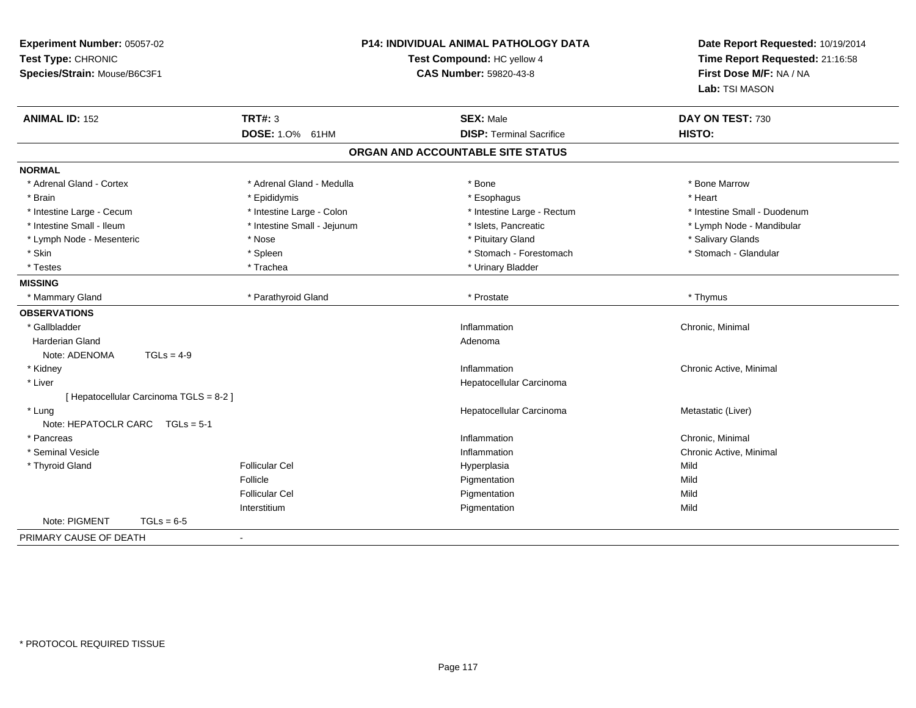**Experiment Number:** 05057-02
**Test Type:** CHRONIC
**Species/Strain:** Mouse/B6C3F1

**P14: INDIVIDUAL ANIMAL PATHOLOGY DATA**
**Test Compound:** HC yellow 4
**CAS Number:** 59820-43-8

**Date Report Requested:** 10/19/2014
**Time Report Requested:** 21:16:58
**First Dose M/F:** NA / NA
**Lab:** TSI MASON

| **ANIMAL ID:** 152 | **TRT#:** 3 | **SEX:** Male | **DAY ON TEST:** 730 |
|---|---|---|---|
| | **DOSE:** 1.0% 61HM | **DISP:** Terminal Sacrifice | **HISTO:** |

## ORGAN AND ACCOUNTABLE SITE STATUS

**NORMAL**

| | | | |
|---|---|---|---|
| * Adrenal Gland - Cortex | * Adrenal Gland - Medulla | * Bone | * Bone Marrow |
| * Brain | * Epididymis | * Esophagus | * Heart |
| * Intestine Large - Cecum | * Intestine Large - Colon | * Intestine Large - Rectum | * Intestine Small - Duodenum |
| * Intestine Small - Ileum | * Intestine Small - Jejunum | * Islets, Pancreatic | * Lymph Node - Mandibular |
| * Lymph Node - Mesenteric | * Nose | * Pituitary Gland | * Salivary Glands |
| * Skin | * Spleen | * Stomach - Forestomach | * Stomach - Glandular |
| * Testes | * Trachea | * Urinary Bladder | |

**MISSING**

| | | | |
|---|---|---|---|
| * Mammary Gland | * Parathyroid Gland | * Prostate | * Thymus |

**OBSERVATIONS**

| | | | |
|---|---|---|---|
| * Gallbladder | | Inflammation | Chronic, Minimal |
| Harderian Gland | | Adenoma | |
| Note: ADENOMA TGLs = 4-9 | | | |
| * Kidney | | Inflammation | Chronic Active, Minimal |
| * Liver | | Hepatocellular Carcinoma | |
| [ Hepatocellular Carcinoma TGLS = 8-2 ] | | | |
| * Lung | | Hepatocellular Carcinoma | Metastatic (Liver) |
| Note: HEPATOCLR CARC TGLs = 5-1 | | | |
| * Pancreas | | Inflammation | Chronic, Minimal |
| * Seminal Vesicle | | Inflammation | Chronic Active, Minimal |
| * Thyroid Gland | Follicular Cel | Hyperplasia | Mild |
| | Follicle | Pigmentation | Mild |
| | Follicular Cel | Pigmentation | Mild |
| | Interstitium | Pigmentation | Mild |
| Note: PIGMENT TGLs = 6-5 | | | |

PRIMARY CAUSE OF DEATH -

* PROTOCOL REQUIRED TISSUE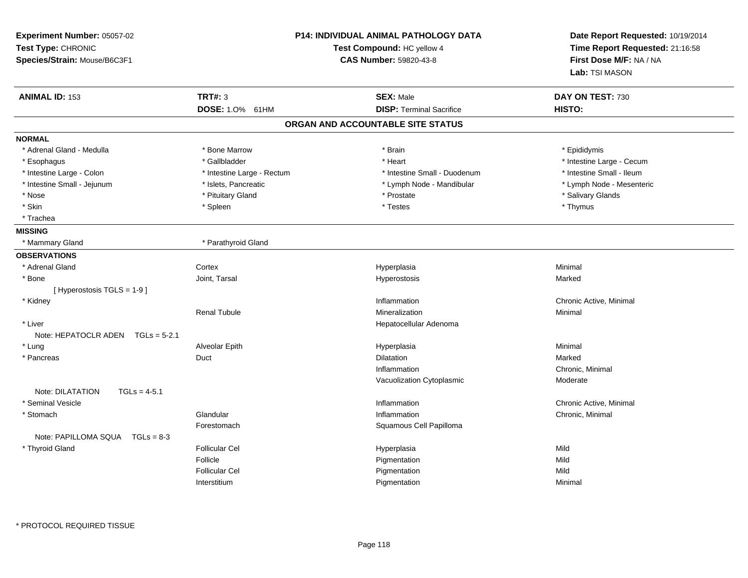**Experiment Number:** 05057-02
**Test Type:** CHRONIC
**Species/Strain:** Mouse/B6C3F1

**P14: INDIVIDUAL ANIMAL PATHOLOGY DATA**
**Test Compound:** HC yellow 4
**CAS Number:** 59820-43-8

**Date Report Requested:** 10/19/2014
**Time Report Requested:** 21:16:58
**First Dose M/F:** NA / NA
**Lab:** TSI MASON

| **ANIMAL ID:** 153 | **TRT#:** 3 | **SEX:** Male | **DAY ON TEST:** 730 |
|---|---|---|---|
| | **DOSE:** 1.0% 61HM | **DISP:** Terminal Sacrifice | **HISTO:** |

## ORGAN AND ACCOUNTABLE SITE STATUS

**NORMAL**

| | | | |
|---|---|---|---|
| * Adrenal Gland - Medulla | * Bone Marrow | * Brain | * Epididymis |
| * Esophagus | * Gallbladder | * Heart | * Intestine Large - Cecum |
| * Intestine Large - Colon | * Intestine Large - Rectum | * Intestine Small - Duodenum | * Intestine Small - Ileum |
| * Intestine Small - Jejunum | * Islets, Pancreatic | * Lymph Node - Mandibular | * Lymph Node - Mesenteric |
| * Nose | * Pituitary Gland | * Prostate | * Salivary Glands |
| * Skin | * Spleen | * Testes | * Thymus |
| * Trachea | | | |

**MISSING**

| | |
|---|---|
| * Mammary Gland | * Parathyroid Gland |

**OBSERVATIONS**

| | | | |
|---|---|---|---|
| * Adrenal Gland | Cortex | Hyperplasia | Minimal |
| * Bone | Joint, Tarsal | Hyperostosis | Marked |
| [ Hyperostosis TGLS = 1-9 ] | | | |
| * Kidney | | Inflammation | Chronic Active, Minimal |
| | Renal Tubule | Mineralization | Minimal |
| * Liver | | Hepatocellular Adenoma | |
| Note: HEPATOCLR ADEN TGLs = 5-2.1 | | | |
| * Lung | Alveolar Epith | Hyperplasia | Minimal |
| * Pancreas | Duct | Dilatation | Marked |
| | | Inflammation | Chronic, Minimal |
| | | Vacuolization Cytoplasmic | Moderate |
| Note: DILATATION TGLs = 4-5.1 | | | |
| * Seminal Vesicle | | Inflammation | Chronic Active, Minimal |
| * Stomach | Glandular | Inflammation | Chronic, Minimal |
| | Forestomach | Squamous Cell Papilloma | |
| Note: PAPILLOMA SQUA TGLs = 8-3 | | | |
| * Thyroid Gland | Follicular Cel | Hyperplasia | Mild |
| | Follicle | Pigmentation | Mild |
| | Follicular Cel | Pigmentation | Mild |
| | Interstitium | Pigmentation | Minimal |

* PROTOCOL REQUIRED TISSUE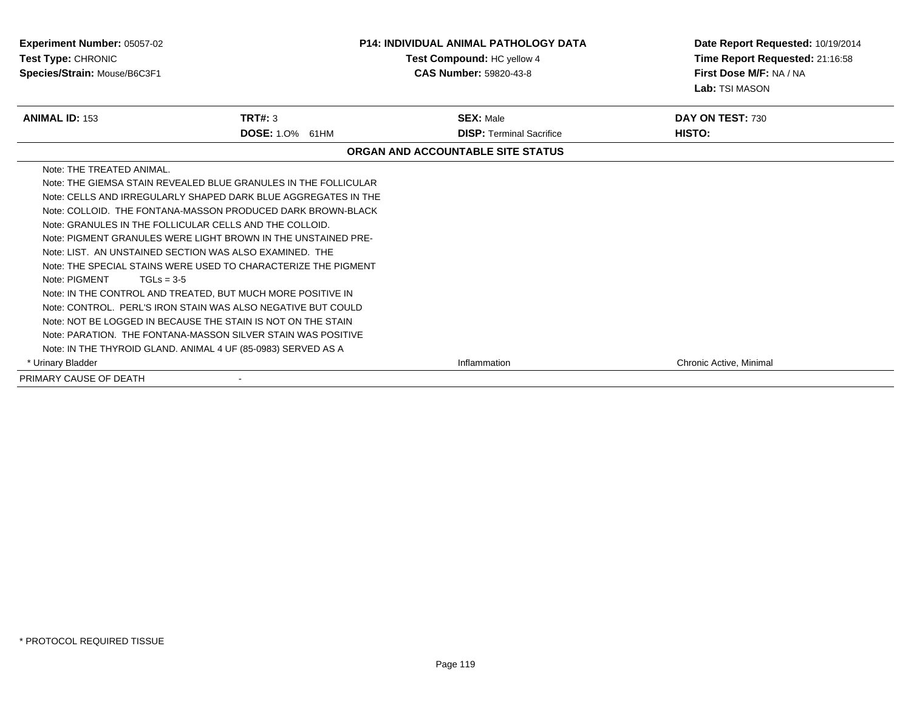| Experiment Number: 05057-02 | P14: INDIVIDUAL ANIMAL PATHOLOGY DATA | Date Report Requested: 10/19/2014 |
|---|---|---|
| Test Type: CHRONIC | Test Compound: HC yellow 4 | Time Report Requested: 21:16:58 |
| Species/Strain: Mouse/B6C3F1 | CAS Number: 59820-43-8 | First Dose M/F: NA / NA |
| | | Lab: TSI MASON |

| ANIMAL ID: 153 | TRT#: 3 | SEX: Male | DAY ON TEST: 730 |
|---|---|---|---|
| | DOSE: 1.0% 61HM | DISP: Terminal Sacrifice | HISTO: |

**ORGAN AND ACCOUNTABLE SITE STATUS**

| | | |
|---|---|---|
| Note: THE TREATED ANIMAL. | | |
| Note: THE GIEMSA STAIN REVEALED BLUE GRANULES IN THE FOLLICULAR | | |
| Note: CELLS AND IRREGULARLY SHAPED DARK BLUE AGGREGATES IN THE | | |
| Note: COLLOID. THE FONTANA-MASSON PRODUCED DARK BROWN-BLACK | | |
| Note: GRANULES IN THE FOLLICULAR CELLS AND THE COLLOID. | | |
| Note: PIGMENT GRANULES WERE LIGHT BROWN IN THE UNSTAINED PRE- | | |
| Note: LIST. AN UNSTAINED SECTION WAS ALSO EXAMINED. THE | | |
| Note: THE SPECIAL STAINS WERE USED TO CHARACTERIZE THE PIGMENT | | |
| Note: PIGMENT TGLs = 3-5 | | |
| Note: IN THE CONTROL AND TREATED, BUT MUCH MORE POSITIVE IN | | |
| Note: CONTROL. PERL'S IRON STAIN WAS ALSO NEGATIVE BUT COULD | | |
| Note: NOT BE LOGGED IN BECAUSE THE STAIN IS NOT ON THE STAIN | | |
| Note: PARATION. THE FONTANA-MASSON SILVER STAIN WAS POSITIVE | | |
| Note: IN THE THYROID GLAND. ANIMAL 4 UF (85-0983) SERVED AS A | | |
| * Urinary Bladder | Inflammation | Chronic Active, Minimal |
| PRIMARY CAUSE OF DEATH | - | |

* PROTOCOL REQUIRED TISSUE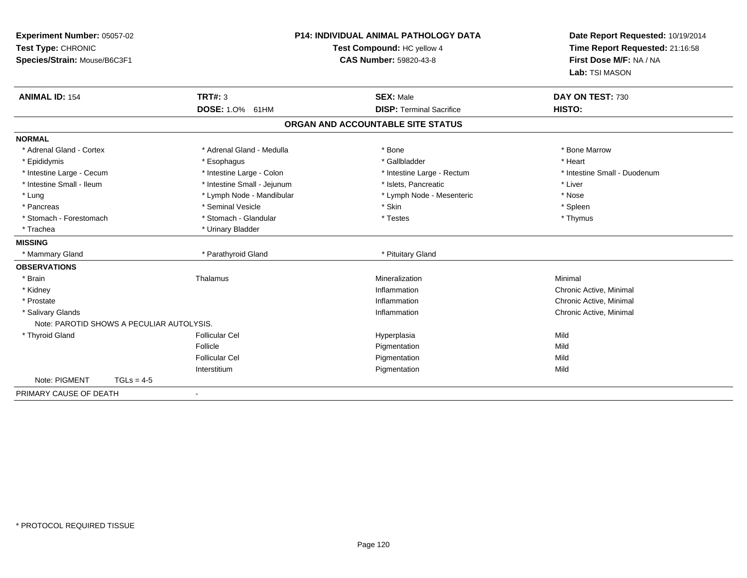**Experiment Number:** 05057-02
**Test Type:** CHRONIC
**Species/Strain:** Mouse/B6C3F1

**P14: INDIVIDUAL ANIMAL PATHOLOGY DATA**
**Test Compound:** HC yellow 4
**CAS Number:** 59820-43-8

**Date Report Requested:** 10/19/2014
**Time Report Requested:** 21:16:58
**First Dose M/F:** NA / NA
**Lab:** TSI MASON

| **ANIMAL ID:** 154 | **TRT#:** 3 | **SEX:** Male | **DAY ON TEST:** 730 |
|---|---|---|---|
| | **DOSE:** 1.0% 61HM | **DISP:** Terminal Sacrifice | **HISTO:** |

**ORGAN AND ACCOUNTABLE SITE STATUS**

**NORMAL**

| | | | |
|---|---|---|---|
| * Adrenal Gland - Cortex | * Adrenal Gland - Medulla | * Bone | * Bone Marrow |
| * Epididymis | * Esophagus | * Gallbladder | * Heart |
| * Intestine Large - Cecum | * Intestine Large - Colon | * Intestine Large - Rectum | * Intestine Small - Duodenum |
| * Intestine Small - Ileum | * Intestine Small - Jejunum | * Islets, Pancreatic | * Liver |
| * Lung | * Lymph Node - Mandibular | * Lymph Node - Mesenteric | * Nose |
| * Pancreas | * Seminal Vesicle | * Skin | * Spleen |
| * Stomach - Forestomach | * Stomach - Glandular | * Testes | * Thymus |
| * Trachea | * Urinary Bladder | | |

**MISSING**

| | | |
|---|---|---|
| * Mammary Gland | * Parathyroid Gland | * Pituitary Gland |

**OBSERVATIONS**

| | | | |
|---|---|---|---|
| * Brain | Thalamus | Mineralization | Minimal |
| * Kidney | | Inflammation | Chronic Active, Minimal |
| * Prostate | | Inflammation | Chronic Active, Minimal |
| * Salivary Glands | | Inflammation | Chronic Active, Minimal |
| Note: PAROTID SHOWS A PECULIAR AUTOLYSIS. | | | |
| * Thyroid Gland | Follicular Cel | Hyperplasia | Mild |
| | Follicle | Pigmentation | Mild |
| | Follicular Cel | Pigmentation | Mild |
| | Interstitium | Pigmentation | Mild |
| Note: PIGMENT TGLs = 4-5 | | | |

PRIMARY CAUSE OF DEATH -

\* PROTOCOL REQUIRED TISSUE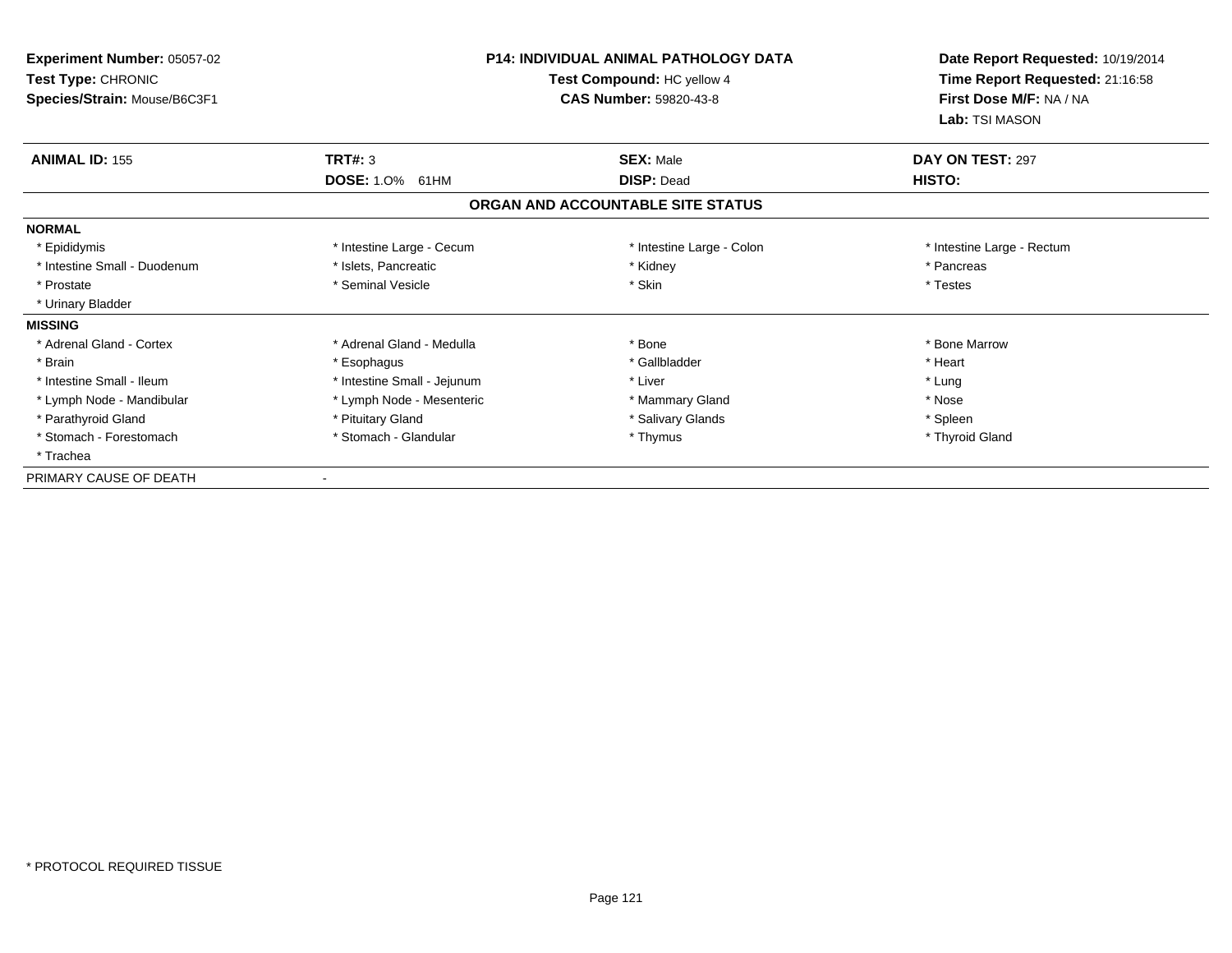**Experiment Number:** 05057-02
**Test Type:** CHRONIC
**Species/Strain:** Mouse/B6C3F1

**P14: INDIVIDUAL ANIMAL PATHOLOGY DATA**
**Test Compound:** HC yellow 4
**CAS Number:** 59820-43-8

**Date Report Requested:** 10/19/2014
**Time Report Requested:** 21:16:58
**First Dose M/F:** NA / NA
**Lab:** TSI MASON

| **ANIMAL ID:** 155 | **TRT#:** 3 | **SEX:** Male | **DAY ON TEST:** 297 |
|---|---|---|---|
| | **DOSE:** 1.0% 61HM | **DISP:** Dead | **HISTO:** |

**ORGAN AND ACCOUNTABLE SITE STATUS**

**NORMAL**

| | | | |
|---|---|---|---|
| * Epididymis | * Intestine Large - Cecum | * Intestine Large - Colon | * Intestine Large - Rectum |
| * Intestine Small - Duodenum | * Islets, Pancreatic | * Kidney | * Pancreas |
| * Prostate | * Seminal Vesicle | * Skin | * Testes |
| * Urinary Bladder | | | |

**MISSING**

| | | | |
|---|---|---|---|
| * Adrenal Gland - Cortex | * Adrenal Gland - Medulla | * Bone | * Bone Marrow |
| * Brain | * Esophagus | * Gallbladder | * Heart |
| * Intestine Small - Ileum | * Intestine Small - Jejunum | * Liver | * Lung |
| * Lymph Node - Mandibular | * Lymph Node - Mesenteric | * Mammary Gland | * Nose |
| * Parathyroid Gland | * Pituitary Gland | * Salivary Glands | * Spleen |
| * Stomach - Forestomach | * Stomach - Glandular | * Thymus | * Thyroid Gland |
| * Trachea | | | |

PRIMARY CAUSE OF DEATH -

* PROTOCOL REQUIRED TISSUE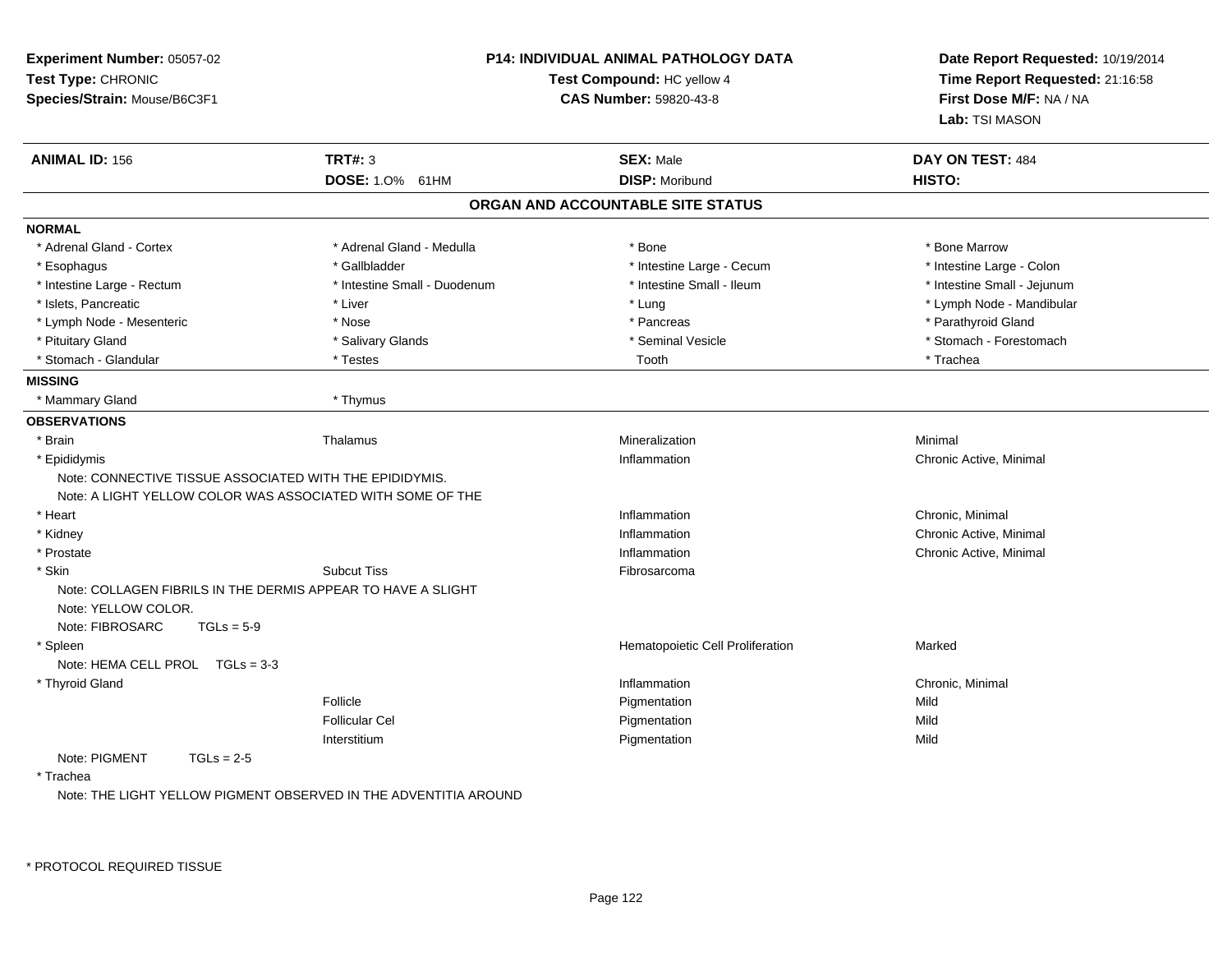**Experiment Number:** 05057-02
**Test Type:** CHRONIC
**Species/Strain:** Mouse/B6C3F1

**P14: INDIVIDUAL ANIMAL PATHOLOGY DATA**
**Test Compound:** HC yellow 4
**CAS Number:** 59820-43-8

**Date Report Requested:** 10/19/2014
**Time Report Requested:** 21:16:58
**First Dose M/F:** NA / NA
**Lab:** TSI MASON

| **ANIMAL ID:** 156 | **TRT#:** 3 | **SEX:** Male | **DAY ON TEST:** 484 |
|---|---|---|---|
| | **DOSE:** 1.0% 61HM | **DISP:** Moribund | **HISTO:** |

## ORGAN AND ACCOUNTABLE SITE STATUS

**NORMAL**

| | | | |
|---|---|---|---|
| * Adrenal Gland - Cortex | * Adrenal Gland - Medulla | * Bone | * Bone Marrow |
| * Esophagus | * Gallbladder | * Intestine Large - Cecum | * Intestine Large - Colon |
| * Intestine Large - Rectum | * Intestine Small - Duodenum | * Intestine Small - Ileum | * Intestine Small - Jejunum |
| * Islets, Pancreatic | * Liver | * Lung | * Lymph Node - Mandibular |
| * Lymph Node - Mesenteric | * Nose | * Pancreas | * Parathyroid Gland |
| * Pituitary Gland | * Salivary Glands | * Seminal Vesicle | * Stomach - Forestomach |
| * Stomach - Glandular | * Testes | Tooth | * Trachea |

**MISSING**

| | |
|---|---|
| * Mammary Gland | * Thymus |

**OBSERVATIONS**

| | | | |
|---|---|---|---|
| * Brain | Thalamus | Mineralization | Minimal |
| * Epididymis | | Inflammation | Chronic Active, Minimal |
| Note: CONNECTIVE TISSUE ASSOCIATED WITH THE EPIDIDYMIS. | | | |
| Note: A LIGHT YELLOW COLOR WAS ASSOCIATED WITH SOME OF THE | | | |
| * Heart | | Inflammation | Chronic, Minimal |
| * Kidney | | Inflammation | Chronic Active, Minimal |
| * Prostate | | Inflammation | Chronic Active, Minimal |
| * Skin | Subcut Tiss | Fibrosarcoma | |
| Note: COLLAGEN FIBRILS IN THE DERMIS APPEAR TO HAVE A SLIGHT | | | |
| Note: YELLOW COLOR. | | | |
| Note: FIBROSARC TGLs = 5-9 | | | |
| * Spleen | | Hematopoietic Cell Proliferation | Marked |
| Note: HEMA CELL PROL TGLs = 3-3 | | | |
| * Thyroid Gland | | Inflammation | Chronic, Minimal |
| | Follicle | Pigmentation | Mild |
| | Follicular Cel | Pigmentation | Mild |
| | Interstitium | Pigmentation | Mild |
| Note: PIGMENT TGLs = 2-5 | | | |
| * Trachea | | | |
| Note: THE LIGHT YELLOW PIGMENT OBSERVED IN THE ADVENTITIA AROUND | | | |

\* PROTOCOL REQUIRED TISSUE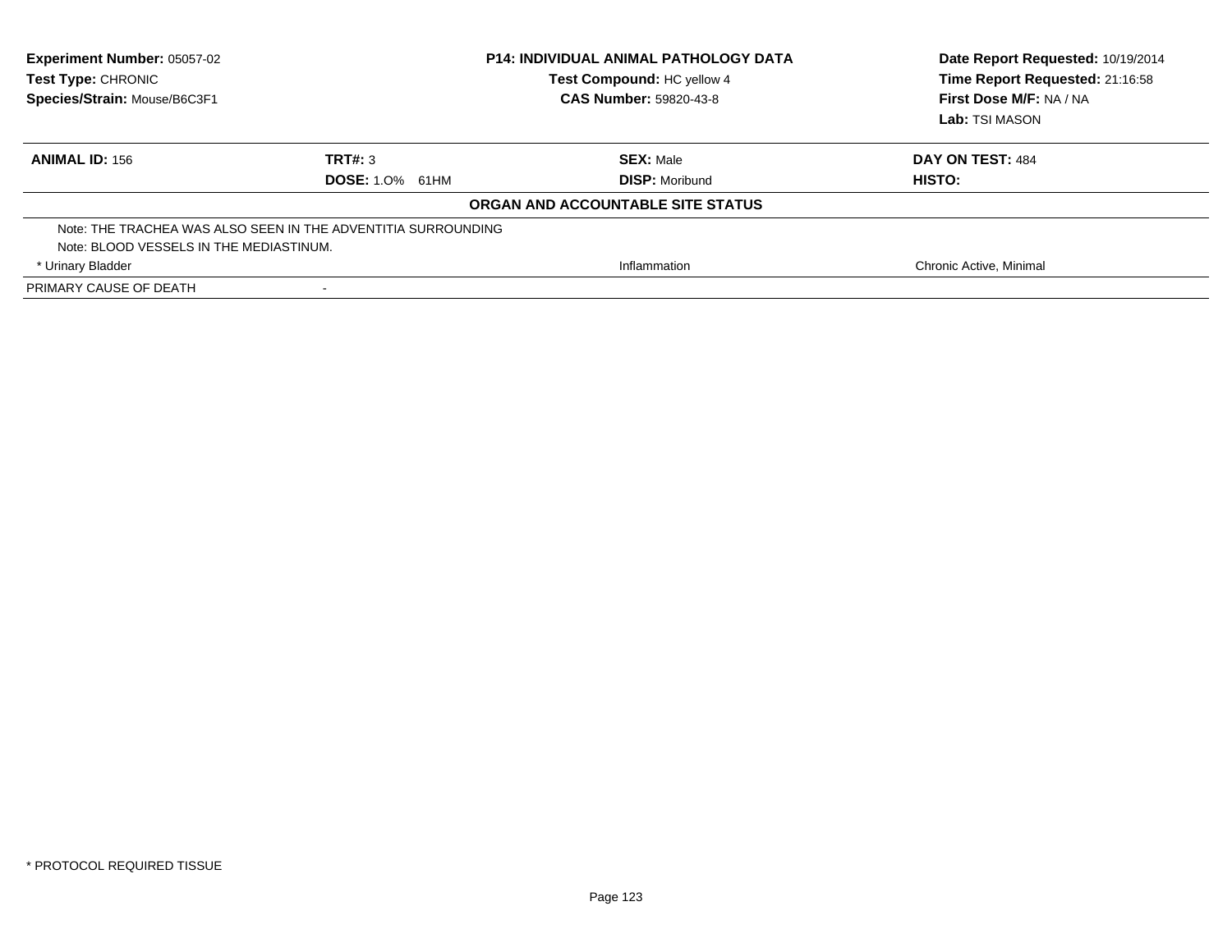**Experiment Number:** 05057-02
**Test Type:** CHRONIC
**Species/Strain:** Mouse/B6C3F1

**P14: INDIVIDUAL ANIMAL PATHOLOGY DATA**
**Test Compound:** HC yellow 4
**CAS Number:** 59820-43-8

**Date Report Requested:** 10/19/2014
**Time Report Requested:** 21:16:58
**First Dose M/F:** NA / NA
**Lab:** TSI MASON

| **ANIMAL ID:** 156 | **TRT#:** 3 | **SEX:** Male | **DAY ON TEST:** 484 |
|---|---|---|---|
| | **DOSE:** 1.0% 61HM | **DISP:** Moribund | **HISTO:** |

**ORGAN AND ACCOUNTABLE SITE STATUS**

| | | |
|---|---|---|
| Note: THE TRACHEA WAS ALSO SEEN IN THE ADVENTITIA SURROUNDING | | |
| Note: BLOOD VESSELS IN THE MEDIASTINUM. | | |
| * Urinary Bladder | Inflammation | Chronic Active, Minimal |
| PRIMARY CAUSE OF DEATH | - | |

\* PROTOCOL REQUIRED TISSUE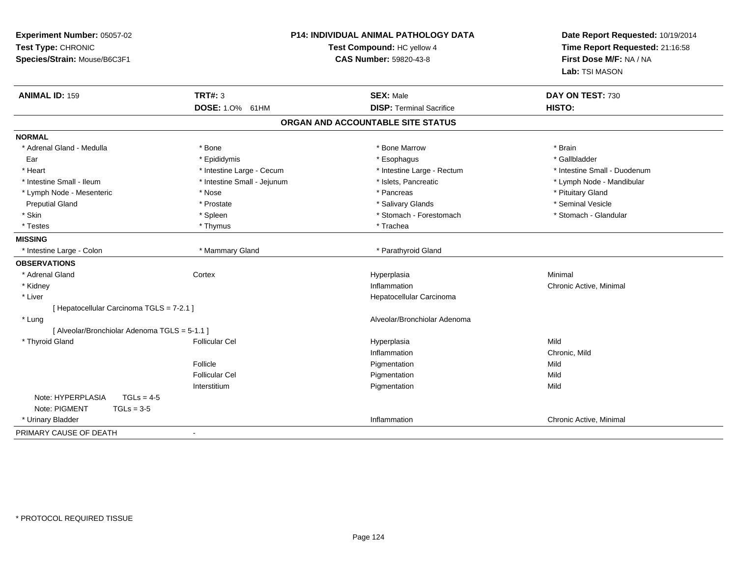**Experiment Number:** 05057-02
**Test Type:** CHRONIC
**Species/Strain:** Mouse/B6C3F1

**P14: INDIVIDUAL ANIMAL PATHOLOGY DATA**
**Test Compound:** HC yellow 4
**CAS Number:** 59820-43-8

**Date Report Requested:** 10/19/2014
**Time Report Requested:** 21:16:58
**First Dose M/F:** NA / NA
**Lab:** TSI MASON

| **ANIMAL ID:** 159 | **TRT#:** 3 | **SEX:** Male | **DAY ON TEST:** 730 |
|---|---|---|---|
| | **DOSE:** 1.0% 61HM | **DISP:** Terminal Sacrifice | **HISTO:** |

## ORGAN AND ACCOUNTABLE SITE STATUS

**NORMAL**

| | | | |
|---|---|---|---|
| * Adrenal Gland - Medulla | * Bone | * Bone Marrow | * Brain |
| Ear | * Epididymis | * Esophagus | * Gallbladder |
| * Heart | * Intestine Large - Cecum | * Intestine Large - Rectum | * Intestine Small - Duodenum |
| * Intestine Small - Ileum | * Intestine Small - Jejunum | * Islets, Pancreatic | * Lymph Node - Mandibular |
| * Lymph Node - Mesenteric | * Nose | * Pancreas | * Pituitary Gland |
| Preputial Gland | * Prostate | * Salivary Glands | * Seminal Vesicle |
| * Skin | * Spleen | * Stomach - Forestomach | * Stomach - Glandular |
| * Testes | * Thymus | * Trachea | |

**MISSING**

| | | |
|---|---|---|
| * Intestine Large - Colon | * Mammary Gland | * Parathyroid Gland |

**OBSERVATIONS**

| | | | |
|---|---|---|---|
| * Adrenal Gland | Cortex | Hyperplasia | Minimal |
| * Kidney | | Inflammation | Chronic Active, Minimal |
| * Liver | | Hepatocellular Carcinoma | |
| [ Hepatocellular Carcinoma TGLS = 7-2.1 ] | | | |
| * Lung | | Alveolar/Bronchiolar Adenoma | |
| [ Alveolar/Bronchiolar Adenoma TGLS = 5-1.1 ] | | | |
| * Thyroid Gland | Follicular Cel | Hyperplasia | Mild |
| | | Inflammation | Chronic, Mild |
| | Follicle | Pigmentation | Mild |
| | Follicular Cel | Pigmentation | Mild |
| | Interstitium | Pigmentation | Mild |
| Note: HYPERPLASIA TGLs = 4-5 | | | |
| Note: PIGMENT TGLs = 3-5 | | | |
| * Urinary Bladder | | Inflammation | Chronic Active, Minimal |

PRIMARY CAUSE OF DEATH -

* PROTOCOL REQUIRED TISSUE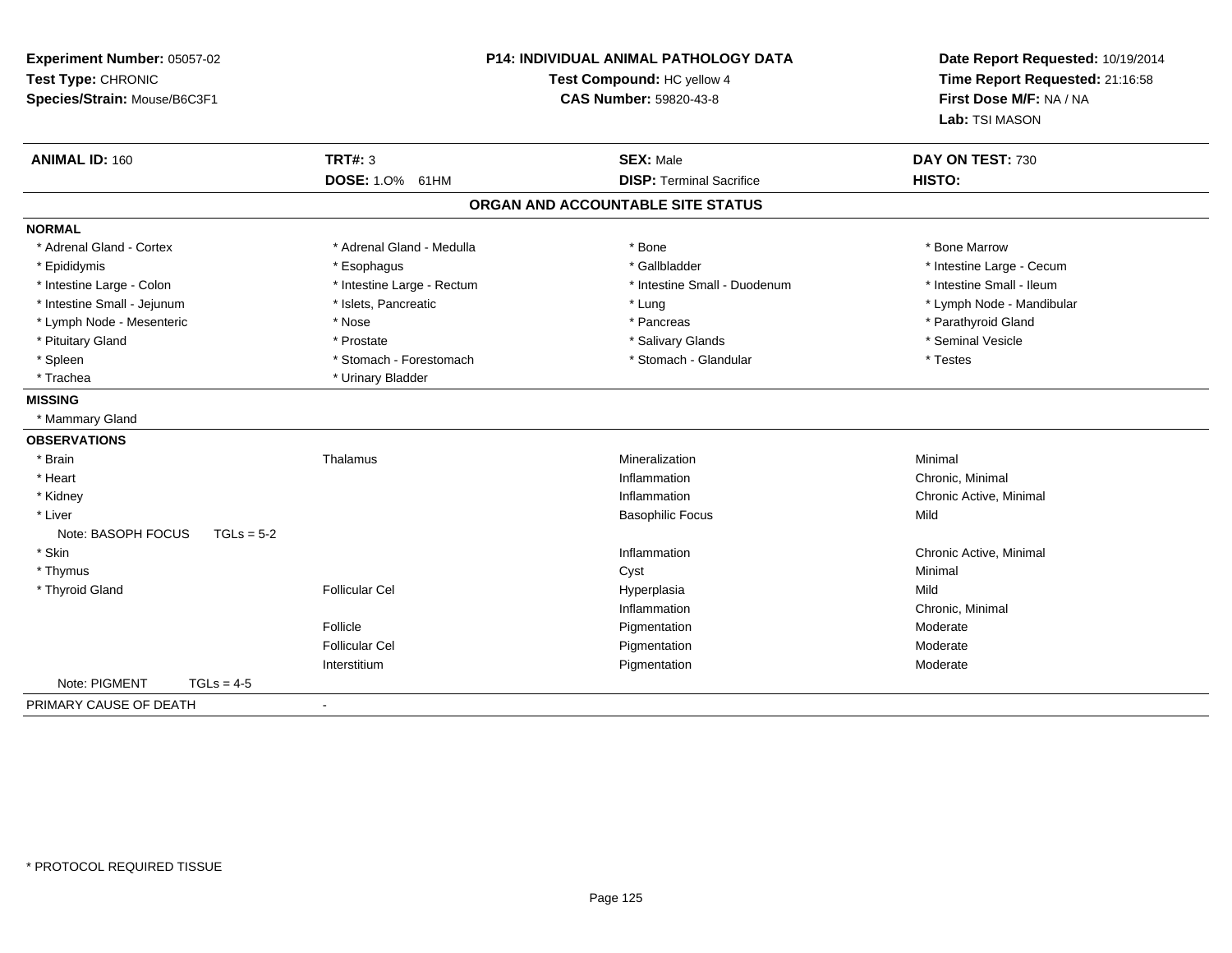**Experiment Number:** 05057-02
**Test Type:** CHRONIC
**Species/Strain:** Mouse/B6C3F1

**P14: INDIVIDUAL ANIMAL PATHOLOGY DATA**
**Test Compound:** HC yellow 4
**CAS Number:** 59820-43-8

**Date Report Requested:** 10/19/2014
**Time Report Requested:** 21:16:58
**First Dose M/F:** NA / NA
**Lab:** TSI MASON

| **ANIMAL ID:** 160 | **TRT#:** 3 | **SEX:** Male | **DAY ON TEST:** 730 |
|---|---|---|---|
| | **DOSE:** 1.0% 61HM | **DISP:** Terminal Sacrifice | **HISTO:** |

## ORGAN AND ACCOUNTABLE SITE STATUS

**NORMAL**

| | | | |
|---|---|---|---|
| * Adrenal Gland - Cortex | * Adrenal Gland - Medulla | * Bone | * Bone Marrow |
| * Epididymis | * Esophagus | * Gallbladder | * Intestine Large - Cecum |
| * Intestine Large - Colon | * Intestine Large - Rectum | * Intestine Small - Duodenum | * Intestine Small - Ileum |
| * Intestine Small - Jejunum | * Islets, Pancreatic | * Lung | * Lymph Node - Mandibular |
| * Lymph Node - Mesenteric | * Nose | * Pancreas | * Parathyroid Gland |
| * Pituitary Gland | * Prostate | * Salivary Glands | * Seminal Vesicle |
| * Spleen | * Stomach - Forestomach | * Stomach - Glandular | * Testes |
| * Trachea | * Urinary Bladder | | |

**MISSING**

* Mammary Gland

**OBSERVATIONS**

| | | | |
|---|---|---|---|
| * Brain | Thalamus | Mineralization | Minimal |
| * Heart | | Inflammation | Chronic, Minimal |
| * Kidney | | Inflammation | Chronic Active, Minimal |
| * Liver | | Basophilic Focus | Mild |
| Note: BASOPH FOCUS TGLs = 5-2 | | | |
| * Skin | | Inflammation | Chronic Active, Minimal |
| * Thymus | | Cyst | Minimal |
| * Thyroid Gland | Follicular Cel | Hyperplasia | Mild |
| | | Inflammation | Chronic, Minimal |
| | Follicle | Pigmentation | Moderate |
| | Follicular Cel | Pigmentation | Moderate |
| | Interstitium | Pigmentation | Moderate |
| Note: PIGMENT TGLs = 4-5 | | | |

PRIMARY CAUSE OF DEATH -

\* PROTOCOL REQUIRED TISSUE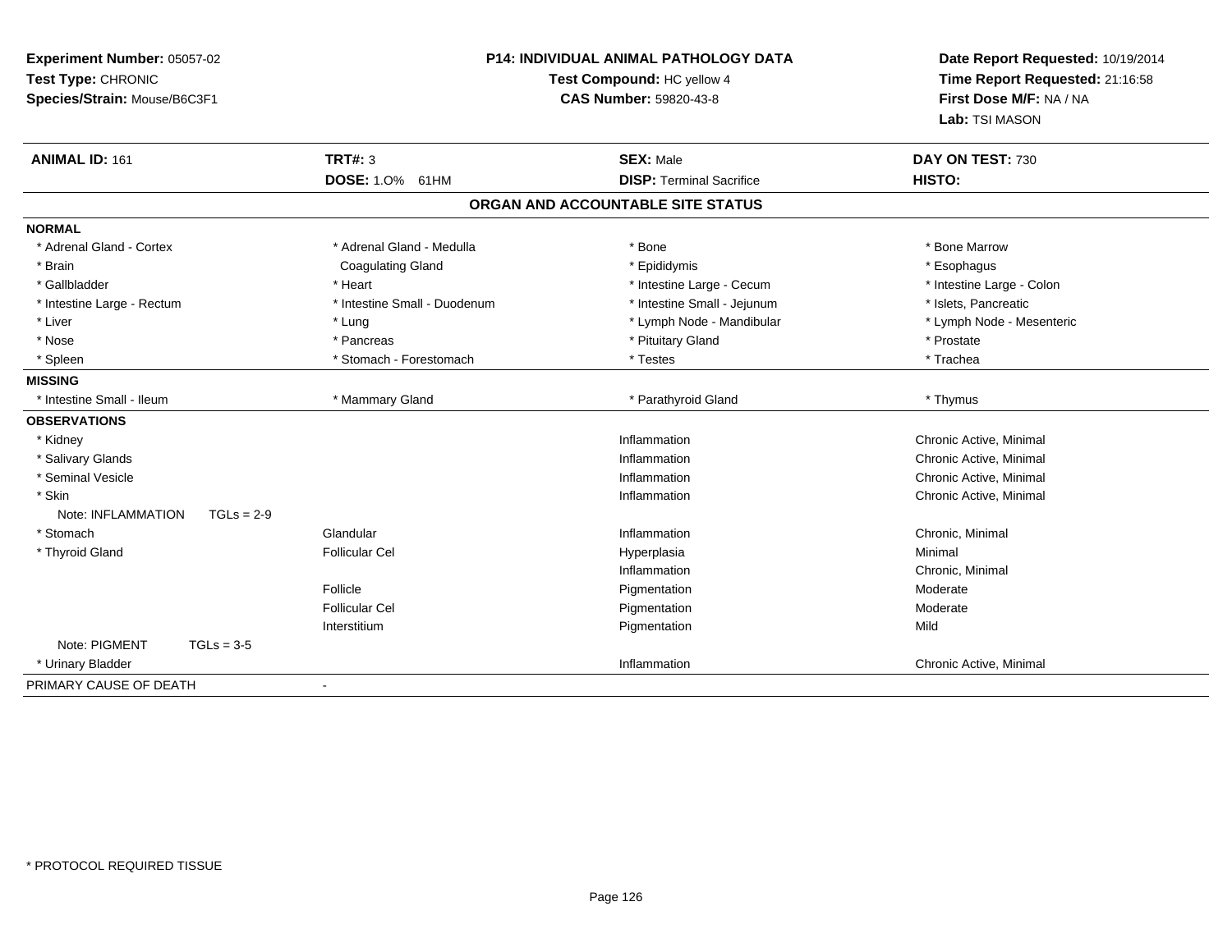**Experiment Number:** 05057-02
**Test Type:** CHRONIC
**Species/Strain:** Mouse/B6C3F1

**P14: INDIVIDUAL ANIMAL PATHOLOGY DATA**
**Test Compound:** HC yellow 4
**CAS Number:** 59820-43-8

**Date Report Requested:** 10/19/2014
**Time Report Requested:** 21:16:58
**First Dose M/F:** NA / NA
**Lab:** TSI MASON

| **ANIMAL ID:** 161 | **TRT#:** 3 | **SEX:** Male | **DAY ON TEST:** 730 |
|---|---|---|---|
| | **DOSE:** 1.0% 61HM | **DISP:** Terminal Sacrifice | **HISTO:** |

## ORGAN AND ACCOUNTABLE SITE STATUS

| | | | |
|---|---|---|---|
| **NORMAL** | | | |
| * Adrenal Gland - Cortex | * Adrenal Gland - Medulla | * Bone | * Bone Marrow |
| * Brain | Coagulating Gland | * Epididymis | * Esophagus |
| * Gallbladder | * Heart | * Intestine Large - Cecum | * Intestine Large - Colon |
| * Intestine Large - Rectum | * Intestine Small - Duodenum | * Intestine Small - Jejunum | * Islets, Pancreatic |
| * Liver | * Lung | * Lymph Node - Mandibular | * Lymph Node - Mesenteric |
| * Nose | * Pancreas | * Pituitary Gland | * Prostate |
| * Spleen | * Stomach - Forestomach | * Testes | * Trachea |
| **MISSING** | | | |
| * Intestine Small - Ileum | * Mammary Gland | * Parathyroid Gland | * Thymus |
| **OBSERVATIONS** | | | |
| * Kidney | | Inflammation | Chronic Active, Minimal |
| * Salivary Glands | | Inflammation | Chronic Active, Minimal |
| * Seminal Vesicle | | Inflammation | Chronic Active, Minimal |
| * Skin | | Inflammation | Chronic Active, Minimal |
| Note: INFLAMMATION TGLs = 2-9 | | | |
| * Stomach | Glandular | Inflammation | Chronic, Minimal |
| * Thyroid Gland | Follicular Cel | Hyperplasia | Minimal |
| | | Inflammation | Chronic, Minimal |
| | Follicle | Pigmentation | Moderate |
| | Follicular Cel | Pigmentation | Moderate |
| | Interstitium | Pigmentation | Mild |
| Note: PIGMENT TGLs = 3-5 | | | |
| * Urinary Bladder | | Inflammation | Chronic Active, Minimal |
| PRIMARY CAUSE OF DEATH | - | | |

* PROTOCOL REQUIRED TISSUE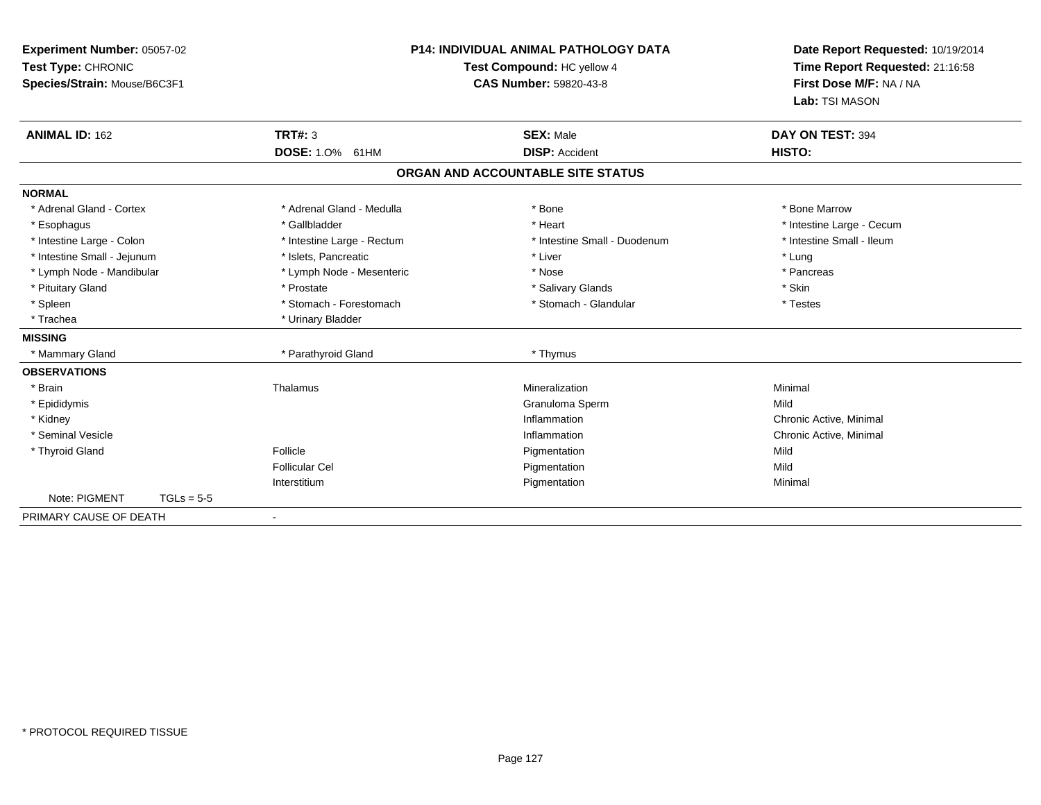**Experiment Number:** 05057-02
**Test Type:** CHRONIC
**Species/Strain:** Mouse/B6C3F1

**P14: INDIVIDUAL ANIMAL PATHOLOGY DATA**
**Test Compound:** HC yellow 4
**CAS Number:** 59820-43-8

**Date Report Requested:** 10/19/2014
**Time Report Requested:** 21:16:58
**First Dose M/F:** NA / NA
**Lab:** TSI MASON

| **ANIMAL ID:** 162 | **TRT#:** 3 | **SEX:** Male | **DAY ON TEST:** 394 |
|---|---|---|---|
| | **DOSE:** 1.0% 61HM | **DISP:** Accident | **HISTO:** |

## ORGAN AND ACCOUNTABLE SITE STATUS

**NORMAL**

| | | | |
|---|---|---|---|
| * Adrenal Gland - Cortex | * Adrenal Gland - Medulla | * Bone | * Bone Marrow |
| * Esophagus | * Gallbladder | * Heart | * Intestine Large - Cecum |
| * Intestine Large - Colon | * Intestine Large - Rectum | * Intestine Small - Duodenum | * Intestine Small - Ileum |
| * Intestine Small - Jejunum | * Islets, Pancreatic | * Liver | * Lung |
| * Lymph Node - Mandibular | * Lymph Node - Mesenteric | * Nose | * Pancreas |
| * Pituitary Gland | * Prostate | * Salivary Glands | * Skin |
| * Spleen | * Stomach - Forestomach | * Stomach - Glandular | * Testes |
| * Trachea | * Urinary Bladder | | |

**MISSING**

| | | |
|---|---|---|
| * Mammary Gland | * Parathyroid Gland | * Thymus |

**OBSERVATIONS**

| | | | |
|---|---|---|---|
| * Brain | Thalamus | Mineralization | Minimal |
| * Epididymis | | Granuloma Sperm | Mild |
| * Kidney | | Inflammation | Chronic Active, Minimal |
| * Seminal Vesicle | | Inflammation | Chronic Active, Minimal |
| * Thyroid Gland | Follicle | Pigmentation | Mild |
| | Follicular Cel | Pigmentation | Mild |
| | Interstitium | Pigmentation | Minimal |

Note: PIGMENT TGLs = 5-5

PRIMARY CAUSE OF DEATH -

* PROTOCOL REQUIRED TISSUE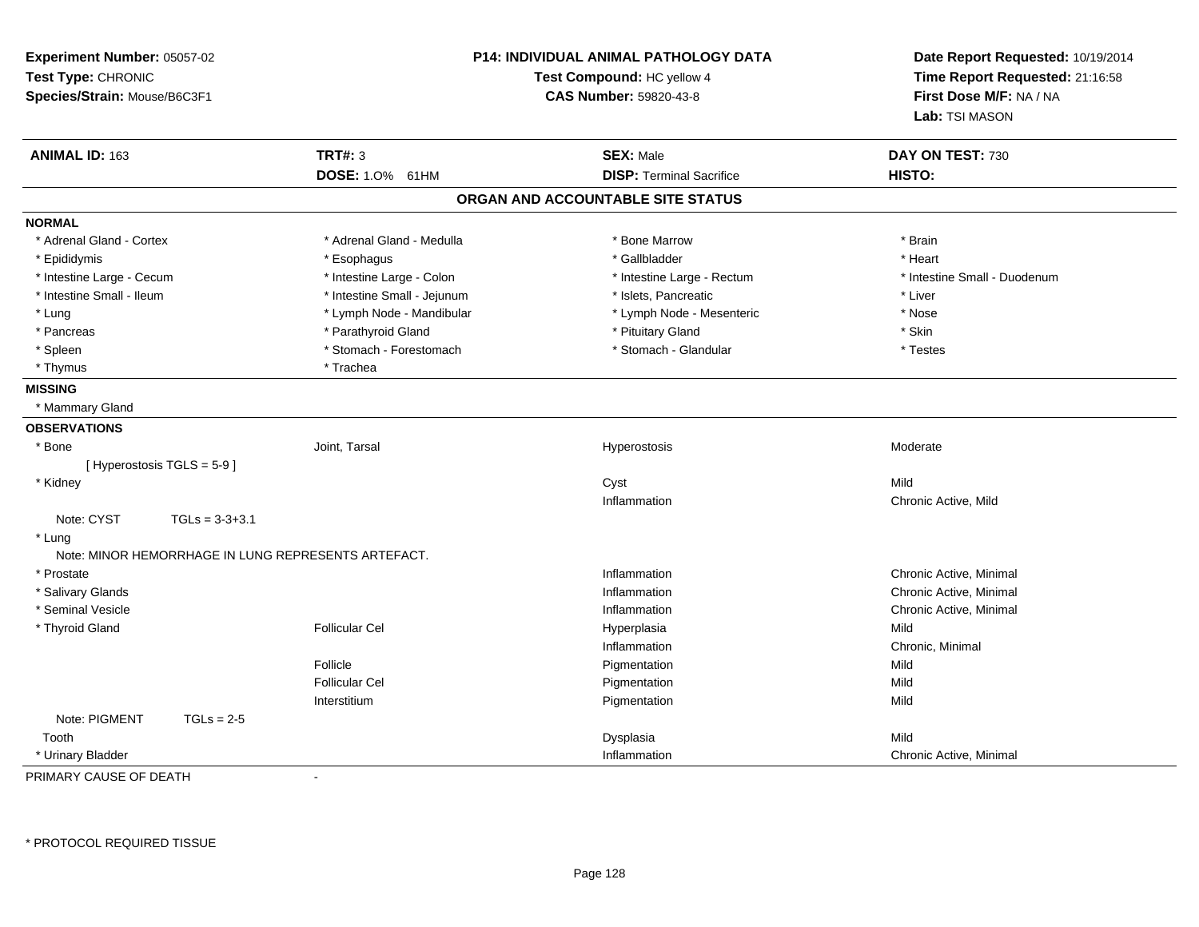**Experiment Number:** 05057-02
**Test Type:** CHRONIC
**Species/Strain:** Mouse/B6C3F1

**P14: INDIVIDUAL ANIMAL PATHOLOGY DATA**
**Test Compound:** HC yellow 4
**CAS Number:** 59820-43-8

**Date Report Requested:** 10/19/2014
**Time Report Requested:** 21:16:58
**First Dose M/F:** NA / NA
**Lab:** TSI MASON

| **ANIMAL ID:** 163 | **TRT#:** 3 | **SEX:** Male | **DAY ON TEST:** 730 |
|---|---|---|---|
| | **DOSE:** 1.0% 61HM | **DISP:** Terminal Sacrifice | **HISTO:** |

## ORGAN AND ACCOUNTABLE SITE STATUS

**NORMAL**

| | | | |
|---|---|---|---|
| * Adrenal Gland - Cortex | * Adrenal Gland - Medulla | * Bone Marrow | * Brain |
| * Epididymis | * Esophagus | * Gallbladder | * Heart |
| * Intestine Large - Cecum | * Intestine Large - Colon | * Intestine Large - Rectum | * Intestine Small - Duodenum |
| * Intestine Small - Ileum | * Intestine Small - Jejunum | * Islets, Pancreatic | * Liver |
| * Lung | * Lymph Node - Mandibular | * Lymph Node - Mesenteric | * Nose |
| * Pancreas | * Parathyroid Gland | * Pituitary Gland | * Skin |
| * Spleen | * Stomach - Forestomach | * Stomach - Glandular | * Testes |
| * Thymus | * Trachea | | |

**MISSING**

* Mammary Gland

**OBSERVATIONS**

| | | | |
|---|---|---|---|
| * Bone | Joint, Tarsal | Hyperostosis | Moderate |
| [ Hyperostosis TGLS = 5-9 ] | | | |
| * Kidney | | Cyst | Mild |
| | | Inflammation | Chronic Active, Mild |
| Note: CYST TGLs = 3-3+3.1 | | | |
| * Lung | | | |
| Note: MINOR HEMORRHAGE IN LUNG REPRESENTS ARTEFACT. | | | |
| * Prostate | | Inflammation | Chronic Active, Minimal |
| * Salivary Glands | | Inflammation | Chronic Active, Minimal |
| * Seminal Vesicle | | Inflammation | Chronic Active, Minimal |
| * Thyroid Gland | Follicular Cel | Hyperplasia | Mild |
| | | Inflammation | Chronic, Minimal |
| | Follicle | Pigmentation | Mild |
| | Follicular Cel | Pigmentation | Mild |
| | Interstitium | Pigmentation | Mild |
| Note: PIGMENT TGLs = 2-5 | | | |
| Tooth | | Dysplasia | Mild |
| * Urinary Bladder | | Inflammation | Chronic Active, Minimal |

PRIMARY CAUSE OF DEATH -

* PROTOCOL REQUIRED TISSUE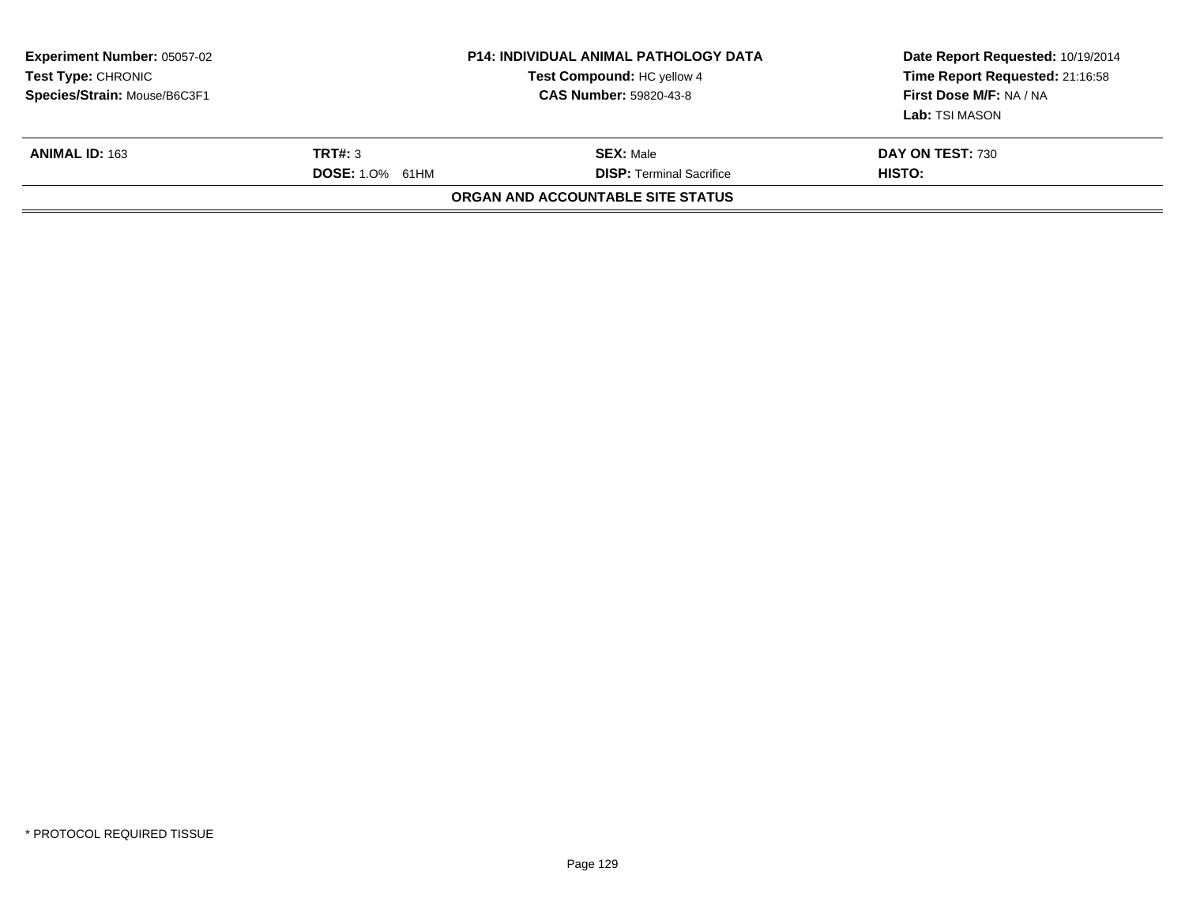| Experiment Number: 05057-02 | P14: INDIVIDUAL ANIMAL PATHOLOGY DATA | Date Report Requested: 10/19/2014 |
|---|---|---|
| Test Type: CHRONIC | Test Compound: HC yellow 4 | Time Report Requested: 21:16:58 |
| Species/Strain: Mouse/B6C3F1 | CAS Number: 59820-43-8 | First Dose M/F: NA / NA |
| | | Lab: TSI MASON |

| ANIMAL ID: 163 | TRT#: 3 | SEX: Male | DAY ON TEST: 730 |
|---|---|---|---|
| | DOSE: 1.0% 61HM | DISP: Terminal Sacrifice | HISTO: |

**ORGAN AND ACCOUNTABLE SITE STATUS**

* PROTOCOL REQUIRED TISSUE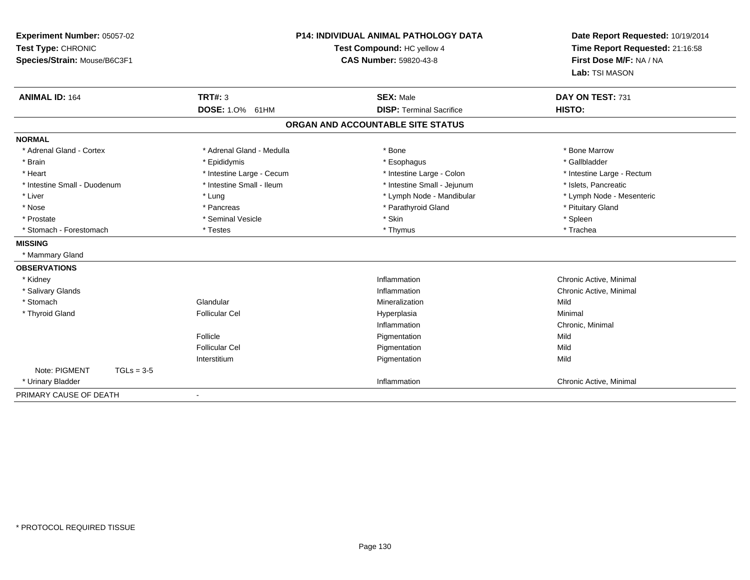**Experiment Number:** 05057-02
**Test Type:** CHRONIC
**Species/Strain:** Mouse/B6C3F1

**P14: INDIVIDUAL ANIMAL PATHOLOGY DATA**
**Test Compound:** HC yellow 4
**CAS Number:** 59820-43-8

**Date Report Requested:** 10/19/2014
**Time Report Requested:** 21:16:58
**First Dose M/F:** NA / NA
**Lab:** TSI MASON

| **ANIMAL ID:** 164 | **TRT#:** 3 | **SEX:** Male | **DAY ON TEST:** 731 |
|---|---|---|---|
| | **DOSE:** 1.0% 61HM | **DISP:** Terminal Sacrifice | **HISTO:** |

**ORGAN AND ACCOUNTABLE SITE STATUS**

**NORMAL**

| | | | |
|---|---|---|---|
| * Adrenal Gland - Cortex | * Adrenal Gland - Medulla | * Bone | * Bone Marrow |
| * Brain | * Epididymis | * Esophagus | * Gallbladder |
| * Heart | * Intestine Large - Cecum | * Intestine Large - Colon | * Intestine Large - Rectum |
| * Intestine Small - Duodenum | * Intestine Small - Ileum | * Intestine Small - Jejunum | * Islets, Pancreatic |
| * Liver | * Lung | * Lymph Node - Mandibular | * Lymph Node - Mesenteric |
| * Nose | * Pancreas | * Parathyroid Gland | * Pituitary Gland |
| * Prostate | * Seminal Vesicle | * Skin | * Spleen |
| * Stomach - Forestomach | * Testes | * Thymus | * Trachea |

**MISSING**

* Mammary Gland

**OBSERVATIONS**

| | | | |
|---|---|---|---|
| * Kidney | | Inflammation | Chronic Active, Minimal |
| * Salivary Glands | | Inflammation | Chronic Active, Minimal |
| * Stomach | Glandular | Mineralization | Mild |
| * Thyroid Gland | Follicular Cel | Hyperplasia | Minimal |
| | | Inflammation | Chronic, Minimal |
| | Follicle | Pigmentation | Mild |
| | Follicular Cel | Pigmentation | Mild |
| | Interstitium | Pigmentation | Mild |
| Note: PIGMENT TGLs = 3-5 | | | |
| * Urinary Bladder | | Inflammation | Chronic Active, Minimal |

PRIMARY CAUSE OF DEATH -

* PROTOCOL REQUIRED TISSUE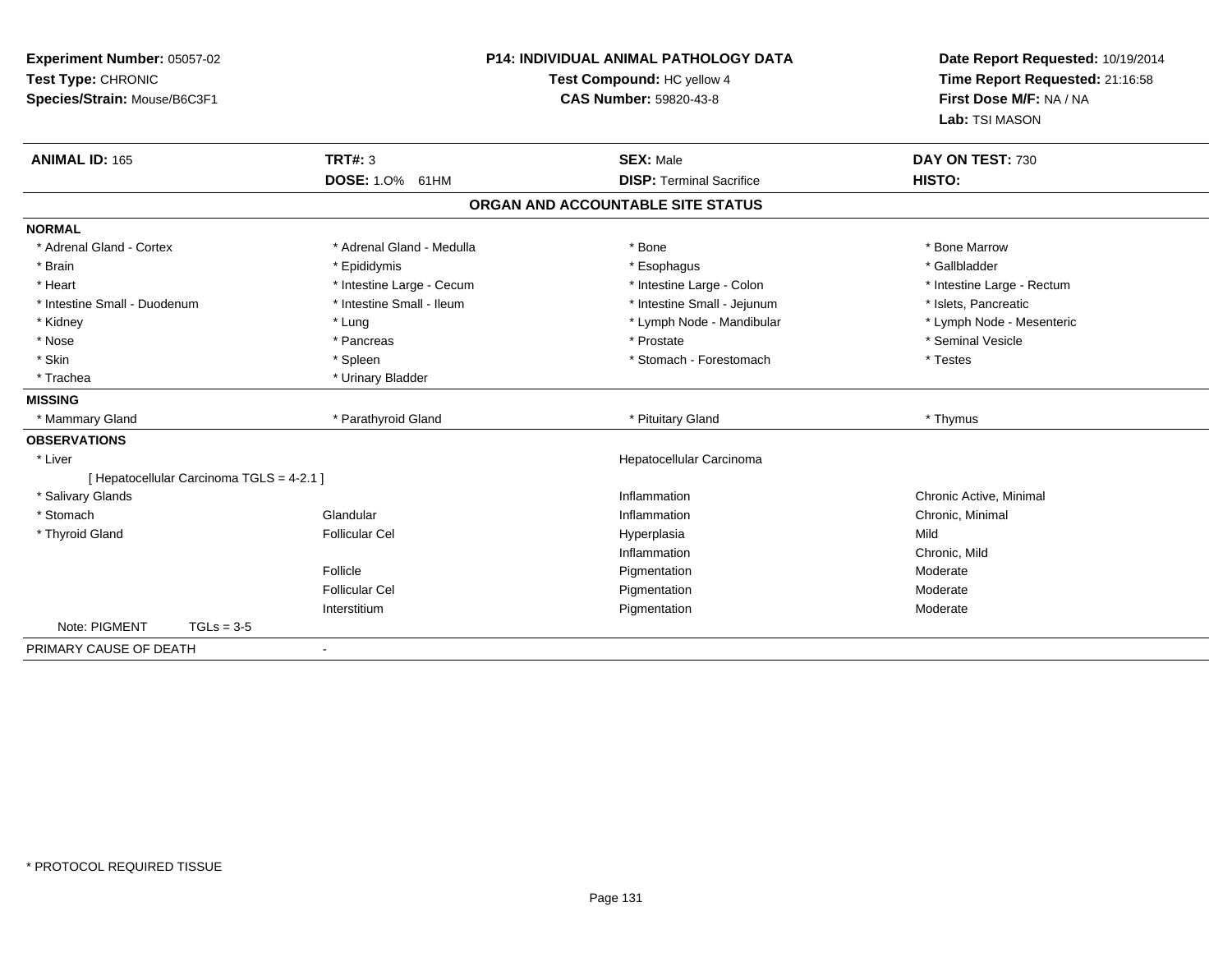**Experiment Number:** 05057-02
**Test Type:** CHRONIC
**Species/Strain:** Mouse/B6C3F1

**P14: INDIVIDUAL ANIMAL PATHOLOGY DATA**
**Test Compound:** HC yellow 4
**CAS Number:** 59820-43-8

**Date Report Requested:** 10/19/2014
**Time Report Requested:** 21:16:58
**First Dose M/F:** NA / NA
**Lab:** TSI MASON

| **ANIMAL ID:** 165 | **TRT#:** 3 | **SEX:** Male | **DAY ON TEST:** 730 |
|---|---|---|---|
| | **DOSE:** 1.O% 61HM | **DISP:** Terminal Sacrifice | **HISTO:** |

**ORGAN AND ACCOUNTABLE SITE STATUS**

**NORMAL**

| | | | |
|---|---|---|---|
| * Adrenal Gland - Cortex | * Adrenal Gland - Medulla | * Bone | * Bone Marrow |
| * Brain | * Epididymis | * Esophagus | * Gallbladder |
| * Heart | * Intestine Large - Cecum | * Intestine Large - Colon | * Intestine Large - Rectum |
| * Intestine Small - Duodenum | * Intestine Small - Ileum | * Intestine Small - Jejunum | * Islets, Pancreatic |
| * Kidney | * Lung | * Lymph Node - Mandibular | * Lymph Node - Mesenteric |
| * Nose | * Pancreas | * Prostate | * Seminal Vesicle |
| * Skin | * Spleen | * Stomach - Forestomach | * Testes |
| * Trachea | * Urinary Bladder | | |

**MISSING**

| | | | |
|---|---|---|---|
| * Mammary Gland | * Parathyroid Gland | * Pituitary Gland | * Thymus |

**OBSERVATIONS**

| | | | |
|---|---|---|---|
| * Liver | | Hepatocellular Carcinoma | |
| [ Hepatocellular Carcinoma TGLS = 4-2.1 ] | | | |
| * Salivary Glands | | Inflammation | Chronic Active, Minimal |
| * Stomach | Glandular | Inflammation | Chronic, Minimal |
| * Thyroid Gland | Follicular Cel | Hyperplasia | Mild |
| | | Inflammation | Chronic, Mild |
| | Follicle | Pigmentation | Moderate |
| | Follicular Cel | Pigmentation | Moderate |
| | Interstitium | Pigmentation | Moderate |
| Note: PIGMENT TGLs = 3-5 | | | |

PRIMARY CAUSE OF DEATH -

\* PROTOCOL REQUIRED TISSUE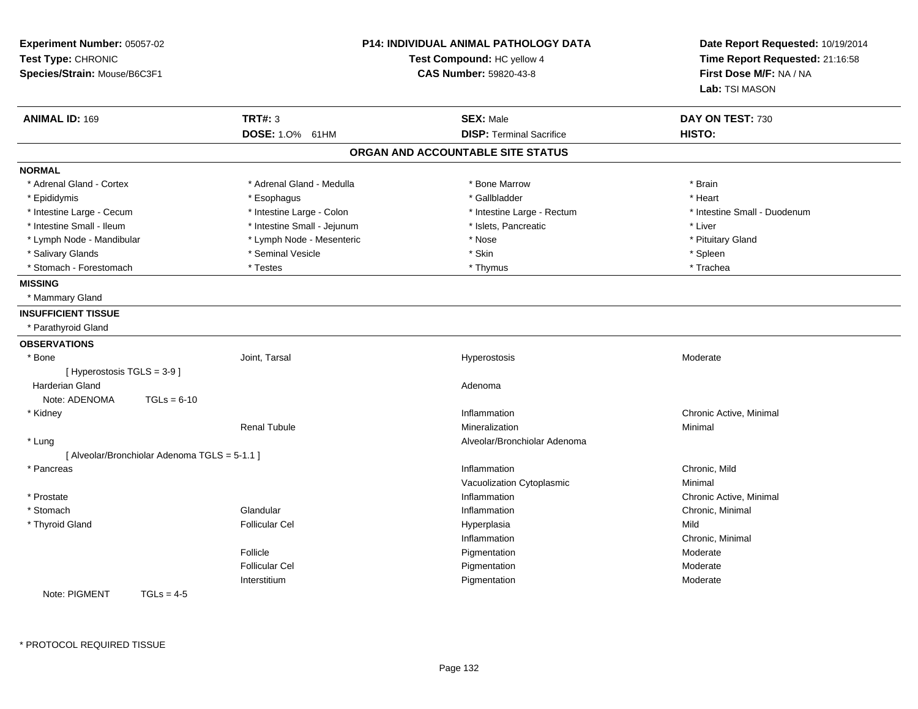**Experiment Number:** 05057-02
**Test Type:** CHRONIC
**Species/Strain:** Mouse/B6C3F1

**P14: INDIVIDUAL ANIMAL PATHOLOGY DATA**
**Test Compound:** HC yellow 4
**CAS Number:** 59820-43-8

**Date Report Requested:** 10/19/2014
**Time Report Requested:** 21:16:58
**First Dose M/F:** NA / NA
**Lab:** TSI MASON

| **ANIMAL ID:** 169 | **TRT#:** 3 | **SEX:** Male | **DAY ON TEST:** 730 |
|---|---|---|---|
| | **DOSE:** 1.0% 61HM | **DISP:** Terminal Sacrifice | **HISTO:** |

## ORGAN AND ACCOUNTABLE SITE STATUS

**NORMAL**

| | | | |
|---|---|---|---|
| * Adrenal Gland - Cortex | * Adrenal Gland - Medulla | * Bone Marrow | * Brain |
| * Epididymis | * Esophagus | * Gallbladder | * Heart |
| * Intestine Large - Cecum | * Intestine Large - Colon | * Intestine Large - Rectum | * Intestine Small - Duodenum |
| * Intestine Small - Ileum | * Intestine Small - Jejunum | * Islets, Pancreatic | * Liver |
| * Lymph Node - Mandibular | * Lymph Node - Mesenteric | * Nose | * Pituitary Gland |
| * Salivary Glands | * Seminal Vesicle | * Skin | * Spleen |
| * Stomach - Forestomach | * Testes | * Thymus | * Trachea |

**MISSING**

* Mammary Gland

**INSUFFICIENT TISSUE**

* Parathyroid Gland

**OBSERVATIONS**

| | | | |
|---|---|---|---|
| * Bone | Joint, Tarsal | Hyperostosis | Moderate |
| [ Hyperostosis TGLS = 3-9 ] | | | |
| Harderian Gland | | Adenoma | |
| Note: ADENOMA TGLs = 6-10 | | | |
| * Kidney | | Inflammation | Chronic Active, Minimal |
| | Renal Tubule | Mineralization | Minimal |
| * Lung | | Alveolar/Bronchiolar Adenoma | |
| [ Alveolar/Bronchiolar Adenoma TGLS = 5-1.1 ] | | | |
| * Pancreas | | Inflammation | Chronic, Mild |
| | | Vacuolization Cytoplasmic | Minimal |
| * Prostate | | Inflammation | Chronic Active, Minimal |
| * Stomach | Glandular | Inflammation | Chronic, Minimal |
| * Thyroid Gland | Follicular Cel | Hyperplasia | Mild |
| | | Inflammation | Chronic, Minimal |
| | Follicle | Pigmentation | Moderate |
| | Follicular Cel | Pigmentation | Moderate |
| | Interstitium | Pigmentation | Moderate |
| Note: PIGMENT TGLs = 4-5 | | | |

* PROTOCOL REQUIRED TISSUE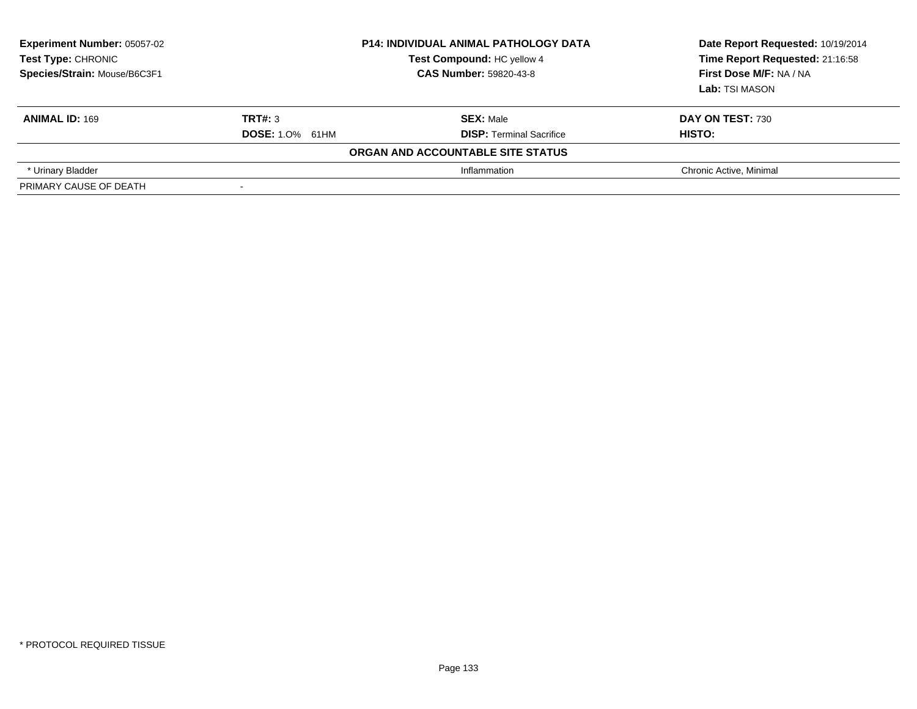**Experiment Number:** 05057-02
**Test Type:** CHRONIC
**Species/Strain:** Mouse/B6C3F1

**P14: INDIVIDUAL ANIMAL PATHOLOGY DATA**
**Test Compound:** HC yellow 4
**CAS Number:** 59820-43-8

**Date Report Requested:** 10/19/2014
**Time Report Requested:** 21:16:58
**First Dose M/F:** NA / NA
**Lab:** TSI MASON

| **ANIMAL ID:** 169 | **TRT#:** 3 | **SEX:** Male | **DAY ON TEST:** 730 |
|---|---|---|---|
| | **DOSE:** 1.0% 61HM | **DISP:** Terminal Sacrifice | **HISTO:** |

**ORGAN AND ACCOUNTABLE SITE STATUS**

| | | | |
|---|---|---|---|
| * Urinary Bladder | | Inflammation | Chronic Active, Minimal |
| PRIMARY CAUSE OF DEATH | - | | |

* PROTOCOL REQUIRED TISSUE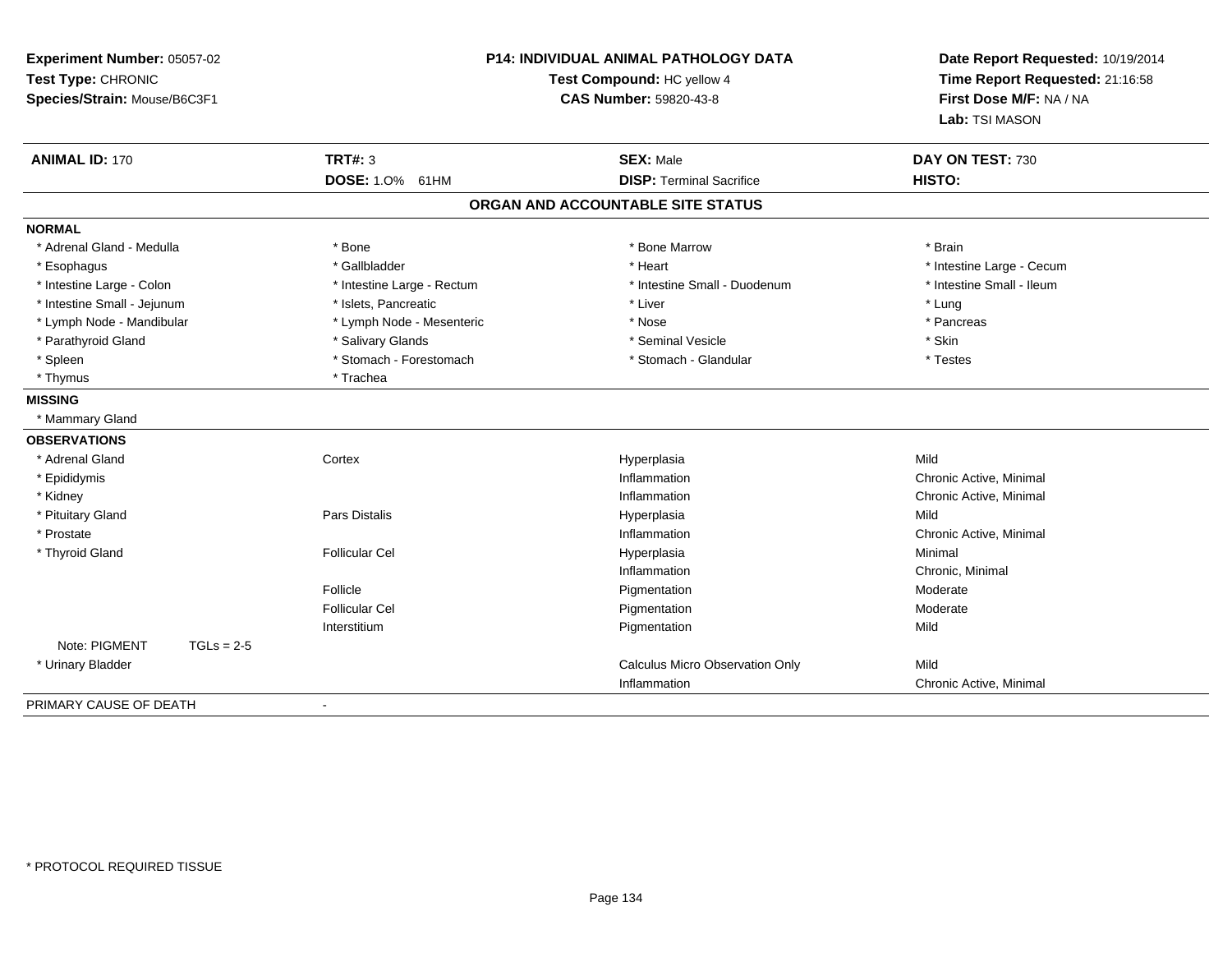**Experiment Number:** 05057-02
**Test Type:** CHRONIC
**Species/Strain:** Mouse/B6C3F1

**P14: INDIVIDUAL ANIMAL PATHOLOGY DATA**
**Test Compound:** HC yellow 4
**CAS Number:** 59820-43-8

**Date Report Requested:** 10/19/2014
**Time Report Requested:** 21:16:58
**First Dose M/F:** NA / NA
**Lab:** TSI MASON

| **ANIMAL ID:** 170 | **TRT#:** 3 | **SEX:** Male | **DAY ON TEST:** 730 |
|---|---|---|---|
| | **DOSE:** 1.0% 61HM | **DISP:** Terminal Sacrifice | **HISTO:** |

## ORGAN AND ACCOUNTABLE SITE STATUS

**NORMAL**

| | | | |
|---|---|---|---|
| * Adrenal Gland - Medulla | * Bone | * Bone Marrow | * Brain |
| * Esophagus | * Gallbladder | * Heart | * Intestine Large - Cecum |
| * Intestine Large - Colon | * Intestine Large - Rectum | * Intestine Small - Duodenum | * Intestine Small - Ileum |
| * Intestine Small - Jejunum | * Islets, Pancreatic | * Liver | * Lung |
| * Lymph Node - Mandibular | * Lymph Node - Mesenteric | * Nose | * Pancreas |
| * Parathyroid Gland | * Salivary Glands | * Seminal Vesicle | * Skin |
| * Spleen | * Stomach - Forestomach | * Stomach - Glandular | * Testes |
| * Thymus | * Trachea | | |

**MISSING**

* Mammary Gland

**OBSERVATIONS**

| | | | |
|---|---|---|---|
| * Adrenal Gland | Cortex | Hyperplasia | Mild |
| * Epididymis | | Inflammation | Chronic Active, Minimal |
| * Kidney | | Inflammation | Chronic Active, Minimal |
| * Pituitary Gland | Pars Distalis | Hyperplasia | Mild |
| * Prostate | | Inflammation | Chronic Active, Minimal |
| * Thyroid Gland | Follicular Cel | Hyperplasia | Minimal |
| | | Inflammation | Chronic, Minimal |
| | Follicle | Pigmentation | Moderate |
| | Follicular Cel | Pigmentation | Moderate |
| | Interstitium | Pigmentation | Mild |
| Note: PIGMENT TGLs = 2-5 | | | |
| * Urinary Bladder | | Calculus Micro Observation Only | Mild |
| | | Inflammation | Chronic Active, Minimal |

PRIMARY CAUSE OF DEATH -

\* PROTOCOL REQUIRED TISSUE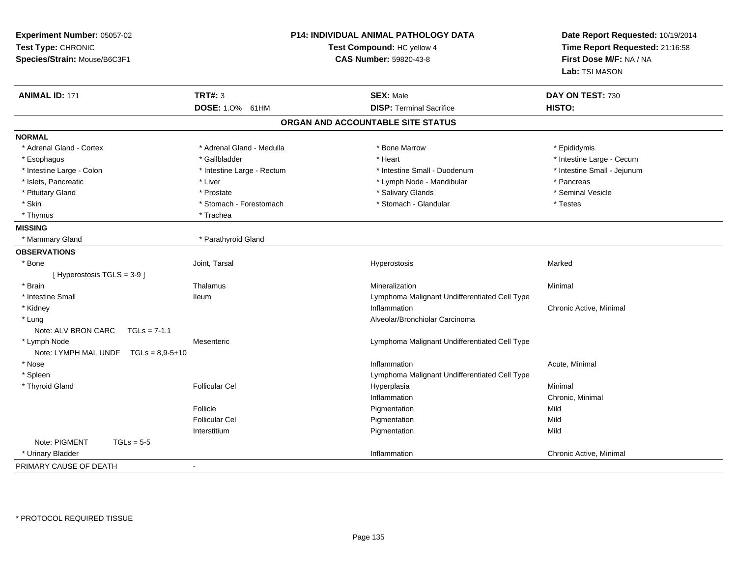**Experiment Number:** 05057-02
**Test Type:** CHRONIC
**Species/Strain:** Mouse/B6C3F1

**P14: INDIVIDUAL ANIMAL PATHOLOGY DATA**
**Test Compound:** HC yellow 4
**CAS Number:** 59820-43-8

**Date Report Requested:** 10/19/2014
**Time Report Requested:** 21:16:58
**First Dose M/F:** NA / NA
**Lab:** TSI MASON

| **ANIMAL ID:** 171 | **TRT#:** 3 | **SEX:** Male | **DAY ON TEST:** 730 |
|---|---|---|---|
| | **DOSE:** 1.0% 61HM | **DISP:** Terminal Sacrifice | **HISTO:** |

## ORGAN AND ACCOUNTABLE SITE STATUS

**NORMAL**

| | | | |
|---|---|---|---|
| * Adrenal Gland - Cortex | * Adrenal Gland - Medulla | * Bone Marrow | * Epididymis |
| * Esophagus | * Gallbladder | * Heart | * Intestine Large - Cecum |
| * Intestine Large - Colon | * Intestine Large - Rectum | * Intestine Small - Duodenum | * Intestine Small - Jejunum |
| * Islets, Pancreatic | * Liver | * Lymph Node - Mandibular | * Pancreas |
| * Pituitary Gland | * Prostate | * Salivary Glands | * Seminal Vesicle |
| * Skin | * Stomach - Forestomach | * Stomach - Glandular | * Testes |
| * Thymus | * Trachea | | |

**MISSING**

| | |
|---|---|
| * Mammary Gland | * Parathyroid Gland |

**OBSERVATIONS**

| | | | |
|---|---|---|---|
| * Bone | Joint, Tarsal | Hyperostosis | Marked |
| [ Hyperostosis TGLS = 3-9 ] | | | |
| * Brain | Thalamus | Mineralization | Minimal |
| * Intestine Small | Ileum | Lymphoma Malignant Undifferentiated Cell Type | |
| * Kidney | | Inflammation | Chronic Active, Minimal |
| * Lung | | Alveolar/Bronchiolar Carcinoma | |
| Note: ALV BRON CARC TGLs = 7-1.1 | | | |
| * Lymph Node | Mesenteric | Lymphoma Malignant Undifferentiated Cell Type | |
| Note: LYMPH MAL UNDF TGLs = 8,9-5+10 | | | |
| * Nose | | Inflammation | Acute, Minimal |
| * Spleen | | Lymphoma Malignant Undifferentiated Cell Type | |
| * Thyroid Gland | Follicular Cel | Hyperplasia | Minimal |
| | | Inflammation | Chronic, Minimal |
| | Follicle | Pigmentation | Mild |
| | Follicular Cel | Pigmentation | Mild |
| | Interstitium | Pigmentation | Mild |
| Note: PIGMENT TGLs = 5-5 | | | |
| * Urinary Bladder | | Inflammation | Chronic Active, Minimal |

PRIMARY CAUSE OF DEATH -

\* PROTOCOL REQUIRED TISSUE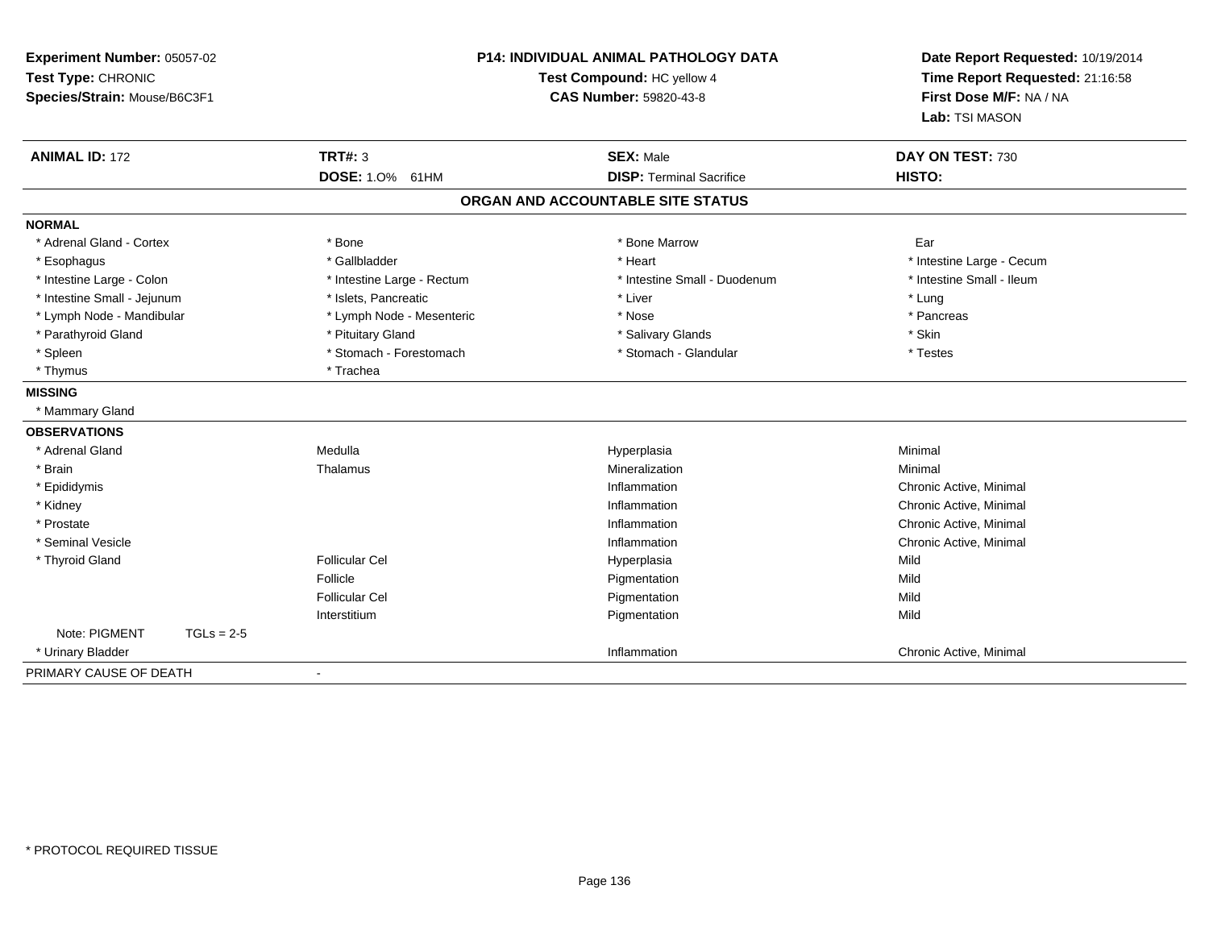**Experiment Number:** 05057-02
**Test Type:** CHRONIC
**Species/Strain:** Mouse/B6C3F1

**P14: INDIVIDUAL ANIMAL PATHOLOGY DATA**
**Test Compound:** HC yellow 4
**CAS Number:** 59820-43-8

**Date Report Requested:** 10/19/2014
**Time Report Requested:** 21:16:58
**First Dose M/F:** NA / NA
**Lab:** TSI MASON

| **ANIMAL ID:** 172 | **TRT#:** 3 | **SEX:** Male | **DAY ON TEST:** 730 |
|---|---|---|---|
| | **DOSE:** 1.0% 61HM | **DISP:** Terminal Sacrifice | **HISTO:** |

**ORGAN AND ACCOUNTABLE SITE STATUS**

**NORMAL**

| | | | |
|---|---|---|---|
| * Adrenal Gland - Cortex | * Bone | * Bone Marrow | Ear |
| * Esophagus | * Gallbladder | * Heart | * Intestine Large - Cecum |
| * Intestine Large - Colon | * Intestine Large - Rectum | * Intestine Small - Duodenum | * Intestine Small - Ileum |
| * Intestine Small - Jejunum | * Islets, Pancreatic | * Liver | * Lung |
| * Lymph Node - Mandibular | * Lymph Node - Mesenteric | * Nose | * Pancreas |
| * Parathyroid Gland | * Pituitary Gland | * Salivary Glands | * Skin |
| * Spleen | * Stomach - Forestomach | * Stomach - Glandular | * Testes |
| * Thymus | * Trachea | | |

**MISSING**

* Mammary Gland

**OBSERVATIONS**

| | | | |
|---|---|---|---|
| * Adrenal Gland | Medulla | Hyperplasia | Minimal |
| * Brain | Thalamus | Mineralization | Minimal |
| * Epididymis | | Inflammation | Chronic Active, Minimal |
| * Kidney | | Inflammation | Chronic Active, Minimal |
| * Prostate | | Inflammation | Chronic Active, Minimal |
| * Seminal Vesicle | | Inflammation | Chronic Active, Minimal |
| * Thyroid Gland | Follicular Cel | Hyperplasia | Mild |
| | Follicle | Pigmentation | Mild |
| | Follicular Cel | Pigmentation | Mild |
| | Interstitium | Pigmentation | Mild |
| Note: PIGMENT TGLs = 2-5 | | | |
| * Urinary Bladder | | Inflammation | Chronic Active, Minimal |

PRIMARY CAUSE OF DEATH -

* PROTOCOL REQUIRED TISSUE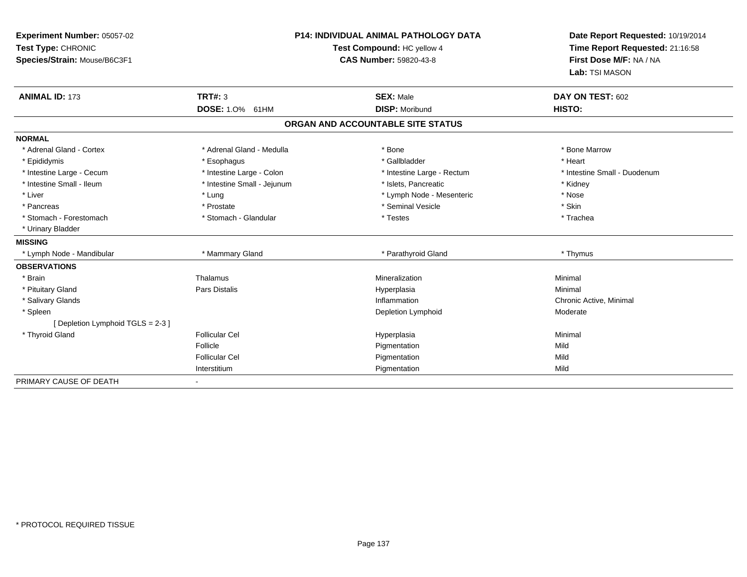**Experiment Number:** 05057-02
**Test Type:** CHRONIC
**Species/Strain:** Mouse/B6C3F1

**P14: INDIVIDUAL ANIMAL PATHOLOGY DATA**
**Test Compound:** HC yellow 4
**CAS Number:** 59820-43-8

**Date Report Requested:** 10/19/2014
**Time Report Requested:** 21:16:58
**First Dose M/F:** NA / NA
**Lab:** TSI MASON

| **ANIMAL ID:** 173 | **TRT#:** 3 | **SEX:** Male | **DAY ON TEST:** 602 |
|---|---|---|---|
| | **DOSE:** 1.0% 61HM | **DISP:** Moribund | **HISTO:** |

**ORGAN AND ACCOUNTABLE SITE STATUS**

| | | | |
|---|---|---|---|
| **NORMAL** | | | |
| * Adrenal Gland - Cortex | * Adrenal Gland - Medulla | * Bone | * Bone Marrow |
| * Epididymis | * Esophagus | * Gallbladder | * Heart |
| * Intestine Large - Cecum | * Intestine Large - Colon | * Intestine Large - Rectum | * Intestine Small - Duodenum |
| * Intestine Small - Ileum | * Intestine Small - Jejunum | * Islets, Pancreatic | * Kidney |
| * Liver | * Lung | * Lymph Node - Mesenteric | * Nose |
| * Pancreas | * Prostate | * Seminal Vesicle | * Skin |
| * Stomach - Forestomach | * Stomach - Glandular | * Testes | * Trachea |
| * Urinary Bladder | | | |
| **MISSING** | | | |
| * Lymph Node - Mandibular | * Mammary Gland | * Parathyroid Gland | * Thymus |
| **OBSERVATIONS** | | | |
| * Brain | Thalamus | Mineralization | Minimal |
| * Pituitary Gland | Pars Distalis | Hyperplasia | Minimal |
| * Salivary Glands | | Inflammation | Chronic Active, Minimal |
| * Spleen | | Depletion Lymphoid | Moderate |
| [ Depletion Lymphoid TGLS = 2-3 ] | | | |
| * Thyroid Gland | Follicular Cel | Hyperplasia | Minimal |
| | Follicle | Pigmentation | Mild |
| | Follicular Cel | Pigmentation | Mild |
| | Interstitium | Pigmentation | Mild |
| PRIMARY CAUSE OF DEATH | - | | |

\* PROTOCOL REQUIRED TISSUE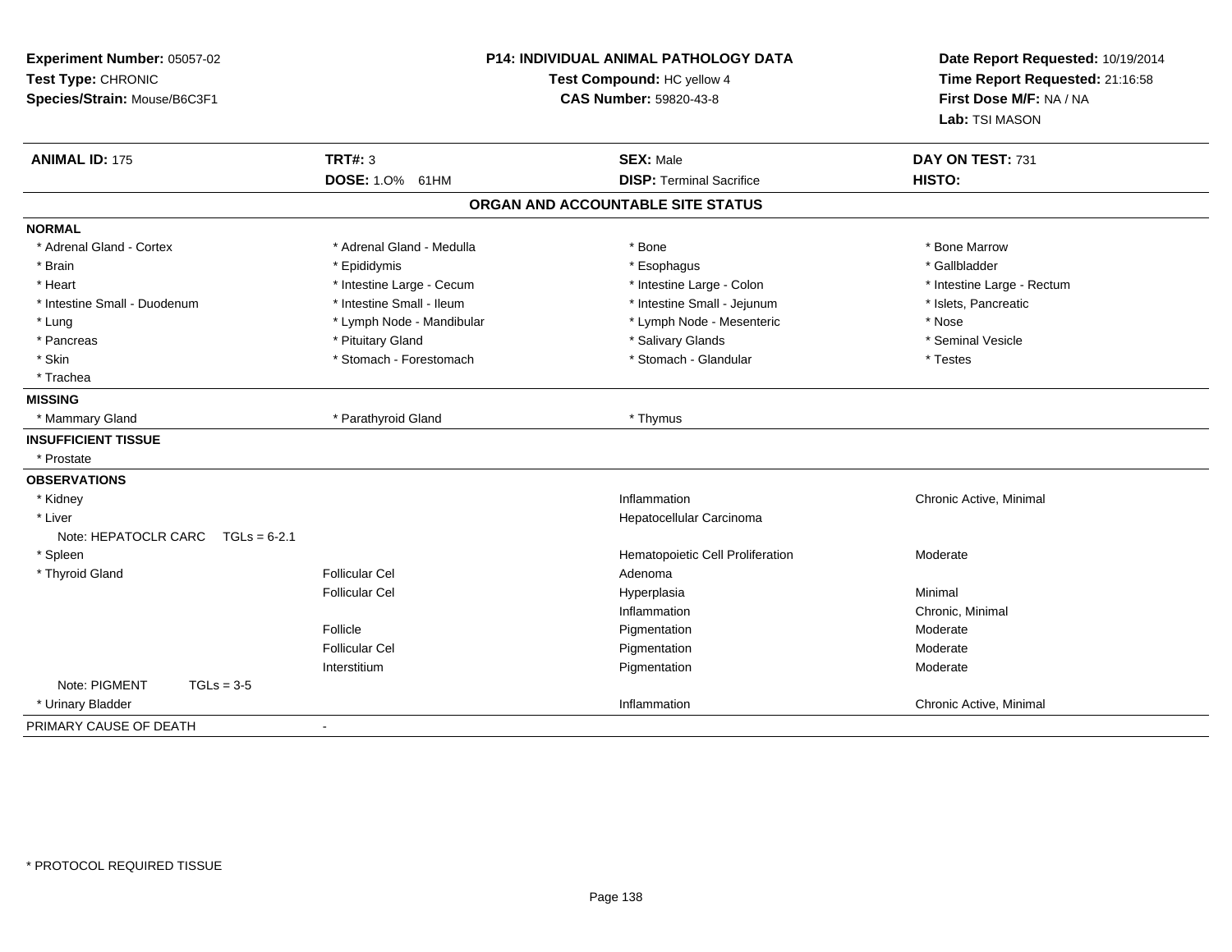**Experiment Number:** 05057-02
**Test Type:** CHRONIC
**Species/Strain:** Mouse/B6C3F1

**P14: INDIVIDUAL ANIMAL PATHOLOGY DATA**
**Test Compound:** HC yellow 4
**CAS Number:** 59820-43-8

**Date Report Requested:** 10/19/2014
**Time Report Requested:** 21:16:58
**First Dose M/F:** NA / NA
**Lab:** TSI MASON

| **ANIMAL ID:** 175 | **TRT#:** 3 | **SEX:** Male | **DAY ON TEST:** 731 |
|---|---|---|---|
| | **DOSE:** 1.0% 61HM | **DISP:** Terminal Sacrifice | **HISTO:** |

## ORGAN AND ACCOUNTABLE SITE STATUS

**NORMAL**

| | | | |
|---|---|---|---|
| * Adrenal Gland - Cortex | * Adrenal Gland - Medulla | * Bone | * Bone Marrow |
| * Brain | * Epididymis | * Esophagus | * Gallbladder |
| * Heart | * Intestine Large - Cecum | * Intestine Large - Colon | * Intestine Large - Rectum |
| * Intestine Small - Duodenum | * Intestine Small - Ileum | * Intestine Small - Jejunum | * Islets, Pancreatic |
| * Lung | * Lymph Node - Mandibular | * Lymph Node - Mesenteric | * Nose |
| * Pancreas | * Pituitary Gland | * Salivary Glands | * Seminal Vesicle |
| * Skin | * Stomach - Forestomach | * Stomach - Glandular | * Testes |
| * Trachea | | | |

**MISSING**

| | | |
|---|---|---|
| * Mammary Gland | * Parathyroid Gland | * Thymus |

**INSUFFICIENT TISSUE**

* Prostate

**OBSERVATIONS**

| Organ | Site | Observation | Severity |
|---|---|---|---|
| * Kidney | | Inflammation | Chronic Active, Minimal |
| * Liver | | Hepatocellular Carcinoma | |
| Note: HEPATOCLR CARC TGLs = 6-2.1 | | | |
| * Spleen | | Hematopoietic Cell Proliferation | Moderate |
| * Thyroid Gland | Follicular Cel | Adenoma | |
| | Follicular Cel | Hyperplasia | Minimal |
| | | Inflammation | Chronic, Minimal |
| | Follicle | Pigmentation | Moderate |
| | Follicular Cel | Pigmentation | Moderate |
| | Interstitium | Pigmentation | Moderate |
| Note: PIGMENT TGLs = 3-5 | | | |
| * Urinary Bladder | | Inflammation | Chronic Active, Minimal |

PRIMARY CAUSE OF DEATH -

* PROTOCOL REQUIRED TISSUE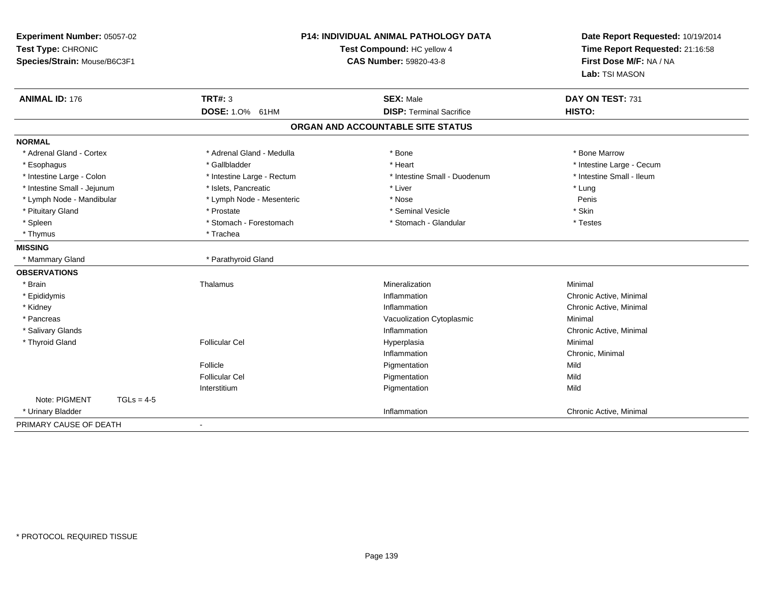**Experiment Number:** 05057-02
**Test Type:** CHRONIC
**Species/Strain:** Mouse/B6C3F1

# P14: INDIVIDUAL ANIMAL PATHOLOGY DATA

**Test Compound:** HC yellow 4
**CAS Number:** 59820-43-8

**Date Report Requested:** 10/19/2014
**Time Report Requested:** 21:16:58
**First Dose M/F:** NA / NA
**Lab:** TSI MASON

| **ANIMAL ID:** 176 | **TRT#:** 3 | **SEX:** Male | **DAY ON TEST:** 731 |
|---|---|---|---|
| | **DOSE:** 1.0% 61HM | **DISP:** Terminal Sacrifice | **HISTO:** |

## ORGAN AND ACCOUNTABLE SITE STATUS

**NORMAL**

| | | | |
|---|---|---|---|
| * Adrenal Gland - Cortex | * Adrenal Gland - Medulla | * Bone | * Bone Marrow |
| * Esophagus | * Gallbladder | * Heart | * Intestine Large - Cecum |
| * Intestine Large - Colon | * Intestine Large - Rectum | * Intestine Small - Duodenum | * Intestine Small - Ileum |
| * Intestine Small - Jejunum | * Islets, Pancreatic | * Liver | * Lung |
| * Lymph Node - Mandibular | * Lymph Node - Mesenteric | * Nose | Penis |
| * Pituitary Gland | * Prostate | * Seminal Vesicle | * Skin |
| * Spleen | * Stomach - Forestomach | * Stomach - Glandular | * Testes |
| * Thymus | * Trachea | | |

**MISSING**

| | |
|---|---|
| * Mammary Gland | * Parathyroid Gland |

**OBSERVATIONS**

| | | | |
|---|---|---|---|
| * Brain | Thalamus | Mineralization | Minimal |
| * Epididymis | | Inflammation | Chronic Active, Minimal |
| * Kidney | | Inflammation | Chronic Active, Minimal |
| * Pancreas | | Vacuolization Cytoplasmic | Minimal |
| * Salivary Glands | | Inflammation | Chronic Active, Minimal |
| * Thyroid Gland | Follicular Cel | Hyperplasia | Minimal |
| | | Inflammation | Chronic, Minimal |
| | Follicle | Pigmentation | Mild |
| | Follicular Cel | Pigmentation | Mild |
| | Interstitium | Pigmentation | Mild |
| Note: PIGMENT TGLs = 4-5 | | | |
| * Urinary Bladder | | Inflammation | Chronic Active, Minimal |

PRIMARY CAUSE OF DEATH -

\* PROTOCOL REQUIRED TISSUE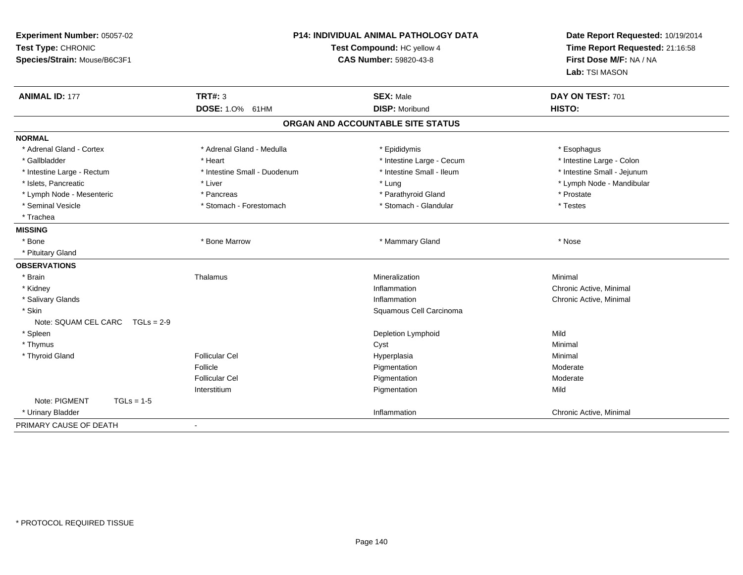**Experiment Number:** 05057-02
**Test Type:** CHRONIC
**Species/Strain:** Mouse/B6C3F1

## P14: INDIVIDUAL ANIMAL PATHOLOGY DATA

**Test Compound:** HC yellow 4
**CAS Number:** 59820-43-8

**Date Report Requested:** 10/19/2014
**Time Report Requested:** 21:16:58
**First Dose M/F:** NA / NA
**Lab:** TSI MASON

| **ANIMAL ID:** 177 | **TRT#:** 3 | **SEX:** Male | **DAY ON TEST:** 701 |
|---|---|---|---|
| | **DOSE:** 1.0% 61HM | **DISP:** Moribund | **HISTO:** |

### ORGAN AND ACCOUNTABLE SITE STATUS

**NORMAL**

| | | | |
|---|---|---|---|
| * Adrenal Gland - Cortex | * Adrenal Gland - Medulla | * Epididymis | * Esophagus |
| * Gallbladder | * Heart | * Intestine Large - Cecum | * Intestine Large - Colon |
| * Intestine Large - Rectum | * Intestine Small - Duodenum | * Intestine Small - Ileum | * Intestine Small - Jejunum |
| * Islets, Pancreatic | * Liver | * Lung | * Lymph Node - Mandibular |
| * Lymph Node - Mesenteric | * Pancreas | * Parathyroid Gland | * Prostate |
| * Seminal Vesicle | * Stomach - Forestomach | * Stomach - Glandular | * Testes |
| * Trachea | | | |

**MISSING**

| | | | |
|---|---|---|---|
| * Bone | * Bone Marrow | * Mammary Gland | * Nose |
| * Pituitary Gland | | | |

**OBSERVATIONS**

| | | | |
|---|---|---|---|
| * Brain | Thalamus | Mineralization | Minimal |
| * Kidney | | Inflammation | Chronic Active, Minimal |
| * Salivary Glands | | Inflammation | Chronic Active, Minimal |
| * Skin | | Squamous Cell Carcinoma | |
| Note: SQUAM CEL CARC TGLs = 2-9 | | | |
| * Spleen | | Depletion Lymphoid | Mild |
| * Thymus | | Cyst | Minimal |
| * Thyroid Gland | Follicular Cel | Hyperplasia | Minimal |
| | Follicle | Pigmentation | Moderate |
| | Follicular Cel | Pigmentation | Moderate |
| | Interstitium | Pigmentation | Mild |
| Note: PIGMENT TGLs = 1-5 | | | |
| * Urinary Bladder | | Inflammation | Chronic Active, Minimal |

PRIMARY CAUSE OF DEATH -

\* PROTOCOL REQUIRED TISSUE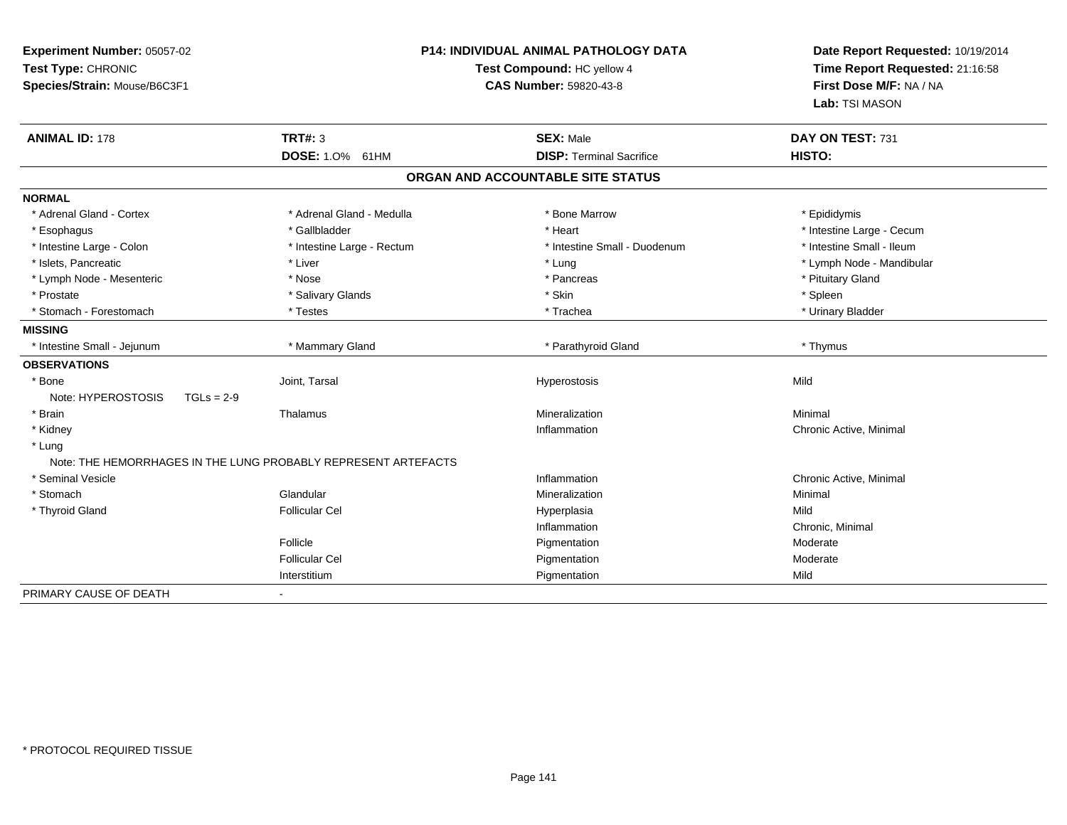**Experiment Number:** 05057-02
**Test Type:** CHRONIC
**Species/Strain:** Mouse/B6C3F1

**P14: INDIVIDUAL ANIMAL PATHOLOGY DATA**
**Test Compound:** HC yellow 4
**CAS Number:** 59820-43-8

**Date Report Requested:** 10/19/2014
**Time Report Requested:** 21:16:58
**First Dose M/F:** NA / NA
**Lab:** TSI MASON

| **ANIMAL ID:** 178 | **TRT#:** 3 | **SEX:** Male | **DAY ON TEST:** 731 |
|---|---|---|---|
| | **DOSE:** 1.0% 61HM | **DISP:** Terminal Sacrifice | **HISTO:** |

**ORGAN AND ACCOUNTABLE SITE STATUS**

| | | | |
|---|---|---|---|
| **NORMAL** | | | |
| * Adrenal Gland - Cortex | * Adrenal Gland - Medulla | * Bone Marrow | * Epididymis |
| * Esophagus | * Gallbladder | * Heart | * Intestine Large - Cecum |
| * Intestine Large - Colon | * Intestine Large - Rectum | * Intestine Small - Duodenum | * Intestine Small - Ileum |
| * Islets, Pancreatic | * Liver | * Lung | * Lymph Node - Mandibular |
| * Lymph Node - Mesenteric | * Nose | * Pancreas | * Pituitary Gland |
| * Prostate | * Salivary Glands | * Skin | * Spleen |
| * Stomach - Forestomach | * Testes | * Trachea | * Urinary Bladder |
| **MISSING** | | | |
| * Intestine Small - Jejunum | * Mammary Gland | * Parathyroid Gland | * Thymus |
| **OBSERVATIONS** | | | |
| * Bone | Joint, Tarsal | Hyperostosis | Mild |
| Note: HYPEROSTOSIS TGLs = 2-9 | | | |
| * Brain | Thalamus | Mineralization | Minimal |
| * Kidney | | Inflammation | Chronic Active, Minimal |
| * Lung | | | |
| Note: THE HEMORRHAGES IN THE LUNG PROBABLY REPRESENT ARTEFACTS | | | |
| * Seminal Vesicle | | Inflammation | Chronic Active, Minimal |
| * Stomach | Glandular | Mineralization | Minimal |
| * Thyroid Gland | Follicular Cel | Hyperplasia | Mild |
| | | Inflammation | Chronic, Minimal |
| | Follicle | Pigmentation | Moderate |
| | Follicular Cel | Pigmentation | Moderate |
| | Interstitium | Pigmentation | Mild |
| PRIMARY CAUSE OF DEATH | - | | |

* PROTOCOL REQUIRED TISSUE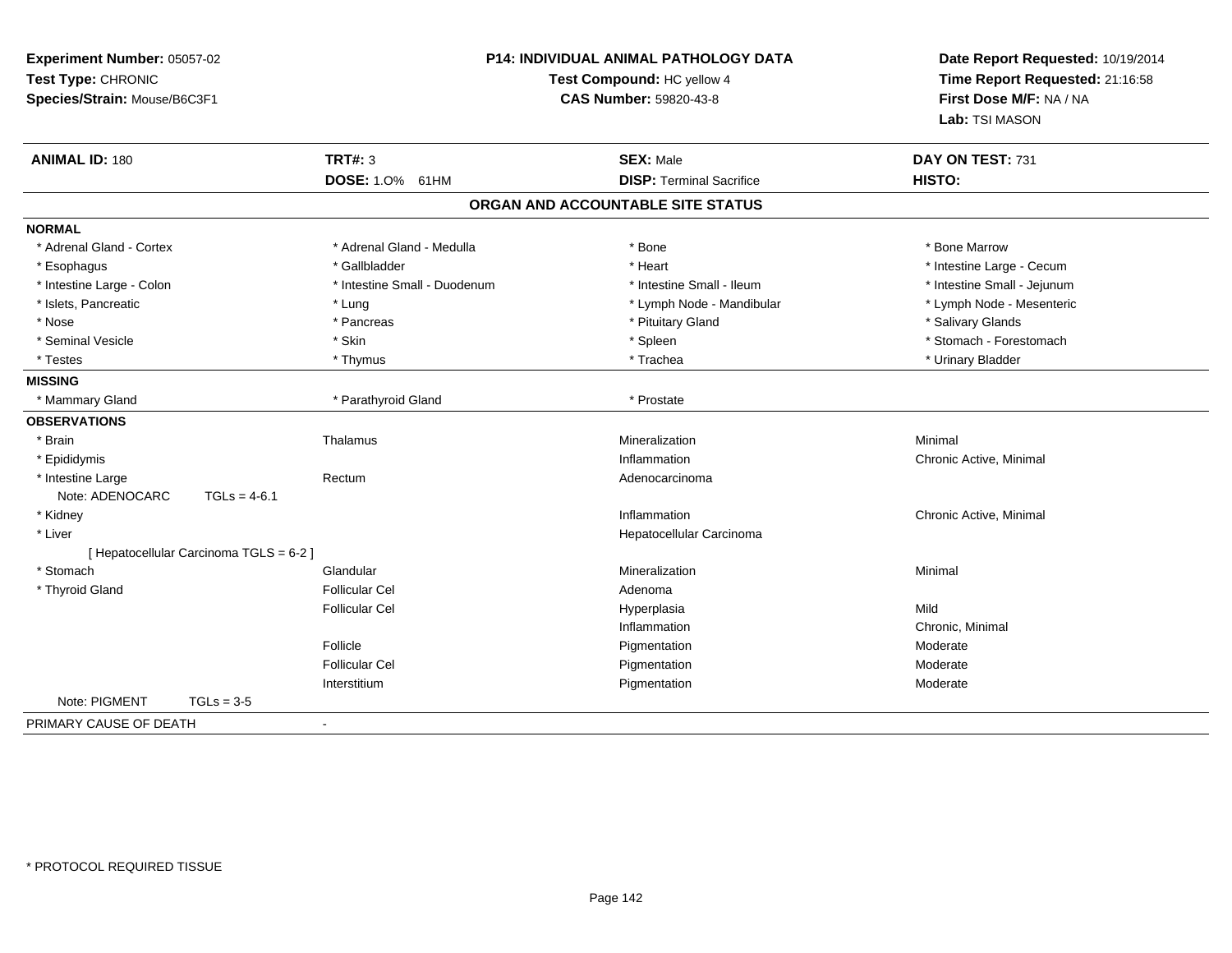**Experiment Number:** 05057-02
**Test Type:** CHRONIC
**Species/Strain:** Mouse/B6C3F1

**P14: INDIVIDUAL ANIMAL PATHOLOGY DATA**
**Test Compound:** HC yellow 4
**CAS Number:** 59820-43-8

**Date Report Requested:** 10/19/2014
**Time Report Requested:** 21:16:58
**First Dose M/F:** NA / NA
**Lab:** TSI MASON

| **ANIMAL ID:** 180 | **TRT#:** 3 | **SEX:** Male | **DAY ON TEST:** 731 |
|---|---|---|---|
| | **DOSE:** 1.0% 61HM | **DISP:** Terminal Sacrifice | **HISTO:** |

## ORGAN AND ACCOUNTABLE SITE STATUS

**NORMAL**

| | | | |
|---|---|---|---|
| * Adrenal Gland - Cortex | * Adrenal Gland - Medulla | * Bone | * Bone Marrow |
| * Esophagus | * Gallbladder | * Heart | * Intestine Large - Cecum |
| * Intestine Large - Colon | * Intestine Small - Duodenum | * Intestine Small - Ileum | * Intestine Small - Jejunum |
| * Islets, Pancreatic | * Lung | * Lymph Node - Mandibular | * Lymph Node - Mesenteric |
| * Nose | * Pancreas | * Pituitary Gland | * Salivary Glands |
| * Seminal Vesicle | * Skin | * Spleen | * Stomach - Forestomach |
| * Testes | * Thymus | * Trachea | * Urinary Bladder |

**MISSING**

| | | |
|---|---|---|
| * Mammary Gland | * Parathyroid Gland | * Prostate |

**OBSERVATIONS**

| | | | |
|---|---|---|---|
| * Brain | Thalamus | Mineralization | Minimal |
| * Epididymis | | Inflammation | Chronic Active, Minimal |
| * Intestine Large | Rectum | Adenocarcinoma | |
| Note: ADENOCARC TGLs = 4-6.1 | | | |
| * Kidney | | Inflammation | Chronic Active, Minimal |
| * Liver | | Hepatocellular Carcinoma | |
| [ Hepatocellular Carcinoma TGLS = 6-2 ] | | | |
| * Stomach | Glandular | Mineralization | Minimal |
| * Thyroid Gland | Follicular Cel | Adenoma | |
| | Follicular Cel | Hyperplasia | Mild |
| | | Inflammation | Chronic, Minimal |
| | Follicle | Pigmentation | Moderate |
| | Follicular Cel | Pigmentation | Moderate |
| | Interstitium | Pigmentation | Moderate |
| Note: PIGMENT TGLs = 3-5 | | | |

PRIMARY CAUSE OF DEATH -

* PROTOCOL REQUIRED TISSUE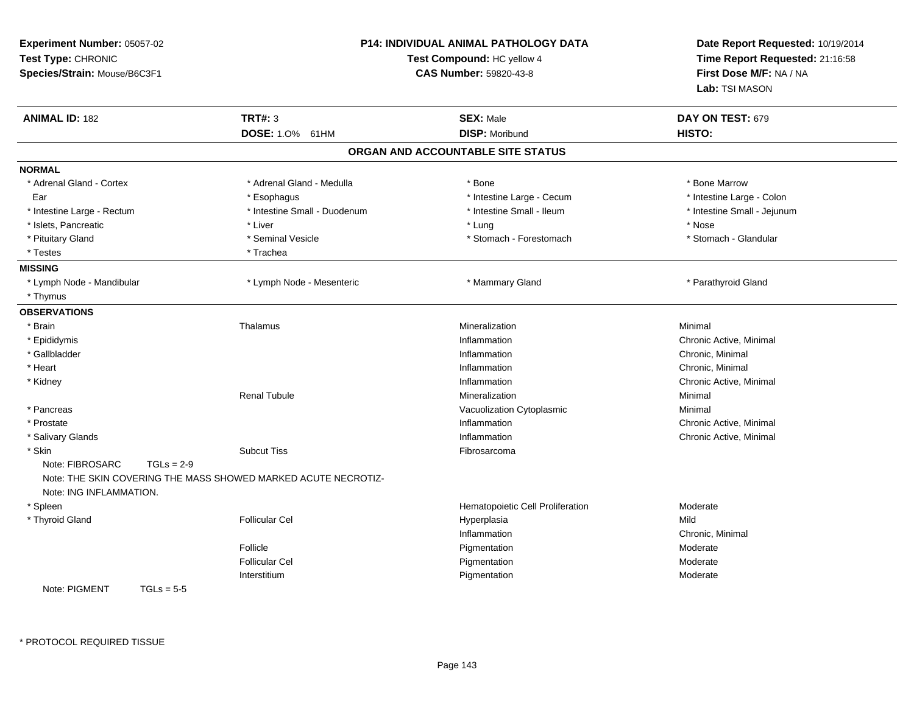**Experiment Number:** 05057-02
**Test Type:** CHRONIC
**Species/Strain:** Mouse/B6C3F1

**P14: INDIVIDUAL ANIMAL PATHOLOGY DATA**
**Test Compound:** HC yellow 4
**CAS Number:** 59820-43-8

**Date Report Requested:** 10/19/2014
**Time Report Requested:** 21:16:58
**First Dose M/F:** NA / NA
**Lab:** TSI MASON

| **ANIMAL ID:** 182 | **TRT#:** 3 | **SEX:** Male | **DAY ON TEST:** 679 |
|---|---|---|---|
| | **DOSE:** 1.0% 61HM | **DISP:** Moribund | **HISTO:** |

## ORGAN AND ACCOUNTABLE SITE STATUS

**NORMAL**

| | | | |
|---|---|---|---|
| * Adrenal Gland - Cortex | * Adrenal Gland - Medulla | * Bone | * Bone Marrow |
| Ear | * Esophagus | * Intestine Large - Cecum | * Intestine Large - Colon |
| * Intestine Large - Rectum | * Intestine Small - Duodenum | * Intestine Small - Ileum | * Intestine Small - Jejunum |
| * Islets, Pancreatic | * Liver | * Lung | * Nose |
| * Pituitary Gland | * Seminal Vesicle | * Stomach - Forestomach | * Stomach - Glandular |
| * Testes | * Trachea | | |

**MISSING**

| | | | |
|---|---|---|---|
| * Lymph Node - Mandibular | * Lymph Node - Mesenteric | * Mammary Gland | * Parathyroid Gland |
| * Thymus | | | |

**OBSERVATIONS**

| | | | |
|---|---|---|---|
| * Brain | Thalamus | Mineralization | Minimal |
| * Epididymis | | Inflammation | Chronic Active, Minimal |
| * Gallbladder | | Inflammation | Chronic, Minimal |
| * Heart | | Inflammation | Chronic, Minimal |
| * Kidney | | Inflammation | Chronic Active, Minimal |
| | Renal Tubule | Mineralization | Minimal |
| * Pancreas | | Vacuolization Cytoplasmic | Minimal |
| * Prostate | | Inflammation | Chronic Active, Minimal |
| * Salivary Glands | | Inflammation | Chronic Active, Minimal |
| * Skin | Subcut Tiss | Fibrosarcoma | |

Note: FIBROSARC TGLs = 2-9
Note: THE SKIN COVERING THE MASS SHOWED MARKED ACUTE NECROTIZ-
Note: ING INFLAMMATION.

| | | | |
|---|---|---|---|
| * Spleen | | Hematopoietic Cell Proliferation | Moderate |
| * Thyroid Gland | Follicular Cel | Hyperplasia | Mild |
| | | Inflammation | Chronic, Minimal |
| | Follicle | Pigmentation | Moderate |
| | Follicular Cel | Pigmentation | Moderate |
| | Interstitium | Pigmentation | Moderate |

Note: PIGMENT TGLs = 5-5

\* PROTOCOL REQUIRED TISSUE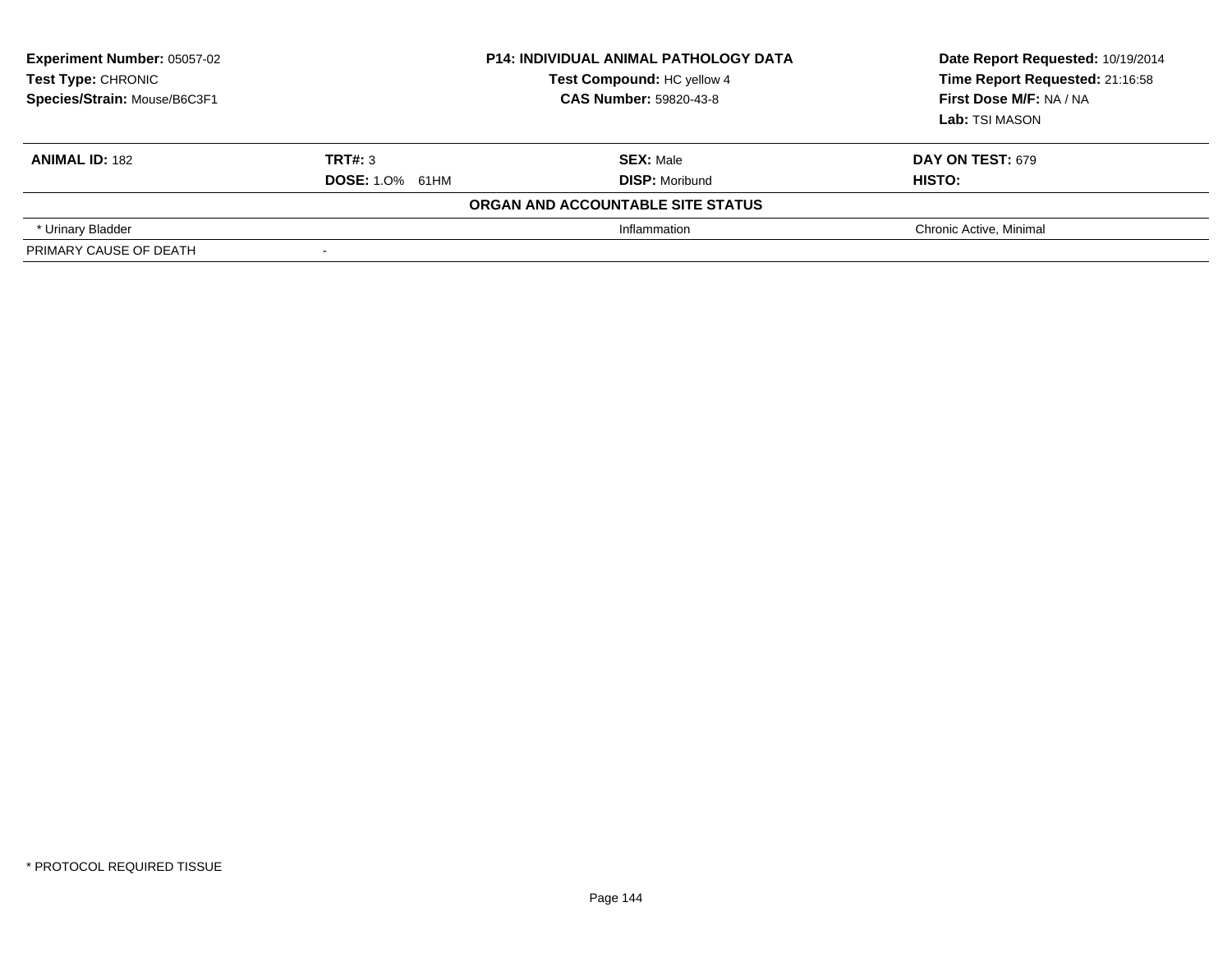| **Experiment Number:** 05057-02 | **P14: INDIVIDUAL ANIMAL PATHOLOGY DATA** | **Date Report Requested:** 10/19/2014 |
|---|---|---|
| **Test Type:** CHRONIC | **Test Compound:** HC yellow 4 | **Time Report Requested:** 21:16:58 |
| **Species/Strain:** Mouse/B6C3F1 | **CAS Number:** 59820-43-8 | **First Dose M/F:** NA / NA |
| | | **Lab:** TSI MASON |

| **ANIMAL ID:** 182 | **TRT#:** 3 | **SEX:** Male | **DAY ON TEST:** 679 |
|---|---|---|---|
| | **DOSE:** 1.0% 61HM | **DISP:** Moribund | **HISTO:** |
| | | **ORGAN AND ACCOUNTABLE SITE STATUS** | |
| * Urinary Bladder | | Inflammation | Chronic Active, Minimal |
| PRIMARY CAUSE OF DEATH | - | | |

* PROTOCOL REQUIRED TISSUE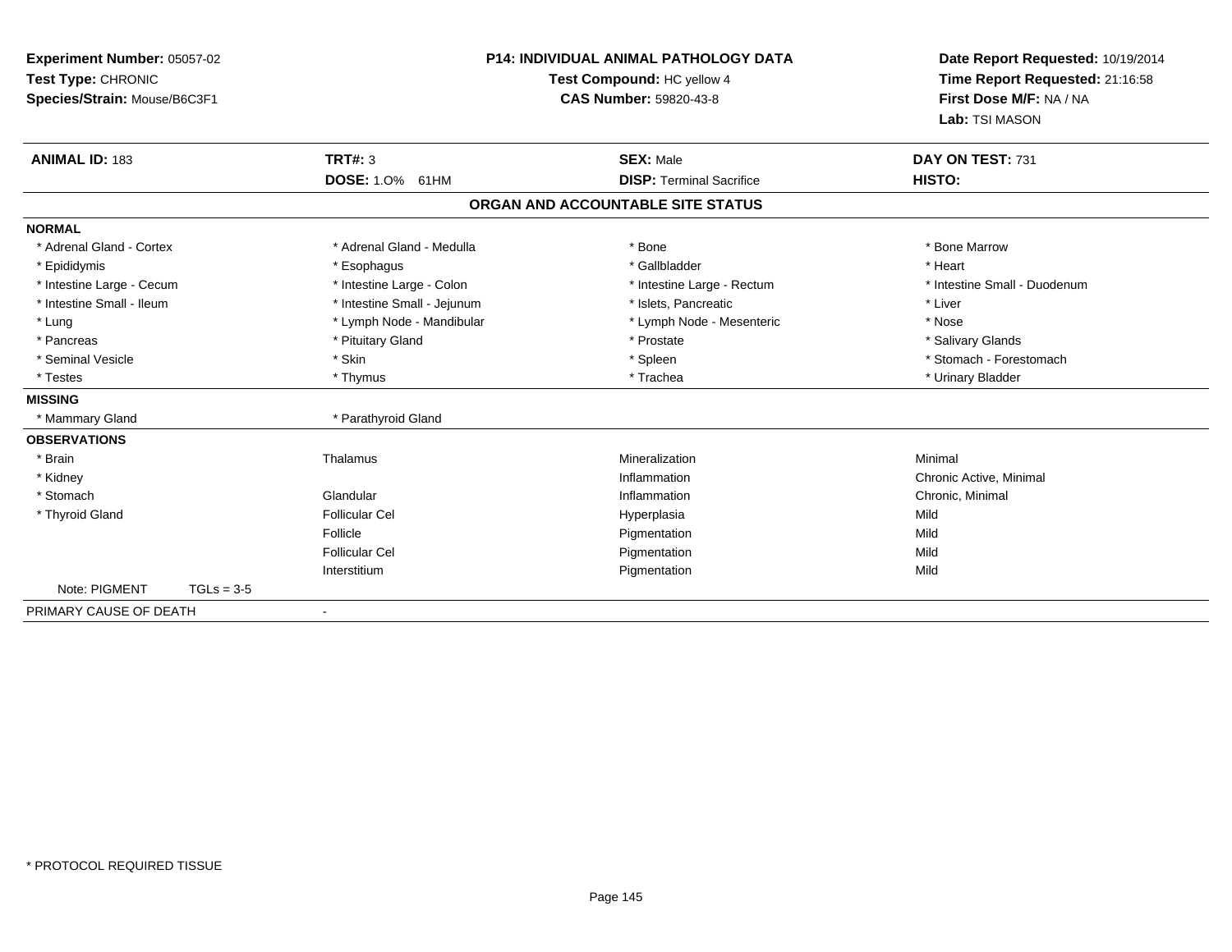**Experiment Number:** 05057-02
**Test Type:** CHRONIC
**Species/Strain:** Mouse/B6C3F1

**P14: INDIVIDUAL ANIMAL PATHOLOGY DATA**
**Test Compound:** HC yellow 4
**CAS Number:** 59820-43-8

**Date Report Requested:** 10/19/2014
**Time Report Requested:** 21:16:58
**First Dose M/F:** NA / NA
**Lab:** TSI MASON

| **ANIMAL ID:** 183 | **TRT#:** 3 | **SEX:** Male | **DAY ON TEST:** 731 |
|---|---|---|---|
| | **DOSE:** 1.0% 61HM | **DISP:** Terminal Sacrifice | **HISTO:** |

## ORGAN AND ACCOUNTABLE SITE STATUS

| | | | |
|---|---|---|---|
| **NORMAL** | | | |
| * Adrenal Gland - Cortex | * Adrenal Gland - Medulla | * Bone | * Bone Marrow |
| * Epididymis | * Esophagus | * Gallbladder | * Heart |
| * Intestine Large - Cecum | * Intestine Large - Colon | * Intestine Large - Rectum | * Intestine Small - Duodenum |
| * Intestine Small - Ileum | * Intestine Small - Jejunum | * Islets, Pancreatic | * Liver |
| * Lung | * Lymph Node - Mandibular | * Lymph Node - Mesenteric | * Nose |
| * Pancreas | * Pituitary Gland | * Prostate | * Salivary Glands |
| * Seminal Vesicle | * Skin | * Spleen | * Stomach - Forestomach |
| * Testes | * Thymus | * Trachea | * Urinary Bladder |
| **MISSING** | | | |
| * Mammary Gland | * Parathyroid Gland | | |
| **OBSERVATIONS** | | | |
| * Brain | Thalamus | Mineralization | Minimal |
| * Kidney | | Inflammation | Chronic Active, Minimal |
| * Stomach | Glandular | Inflammation | Chronic, Minimal |
| * Thyroid Gland | Follicular Cel | Hyperplasia | Mild |
| | Follicle | Pigmentation | Mild |
| | Follicular Cel | Pigmentation | Mild |
| | Interstitium | Pigmentation | Mild |
| Note: PIGMENT TGLs = 3-5 | | | |
| PRIMARY CAUSE OF DEATH | - | | |

* PROTOCOL REQUIRED TISSUE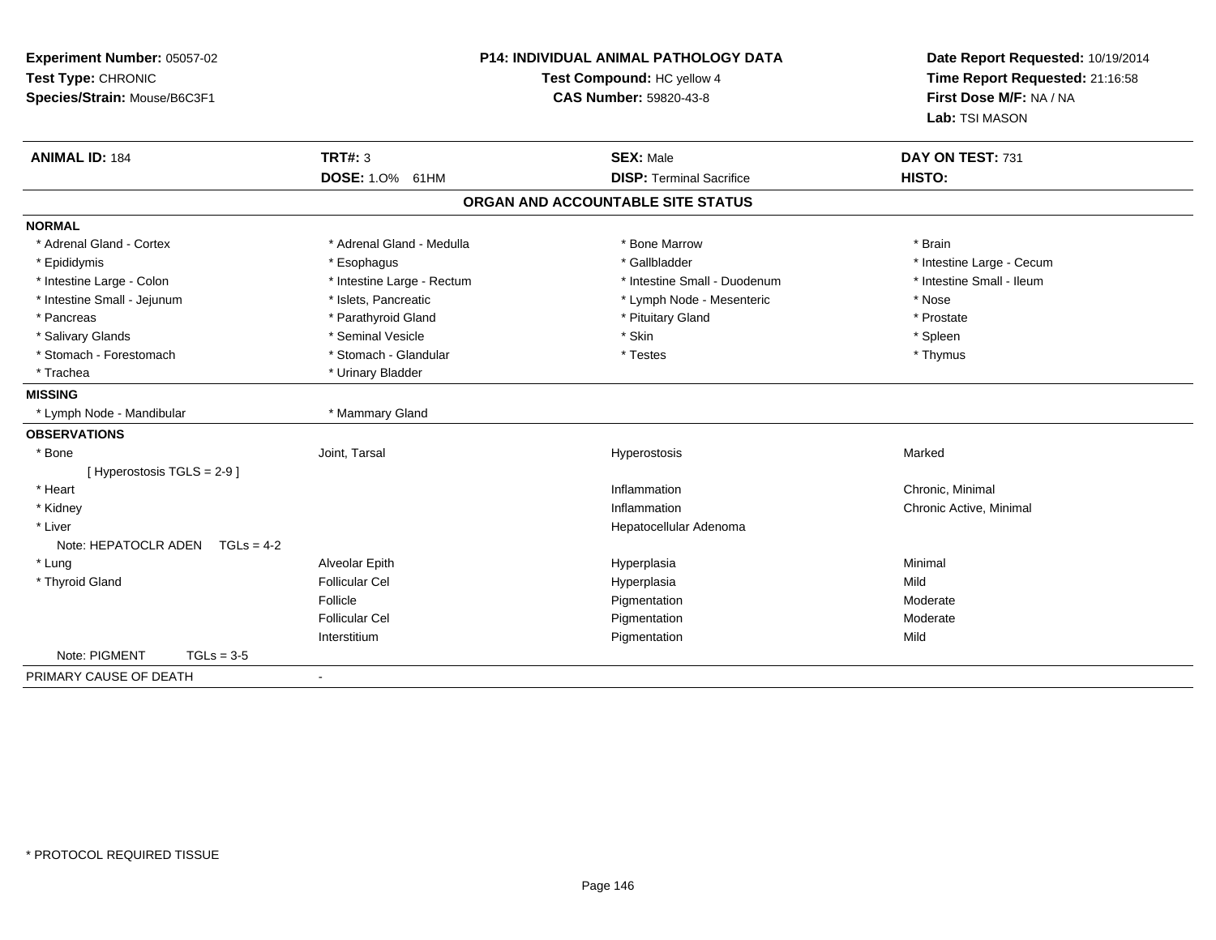**Experiment Number:** 05057-02
**Test Type:** CHRONIC
**Species/Strain:** Mouse/B6C3F1

**P14: INDIVIDUAL ANIMAL PATHOLOGY DATA**
**Test Compound:** HC yellow 4
**CAS Number:** 59820-43-8

**Date Report Requested:** 10/19/2014
**Time Report Requested:** 21:16:58
**First Dose M/F:** NA / NA
**Lab:** TSI MASON

| **ANIMAL ID:** 184 | **TRT#:** 3 | **SEX:** Male | **DAY ON TEST:** 731 |
|---|---|---|---|
| | **DOSE:** 1.0% 61HM | **DISP:** Terminal Sacrifice | **HISTO:** |

## ORGAN AND ACCOUNTABLE SITE STATUS

**NORMAL**

| | | | |
|---|---|---|---|
| * Adrenal Gland - Cortex | * Adrenal Gland - Medulla | * Bone Marrow | * Brain |
| * Epididymis | * Esophagus | * Gallbladder | * Intestine Large - Cecum |
| * Intestine Large - Colon | * Intestine Large - Rectum | * Intestine Small - Duodenum | * Intestine Small - Ileum |
| * Intestine Small - Jejunum | * Islets, Pancreatic | * Lymph Node - Mesenteric | * Nose |
| * Pancreas | * Parathyroid Gland | * Pituitary Gland | * Prostate |
| * Salivary Glands | * Seminal Vesicle | * Skin | * Spleen |
| * Stomach - Forestomach | * Stomach - Glandular | * Testes | * Thymus |
| * Trachea | * Urinary Bladder | | |

**MISSING**

| | |
|---|---|
| * Lymph Node - Mandibular | * Mammary Gland |

**OBSERVATIONS**

| | | | |
|---|---|---|---|
| * Bone | Joint, Tarsal | Hyperostosis | Marked |
| [ Hyperostosis TGLS = 2-9 ] | | | |
| * Heart | | Inflammation | Chronic, Minimal |
| * Kidney | | Inflammation | Chronic Active, Minimal |
| * Liver | | Hepatocellular Adenoma | |
| Note: HEPATOCLR ADEN TGLs = 4-2 | | | |
| * Lung | Alveolar Epith | Hyperplasia | Minimal |
| * Thyroid Gland | Follicular Cel | Hyperplasia | Mild |
| | Follicle | Pigmentation | Moderate |
| | Follicular Cel | Pigmentation | Moderate |
| | Interstitium | Pigmentation | Mild |
| Note: PIGMENT TGLs = 3-5 | | | |

PRIMARY CAUSE OF DEATH -

* PROTOCOL REQUIRED TISSUE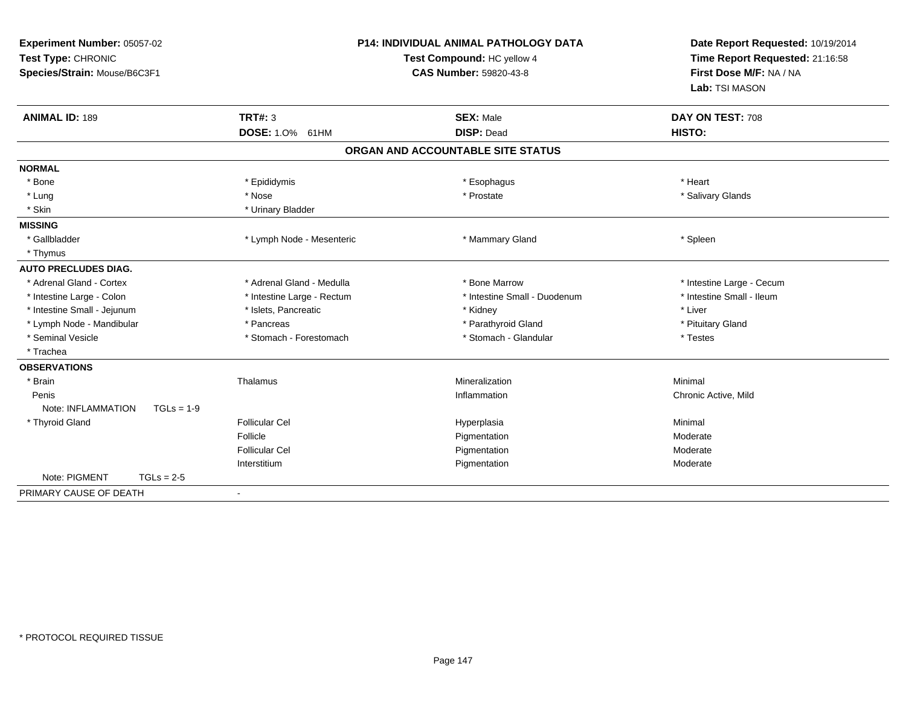**Experiment Number:** 05057-02
**Test Type:** CHRONIC
**Species/Strain:** Mouse/B6C3F1

**P14: INDIVIDUAL ANIMAL PATHOLOGY DATA**
**Test Compound:** HC yellow 4
**CAS Number:** 59820-43-8

**Date Report Requested:** 10/19/2014
**Time Report Requested:** 21:16:58
**First Dose M/F:** NA / NA
**Lab:** TSI MASON

| **ANIMAL ID:** 189 | **TRT#:** 3 | **SEX:** Male | **DAY ON TEST:** 708 |
|---|---|---|---|
| | **DOSE:** 1.0% 61HM | **DISP:** Dead | **HISTO:** |

**ORGAN AND ACCOUNTABLE SITE STATUS**

| | | | |
|---|---|---|---|
| **NORMAL** | | | |
| * Bone | * Epididymis | * Esophagus | * Heart |
| * Lung | * Nose | * Prostate | * Salivary Glands |
| * Skin | * Urinary Bladder | | |
| **MISSING** | | | |
| * Gallbladder | * Lymph Node - Mesenteric | * Mammary Gland | * Spleen |
| * Thymus | | | |
| **AUTO PRECLUDES DIAG.** | | | |
| * Adrenal Gland - Cortex | * Adrenal Gland - Medulla | * Bone Marrow | * Intestine Large - Cecum |
| * Intestine Large - Colon | * Intestine Large - Rectum | * Intestine Small - Duodenum | * Intestine Small - Ileum |
| * Intestine Small - Jejunum | * Islets, Pancreatic | * Kidney | * Liver |
| * Lymph Node - Mandibular | * Pancreas | * Parathyroid Gland | * Pituitary Gland |
| * Seminal Vesicle | * Stomach - Forestomach | * Stomach - Glandular | * Testes |
| * Trachea | | | |
| **OBSERVATIONS** | | | |
| * Brain | Thalamus | Mineralization | Minimal |
| Penis | | Inflammation | Chronic Active, Mild |
| Note: INFLAMMATION TGLs = 1-9 | | | |
| * Thyroid Gland | Follicular Cel | Hyperplasia | Minimal |
| | Follicle | Pigmentation | Moderate |
| | Follicular Cel | Pigmentation | Moderate |
| | Interstitium | Pigmentation | Moderate |
| Note: PIGMENT TGLs = 2-5 | | | |
| PRIMARY CAUSE OF DEATH | - | | |

* PROTOCOL REQUIRED TISSUE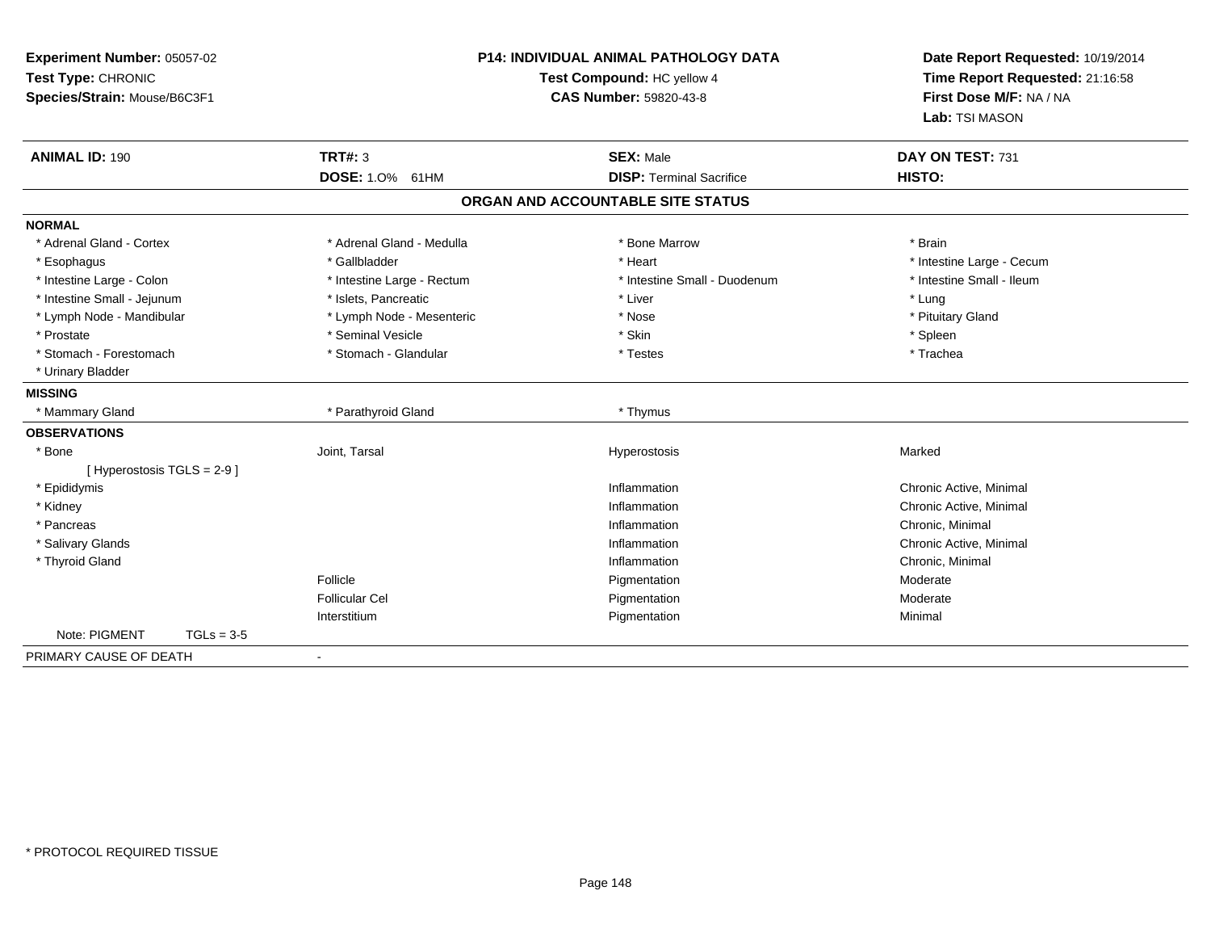**Experiment Number:** 05057-02
**Test Type:** CHRONIC
**Species/Strain:** Mouse/B6C3F1

**P14: INDIVIDUAL ANIMAL PATHOLOGY DATA**
**Test Compound:** HC yellow 4
**CAS Number:** 59820-43-8

**Date Report Requested:** 10/19/2014
**Time Report Requested:** 21:16:58
**First Dose M/F:** NA / NA
**Lab:** TSI MASON

| **ANIMAL ID:** 190 | **TRT#:** 3 | **SEX:** Male | **DAY ON TEST:** 731 |
|---|---|---|---|
| | **DOSE:** 1.0% 61HM | **DISP:** Terminal Sacrifice | **HISTO:** |

## ORGAN AND ACCOUNTABLE SITE STATUS

**NORMAL**

| | | | |
|---|---|---|---|
| * Adrenal Gland - Cortex | * Adrenal Gland - Medulla | * Bone Marrow | * Brain |
| * Esophagus | * Gallbladder | * Heart | * Intestine Large - Cecum |
| * Intestine Large - Colon | * Intestine Large - Rectum | * Intestine Small - Duodenum | * Intestine Small - Ileum |
| * Intestine Small - Jejunum | * Islets, Pancreatic | * Liver | * Lung |
| * Lymph Node - Mandibular | * Lymph Node - Mesenteric | * Nose | * Pituitary Gland |
| * Prostate | * Seminal Vesicle | * Skin | * Spleen |
| * Stomach - Forestomach | * Stomach - Glandular | * Testes | * Trachea |
| * Urinary Bladder | | | |

**MISSING**

| | | |
|---|---|---|
| * Mammary Gland | * Parathyroid Gland | * Thymus |

**OBSERVATIONS**

| | | | |
|---|---|---|---|
| * Bone | Joint, Tarsal | Hyperostosis | Marked |
| [ Hyperostosis TGLS = 2-9 ] | | | |
| * Epididymis | | Inflammation | Chronic Active, Minimal |
| * Kidney | | Inflammation | Chronic Active, Minimal |
| * Pancreas | | Inflammation | Chronic, Minimal |
| * Salivary Glands | | Inflammation | Chronic Active, Minimal |
| * Thyroid Gland | | Inflammation | Chronic, Minimal |
| | Follicle | Pigmentation | Moderate |
| | Follicular Cel | Pigmentation | Moderate |
| | Interstitium | Pigmentation | Minimal |
| Note: PIGMENT TGLs = 3-5 | | | |

PRIMARY CAUSE OF DEATH -

* PROTOCOL REQUIRED TISSUE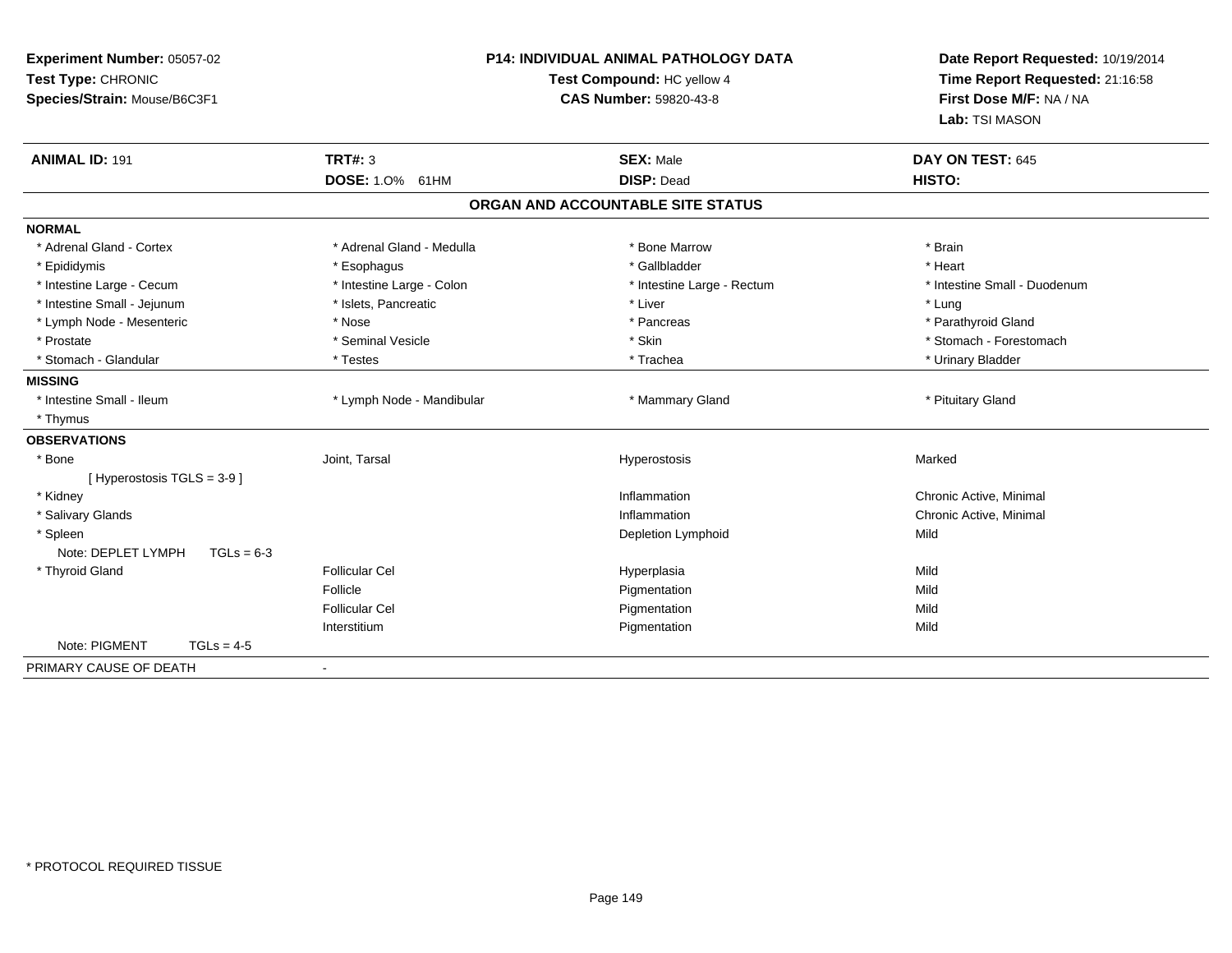**Experiment Number:** 05057-02
**Test Type:** CHRONIC
**Species/Strain:** Mouse/B6C3F1

**P14: INDIVIDUAL ANIMAL PATHOLOGY DATA**
**Test Compound:** HC yellow 4
**CAS Number:** 59820-43-8

**Date Report Requested:** 10/19/2014
**Time Report Requested:** 21:16:58
**First Dose M/F:** NA / NA
**Lab:** TSI MASON

| **ANIMAL ID:** 191 | **TRT#:** 3 | **SEX:** Male | **DAY ON TEST:** 645 |
|---|---|---|---|
| | **DOSE:** 1.0% 61HM | **DISP:** Dead | **HISTO:** |

## ORGAN AND ACCOUNTABLE SITE STATUS

**NORMAL**

| | | | |
|---|---|---|---|
| * Adrenal Gland - Cortex | * Adrenal Gland - Medulla | * Bone Marrow | * Brain |
| * Epididymis | * Esophagus | * Gallbladder | * Heart |
| * Intestine Large - Cecum | * Intestine Large - Colon | * Intestine Large - Rectum | * Intestine Small - Duodenum |
| * Intestine Small - Jejunum | * Islets, Pancreatic | * Liver | * Lung |
| * Lymph Node - Mesenteric | * Nose | * Pancreas | * Parathyroid Gland |
| * Prostate | * Seminal Vesicle | * Skin | * Stomach - Forestomach |
| * Stomach - Glandular | * Testes | * Trachea | * Urinary Bladder |

**MISSING**

| | | | |
|---|---|---|---|
| * Intestine Small - Ileum | * Lymph Node - Mandibular | * Mammary Gland | * Pituitary Gland |
| * Thymus | | | |

**OBSERVATIONS**

| | | | |
|---|---|---|---|
| * Bone | Joint, Tarsal | Hyperostosis | Marked |
| [ Hyperostosis TGLS = 3-9 ] | | | |
| * Kidney | | Inflammation | Chronic Active, Minimal |
| * Salivary Glands | | Inflammation | Chronic Active, Minimal |
| * Spleen | | Depletion Lymphoid | Mild |
| Note: DEPLET LYMPH TGLs = 6-3 | | | |
| * Thyroid Gland | Follicular Cel | Hyperplasia | Mild |
| | Follicle | Pigmentation | Mild |
| | Follicular Cel | Pigmentation | Mild |
| | Interstitium | Pigmentation | Mild |
| Note: PIGMENT TGLs = 4-5 | | | |

PRIMARY CAUSE OF DEATH -

* PROTOCOL REQUIRED TISSUE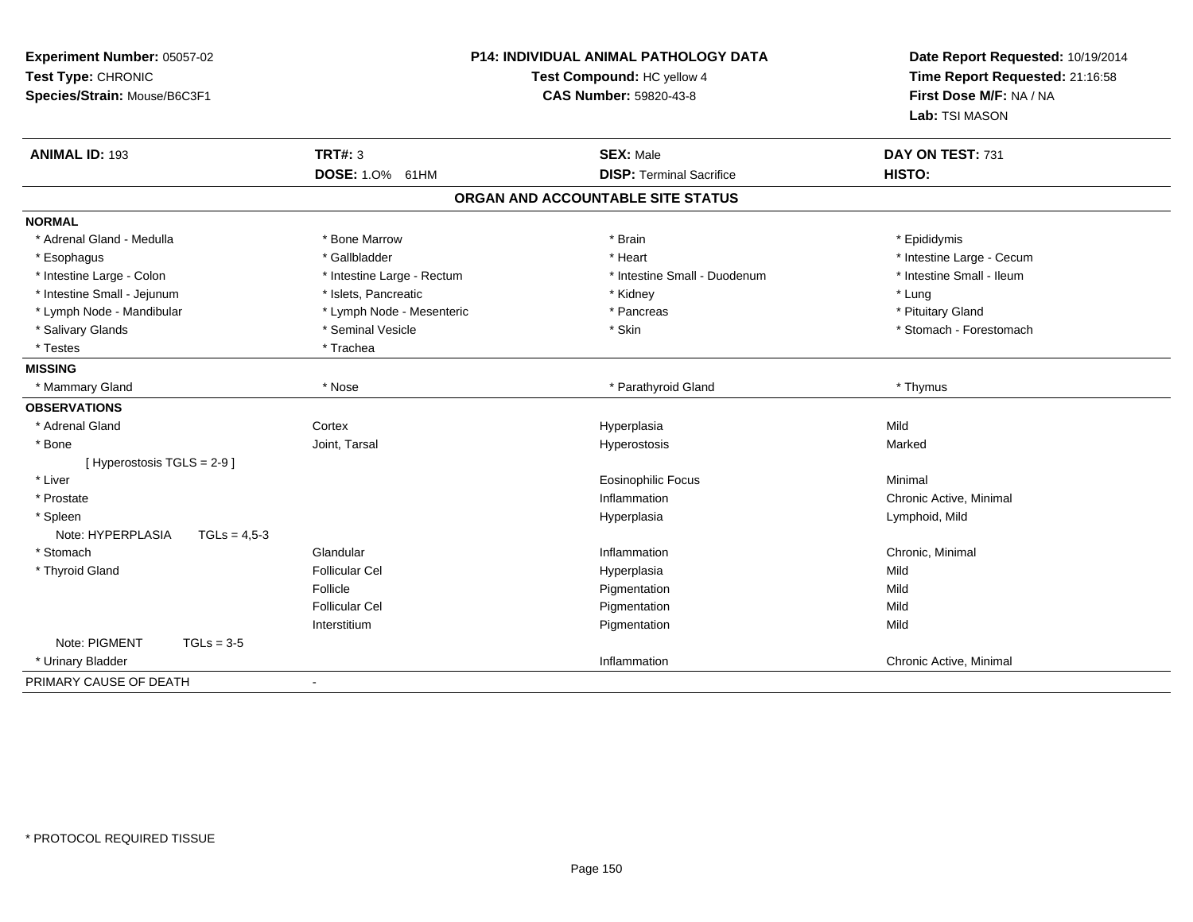**Experiment Number:** 05057-02
**Test Type:** CHRONIC
**Species/Strain:** Mouse/B6C3F1

**P14: INDIVIDUAL ANIMAL PATHOLOGY DATA**
**Test Compound:** HC yellow 4
**CAS Number:** 59820-43-8

**Date Report Requested:** 10/19/2014
**Time Report Requested:** 21:16:58
**First Dose M/F:** NA / NA
**Lab:** TSI MASON

| **ANIMAL ID:** 193 | **TRT#:** 3 | **SEX:** Male | **DAY ON TEST:** 731 |
|---|---|---|---|
| | **DOSE:** 1.0% 61HM | **DISP:** Terminal Sacrifice | **HISTO:** |

**ORGAN AND ACCOUNTABLE SITE STATUS**

**NORMAL**

| | | | |
|---|---|---|---|
| * Adrenal Gland - Medulla | * Bone Marrow | * Brain | * Epididymis |
| * Esophagus | * Gallbladder | * Heart | * Intestine Large - Cecum |
| * Intestine Large - Colon | * Intestine Large - Rectum | * Intestine Small - Duodenum | * Intestine Small - Ileum |
| * Intestine Small - Jejunum | * Islets, Pancreatic | * Kidney | * Lung |
| * Lymph Node - Mandibular | * Lymph Node - Mesenteric | * Pancreas | * Pituitary Gland |
| * Salivary Glands | * Seminal Vesicle | * Skin | * Stomach - Forestomach |
| * Testes | * Trachea | | |

**MISSING**

| | | | |
|---|---|---|---|
| * Mammary Gland | * Nose | * Parathyroid Gland | * Thymus |

**OBSERVATIONS**

| | | | |
|---|---|---|---|
| * Adrenal Gland | Cortex | Hyperplasia | Mild |
| * Bone | Joint, Tarsal | Hyperostosis | Marked |
| [ Hyperostosis TGLS = 2-9 ] | | | |
| * Liver | | Eosinophilic Focus | Minimal |
| * Prostate | | Inflammation | Chronic Active, Minimal |
| * Spleen | | Hyperplasia | Lymphoid, Mild |
| Note: HYPERPLASIA TGLs = 4,5-3 | | | |
| * Stomach | Glandular | Inflammation | Chronic, Minimal |
| * Thyroid Gland | Follicular Cel | Hyperplasia | Mild |
| | Follicle | Pigmentation | Mild |
| | Follicular Cel | Pigmentation | Mild |
| | Interstitium | Pigmentation | Mild |
| Note: PIGMENT TGLs = 3-5 | | | |
| * Urinary Bladder | | Inflammation | Chronic Active, Minimal |

PRIMARY CAUSE OF DEATH -

* PROTOCOL REQUIRED TISSUE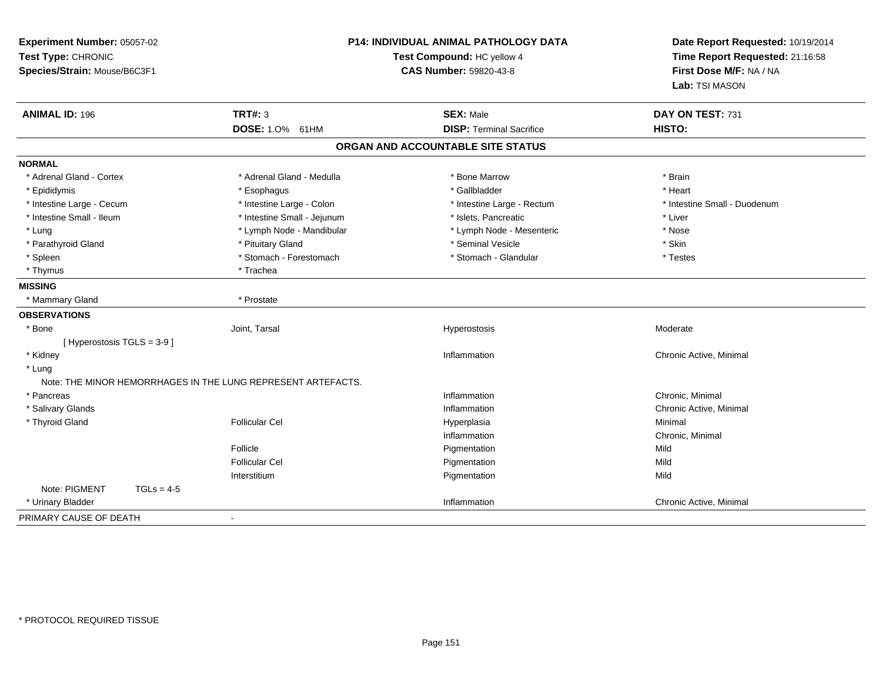**Experiment Number:** 05057-02
**Test Type:** CHRONIC
**Species/Strain:** Mouse/B6C3F1

**P14: INDIVIDUAL ANIMAL PATHOLOGY DATA**
**Test Compound:** HC yellow 4
**CAS Number:** 59820-43-8

**Date Report Requested:** 10/19/2014
**Time Report Requested:** 21:16:58
**First Dose M/F:** NA / NA
**Lab:** TSI MASON

| **ANIMAL ID:** 196 | **TRT#:** 3 | **SEX:** Male | **DAY ON TEST:** 731 |
|---|---|---|---|
| | **DOSE:** 1.0% 61HM | **DISP:** Terminal Sacrifice | **HISTO:** |

## ORGAN AND ACCOUNTABLE SITE STATUS

**NORMAL**

| | | | |
|---|---|---|---|
| * Adrenal Gland - Cortex | * Adrenal Gland - Medulla | * Bone Marrow | * Brain |
| * Epididymis | * Esophagus | * Gallbladder | * Heart |
| * Intestine Large - Cecum | * Intestine Large - Colon | * Intestine Large - Rectum | * Intestine Small - Duodenum |
| * Intestine Small - Ileum | * Intestine Small - Jejunum | * Islets, Pancreatic | * Liver |
| * Lung | * Lymph Node - Mandibular | * Lymph Node - Mesenteric | * Nose |
| * Parathyroid Gland | * Pituitary Gland | * Seminal Vesicle | * Skin |
| * Spleen | * Stomach - Forestomach | * Stomach - Glandular | * Testes |
| * Thymus | * Trachea | | |

**MISSING**

| | |
|---|---|
| * Mammary Gland | * Prostate |

**OBSERVATIONS**

| | | | |
|---|---|---|---|
| * Bone | Joint, Tarsal | Hyperostosis | Moderate |
| [ Hyperostosis TGLS = 3-9 ] | | | |
| * Kidney | | Inflammation | Chronic Active, Minimal |
| * Lung | | | |
| Note: THE MINOR HEMORRHAGES IN THE LUNG REPRESENT ARTEFACTS. | | | |
| * Pancreas | | Inflammation | Chronic, Minimal |
| * Salivary Glands | | Inflammation | Chronic Active, Minimal |
| * Thyroid Gland | Follicular Cel | Hyperplasia | Minimal |
| | | Inflammation | Chronic, Minimal |
| | Follicle | Pigmentation | Mild |
| | Follicular Cel | Pigmentation | Mild |
| | Interstitium | Pigmentation | Mild |
| Note: PIGMENT TGLs = 4-5 | | | |
| * Urinary Bladder | | Inflammation | Chronic Active, Minimal |

PRIMARY CAUSE OF DEATH -

* PROTOCOL REQUIRED TISSUE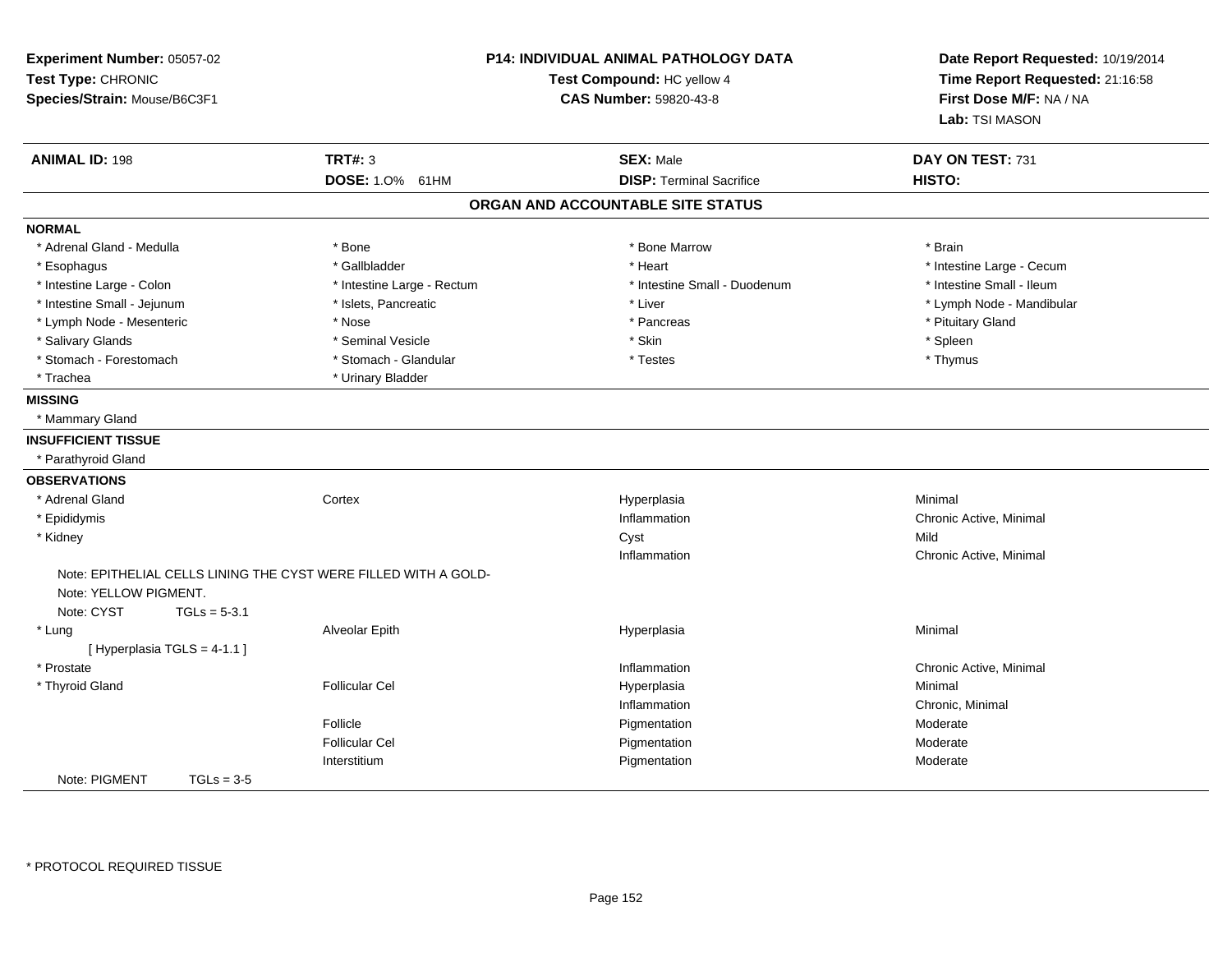**Experiment Number:** 05057-02
**Test Type:** CHRONIC
**Species/Strain:** Mouse/B6C3F1

**P14: INDIVIDUAL ANIMAL PATHOLOGY DATA**
**Test Compound:** HC yellow 4
**CAS Number:** 59820-43-8

**Date Report Requested:** 10/19/2014
**Time Report Requested:** 21:16:58
**First Dose M/F:** NA / NA
**Lab:** TSI MASON

| **ANIMAL ID:** 198 | **TRT#:** 3 | **SEX:** Male | **DAY ON TEST:** 731 |
|---|---|---|---|
| | **DOSE:** 1.0% 61HM | **DISP:** Terminal Sacrifice | **HISTO:** |

## ORGAN AND ACCOUNTABLE SITE STATUS

**NORMAL**

| | | | |
|---|---|---|---|
| * Adrenal Gland - Medulla | * Bone | * Bone Marrow | * Brain |
| * Esophagus | * Gallbladder | * Heart | * Intestine Large - Cecum |
| * Intestine Large - Colon | * Intestine Large - Rectum | * Intestine Small - Duodenum | * Intestine Small - Ileum |
| * Intestine Small - Jejunum | * Islets, Pancreatic | * Liver | * Lymph Node - Mandibular |
| * Lymph Node - Mesenteric | * Nose | * Pancreas | * Pituitary Gland |
| * Salivary Glands | * Seminal Vesicle | * Skin | * Spleen |
| * Stomach - Forestomach | * Stomach - Glandular | * Testes | * Thymus |
| * Trachea | * Urinary Bladder | | |

**MISSING**

* Mammary Gland

**INSUFFICIENT TISSUE**

* Parathyroid Gland

**OBSERVATIONS**

| | | | |
|---|---|---|---|
| * Adrenal Gland | Cortex | Hyperplasia | Minimal |
| * Epididymis | | Inflammation | Chronic Active, Minimal |
| * Kidney | | Cyst | Mild |
| | | Inflammation | Chronic Active, Minimal |
| Note: EPITHELIAL CELLS LINING THE CYST WERE FILLED WITH A GOLD- | | | |
| Note: YELLOW PIGMENT. | | | |
| Note: CYST TGLs = 5-3.1 | | | |
| * Lung | Alveolar Epith | Hyperplasia | Minimal |
| [ Hyperplasia TGLS = 4-1.1 ] | | | |
| * Prostate | | Inflammation | Chronic Active, Minimal |
| * Thyroid Gland | Follicular Cel | Hyperplasia | Minimal |
| | | Inflammation | Chronic, Minimal |
| | Follicle | Pigmentation | Moderate |
| | Follicular Cel | Pigmentation | Moderate |
| | Interstitium | Pigmentation | Moderate |
| Note: PIGMENT TGLs = 3-5 | | | |

\* PROTOCOL REQUIRED TISSUE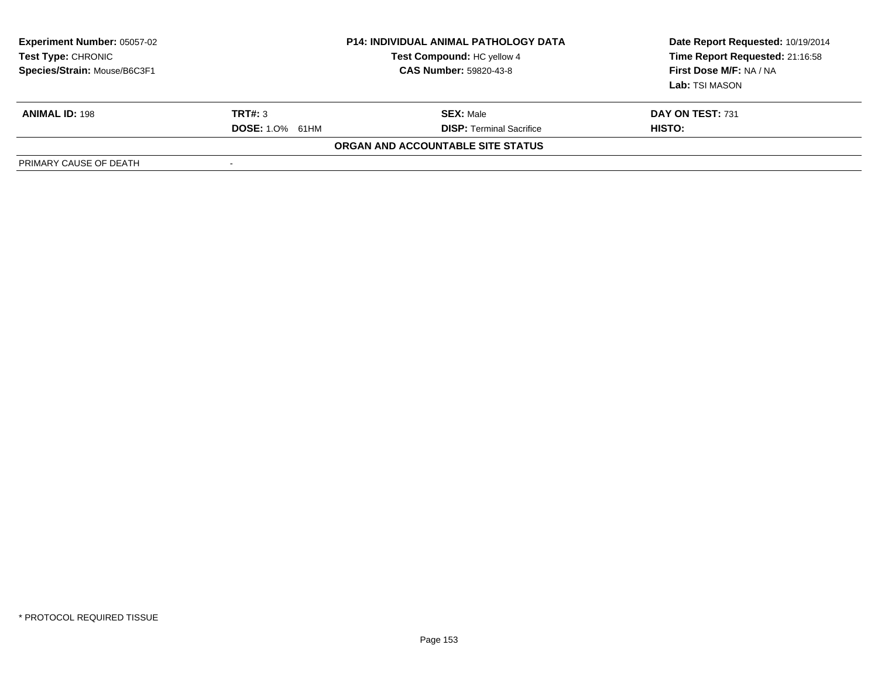| **Experiment Number:** 05057-02 | **P14: INDIVIDUAL ANIMAL PATHOLOGY DATA** | **Date Report Requested:** 10/19/2014 |
|---|---|---|
| **Test Type:** CHRONIC | **Test Compound:** HC yellow 4 | **Time Report Requested:** 21:16:58 |
| **Species/Strain:** Mouse/B6C3F1 | **CAS Number:** 59820-43-8 | **First Dose M/F:** NA / NA |
| | | **Lab:** TSI MASON |

| **ANIMAL ID:** 198 | **TRT#:** 3 | **SEX:** Male | **DAY ON TEST:** 731 |
|---|---|---|---|
| | **DOSE:** 1.0% 61HM | **DISP:** Terminal Sacrifice | **HISTO:** |

**ORGAN AND ACCOUNTABLE SITE STATUS**

| | |
|---|---|
| PRIMARY CAUSE OF DEATH | - |

\* PROTOCOL REQUIRED TISSUE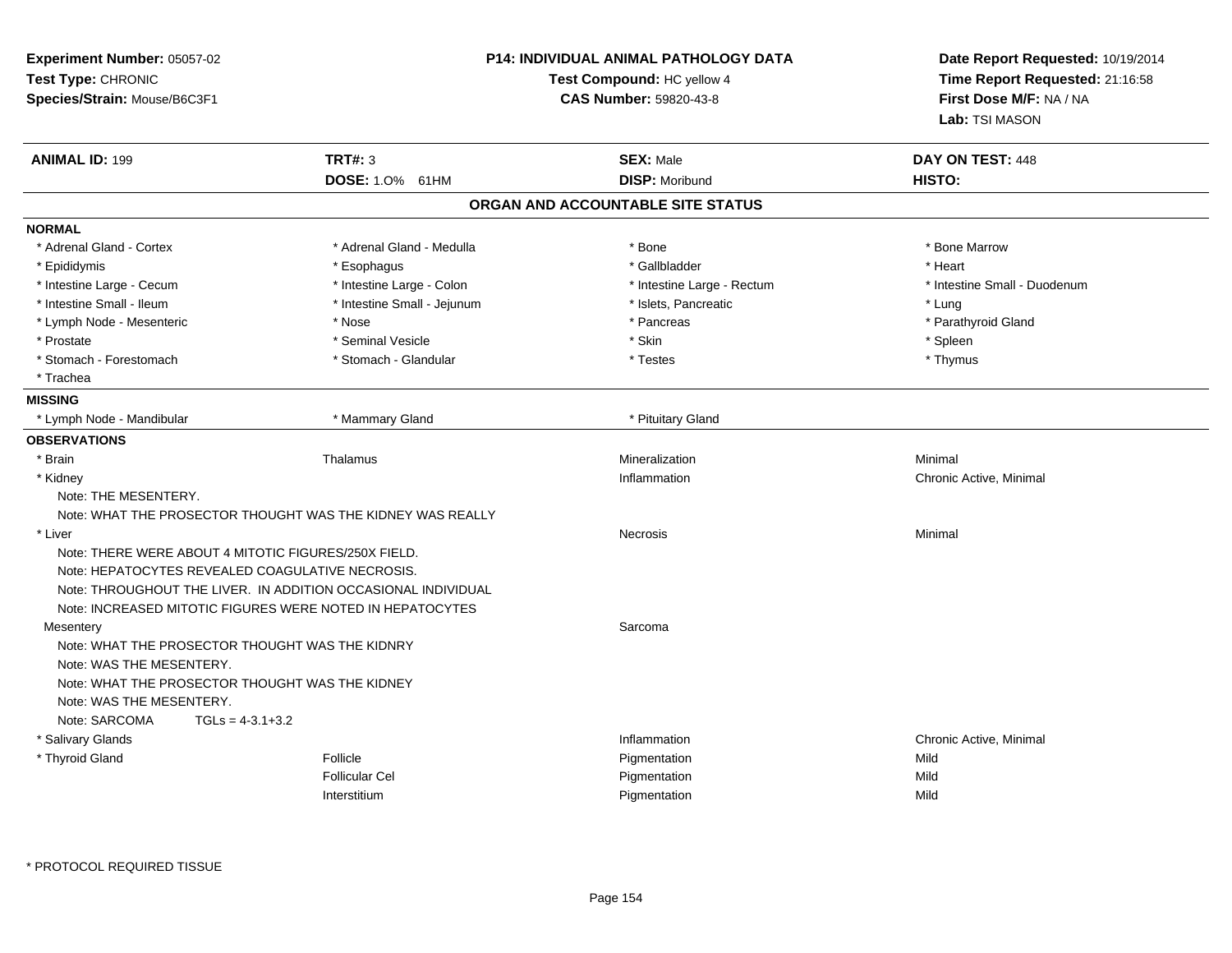**Experiment Number:** 05057-02
**Test Type:** CHRONIC
**Species/Strain:** Mouse/B6C3F1

**P14: INDIVIDUAL ANIMAL PATHOLOGY DATA**
**Test Compound:** HC yellow 4
**CAS Number:** 59820-43-8

**Date Report Requested:** 10/19/2014
**Time Report Requested:** 21:16:58
**First Dose M/F:** NA / NA
**Lab:** TSI MASON

| **ANIMAL ID:** 199 | **TRT#:** 3 | **SEX:** Male | **DAY ON TEST:** 448 |
|---|---|---|---|
| | **DOSE:** 1.0% 61HM | **DISP:** Moribund | **HISTO:** |

## ORGAN AND ACCOUNTABLE SITE STATUS

**NORMAL**

| | | | |
|---|---|---|---|
| * Adrenal Gland - Cortex | * Adrenal Gland - Medulla | * Bone | * Bone Marrow |
| * Epididymis | * Esophagus | * Gallbladder | * Heart |
| * Intestine Large - Cecum | * Intestine Large - Colon | * Intestine Large - Rectum | * Intestine Small - Duodenum |
| * Intestine Small - Ileum | * Intestine Small - Jejunum | * Islets, Pancreatic | * Lung |
| * Lymph Node - Mesenteric | * Nose | * Pancreas | * Parathyroid Gland |
| * Prostate | * Seminal Vesicle | * Skin | * Spleen |
| * Stomach - Forestomach | * Stomach - Glandular | * Testes | * Thymus |
| * Trachea | | | |

**MISSING**

| | | |
|---|---|---|
| * Lymph Node - Mandibular | * Mammary Gland | * Pituitary Gland |

**OBSERVATIONS**

| | | | |
|---|---|---|---|
| * Brain | Thalamus | Mineralization | Minimal |
| * Kidney | | Inflammation | Chronic Active, Minimal |

Note: THE MESENTERY.
Note: WHAT THE PROSECTOR THOUGHT WAS THE KIDNEY WAS REALLY

| | | | |
|---|---|---|---|
| * Liver | | Necrosis | Minimal |

Note: THERE WERE ABOUT 4 MITOTIC FIGURES/250X FIELD.
Note: HEPATOCYTES REVEALED COAGULATIVE NECROSIS.
Note: THROUGHOUT THE LIVER. IN ADDITION OCCASIONAL INDIVIDUAL
Note: INCREASED MITOTIC FIGURES WERE NOTED IN HEPATOCYTES

| | | | |
|---|---|---|---|
| Mesentery | | Sarcoma | |

Note: WHAT THE PROSECTOR THOUGHT WAS THE KIDNRY
Note: WAS THE MESENTERY.
Note: WHAT THE PROSECTOR THOUGHT WAS THE KIDNEY
Note: WAS THE MESENTERY.
Note: SARCOMA TGLs = 4-3.1+3.2

| | | | |
|---|---|---|---|
| * Salivary Glands | | Inflammation | Chronic Active, Minimal |
| * Thyroid Gland | Follicle | Pigmentation | Mild |
| | Follicular Cel | Pigmentation | Mild |
| | Interstitium | Pigmentation | Mild |

\* PROTOCOL REQUIRED TISSUE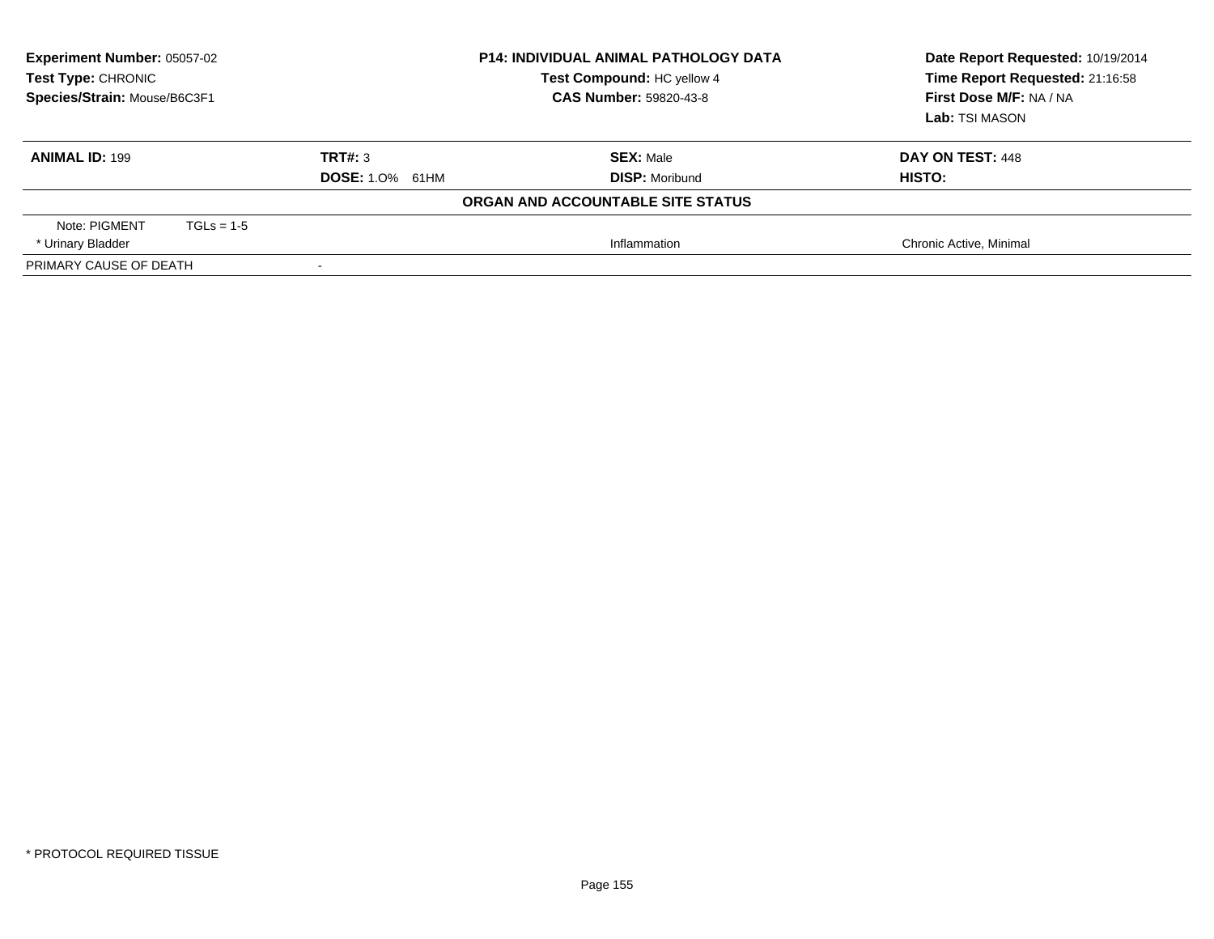| **Experiment Number:** 05057-02 | **P14: INDIVIDUAL ANIMAL PATHOLOGY DATA** | **Date Report Requested:** 10/19/2014 |
|---|---|---|
| **Test Type:** CHRONIC | **Test Compound:** HC yellow 4 | **Time Report Requested:** 21:16:58 |
| **Species/Strain:** Mouse/B6C3F1 | **CAS Number:** 59820-43-8 | **First Dose M/F:** NA / NA |
| | | **Lab:** TSI MASON |

| **ANIMAL ID:** 199 | **TRT#:** 3 | **SEX:** Male | **DAY ON TEST:** 448 |
|---|---|---|---|
| | **DOSE:** 1.0% 61HM | **DISP:** Moribund | **HISTO:** |
| | | **ORGAN AND ACCOUNTABLE SITE STATUS** | |
| Note: PIGMENT TGLs = 1-5 | | | |
| * Urinary Bladder | | Inflammation | Chronic Active, Minimal |
| PRIMARY CAUSE OF DEATH | - | | |

* PROTOCOL REQUIRED TISSUE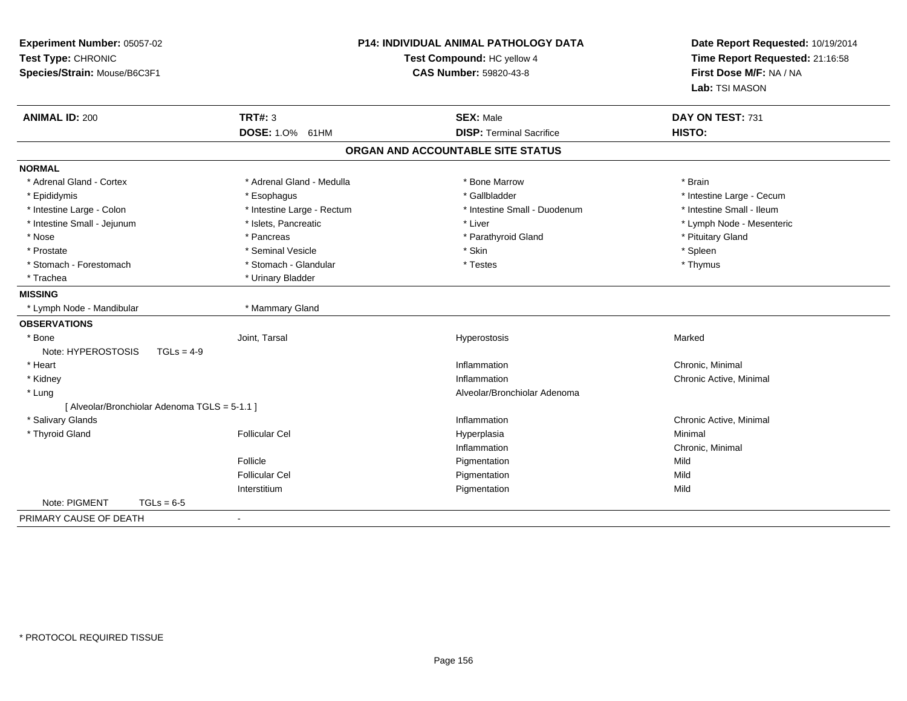**Experiment Number:** 05057-02
**Test Type:** CHRONIC
**Species/Strain:** Mouse/B6C3F1

**P14: INDIVIDUAL ANIMAL PATHOLOGY DATA**
**Test Compound:** HC yellow 4
**CAS Number:** 59820-43-8

**Date Report Requested:** 10/19/2014
**Time Report Requested:** 21:16:58
**First Dose M/F:** NA / NA
**Lab:** TSI MASON

| **ANIMAL ID:** 200 | **TRT#:** 3 | **SEX:** Male | **DAY ON TEST:** 731 |
|---|---|---|---|
| | **DOSE:** 1.0% 61HM | **DISP:** Terminal Sacrifice | **HISTO:** |

## ORGAN AND ACCOUNTABLE SITE STATUS

**NORMAL**

| | | | |
|---|---|---|---|
| * Adrenal Gland - Cortex | * Adrenal Gland - Medulla | * Bone Marrow | * Brain |
| * Epididymis | * Esophagus | * Gallbladder | * Intestine Large - Cecum |
| * Intestine Large - Colon | * Intestine Large - Rectum | * Intestine Small - Duodenum | * Intestine Small - Ileum |
| * Intestine Small - Jejunum | * Islets, Pancreatic | * Liver | * Lymph Node - Mesenteric |
| * Nose | * Pancreas | * Parathyroid Gland | * Pituitary Gland |
| * Prostate | * Seminal Vesicle | * Skin | * Spleen |
| * Stomach - Forestomach | * Stomach - Glandular | * Testes | * Thymus |
| * Trachea | * Urinary Bladder | | |

**MISSING**

| | |
|---|---|
| * Lymph Node - Mandibular | * Mammary Gland |

**OBSERVATIONS**

| | | | |
|---|---|---|---|
| * Bone | Joint, Tarsal | Hyperostosis | Marked |
| Note: HYPEROSTOSIS TGLs = 4-9 | | | |
| * Heart | | Inflammation | Chronic, Minimal |
| * Kidney | | Inflammation | Chronic Active, Minimal |
| * Lung | | Alveolar/Bronchiolar Adenoma | |
| [ Alveolar/Bronchiolar Adenoma TGLS = 5-1.1 ] | | | |
| * Salivary Glands | | Inflammation | Chronic Active, Minimal |
| * Thyroid Gland | Follicular Cel | Hyperplasia | Minimal |
| | | Inflammation | Chronic, Minimal |
| | Follicle | Pigmentation | Mild |
| | Follicular Cel | Pigmentation | Mild |
| | Interstitium | Pigmentation | Mild |
| Note: PIGMENT TGLs = 6-5 | | | |

PRIMARY CAUSE OF DEATH -

* PROTOCOL REQUIRED TISSUE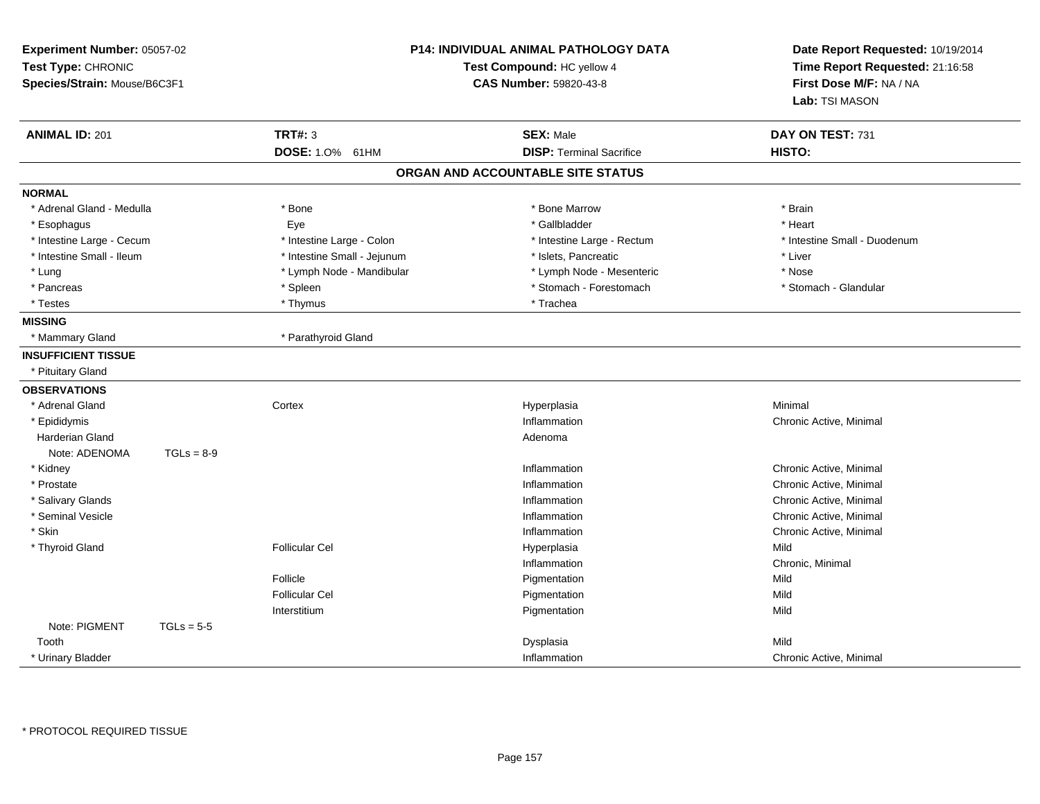**Experiment Number:** 05057-02
**Test Type:** CHRONIC
**Species/Strain:** Mouse/B6C3F1

**P14: INDIVIDUAL ANIMAL PATHOLOGY DATA**
**Test Compound:** HC yellow 4
**CAS Number:** 59820-43-8

**Date Report Requested:** 10/19/2014
**Time Report Requested:** 21:16:58
**First Dose M/F:** NA / NA
**Lab:** TSI MASON

| **ANIMAL ID:** 201 | **TRT#:** 3 | **SEX:** Male | **DAY ON TEST:** 731 |
|---|---|---|---|
| | **DOSE:** 1.0% 61HM | **DISP:** Terminal Sacrifice | **HISTO:** |

## ORGAN AND ACCOUNTABLE SITE STATUS

**NORMAL**

| | | | |
|---|---|---|---|
| * Adrenal Gland - Medulla | * Bone | * Bone Marrow | * Brain |
| * Esophagus | Eye | * Gallbladder | * Heart |
| * Intestine Large - Cecum | * Intestine Large - Colon | * Intestine Large - Rectum | * Intestine Small - Duodenum |
| * Intestine Small - Ileum | * Intestine Small - Jejunum | * Islets, Pancreatic | * Liver |
| * Lung | * Lymph Node - Mandibular | * Lymph Node - Mesenteric | * Nose |
| * Pancreas | * Spleen | * Stomach - Forestomach | * Stomach - Glandular |
| * Testes | * Thymus | * Trachea | |

**MISSING**

| | |
|---|---|
| * Mammary Gland | * Parathyroid Gland |

**INSUFFICIENT TISSUE**

* Pituitary Gland

**OBSERVATIONS**

| Organ | Site | Observation | Severity |
|---|---|---|---|
| * Adrenal Gland | Cortex | Hyperplasia | Minimal |
| * Epididymis | | Inflammation | Chronic Active, Minimal |
| Harderian Gland | | Adenoma | |
| Note: ADENOMA TGLs = 8-9 | | | |
| * Kidney | | Inflammation | Chronic Active, Minimal |
| * Prostate | | Inflammation | Chronic Active, Minimal |
| * Salivary Glands | | Inflammation | Chronic Active, Minimal |
| * Seminal Vesicle | | Inflammation | Chronic Active, Minimal |
| * Skin | | Inflammation | Chronic Active, Minimal |
| * Thyroid Gland | Follicular Cel | Hyperplasia | Mild |
| | | Inflammation | Chronic, Minimal |
| | Follicle | Pigmentation | Mild |
| | Follicular Cel | Pigmentation | Mild |
| | Interstitium | Pigmentation | Mild |
| Note: PIGMENT TGLs = 5-5 | | | |
| Tooth | | Dysplasia | Mild |
| * Urinary Bladder | | Inflammation | Chronic Active, Minimal |

\* PROTOCOL REQUIRED TISSUE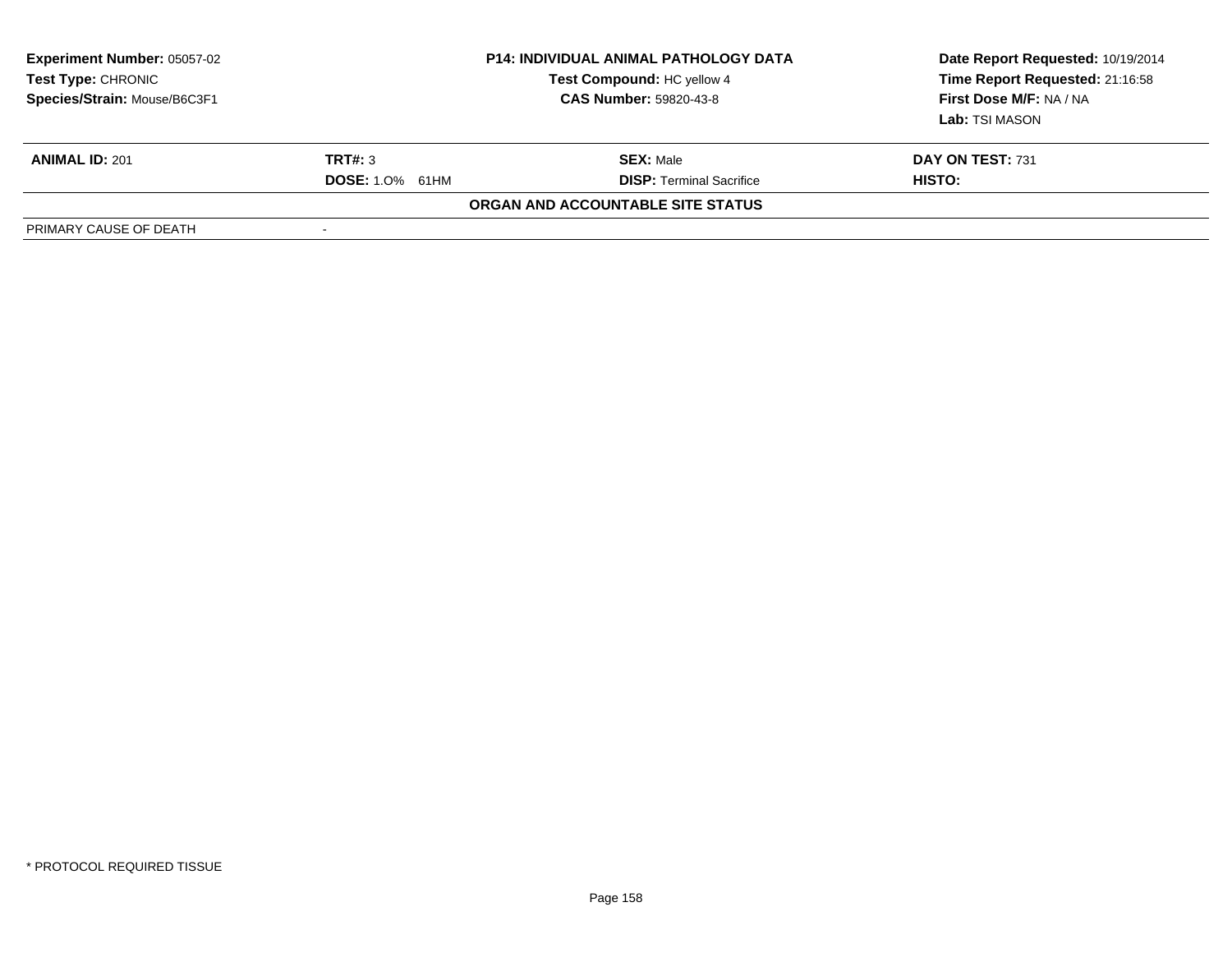| Experiment Number: 05057-02 | P14: INDIVIDUAL ANIMAL PATHOLOGY DATA | Date Report Requested: 10/19/2014 |
|---|---|---|
| Test Type: CHRONIC | Test Compound: HC yellow 4 | Time Report Requested: 21:16:58 |
| Species/Strain: Mouse/B6C3F1 | CAS Number: 59820-43-8 | First Dose M/F: NA / NA |
| | | Lab: TSI MASON |

| ANIMAL ID: 201 | TRT#: 3 | SEX: Male | DAY ON TEST: 731 |
|---|---|---|---|
| | DOSE: 1.0% 61HM | DISP: Terminal Sacrifice | HISTO: |

**ORGAN AND ACCOUNTABLE SITE STATUS**

| PRIMARY CAUSE OF DEATH | - |
|---|---|

\* PROTOCOL REQUIRED TISSUE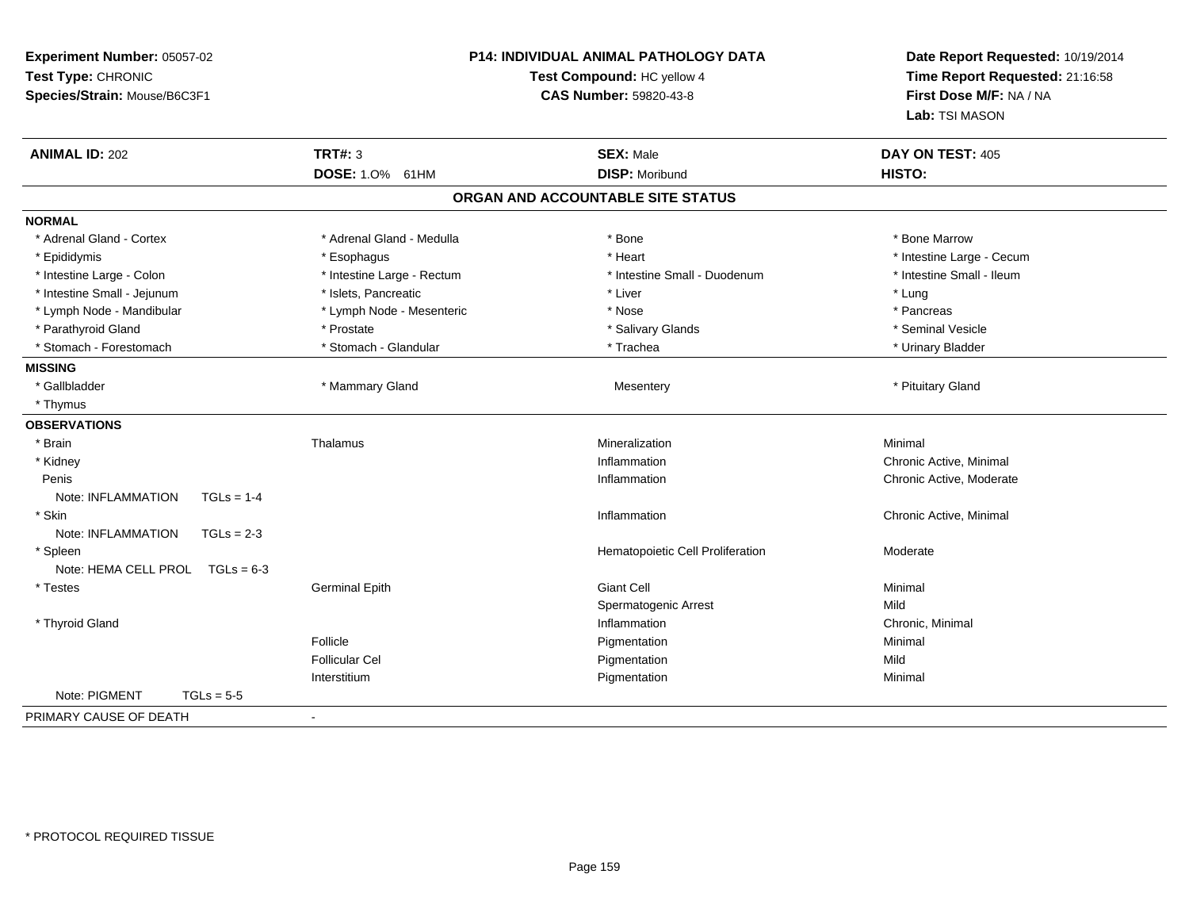**Experiment Number:** 05057-02
**Test Type:** CHRONIC
**Species/Strain:** Mouse/B6C3F1

**P14: INDIVIDUAL ANIMAL PATHOLOGY DATA**
**Test Compound:** HC yellow 4
**CAS Number:** 59820-43-8

**Date Report Requested:** 10/19/2014
**Time Report Requested:** 21:16:58
**First Dose M/F:** NA / NA
**Lab:** TSI MASON

| **ANIMAL ID:** 202 | **TRT#:** 3 | **SEX:** Male | **DAY ON TEST:** 405 |
|---|---|---|---|
| | **DOSE:** 1.0% 61HM | **DISP:** Moribund | **HISTO:** |

## ORGAN AND ACCOUNTABLE SITE STATUS

**NORMAL**

| | | | |
|---|---|---|---|
| * Adrenal Gland - Cortex | * Adrenal Gland - Medulla | * Bone | * Bone Marrow |
| * Epididymis | * Esophagus | * Heart | * Intestine Large - Cecum |
| * Intestine Large - Colon | * Intestine Large - Rectum | * Intestine Small - Duodenum | * Intestine Small - Ileum |
| * Intestine Small - Jejunum | * Islets, Pancreatic | * Liver | * Lung |
| * Lymph Node - Mandibular | * Lymph Node - Mesenteric | * Nose | * Pancreas |
| * Parathyroid Gland | * Prostate | * Salivary Glands | * Seminal Vesicle |
| * Stomach - Forestomach | * Stomach - Glandular | * Trachea | * Urinary Bladder |

**MISSING**

| | | | |
|---|---|---|---|
| * Gallbladder | * Mammary Gland | Mesentery | * Pituitary Gland |
| * Thymus | | | |

**OBSERVATIONS**

| | | | |
|---|---|---|---|
| * Brain | Thalamus | Mineralization | Minimal |
| * Kidney | | Inflammation | Chronic Active, Minimal |
| Penis | | Inflammation | Chronic Active, Moderate |
| Note: INFLAMMATION TGLs = 1-4 | | | |
| * Skin | | Inflammation | Chronic Active, Minimal |
| Note: INFLAMMATION TGLs = 2-3 | | | |
| * Spleen | | Hematopoietic Cell Proliferation | Moderate |
| Note: HEMA CELL PROL TGLs = 6-3 | | | |
| * Testes | Germinal Epith | Giant Cell | Minimal |
| | | Spermatogenic Arrest | Mild |
| * Thyroid Gland | | Inflammation | Chronic, Minimal |
| | Follicle | Pigmentation | Minimal |
| | Follicular Cel | Pigmentation | Mild |
| | Interstitium | Pigmentation | Minimal |
| Note: PIGMENT TGLs = 5-5 | | | |

PRIMARY CAUSE OF DEATH -

* PROTOCOL REQUIRED TISSUE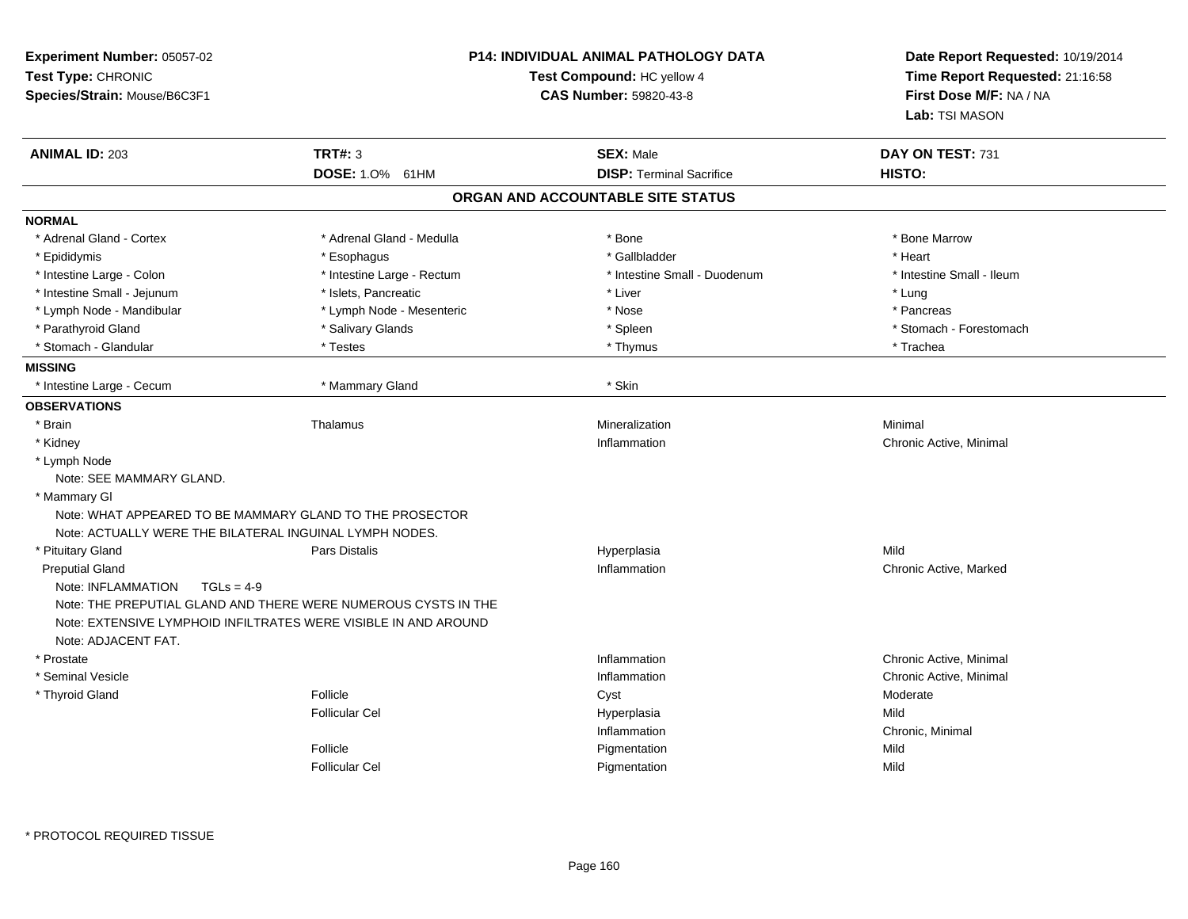**Experiment Number:** 05057-02
**Test Type:** CHRONIC
**Species/Strain:** Mouse/B6C3F1

**P14: INDIVIDUAL ANIMAL PATHOLOGY DATA**
**Test Compound:** HC yellow 4
**CAS Number:** 59820-43-8

**Date Report Requested:** 10/19/2014
**Time Report Requested:** 21:16:58
**First Dose M/F:** NA / NA
**Lab:** TSI MASON

| **ANIMAL ID:** 203 | **TRT#:** 3 | **SEX:** Male | **DAY ON TEST:** 731 |
|---|---|---|---|
| | **DOSE:** 1.0% 61HM | **DISP:** Terminal Sacrifice | **HISTO:** |

## ORGAN AND ACCOUNTABLE SITE STATUS

**NORMAL**

| | | | |
|---|---|---|---|
| * Adrenal Gland - Cortex | * Adrenal Gland - Medulla | * Bone | * Bone Marrow |
| * Epididymis | * Esophagus | * Gallbladder | * Heart |
| * Intestine Large - Colon | * Intestine Large - Rectum | * Intestine Small - Duodenum | * Intestine Small - Ileum |
| * Intestine Small - Jejunum | * Islets, Pancreatic | * Liver | * Lung |
| * Lymph Node - Mandibular | * Lymph Node - Mesenteric | * Nose | * Pancreas |
| * Parathyroid Gland | * Salivary Glands | * Spleen | * Stomach - Forestomach |
| * Stomach - Glandular | * Testes | * Thymus | * Trachea |

**MISSING**

| | | |
|---|---|---|
| * Intestine Large - Cecum | * Mammary Gland | * Skin |

**OBSERVATIONS**

| | | | |
|---|---|---|---|
| * Brain | Thalamus | Mineralization | Minimal |
| * Kidney | | Inflammation | Chronic Active, Minimal |
| * Lymph Node | | | |
| Note: SEE MAMMARY GLAND. | | | |
| * Mammary Gl | | | |
| Note: WHAT APPEARED TO BE MAMMARY GLAND TO THE PROSECTOR | | | |
| Note: ACTUALLY WERE THE BILATERAL INGUINAL LYMPH NODES. | | | |
| * Pituitary Gland | Pars Distalis | Hyperplasia | Mild |
| Preputial Gland | | Inflammation | Chronic Active, Marked |
| Note: INFLAMMATION TGLs = 4-9 | | | |
| Note: THE PREPUTIAL GLAND AND THERE WERE NUMEROUS CYSTS IN THE | | | |
| Note: EXTENSIVE LYMPHOID INFILTRATES WERE VISIBLE IN AND AROUND | | | |
| Note: ADJACENT FAT. | | | |
| * Prostate | | Inflammation | Chronic Active, Minimal |
| * Seminal Vesicle | | Inflammation | Chronic Active, Minimal |
| * Thyroid Gland | Follicle | Cyst | Moderate |
| | Follicular Cel | Hyperplasia | Mild |
| | | Inflammation | Chronic, Minimal |
| | Follicle | Pigmentation | Mild |
| | Follicular Cel | Pigmentation | Mild |

\* PROTOCOL REQUIRED TISSUE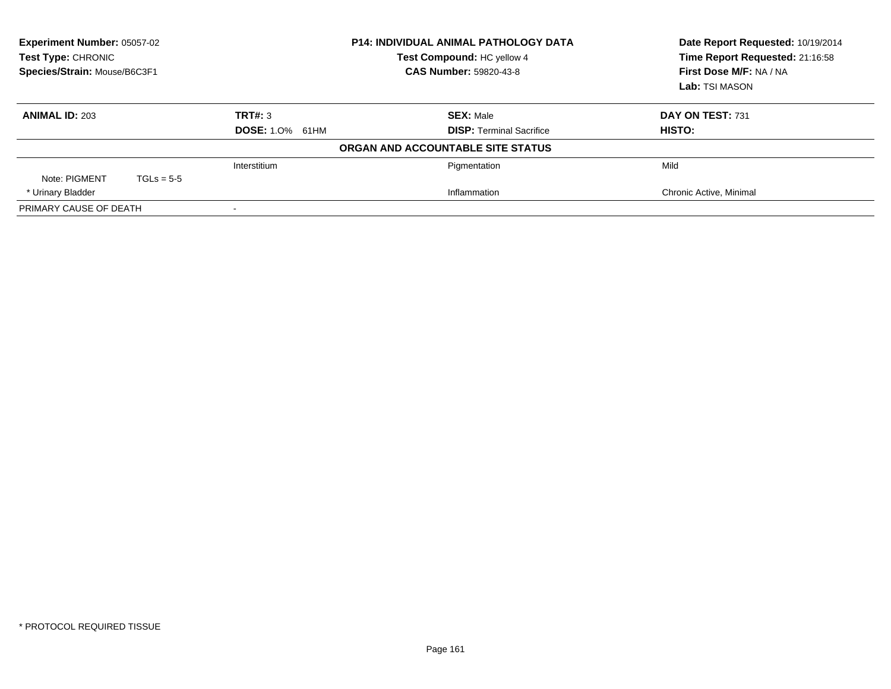**Experiment Number:** 05057-02
**Test Type:** CHRONIC
**Species/Strain:** Mouse/B6C3F1

**P14: INDIVIDUAL ANIMAL PATHOLOGY DATA**
**Test Compound:** HC yellow 4
**CAS Number:** 59820-43-8

**Date Report Requested:** 10/19/2014
**Time Report Requested:** 21:16:58
**First Dose M/F:** NA / NA
**Lab:** TSI MASON

| **ANIMAL ID:** 203 | **TRT#:** 3 | **SEX:** Male | **DAY ON TEST:** 731 |
|---|---|---|---|
| | **DOSE:** 1.O% 61HM | **DISP:** Terminal Sacrifice | **HISTO:** |

**ORGAN AND ACCOUNTABLE SITE STATUS**

| | | | |
|---|---|---|---|
| | Interstitium | Pigmentation | Mild |
| Note: PIGMENT TGLs = 5-5 | | | |
| * Urinary Bladder | | Inflammation | Chronic Active, Minimal |
| PRIMARY CAUSE OF DEATH | - | | |

* PROTOCOL REQUIRED TISSUE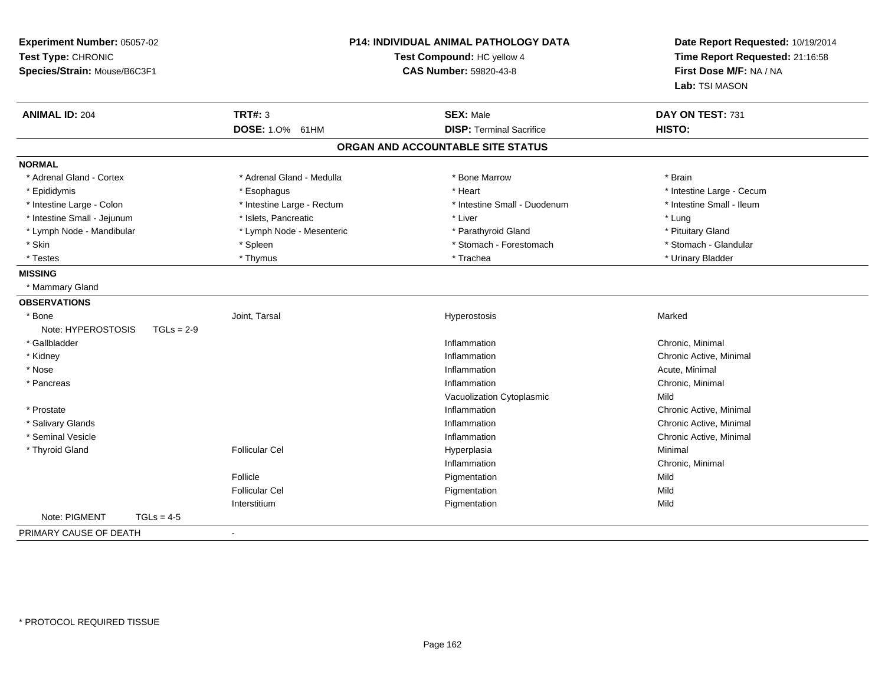**Experiment Number:** 05057-02
**Test Type:** CHRONIC
**Species/Strain:** Mouse/B6C3F1

**P14: INDIVIDUAL ANIMAL PATHOLOGY DATA**
**Test Compound:** HC yellow 4
**CAS Number:** 59820-43-8

**Date Report Requested:** 10/19/2014
**Time Report Requested:** 21:16:58
**First Dose M/F:** NA / NA
**Lab:** TSI MASON

| **ANIMAL ID:** 204 | **TRT#:** 3 | **SEX:** Male | **DAY ON TEST:** 731 |
|---|---|---|---|
| | **DOSE:** 1.0% 61HM | **DISP:** Terminal Sacrifice | **HISTO:** |

## ORGAN AND ACCOUNTABLE SITE STATUS

**NORMAL**

| | | | |
|---|---|---|---|
| * Adrenal Gland - Cortex | * Adrenal Gland - Medulla | * Bone Marrow | * Brain |
| * Epididymis | * Esophagus | * Heart | * Intestine Large - Cecum |
| * Intestine Large - Colon | * Intestine Large - Rectum | * Intestine Small - Duodenum | * Intestine Small - Ileum |
| * Intestine Small - Jejunum | * Islets, Pancreatic | * Liver | * Lung |
| * Lymph Node - Mandibular | * Lymph Node - Mesenteric | * Parathyroid Gland | * Pituitary Gland |
| * Skin | * Spleen | * Stomach - Forestomach | * Stomach - Glandular |
| * Testes | * Thymus | * Trachea | * Urinary Bladder |

**MISSING**

* Mammary Gland

**OBSERVATIONS**

| | | | |
|---|---|---|---|
| * Bone | Joint, Tarsal | Hyperostosis | Marked |
| Note: HYPEROSTOSIS TGLs = 2-9 | | | |
| * Gallbladder | | Inflammation | Chronic, Minimal |
| * Kidney | | Inflammation | Chronic Active, Minimal |
| * Nose | | Inflammation | Acute, Minimal |
| * Pancreas | | Inflammation | Chronic, Minimal |
| | | Vacuolization Cytoplasmic | Mild |
| * Prostate | | Inflammation | Chronic Active, Minimal |
| * Salivary Glands | | Inflammation | Chronic Active, Minimal |
| * Seminal Vesicle | | Inflammation | Chronic Active, Minimal |
| * Thyroid Gland | Follicular Cel | Hyperplasia | Minimal |
| | | Inflammation | Chronic, Minimal |
| | Follicle | Pigmentation | Mild |
| | Follicular Cel | Pigmentation | Mild |
| | Interstitium | Pigmentation | Mild |
| Note: PIGMENT TGLs = 4-5 | | | |

PRIMARY CAUSE OF DEATH -

* PROTOCOL REQUIRED TISSUE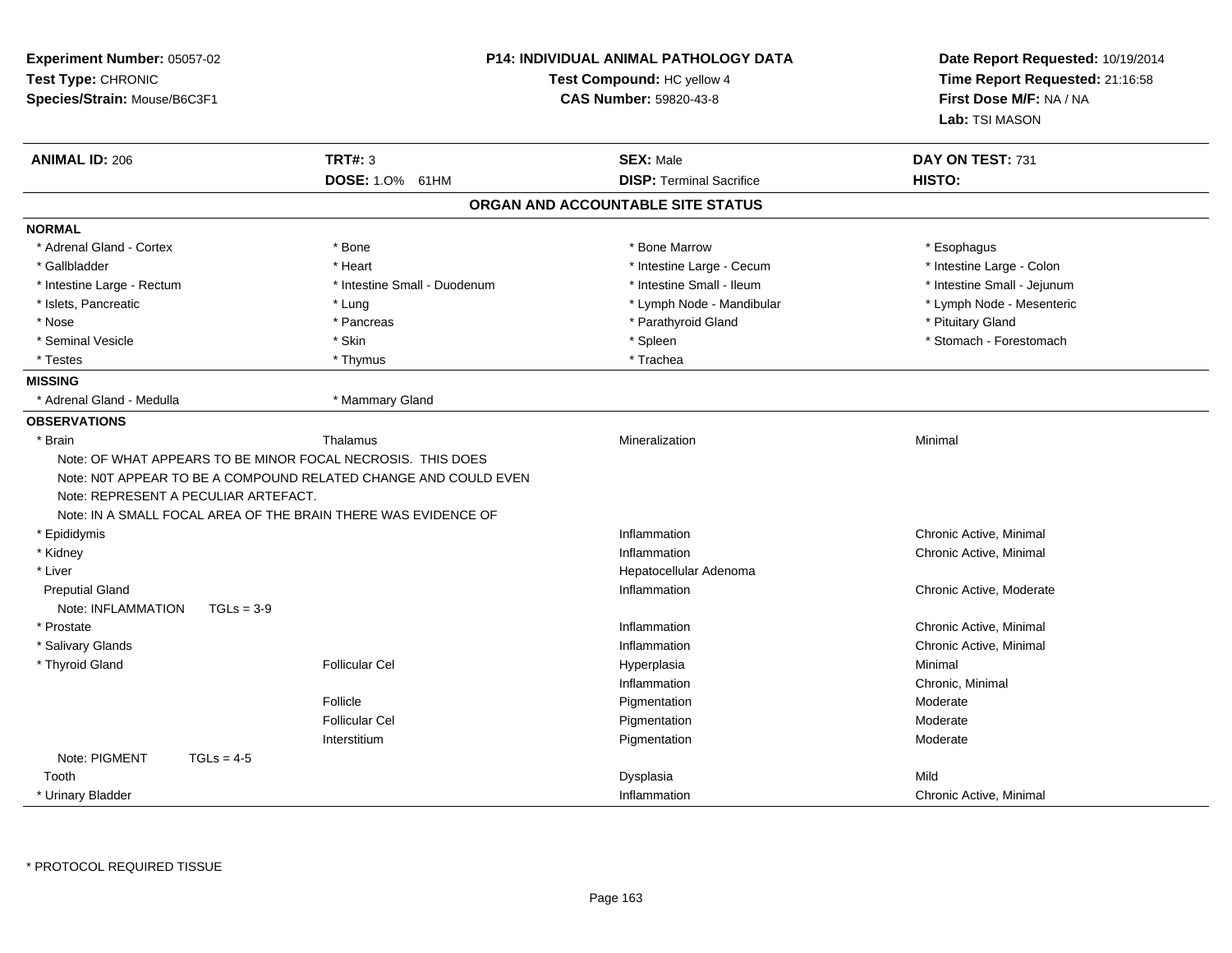**Experiment Number:** 05057-02
**Test Type:** CHRONIC
**Species/Strain:** Mouse/B6C3F1

**P14: INDIVIDUAL ANIMAL PATHOLOGY DATA**
**Test Compound:** HC yellow 4
**CAS Number:** 59820-43-8

**Date Report Requested:** 10/19/2014
**Time Report Requested:** 21:16:58
**First Dose M/F:** NA / NA
**Lab:** TSI MASON

| **ANIMAL ID:** 206 | **TRT#:** 3 | **SEX:** Male | **DAY ON TEST:** 731 |
|---|---|---|---|
| | **DOSE:** 1.0% 61HM | **DISP:** Terminal Sacrifice | **HISTO:** |

## ORGAN AND ACCOUNTABLE SITE STATUS

| | | | |
|---|---|---|---|
| **NORMAL** | | | |
| * Adrenal Gland - Cortex | * Bone | * Bone Marrow | * Esophagus |
| * Gallbladder | * Heart | * Intestine Large - Cecum | * Intestine Large - Colon |
| * Intestine Large - Rectum | * Intestine Small - Duodenum | * Intestine Small - Ileum | * Intestine Small - Jejunum |
| * Islets, Pancreatic | * Lung | * Lymph Node - Mandibular | * Lymph Node - Mesenteric |
| * Nose | * Pancreas | * Parathyroid Gland | * Pituitary Gland |
| * Seminal Vesicle | * Skin | * Spleen | * Stomach - Forestomach |
| * Testes | * Thymus | * Trachea | |
| **MISSING** | | | |
| * Adrenal Gland - Medulla | * Mammary Gland | | |
| **OBSERVATIONS** | | | |
| * Brain | Thalamus | Mineralization | Minimal |
| Note: OF WHAT APPEARS TO BE MINOR FOCAL NECROSIS. THIS DOES | | | |
| Note: N0T APPEAR TO BE A COMPOUND RELATED CHANGE AND COULD EVEN | | | |
| Note: REPRESENT A PECULIAR ARTEFACT. | | | |
| Note: IN A SMALL FOCAL AREA OF THE BRAIN THERE WAS EVIDENCE OF | | | |
| * Epididymis | | Inflammation | Chronic Active, Minimal |
| * Kidney | | Inflammation | Chronic Active, Minimal |
| * Liver | | Hepatocellular Adenoma | |
| Preputial Gland | | Inflammation | Chronic Active, Moderate |
| Note: INFLAMMATION TGLs = 3-9 | | | |
| * Prostate | | Inflammation | Chronic Active, Minimal |
| * Salivary Glands | | Inflammation | Chronic Active, Minimal |
| * Thyroid Gland | Follicular Cel | Hyperplasia | Minimal |
| | | Inflammation | Chronic, Minimal |
| | Follicle | Pigmentation | Moderate |
| | Follicular Cel | Pigmentation | Moderate |
| | Interstitium | Pigmentation | Moderate |
| Note: PIGMENT TGLs = 4-5 | | | |
| Tooth | | Dysplasia | Mild |
| * Urinary Bladder | | Inflammation | Chronic Active, Minimal |

\* PROTOCOL REQUIRED TISSUE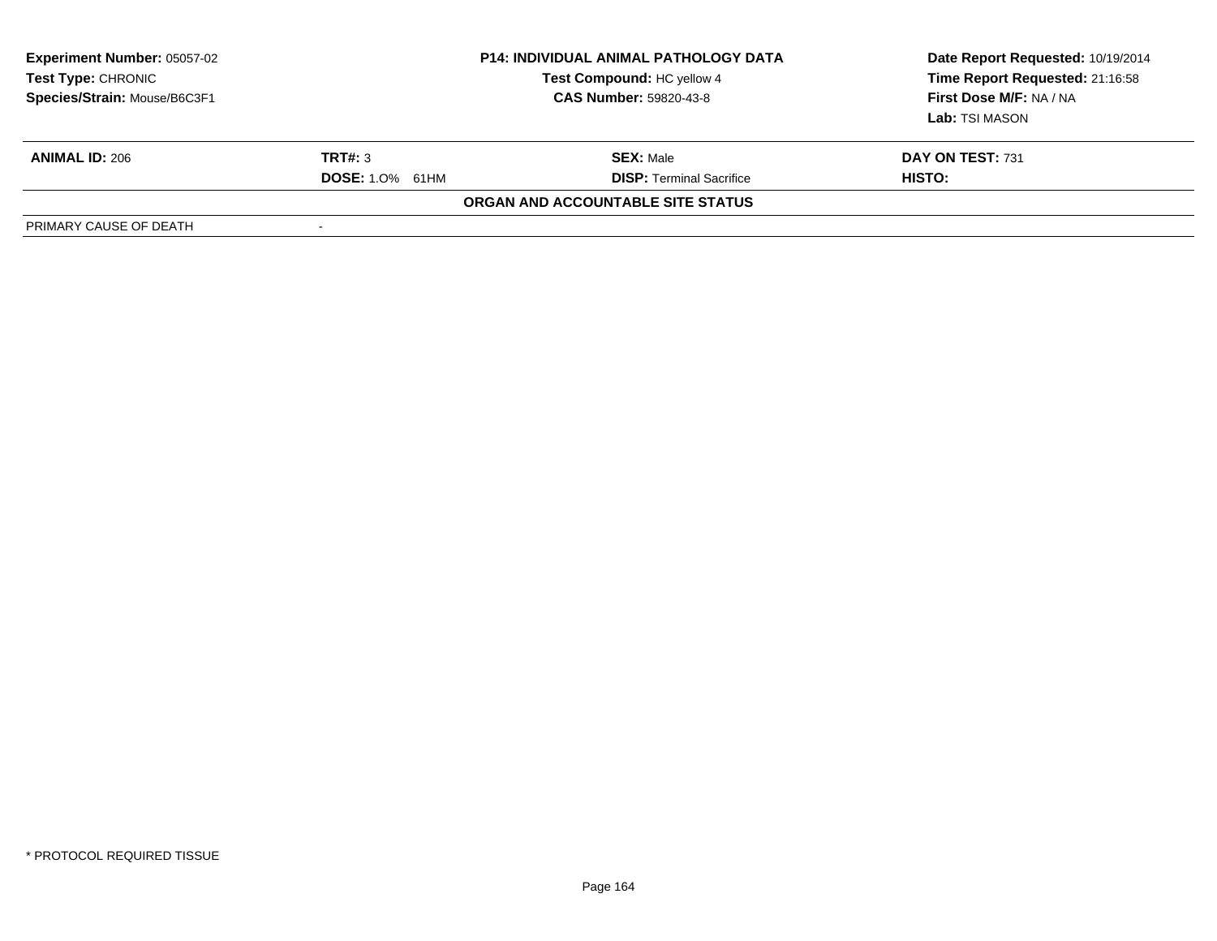**Experiment Number:** 05057-02
**Test Type:** CHRONIC
**Species/Strain:** Mouse/B6C3F1

**P14: INDIVIDUAL ANIMAL PATHOLOGY DATA**
**Test Compound:** HC yellow 4
**CAS Number:** 59820-43-8

**Date Report Requested:** 10/19/2014
**Time Report Requested:** 21:16:58
**First Dose M/F:** NA / NA
**Lab:** TSI MASON

| **ANIMAL ID:** 206 | **TRT#:** 3 | **SEX:** Male | **DAY ON TEST:** 731 |
|---|---|---|---|
| | **DOSE:** 1.0% 61HM | **DISP:** Terminal Sacrifice | **HISTO:** |

**ORGAN AND ACCOUNTABLE SITE STATUS**

| PRIMARY CAUSE OF DEATH | - |
|---|---|

\* PROTOCOL REQUIRED TISSUE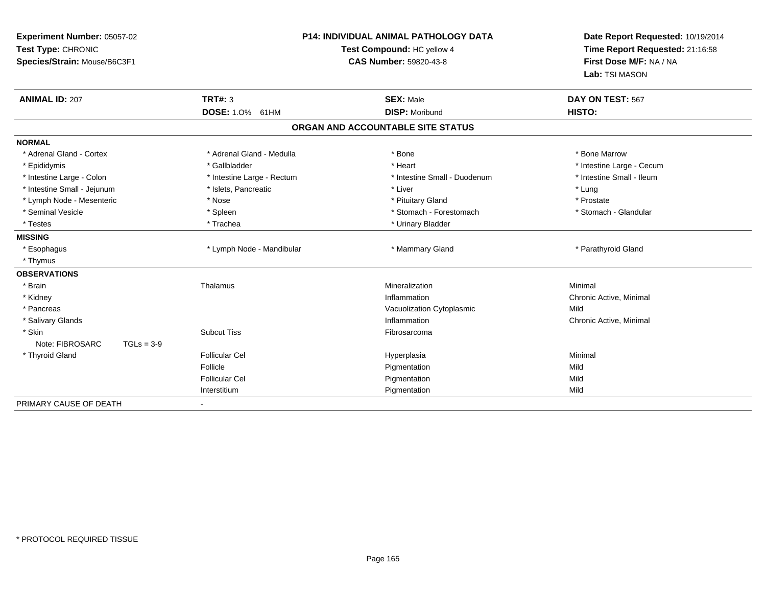**Experiment Number:** 05057-02
**Test Type:** CHRONIC
**Species/Strain:** Mouse/B6C3F1

**P14: INDIVIDUAL ANIMAL PATHOLOGY DATA**
**Test Compound:** HC yellow 4
**CAS Number:** 59820-43-8

**Date Report Requested:** 10/19/2014
**Time Report Requested:** 21:16:58
**First Dose M/F:** NA / NA
**Lab:** TSI MASON

| **ANIMAL ID:** 207 | **TRT#:** 3 | **SEX:** Male | **DAY ON TEST:** 567 |
|---|---|---|---|
| | **DOSE:** 1.0% 61HM | **DISP:** Moribund | **HISTO:** |

## ORGAN AND ACCOUNTABLE SITE STATUS

**NORMAL**

| | | | |
|---|---|---|---|
| * Adrenal Gland - Cortex | * Adrenal Gland - Medulla | * Bone | * Bone Marrow |
| * Epididymis | * Gallbladder | * Heart | * Intestine Large - Cecum |
| * Intestine Large - Colon | * Intestine Large - Rectum | * Intestine Small - Duodenum | * Intestine Small - Ileum |
| * Intestine Small - Jejunum | * Islets, Pancreatic | * Liver | * Lung |
| * Lymph Node - Mesenteric | * Nose | * Pituitary Gland | * Prostate |
| * Seminal Vesicle | * Spleen | * Stomach - Forestomach | * Stomach - Glandular |
| * Testes | * Trachea | * Urinary Bladder | |

**MISSING**

| | | | |
|---|---|---|---|
| * Esophagus | * Lymph Node - Mandibular | * Mammary Gland | * Parathyroid Gland |
| * Thymus | | | |

**OBSERVATIONS**

| | | | |
|---|---|---|---|
| * Brain | Thalamus | Mineralization | Minimal |
| * Kidney | | Inflammation | Chronic Active, Minimal |
| * Pancreas | | Vacuolization Cytoplasmic | Mild |
| * Salivary Glands | | Inflammation | Chronic Active, Minimal |
| * Skin | Subcut Tiss | Fibrosarcoma | |
| Note: FIBROSARC TGLs = 3-9 | | | |
| * Thyroid Gland | Follicular Cel | Hyperplasia | Minimal |
| | Follicle | Pigmentation | Mild |
| | Follicular Cel | Pigmentation | Mild |
| | Interstitium | Pigmentation | Mild |

PRIMARY CAUSE OF DEATH -

* PROTOCOL REQUIRED TISSUE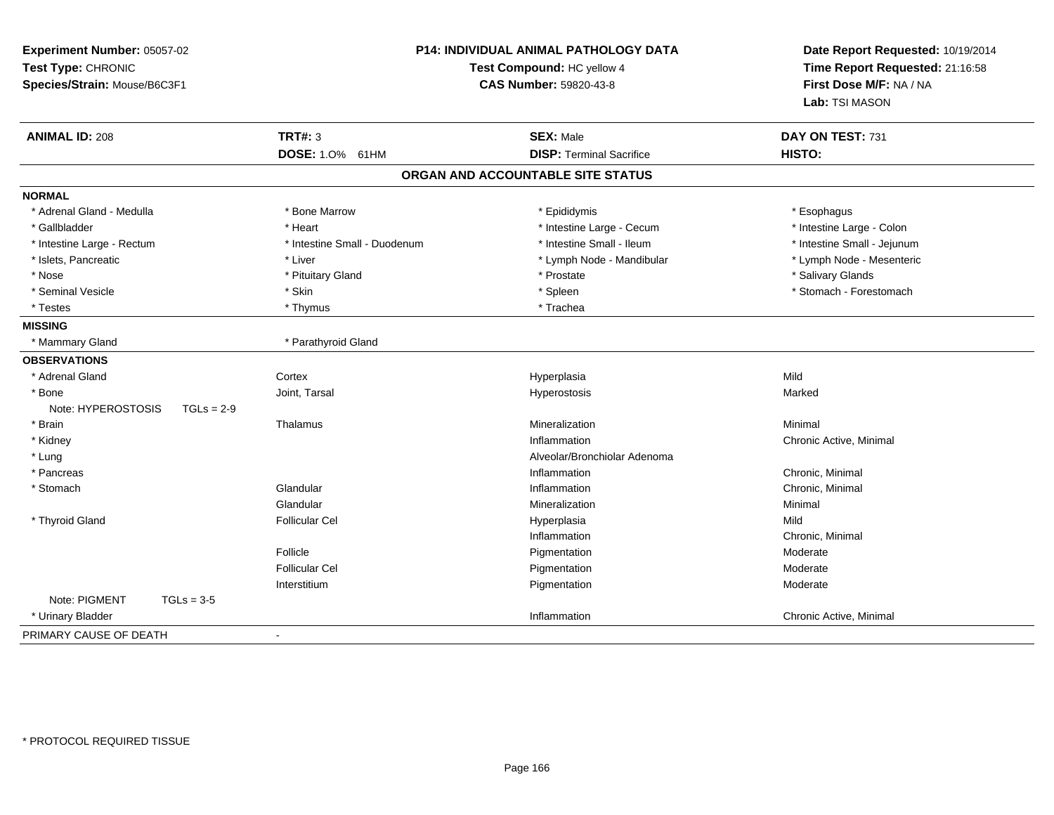**Experiment Number:** 05057-02
**Test Type:** CHRONIC
**Species/Strain:** Mouse/B6C3F1

**P14: INDIVIDUAL ANIMAL PATHOLOGY DATA**
**Test Compound:** HC yellow 4
**CAS Number:** 59820-43-8

**Date Report Requested:** 10/19/2014
**Time Report Requested:** 21:16:58
**First Dose M/F:** NA / NA
**Lab:** TSI MASON

| **ANIMAL ID:** 208 | **TRT#:** 3 | **SEX:** Male | **DAY ON TEST:** 731 |
|---|---|---|---|
| | **DOSE:** 1.0% 61HM | **DISP:** Terminal Sacrifice | **HISTO:** |

## ORGAN AND ACCOUNTABLE SITE STATUS

**NORMAL**

| | | | |
|---|---|---|---|
| * Adrenal Gland - Medulla | * Bone Marrow | * Epididymis | * Esophagus |
| * Gallbladder | * Heart | * Intestine Large - Cecum | * Intestine Large - Colon |
| * Intestine Large - Rectum | * Intestine Small - Duodenum | * Intestine Small - Ileum | * Intestine Small - Jejunum |
| * Islets, Pancreatic | * Liver | * Lymph Node - Mandibular | * Lymph Node - Mesenteric |
| * Nose | * Pituitary Gland | * Prostate | * Salivary Glands |
| * Seminal Vesicle | * Skin | * Spleen | * Stomach - Forestomach |
| * Testes | * Thymus | * Trachea | |

**MISSING**

| | |
|---|---|
| * Mammary Gland | * Parathyroid Gland |

**OBSERVATIONS**

| | | | |
|---|---|---|---|
| * Adrenal Gland | Cortex | Hyperplasia | Mild |
| * Bone | Joint, Tarsal | Hyperostosis | Marked |
| Note: HYPEROSTOSIS TGLs = 2-9 | | | |
| * Brain | Thalamus | Mineralization | Minimal |
| * Kidney | | Inflammation | Chronic Active, Minimal |
| * Lung | | Alveolar/Bronchiolar Adenoma | |
| * Pancreas | | Inflammation | Chronic, Minimal |
| * Stomach | Glandular | Inflammation | Chronic, Minimal |
| | Glandular | Mineralization | Minimal |
| * Thyroid Gland | Follicular Cel | Hyperplasia | Mild |
| | | Inflammation | Chronic, Minimal |
| | Follicle | Pigmentation | Moderate |
| | Follicular Cel | Pigmentation | Moderate |
| | Interstitium | Pigmentation | Moderate |
| Note: PIGMENT TGLs = 3-5 | | | |
| * Urinary Bladder | | Inflammation | Chronic Active, Minimal |

PRIMARY CAUSE OF DEATH -

\* PROTOCOL REQUIRED TISSUE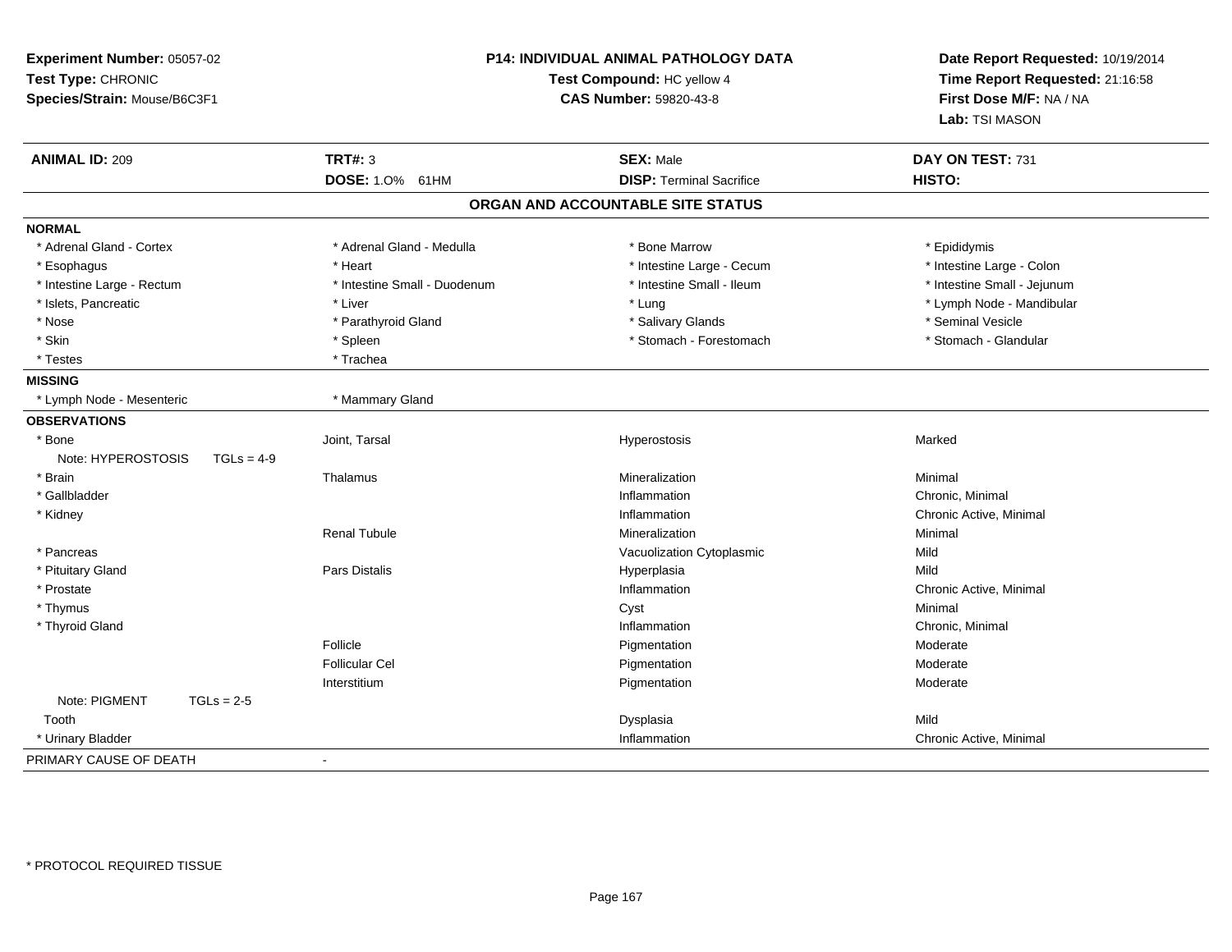**Experiment Number:** 05057-02
**Test Type:** CHRONIC
**Species/Strain:** Mouse/B6C3F1

**P14: INDIVIDUAL ANIMAL PATHOLOGY DATA**
**Test Compound:** HC yellow 4
**CAS Number:** 59820-43-8

**Date Report Requested:** 10/19/2014
**Time Report Requested:** 21:16:58
**First Dose M/F:** NA / NA
**Lab:** TSI MASON

| **ANIMAL ID:** 209 | **TRT#:** 3 | **SEX:** Male | **DAY ON TEST:** 731 |
|---|---|---|---|
| | **DOSE:** 1.0% 61HM | **DISP:** Terminal Sacrifice | **HISTO:** |

## ORGAN AND ACCOUNTABLE SITE STATUS

**NORMAL**

| | | | |
|---|---|---|---|
| * Adrenal Gland - Cortex | * Adrenal Gland - Medulla | * Bone Marrow | * Epididymis |
| * Esophagus | * Heart | * Intestine Large - Cecum | * Intestine Large - Colon |
| * Intestine Large - Rectum | * Intestine Small - Duodenum | * Intestine Small - Ileum | * Intestine Small - Jejunum |
| * Islets, Pancreatic | * Liver | * Lung | * Lymph Node - Mandibular |
| * Nose | * Parathyroid Gland | * Salivary Glands | * Seminal Vesicle |
| * Skin | * Spleen | * Stomach - Forestomach | * Stomach - Glandular |
| * Testes | * Trachea | | |

**MISSING**

| | |
|---|---|
| * Lymph Node - Mesenteric | * Mammary Gland |

**OBSERVATIONS**

| | | | |
|---|---|---|---|
| * Bone | Joint, Tarsal | Hyperostosis | Marked |
| Note: HYPEROSTOSIS TGLs = 4-9 | | | |
| * Brain | Thalamus | Mineralization | Minimal |
| * Gallbladder | | Inflammation | Chronic, Minimal |
| * Kidney | | Inflammation | Chronic Active, Minimal |
| | Renal Tubule | Mineralization | Minimal |
| * Pancreas | | Vacuolization Cytoplasmic | Mild |
| * Pituitary Gland | Pars Distalis | Hyperplasia | Mild |
| * Prostate | | Inflammation | Chronic Active, Minimal |
| * Thymus | | Cyst | Minimal |
| * Thyroid Gland | | Inflammation | Chronic, Minimal |
| | Follicle | Pigmentation | Moderate |
| | Follicular Cel | Pigmentation | Moderate |
| | Interstitium | Pigmentation | Moderate |
| Note: PIGMENT TGLs = 2-5 | | | |
| Tooth | | Dysplasia | Mild |
| * Urinary Bladder | | Inflammation | Chronic Active, Minimal |

PRIMARY CAUSE OF DEATH -

* PROTOCOL REQUIRED TISSUE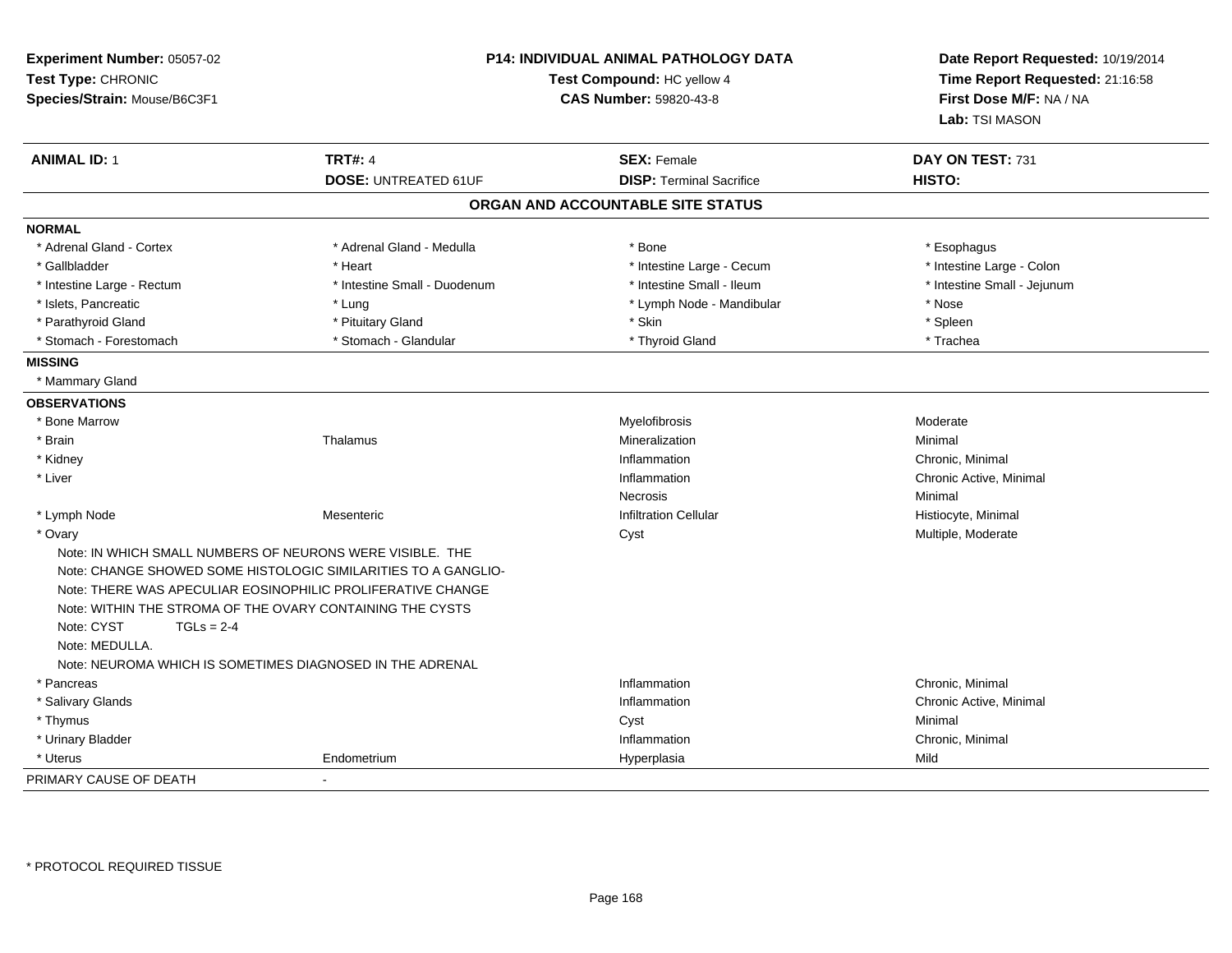**Experiment Number:** 05057-02
**Test Type:** CHRONIC
**Species/Strain:** Mouse/B6C3F1

**P14: INDIVIDUAL ANIMAL PATHOLOGY DATA**
**Test Compound:** HC yellow 4
**CAS Number:** 59820-43-8

**Date Report Requested:** 10/19/2014
**Time Report Requested:** 21:16:58
**First Dose M/F:** NA / NA
**Lab:** TSI MASON

| **ANIMAL ID:** 1 | **TRT#:** 4 | **SEX:** Female | **DAY ON TEST:** 731 |
|---|---|---|---|
| | **DOSE:** UNTREATED 61UF | **DISP:** Terminal Sacrifice | **HISTO:** |

## ORGAN AND ACCOUNTABLE SITE STATUS

**NORMAL**

| | | | |
|---|---|---|---|
| * Adrenal Gland - Cortex | * Adrenal Gland - Medulla | * Bone | * Esophagus |
| * Gallbladder | * Heart | * Intestine Large - Cecum | * Intestine Large - Colon |
| * Intestine Large - Rectum | * Intestine Small - Duodenum | * Intestine Small - Ileum | * Intestine Small - Jejunum |
| * Islets, Pancreatic | * Lung | * Lymph Node - Mandibular | * Nose |
| * Parathyroid Gland | * Pituitary Gland | * Skin | * Spleen |
| * Stomach - Forestomach | * Stomach - Glandular | * Thyroid Gland | * Trachea |

**MISSING**

* Mammary Gland

**OBSERVATIONS**

| | | | |
|---|---|---|---|
| * Bone Marrow | | Myelofibrosis | Moderate |
| * Brain | Thalamus | Mineralization | Minimal |
| * Kidney | | Inflammation | Chronic, Minimal |
| * Liver | | Inflammation | Chronic Active, Minimal |
| | | Necrosis | Minimal |
| * Lymph Node | Mesenteric | Infiltration Cellular | Histiocyte, Minimal |
| * Ovary | | Cyst | Multiple, Moderate |

Note: IN WHICH SMALL NUMBERS OF NEURONS WERE VISIBLE. THE
Note: CHANGE SHOWED SOME HISTOLOGIC SIMILARITIES TO A GANGLIO-
Note: THERE WAS APECULIAR EOSINOPHILIC PROLIFERATIVE CHANGE
Note: WITHIN THE STROMA OF THE OVARY CONTAINING THE CYSTS
Note: CYST TGLs = 2-4
Note: MEDULLA.
Note: NEUROMA WHICH IS SOMETIMES DIAGNOSED IN THE ADRENAL

| | | | |
|---|---|---|---|
| * Pancreas | | Inflammation | Chronic, Minimal |
| * Salivary Glands | | Inflammation | Chronic Active, Minimal |
| * Thymus | | Cyst | Minimal |
| * Urinary Bladder | | Inflammation | Chronic, Minimal |
| * Uterus | Endometrium | Hyperplasia | Mild |

PRIMARY CAUSE OF DEATH -

\* PROTOCOL REQUIRED TISSUE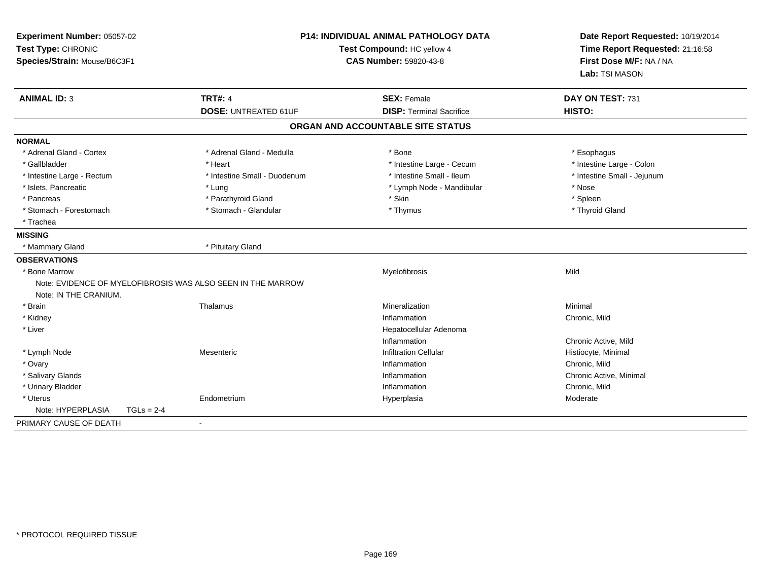**Experiment Number:** 05057-02
**Test Type:** CHRONIC
**Species/Strain:** Mouse/B6C3F1

**P14: INDIVIDUAL ANIMAL PATHOLOGY DATA**
**Test Compound:** HC yellow 4
**CAS Number:** 59820-43-8

**Date Report Requested:** 10/19/2014
**Time Report Requested:** 21:16:58
**First Dose M/F:** NA / NA
**Lab:** TSI MASON

| **ANIMAL ID:** 3 | **TRT#:** 4 | **SEX:** Female | **DAY ON TEST:** 731 |
|---|---|---|---|
| | **DOSE:** UNTREATED 61UF | **DISP:** Terminal Sacrifice | **HISTO:** |

## ORGAN AND ACCOUNTABLE SITE STATUS

| | | | |
|---|---|---|---|
| **NORMAL** | | | |
| * Adrenal Gland - Cortex | * Adrenal Gland - Medulla | * Bone | * Esophagus |
| * Gallbladder | * Heart | * Intestine Large - Cecum | * Intestine Large - Colon |
| * Intestine Large - Rectum | * Intestine Small - Duodenum | * Intestine Small - Ileum | * Intestine Small - Jejunum |
| * Islets, Pancreatic | * Lung | * Lymph Node - Mandibular | * Nose |
| * Pancreas | * Parathyroid Gland | * Skin | * Spleen |
| * Stomach - Forestomach | * Stomach - Glandular | * Thymus | * Thyroid Gland |
| * Trachea | | | |
| **MISSING** | | | |
| * Mammary Gland | * Pituitary Gland | | |
| **OBSERVATIONS** | | | |
| * Bone Marrow | | Myelofibrosis | Mild |
| Note: EVIDENCE OF MYELOFIBROSIS WAS ALSO SEEN IN THE MARROW | | | |
| Note: IN THE CRANIUM. | | | |
| * Brain | Thalamus | Mineralization | Minimal |
| * Kidney | | Inflammation | Chronic, Mild |
| * Liver | | Hepatocellular Adenoma | |
| | | Inflammation | Chronic Active, Mild |
| * Lymph Node | Mesenteric | Infiltration Cellular | Histiocyte, Minimal |
| * Ovary | | Inflammation | Chronic, Mild |
| * Salivary Glands | | Inflammation | Chronic Active, Minimal |
| * Urinary Bladder | | Inflammation | Chronic, Mild |
| * Uterus | Endometrium | Hyperplasia | Moderate |
| Note: HYPERPLASIA TGLs = 2-4 | | | |
| PRIMARY CAUSE OF DEATH | - | | |

* PROTOCOL REQUIRED TISSUE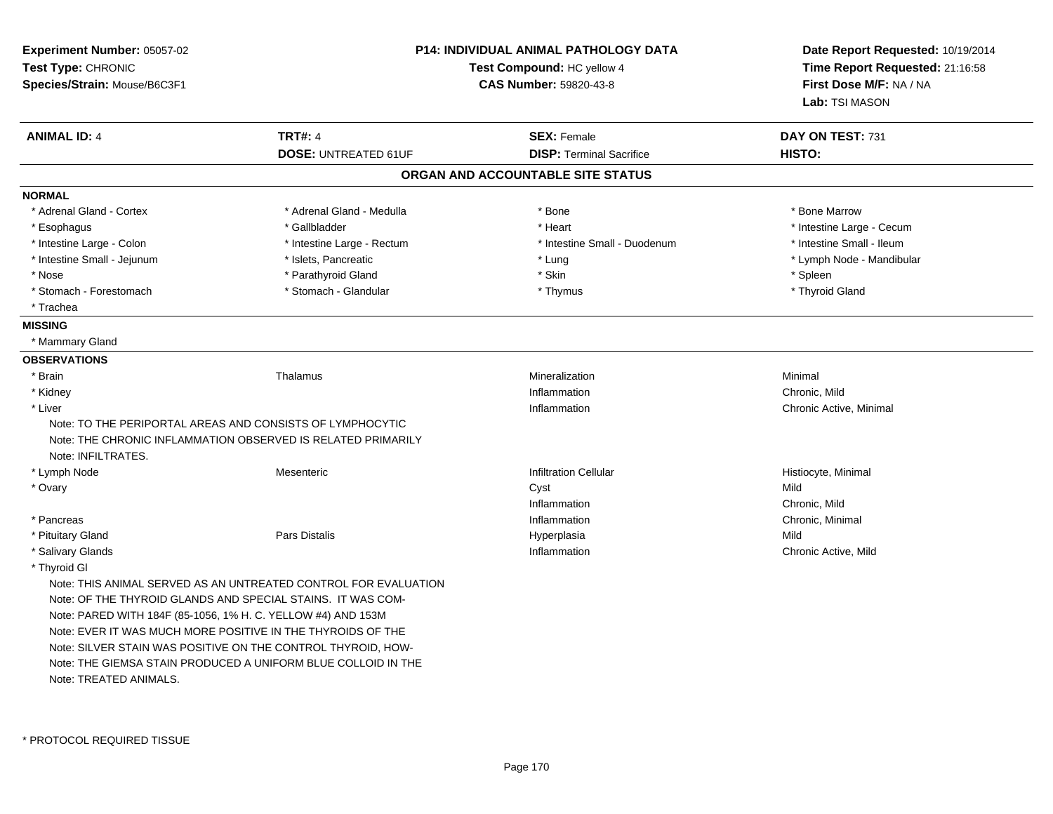**Experiment Number:** 05057-02
**Test Type:** CHRONIC
**Species/Strain:** Mouse/B6C3F1

**P14: INDIVIDUAL ANIMAL PATHOLOGY DATA**
**Test Compound:** HC yellow 4
**CAS Number:** 59820-43-8

**Date Report Requested:** 10/19/2014
**Time Report Requested:** 21:16:58
**First Dose M/F:** NA / NA
**Lab:** TSI MASON

| **ANIMAL ID:** 4 | **TRT#:** 4 | **SEX:** Female | **DAY ON TEST:** 731 |
|---|---|---|---|
| | **DOSE:** UNTREATED 61UF | **DISP:** Terminal Sacrifice | **HISTO:** |

## ORGAN AND ACCOUNTABLE SITE STATUS

**NORMAL**

| | | | |
|---|---|---|---|
| * Adrenal Gland - Cortex | * Adrenal Gland - Medulla | * Bone | * Bone Marrow |
| * Esophagus | * Gallbladder | * Heart | * Intestine Large - Cecum |
| * Intestine Large - Colon | * Intestine Large - Rectum | * Intestine Small - Duodenum | * Intestine Small - Ileum |
| * Intestine Small - Jejunum | * Islets, Pancreatic | * Lung | * Lymph Node - Mandibular |
| * Nose | * Parathyroid Gland | * Skin | * Spleen |
| * Stomach - Forestomach | * Stomach - Glandular | * Thymus | * Thyroid Gland |
| * Trachea | | | |

**MISSING**

* Mammary Gland

**OBSERVATIONS**

| | | | |
|---|---|---|---|
| * Brain | Thalamus | Mineralization | Minimal |
| * Kidney | | Inflammation | Chronic, Mild |
| * Liver | | Inflammation | Chronic Active, Minimal |

Note: TO THE PERIPORTAL AREAS AND CONSISTS OF LYMPHOCYTIC
Note: THE CHRONIC INFLAMMATION OBSERVED IS RELATED PRIMARILY
Note: INFILTRATES.

| | | | |
|---|---|---|---|
| * Lymph Node | Mesenteric | Infiltration Cellular | Histiocyte, Minimal |
| * Ovary | | Cyst | Mild |
| | | Inflammation | Chronic, Mild |
| * Pancreas | | Inflammation | Chronic, Minimal |
| * Pituitary Gland | Pars Distalis | Hyperplasia | Mild |
| * Salivary Glands | | Inflammation | Chronic Active, Mild |
| * Thyroid Gl | | | |

Note: THIS ANIMAL SERVED AS AN UNTREATED CONTROL FOR EVALUATION
Note: OF THE THYROID GLANDS AND SPECIAL STAINS. IT WAS COM-
Note: PARED WITH 184F (85-1056, 1% H. C. YELLOW #4) AND 153M
Note: EVER IT WAS MUCH MORE POSITIVE IN THE THYROIDS OF THE
Note: SILVER STAIN WAS POSITIVE ON THE CONTROL THYROID, HOW-
Note: THE GIEMSA STAIN PRODUCED A UNIFORM BLUE COLLOID IN THE
Note: TREATED ANIMALS.

* PROTOCOL REQUIRED TISSUE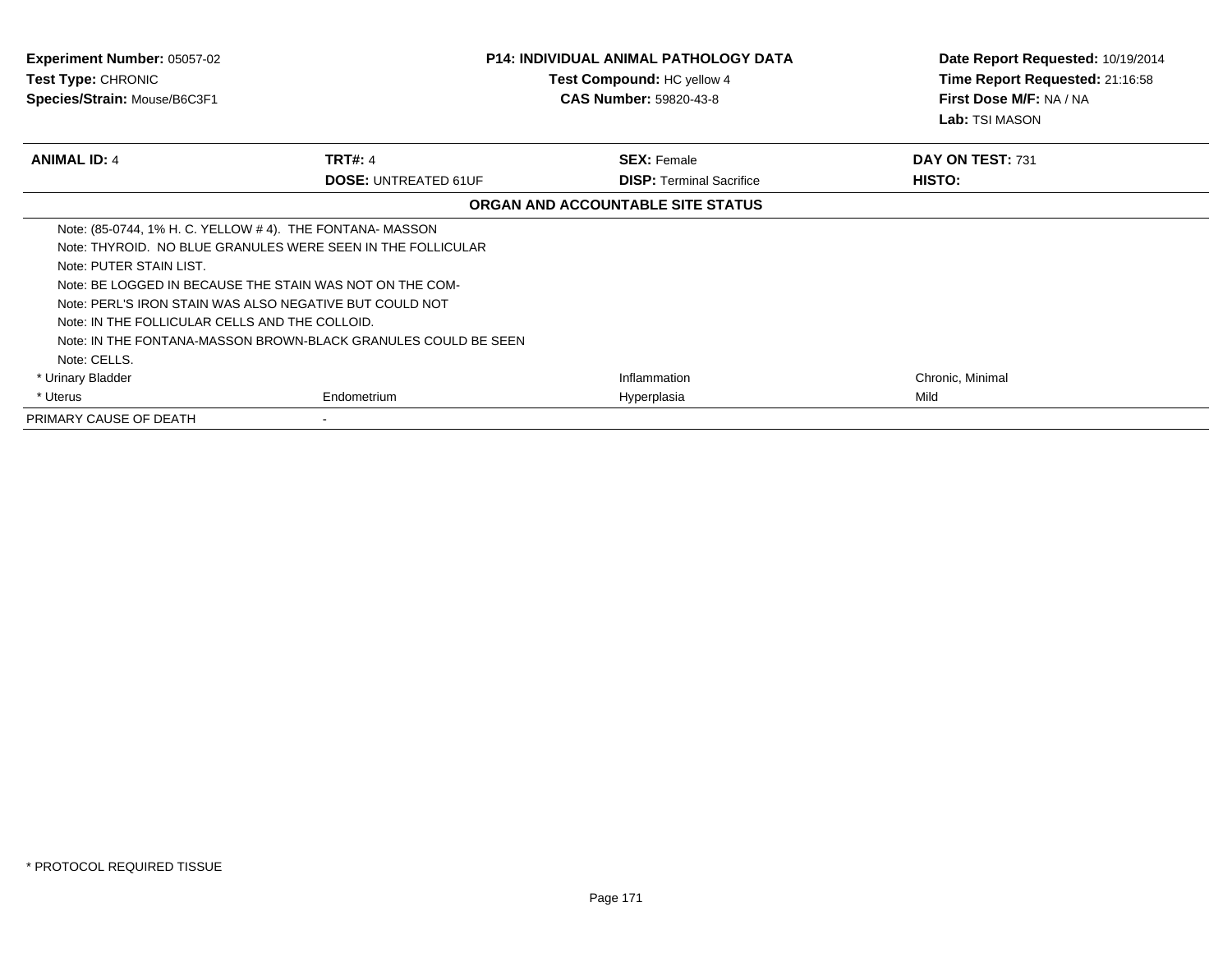**Experiment Number:** 05057-02
**Test Type:** CHRONIC
**Species/Strain:** Mouse/B6C3F1

**P14: INDIVIDUAL ANIMAL PATHOLOGY DATA**
**Test Compound:** HC yellow 4
**CAS Number:** 59820-43-8

**Date Report Requested:** 10/19/2014
**Time Report Requested:** 21:16:58
**First Dose M/F:** NA / NA
**Lab:** TSI MASON

| **ANIMAL ID:** 4 | **TRT#:** 4 | **SEX:** Female | **DAY ON TEST:** 731 |
|---|---|---|---|
| | **DOSE:** UNTREATED 61UF | **DISP:** Terminal Sacrifice | **HISTO:** |

**ORGAN AND ACCOUNTABLE SITE STATUS**

| | | | |
|---|---|---|---|
| Note: (85-0744, 1% H. C. YELLOW # 4). THE FONTANA- MASSON | | | |
| Note: THYROID. NO BLUE GRANULES WERE SEEN IN THE FOLLICULAR | | | |
| Note: PUTER STAIN LIST. | | | |
| Note: BE LOGGED IN BECAUSE THE STAIN WAS NOT ON THE COM- | | | |
| Note: PERL'S IRON STAIN WAS ALSO NEGATIVE BUT COULD NOT | | | |
| Note: IN THE FOLLICULAR CELLS AND THE COLLOID. | | | |
| Note: IN THE FONTANA-MASSON BROWN-BLACK GRANULES COULD BE SEEN | | | |
| Note: CELLS. | | | |
| * Urinary Bladder | | Inflammation | Chronic, Minimal |
| * Uterus | Endometrium | Hyperplasia | Mild |
| PRIMARY CAUSE OF DEATH | - | | |

* PROTOCOL REQUIRED TISSUE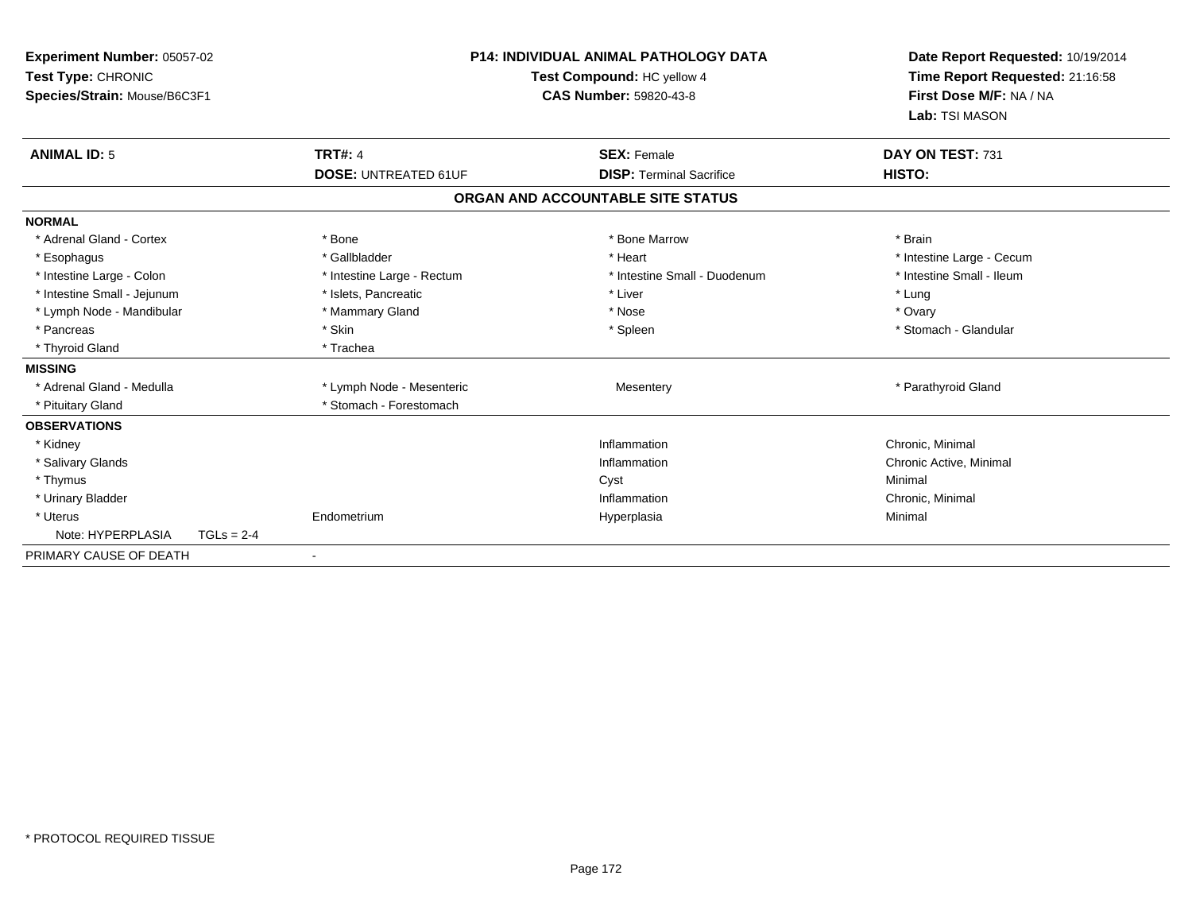**Experiment Number:** 05057-02
**Test Type:** CHRONIC
**Species/Strain:** Mouse/B6C3F1

**P14: INDIVIDUAL ANIMAL PATHOLOGY DATA**
**Test Compound:** HC yellow 4
**CAS Number:** 59820-43-8

**Date Report Requested:** 10/19/2014
**Time Report Requested:** 21:16:58
**First Dose M/F:** NA / NA
**Lab:** TSI MASON

| **ANIMAL ID:** 5 | **TRT#:** 4 | **SEX:** Female | **DAY ON TEST:** 731 |
|---|---|---|---|
| | **DOSE:** UNTREATED 61UF | **DISP:** Terminal Sacrifice | **HISTO:** |

## ORGAN AND ACCOUNTABLE SITE STATUS

| | | | |
|---|---|---|---|
| **NORMAL** | | | |
| * Adrenal Gland - Cortex | * Bone | * Bone Marrow | * Brain |
| * Esophagus | * Gallbladder | * Heart | * Intestine Large - Cecum |
| * Intestine Large - Colon | * Intestine Large - Rectum | * Intestine Small - Duodenum | * Intestine Small - Ileum |
| * Intestine Small - Jejunum | * Islets, Pancreatic | * Liver | * Lung |
| * Lymph Node - Mandibular | * Mammary Gland | * Nose | * Ovary |
| * Pancreas | * Skin | * Spleen | * Stomach - Glandular |
| * Thyroid Gland | * Trachea | | |
| **MISSING** | | | |
| * Adrenal Gland - Medulla | * Lymph Node - Mesenteric | Mesentery | * Parathyroid Gland |
| * Pituitary Gland | * Stomach - Forestomach | | |
| **OBSERVATIONS** | | | |
| * Kidney | | Inflammation | Chronic, Minimal |
| * Salivary Glands | | Inflammation | Chronic Active, Minimal |
| * Thymus | | Cyst | Minimal |
| * Urinary Bladder | | Inflammation | Chronic, Minimal |
| * Uterus | Endometrium | Hyperplasia | Minimal |
| Note: HYPERPLASIA TGLs = 2-4 | | | |
| PRIMARY CAUSE OF DEATH | - | | |

\* PROTOCOL REQUIRED TISSUE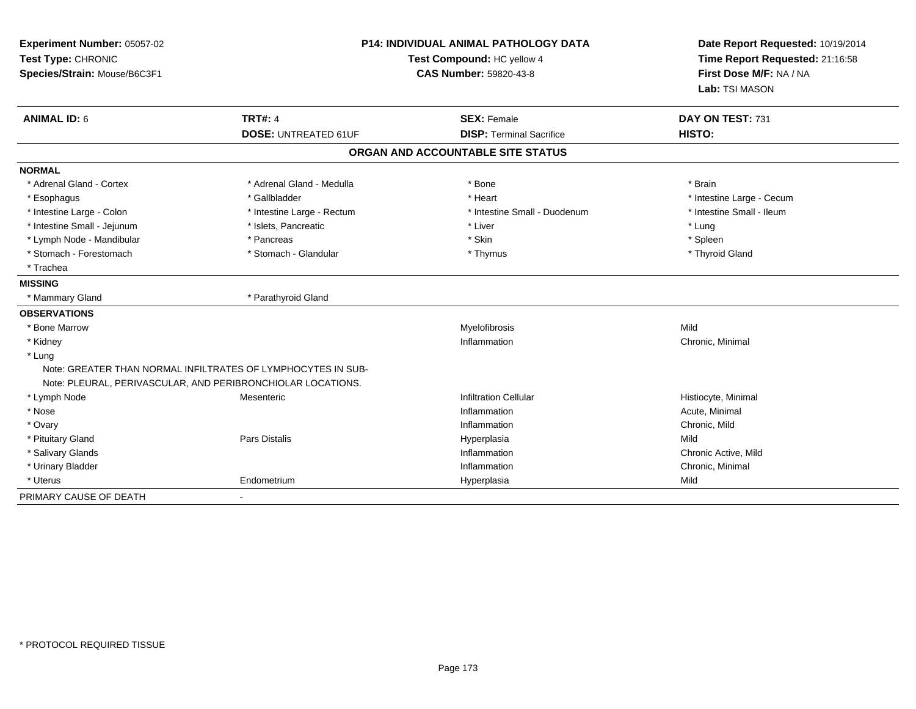**Experiment Number:** 05057-02
**Test Type:** CHRONIC
**Species/Strain:** Mouse/B6C3F1

**P14: INDIVIDUAL ANIMAL PATHOLOGY DATA**
**Test Compound:** HC yellow 4
**CAS Number:** 59820-43-8

**Date Report Requested:** 10/19/2014
**Time Report Requested:** 21:16:58
**First Dose M/F:** NA / NA
**Lab:** TSI MASON

| **ANIMAL ID:** 6 | **TRT#:** 4 | **SEX:** Female | **DAY ON TEST:** 731 |
|---|---|---|---|
| | **DOSE:** UNTREATED 61UF | **DISP:** Terminal Sacrifice | **HISTO:** |

## ORGAN AND ACCOUNTABLE SITE STATUS

**NORMAL**

| | | | |
|---|---|---|---|
| * Adrenal Gland - Cortex | * Adrenal Gland - Medulla | * Bone | * Brain |
| * Esophagus | * Gallbladder | * Heart | * Intestine Large - Cecum |
| * Intestine Large - Colon | * Intestine Large - Rectum | * Intestine Small - Duodenum | * Intestine Small - Ileum |
| * Intestine Small - Jejunum | * Islets, Pancreatic | * Liver | * Lung |
| * Lymph Node - Mandibular | * Pancreas | * Skin | * Spleen |
| * Stomach - Forestomach | * Stomach - Glandular | * Thymus | * Thyroid Gland |
| * Trachea | | | |

**MISSING**

| | |
|---|---|
| * Mammary Gland | * Parathyroid Gland |

**OBSERVATIONS**

| | | | |
|---|---|---|---|
| * Bone Marrow | | Myelofibrosis | Mild |
| * Kidney | | Inflammation | Chronic, Minimal |
| * Lung | | | |
| Note: GREATER THAN NORMAL INFILTRATES OF LYMPHOCYTES IN SUB- | | | |
| Note: PLEURAL, PERIVASCULAR, AND PERIBRONCHIOLAR LOCATIONS. | | | |
| * Lymph Node | Mesenteric | Infiltration Cellular | Histiocyte, Minimal |
| * Nose | | Inflammation | Acute, Minimal |
| * Ovary | | Inflammation | Chronic, Mild |
| * Pituitary Gland | Pars Distalis | Hyperplasia | Mild |
| * Salivary Glands | | Inflammation | Chronic Active, Mild |
| * Urinary Bladder | | Inflammation | Chronic, Minimal |
| * Uterus | Endometrium | Hyperplasia | Mild |

PRIMARY CAUSE OF DEATH -

* PROTOCOL REQUIRED TISSUE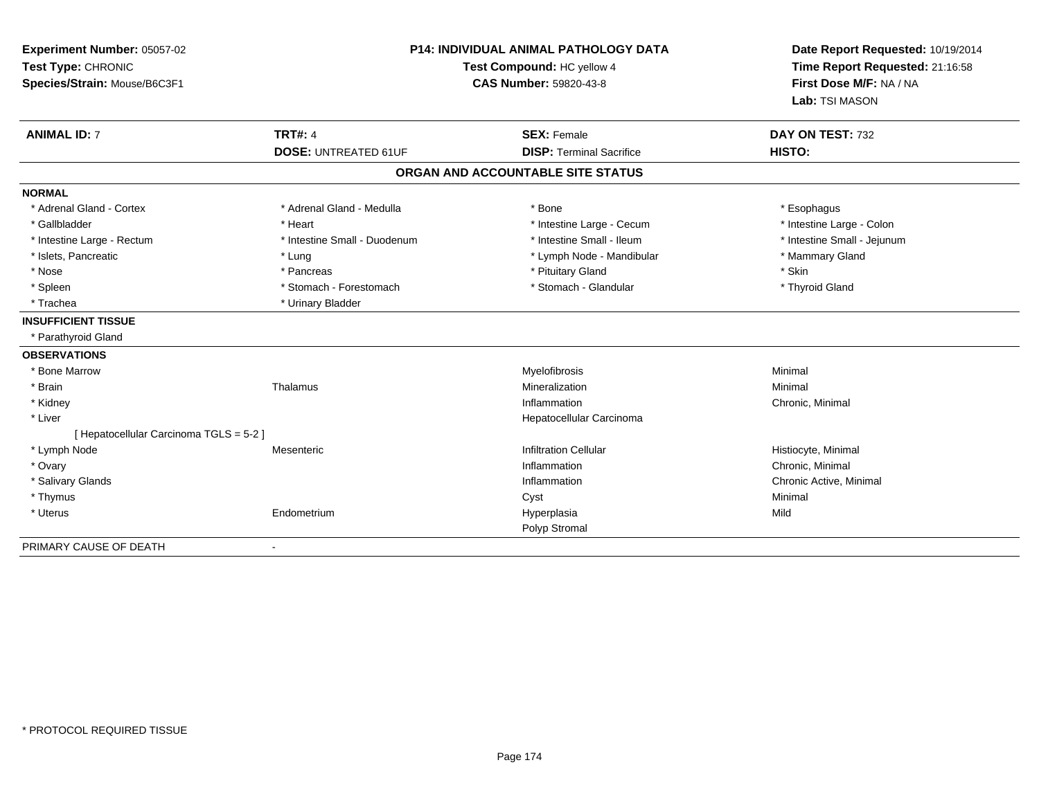**Experiment Number:** 05057-02
**Test Type:** CHRONIC
**Species/Strain:** Mouse/B6C3F1

**P14: INDIVIDUAL ANIMAL PATHOLOGY DATA**
**Test Compound:** HC yellow 4
**CAS Number:** 59820-43-8

**Date Report Requested:** 10/19/2014
**Time Report Requested:** 21:16:58
**First Dose M/F:** NA / NA
**Lab:** TSI MASON

| **ANIMAL ID:** 7 | **TRT#:** 4 | **SEX:** Female | **DAY ON TEST:** 732 |
|---|---|---|---|
| | **DOSE:** UNTREATED 61UF | **DISP:** Terminal Sacrifice | **HISTO:** |

**ORGAN AND ACCOUNTABLE SITE STATUS**

| | | | |
|---|---|---|---|
| **NORMAL** | | | |
| * Adrenal Gland - Cortex | * Adrenal Gland - Medulla | * Bone | * Esophagus |
| * Gallbladder | * Heart | * Intestine Large - Cecum | * Intestine Large - Colon |
| * Intestine Large - Rectum | * Intestine Small - Duodenum | * Intestine Small - Ileum | * Intestine Small - Jejunum |
| * Islets, Pancreatic | * Lung | * Lymph Node - Mandibular | * Mammary Gland |
| * Nose | * Pancreas | * Pituitary Gland | * Skin |
| * Spleen | * Stomach - Forestomach | * Stomach - Glandular | * Thyroid Gland |
| * Trachea | * Urinary Bladder | | |
| **INSUFFICIENT TISSUE** | | | |
| * Parathyroid Gland | | | |
| **OBSERVATIONS** | | | |
| * Bone Marrow | | Myelofibrosis | Minimal |
| * Brain | Thalamus | Mineralization | Minimal |
| * Kidney | | Inflammation | Chronic, Minimal |
| * Liver | | Hepatocellular Carcinoma | |
| [ Hepatocellular Carcinoma TGLS = 5-2 ] | | | |
| * Lymph Node | Mesenteric | Infiltration Cellular | Histiocyte, Minimal |
| * Ovary | | Inflammation | Chronic, Minimal |
| * Salivary Glands | | Inflammation | Chronic Active, Minimal |
| * Thymus | | Cyst | Minimal |
| * Uterus | Endometrium | Hyperplasia | Mild |
| | | Polyp Stromal | |
| PRIMARY CAUSE OF DEATH | - | | |

* PROTOCOL REQUIRED TISSUE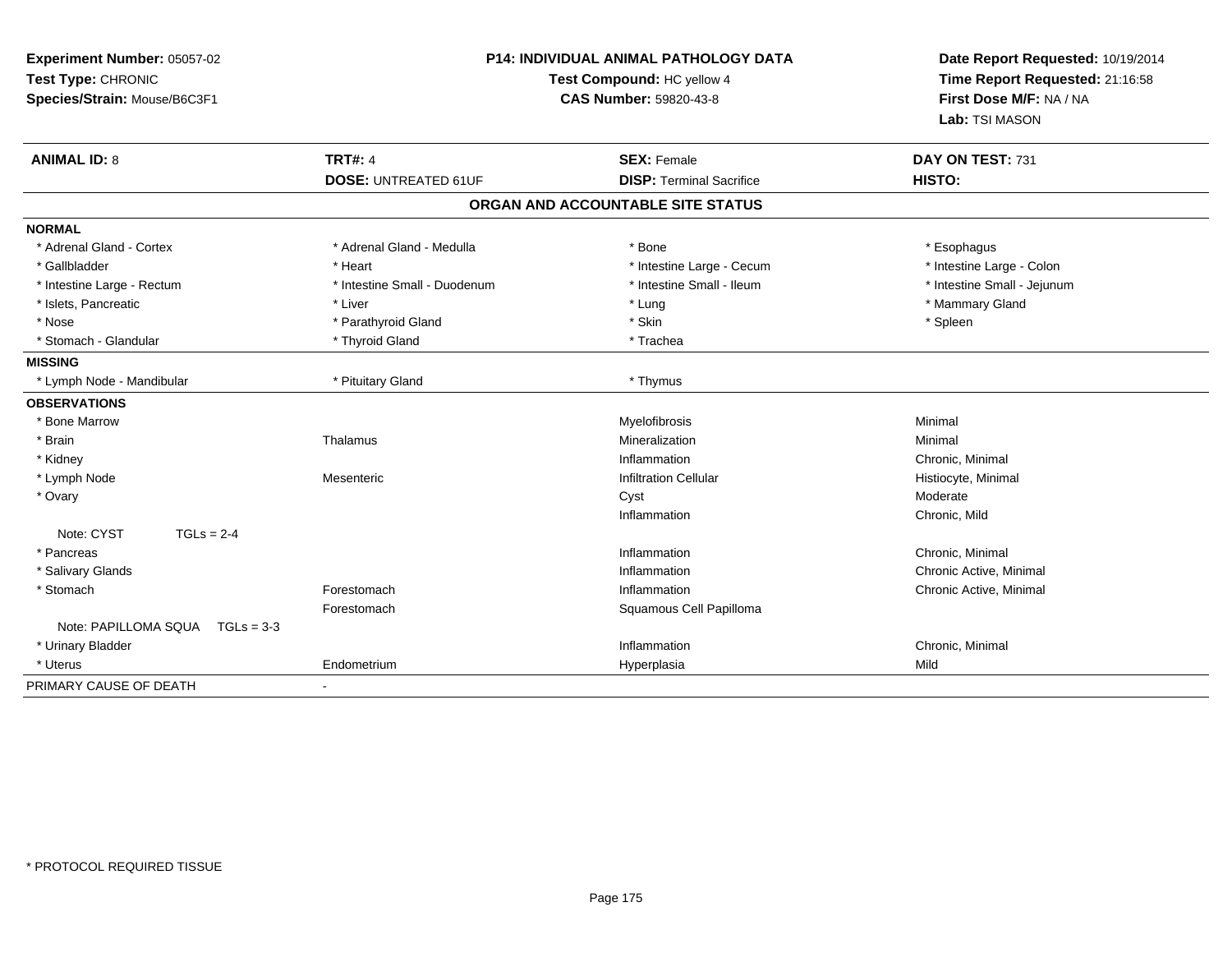**Experiment Number:** 05057-02
**Test Type:** CHRONIC
**Species/Strain:** Mouse/B6C3F1

**P14: INDIVIDUAL ANIMAL PATHOLOGY DATA**
**Test Compound:** HC yellow 4
**CAS Number:** 59820-43-8

**Date Report Requested:** 10/19/2014
**Time Report Requested:** 21:16:58
**First Dose M/F:** NA / NA
**Lab:** TSI MASON

| **ANIMAL ID:** 8 | **TRT#:** 4 | **SEX:** Female | **DAY ON TEST:** 731 |
|---|---|---|---|
| | **DOSE:** UNTREATED 61UF | **DISP:** Terminal Sacrifice | **HISTO:** |

## ORGAN AND ACCOUNTABLE SITE STATUS

**NORMAL**

| | | | |
|---|---|---|---|
| * Adrenal Gland - Cortex | * Adrenal Gland - Medulla | * Bone | * Esophagus |
| * Gallbladder | * Heart | * Intestine Large - Cecum | * Intestine Large - Colon |
| * Intestine Large - Rectum | * Intestine Small - Duodenum | * Intestine Small - Ileum | * Intestine Small - Jejunum |
| * Islets, Pancreatic | * Liver | * Lung | * Mammary Gland |
| * Nose | * Parathyroid Gland | * Skin | * Spleen |
| * Stomach - Glandular | * Thyroid Gland | * Trachea | |

**MISSING**

| | | |
|---|---|---|
| * Lymph Node - Mandibular | * Pituitary Gland | * Thymus |

**OBSERVATIONS**

| | | | |
|---|---|---|---|
| * Bone Marrow | | Myelofibrosis | Minimal |
| * Brain | Thalamus | Mineralization | Minimal |
| * Kidney | | Inflammation | Chronic, Minimal |
| * Lymph Node | Mesenteric | Infiltration Cellular | Histiocyte, Minimal |
| * Ovary | | Cyst | Moderate |
| | | Inflammation | Chronic, Mild |
| Note: CYST TGLs = 2-4 | | | |
| * Pancreas | | Inflammation | Chronic, Minimal |
| * Salivary Glands | | Inflammation | Chronic Active, Minimal |
| * Stomach | Forestomach | Inflammation | Chronic Active, Minimal |
| | Forestomach | Squamous Cell Papilloma | |
| Note: PAPILLOMA SQUA TGLs = 3-3 | | | |
| * Urinary Bladder | | Inflammation | Chronic, Minimal |
| * Uterus | Endometrium | Hyperplasia | Mild |

PRIMARY CAUSE OF DEATH -

* PROTOCOL REQUIRED TISSUE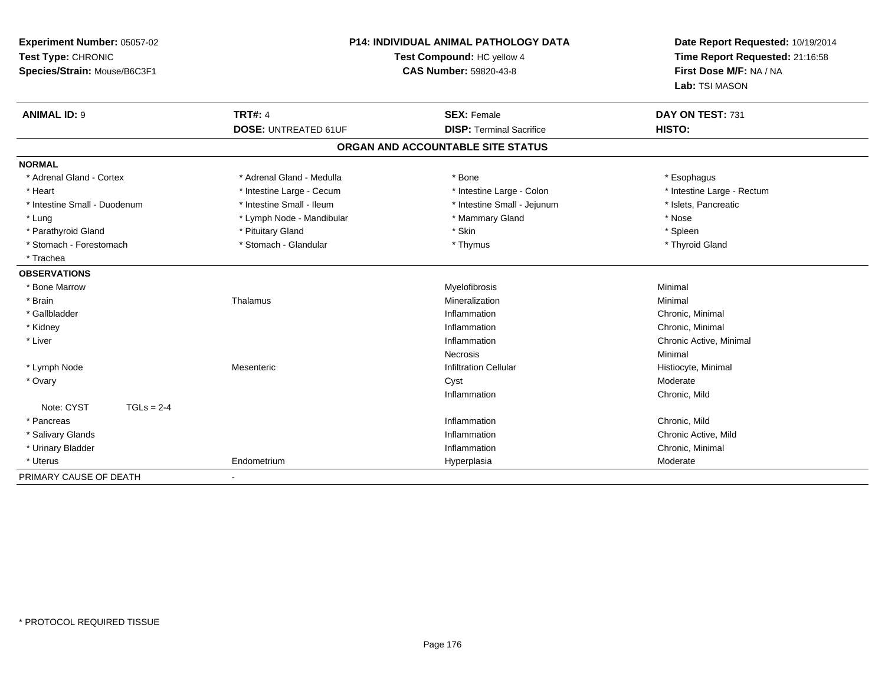**Experiment Number:** 05057-02
**Test Type:** CHRONIC
**Species/Strain:** Mouse/B6C3F1

**P14: INDIVIDUAL ANIMAL PATHOLOGY DATA**
**Test Compound:** HC yellow 4
**CAS Number:** 59820-43-8

**Date Report Requested:** 10/19/2014
**Time Report Requested:** 21:16:58
**First Dose M/F:** NA / NA
**Lab:** TSI MASON

| **ANIMAL ID:** 9 | **TRT#:** 4 | **SEX:** Female | **DAY ON TEST:** 731 |
|---|---|---|---|
| | **DOSE:** UNTREATED 61UF | **DISP:** Terminal Sacrifice | **HISTO:** |

## ORGAN AND ACCOUNTABLE SITE STATUS

**NORMAL**

| | | | |
|---|---|---|---|
| * Adrenal Gland - Cortex | * Adrenal Gland - Medulla | * Bone | * Esophagus |
| * Heart | * Intestine Large - Cecum | * Intestine Large - Colon | * Intestine Large - Rectum |
| * Intestine Small - Duodenum | * Intestine Small - Ileum | * Intestine Small - Jejunum | * Islets, Pancreatic |
| * Lung | * Lymph Node - Mandibular | * Mammary Gland | * Nose |
| * Parathyroid Gland | * Pituitary Gland | * Skin | * Spleen |
| * Stomach - Forestomach | * Stomach - Glandular | * Thymus | * Thyroid Gland |
| * Trachea | | | |

**OBSERVATIONS**

| | | | |
|---|---|---|---|
| * Bone Marrow | | Myelofibrosis | Minimal |
| * Brain | Thalamus | Mineralization | Minimal |
| * Gallbladder | | Inflammation | Chronic, Minimal |
| * Kidney | | Inflammation | Chronic, Minimal |
| * Liver | | Inflammation | Chronic Active, Minimal |
| | | Necrosis | Minimal |
| * Lymph Node | Mesenteric | Infiltration Cellular | Histiocyte, Minimal |
| * Ovary | | Cyst | Moderate |
| | | Inflammation | Chronic, Mild |
| Note: CYST TGLs = 2-4 | | | |
| * Pancreas | | Inflammation | Chronic, Mild |
| * Salivary Glands | | Inflammation | Chronic Active, Mild |
| * Urinary Bladder | | Inflammation | Chronic, Minimal |
| * Uterus | Endometrium | Hyperplasia | Moderate |

PRIMARY CAUSE OF DEATH -

* PROTOCOL REQUIRED TISSUE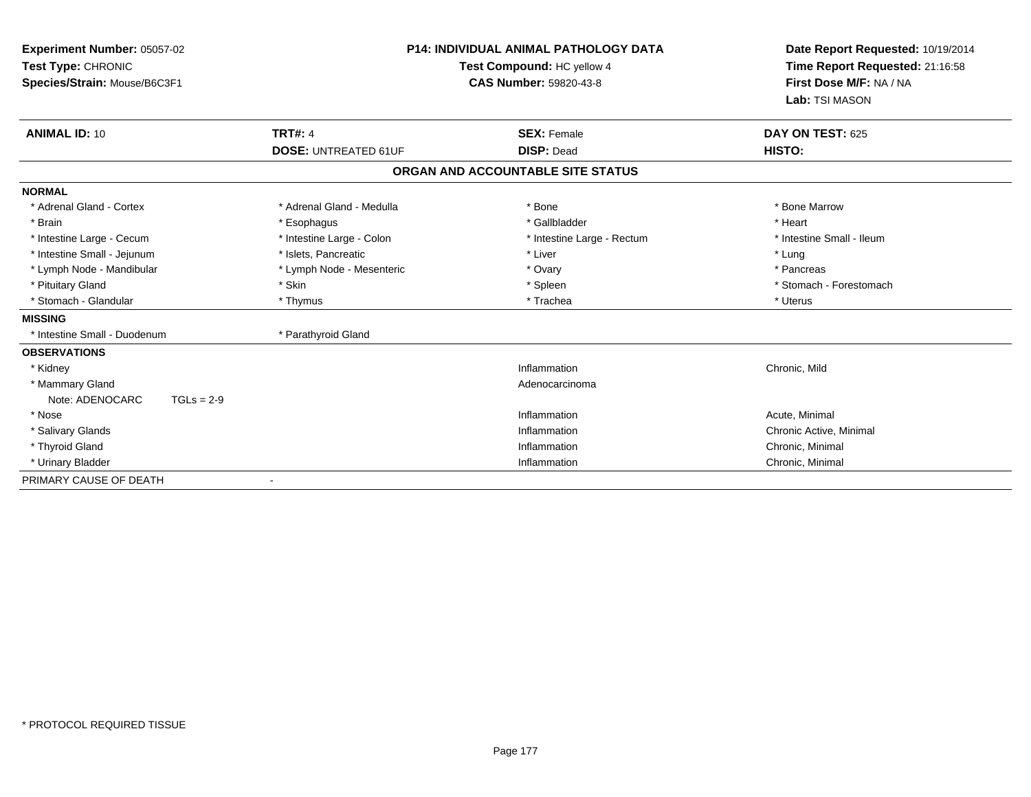**Experiment Number:** 05057-02
**Test Type:** CHRONIC
**Species/Strain:** Mouse/B6C3F1

**P14: INDIVIDUAL ANIMAL PATHOLOGY DATA**
**Test Compound:** HC yellow 4
**CAS Number:** 59820-43-8

**Date Report Requested:** 10/19/2014
**Time Report Requested:** 21:16:58
**First Dose M/F:** NA / NA
**Lab:** TSI MASON

| **ANIMAL ID:** 10 | **TRT#:** 4 | **SEX:** Female | **DAY ON TEST:** 625 |
|---|---|---|---|
| | **DOSE:** UNTREATED 61UF | **DISP:** Dead | **HISTO:** |

**ORGAN AND ACCOUNTABLE SITE STATUS**

**NORMAL**

| | | | |
|---|---|---|---|
| * Adrenal Gland - Cortex | * Adrenal Gland - Medulla | * Bone | * Bone Marrow |
| * Brain | * Esophagus | * Gallbladder | * Heart |
| * Intestine Large - Cecum | * Intestine Large - Colon | * Intestine Large - Rectum | * Intestine Small - Ileum |
| * Intestine Small - Jejunum | * Islets, Pancreatic | * Liver | * Lung |
| * Lymph Node - Mandibular | * Lymph Node - Mesenteric | * Ovary | * Pancreas |
| * Pituitary Gland | * Skin | * Spleen | * Stomach - Forestomach |
| * Stomach - Glandular | * Thymus | * Trachea | * Uterus |

**MISSING**

| | |
|---|---|
| * Intestine Small - Duodenum | * Parathyroid Gland |

**OBSERVATIONS**

| | | |
|---|---|---|
| * Kidney | Inflammation | Chronic, Mild |
| * Mammary Gland | Adenocarcinoma | |
| Note: ADENOCARC TGLs = 2-9 | | |
| * Nose | Inflammation | Acute, Minimal |
| * Salivary Glands | Inflammation | Chronic Active, Minimal |
| * Thyroid Gland | Inflammation | Chronic, Minimal |
| * Urinary Bladder | Inflammation | Chronic, Minimal |

PRIMARY CAUSE OF DEATH -

* PROTOCOL REQUIRED TISSUE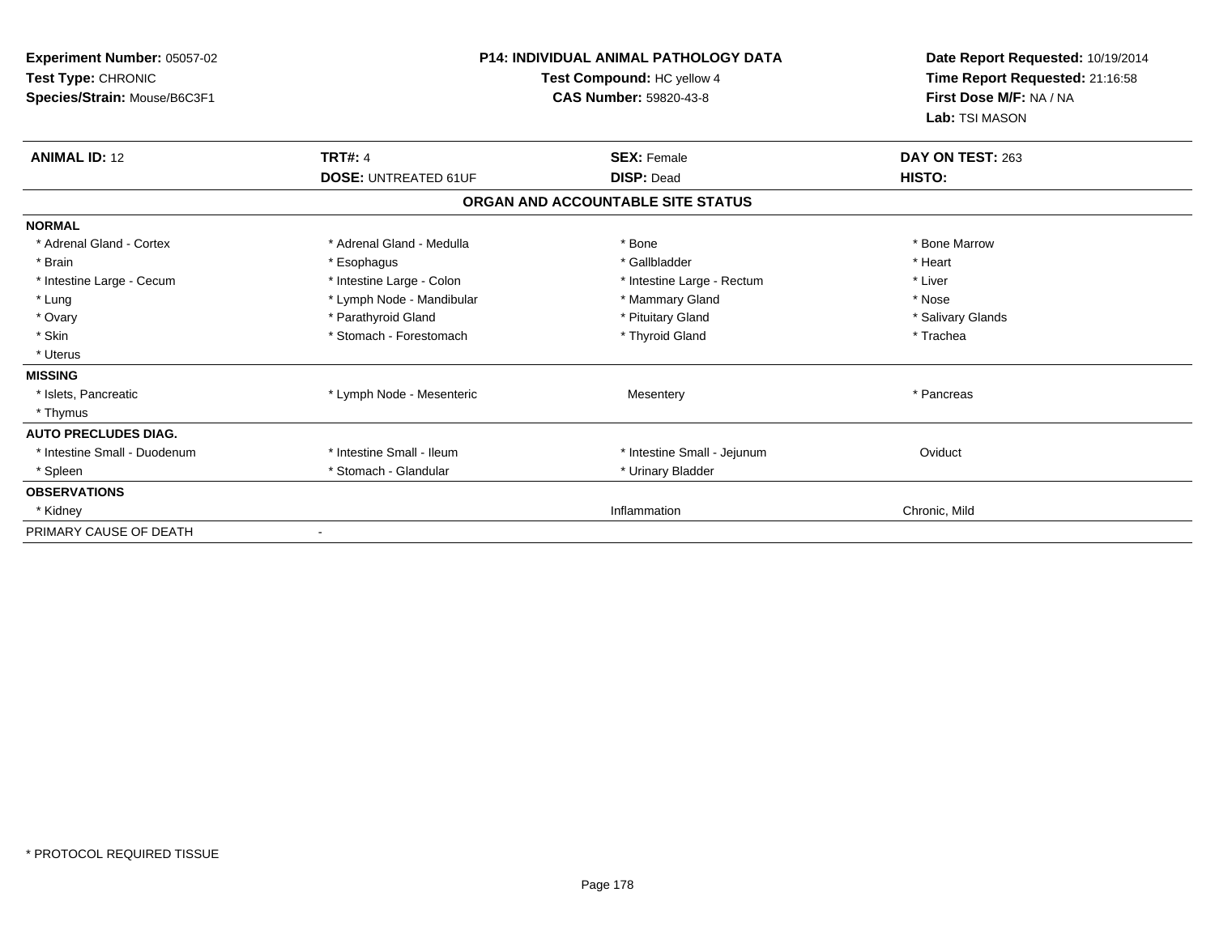**Experiment Number:** 05057-02
**Test Type:** CHRONIC
**Species/Strain:** Mouse/B6C3F1

**P14: INDIVIDUAL ANIMAL PATHOLOGY DATA**
**Test Compound:** HC yellow 4
**CAS Number:** 59820-43-8

**Date Report Requested:** 10/19/2014
**Time Report Requested:** 21:16:58
**First Dose M/F:** NA / NA
**Lab:** TSI MASON

| **ANIMAL ID:** 12 | **TRT#:** 4 | **SEX:** Female | **DAY ON TEST:** 263 |
|---|---|---|---|
| | **DOSE:** UNTREATED 61UF | **DISP:** Dead | **HISTO:** |

**ORGAN AND ACCOUNTABLE SITE STATUS**

| | | | |
|---|---|---|---|
| **NORMAL** | | | |
| * Adrenal Gland - Cortex | * Adrenal Gland - Medulla | * Bone | * Bone Marrow |
| * Brain | * Esophagus | * Gallbladder | * Heart |
| * Intestine Large - Cecum | * Intestine Large - Colon | * Intestine Large - Rectum | * Liver |
| * Lung | * Lymph Node - Mandibular | * Mammary Gland | * Nose |
| * Ovary | * Parathyroid Gland | * Pituitary Gland | * Salivary Glands |
| * Skin | * Stomach - Forestomach | * Thyroid Gland | * Trachea |
| * Uterus | | | |
| **MISSING** | | | |
| * Islets, Pancreatic | * Lymph Node - Mesenteric | Mesentery | * Pancreas |
| * Thymus | | | |
| **AUTO PRECLUDES DIAG.** | | | |
| * Intestine Small - Duodenum | * Intestine Small - Ileum | * Intestine Small - Jejunum | Oviduct |
| * Spleen | * Stomach - Glandular | * Urinary Bladder | |
| **OBSERVATIONS** | | | |
| * Kidney | | Inflammation | Chronic, Mild |
| PRIMARY CAUSE OF DEATH | - | | |

* PROTOCOL REQUIRED TISSUE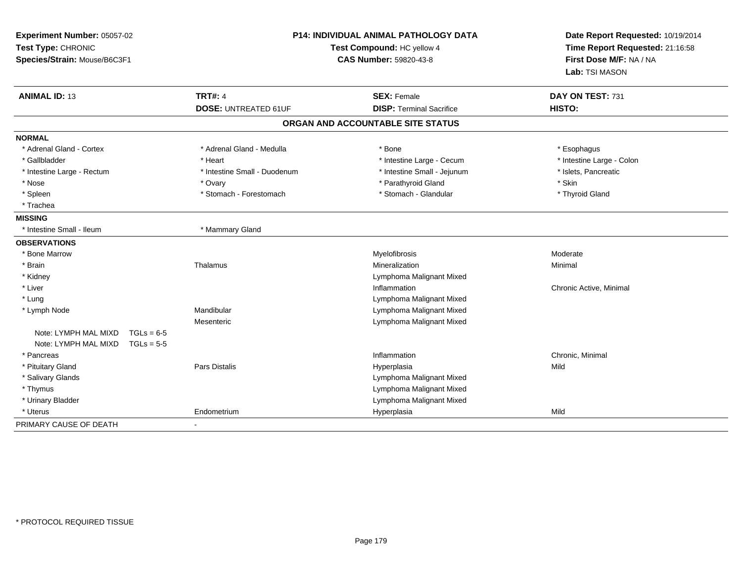**Experiment Number:** 05057-02
**Test Type:** CHRONIC
**Species/Strain:** Mouse/B6C3F1

**P14: INDIVIDUAL ANIMAL PATHOLOGY DATA**
**Test Compound:** HC yellow 4
**CAS Number:** 59820-43-8

**Date Report Requested:** 10/19/2014
**Time Report Requested:** 21:16:58
**First Dose M/F:** NA / NA
**Lab:** TSI MASON

| **ANIMAL ID:** 13 | **TRT#:** 4 | **SEX:** Female | **DAY ON TEST:** 731 |
|---|---|---|---|
| | **DOSE:** UNTREATED 61UF | **DISP:** Terminal Sacrifice | **HISTO:** |

## ORGAN AND ACCOUNTABLE SITE STATUS

| | | | |
|---|---|---|---|
| **NORMAL** | | | |
| * Adrenal Gland - Cortex | * Adrenal Gland - Medulla | * Bone | * Esophagus |
| * Gallbladder | * Heart | * Intestine Large - Cecum | * Intestine Large - Colon |
| * Intestine Large - Rectum | * Intestine Small - Duodenum | * Intestine Small - Jejunum | * Islets, Pancreatic |
| * Nose | * Ovary | * Parathyroid Gland | * Skin |
| * Spleen | * Stomach - Forestomach | * Stomach - Glandular | * Thyroid Gland |
| * Trachea | | | |
| **MISSING** | | | |
| * Intestine Small - Ileum | * Mammary Gland | | |
| **OBSERVATIONS** | | | |
| * Bone Marrow | | Myelofibrosis | Moderate |
| * Brain | Thalamus | Mineralization | Minimal |
| * Kidney | | Lymphoma Malignant Mixed | |
| * Liver | | Inflammation | Chronic Active, Minimal |
| * Lung | | Lymphoma Malignant Mixed | |
| * Lymph Node | Mandibular | Lymphoma Malignant Mixed | |
| | Mesenteric | Lymphoma Malignant Mixed | |
| Note: LYMPH MAL MIXD TGLs = 6-5 | | | |
| Note: LYMPH MAL MIXD TGLs = 5-5 | | | |
| * Pancreas | | Inflammation | Chronic, Minimal |
| * Pituitary Gland | Pars Distalis | Hyperplasia | Mild |
| * Salivary Glands | | Lymphoma Malignant Mixed | |
| * Thymus | | Lymphoma Malignant Mixed | |
| * Urinary Bladder | | Lymphoma Malignant Mixed | |
| * Uterus | Endometrium | Hyperplasia | Mild |
| PRIMARY CAUSE OF DEATH | - | | |

* PROTOCOL REQUIRED TISSUE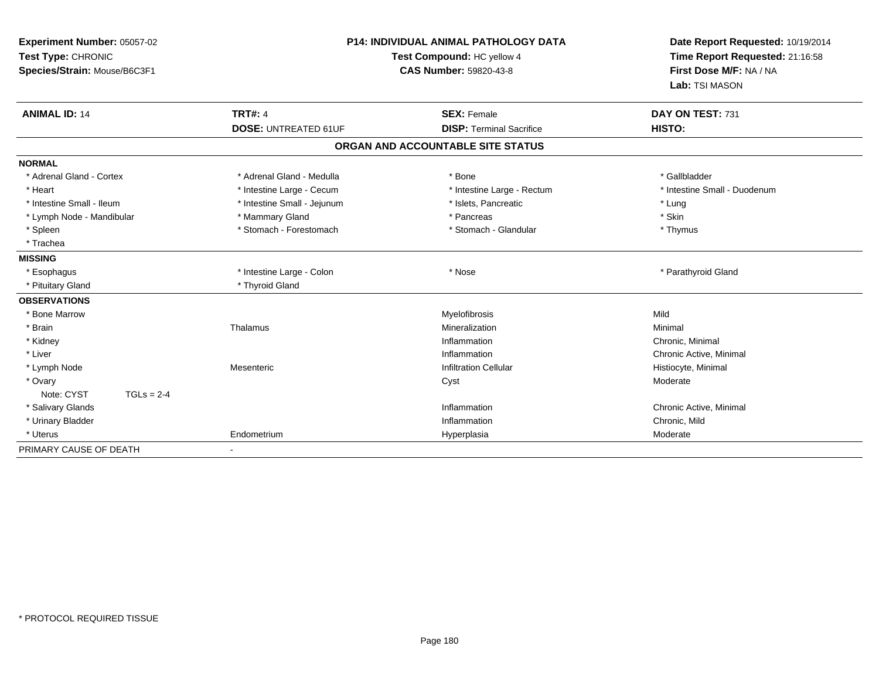**Experiment Number:** 05057-02
**Test Type:** CHRONIC
**Species/Strain:** Mouse/B6C3F1

**P14: INDIVIDUAL ANIMAL PATHOLOGY DATA**
**Test Compound:** HC yellow 4
**CAS Number:** 59820-43-8

**Date Report Requested:** 10/19/2014
**Time Report Requested:** 21:16:58
**First Dose M/F:** NA / NA
**Lab:** TSI MASON

| **ANIMAL ID:** 14 | **TRT#:** 4 | **SEX:** Female | **DAY ON TEST:** 731 |
|---|---|---|---|
| | **DOSE:** UNTREATED 61UF | **DISP:** Terminal Sacrifice | **HISTO:** |

## ORGAN AND ACCOUNTABLE SITE STATUS

| | | | |
|---|---|---|---|
| **NORMAL** | | | |
| * Adrenal Gland - Cortex | * Adrenal Gland - Medulla | * Bone | * Gallbladder |
| * Heart | * Intestine Large - Cecum | * Intestine Large - Rectum | * Intestine Small - Duodenum |
| * Intestine Small - Ileum | * Intestine Small - Jejunum | * Islets, Pancreatic | * Lung |
| * Lymph Node - Mandibular | * Mammary Gland | * Pancreas | * Skin |
| * Spleen | * Stomach - Forestomach | * Stomach - Glandular | * Thymus |
| * Trachea | | | |
| **MISSING** | | | |
| * Esophagus | * Intestine Large - Colon | * Nose | * Parathyroid Gland |
| * Pituitary Gland | * Thyroid Gland | | |
| **OBSERVATIONS** | | | |
| * Bone Marrow | | Myelofibrosis | Mild |
| * Brain | Thalamus | Mineralization | Minimal |
| * Kidney | | Inflammation | Chronic, Minimal |
| * Liver | | Inflammation | Chronic Active, Minimal |
| * Lymph Node | Mesenteric | Infiltration Cellular | Histiocyte, Minimal |
| * Ovary | | Cyst | Moderate |
| Note: CYST TGLs = 2-4 | | | |
| * Salivary Glands | | Inflammation | Chronic Active, Minimal |
| * Urinary Bladder | | Inflammation | Chronic, Mild |
| * Uterus | Endometrium | Hyperplasia | Moderate |
| PRIMARY CAUSE OF DEATH | - | | |

* PROTOCOL REQUIRED TISSUE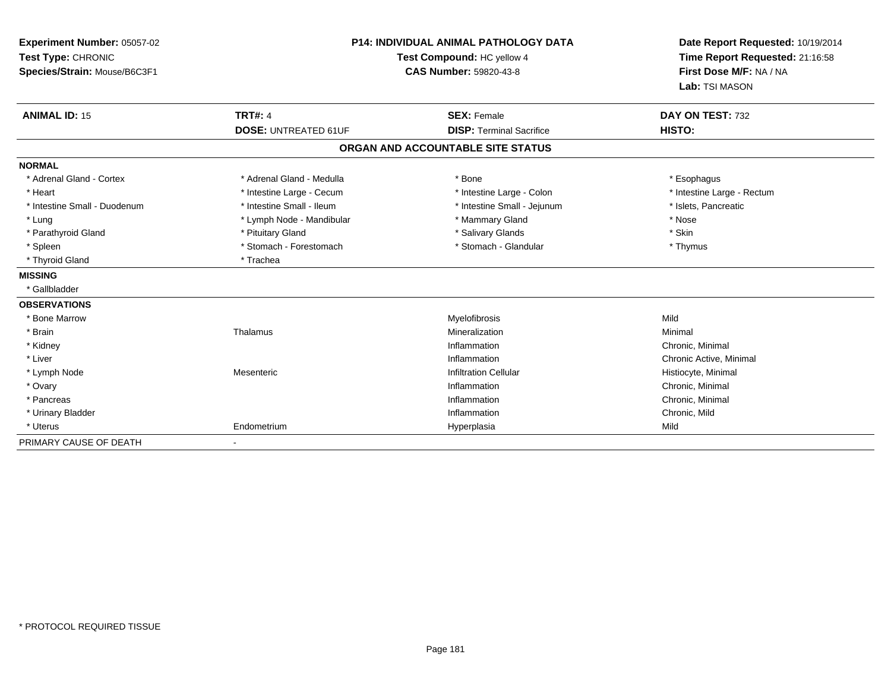**Experiment Number:** 05057-02
**Test Type:** CHRONIC
**Species/Strain:** Mouse/B6C3F1

**P14: INDIVIDUAL ANIMAL PATHOLOGY DATA**
**Test Compound:** HC yellow 4
**CAS Number:** 59820-43-8

**Date Report Requested:** 10/19/2014
**Time Report Requested:** 21:16:58
**First Dose M/F:** NA / NA
**Lab:** TSI MASON

| **ANIMAL ID:** 15 | **TRT#:** 4 | **SEX:** Female | **DAY ON TEST:** 732 |
|---|---|---|---|
| | **DOSE:** UNTREATED 61UF | **DISP:** Terminal Sacrifice | **HISTO:** |

## ORGAN AND ACCOUNTABLE SITE STATUS

| | | | |
|---|---|---|---|
| **NORMAL** | | | |
| * Adrenal Gland - Cortex | * Adrenal Gland - Medulla | * Bone | * Esophagus |
| * Heart | * Intestine Large - Cecum | * Intestine Large - Colon | * Intestine Large - Rectum |
| * Intestine Small - Duodenum | * Intestine Small - Ileum | * Intestine Small - Jejunum | * Islets, Pancreatic |
| * Lung | * Lymph Node - Mandibular | * Mammary Gland | * Nose |
| * Parathyroid Gland | * Pituitary Gland | * Salivary Glands | * Skin |
| * Spleen | * Stomach - Forestomach | * Stomach - Glandular | * Thymus |
| * Thyroid Gland | * Trachea | | |
| **MISSING** | | | |
| * Gallbladder | | | |
| **OBSERVATIONS** | | | |
| * Bone Marrow | | Myelofibrosis | Mild |
| * Brain | Thalamus | Mineralization | Minimal |
| * Kidney | | Inflammation | Chronic, Minimal |
| * Liver | | Inflammation | Chronic Active, Minimal |
| * Lymph Node | Mesenteric | Infiltration Cellular | Histiocyte, Minimal |
| * Ovary | | Inflammation | Chronic, Minimal |
| * Pancreas | | Inflammation | Chronic, Minimal |
| * Urinary Bladder | | Inflammation | Chronic, Mild |
| * Uterus | Endometrium | Hyperplasia | Mild |
| PRIMARY CAUSE OF DEATH | - | | |

* PROTOCOL REQUIRED TISSUE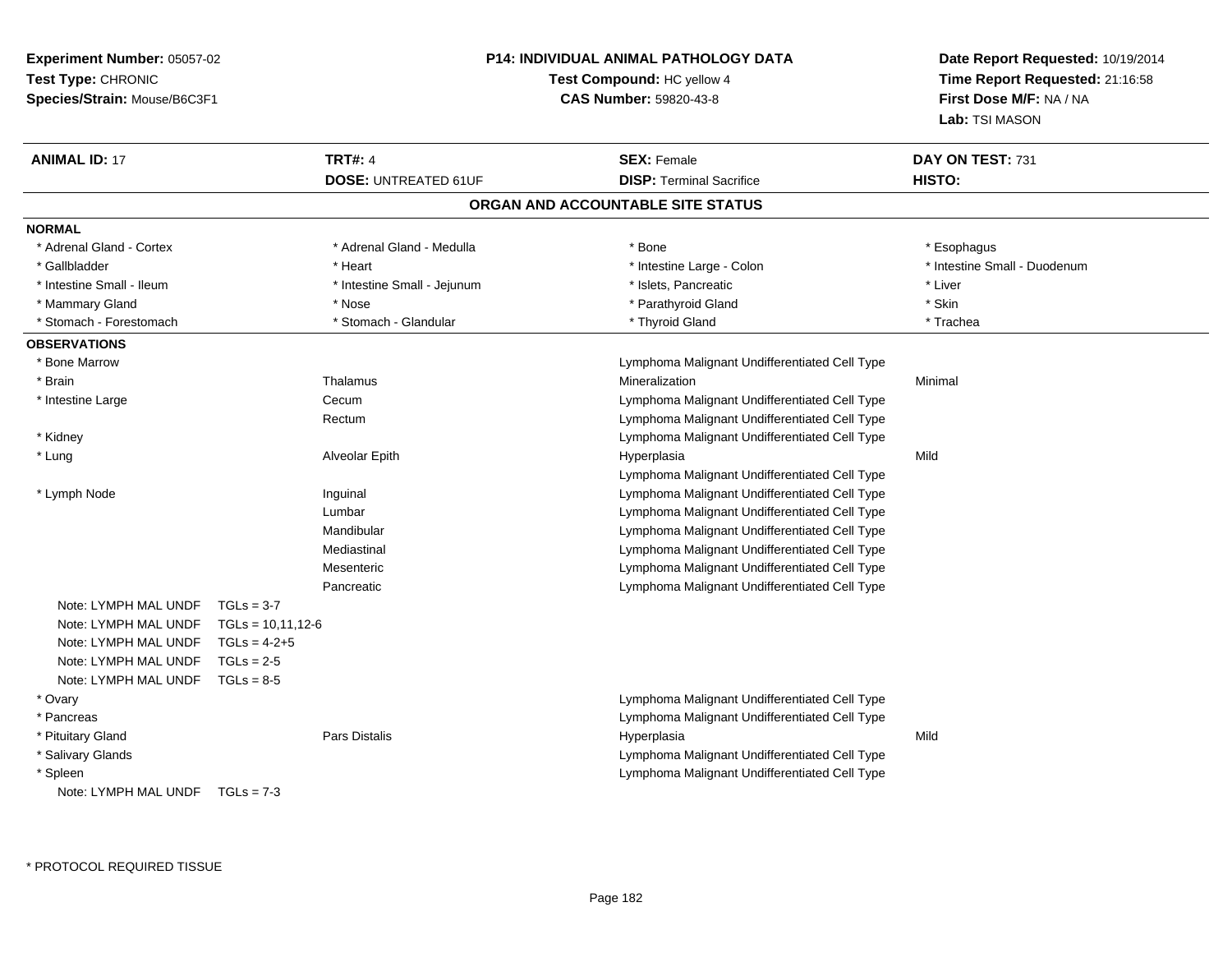**Experiment Number:** 05057-02
**Test Type:** CHRONIC
**Species/Strain:** Mouse/B6C3F1

**P14: INDIVIDUAL ANIMAL PATHOLOGY DATA**
**Test Compound:** HC yellow 4
**CAS Number:** 59820-43-8

**Date Report Requested:** 10/19/2014
**Time Report Requested:** 21:16:58
**First Dose M/F:** NA / NA
**Lab:** TSI MASON

| **ANIMAL ID:** 17 | **TRT#:** 4 | **SEX:** Female | **DAY ON TEST:** 731 |
|---|---|---|---|
| | **DOSE:** UNTREATED 61UF | **DISP:** Terminal Sacrifice | **HISTO:** |

## ORGAN AND ACCOUNTABLE SITE STATUS

**NORMAL**

| | | | |
|---|---|---|---|
| * Adrenal Gland - Cortex | * Adrenal Gland - Medulla | * Bone | * Esophagus |
| * Gallbladder | * Heart | * Intestine Large - Colon | * Intestine Small - Duodenum |
| * Intestine Small - Ileum | * Intestine Small - Jejunum | * Islets, Pancreatic | * Liver |
| * Mammary Gland | * Nose | * Parathyroid Gland | * Skin |
| * Stomach - Forestomach | * Stomach - Glandular | * Thyroid Gland | * Trachea |

**OBSERVATIONS**

| | | | |
|---|---|---|---|
| * Bone Marrow | | Lymphoma Malignant Undifferentiated Cell Type | |
| * Brain | Thalamus | Mineralization | Minimal |
| * Intestine Large | Cecum | Lymphoma Malignant Undifferentiated Cell Type | |
| | Rectum | Lymphoma Malignant Undifferentiated Cell Type | |
| * Kidney | | Lymphoma Malignant Undifferentiated Cell Type | |
| * Lung | Alveolar Epith | Hyperplasia | Mild |
| | | Lymphoma Malignant Undifferentiated Cell Type | |
| * Lymph Node | Inguinal | Lymphoma Malignant Undifferentiated Cell Type | |
| | Lumbar | Lymphoma Malignant Undifferentiated Cell Type | |
| | Mandibular | Lymphoma Malignant Undifferentiated Cell Type | |
| | Mediastinal | Lymphoma Malignant Undifferentiated Cell Type | |
| | Mesenteric | Lymphoma Malignant Undifferentiated Cell Type | |
| | Pancreatic | Lymphoma Malignant Undifferentiated Cell Type | |
| Note: LYMPH MAL UNDF TGLs = 3-7 | | | |
| Note: LYMPH MAL UNDF TGLs = 10,11,12-6 | | | |
| Note: LYMPH MAL UNDF TGLs = 4-2+5 | | | |
| Note: LYMPH MAL UNDF TGLs = 2-5 | | | |
| Note: LYMPH MAL UNDF TGLs = 8-5 | | | |
| * Ovary | | Lymphoma Malignant Undifferentiated Cell Type | |
| * Pancreas | | Lymphoma Malignant Undifferentiated Cell Type | |
| * Pituitary Gland | Pars Distalis | Hyperplasia | Mild |
| * Salivary Glands | | Lymphoma Malignant Undifferentiated Cell Type | |
| * Spleen | | Lymphoma Malignant Undifferentiated Cell Type | |
| Note: LYMPH MAL UNDF TGLs = 7-3 | | | |

* PROTOCOL REQUIRED TISSUE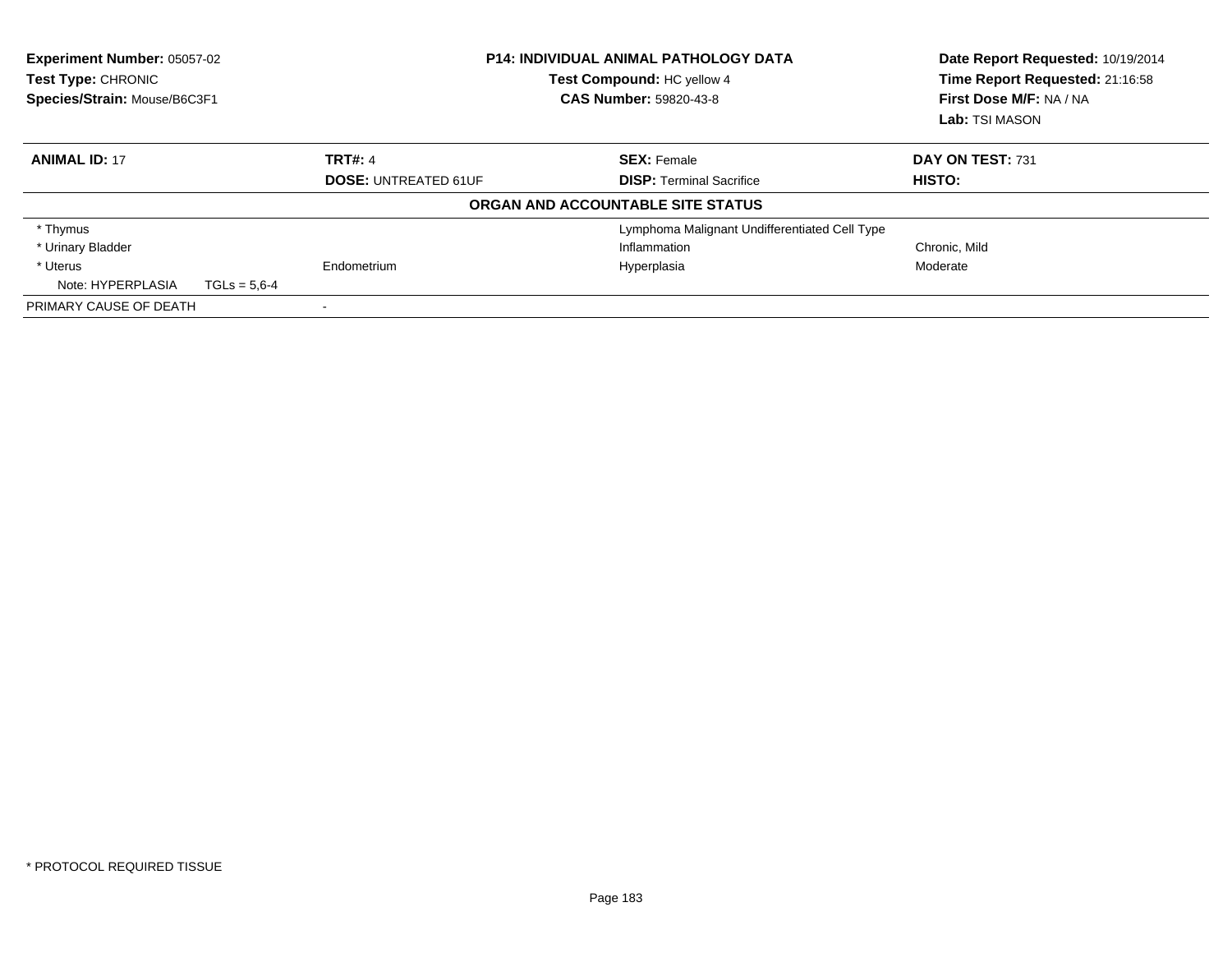**Experiment Number:** 05057-02
**Test Type:** CHRONIC
**Species/Strain:** Mouse/B6C3F1

**P14: INDIVIDUAL ANIMAL PATHOLOGY DATA**
**Test Compound:** HC yellow 4
**CAS Number:** 59820-43-8

**Date Report Requested:** 10/19/2014
**Time Report Requested:** 21:16:58
**First Dose M/F:** NA / NA
**Lab:** TSI MASON

| **ANIMAL ID:** 17 | **TRT#:** 4 | **SEX:** Female | **DAY ON TEST:** 731 |
|---|---|---|---|
| | **DOSE:** UNTREATED 61UF | **DISP:** Terminal Sacrifice | **HISTO:** |

**ORGAN AND ACCOUNTABLE SITE STATUS**

| | | | |
|---|---|---|---|
| * Thymus | | Lymphoma Malignant Undifferentiated Cell Type | |
| * Urinary Bladder | | Inflammation | Chronic, Mild |
| * Uterus | Endometrium | Hyperplasia | Moderate |
| Note: HYPERPLASIA TGLs = 5,6-4 | | | |
| PRIMARY CAUSE OF DEATH | - | | |

* PROTOCOL REQUIRED TISSUE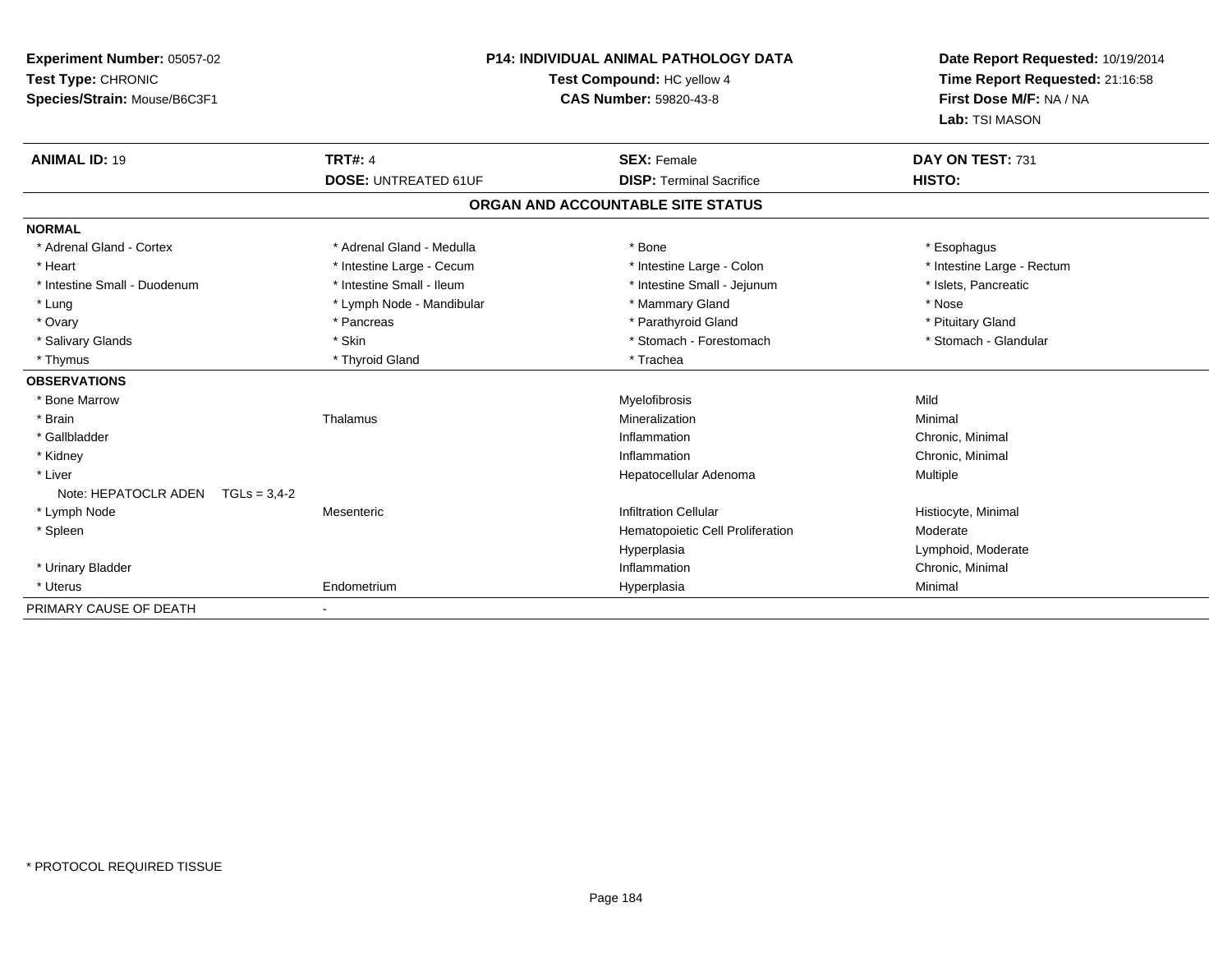**Experiment Number:** 05057-02
**Test Type:** CHRONIC
**Species/Strain:** Mouse/B6C3F1

**P14: INDIVIDUAL ANIMAL PATHOLOGY DATA**
**Test Compound:** HC yellow 4
**CAS Number:** 59820-43-8

**Date Report Requested:** 10/19/2014
**Time Report Requested:** 21:16:58
**First Dose M/F:** NA / NA
**Lab:** TSI MASON

| **ANIMAL ID:** 19 | **TRT#:** 4 | **SEX:** Female | **DAY ON TEST:** 731 |
|---|---|---|---|
| | **DOSE:** UNTREATED 61UF | **DISP:** Terminal Sacrifice | **HISTO:** |

**ORGAN AND ACCOUNTABLE SITE STATUS**

| | | | |
|---|---|---|---|
| **NORMAL** | | | |
| * Adrenal Gland - Cortex | * Adrenal Gland - Medulla | * Bone | * Esophagus |
| * Heart | * Intestine Large - Cecum | * Intestine Large - Colon | * Intestine Large - Rectum |
| * Intestine Small - Duodenum | * Intestine Small - Ileum | * Intestine Small - Jejunum | * Islets, Pancreatic |
| * Lung | * Lymph Node - Mandibular | * Mammary Gland | * Nose |
| * Ovary | * Pancreas | * Parathyroid Gland | * Pituitary Gland |
| * Salivary Glands | * Skin | * Stomach - Forestomach | * Stomach - Glandular |
| * Thymus | * Thyroid Gland | * Trachea | |
| **OBSERVATIONS** | | | |
| * Bone Marrow | | Myelofibrosis | Mild |
| * Brain | Thalamus | Mineralization | Minimal |
| * Gallbladder | | Inflammation | Chronic, Minimal |
| * Kidney | | Inflammation | Chronic, Minimal |
| * Liver | | Hepatocellular Adenoma | Multiple |
| Note: HEPATOCLR ADEN TGLs = 3,4-2 | | | |
| * Lymph Node | Mesenteric | Infiltration Cellular | Histiocyte, Minimal |
| * Spleen | | Hematopoietic Cell Proliferation | Moderate |
| | | Hyperplasia | Lymphoid, Moderate |
| * Urinary Bladder | | Inflammation | Chronic, Minimal |
| * Uterus | Endometrium | Hyperplasia | Minimal |
| PRIMARY CAUSE OF DEATH | - | | |

* PROTOCOL REQUIRED TISSUE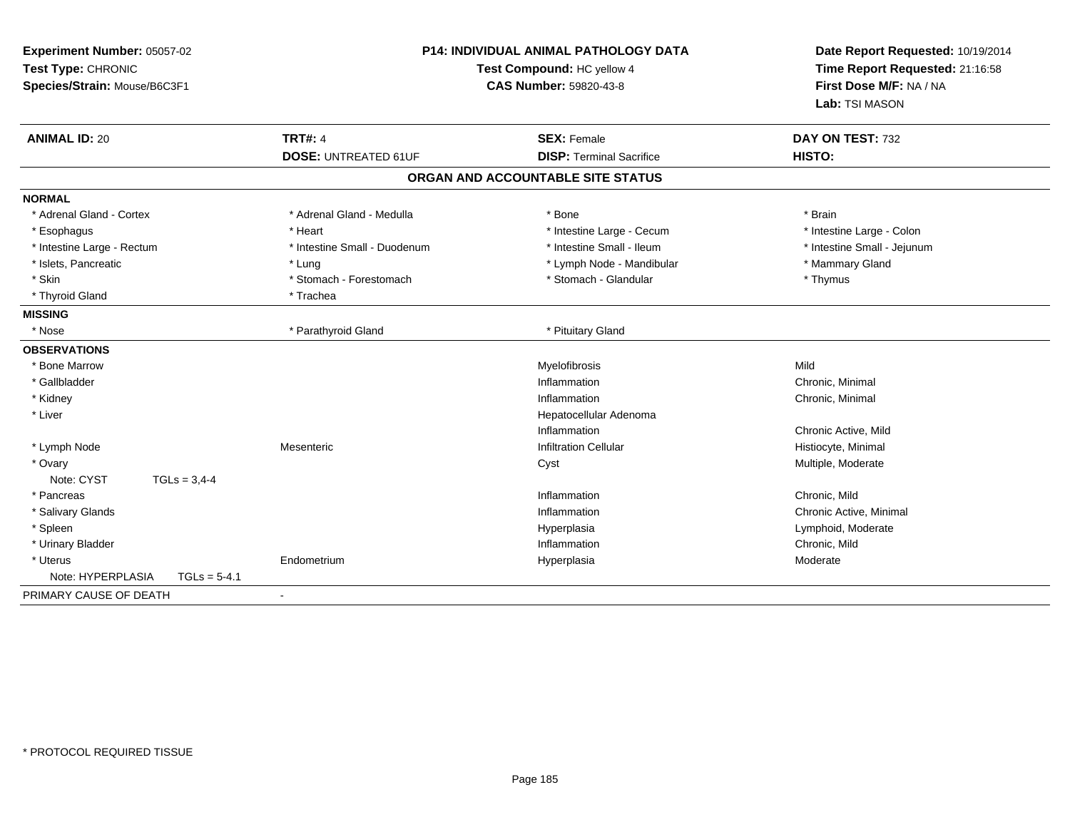**Experiment Number:** 05057-02
**Test Type:** CHRONIC
**Species/Strain:** Mouse/B6C3F1

**P14: INDIVIDUAL ANIMAL PATHOLOGY DATA**
**Test Compound:** HC yellow 4
**CAS Number:** 59820-43-8

**Date Report Requested:** 10/19/2014
**Time Report Requested:** 21:16:58
**First Dose M/F:** NA / NA
**Lab:** TSI MASON

| **ANIMAL ID:** 20 | **TRT#:** 4 | **SEX:** Female | **DAY ON TEST:** 732 |
|---|---|---|---|
| | **DOSE:** UNTREATED 61UF | **DISP:** Terminal Sacrifice | **HISTO:** |

## ORGAN AND ACCOUNTABLE SITE STATUS

| | | | |
|---|---|---|---|
| **NORMAL** | | | |
| * Adrenal Gland - Cortex | * Adrenal Gland - Medulla | * Bone | * Brain |
| * Esophagus | * Heart | * Intestine Large - Cecum | * Intestine Large - Colon |
| * Intestine Large - Rectum | * Intestine Small - Duodenum | * Intestine Small - Ileum | * Intestine Small - Jejunum |
| * Islets, Pancreatic | * Lung | * Lymph Node - Mandibular | * Mammary Gland |
| * Skin | * Stomach - Forestomach | * Stomach - Glandular | * Thymus |
| * Thyroid Gland | * Trachea | | |
| **MISSING** | | | |
| * Nose | * Parathyroid Gland | * Pituitary Gland | |
| **OBSERVATIONS** | | | |
| * Bone Marrow | | Myelofibrosis | Mild |
| * Gallbladder | | Inflammation | Chronic, Minimal |
| * Kidney | | Inflammation | Chronic, Minimal |
| * Liver | | Hepatocellular Adenoma | |
| | | Inflammation | Chronic Active, Mild |
| * Lymph Node | Mesenteric | Infiltration Cellular | Histiocyte, Minimal |
| * Ovary | | Cyst | Multiple, Moderate |
| Note: CYST TGLs = 3,4-4 | | | |
| * Pancreas | | Inflammation | Chronic, Mild |
| * Salivary Glands | | Inflammation | Chronic Active, Minimal |
| * Spleen | | Hyperplasia | Lymphoid, Moderate |
| * Urinary Bladder | | Inflammation | Chronic, Mild |
| * Uterus | Endometrium | Hyperplasia | Moderate |
| Note: HYPERPLASIA TGLs = 5-4.1 | | | |
| PRIMARY CAUSE OF DEATH | - | | |

* PROTOCOL REQUIRED TISSUE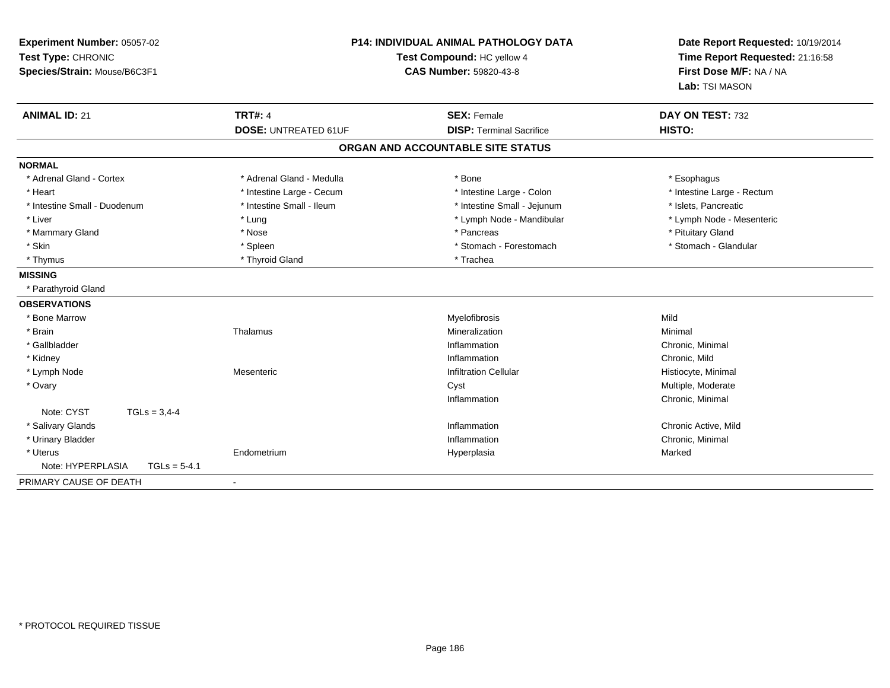**Experiment Number:** 05057-02
**Test Type:** CHRONIC
**Species/Strain:** Mouse/B6C3F1

**P14: INDIVIDUAL ANIMAL PATHOLOGY DATA**
**Test Compound:** HC yellow 4
**CAS Number:** 59820-43-8

**Date Report Requested:** 10/19/2014
**Time Report Requested:** 21:16:58
**First Dose M/F:** NA / NA
**Lab:** TSI MASON

| **ANIMAL ID:** 21 | **TRT#:** 4 | **SEX:** Female | **DAY ON TEST:** 732 |
|---|---|---|---|
| | **DOSE:** UNTREATED 61UF | **DISP:** Terminal Sacrifice | **HISTO:** |

## ORGAN AND ACCOUNTABLE SITE STATUS

**NORMAL**

| | | | |
|---|---|---|---|
| * Adrenal Gland - Cortex | * Adrenal Gland - Medulla | * Bone | * Esophagus |
| * Heart | * Intestine Large - Cecum | * Intestine Large - Colon | * Intestine Large - Rectum |
| * Intestine Small - Duodenum | * Intestine Small - Ileum | * Intestine Small - Jejunum | * Islets, Pancreatic |
| * Liver | * Lung | * Lymph Node - Mandibular | * Lymph Node - Mesenteric |
| * Mammary Gland | * Nose | * Pancreas | * Pituitary Gland |
| * Skin | * Spleen | * Stomach - Forestomach | * Stomach - Glandular |
| * Thymus | * Thyroid Gland | * Trachea | |

**MISSING**

* Parathyroid Gland

**OBSERVATIONS**

| | | | |
|---|---|---|---|
| * Bone Marrow | | Myelofibrosis | Mild |
| * Brain | Thalamus | Mineralization | Minimal |
| * Gallbladder | | Inflammation | Chronic, Minimal |
| * Kidney | | Inflammation | Chronic, Mild |
| * Lymph Node | Mesenteric | Infiltration Cellular | Histiocyte, Minimal |
| * Ovary | | Cyst | Multiple, Moderate |
| | | Inflammation | Chronic, Minimal |
| Note: CYST TGLs = 3,4-4 | | | |
| * Salivary Glands | | Inflammation | Chronic Active, Mild |
| * Urinary Bladder | | Inflammation | Chronic, Minimal |
| * Uterus | Endometrium | Hyperplasia | Marked |
| Note: HYPERPLASIA TGLs = 5-4.1 | | | |

PRIMARY CAUSE OF DEATH -

* PROTOCOL REQUIRED TISSUE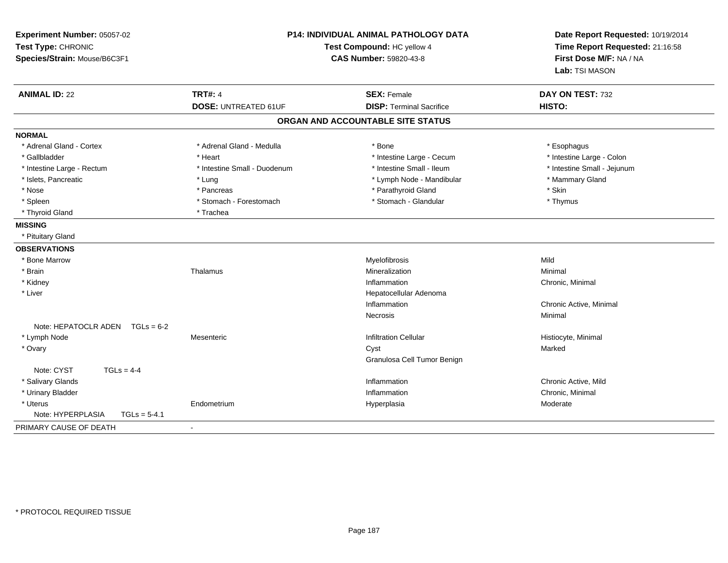**Experiment Number:** 05057-02
**Test Type:** CHRONIC
**Species/Strain:** Mouse/B6C3F1

**P14: INDIVIDUAL ANIMAL PATHOLOGY DATA**
**Test Compound:** HC yellow 4
**CAS Number:** 59820-43-8

**Date Report Requested:** 10/19/2014
**Time Report Requested:** 21:16:58
**First Dose M/F:** NA / NA
**Lab:** TSI MASON

| **ANIMAL ID:** 22 | **TRT#:** 4 | **SEX:** Female | **DAY ON TEST:** 732 |
|---|---|---|---|
| | **DOSE:** UNTREATED 61UF | **DISP:** Terminal Sacrifice | **HISTO:** |

## ORGAN AND ACCOUNTABLE SITE STATUS

**NORMAL**

| | | | |
|---|---|---|---|
| * Adrenal Gland - Cortex | * Adrenal Gland - Medulla | * Bone | * Esophagus |
| * Gallbladder | * Heart | * Intestine Large - Cecum | * Intestine Large - Colon |
| * Intestine Large - Rectum | * Intestine Small - Duodenum | * Intestine Small - Ileum | * Intestine Small - Jejunum |
| * Islets, Pancreatic | * Lung | * Lymph Node - Mandibular | * Mammary Gland |
| * Nose | * Pancreas | * Parathyroid Gland | * Skin |
| * Spleen | * Stomach - Forestomach | * Stomach - Glandular | * Thymus |
| * Thyroid Gland | * Trachea | | |

**MISSING**

* Pituitary Gland

**OBSERVATIONS**

| | | | |
|---|---|---|---|
| * Bone Marrow | | Myelofibrosis | Mild |
| * Brain | Thalamus | Mineralization | Minimal |
| * Kidney | | Inflammation | Chronic, Minimal |
| * Liver | | Hepatocellular Adenoma | |
| | | Inflammation | Chronic Active, Minimal |
| | | Necrosis | Minimal |
| Note: HEPATOCLR ADEN TGLs = 6-2 | | | |
| * Lymph Node | Mesenteric | Infiltration Cellular | Histiocyte, Minimal |
| * Ovary | | Cyst | Marked |
| | | Granulosa Cell Tumor Benign | |
| Note: CYST TGLs = 4-4 | | | |
| * Salivary Glands | | Inflammation | Chronic Active, Mild |
| * Urinary Bladder | | Inflammation | Chronic, Minimal |
| * Uterus | Endometrium | Hyperplasia | Moderate |
| Note: HYPERPLASIA TGLs = 5-4.1 | | | |

PRIMARY CAUSE OF DEATH -

* PROTOCOL REQUIRED TISSUE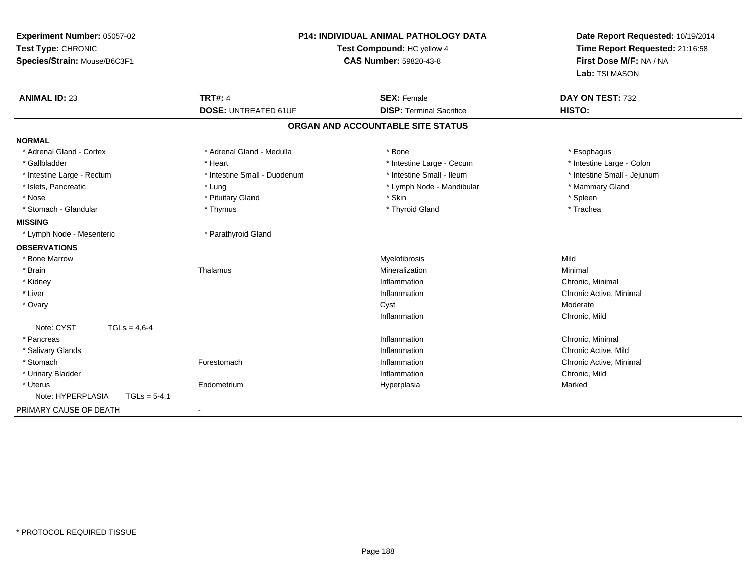**Experiment Number:** 05057-02
**Test Type:** CHRONIC
**Species/Strain:** Mouse/B6C3F1

**P14: INDIVIDUAL ANIMAL PATHOLOGY DATA**
**Test Compound:** HC yellow 4
**CAS Number:** 59820-43-8

**Date Report Requested:** 10/19/2014
**Time Report Requested:** 21:16:58
**First Dose M/F:** NA / NA
**Lab:** TSI MASON

| **ANIMAL ID:** 23 | **TRT#:** 4 | **SEX:** Female | **DAY ON TEST:** 732 |
|---|---|---|---|
| | **DOSE:** UNTREATED 61UF | **DISP:** Terminal Sacrifice | **HISTO:** |

## ORGAN AND ACCOUNTABLE SITE STATUS

| | | | |
|---|---|---|---|
| **NORMAL** | | | |
| * Adrenal Gland - Cortex | * Adrenal Gland - Medulla | * Bone | * Esophagus |
| * Gallbladder | * Heart | * Intestine Large - Cecum | * Intestine Large - Colon |
| * Intestine Large - Rectum | * Intestine Small - Duodenum | * Intestine Small - Ileum | * Intestine Small - Jejunum |
| * Islets, Pancreatic | * Lung | * Lymph Node - Mandibular | * Mammary Gland |
| * Nose | * Pituitary Gland | * Skin | * Spleen |
| * Stomach - Glandular | * Thymus | * Thyroid Gland | * Trachea |
| **MISSING** | | | |
| * Lymph Node - Mesenteric | * Parathyroid Gland | | |
| **OBSERVATIONS** | | | |
| * Bone Marrow | | Myelofibrosis | Mild |
| * Brain | Thalamus | Mineralization | Minimal |
| * Kidney | | Inflammation | Chronic, Minimal |
| * Liver | | Inflammation | Chronic Active, Minimal |
| * Ovary | | Cyst | Moderate |
| | | Inflammation | Chronic, Mild |
| Note: CYST TGLs = 4,6-4 | | | |
| * Pancreas | | Inflammation | Chronic, Minimal |
| * Salivary Glands | | Inflammation | Chronic Active, Mild |
| * Stomach | Forestomach | Inflammation | Chronic Active, Minimal |
| * Urinary Bladder | | Inflammation | Chronic, Mild |
| * Uterus | Endometrium | Hyperplasia | Marked |
| Note: HYPERPLASIA TGLs = 5-4.1 | | | |
| PRIMARY CAUSE OF DEATH | - | | |

* PROTOCOL REQUIRED TISSUE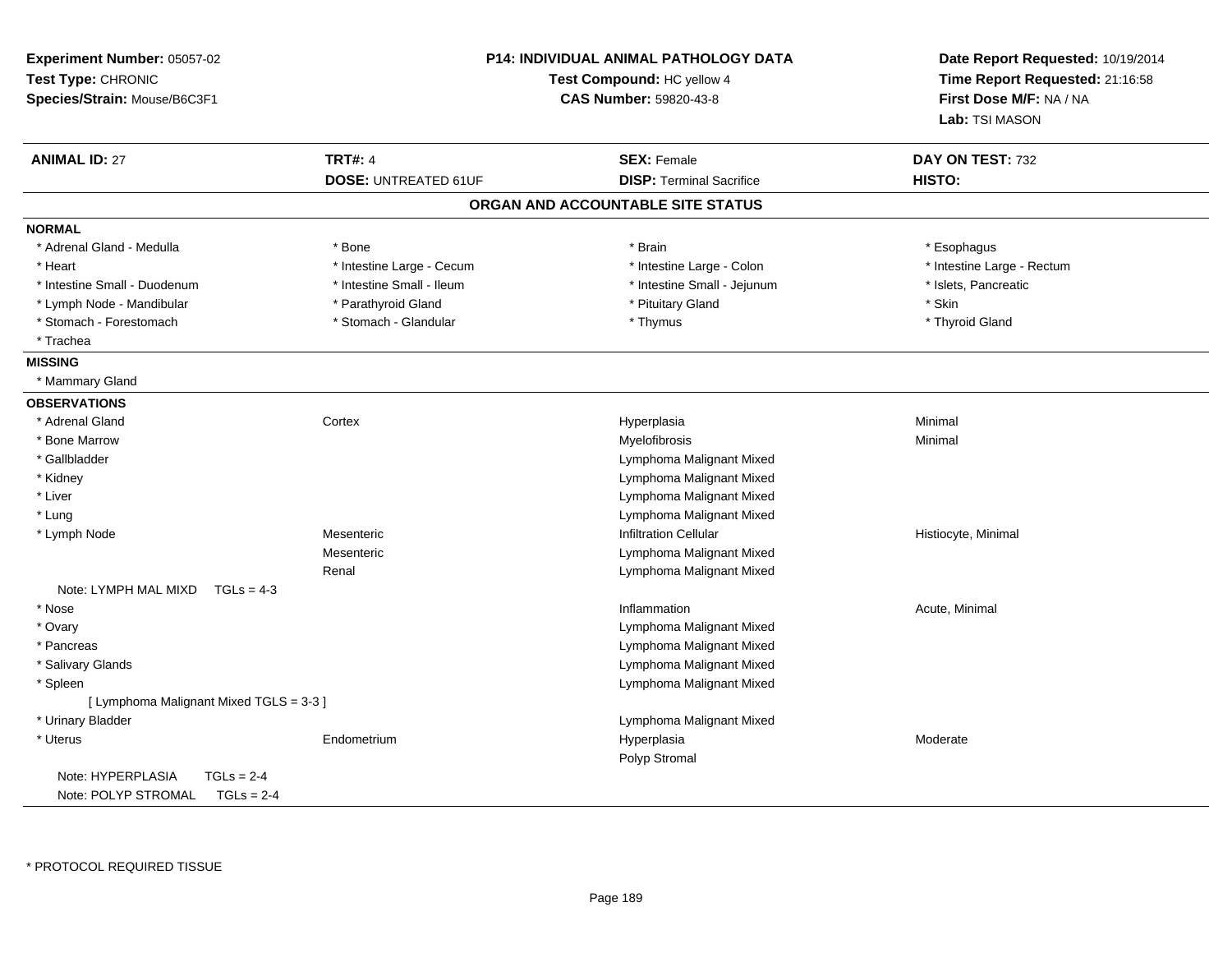**Experiment Number:** 05057-02
**Test Type:** CHRONIC
**Species/Strain:** Mouse/B6C3F1

**P14: INDIVIDUAL ANIMAL PATHOLOGY DATA**
**Test Compound:** HC yellow 4
**CAS Number:** 59820-43-8

**Date Report Requested:** 10/19/2014
**Time Report Requested:** 21:16:58
**First Dose M/F:** NA / NA
**Lab:** TSI MASON

| **ANIMAL ID:** 27 | **TRT#:** 4 | **SEX:** Female | **DAY ON TEST:** 732 |
|---|---|---|---|
| | **DOSE:** UNTREATED 61UF | **DISP:** Terminal Sacrifice | **HISTO:** |

## ORGAN AND ACCOUNTABLE SITE STATUS

**NORMAL**

| | | | |
|---|---|---|---|
| * Adrenal Gland - Medulla | * Bone | * Brain | * Esophagus |
| * Heart | * Intestine Large - Cecum | * Intestine Large - Colon | * Intestine Large - Rectum |
| * Intestine Small - Duodenum | * Intestine Small - Ileum | * Intestine Small - Jejunum | * Islets, Pancreatic |
| * Lymph Node - Mandibular | * Parathyroid Gland | * Pituitary Gland | * Skin |
| * Stomach - Forestomach | * Stomach - Glandular | * Thymus | * Thyroid Gland |
| * Trachea | | | |

**MISSING**

* Mammary Gland

**OBSERVATIONS**

| | | | |
|---|---|---|---|
| * Adrenal Gland | Cortex | Hyperplasia | Minimal |
| * Bone Marrow | | Myelofibrosis | Minimal |
| * Gallbladder | | Lymphoma Malignant Mixed | |
| * Kidney | | Lymphoma Malignant Mixed | |
| * Liver | | Lymphoma Malignant Mixed | |
| * Lung | | Lymphoma Malignant Mixed | |
| * Lymph Node | Mesenteric | Infiltration Cellular | Histiocyte, Minimal |
| | Mesenteric | Lymphoma Malignant Mixed | |
| | Renal | Lymphoma Malignant Mixed | |
| Note: LYMPH MAL MIXD TGLs = 4-3 | | | |
| * Nose | | Inflammation | Acute, Minimal |
| * Ovary | | Lymphoma Malignant Mixed | |
| * Pancreas | | Lymphoma Malignant Mixed | |
| * Salivary Glands | | Lymphoma Malignant Mixed | |
| * Spleen | | Lymphoma Malignant Mixed | |
| [ Lymphoma Malignant Mixed TGLS = 3-3 ] | | | |
| * Urinary Bladder | | Lymphoma Malignant Mixed | |
| * Uterus | Endometrium | Hyperplasia | Moderate |
| | | Polyp Stromal | |
| Note: HYPERPLASIA TGLs = 2-4 | | | |
| Note: POLYP STROMAL TGLs = 2-4 | | | |

* PROTOCOL REQUIRED TISSUE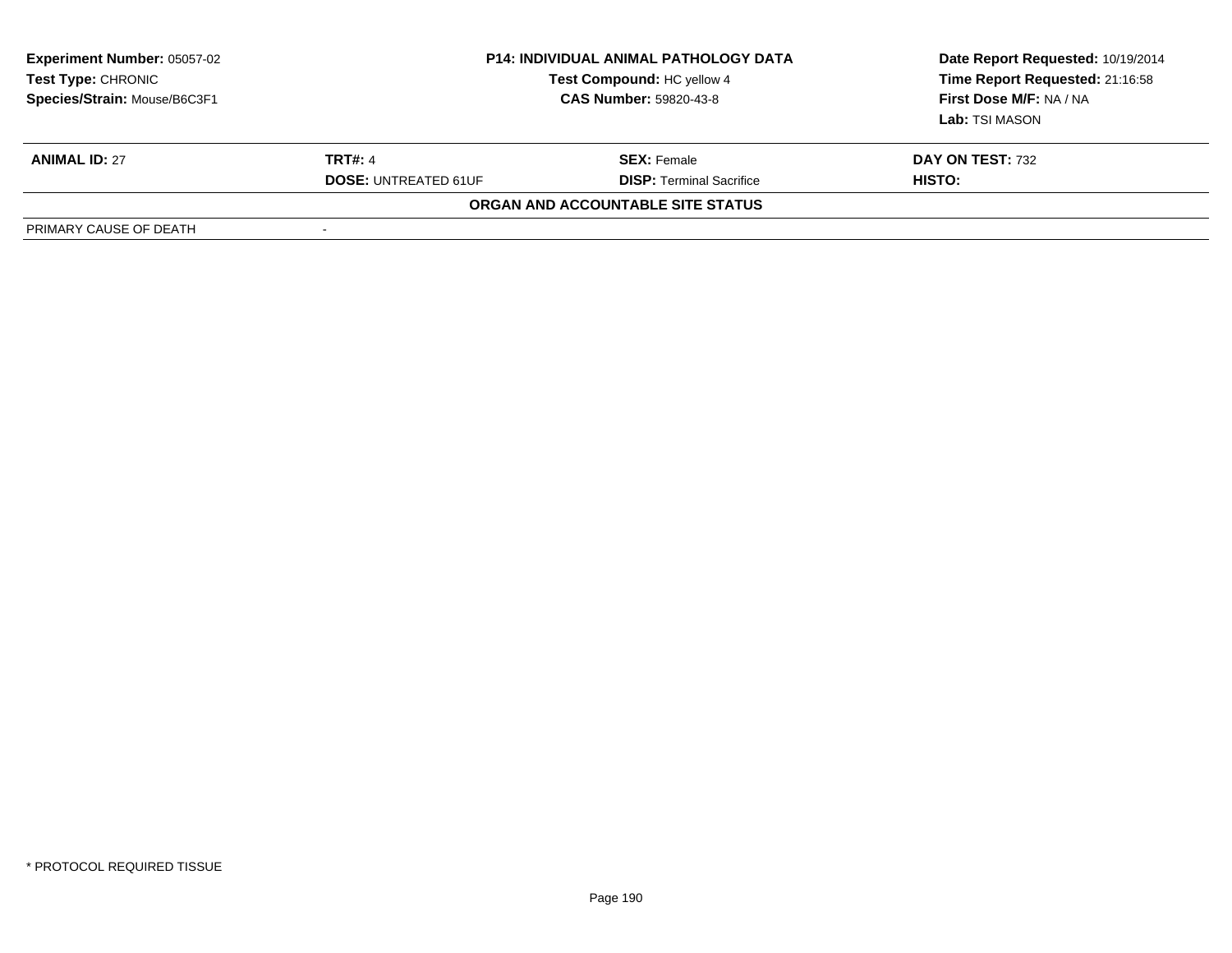| **Experiment Number:** 05057-02 | **P14: INDIVIDUAL ANIMAL PATHOLOGY DATA** | **Date Report Requested:** 10/19/2014 |
|---|---|---|
| **Test Type:** CHRONIC | **Test Compound:** HC yellow 4 | **Time Report Requested:** 21:16:58 |
| **Species/Strain:** Mouse/B6C3F1 | **CAS Number:** 59820-43-8 | **First Dose M/F:** NA / NA |
| | | **Lab:** TSI MASON |

| **ANIMAL ID:** 27 | **TRT#:** 4 | **SEX:** Female | **DAY ON TEST:** 732 |
|---|---|---|---|
| | **DOSE:** UNTREATED 61UF | **DISP:** Terminal Sacrifice | **HISTO:** |

**ORGAN AND ACCOUNTABLE SITE STATUS**

| PRIMARY CAUSE OF DEATH | - |
|---|---|

\* PROTOCOL REQUIRED TISSUE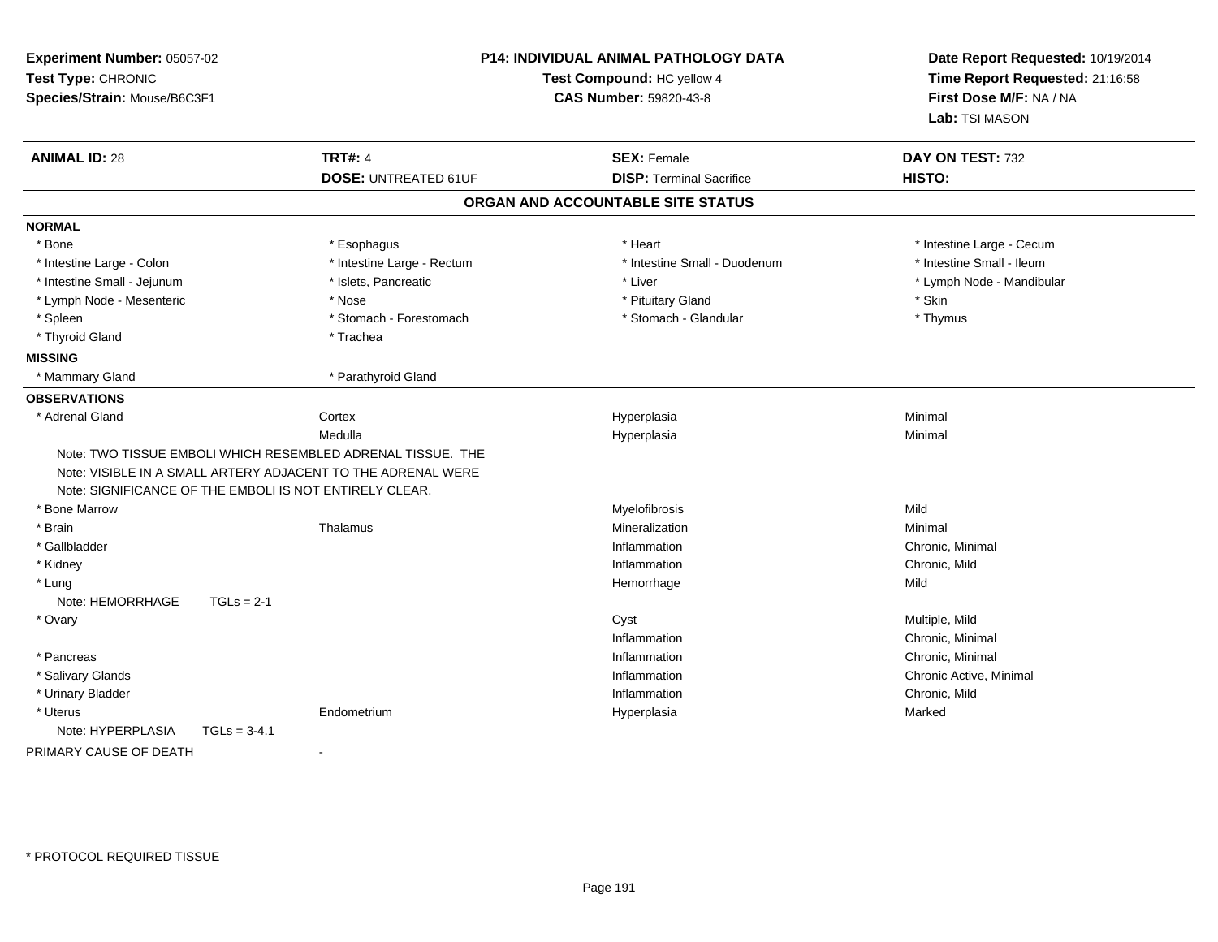**Experiment Number:** 05057-02
**Test Type:** CHRONIC
**Species/Strain:** Mouse/B6C3F1

**P14: INDIVIDUAL ANIMAL PATHOLOGY DATA**
**Test Compound:** HC yellow 4
**CAS Number:** 59820-43-8

**Date Report Requested:** 10/19/2014
**Time Report Requested:** 21:16:58
**First Dose M/F:** NA / NA
**Lab:** TSI MASON

| **ANIMAL ID:** 28 | **TRT#:** 4 | **SEX:** Female | **DAY ON TEST:** 732 |
|---|---|---|---|
| | **DOSE:** UNTREATED 61UF | **DISP:** Terminal Sacrifice | **HISTO:** |

## ORGAN AND ACCOUNTABLE SITE STATUS

| | | | |
|---|---|---|---|
| **NORMAL** | | | |
| * Bone | * Esophagus | * Heart | * Intestine Large - Cecum |
| * Intestine Large - Colon | * Intestine Large - Rectum | * Intestine Small - Duodenum | * Intestine Small - Ileum |
| * Intestine Small - Jejunum | * Islets, Pancreatic | * Liver | * Lymph Node - Mandibular |
| * Lymph Node - Mesenteric | * Nose | * Pituitary Gland | * Skin |
| * Spleen | * Stomach - Forestomach | * Stomach - Glandular | * Thymus |
| * Thyroid Gland | * Trachea | | |
| **MISSING** | | | |
| * Mammary Gland | * Parathyroid Gland | | |
| **OBSERVATIONS** | | | |
| * Adrenal Gland | Cortex | Hyperplasia | Minimal |
| | Medulla | Hyperplasia | Minimal |
| Note: TWO TISSUE EMBOLI WHICH RESEMBLED ADRENAL TISSUE. THE | | | |
| Note: VISIBLE IN A SMALL ARTERY ADJACENT TO THE ADRENAL WERE | | | |
| Note: SIGNIFICANCE OF THE EMBOLI IS NOT ENTIRELY CLEAR. | | | |
| * Bone Marrow | | Myelofibrosis | Mild |
| * Brain | Thalamus | Mineralization | Minimal |
| * Gallbladder | | Inflammation | Chronic, Minimal |
| * Kidney | | Inflammation | Chronic, Mild |
| * Lung | | Hemorrhage | Mild |
| Note: HEMORRHAGE TGLs = 2-1 | | | |
| * Ovary | | Cyst | Multiple, Mild |
| | | Inflammation | Chronic, Minimal |
| * Pancreas | | Inflammation | Chronic, Minimal |
| * Salivary Glands | | Inflammation | Chronic Active, Minimal |
| * Urinary Bladder | | Inflammation | Chronic, Mild |
| * Uterus | Endometrium | Hyperplasia | Marked |
| Note: HYPERPLASIA TGLs = 3-4.1 | | | |
| PRIMARY CAUSE OF DEATH | - | | |

\* PROTOCOL REQUIRED TISSUE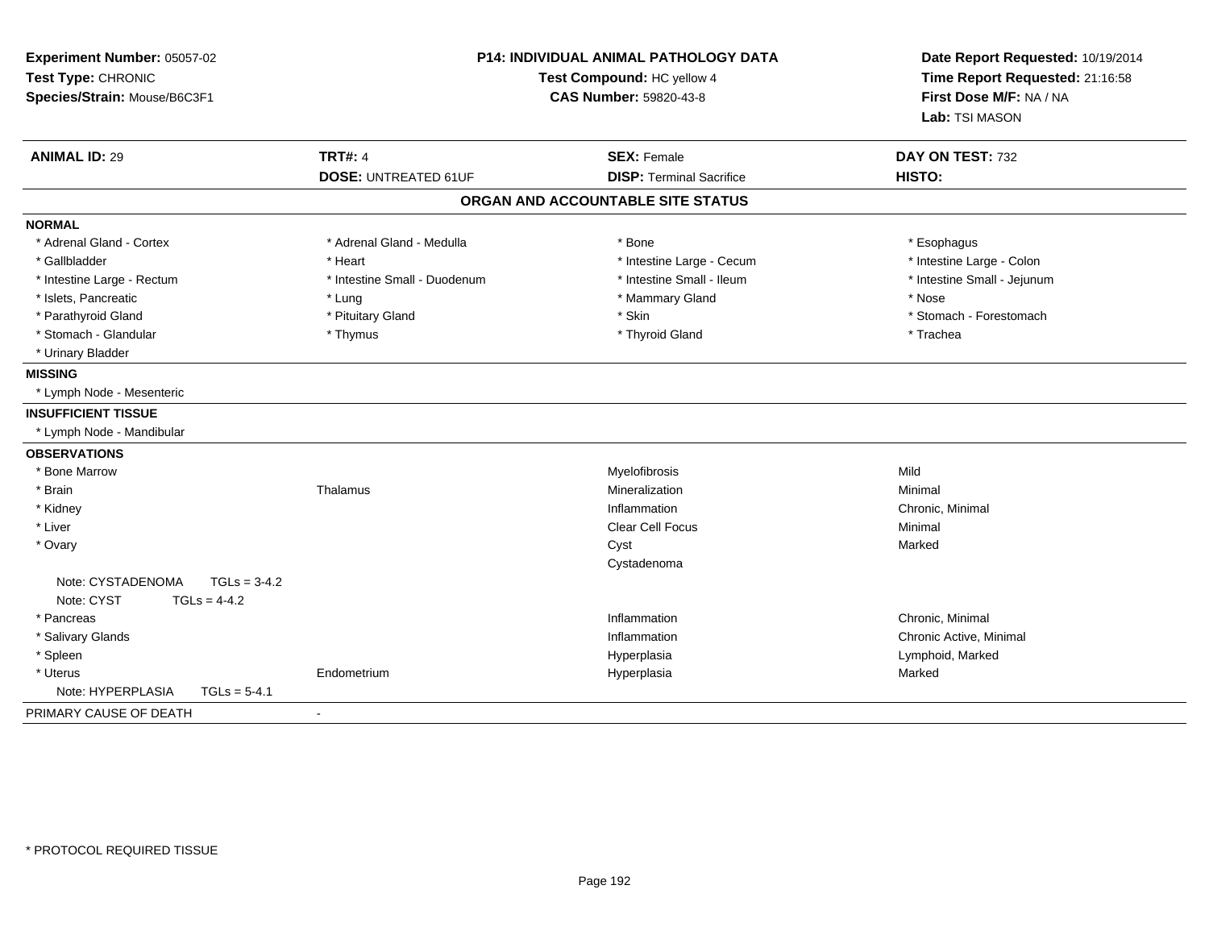**Experiment Number:** 05057-02
**Test Type:** CHRONIC
**Species/Strain:** Mouse/B6C3F1

**P14: INDIVIDUAL ANIMAL PATHOLOGY DATA**
**Test Compound:** HC yellow 4
**CAS Number:** 59820-43-8

**Date Report Requested:** 10/19/2014
**Time Report Requested:** 21:16:58
**First Dose M/F:** NA / NA
**Lab:** TSI MASON

| **ANIMAL ID:** 29 | **TRT#:** 4 | **SEX:** Female | **DAY ON TEST:** 732 |
|---|---|---|---|
| | **DOSE:** UNTREATED 61UF | **DISP:** Terminal Sacrifice | **HISTO:** |

## ORGAN AND ACCOUNTABLE SITE STATUS

**NORMAL**

| | | | |
|---|---|---|---|
| * Adrenal Gland - Cortex | * Adrenal Gland - Medulla | * Bone | * Esophagus |
| * Gallbladder | * Heart | * Intestine Large - Cecum | * Intestine Large - Colon |
| * Intestine Large - Rectum | * Intestine Small - Duodenum | * Intestine Small - Ileum | * Intestine Small - Jejunum |
| * Islets, Pancreatic | * Lung | * Mammary Gland | * Nose |
| * Parathyroid Gland | * Pituitary Gland | * Skin | * Stomach - Forestomach |
| * Stomach - Glandular | * Thymus | * Thyroid Gland | * Trachea |
| * Urinary Bladder | | | |

**MISSING**

* Lymph Node - Mesenteric

**INSUFFICIENT TISSUE**

* Lymph Node - Mandibular

**OBSERVATIONS**

| | | | |
|---|---|---|---|
| * Bone Marrow | | Myelofibrosis | Mild |
| * Brain | Thalamus | Mineralization | Minimal |
| * Kidney | | Inflammation | Chronic, Minimal |
| * Liver | | Clear Cell Focus | Minimal |
| * Ovary | | Cyst | Marked |
| | | Cystadenoma | |
| Note: CYSTADENOMA TGLs = 3-4.2 | | | |
| Note: CYST TGLs = 4-4.2 | | | |
| * Pancreas | | Inflammation | Chronic, Minimal |
| * Salivary Glands | | Inflammation | Chronic Active, Minimal |
| * Spleen | | Hyperplasia | Lymphoid, Marked |
| * Uterus | Endometrium | Hyperplasia | Marked |
| Note: HYPERPLASIA TGLs = 5-4.1 | | | |

PRIMARY CAUSE OF DEATH -

\* PROTOCOL REQUIRED TISSUE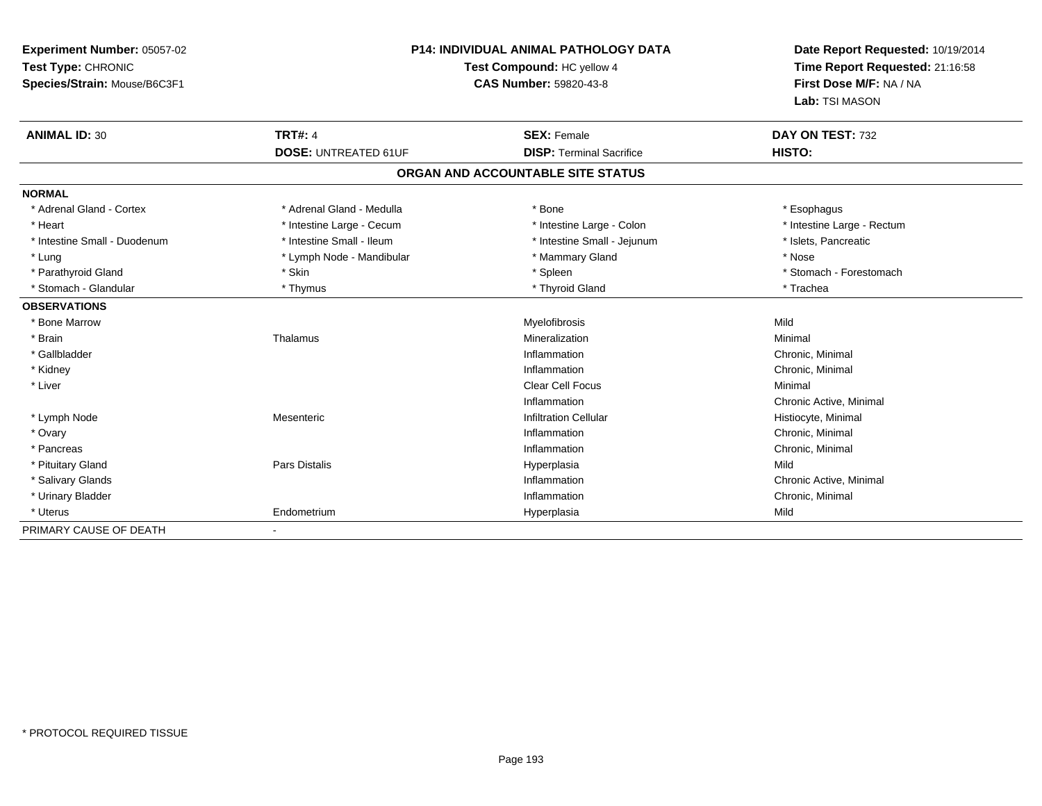**Experiment Number:** 05057-02
**Test Type:** CHRONIC
**Species/Strain:** Mouse/B6C3F1

**P14: INDIVIDUAL ANIMAL PATHOLOGY DATA**
**Test Compound:** HC yellow 4
**CAS Number:** 59820-43-8

**Date Report Requested:** 10/19/2014
**Time Report Requested:** 21:16:58
**First Dose M/F:** NA / NA
**Lab:** TSI MASON

| **ANIMAL ID:** 30 | **TRT#:** 4 | **SEX:** Female | **DAY ON TEST:** 732 |
|---|---|---|---|
| | **DOSE:** UNTREATED 61UF | **DISP:** Terminal Sacrifice | **HISTO:** |

## ORGAN AND ACCOUNTABLE SITE STATUS

| | | | |
|---|---|---|---|
| **NORMAL** | | | |
| * Adrenal Gland - Cortex | * Adrenal Gland - Medulla | * Bone | * Esophagus |
| * Heart | * Intestine Large - Cecum | * Intestine Large - Colon | * Intestine Large - Rectum |
| * Intestine Small - Duodenum | * Intestine Small - Ileum | * Intestine Small - Jejunum | * Islets, Pancreatic |
| * Lung | * Lymph Node - Mandibular | * Mammary Gland | * Nose |
| * Parathyroid Gland | * Skin | * Spleen | * Stomach - Forestomach |
| * Stomach - Glandular | * Thymus | * Thyroid Gland | * Trachea |
| **OBSERVATIONS** | | | |
| * Bone Marrow | | Myelofibrosis | Mild |
| * Brain | Thalamus | Mineralization | Minimal |
| * Gallbladder | | Inflammation | Chronic, Minimal |
| * Kidney | | Inflammation | Chronic, Minimal |
| * Liver | | Clear Cell Focus | Minimal |
| | | Inflammation | Chronic Active, Minimal |
| * Lymph Node | Mesenteric | Infiltration Cellular | Histiocyte, Minimal |
| * Ovary | | Inflammation | Chronic, Minimal |
| * Pancreas | | Inflammation | Chronic, Minimal |
| * Pituitary Gland | Pars Distalis | Hyperplasia | Mild |
| * Salivary Glands | | Inflammation | Chronic Active, Minimal |
| * Urinary Bladder | | Inflammation | Chronic, Minimal |
| * Uterus | Endometrium | Hyperplasia | Mild |
| PRIMARY CAUSE OF DEATH | - | | |

* PROTOCOL REQUIRED TISSUE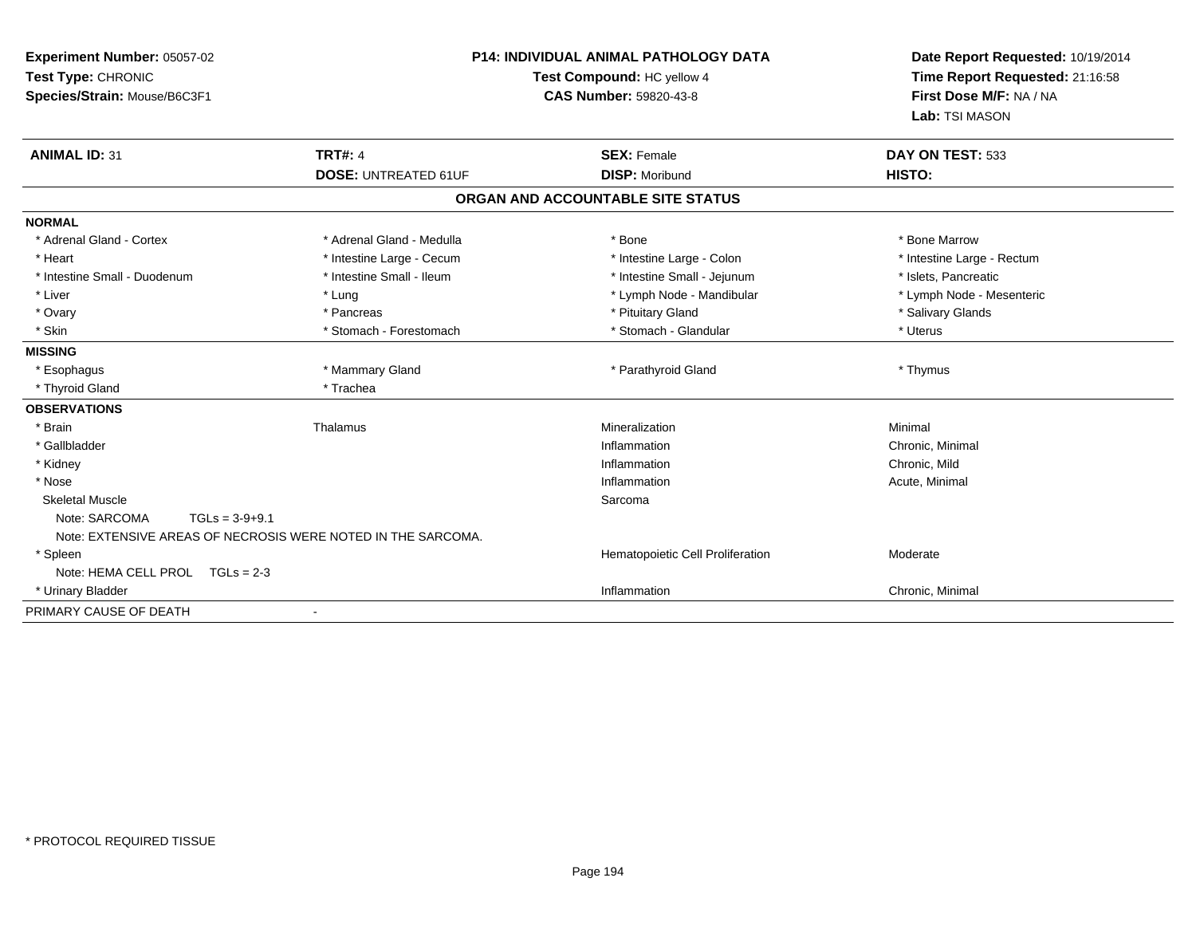**Experiment Number:** 05057-02
**Test Type:** CHRONIC
**Species/Strain:** Mouse/B6C3F1

**P14: INDIVIDUAL ANIMAL PATHOLOGY DATA**
**Test Compound:** HC yellow 4
**CAS Number:** 59820-43-8

**Date Report Requested:** 10/19/2014
**Time Report Requested:** 21:16:58
**First Dose M/F:** NA / NA
**Lab:** TSI MASON

| **ANIMAL ID:** 31 | **TRT#:** 4 | **SEX:** Female | **DAY ON TEST:** 533 |
|---|---|---|---|
| | **DOSE:** UNTREATED 61UF | **DISP:** Moribund | **HISTO:** |

## ORGAN AND ACCOUNTABLE SITE STATUS

| | | | |
|---|---|---|---|
| **NORMAL** | | | |
| * Adrenal Gland - Cortex | * Adrenal Gland - Medulla | * Bone | * Bone Marrow |
| * Heart | * Intestine Large - Cecum | * Intestine Large - Colon | * Intestine Large - Rectum |
| * Intestine Small - Duodenum | * Intestine Small - Ileum | * Intestine Small - Jejunum | * Islets, Pancreatic |
| * Liver | * Lung | * Lymph Node - Mandibular | * Lymph Node - Mesenteric |
| * Ovary | * Pancreas | * Pituitary Gland | * Salivary Glands |
| * Skin | * Stomach - Forestomach | * Stomach - Glandular | * Uterus |
| **MISSING** | | | |
| * Esophagus | * Mammary Gland | * Parathyroid Gland | * Thymus |
| * Thyroid Gland | * Trachea | | |
| **OBSERVATIONS** | | | |
| * Brain | Thalamus | Mineralization | Minimal |
| * Gallbladder | | Inflammation | Chronic, Minimal |
| * Kidney | | Inflammation | Chronic, Mild |
| * Nose | | Inflammation | Acute, Minimal |
| Skeletal Muscle | | Sarcoma | |
| Note: SARCOMA TGLs = 3-9+9.1 | | | |
| Note: EXTENSIVE AREAS OF NECROSIS WERE NOTED IN THE SARCOMA. | | | |
| * Spleen | | Hematopoietic Cell Proliferation | Moderate |
| Note: HEMA CELL PROL TGLs = 2-3 | | | |
| * Urinary Bladder | | Inflammation | Chronic, Minimal |
| PRIMARY CAUSE OF DEATH | - | | |

\* PROTOCOL REQUIRED TISSUE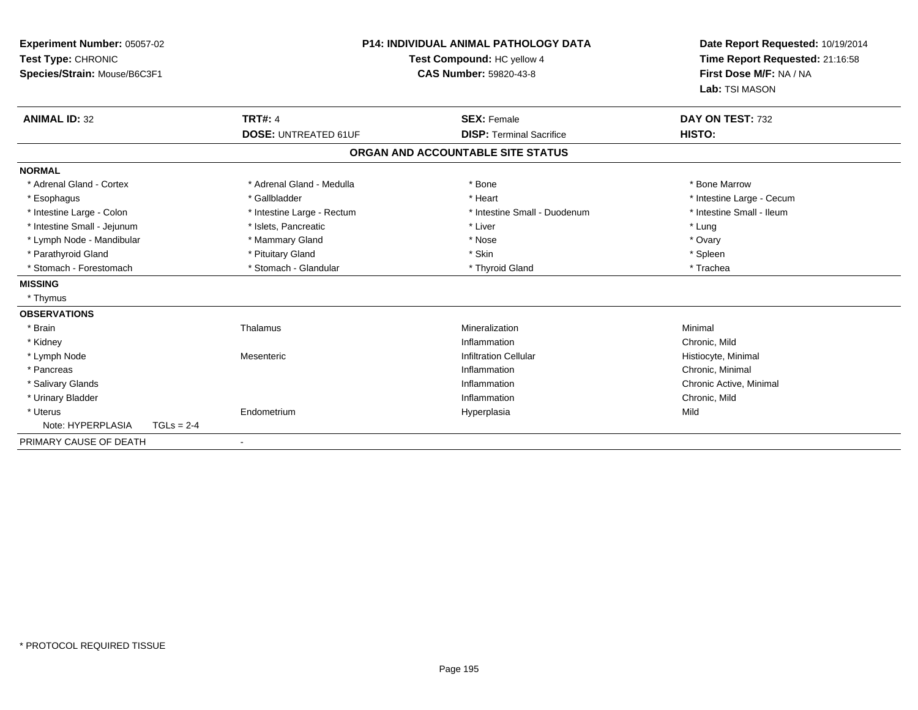**Experiment Number:** 05057-02
**Test Type:** CHRONIC
**Species/Strain:** Mouse/B6C3F1

**P14: INDIVIDUAL ANIMAL PATHOLOGY DATA**
**Test Compound:** HC yellow 4
**CAS Number:** 59820-43-8

**Date Report Requested:** 10/19/2014
**Time Report Requested:** 21:16:58
**First Dose M/F:** NA / NA
**Lab:** TSI MASON

| **ANIMAL ID:** 32 | **TRT#:** 4 | **SEX:** Female | **DAY ON TEST:** 732 |
|---|---|---|---|
| | **DOSE:** UNTREATED 61UF | **DISP:** Terminal Sacrifice | **HISTO:** |

## ORGAN AND ACCOUNTABLE SITE STATUS

| | | | |
|---|---|---|---|
| **NORMAL** | | | |
| * Adrenal Gland - Cortex | * Adrenal Gland - Medulla | * Bone | * Bone Marrow |
| * Esophagus | * Gallbladder | * Heart | * Intestine Large - Cecum |
| * Intestine Large - Colon | * Intestine Large - Rectum | * Intestine Small - Duodenum | * Intestine Small - Ileum |
| * Intestine Small - Jejunum | * Islets, Pancreatic | * Liver | * Lung |
| * Lymph Node - Mandibular | * Mammary Gland | * Nose | * Ovary |
| * Parathyroid Gland | * Pituitary Gland | * Skin | * Spleen |
| * Stomach - Forestomach | * Stomach - Glandular | * Thyroid Gland | * Trachea |
| **MISSING** | | | |
| * Thymus | | | |
| **OBSERVATIONS** | | | |
| * Brain | Thalamus | Mineralization | Minimal |
| * Kidney | | Inflammation | Chronic, Mild |
| * Lymph Node | Mesenteric | Infiltration Cellular | Histiocyte, Minimal |
| * Pancreas | | Inflammation | Chronic, Minimal |
| * Salivary Glands | | Inflammation | Chronic Active, Minimal |
| * Urinary Bladder | | Inflammation | Chronic, Mild |
| * Uterus | Endometrium | Hyperplasia | Mild |
| Note: HYPERPLASIA TGLs = 2-4 | | | |
| PRIMARY CAUSE OF DEATH | - | | |

* PROTOCOL REQUIRED TISSUE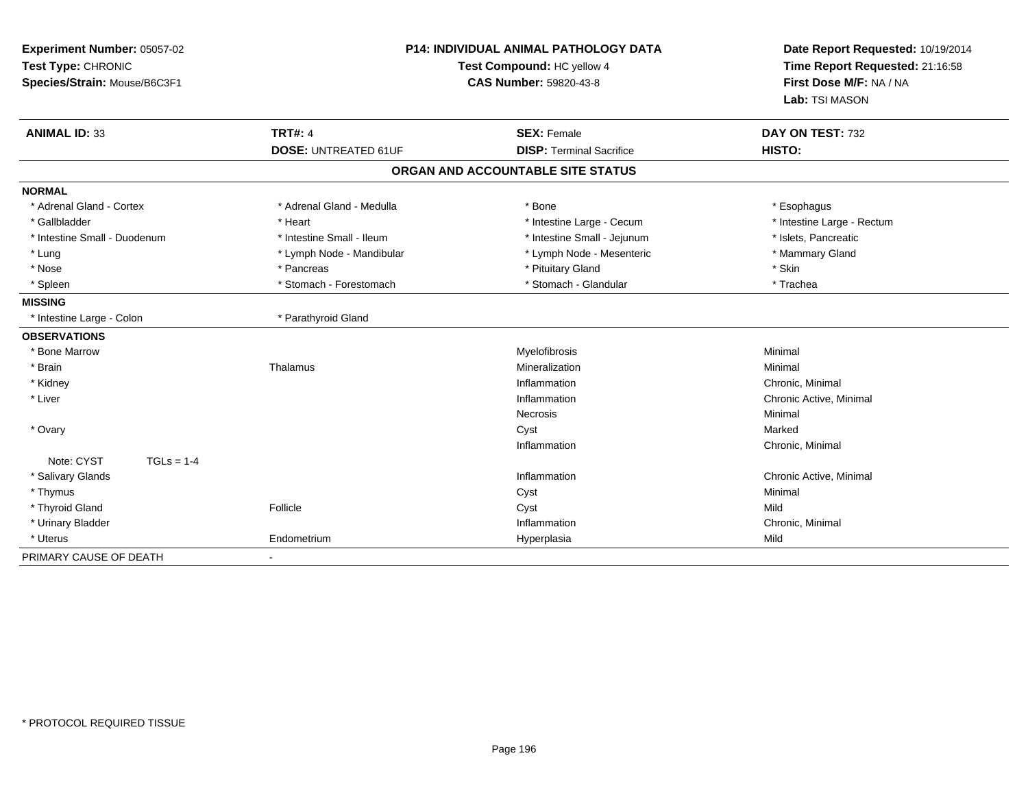**Experiment Number:** 05057-02
**Test Type:** CHRONIC
**Species/Strain:** Mouse/B6C3F1

**P14: INDIVIDUAL ANIMAL PATHOLOGY DATA**
**Test Compound:** HC yellow 4
**CAS Number:** 59820-43-8

**Date Report Requested:** 10/19/2014
**Time Report Requested:** 21:16:58
**First Dose M/F:** NA / NA
**Lab:** TSI MASON

| **ANIMAL ID:** 33 | **TRT#:** 4 | **SEX:** Female | **DAY ON TEST:** 732 |
|---|---|---|---|
| | **DOSE:** UNTREATED 61UF | **DISP:** Terminal Sacrifice | **HISTO:** |

## ORGAN AND ACCOUNTABLE SITE STATUS

| | | | |
|---|---|---|---|
| **NORMAL** | | | |
| * Adrenal Gland - Cortex | * Adrenal Gland - Medulla | * Bone | * Esophagus |
| * Gallbladder | * Heart | * Intestine Large - Cecum | * Intestine Large - Rectum |
| * Intestine Small - Duodenum | * Intestine Small - Ileum | * Intestine Small - Jejunum | * Islets, Pancreatic |
| * Lung | * Lymph Node - Mandibular | * Lymph Node - Mesenteric | * Mammary Gland |
| * Nose | * Pancreas | * Pituitary Gland | * Skin |
| * Spleen | * Stomach - Forestomach | * Stomach - Glandular | * Trachea |
| **MISSING** | | | |
| * Intestine Large - Colon | * Parathyroid Gland | | |
| **OBSERVATIONS** | | | |
| * Bone Marrow | | Myelofibrosis | Minimal |
| * Brain | Thalamus | Mineralization | Minimal |
| * Kidney | | Inflammation | Chronic, Minimal |
| * Liver | | Inflammation | Chronic Active, Minimal |
| | | Necrosis | Minimal |
| * Ovary | | Cyst | Marked |
| | | Inflammation | Chronic, Minimal |
| Note: CYST TGLs = 1-4 | | | |
| * Salivary Glands | | Inflammation | Chronic Active, Minimal |
| * Thymus | | Cyst | Minimal |
| * Thyroid Gland | Follicle | Cyst | Mild |
| * Urinary Bladder | | Inflammation | Chronic, Minimal |
| * Uterus | Endometrium | Hyperplasia | Mild |
| PRIMARY CAUSE OF DEATH | - | | |

* PROTOCOL REQUIRED TISSUE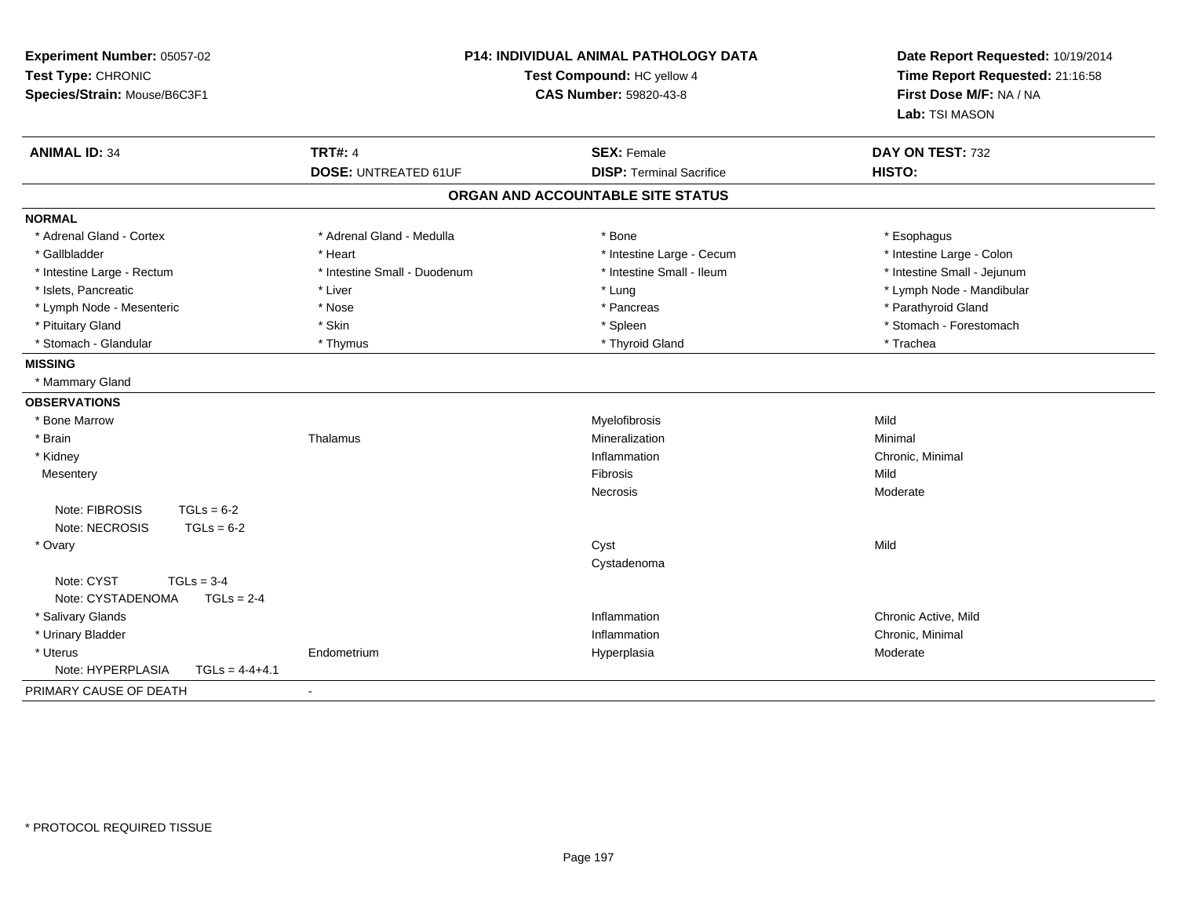**Experiment Number:** 05057-02
**Test Type:** CHRONIC
**Species/Strain:** Mouse/B6C3F1

**P14: INDIVIDUAL ANIMAL PATHOLOGY DATA**
**Test Compound:** HC yellow 4
**CAS Number:** 59820-43-8

**Date Report Requested:** 10/19/2014
**Time Report Requested:** 21:16:58
**First Dose M/F:** NA / NA
**Lab:** TSI MASON

| **ANIMAL ID:** 34 | **TRT#:** 4 | **SEX:** Female | **DAY ON TEST:** 732 |
|---|---|---|---|
| | **DOSE:** UNTREATED 61UF | **DISP:** Terminal Sacrifice | **HISTO:** |

## ORGAN AND ACCOUNTABLE SITE STATUS

**NORMAL**

| | | | |
|---|---|---|---|
| * Adrenal Gland - Cortex | * Adrenal Gland - Medulla | * Bone | * Esophagus |
| * Gallbladder | * Heart | * Intestine Large - Cecum | * Intestine Large - Colon |
| * Intestine Large - Rectum | * Intestine Small - Duodenum | * Intestine Small - Ileum | * Intestine Small - Jejunum |
| * Islets, Pancreatic | * Liver | * Lung | * Lymph Node - Mandibular |
| * Lymph Node - Mesenteric | * Nose | * Pancreas | * Parathyroid Gland |
| * Pituitary Gland | * Skin | * Spleen | * Stomach - Forestomach |
| * Stomach - Glandular | * Thymus | * Thyroid Gland | * Trachea |

**MISSING**

* Mammary Gland

**OBSERVATIONS**

| | | | |
|---|---|---|---|
| * Bone Marrow | | Myelofibrosis | Mild |
| * Brain | Thalamus | Mineralization | Minimal |
| * Kidney | | Inflammation | Chronic, Minimal |
| Mesentery | | Fibrosis | Mild |
| | | Necrosis | Moderate |
| Note: FIBROSIS TGLs = 6-2 | | | |
| Note: NECROSIS TGLs = 6-2 | | | |
| * Ovary | | Cyst | Mild |
| | | Cystadenoma | |
| Note: CYST TGLs = 3-4 | | | |
| Note: CYSTADENOMA TGLs = 2-4 | | | |
| * Salivary Glands | | Inflammation | Chronic Active, Mild |
| * Urinary Bladder | | Inflammation | Chronic, Minimal |
| * Uterus | Endometrium | Hyperplasia | Moderate |
| Note: HYPERPLASIA TGLs = 4-4+4.1 | | | |

PRIMARY CAUSE OF DEATH -

* PROTOCOL REQUIRED TISSUE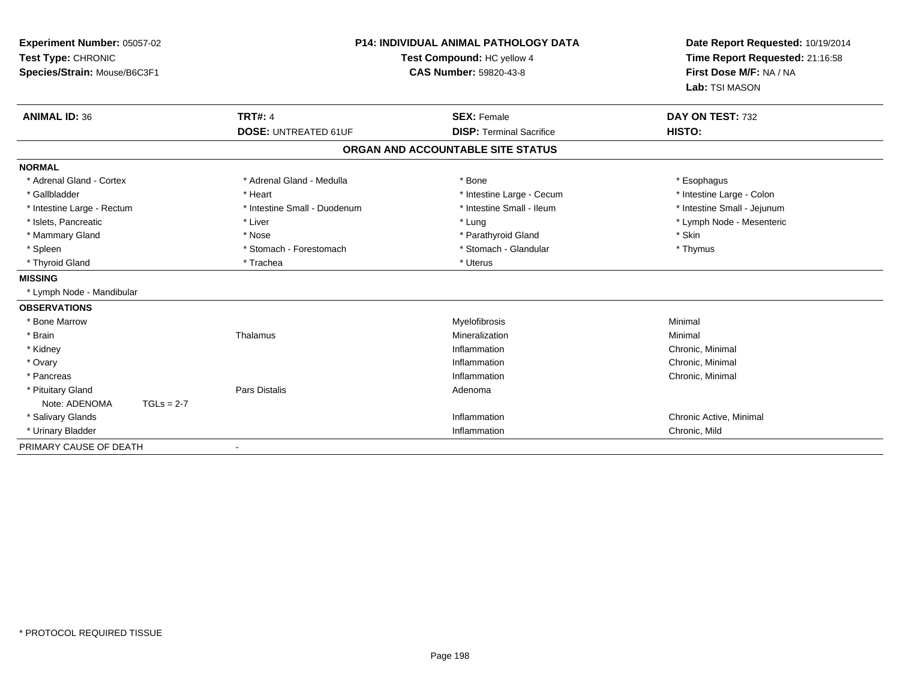**Experiment Number:** 05057-02
**Test Type:** CHRONIC
**Species/Strain:** Mouse/B6C3F1

**P14: INDIVIDUAL ANIMAL PATHOLOGY DATA**
**Test Compound:** HC yellow 4
**CAS Number:** 59820-43-8

**Date Report Requested:** 10/19/2014
**Time Report Requested:** 21:16:58
**First Dose M/F:** NA / NA
**Lab:** TSI MASON

| **ANIMAL ID:** 36 | **TRT#:** 4 | **SEX:** Female | **DAY ON TEST:** 732 |
|---|---|---|---|
| | **DOSE:** UNTREATED 61UF | **DISP:** Terminal Sacrifice | **HISTO:** |

## ORGAN AND ACCOUNTABLE SITE STATUS

| | | | |
|---|---|---|---|
| **NORMAL** | | | |
| * Adrenal Gland - Cortex | * Adrenal Gland - Medulla | * Bone | * Esophagus |
| * Gallbladder | * Heart | * Intestine Large - Cecum | * Intestine Large - Colon |
| * Intestine Large - Rectum | * Intestine Small - Duodenum | * Intestine Small - Ileum | * Intestine Small - Jejunum |
| * Islets, Pancreatic | * Liver | * Lung | * Lymph Node - Mesenteric |
| * Mammary Gland | * Nose | * Parathyroid Gland | * Skin |
| * Spleen | * Stomach - Forestomach | * Stomach - Glandular | * Thymus |
| * Thyroid Gland | * Trachea | * Uterus | |
| **MISSING** | | | |
| * Lymph Node - Mandibular | | | |
| **OBSERVATIONS** | | | |
| * Bone Marrow | | Myelofibrosis | Minimal |
| * Brain | Thalamus | Mineralization | Minimal |
| * Kidney | | Inflammation | Chronic, Minimal |
| * Ovary | | Inflammation | Chronic, Minimal |
| * Pancreas | | Inflammation | Chronic, Minimal |
| * Pituitary Gland | Pars Distalis | Adenoma | |
| Note: ADENOMA TGLs = 2-7 | | | |
| * Salivary Glands | | Inflammation | Chronic Active, Minimal |
| * Urinary Bladder | | Inflammation | Chronic, Mild |
| PRIMARY CAUSE OF DEATH | - | | |

\* PROTOCOL REQUIRED TISSUE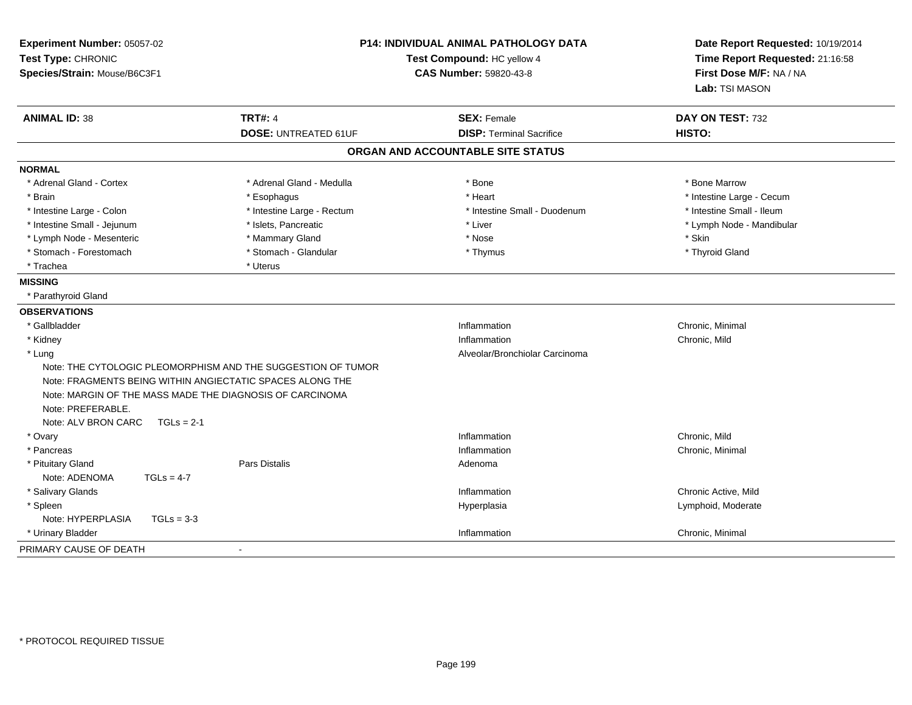**Experiment Number:** 05057-02
**Test Type:** CHRONIC
**Species/Strain:** Mouse/B6C3F1

**P14: INDIVIDUAL ANIMAL PATHOLOGY DATA**
**Test Compound:** HC yellow 4
**CAS Number:** 59820-43-8

**Date Report Requested:** 10/19/2014
**Time Report Requested:** 21:16:58
**First Dose M/F:** NA / NA
**Lab:** TSI MASON

| **ANIMAL ID:** 38 | **TRT#:** 4 | **SEX:** Female | **DAY ON TEST:** 732 |
|---|---|---|---|
| | **DOSE:** UNTREATED 61UF | **DISP:** Terminal Sacrifice | **HISTO:** |

## ORGAN AND ACCOUNTABLE SITE STATUS

**NORMAL**

| | | | |
|---|---|---|---|
| * Adrenal Gland - Cortex | * Adrenal Gland - Medulla | * Bone | * Bone Marrow |
| * Brain | * Esophagus | * Heart | * Intestine Large - Cecum |
| * Intestine Large - Colon | * Intestine Large - Rectum | * Intestine Small - Duodenum | * Intestine Small - Ileum |
| * Intestine Small - Jejunum | * Islets, Pancreatic | * Liver | * Lymph Node - Mandibular |
| * Lymph Node - Mesenteric | * Mammary Gland | * Nose | * Skin |
| * Stomach - Forestomach | * Stomach - Glandular | * Thymus | * Thyroid Gland |
| * Trachea | * Uterus | | |

**MISSING**

* Parathyroid Gland

**OBSERVATIONS**

| | | | |
|---|---|---|---|
| * Gallbladder | | Inflammation | Chronic, Minimal |
| * Kidney | | Inflammation | Chronic, Mild |
| * Lung | | Alveolar/Bronchiolar Carcinoma | |
| Note: THE CYTOLOGIC PLEOMORPHISM AND THE SUGGESTION OF TUMOR | | | |
| Note: FRAGMENTS BEING WITHIN ANGIECTATIC SPACES ALONG THE | | | |
| Note: MARGIN OF THE MASS MADE THE DIAGNOSIS OF CARCINOMA | | | |
| Note: PREFERABLE. | | | |
| Note: ALV BRON CARC TGLs = 2-1 | | | |
| * Ovary | | Inflammation | Chronic, Mild |
| * Pancreas | | Inflammation | Chronic, Minimal |
| * Pituitary Gland | Pars Distalis | Adenoma | |
| Note: ADENOMA TGLs = 4-7 | | | |
| * Salivary Glands | | Inflammation | Chronic Active, Mild |
| * Spleen | | Hyperplasia | Lymphoid, Moderate |
| Note: HYPERPLASIA TGLs = 3-3 | | | |
| * Urinary Bladder | | Inflammation | Chronic, Minimal |

PRIMARY CAUSE OF DEATH -

* PROTOCOL REQUIRED TISSUE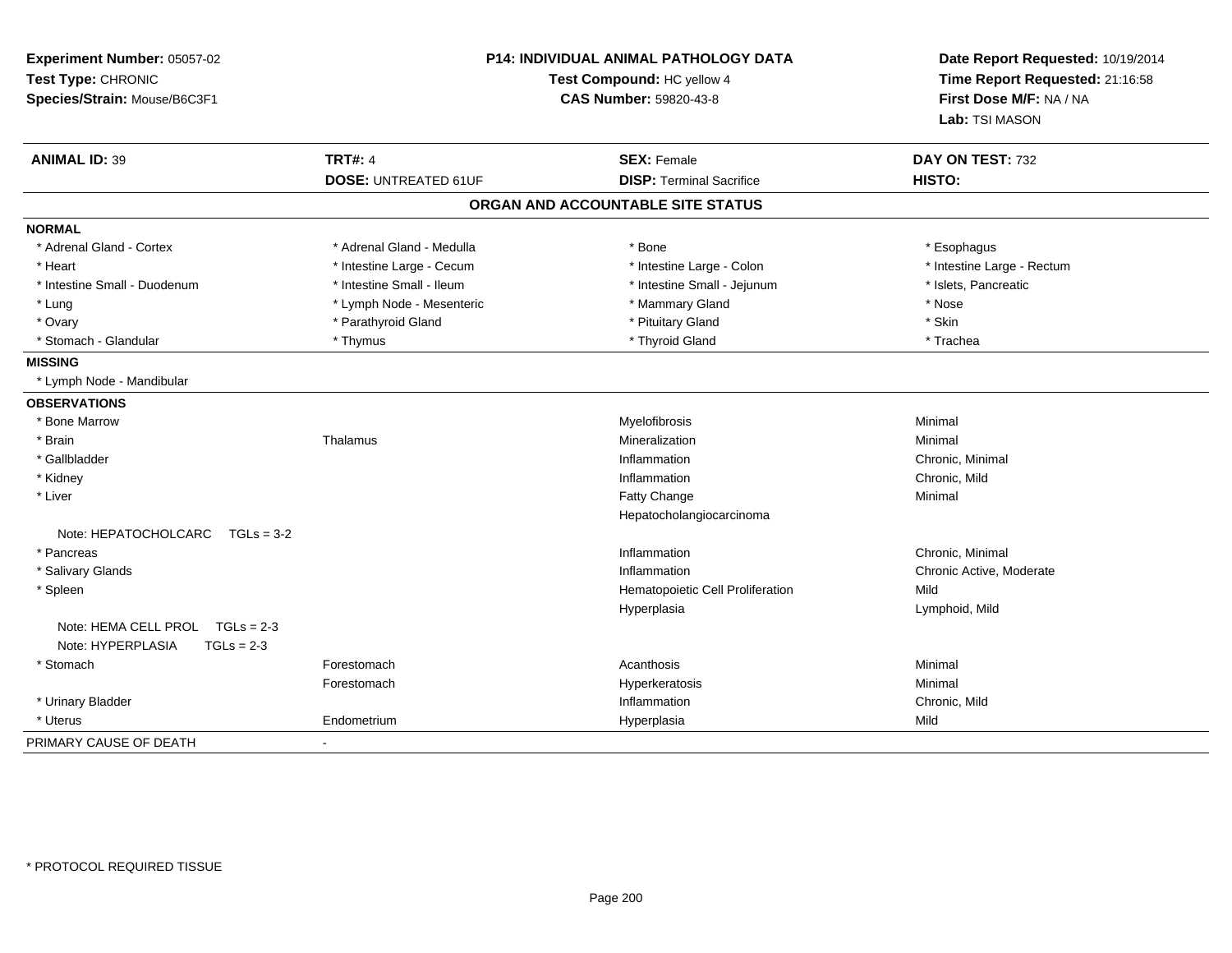**Experiment Number:** 05057-02
**Test Type:** CHRONIC
**Species/Strain:** Mouse/B6C3F1

**P14: INDIVIDUAL ANIMAL PATHOLOGY DATA**
**Test Compound:** HC yellow 4
**CAS Number:** 59820-43-8

**Date Report Requested:** 10/19/2014
**Time Report Requested:** 21:16:58
**First Dose M/F:** NA / NA
**Lab:** TSI MASON

| **ANIMAL ID:** 39 | **TRT#:** 4 | **SEX:** Female | **DAY ON TEST:** 732 |
|---|---|---|---|
| | **DOSE:** UNTREATED 61UF | **DISP:** Terminal Sacrifice | **HISTO:** |

## ORGAN AND ACCOUNTABLE SITE STATUS

| | | | |
|---|---|---|---|
| **NORMAL** | | | |
| * Adrenal Gland - Cortex | * Adrenal Gland - Medulla | * Bone | * Esophagus |
| * Heart | * Intestine Large - Cecum | * Intestine Large - Colon | * Intestine Large - Rectum |
| * Intestine Small - Duodenum | * Intestine Small - Ileum | * Intestine Small - Jejunum | * Islets, Pancreatic |
| * Lung | * Lymph Node - Mesenteric | * Mammary Gland | * Nose |
| * Ovary | * Parathyroid Gland | * Pituitary Gland | * Skin |
| * Stomach - Glandular | * Thymus | * Thyroid Gland | * Trachea |
| **MISSING** | | | |
| * Lymph Node - Mandibular | | | |
| **OBSERVATIONS** | | | |
| * Bone Marrow | | Myelofibrosis | Minimal |
| * Brain | Thalamus | Mineralization | Minimal |
| * Gallbladder | | Inflammation | Chronic, Minimal |
| * Kidney | | Inflammation | Chronic, Mild |
| * Liver | | Fatty Change | Minimal |
| | | Hepatocholangiocarcinoma | |
| Note: HEPATOCHOLCARC TGLs = 3-2 | | | |
| * Pancreas | | Inflammation | Chronic, Minimal |
| * Salivary Glands | | Inflammation | Chronic Active, Moderate |
| * Spleen | | Hematopoietic Cell Proliferation | Mild |
| | | Hyperplasia | Lymphoid, Mild |
| Note: HEMA CELL PROL TGLs = 2-3 | | | |
| Note: HYPERPLASIA TGLs = 2-3 | | | |
| * Stomach | Forestomach | Acanthosis | Minimal |
| | Forestomach | Hyperkeratosis | Minimal |
| * Urinary Bladder | | Inflammation | Chronic, Mild |
| * Uterus | Endometrium | Hyperplasia | Mild |
| PRIMARY CAUSE OF DEATH | - | | |

* PROTOCOL REQUIRED TISSUE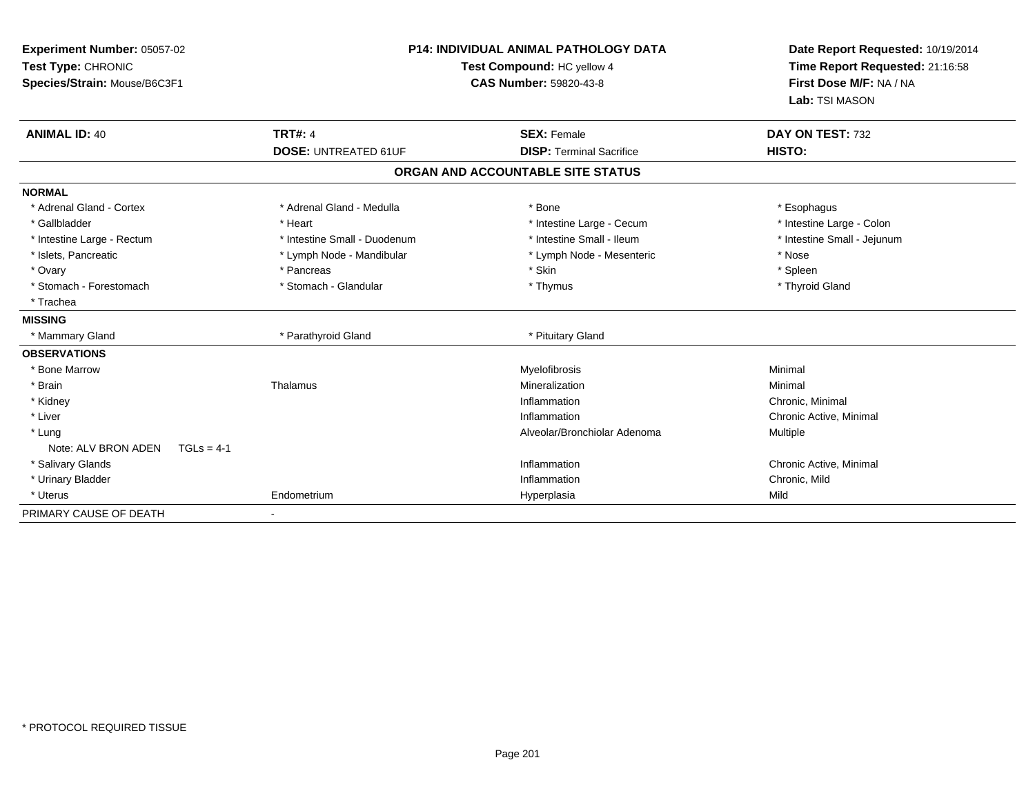**Experiment Number:** 05057-02
**Test Type:** CHRONIC
**Species/Strain:** Mouse/B6C3F1

**P14: INDIVIDUAL ANIMAL PATHOLOGY DATA**
**Test Compound:** HC yellow 4
**CAS Number:** 59820-43-8

**Date Report Requested:** 10/19/2014
**Time Report Requested:** 21:16:58
**First Dose M/F:** NA / NA
**Lab:** TSI MASON

| **ANIMAL ID:** 40 | **TRT#:** 4 | **SEX:** Female | **DAY ON TEST:** 732 |
|---|---|---|---|
| | **DOSE:** UNTREATED 61UF | **DISP:** Terminal Sacrifice | **HISTO:** |

## ORGAN AND ACCOUNTABLE SITE STATUS

**NORMAL**

| | | | |
|---|---|---|---|
| * Adrenal Gland - Cortex | * Adrenal Gland - Medulla | * Bone | * Esophagus |
| * Gallbladder | * Heart | * Intestine Large - Cecum | * Intestine Large - Colon |
| * Intestine Large - Rectum | * Intestine Small - Duodenum | * Intestine Small - Ileum | * Intestine Small - Jejunum |
| * Islets, Pancreatic | * Lymph Node - Mandibular | * Lymph Node - Mesenteric | * Nose |
| * Ovary | * Pancreas | * Skin | * Spleen |
| * Stomach - Forestomach | * Stomach - Glandular | * Thymus | * Thyroid Gland |
| * Trachea | | | |

**MISSING**

| | | |
|---|---|---|
| * Mammary Gland | * Parathyroid Gland | * Pituitary Gland |

**OBSERVATIONS**

| | | | |
|---|---|---|---|
| * Bone Marrow | | Myelofibrosis | Minimal |
| * Brain | Thalamus | Mineralization | Minimal |
| * Kidney | | Inflammation | Chronic, Minimal |
| * Liver | | Inflammation | Chronic Active, Minimal |
| * Lung | | Alveolar/Bronchiolar Adenoma | Multiple |
| Note: ALV BRON ADEN TGLs = 4-1 | | | |
| * Salivary Glands | | Inflammation | Chronic Active, Minimal |
| * Urinary Bladder | | Inflammation | Chronic, Mild |
| * Uterus | Endometrium | Hyperplasia | Mild |

PRIMARY CAUSE OF DEATH -

\* PROTOCOL REQUIRED TISSUE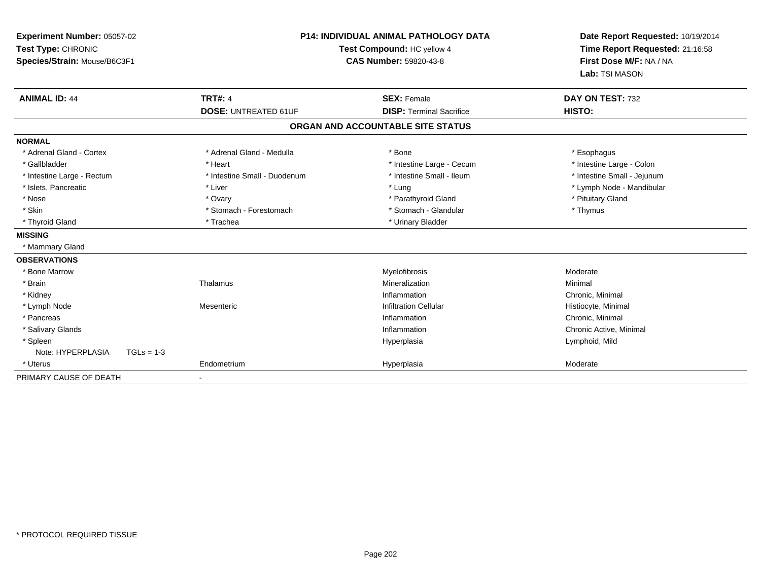**Experiment Number:** 05057-02
**Test Type:** CHRONIC
**Species/Strain:** Mouse/B6C3F1

**P14: INDIVIDUAL ANIMAL PATHOLOGY DATA**
**Test Compound:** HC yellow 4
**CAS Number:** 59820-43-8

**Date Report Requested:** 10/19/2014
**Time Report Requested:** 21:16:58
**First Dose M/F:** NA / NA
**Lab:** TSI MASON

| **ANIMAL ID:** 44 | **TRT#:** 4 | **SEX:** Female | **DAY ON TEST:** 732 |
|---|---|---|---|
| | **DOSE:** UNTREATED 61UF | **DISP:** Terminal Sacrifice | **HISTO:** |

## ORGAN AND ACCOUNTABLE SITE STATUS

| | | | |
|---|---|---|---|
| **NORMAL** | | | |
| * Adrenal Gland - Cortex | * Adrenal Gland - Medulla | * Bone | * Esophagus |
| * Gallbladder | * Heart | * Intestine Large - Cecum | * Intestine Large - Colon |
| * Intestine Large - Rectum | * Intestine Small - Duodenum | * Intestine Small - Ileum | * Intestine Small - Jejunum |
| * Islets, Pancreatic | * Liver | * Lung | * Lymph Node - Mandibular |
| * Nose | * Ovary | * Parathyroid Gland | * Pituitary Gland |
| * Skin | * Stomach - Forestomach | * Stomach - Glandular | * Thymus |
| * Thyroid Gland | * Trachea | * Urinary Bladder | |
| **MISSING** | | | |
| * Mammary Gland | | | |
| **OBSERVATIONS** | | | |
| * Bone Marrow | | Myelofibrosis | Moderate |
| * Brain | Thalamus | Mineralization | Minimal |
| * Kidney | | Inflammation | Chronic, Minimal |
| * Lymph Node | Mesenteric | Infiltration Cellular | Histiocyte, Minimal |
| * Pancreas | | Inflammation | Chronic, Minimal |
| * Salivary Glands | | Inflammation | Chronic Active, Minimal |
| * Spleen | | Hyperplasia | Lymphoid, Mild |
| Note: HYPERPLASIA TGLs = 1-3 | | | |
| * Uterus | Endometrium | Hyperplasia | Moderate |
| PRIMARY CAUSE OF DEATH | - | | |

* PROTOCOL REQUIRED TISSUE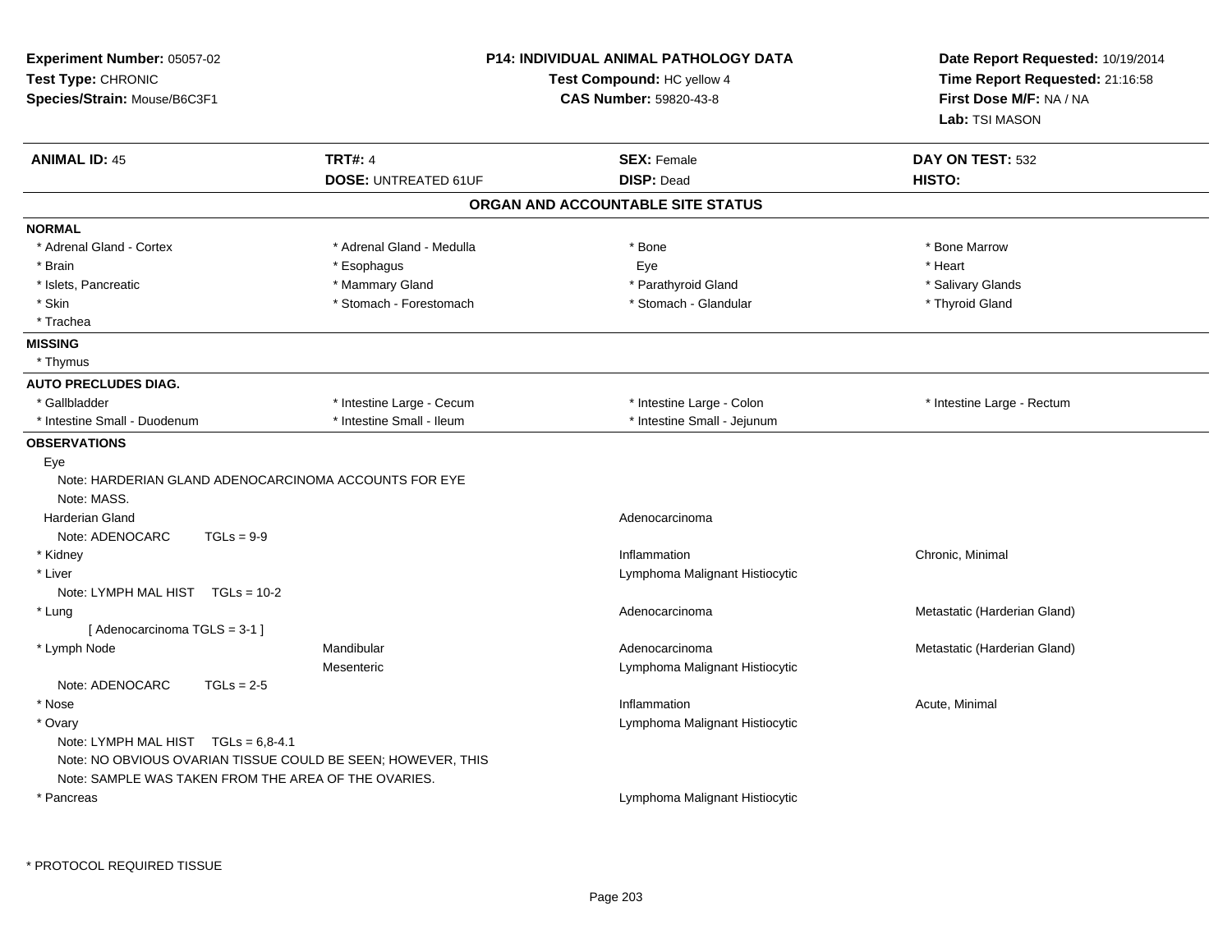**Experiment Number:** 05057-02
**Test Type:** CHRONIC
**Species/Strain:** Mouse/B6C3F1

**P14: INDIVIDUAL ANIMAL PATHOLOGY DATA**
**Test Compound:** HC yellow 4
**CAS Number:** 59820-43-8

**Date Report Requested:** 10/19/2014
**Time Report Requested:** 21:16:58
**First Dose M/F:** NA / NA
**Lab:** TSI MASON

| **ANIMAL ID:** 45 | **TRT#:** 4 | **SEX:** Female | **DAY ON TEST:** 532 |
|---|---|---|---|
| | **DOSE:** UNTREATED 61UF | **DISP:** Dead | **HISTO:** |

## ORGAN AND ACCOUNTABLE SITE STATUS

**NORMAL**

| | | | |
|---|---|---|---|
| * Adrenal Gland - Cortex | * Adrenal Gland - Medulla | * Bone | * Bone Marrow |
| * Brain | * Esophagus | Eye | * Heart |
| * Islets, Pancreatic | * Mammary Gland | * Parathyroid Gland | * Salivary Glands |
| * Skin | * Stomach - Forestomach | * Stomach - Glandular | * Thyroid Gland |
| * Trachea | | | |

**MISSING**

* Thymus

**AUTO PRECLUDES DIAG.**

| | | | |
|---|---|---|---|
| * Gallbladder | * Intestine Large - Cecum | * Intestine Large - Colon | * Intestine Large - Rectum |
| * Intestine Small - Duodenum | * Intestine Small - Ileum | * Intestine Small - Jejunum | |

**OBSERVATIONS**

Eye
Note: HARDERIAN GLAND ADENOCARCINOMA ACCOUNTS FOR EYE
Note: MASS.

| | | | |
|---|---|---|---|
| Harderian Gland | | Adenocarcinoma | |
| Note: ADENOCARC TGLs = 9-9 | | | |
| * Kidney | | Inflammation | Chronic, Minimal |
| * Liver | | Lymphoma Malignant Histiocytic | |
| Note: LYMPH MAL HIST TGLs = 10-2 | | | |
| * Lung | | Adenocarcinoma | Metastatic (Harderian Gland) |
| [ Adenocarcinoma TGLS = 3-1 ] | | | |
| * Lymph Node | Mandibular | Adenocarcinoma | Metastatic (Harderian Gland) |
| | Mesenteric | Lymphoma Malignant Histiocytic | |
| Note: ADENOCARC TGLs = 2-5 | | | |
| * Nose | | Inflammation | Acute, Minimal |
| * Ovary | | Lymphoma Malignant Histiocytic | |
| Note: LYMPH MAL HIST TGLs = 6,8-4.1 | | | |
| Note: NO OBVIOUS OVARIAN TISSUE COULD BE SEEN; HOWEVER, THIS | | | |
| Note: SAMPLE WAS TAKEN FROM THE AREA OF THE OVARIES. | | | |
| * Pancreas | | Lymphoma Malignant Histiocytic | |

* PROTOCOL REQUIRED TISSUE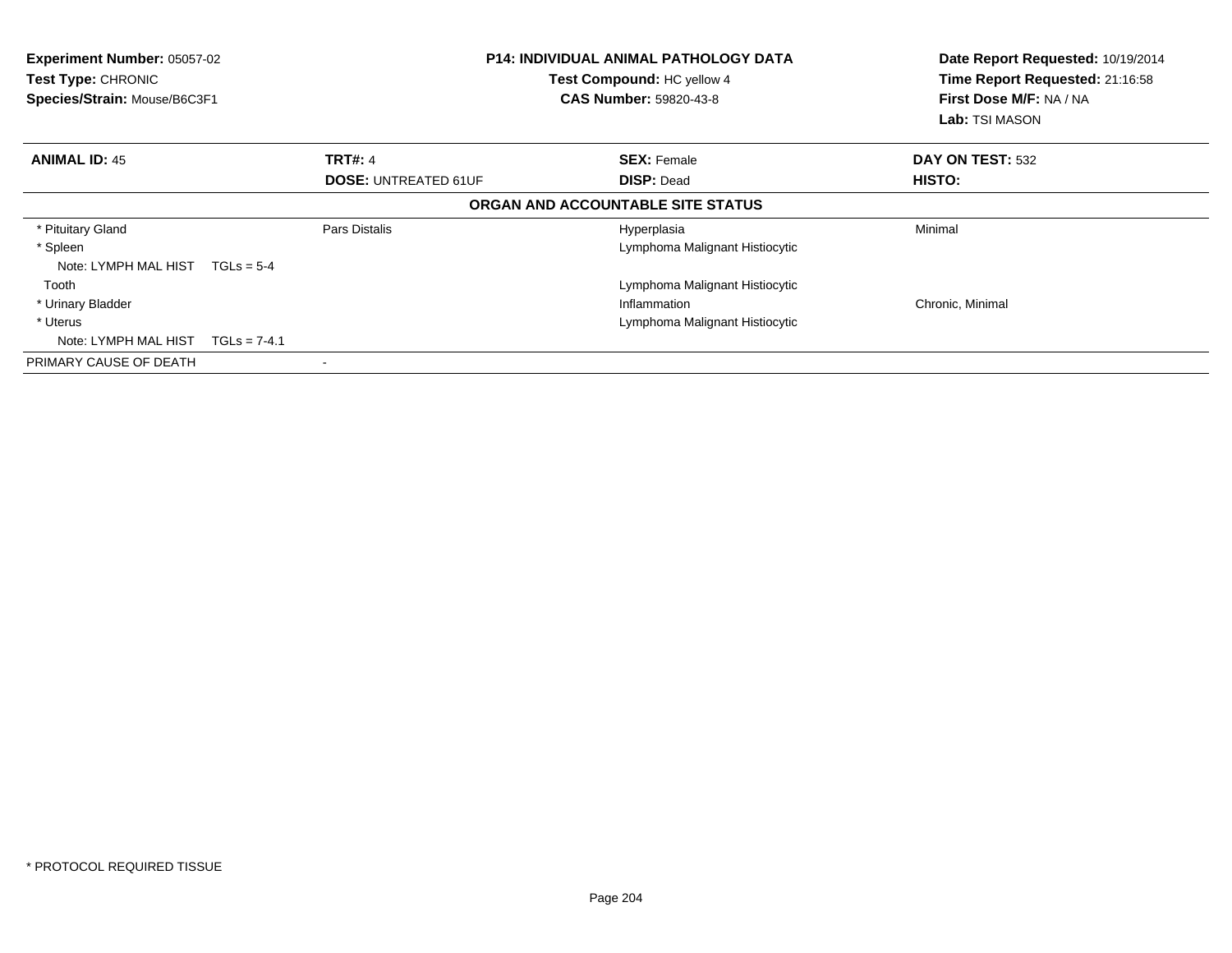**Experiment Number:** 05057-02
**Test Type:** CHRONIC
**Species/Strain:** Mouse/B6C3F1

**P14: INDIVIDUAL ANIMAL PATHOLOGY DATA**
**Test Compound:** HC yellow 4
**CAS Number:** 59820-43-8

**Date Report Requested:** 10/19/2014
**Time Report Requested:** 21:16:58
**First Dose M/F:** NA / NA
**Lab:** TSI MASON

| **ANIMAL ID:** 45 | **TRT#:** 4 | **SEX:** Female | **DAY ON TEST:** 532 |
|---|---|---|---|
| | **DOSE:** UNTREATED 61UF | **DISP:** Dead | **HISTO:** |

**ORGAN AND ACCOUNTABLE SITE STATUS**

| | | | |
|---|---|---|---|
| * Pituitary Gland | Pars Distalis | Hyperplasia | Minimal |
| * Spleen | | Lymphoma Malignant Histiocytic | |
| Note: LYMPH MAL HIST TGLs = 5-4 | | | |
| Tooth | | Lymphoma Malignant Histiocytic | |
| * Urinary Bladder | | Inflammation | Chronic, Minimal |
| * Uterus | | Lymphoma Malignant Histiocytic | |
| Note: LYMPH MAL HIST TGLs = 7-4.1 | | | |
| PRIMARY CAUSE OF DEATH | - | | |

* PROTOCOL REQUIRED TISSUE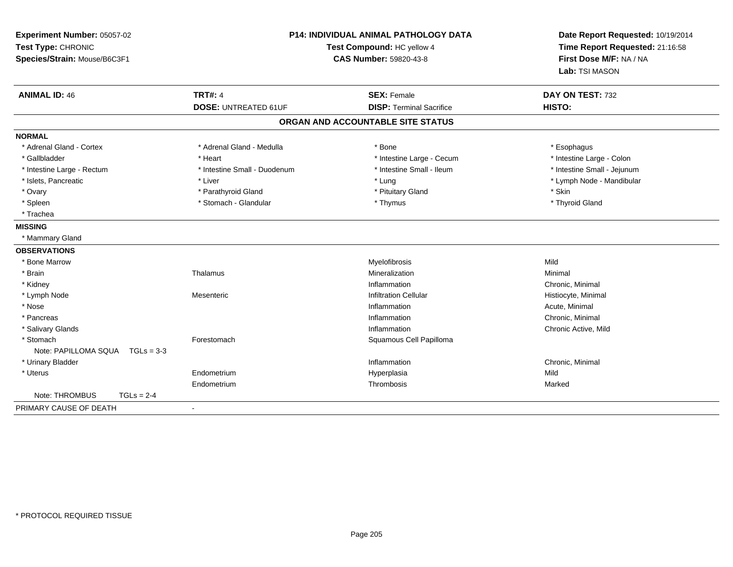**Experiment Number:** 05057-02
**Test Type:** CHRONIC
**Species/Strain:** Mouse/B6C3F1

**P14: INDIVIDUAL ANIMAL PATHOLOGY DATA**
**Test Compound:** HC yellow 4
**CAS Number:** 59820-43-8

**Date Report Requested:** 10/19/2014
**Time Report Requested:** 21:16:58
**First Dose M/F:** NA / NA
**Lab:** TSI MASON

| **ANIMAL ID:** 46 | **TRT#:** 4 | **SEX:** Female | **DAY ON TEST:** 732 |
|---|---|---|---|
| | **DOSE:** UNTREATED 61UF | **DISP:** Terminal Sacrifice | **HISTO:** |

## ORGAN AND ACCOUNTABLE SITE STATUS

**NORMAL**

| | | | |
|---|---|---|---|
| * Adrenal Gland - Cortex | * Adrenal Gland - Medulla | * Bone | * Esophagus |
| * Gallbladder | * Heart | * Intestine Large - Cecum | * Intestine Large - Colon |
| * Intestine Large - Rectum | * Intestine Small - Duodenum | * Intestine Small - Ileum | * Intestine Small - Jejunum |
| * Islets, Pancreatic | * Liver | * Lung | * Lymph Node - Mandibular |
| * Ovary | * Parathyroid Gland | * Pituitary Gland | * Skin |
| * Spleen | * Stomach - Glandular | * Thymus | * Thyroid Gland |
| * Trachea | | | |

**MISSING**

* Mammary Gland

**OBSERVATIONS**

| | | | |
|---|---|---|---|
| * Bone Marrow | | Myelofibrosis | Mild |
| * Brain | Thalamus | Mineralization | Minimal |
| * Kidney | | Inflammation | Chronic, Minimal |
| * Lymph Node | Mesenteric | Infiltration Cellular | Histiocyte, Minimal |
| * Nose | | Inflammation | Acute, Minimal |
| * Pancreas | | Inflammation | Chronic, Minimal |
| * Salivary Glands | | Inflammation | Chronic Active, Mild |
| * Stomach | Forestomach | Squamous Cell Papilloma | |
| Note: PAPILLOMA SQUA TGLs = 3-3 | | | |
| * Urinary Bladder | | Inflammation | Chronic, Minimal |
| * Uterus | Endometrium | Hyperplasia | Mild |
| | Endometrium | Thrombosis | Marked |
| Note: THROMBUS TGLs = 2-4 | | | |

PRIMARY CAUSE OF DEATH -

* PROTOCOL REQUIRED TISSUE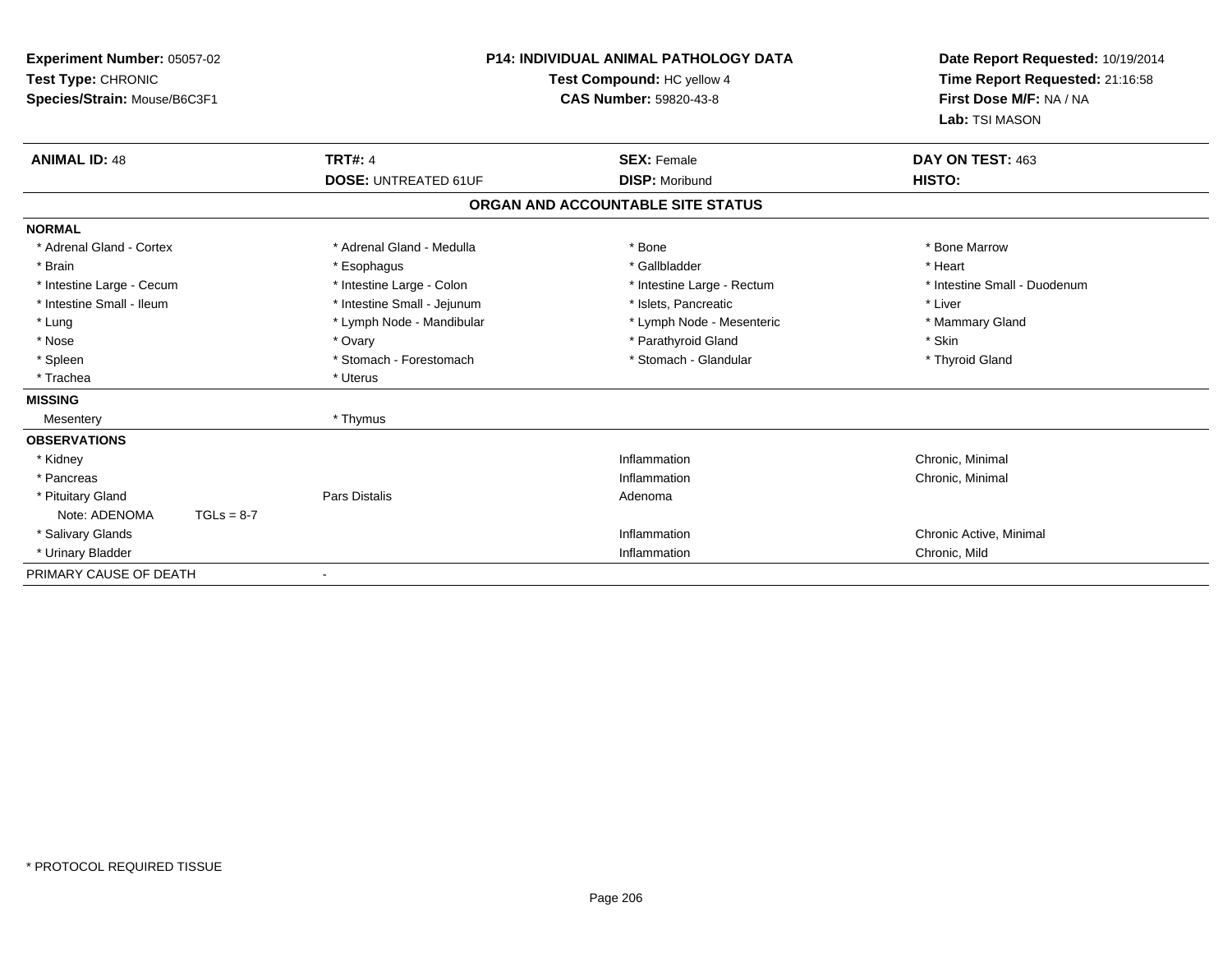**Experiment Number:** 05057-02
**Test Type:** CHRONIC
**Species/Strain:** Mouse/B6C3F1

**P14: INDIVIDUAL ANIMAL PATHOLOGY DATA**
**Test Compound:** HC yellow 4
**CAS Number:** 59820-43-8

**Date Report Requested:** 10/19/2014
**Time Report Requested:** 21:16:58
**First Dose M/F:** NA / NA
**Lab:** TSI MASON

| **ANIMAL ID:** 48 | **TRT#:** 4 | **SEX:** Female | **DAY ON TEST:** 463 |
|---|---|---|---|
| | **DOSE:** UNTREATED 61UF | **DISP:** Moribund | **HISTO:** |

## ORGAN AND ACCOUNTABLE SITE STATUS

| | | | |
|---|---|---|---|
| **NORMAL** | | | |
| * Adrenal Gland - Cortex | * Adrenal Gland - Medulla | * Bone | * Bone Marrow |
| * Brain | * Esophagus | * Gallbladder | * Heart |
| * Intestine Large - Cecum | * Intestine Large - Colon | * Intestine Large - Rectum | * Intestine Small - Duodenum |
| * Intestine Small - Ileum | * Intestine Small - Jejunum | * Islets, Pancreatic | * Liver |
| * Lung | * Lymph Node - Mandibular | * Lymph Node - Mesenteric | * Mammary Gland |
| * Nose | * Ovary | * Parathyroid Gland | * Skin |
| * Spleen | * Stomach - Forestomach | * Stomach - Glandular | * Thyroid Gland |
| * Trachea | * Uterus | | |
| **MISSING** | | | |
| Mesentery | * Thymus | | |
| **OBSERVATIONS** | | | |
| * Kidney | | Inflammation | Chronic, Minimal |
| * Pancreas | | Inflammation | Chronic, Minimal |
| * Pituitary Gland | Pars Distalis | Adenoma | |
| Note: ADENOMA TGLs = 8-7 | | | |
| * Salivary Glands | | Inflammation | Chronic Active, Minimal |
| * Urinary Bladder | | Inflammation | Chronic, Mild |
| PRIMARY CAUSE OF DEATH | - | | |

* PROTOCOL REQUIRED TISSUE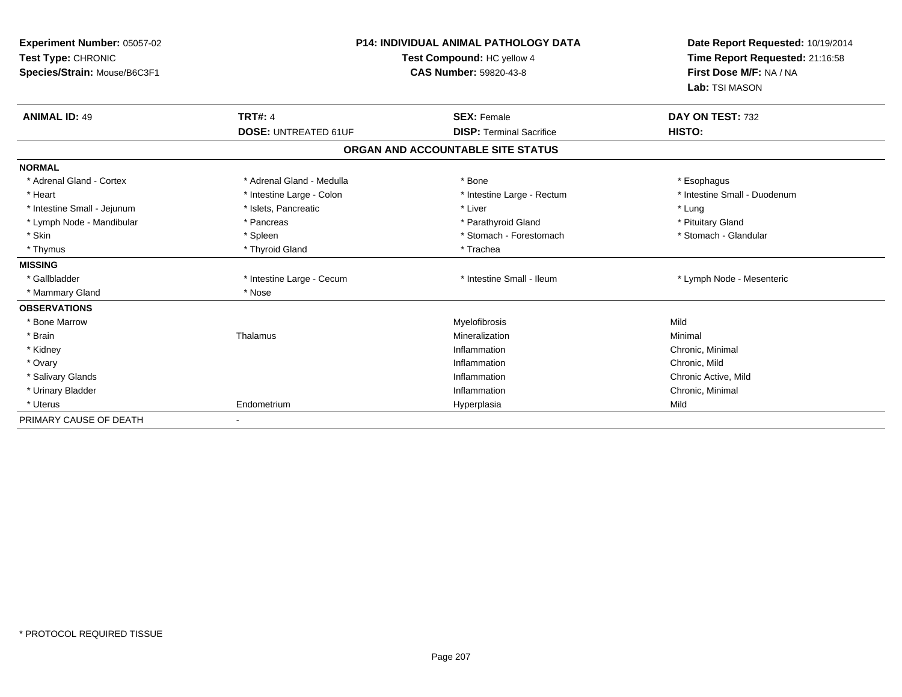**Experiment Number:** 05057-02
**Test Type:** CHRONIC
**Species/Strain:** Mouse/B6C3F1

**P14: INDIVIDUAL ANIMAL PATHOLOGY DATA**
**Test Compound:** HC yellow 4
**CAS Number:** 59820-43-8

**Date Report Requested:** 10/19/2014
**Time Report Requested:** 21:16:58
**First Dose M/F:** NA / NA
**Lab:** TSI MASON

| **ANIMAL ID:** 49 | **TRT#:** 4 | **SEX:** Female | **DAY ON TEST:** 732 |
|---|---|---|---|
| | **DOSE:** UNTREATED 61UF | **DISP:** Terminal Sacrifice | **HISTO:** |

## ORGAN AND ACCOUNTABLE SITE STATUS

| | | | |
|---|---|---|---|
| **NORMAL** | | | |
| * Adrenal Gland - Cortex | * Adrenal Gland - Medulla | * Bone | * Esophagus |
| * Heart | * Intestine Large - Colon | * Intestine Large - Rectum | * Intestine Small - Duodenum |
| * Intestine Small - Jejunum | * Islets, Pancreatic | * Liver | * Lung |
| * Lymph Node - Mandibular | * Pancreas | * Parathyroid Gland | * Pituitary Gland |
| * Skin | * Spleen | * Stomach - Forestomach | * Stomach - Glandular |
| * Thymus | * Thyroid Gland | * Trachea | |
| **MISSING** | | | |
| * Gallbladder | * Intestine Large - Cecum | * Intestine Small - Ileum | * Lymph Node - Mesenteric |
| * Mammary Gland | * Nose | | |
| **OBSERVATIONS** | | | |
| * Bone Marrow | | Myelofibrosis | Mild |
| * Brain | Thalamus | Mineralization | Minimal |
| * Kidney | | Inflammation | Chronic, Minimal |
| * Ovary | | Inflammation | Chronic, Mild |
| * Salivary Glands | | Inflammation | Chronic Active, Mild |
| * Urinary Bladder | | Inflammation | Chronic, Minimal |
| * Uterus | Endometrium | Hyperplasia | Mild |
| PRIMARY CAUSE OF DEATH | - | | |

\* PROTOCOL REQUIRED TISSUE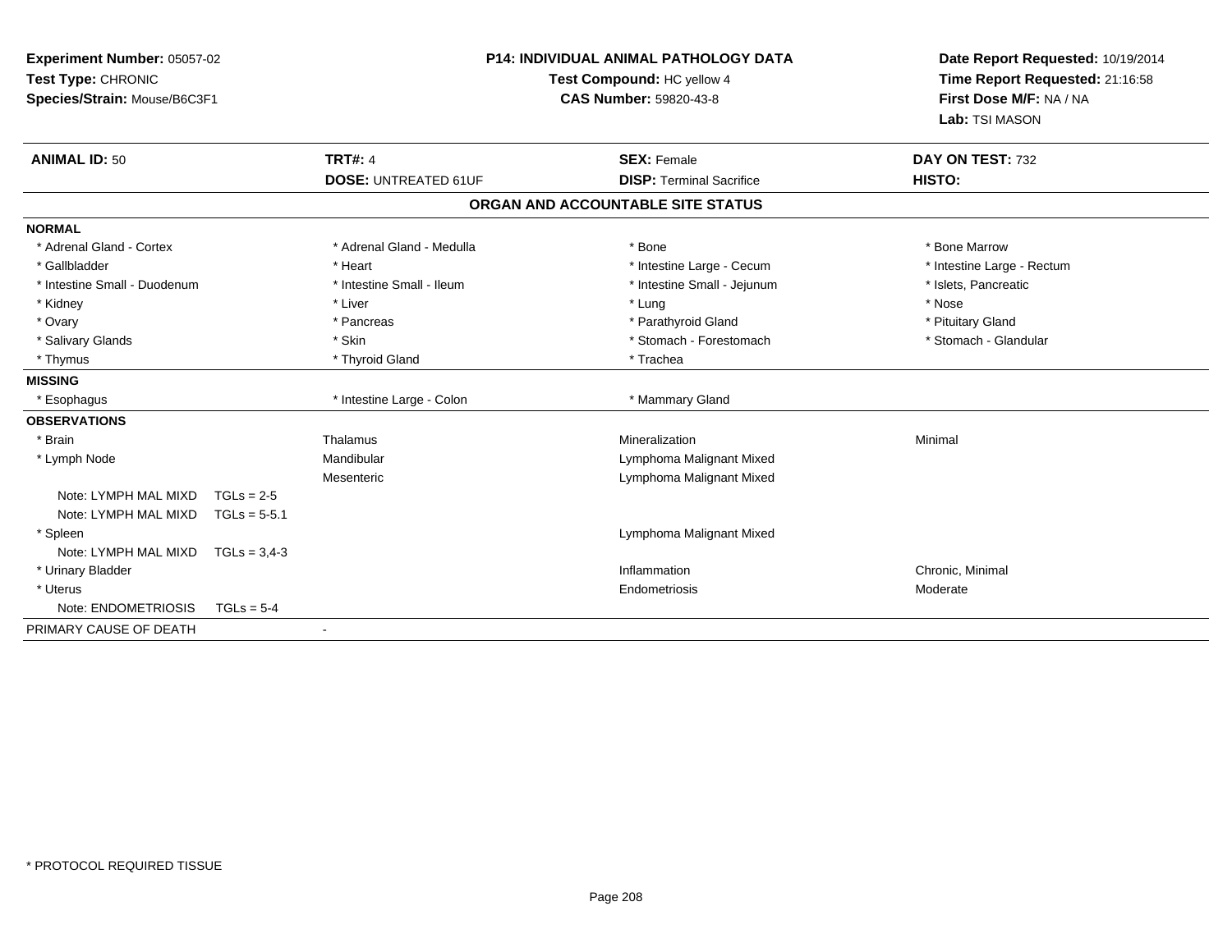**Experiment Number:** 05057-02
**Test Type:** CHRONIC
**Species/Strain:** Mouse/B6C3F1

**P14: INDIVIDUAL ANIMAL PATHOLOGY DATA**
**Test Compound:** HC yellow 4
**CAS Number:** 59820-43-8

**Date Report Requested:** 10/19/2014
**Time Report Requested:** 21:16:58
**First Dose M/F:** NA / NA
**Lab:** TSI MASON

| **ANIMAL ID:** 50 | **TRT#:** 4 | **SEX:** Female | **DAY ON TEST:** 732 |
|---|---|---|---|
| | **DOSE:** UNTREATED 61UF | **DISP:** Terminal Sacrifice | **HISTO:** |

## ORGAN AND ACCOUNTABLE SITE STATUS

| | | | |
|---|---|---|---|
| **NORMAL** | | | |
| * Adrenal Gland - Cortex | * Adrenal Gland - Medulla | * Bone | * Bone Marrow |
| * Gallbladder | * Heart | * Intestine Large - Cecum | * Intestine Large - Rectum |
| * Intestine Small - Duodenum | * Intestine Small - Ileum | * Intestine Small - Jejunum | * Islets, Pancreatic |
| * Kidney | * Liver | * Lung | * Nose |
| * Ovary | * Pancreas | * Parathyroid Gland | * Pituitary Gland |
| * Salivary Glands | * Skin | * Stomach - Forestomach | * Stomach - Glandular |
| * Thymus | * Thyroid Gland | * Trachea | |
| **MISSING** | | | |
| * Esophagus | * Intestine Large - Colon | * Mammary Gland | |
| **OBSERVATIONS** | | | |
| * Brain | Thalamus | Mineralization | Minimal |
| * Lymph Node | Mandibular | Lymphoma Malignant Mixed | |
| | Mesenteric | Lymphoma Malignant Mixed | |
| Note: LYMPH MAL MIXD TGLs = 2-5 | | | |
| Note: LYMPH MAL MIXD TGLs = 5-5.1 | | | |
| * Spleen | | Lymphoma Malignant Mixed | |
| Note: LYMPH MAL MIXD TGLs = 3,4-3 | | | |
| * Urinary Bladder | | Inflammation | Chronic, Minimal |
| * Uterus | | Endometriosis | Moderate |
| Note: ENDOMETRIOSIS TGLs = 5-4 | | | |
| PRIMARY CAUSE OF DEATH | - | | |

\* PROTOCOL REQUIRED TISSUE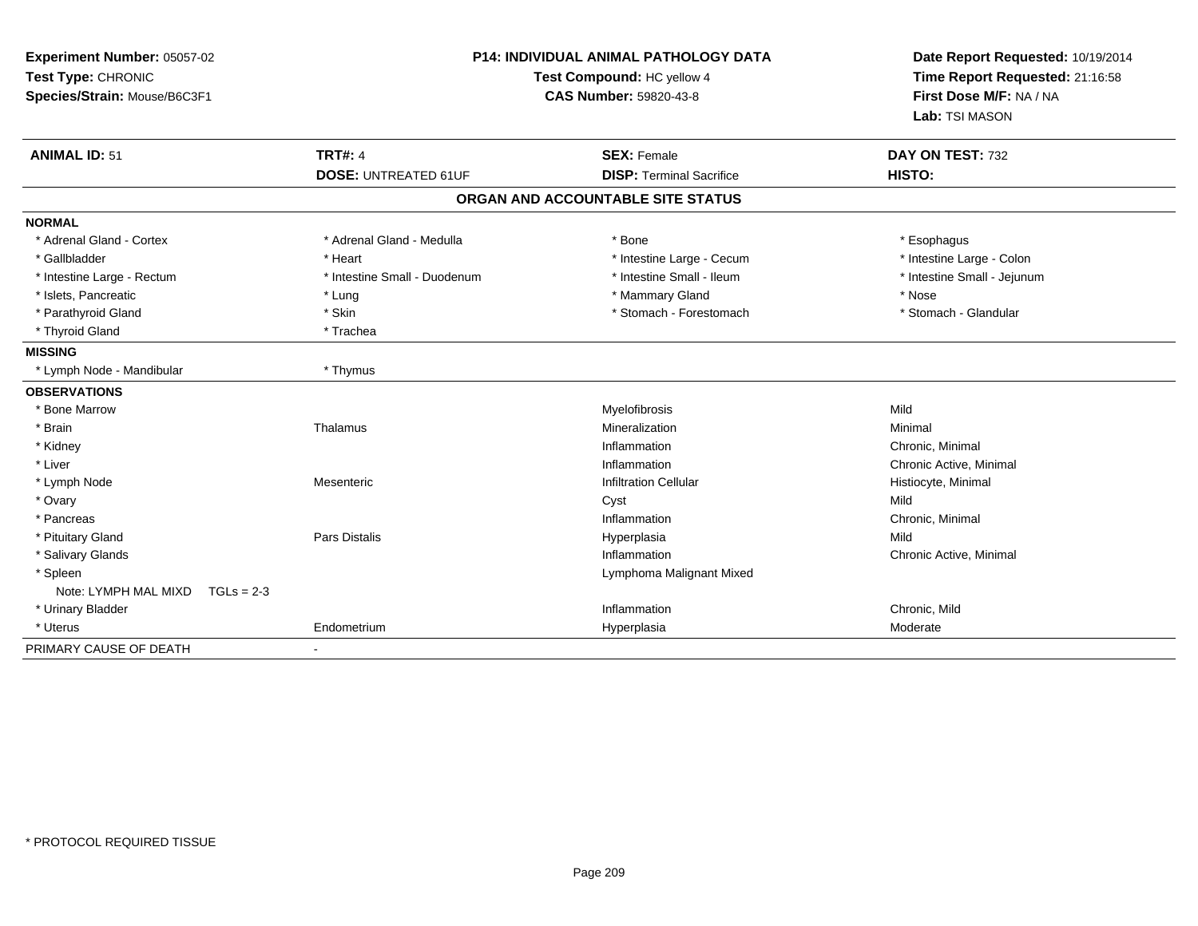**Experiment Number:** 05057-02
**Test Type:** CHRONIC
**Species/Strain:** Mouse/B6C3F1

**P14: INDIVIDUAL ANIMAL PATHOLOGY DATA**
**Test Compound:** HC yellow 4
**CAS Number:** 59820-43-8

**Date Report Requested:** 10/19/2014
**Time Report Requested:** 21:16:58
**First Dose M/F:** NA / NA
**Lab:** TSI MASON

| **ANIMAL ID:** 51 | **TRT#:** 4 | **SEX:** Female | **DAY ON TEST:** 732 |
|---|---|---|---|
| | **DOSE:** UNTREATED 61UF | **DISP:** Terminal Sacrifice | **HISTO:** |

## ORGAN AND ACCOUNTABLE SITE STATUS

| | | | |
|---|---|---|---|
| **NORMAL** | | | |
| * Adrenal Gland - Cortex | * Adrenal Gland - Medulla | * Bone | * Esophagus |
| * Gallbladder | * Heart | * Intestine Large - Cecum | * Intestine Large - Colon |
| * Intestine Large - Rectum | * Intestine Small - Duodenum | * Intestine Small - Ileum | * Intestine Small - Jejunum |
| * Islets, Pancreatic | * Lung | * Mammary Gland | * Nose |
| * Parathyroid Gland | * Skin | * Stomach - Forestomach | * Stomach - Glandular |
| * Thyroid Gland | * Trachea | | |
| **MISSING** | | | |
| * Lymph Node - Mandibular | * Thymus | | |
| **OBSERVATIONS** | | | |
| * Bone Marrow | | Myelofibrosis | Mild |
| * Brain | Thalamus | Mineralization | Minimal |
| * Kidney | | Inflammation | Chronic, Minimal |
| * Liver | | Inflammation | Chronic Active, Minimal |
| * Lymph Node | Mesenteric | Infiltration Cellular | Histiocyte, Minimal |
| * Ovary | | Cyst | Mild |
| * Pancreas | | Inflammation | Chronic, Minimal |
| * Pituitary Gland | Pars Distalis | Hyperplasia | Mild |
| * Salivary Glands | | Inflammation | Chronic Active, Minimal |
| * Spleen | | Lymphoma Malignant Mixed | |
| Note: LYMPH MAL MIXD TGLs = 2-3 | | | |
| * Urinary Bladder | | Inflammation | Chronic, Mild |
| * Uterus | Endometrium | Hyperplasia | Moderate |
| PRIMARY CAUSE OF DEATH | - | | |

* PROTOCOL REQUIRED TISSUE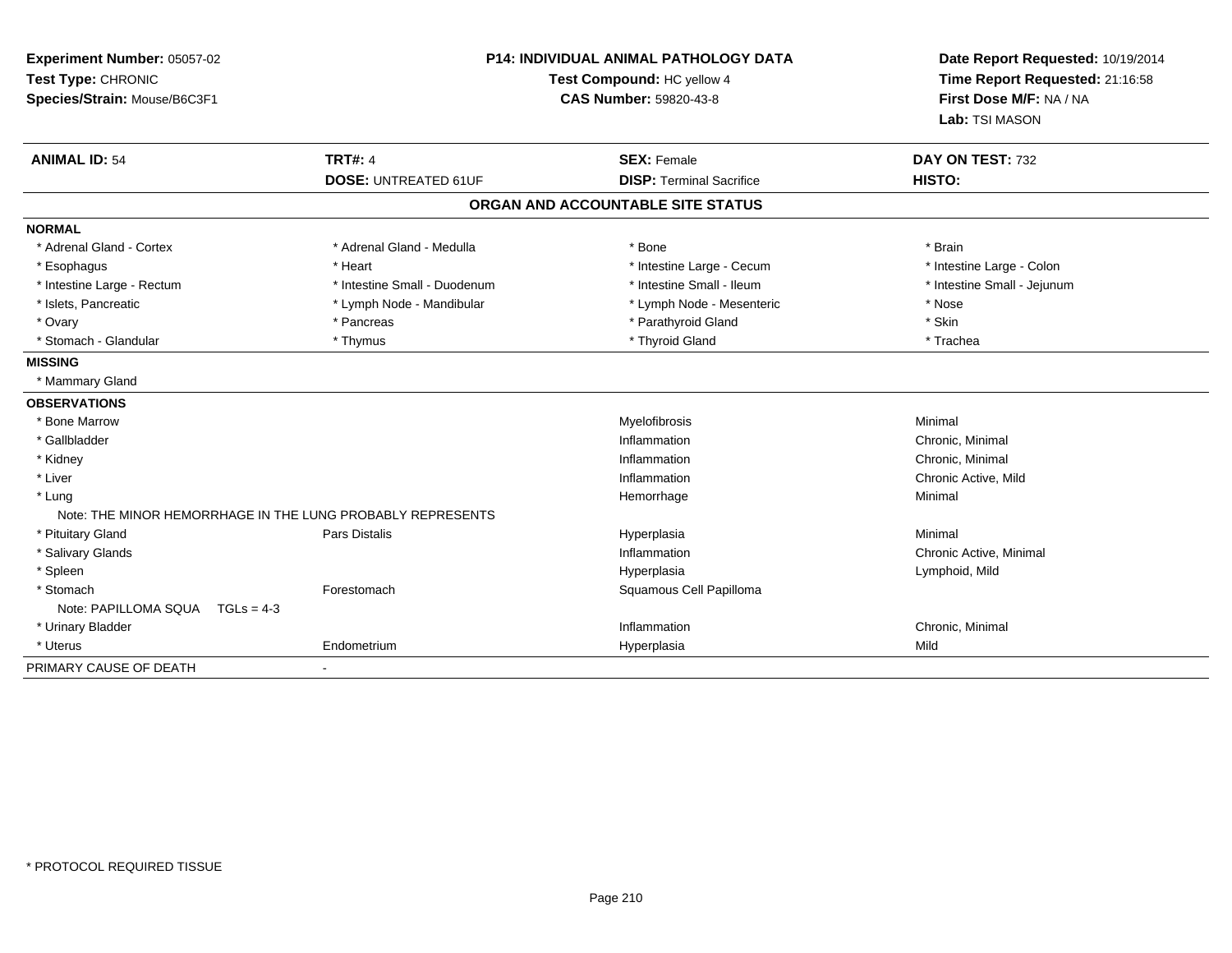**Experiment Number:** 05057-02
**Test Type:** CHRONIC
**Species/Strain:** Mouse/B6C3F1

**P14: INDIVIDUAL ANIMAL PATHOLOGY DATA**
**Test Compound:** HC yellow 4
**CAS Number:** 59820-43-8

**Date Report Requested:** 10/19/2014
**Time Report Requested:** 21:16:58
**First Dose M/F:** NA / NA
**Lab:** TSI MASON

| **ANIMAL ID:** 54 | **TRT#:** 4 | **SEX:** Female | **DAY ON TEST:** 732 |
|---|---|---|---|
| | **DOSE:** UNTREATED 61UF | **DISP:** Terminal Sacrifice | **HISTO:** |

## ORGAN AND ACCOUNTABLE SITE STATUS

| | | | |
|---|---|---|---|
| **NORMAL** | | | |
| * Adrenal Gland - Cortex | * Adrenal Gland - Medulla | * Bone | * Brain |
| * Esophagus | * Heart | * Intestine Large - Cecum | * Intestine Large - Colon |
| * Intestine Large - Rectum | * Intestine Small - Duodenum | * Intestine Small - Ileum | * Intestine Small - Jejunum |
| * Islets, Pancreatic | * Lymph Node - Mandibular | * Lymph Node - Mesenteric | * Nose |
| * Ovary | * Pancreas | * Parathyroid Gland | * Skin |
| * Stomach - Glandular | * Thymus | * Thyroid Gland | * Trachea |
| **MISSING** | | | |
| * Mammary Gland | | | |
| **OBSERVATIONS** | | | |
| * Bone Marrow | | Myelofibrosis | Minimal |
| * Gallbladder | | Inflammation | Chronic, Minimal |
| * Kidney | | Inflammation | Chronic, Minimal |
| * Liver | | Inflammation | Chronic Active, Mild |
| * Lung | | Hemorrhage | Minimal |
| Note: THE MINOR HEMORRHAGE IN THE LUNG PROBABLY REPRESENTS | | | |
| * Pituitary Gland | Pars Distalis | Hyperplasia | Minimal |
| * Salivary Glands | | Inflammation | Chronic Active, Minimal |
| * Spleen | | Hyperplasia | Lymphoid, Mild |
| * Stomach | Forestomach | Squamous Cell Papilloma | |
| Note: PAPILLOMA SQUA TGLs = 4-3 | | | |
| * Urinary Bladder | | Inflammation | Chronic, Minimal |
| * Uterus | Endometrium | Hyperplasia | Mild |
| PRIMARY CAUSE OF DEATH | - | | |

\* PROTOCOL REQUIRED TISSUE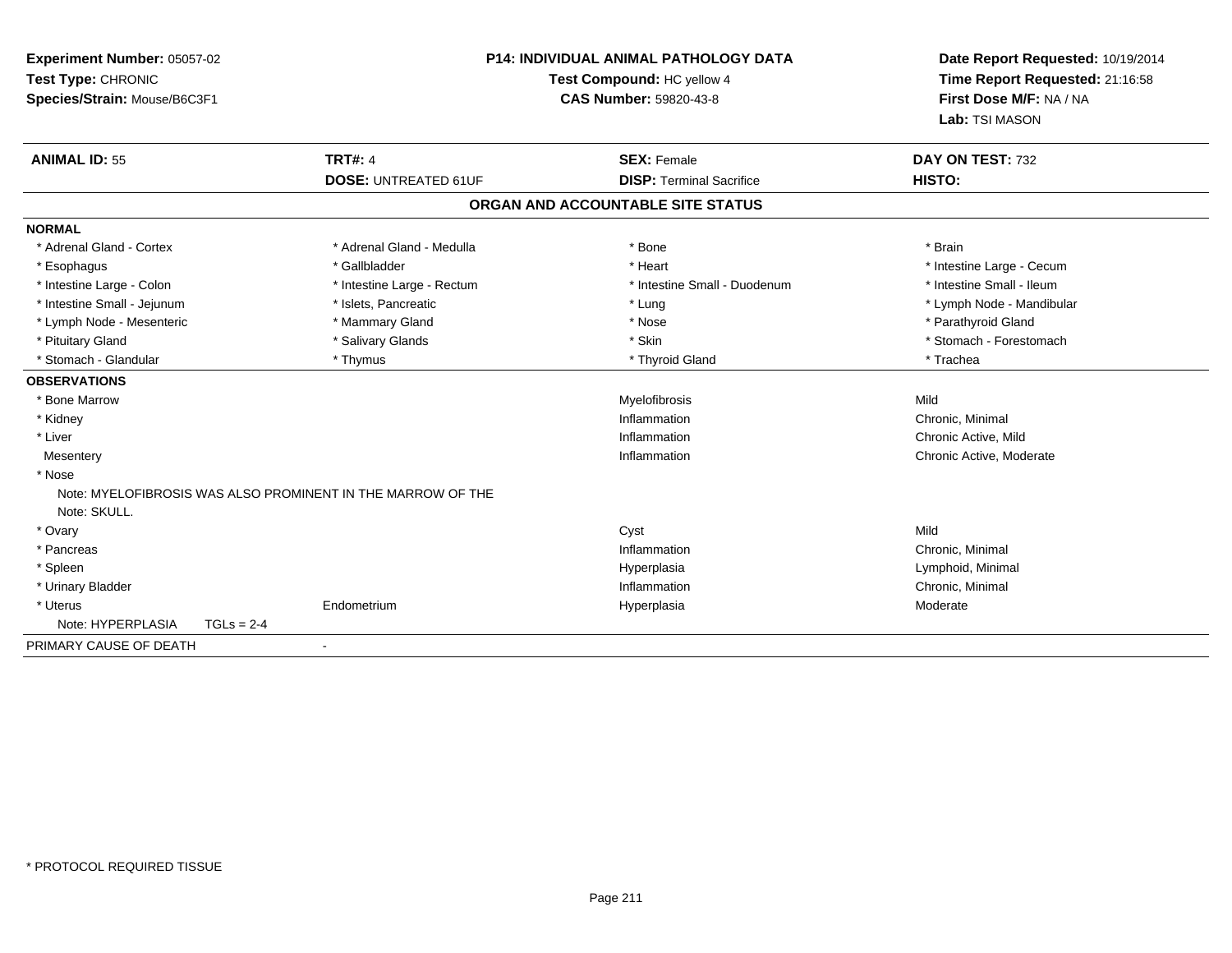**Experiment Number:** 05057-02
**Test Type:** CHRONIC
**Species/Strain:** Mouse/B6C3F1

**P14: INDIVIDUAL ANIMAL PATHOLOGY DATA**
**Test Compound:** HC yellow 4
**CAS Number:** 59820-43-8

**Date Report Requested:** 10/19/2014
**Time Report Requested:** 21:16:58
**First Dose M/F:** NA / NA
**Lab:** TSI MASON

| **ANIMAL ID:** 55 | **TRT#:** 4 | **SEX:** Female | **DAY ON TEST:** 732 |
|---|---|---|---|
| | **DOSE:** UNTREATED 61UF | **DISP:** Terminal Sacrifice | **HISTO:** |

**ORGAN AND ACCOUNTABLE SITE STATUS**

**NORMAL**

| | | | |
|---|---|---|---|
| * Adrenal Gland - Cortex | * Adrenal Gland - Medulla | * Bone | * Brain |
| * Esophagus | * Gallbladder | * Heart | * Intestine Large - Cecum |
| * Intestine Large - Colon | * Intestine Large - Rectum | * Intestine Small - Duodenum | * Intestine Small - Ileum |
| * Intestine Small - Jejunum | * Islets, Pancreatic | * Lung | * Lymph Node - Mandibular |
| * Lymph Node - Mesenteric | * Mammary Gland | * Nose | * Parathyroid Gland |
| * Pituitary Gland | * Salivary Glands | * Skin | * Stomach - Forestomach |
| * Stomach - Glandular | * Thymus | * Thyroid Gland | * Trachea |

**OBSERVATIONS**

| | | | |
|---|---|---|---|
| * Bone Marrow | | Myelofibrosis | Mild |
| * Kidney | | Inflammation | Chronic, Minimal |
| * Liver | | Inflammation | Chronic Active, Mild |
| Mesentery | | Inflammation | Chronic Active, Moderate |
| * Nose | | | |
| Note: MYELOFIBROSIS WAS ALSO PROMINENT IN THE MARROW OF THE | | | |
| Note: SKULL. | | | |
| * Ovary | | Cyst | Mild |
| * Pancreas | | Inflammation | Chronic, Minimal |
| * Spleen | | Hyperplasia | Lymphoid, Minimal |
| * Urinary Bladder | | Inflammation | Chronic, Minimal |
| * Uterus | Endometrium | Hyperplasia | Moderate |
| Note: HYPERPLASIA TGLs = 2-4 | | | |

PRIMARY CAUSE OF DEATH -

* PROTOCOL REQUIRED TISSUE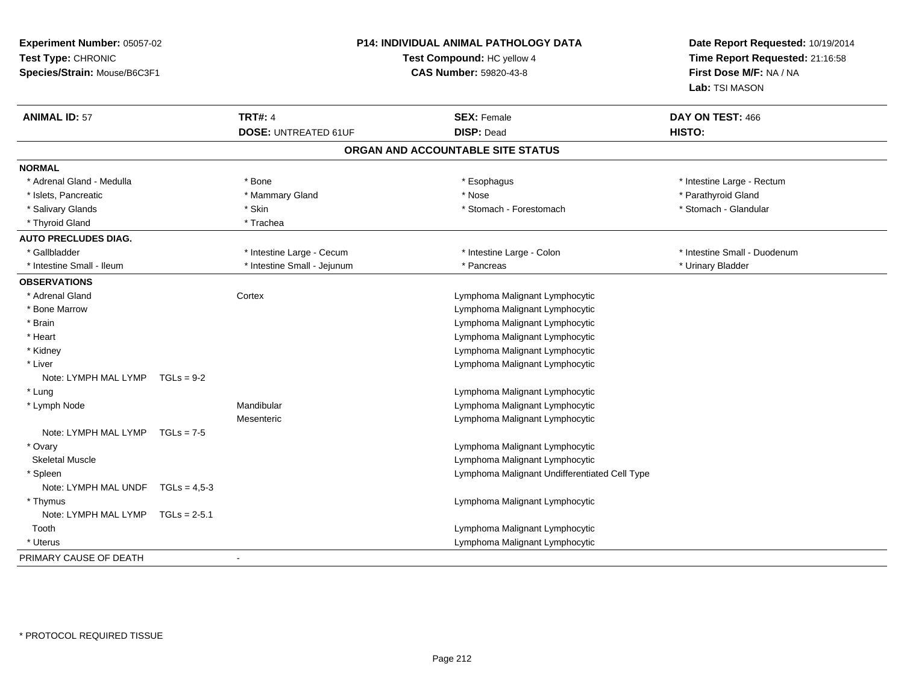**Experiment Number:** 05057-02
**Test Type:** CHRONIC
**Species/Strain:** Mouse/B6C3F1

**P14: INDIVIDUAL ANIMAL PATHOLOGY DATA**
**Test Compound:** HC yellow 4
**CAS Number:** 59820-43-8

**Date Report Requested:** 10/19/2014
**Time Report Requested:** 21:16:58
**First Dose M/F:** NA / NA
**Lab:** TSI MASON

| **ANIMAL ID:** 57 | **TRT#:** 4 | **SEX:** Female | **DAY ON TEST:** 466 |
|---|---|---|---|
| | **DOSE:** UNTREATED 61UF | **DISP:** Dead | **HISTO:** |

## ORGAN AND ACCOUNTABLE SITE STATUS

**NORMAL**

| | | | |
|---|---|---|---|
| * Adrenal Gland - Medulla | * Bone | * Esophagus | * Intestine Large - Rectum |
| * Islets, Pancreatic | * Mammary Gland | * Nose | * Parathyroid Gland |
| * Salivary Glands | * Skin | * Stomach - Forestomach | * Stomach - Glandular |
| * Thyroid Gland | * Trachea | | |

**AUTO PRECLUDES DIAG.**

| | | | |
|---|---|---|---|
| * Gallbladder | * Intestine Large - Cecum | * Intestine Large - Colon | * Intestine Small - Duodenum |
| * Intestine Small - Ileum | * Intestine Small - Jejunum | * Pancreas | * Urinary Bladder |

**OBSERVATIONS**

| | | |
|---|---|---|
| * Adrenal Gland | Cortex | Lymphoma Malignant Lymphocytic |
| * Bone Marrow | | Lymphoma Malignant Lymphocytic |
| * Brain | | Lymphoma Malignant Lymphocytic |
| * Heart | | Lymphoma Malignant Lymphocytic |
| * Kidney | | Lymphoma Malignant Lymphocytic |
| * Liver | | Lymphoma Malignant Lymphocytic |
| Note: LYMPH MAL LYMP TGLs = 9-2 | | |
| * Lung | | Lymphoma Malignant Lymphocytic |
| * Lymph Node | Mandibular | Lymphoma Malignant Lymphocytic |
| | Mesenteric | Lymphoma Malignant Lymphocytic |
| Note: LYMPH MAL LYMP TGLs = 7-5 | | |
| * Ovary | | Lymphoma Malignant Lymphocytic |
| Skeletal Muscle | | Lymphoma Malignant Lymphocytic |
| * Spleen | | Lymphoma Malignant Undifferentiated Cell Type |
| Note: LYMPH MAL UNDF TGLs = 4,5-3 | | |
| * Thymus | | Lymphoma Malignant Lymphocytic |
| Note: LYMPH MAL LYMP TGLs = 2-5.1 | | |
| Tooth | | Lymphoma Malignant Lymphocytic |
| * Uterus | | Lymphoma Malignant Lymphocytic |

PRIMARY CAUSE OF DEATH -

* PROTOCOL REQUIRED TISSUE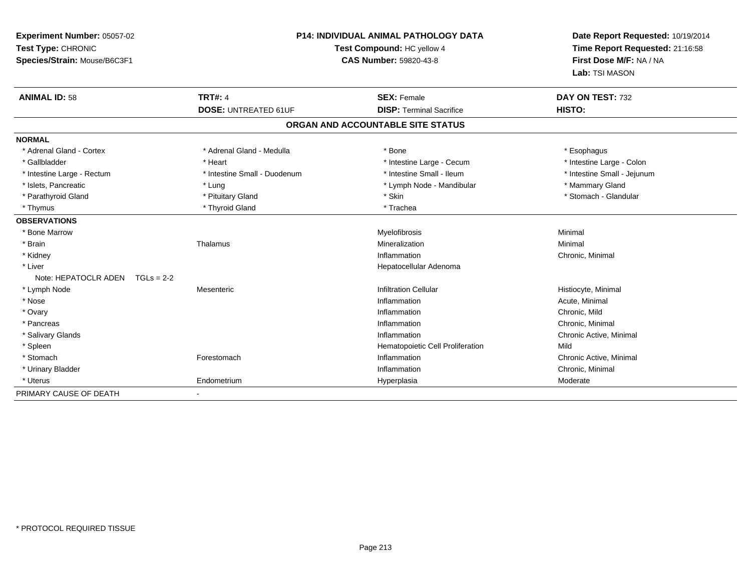**Experiment Number:** 05057-02
**Test Type:** CHRONIC
**Species/Strain:** Mouse/B6C3F1

**P14: INDIVIDUAL ANIMAL PATHOLOGY DATA**
**Test Compound:** HC yellow 4
**CAS Number:** 59820-43-8

**Date Report Requested:** 10/19/2014
**Time Report Requested:** 21:16:58
**First Dose M/F:** NA / NA
**Lab:** TSI MASON

| **ANIMAL ID:** 58 | **TRT#:** 4 | **SEX:** Female | **DAY ON TEST:** 732 |
|---|---|---|---|
| | **DOSE:** UNTREATED 61UF | **DISP:** Terminal Sacrifice | **HISTO:** |

## ORGAN AND ACCOUNTABLE SITE STATUS

**NORMAL**

| | | | |
|---|---|---|---|
| * Adrenal Gland - Cortex | * Adrenal Gland - Medulla | * Bone | * Esophagus |
| * Gallbladder | * Heart | * Intestine Large - Cecum | * Intestine Large - Colon |
| * Intestine Large - Rectum | * Intestine Small - Duodenum | * Intestine Small - Ileum | * Intestine Small - Jejunum |
| * Islets, Pancreatic | * Lung | * Lymph Node - Mandibular | * Mammary Gland |
| * Parathyroid Gland | * Pituitary Gland | * Skin | * Stomach - Glandular |
| * Thymus | * Thyroid Gland | * Trachea | |

**OBSERVATIONS**

| | | | |
|---|---|---|---|
| * Bone Marrow | | Myelofibrosis | Minimal |
| * Brain | Thalamus | Mineralization | Minimal |
| * Kidney | | Inflammation | Chronic, Minimal |
| * Liver | | Hepatocellular Adenoma | |
| Note: HEPATOCLR ADEN TGLs = 2-2 | | | |
| * Lymph Node | Mesenteric | Infiltration Cellular | Histiocyte, Minimal |
| * Nose | | Inflammation | Acute, Minimal |
| * Ovary | | Inflammation | Chronic, Mild |
| * Pancreas | | Inflammation | Chronic, Minimal |
| * Salivary Glands | | Inflammation | Chronic Active, Minimal |
| * Spleen | | Hematopoietic Cell Proliferation | Mild |
| * Stomach | Forestomach | Inflammation | Chronic Active, Minimal |
| * Urinary Bladder | | Inflammation | Chronic, Minimal |
| * Uterus | Endometrium | Hyperplasia | Moderate |

PRIMARY CAUSE OF DEATH -

* PROTOCOL REQUIRED TISSUE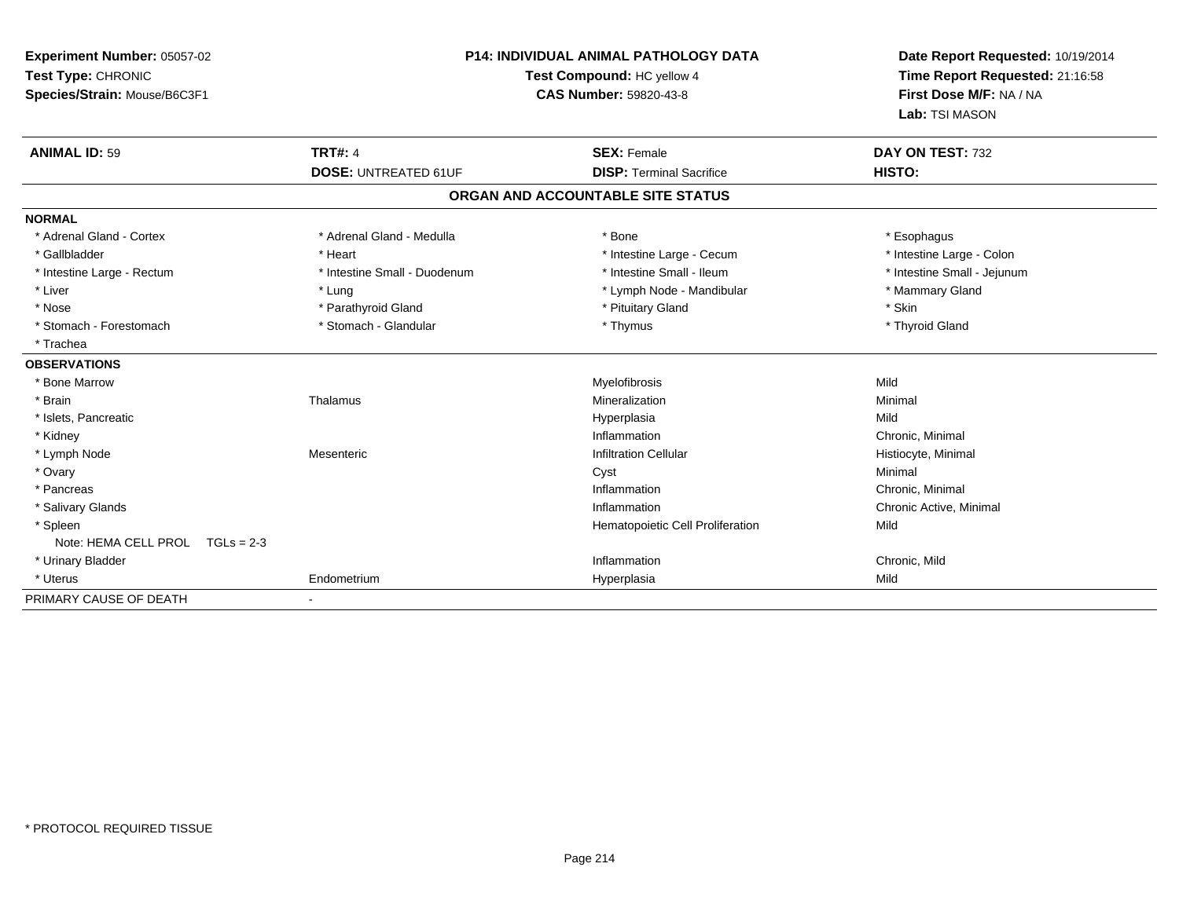**Experiment Number:** 05057-02
**Test Type:** CHRONIC
**Species/Strain:** Mouse/B6C3F1

**P14: INDIVIDUAL ANIMAL PATHOLOGY DATA**
**Test Compound:** HC yellow 4
**CAS Number:** 59820-43-8

**Date Report Requested:** 10/19/2014
**Time Report Requested:** 21:16:58
**First Dose M/F:** NA / NA
**Lab:** TSI MASON

| **ANIMAL ID:** 59 | **TRT#:** 4 | **SEX:** Female | **DAY ON TEST:** 732 |
|---|---|---|---|
| | **DOSE:** UNTREATED 61UF | **DISP:** Terminal Sacrifice | **HISTO:** |

## ORGAN AND ACCOUNTABLE SITE STATUS

**NORMAL**

| | | | |
|---|---|---|---|
| * Adrenal Gland - Cortex | * Adrenal Gland - Medulla | * Bone | * Esophagus |
| * Gallbladder | * Heart | * Intestine Large - Cecum | * Intestine Large - Colon |
| * Intestine Large - Rectum | * Intestine Small - Duodenum | * Intestine Small - Ileum | * Intestine Small - Jejunum |
| * Liver | * Lung | * Lymph Node - Mandibular | * Mammary Gland |
| * Nose | * Parathyroid Gland | * Pituitary Gland | * Skin |
| * Stomach - Forestomach | * Stomach - Glandular | * Thymus | * Thyroid Gland |
| * Trachea | | | |

**OBSERVATIONS**

| | | | |
|---|---|---|---|
| * Bone Marrow | | Myelofibrosis | Mild |
| * Brain | Thalamus | Mineralization | Minimal |
| * Islets, Pancreatic | | Hyperplasia | Mild |
| * Kidney | | Inflammation | Chronic, Minimal |
| * Lymph Node | Mesenteric | Infiltration Cellular | Histiocyte, Minimal |
| * Ovary | | Cyst | Minimal |
| * Pancreas | | Inflammation | Chronic, Minimal |
| * Salivary Glands | | Inflammation | Chronic Active, Minimal |
| * Spleen | | Hematopoietic Cell Proliferation | Mild |
| Note: HEMA CELL PROL TGLs = 2-3 | | | |
| * Urinary Bladder | | Inflammation | Chronic, Mild |
| * Uterus | Endometrium | Hyperplasia | Mild |

PRIMARY CAUSE OF DEATH -

* PROTOCOL REQUIRED TISSUE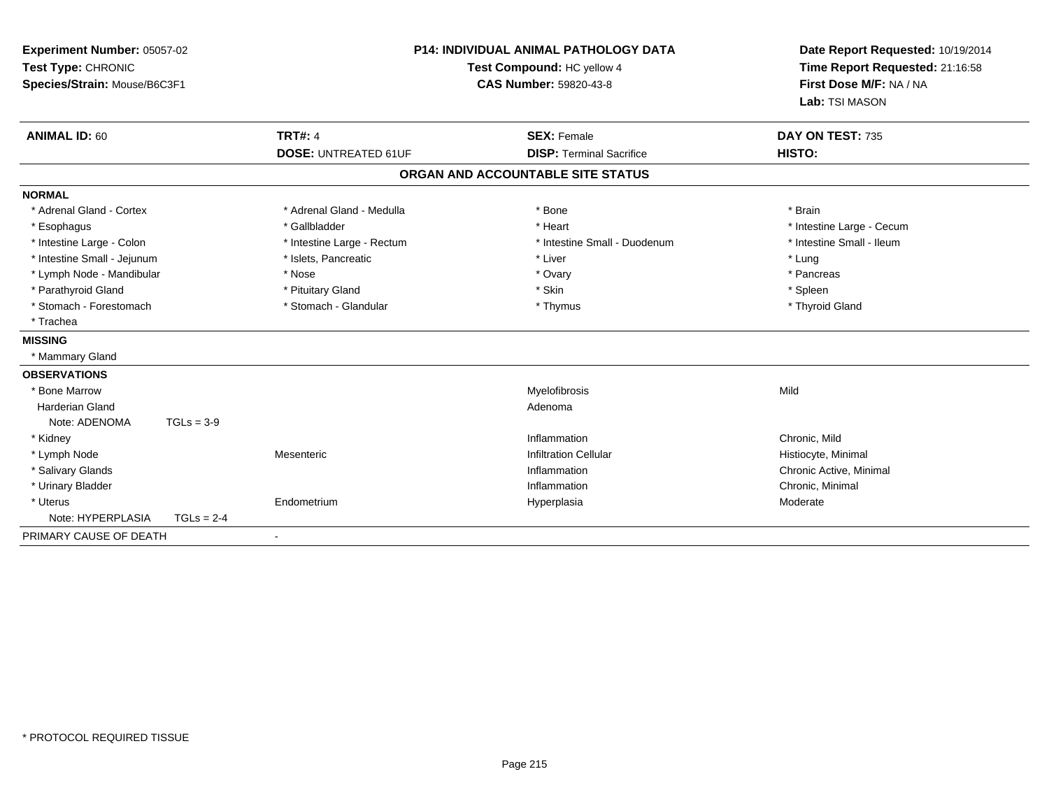**Experiment Number:** 05057-02
**Test Type:** CHRONIC
**Species/Strain:** Mouse/B6C3F1

**P14: INDIVIDUAL ANIMAL PATHOLOGY DATA**
**Test Compound:** HC yellow 4
**CAS Number:** 59820-43-8

**Date Report Requested:** 10/19/2014
**Time Report Requested:** 21:16:58
**First Dose M/F:** NA / NA
**Lab:** TSI MASON

| **ANIMAL ID:** 60 | **TRT#:** 4 | **SEX:** Female | **DAY ON TEST:** 735 |
|---|---|---|---|
| | **DOSE:** UNTREATED 61UF | **DISP:** Terminal Sacrifice | **HISTO:** |

**ORGAN AND ACCOUNTABLE SITE STATUS**

**NORMAL**

| | | | |
|---|---|---|---|
| * Adrenal Gland - Cortex | * Adrenal Gland - Medulla | * Bone | * Brain |
| * Esophagus | * Gallbladder | * Heart | * Intestine Large - Cecum |
| * Intestine Large - Colon | * Intestine Large - Rectum | * Intestine Small - Duodenum | * Intestine Small - Ileum |
| * Intestine Small - Jejunum | * Islets, Pancreatic | * Liver | * Lung |
| * Lymph Node - Mandibular | * Nose | * Ovary | * Pancreas |
| * Parathyroid Gland | * Pituitary Gland | * Skin | * Spleen |
| * Stomach - Forestomach | * Stomach - Glandular | * Thymus | * Thyroid Gland |
| * Trachea | | | |

**MISSING**

* Mammary Gland

**OBSERVATIONS**

| | | | |
|---|---|---|---|
| * Bone Marrow | | Myelofibrosis | Mild |
| Harderian Gland | | Adenoma | |
| Note: ADENOMA TGLs = 3-9 | | | |
| * Kidney | | Inflammation | Chronic, Mild |
| * Lymph Node | Mesenteric | Infiltration Cellular | Histiocyte, Minimal |
| * Salivary Glands | | Inflammation | Chronic Active, Minimal |
| * Urinary Bladder | | Inflammation | Chronic, Minimal |
| * Uterus | Endometrium | Hyperplasia | Moderate |
| Note: HYPERPLASIA TGLs = 2-4 | | | |

PRIMARY CAUSE OF DEATH -

\* PROTOCOL REQUIRED TISSUE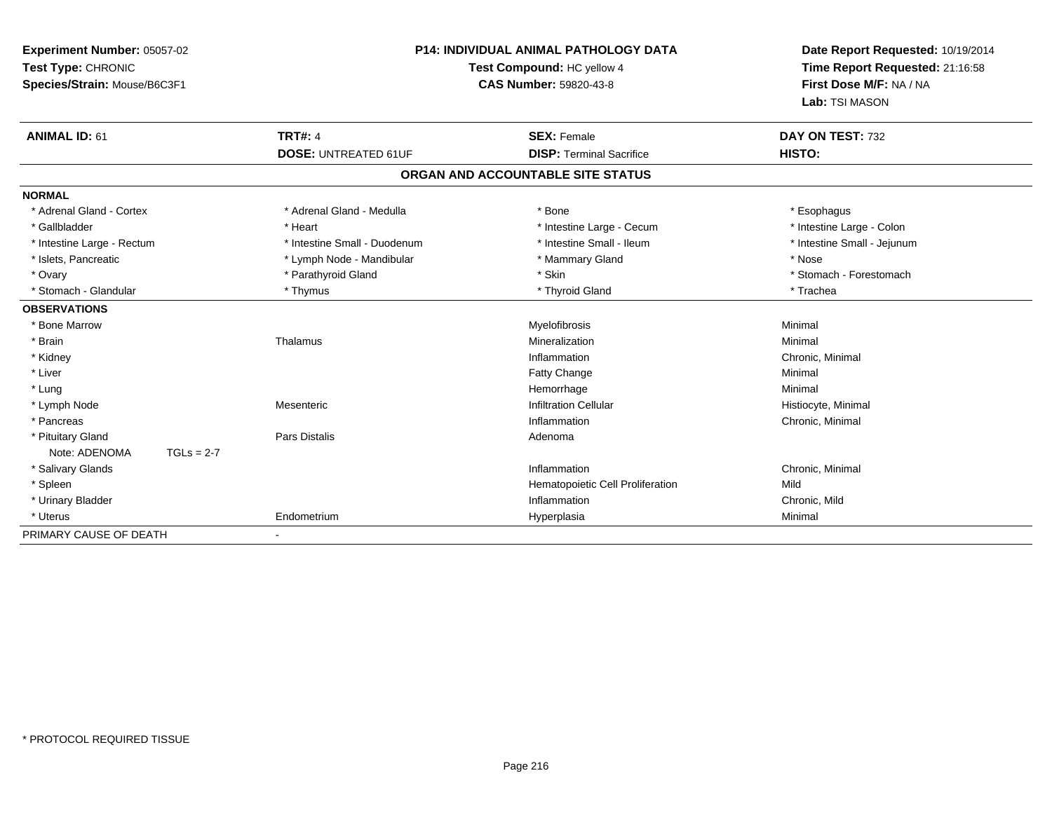**Experiment Number:** 05057-02
**Test Type:** CHRONIC
**Species/Strain:** Mouse/B6C3F1

**P14: INDIVIDUAL ANIMAL PATHOLOGY DATA**
**Test Compound:** HC yellow 4
**CAS Number:** 59820-43-8

**Date Report Requested:** 10/19/2014
**Time Report Requested:** 21:16:58
**First Dose M/F:** NA / NA
**Lab:** TSI MASON

| **ANIMAL ID:** 61 | **TRT#:** 4 | **SEX:** Female | **DAY ON TEST:** 732 |
|---|---|---|---|
| | **DOSE:** UNTREATED 61UF | **DISP:** Terminal Sacrifice | **HISTO:** |

## ORGAN AND ACCOUNTABLE SITE STATUS

| | | | |
|---|---|---|---|
| **NORMAL** | | | |
| * Adrenal Gland - Cortex | * Adrenal Gland - Medulla | * Bone | * Esophagus |
| * Gallbladder | * Heart | * Intestine Large - Cecum | * Intestine Large - Colon |
| * Intestine Large - Rectum | * Intestine Small - Duodenum | * Intestine Small - Ileum | * Intestine Small - Jejunum |
| * Islets, Pancreatic | * Lymph Node - Mandibular | * Mammary Gland | * Nose |
| * Ovary | * Parathyroid Gland | * Skin | * Stomach - Forestomach |
| * Stomach - Glandular | * Thymus | * Thyroid Gland | * Trachea |
| **OBSERVATIONS** | | | |
| * Bone Marrow | | Myelofibrosis | Minimal |
| * Brain | Thalamus | Mineralization | Minimal |
| * Kidney | | Inflammation | Chronic, Minimal |
| * Liver | | Fatty Change | Minimal |
| * Lung | | Hemorrhage | Minimal |
| * Lymph Node | Mesenteric | Infiltration Cellular | Histiocyte, Minimal |
| * Pancreas | | Inflammation | Chronic, Minimal |
| * Pituitary Gland | Pars Distalis | Adenoma | |
| Note: ADENOMA TGLs = 2-7 | | | |
| * Salivary Glands | | Inflammation | Chronic, Minimal |
| * Spleen | | Hematopoietic Cell Proliferation | Mild |
| * Urinary Bladder | | Inflammation | Chronic, Mild |
| * Uterus | Endometrium | Hyperplasia | Minimal |
| PRIMARY CAUSE OF DEATH | - | | |

* PROTOCOL REQUIRED TISSUE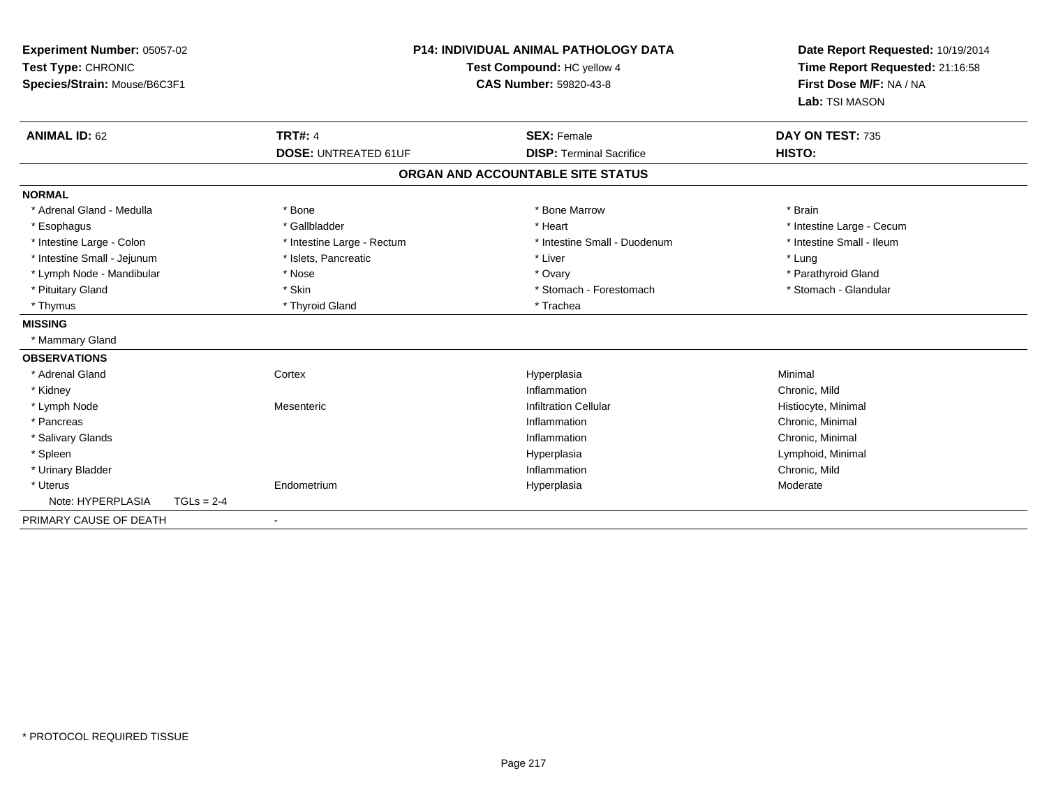**Experiment Number:** 05057-02
**Test Type:** CHRONIC
**Species/Strain:** Mouse/B6C3F1

## P14: INDIVIDUAL ANIMAL PATHOLOGY DATA
**Test Compound:** HC yellow 4
**CAS Number:** 59820-43-8

**Date Report Requested:** 10/19/2014
**Time Report Requested:** 21:16:58
**First Dose M/F:** NA / NA
**Lab:** TSI MASON

| **ANIMAL ID:** 62 | **TRT#:** 4 | **SEX:** Female | **DAY ON TEST:** 735 |
|---|---|---|---|
| | **DOSE:** UNTREATED 61UF | **DISP:** Terminal Sacrifice | **HISTO:** |

### ORGAN AND ACCOUNTABLE SITE STATUS

**NORMAL**

| | | | |
|---|---|---|---|
| * Adrenal Gland - Medulla | * Bone | * Bone Marrow | * Brain |
| * Esophagus | * Gallbladder | * Heart | * Intestine Large - Cecum |
| * Intestine Large - Colon | * Intestine Large - Rectum | * Intestine Small - Duodenum | * Intestine Small - Ileum |
| * Intestine Small - Jejunum | * Islets, Pancreatic | * Liver | * Lung |
| * Lymph Node - Mandibular | * Nose | * Ovary | * Parathyroid Gland |
| * Pituitary Gland | * Skin | * Stomach - Forestomach | * Stomach - Glandular |
| * Thymus | * Thyroid Gland | * Trachea | |

**MISSING**

* Mammary Gland

**OBSERVATIONS**

| | | | |
|---|---|---|---|
| * Adrenal Gland | Cortex | Hyperplasia | Minimal |
| * Kidney | | Inflammation | Chronic, Mild |
| * Lymph Node | Mesenteric | Infiltration Cellular | Histiocyte, Minimal |
| * Pancreas | | Inflammation | Chronic, Minimal |
| * Salivary Glands | | Inflammation | Chronic, Minimal |
| * Spleen | | Hyperplasia | Lymphoid, Minimal |
| * Urinary Bladder | | Inflammation | Chronic, Mild |
| * Uterus | Endometrium | Hyperplasia | Moderate |
| Note: HYPERPLASIA TGLs = 2-4 | | | |

PRIMARY CAUSE OF DEATH -

* PROTOCOL REQUIRED TISSUE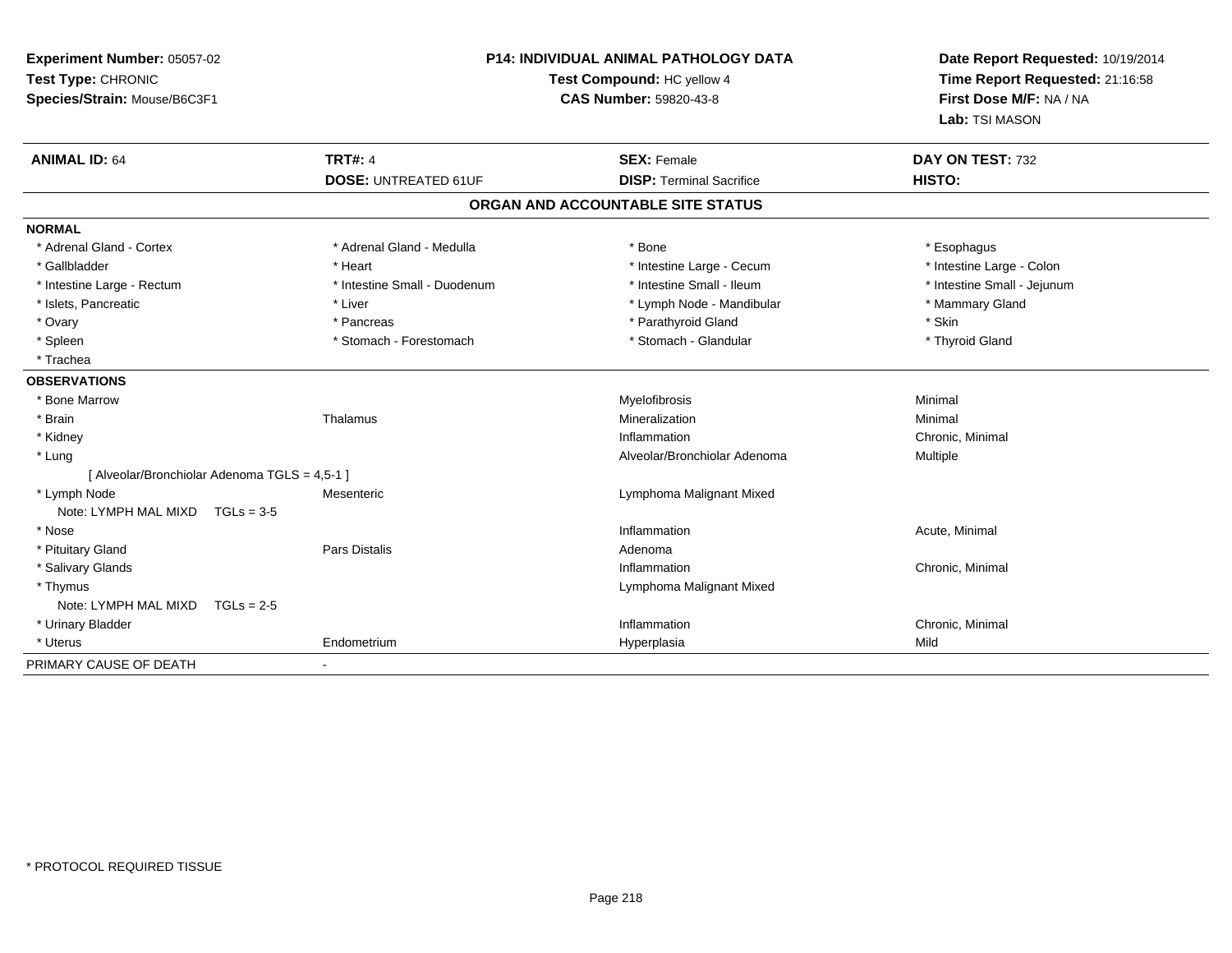**Experiment Number:** 05057-02
**Test Type:** CHRONIC
**Species/Strain:** Mouse/B6C3F1

**P14: INDIVIDUAL ANIMAL PATHOLOGY DATA**
**Test Compound:** HC yellow 4
**CAS Number:** 59820-43-8

**Date Report Requested:** 10/19/2014
**Time Report Requested:** 21:16:58
**First Dose M/F:** NA / NA
**Lab:** TSI MASON

| **ANIMAL ID:** 64 | **TRT#:** 4 | **SEX:** Female | **DAY ON TEST:** 732 |
|---|---|---|---|
| | **DOSE:** UNTREATED 61UF | **DISP:** Terminal Sacrifice | **HISTO:** |

**ORGAN AND ACCOUNTABLE SITE STATUS**

**NORMAL**

| | | | |
|---|---|---|---|
| * Adrenal Gland - Cortex | * Adrenal Gland - Medulla | * Bone | * Esophagus |
| * Gallbladder | * Heart | * Intestine Large - Cecum | * Intestine Large - Colon |
| * Intestine Large - Rectum | * Intestine Small - Duodenum | * Intestine Small - Ileum | * Intestine Small - Jejunum |
| * Islets, Pancreatic | * Liver | * Lymph Node - Mandibular | * Mammary Gland |
| * Ovary | * Pancreas | * Parathyroid Gland | * Skin |
| * Spleen | * Stomach - Forestomach | * Stomach - Glandular | * Thyroid Gland |
| * Trachea | | | |

**OBSERVATIONS**

| | | | |
|---|---|---|---|
| * Bone Marrow | | Myelofibrosis | Minimal |
| * Brain | Thalamus | Mineralization | Minimal |
| * Kidney | | Inflammation | Chronic, Minimal |
| * Lung | | Alveolar/Bronchiolar Adenoma | Multiple |
| [ Alveolar/Bronchiolar Adenoma TGLS = 4,5-1 ] | | | |
| * Lymph Node | Mesenteric | Lymphoma Malignant Mixed | |
| Note: LYMPH MAL MIXD TGLs = 3-5 | | | |
| * Nose | | Inflammation | Acute, Minimal |
| * Pituitary Gland | Pars Distalis | Adenoma | |
| * Salivary Glands | | Inflammation | Chronic, Minimal |
| * Thymus | | Lymphoma Malignant Mixed | |
| Note: LYMPH MAL MIXD TGLs = 2-5 | | | |
| * Urinary Bladder | | Inflammation | Chronic, Minimal |
| * Uterus | Endometrium | Hyperplasia | Mild |

PRIMARY CAUSE OF DEATH -

* PROTOCOL REQUIRED TISSUE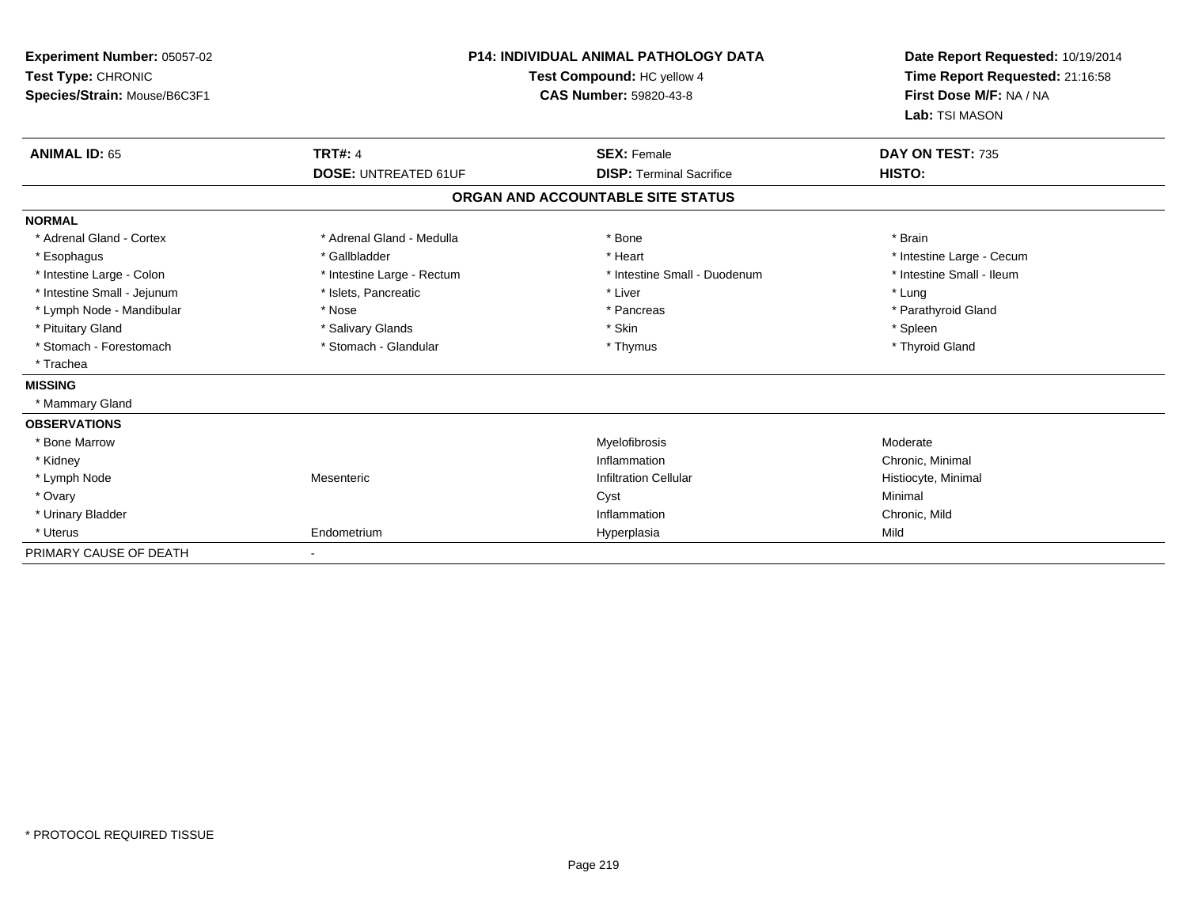**Experiment Number:** 05057-02
**Test Type:** CHRONIC
**Species/Strain:** Mouse/B6C3F1

**P14: INDIVIDUAL ANIMAL PATHOLOGY DATA**
**Test Compound:** HC yellow 4
**CAS Number:** 59820-43-8

**Date Report Requested:** 10/19/2014
**Time Report Requested:** 21:16:58
**First Dose M/F:** NA / NA
**Lab:** TSI MASON

| **ANIMAL ID:** 65 | **TRT#:** 4 | **SEX:** Female | **DAY ON TEST:** 735 |
|---|---|---|---|
| | **DOSE:** UNTREATED 61UF | **DISP:** Terminal Sacrifice | **HISTO:** |

## ORGAN AND ACCOUNTABLE SITE STATUS

| | | | |
|---|---|---|---|
| **NORMAL** | | | |
| * Adrenal Gland - Cortex | * Adrenal Gland - Medulla | * Bone | * Brain |
| * Esophagus | * Gallbladder | * Heart | * Intestine Large - Cecum |
| * Intestine Large - Colon | * Intestine Large - Rectum | * Intestine Small - Duodenum | * Intestine Small - Ileum |
| * Intestine Small - Jejunum | * Islets, Pancreatic | * Liver | * Lung |
| * Lymph Node - Mandibular | * Nose | * Pancreas | * Parathyroid Gland |
| * Pituitary Gland | * Salivary Glands | * Skin | * Spleen |
| * Stomach - Forestomach | * Stomach - Glandular | * Thymus | * Thyroid Gland |
| * Trachea | | | |
| **MISSING** | | | |
| * Mammary Gland | | | |
| **OBSERVATIONS** | | | |
| * Bone Marrow | | Myelofibrosis | Moderate |
| * Kidney | | Inflammation | Chronic, Minimal |
| * Lymph Node | Mesenteric | Infiltration Cellular | Histiocyte, Minimal |
| * Ovary | | Cyst | Minimal |
| * Urinary Bladder | | Inflammation | Chronic, Mild |
| * Uterus | Endometrium | Hyperplasia | Mild |
| PRIMARY CAUSE OF DEATH | - | | |

* PROTOCOL REQUIRED TISSUE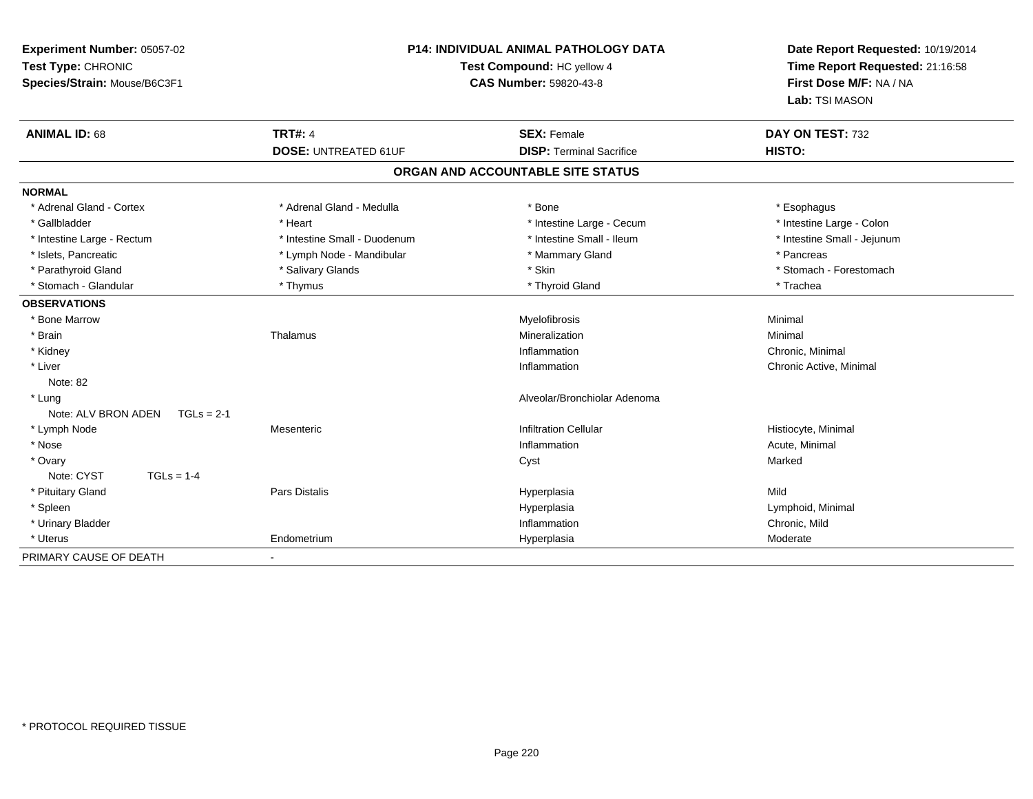**Experiment Number:** 05057-02
**Test Type:** CHRONIC
**Species/Strain:** Mouse/B6C3F1

**P14: INDIVIDUAL ANIMAL PATHOLOGY DATA**
**Test Compound:** HC yellow 4
**CAS Number:** 59820-43-8

**Date Report Requested:** 10/19/2014
**Time Report Requested:** 21:16:58
**First Dose M/F:** NA / NA
**Lab:** TSI MASON

| **ANIMAL ID:** 68 | **TRT#:** 4 | **SEX:** Female | **DAY ON TEST:** 732 |
|---|---|---|---|
| | **DOSE:** UNTREATED 61UF | **DISP:** Terminal Sacrifice | **HISTO:** |

## ORGAN AND ACCOUNTABLE SITE STATUS

| | | | |
|---|---|---|---|
| **NORMAL** | | | |
| * Adrenal Gland - Cortex | * Adrenal Gland - Medulla | * Bone | * Esophagus |
| * Gallbladder | * Heart | * Intestine Large - Cecum | * Intestine Large - Colon |
| * Intestine Large - Rectum | * Intestine Small - Duodenum | * Intestine Small - Ileum | * Intestine Small - Jejunum |
| * Islets, Pancreatic | * Lymph Node - Mandibular | * Mammary Gland | * Pancreas |
| * Parathyroid Gland | * Salivary Glands | * Skin | * Stomach - Forestomach |
| * Stomach - Glandular | * Thymus | * Thyroid Gland | * Trachea |
| **OBSERVATIONS** | | | |
| * Bone Marrow | | Myelofibrosis | Minimal |
| * Brain | Thalamus | Mineralization | Minimal |
| * Kidney | | Inflammation | Chronic, Minimal |
| * Liver | | Inflammation | Chronic Active, Minimal |
| Note: 82 | | | |
| * Lung | | Alveolar/Bronchiolar Adenoma | |
| Note: ALV BRON ADEN TGLs = 2-1 | | | |
| * Lymph Node | Mesenteric | Infiltration Cellular | Histiocyte, Minimal |
| * Nose | | Inflammation | Acute, Minimal |
| * Ovary | | Cyst | Marked |
| Note: CYST TGLs = 1-4 | | | |
| * Pituitary Gland | Pars Distalis | Hyperplasia | Mild |
| * Spleen | | Hyperplasia | Lymphoid, Minimal |
| * Urinary Bladder | | Inflammation | Chronic, Mild |
| * Uterus | Endometrium | Hyperplasia | Moderate |
| PRIMARY CAUSE OF DEATH | - | | |

* PROTOCOL REQUIRED TISSUE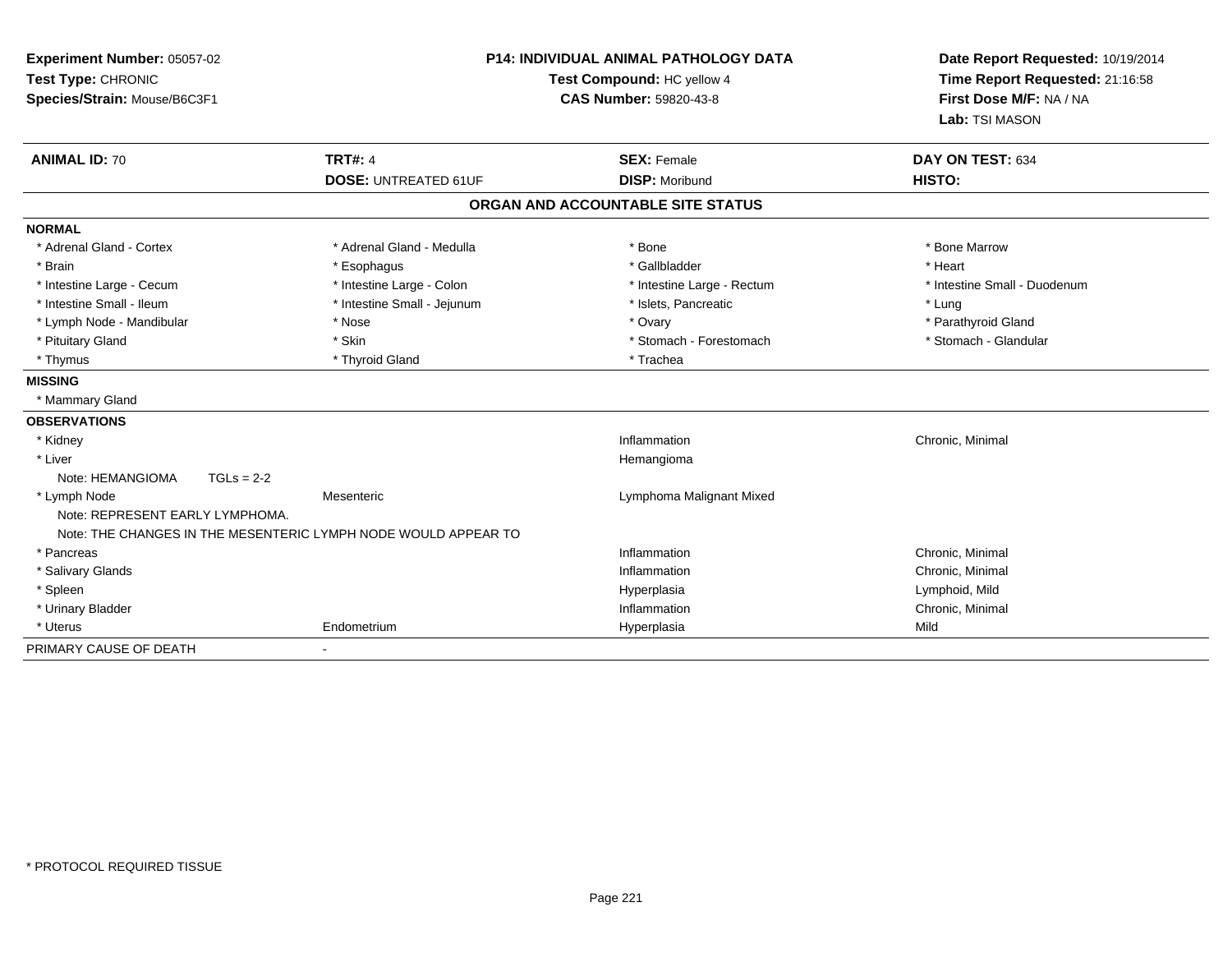**Experiment Number:** 05057-02
**Test Type:** CHRONIC
**Species/Strain:** Mouse/B6C3F1

**P14: INDIVIDUAL ANIMAL PATHOLOGY DATA**
**Test Compound:** HC yellow 4
**CAS Number:** 59820-43-8

**Date Report Requested:** 10/19/2014
**Time Report Requested:** 21:16:58
**First Dose M/F:** NA / NA
**Lab:** TSI MASON

| **ANIMAL ID:** 70 | **TRT#:** 4 | **SEX:** Female | **DAY ON TEST:** 634 |
|---|---|---|---|
| | **DOSE:** UNTREATED 61UF | **DISP:** Moribund | **HISTO:** |

## ORGAN AND ACCOUNTABLE SITE STATUS

| | | | |
|---|---|---|---|
| **NORMAL** | | | |
| * Adrenal Gland - Cortex | * Adrenal Gland - Medulla | * Bone | * Bone Marrow |
| * Brain | * Esophagus | * Gallbladder | * Heart |
| * Intestine Large - Cecum | * Intestine Large - Colon | * Intestine Large - Rectum | * Intestine Small - Duodenum |
| * Intestine Small - Ileum | * Intestine Small - Jejunum | * Islets, Pancreatic | * Lung |
| * Lymph Node - Mandibular | * Nose | * Ovary | * Parathyroid Gland |
| * Pituitary Gland | * Skin | * Stomach - Forestomach | * Stomach - Glandular |
| * Thymus | * Thyroid Gland | * Trachea | |
| **MISSING** | | | |
| * Mammary Gland | | | |
| **OBSERVATIONS** | | | |
| * Kidney | | Inflammation | Chronic, Minimal |
| * Liver | | Hemangioma | |
| Note: HEMANGIOMA TGLs = 2-2 | | | |
| * Lymph Node | Mesenteric | Lymphoma Malignant Mixed | |
| Note: REPRESENT EARLY LYMPHOMA. | | | |
| Note: THE CHANGES IN THE MESENTERIC LYMPH NODE WOULD APPEAR TO | | | |
| * Pancreas | | Inflammation | Chronic, Minimal |
| * Salivary Glands | | Inflammation | Chronic, Minimal |
| * Spleen | | Hyperplasia | Lymphoid, Mild |
| * Urinary Bladder | | Inflammation | Chronic, Minimal |
| * Uterus | Endometrium | Hyperplasia | Mild |
| PRIMARY CAUSE OF DEATH | - | | |

* PROTOCOL REQUIRED TISSUE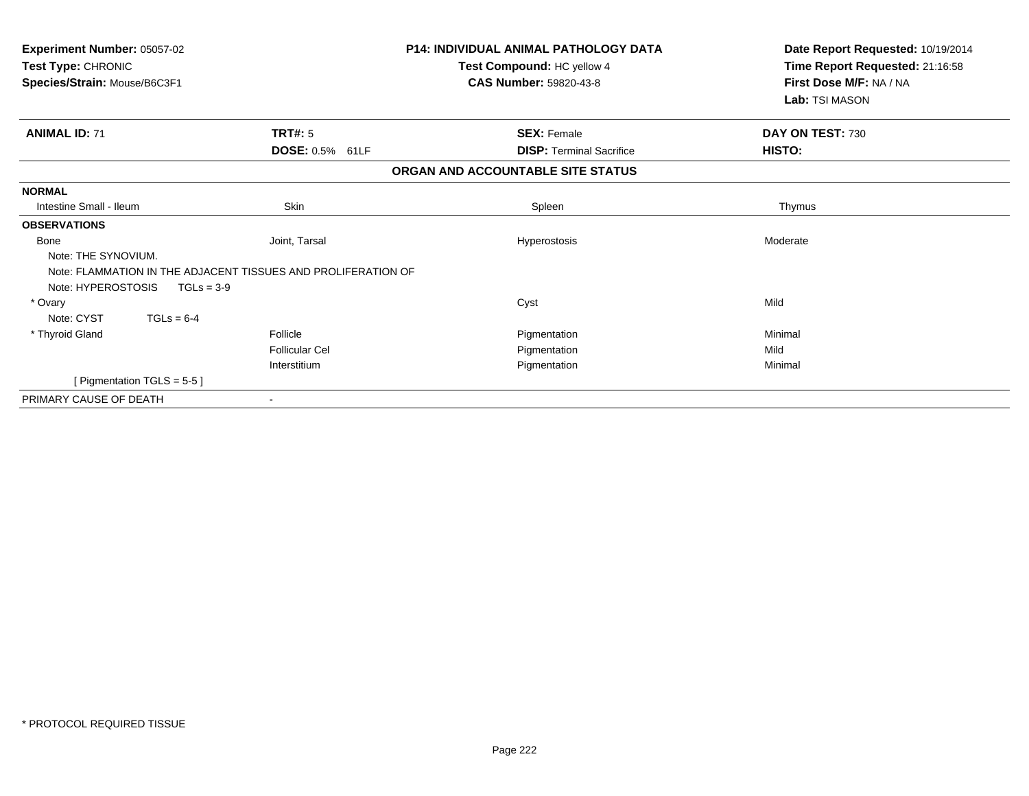**Experiment Number:** 05057-02
**Test Type:** CHRONIC
**Species/Strain:** Mouse/B6C3F1

**P14: INDIVIDUAL ANIMAL PATHOLOGY DATA**
**Test Compound:** HC yellow 4
**CAS Number:** 59820-43-8

**Date Report Requested:** 10/19/2014
**Time Report Requested:** 21:16:58
**First Dose M/F:** NA / NA
**Lab:** TSI MASON

| **ANIMAL ID:** 71 | **TRT#:** 5 | **SEX:** Female | **DAY ON TEST:** 730 |
|---|---|---|---|
| | **DOSE:** 0.5% 61LF | **DISP:** Terminal Sacrifice | **HISTO:** |

**ORGAN AND ACCOUNTABLE SITE STATUS**

| | | | |
|---|---|---|---|
| **NORMAL** | | | |
| Intestine Small - Ileum | Skin | Spleen | Thymus |
| **OBSERVATIONS** | | | |
| Bone | Joint, Tarsal | Hyperostosis | Moderate |
| Note: THE SYNOVIUM. | | | |
| Note: FLAMMATION IN THE ADJACENT TISSUES AND PROLIFERATION OF | | | |
| Note: HYPEROSTOSIS TGLs = 3-9 | | | |
| * Ovary | | Cyst | Mild |
| Note: CYST TGLs = 6-4 | | | |
| * Thyroid Gland | Follicle | Pigmentation | Minimal |
| | Follicular Cel | Pigmentation | Mild |
| | Interstitium | Pigmentation | Minimal |
| [ Pigmentation TGLS = 5-5 ] | | | |
| PRIMARY CAUSE OF DEATH | - | | |

\* PROTOCOL REQUIRED TISSUE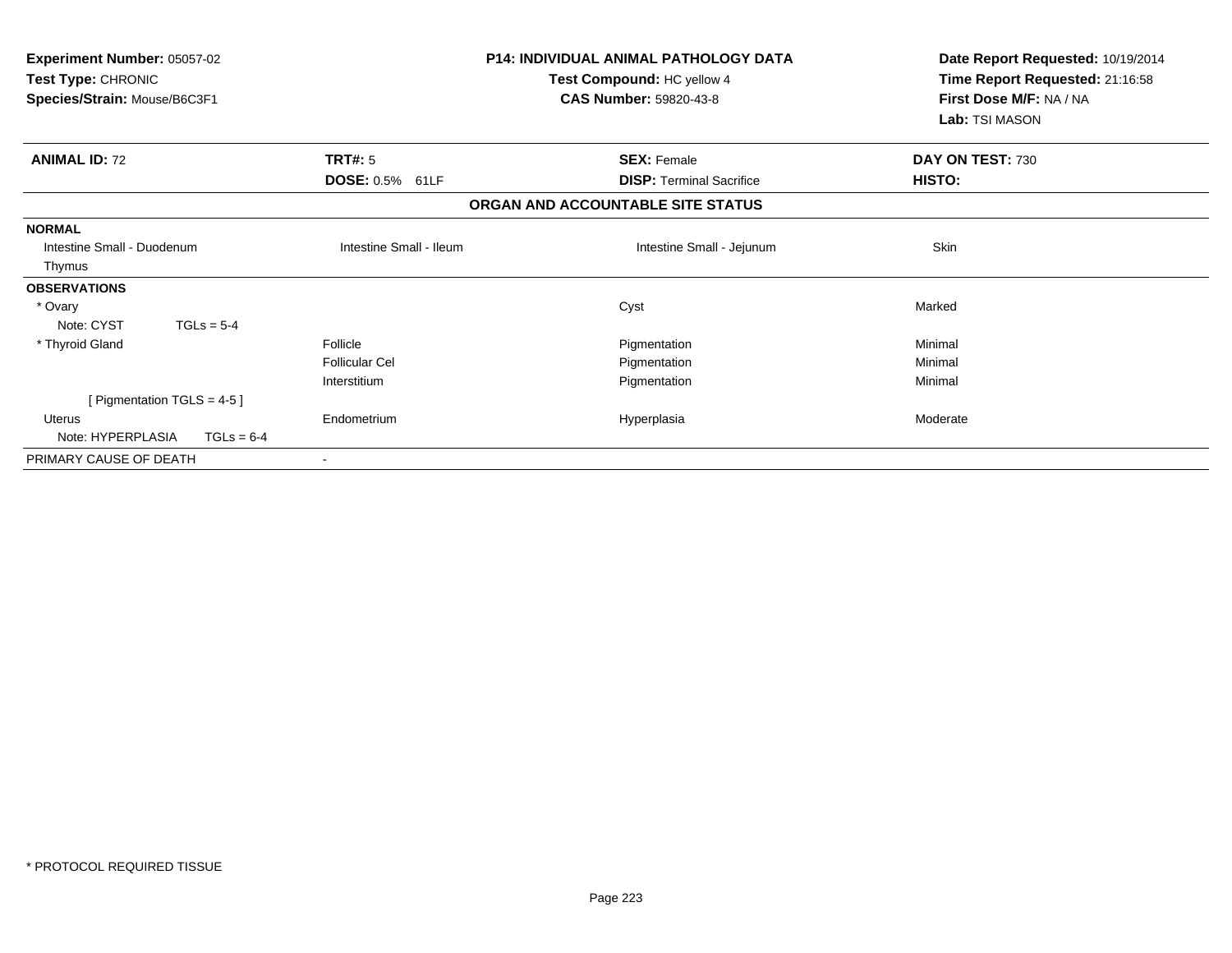**Experiment Number:** 05057-02
**Test Type:** CHRONIC
**Species/Strain:** Mouse/B6C3F1

**P14: INDIVIDUAL ANIMAL PATHOLOGY DATA**
**Test Compound:** HC yellow 4
**CAS Number:** 59820-43-8

**Date Report Requested:** 10/19/2014
**Time Report Requested:** 21:16:58
**First Dose M/F:** NA / NA
**Lab:** TSI MASON

| **ANIMAL ID:** 72 | **TRT#:** 5 | **SEX:** Female | **DAY ON TEST:** 730 |
|---|---|---|---|
| | **DOSE:** 0.5% 61LF | **DISP:** Terminal Sacrifice | **HISTO:** |

**ORGAN AND ACCOUNTABLE SITE STATUS**

| | | | |
|---|---|---|---|
| **NORMAL** | | | |
| Intestine Small - Duodenum | Intestine Small - Ileum | Intestine Small - Jejunum | Skin |
| Thymus | | | |
| **OBSERVATIONS** | | | |
| * Ovary | | Cyst | Marked |
| Note: CYST TGLs = 5-4 | | | |
| * Thyroid Gland | Follicle | Pigmentation | Minimal |
| | Follicular Cel | Pigmentation | Minimal |
| | Interstitium | Pigmentation | Minimal |
| [ Pigmentation TGLS = 4-5 ] | | | |
| Uterus | Endometrium | Hyperplasia | Moderate |
| Note: HYPERPLASIA TGLs = 6-4 | | | |
| PRIMARY CAUSE OF DEATH | - | | |

* PROTOCOL REQUIRED TISSUE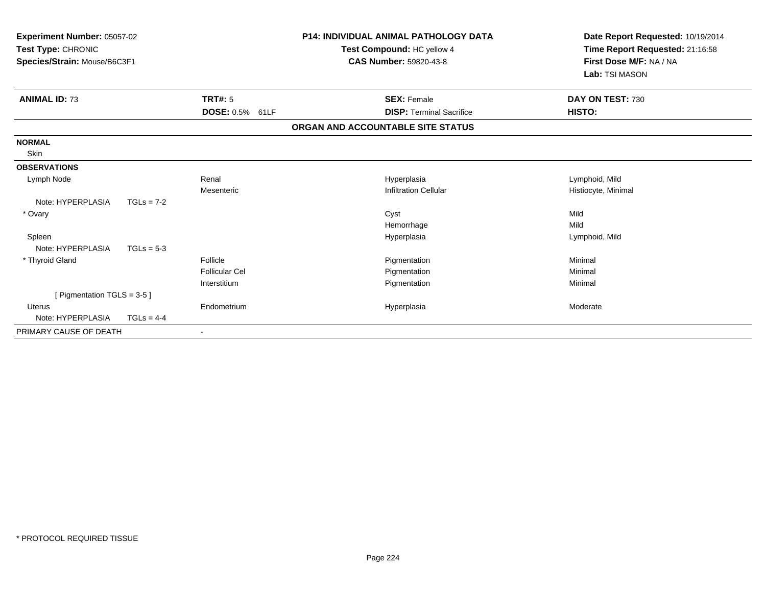**Experiment Number:** 05057-02
**Test Type:** CHRONIC
**Species/Strain:** Mouse/B6C3F1

**P14: INDIVIDUAL ANIMAL PATHOLOGY DATA**
**Test Compound:** HC yellow 4
**CAS Number:** 59820-43-8

**Date Report Requested:** 10/19/2014
**Time Report Requested:** 21:16:58
**First Dose M/F:** NA / NA
**Lab:** TSI MASON

| **ANIMAL ID:** 73 | **TRT#:** 5 | **SEX:** Female | **DAY ON TEST:** 730 |
|---|---|---|---|
| | **DOSE:** 0.5% 61LF | **DISP:** Terminal Sacrifice | **HISTO:** |

**ORGAN AND ACCOUNTABLE SITE STATUS**

**NORMAL**

Skin

**OBSERVATIONS**

| Organ | Site | Observation | Qualifier |
|---|---|---|---|
| Lymph Node | Renal | Hyperplasia | Lymphoid, Mild |
| | Mesenteric | Infiltration Cellular | Histiocyte, Minimal |
| Note: HYPERPLASIA TGLs = 7-2 | | | |
| * Ovary | | Cyst | Mild |
| | | Hemorrhage | Mild |
| Spleen | | Hyperplasia | Lymphoid, Mild |
| Note: HYPERPLASIA TGLs = 5-3 | | | |
| * Thyroid Gland | Follicle | Pigmentation | Minimal |
| | Follicular Cel | Pigmentation | Minimal |
| | Interstitium | Pigmentation | Minimal |
| [ Pigmentation TGLS = 3-5 ] | | | |
| Uterus | Endometrium | Hyperplasia | Moderate |
| Note: HYPERPLASIA TGLs = 4-4 | | | |

PRIMARY CAUSE OF DEATH -

* PROTOCOL REQUIRED TISSUE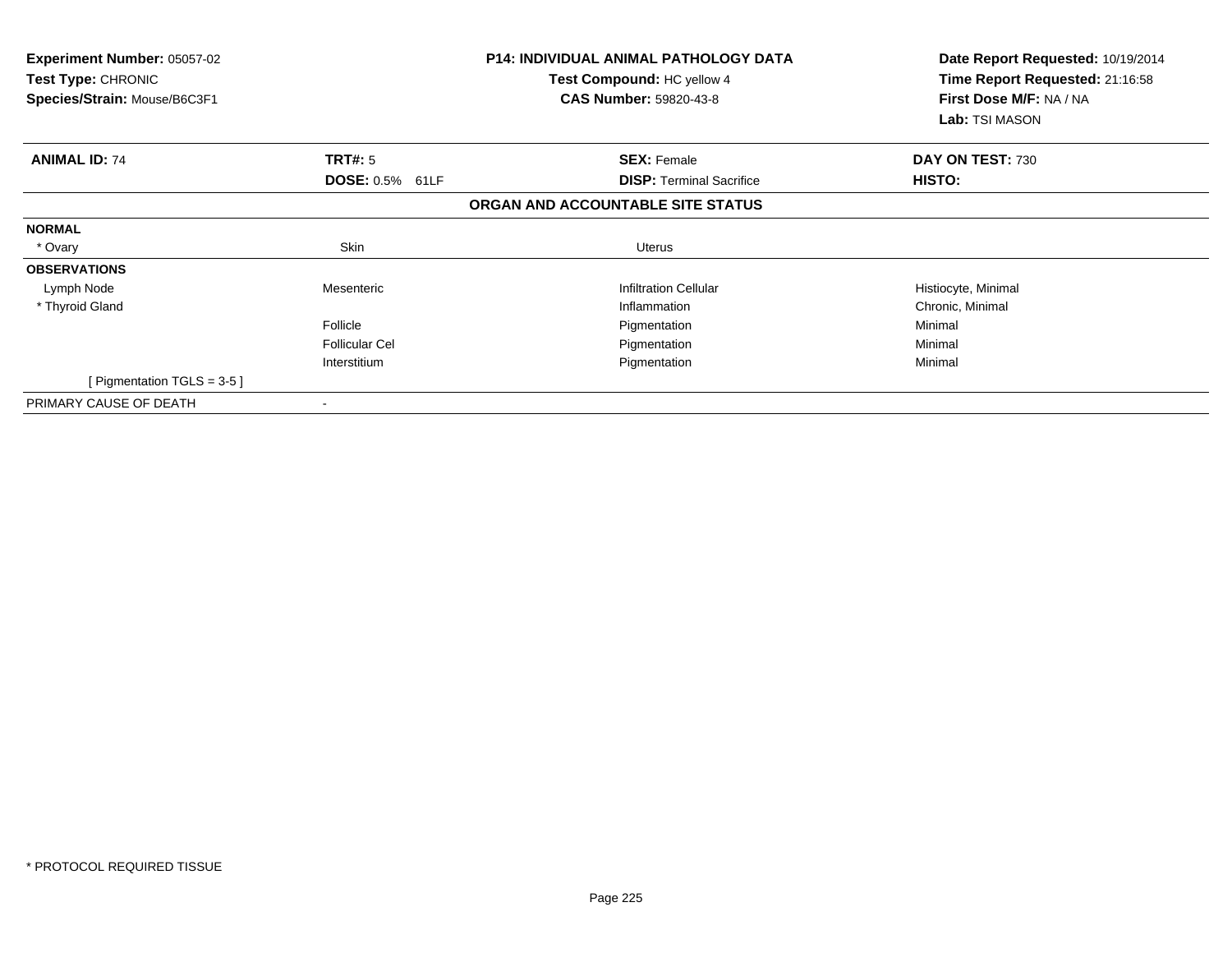**Experiment Number:** 05057-02
**Test Type:** CHRONIC
**Species/Strain:** Mouse/B6C3F1

**P14: INDIVIDUAL ANIMAL PATHOLOGY DATA**
**Test Compound:** HC yellow 4
**CAS Number:** 59820-43-8

**Date Report Requested:** 10/19/2014
**Time Report Requested:** 21:16:58
**First Dose M/F:** NA / NA
**Lab:** TSI MASON

| **ANIMAL ID:** 74 | **TRT#:** 5 | **SEX:** Female | **DAY ON TEST:** 730 |
|---|---|---|---|
| | **DOSE:** 0.5% 61LF | **DISP:** Terminal Sacrifice | **HISTO:** |

**ORGAN AND ACCOUNTABLE SITE STATUS**

| | | | |
|---|---|---|---|
| **NORMAL** | | | |
| * Ovary | Skin | Uterus | |
| **OBSERVATIONS** | | | |
| Lymph Node | Mesenteric | Infiltration Cellular | Histiocyte, Minimal |
| * Thyroid Gland | | Inflammation | Chronic, Minimal |
| | Follicle | Pigmentation | Minimal |
| | Follicular Cel | Pigmentation | Minimal |
| | Interstitium | Pigmentation | Minimal |
| [ Pigmentation TGLS = 3-5 ] | | | |
| PRIMARY CAUSE OF DEATH | - | | |

* PROTOCOL REQUIRED TISSUE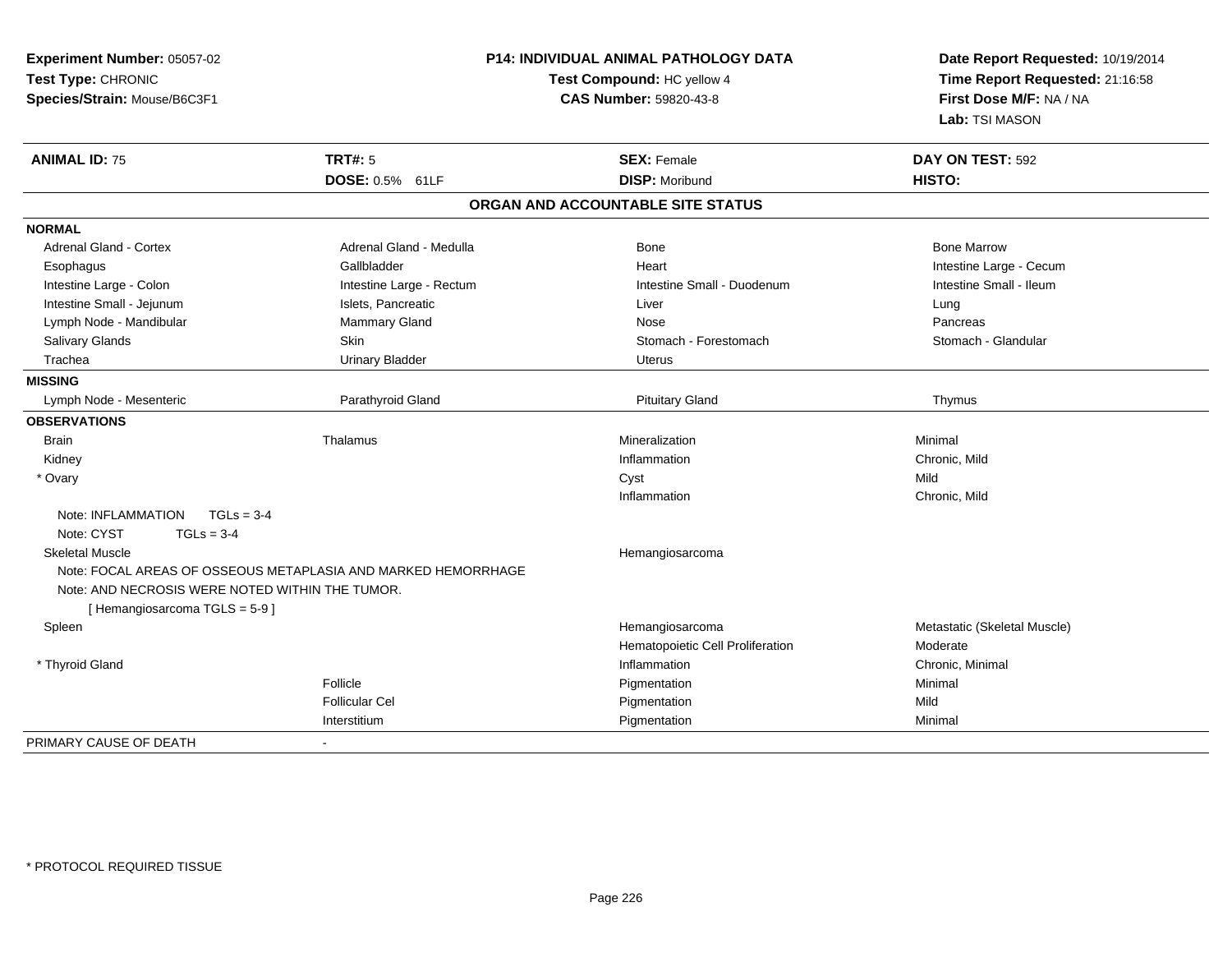**Experiment Number:** 05057-02
**Test Type:** CHRONIC
**Species/Strain:** Mouse/B6C3F1

**P14: INDIVIDUAL ANIMAL PATHOLOGY DATA**
**Test Compound:** HC yellow 4
**CAS Number:** 59820-43-8

**Date Report Requested:** 10/19/2014
**Time Report Requested:** 21:16:58
**First Dose M/F:** NA / NA
**Lab:** TSI MASON

| **ANIMAL ID:** 75 | **TRT#:** 5 | **SEX:** Female | **DAY ON TEST:** 592 |
|---|---|---|---|
| | **DOSE:** 0.5% 61LF | **DISP:** Moribund | **HISTO:** |

## ORGAN AND ACCOUNTABLE SITE STATUS

| | | | |
|---|---|---|---|
| **NORMAL** | | | |
| Adrenal Gland - Cortex | Adrenal Gland - Medulla | Bone | Bone Marrow |
| Esophagus | Gallbladder | Heart | Intestine Large - Cecum |
| Intestine Large - Colon | Intestine Large - Rectum | Intestine Small - Duodenum | Intestine Small - Ileum |
| Intestine Small - Jejunum | Islets, Pancreatic | Liver | Lung |
| Lymph Node - Mandibular | Mammary Gland | Nose | Pancreas |
| Salivary Glands | Skin | Stomach - Forestomach | Stomach - Glandular |
| Trachea | Urinary Bladder | Uterus | |
| **MISSING** | | | |
| Lymph Node - Mesenteric | Parathyroid Gland | Pituitary Gland | Thymus |
| **OBSERVATIONS** | | | |
| Brain | Thalamus | Mineralization | Minimal |
| Kidney | | Inflammation | Chronic, Mild |
| * Ovary | | Cyst | Mild |
| | | Inflammation | Chronic, Mild |
| Note: INFLAMMATION TGLs = 3-4 | | | |
| Note: CYST TGLs = 3-4 | | | |
| Skeletal Muscle | | Hemangiosarcoma | |
| Note: FOCAL AREAS OF OSSEOUS METAPLASIA AND MARKED HEMORRHAGE | | | |
| Note: AND NECROSIS WERE NOTED WITHIN THE TUMOR. | | | |
| [ Hemangiosarcoma TGLS = 5-9 ] | | | |
| Spleen | | Hemangiosarcoma | Metastatic (Skeletal Muscle) |
| | | Hematopoietic Cell Proliferation | Moderate |
| * Thyroid Gland | | Inflammation | Chronic, Minimal |
| | Follicle | Pigmentation | Minimal |
| | Follicular Cel | Pigmentation | Mild |
| | Interstitium | Pigmentation | Minimal |
| PRIMARY CAUSE OF DEATH | - | | |

* PROTOCOL REQUIRED TISSUE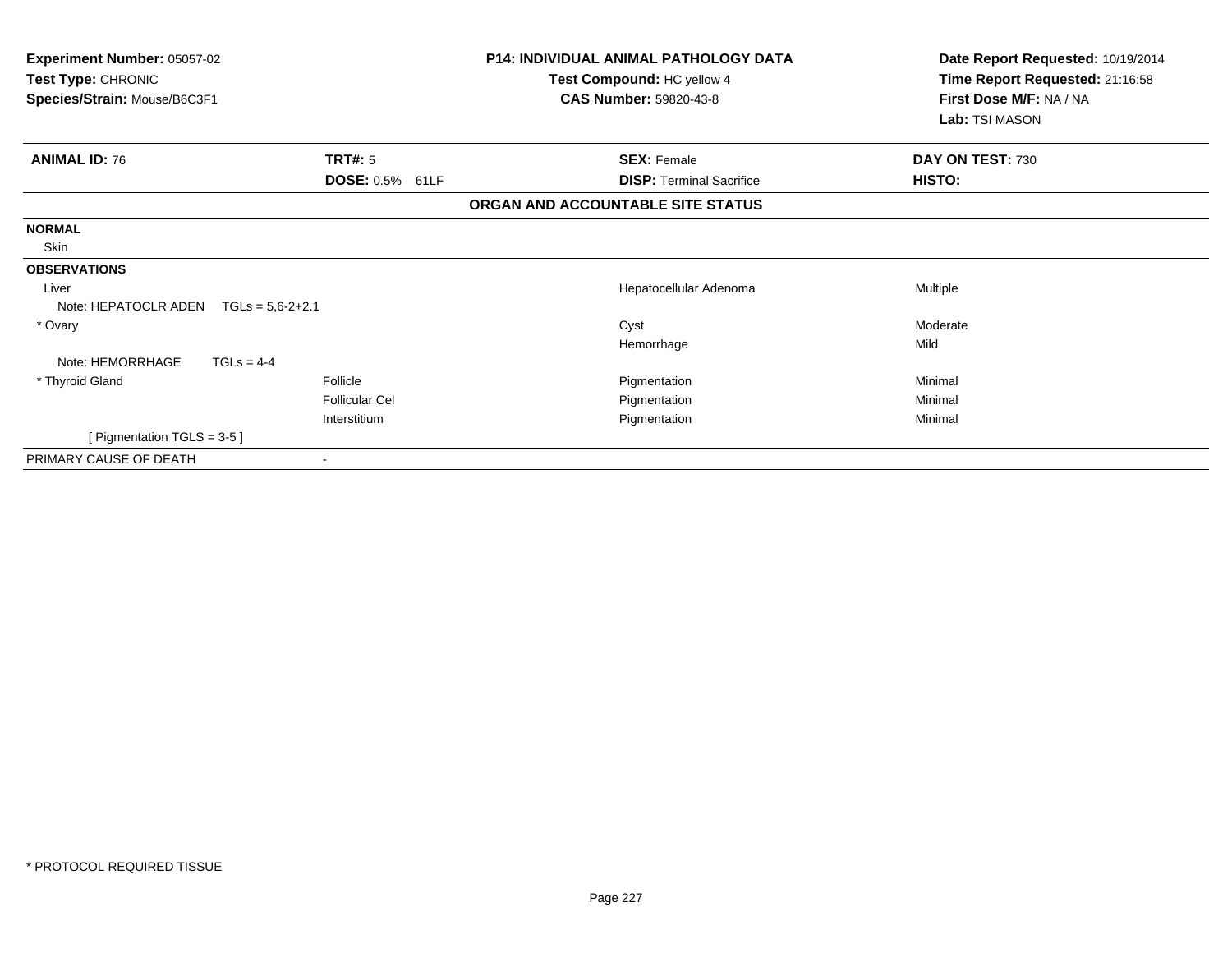**Experiment Number:** 05057-02
**Test Type:** CHRONIC
**Species/Strain:** Mouse/B6C3F1

**P14: INDIVIDUAL ANIMAL PATHOLOGY DATA**
**Test Compound:** HC yellow 4
**CAS Number:** 59820-43-8

**Date Report Requested:** 10/19/2014
**Time Report Requested:** 21:16:58
**First Dose M/F:** NA / NA
**Lab:** TSI MASON

| **ANIMAL ID:** 76 | **TRT#:** 5 | **SEX:** Female | **DAY ON TEST:** 730 |
|---|---|---|---|
| | **DOSE:** 0.5% 61LF | **DISP:** Terminal Sacrifice | **HISTO:** |

**ORGAN AND ACCOUNTABLE SITE STATUS**

| | | | |
|---|---|---|---|
| **NORMAL** | | | |
| Skin | | | |
| **OBSERVATIONS** | | | |
| Liver | | Hepatocellular Adenoma | Multiple |
| Note: HEPATOCLR ADEN TGLs = 5,6-2+2.1 | | | |
| * Ovary | | Cyst | Moderate |
| | | Hemorrhage | Mild |
| Note: HEMORRHAGE TGLs = 4-4 | | | |
| * Thyroid Gland | Follicle | Pigmentation | Minimal |
| | Follicular Cel | Pigmentation | Minimal |
| | Interstitium | Pigmentation | Minimal |
| [ Pigmentation TGLS = 3-5 ] | | | |
| PRIMARY CAUSE OF DEATH | - | | |

* PROTOCOL REQUIRED TISSUE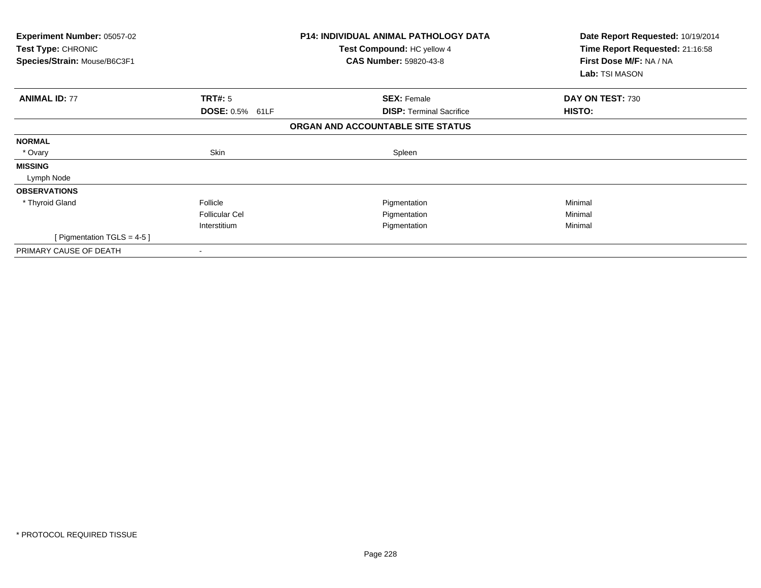**Experiment Number:** 05057-02
**Test Type:** CHRONIC
**Species/Strain:** Mouse/B6C3F1

**P14: INDIVIDUAL ANIMAL PATHOLOGY DATA**
**Test Compound:** HC yellow 4
**CAS Number:** 59820-43-8

**Date Report Requested:** 10/19/2014
**Time Report Requested:** 21:16:58
**First Dose M/F:** NA / NA
**Lab:** TSI MASON

| **ANIMAL ID:** 77 | **TRT#:** 5 | **SEX:** Female | **DAY ON TEST:** 730 |
|---|---|---|---|
| | **DOSE:** 0.5% 61LF | **DISP:** Terminal Sacrifice | **HISTO:** |

**ORGAN AND ACCOUNTABLE SITE STATUS**

| | | | |
|---|---|---|---|
| **NORMAL** | | | |
| * Ovary | Skin | Spleen | |
| **MISSING** | | | |
| Lymph Node | | | |
| **OBSERVATIONS** | | | |
| * Thyroid Gland | Follicle | Pigmentation | Minimal |
| | Follicular Cel | Pigmentation | Minimal |
| | Interstitium | Pigmentation | Minimal |
| [ Pigmentation TGLS = 4-5 ] | | | |
| PRIMARY CAUSE OF DEATH | - | | |

* PROTOCOL REQUIRED TISSUE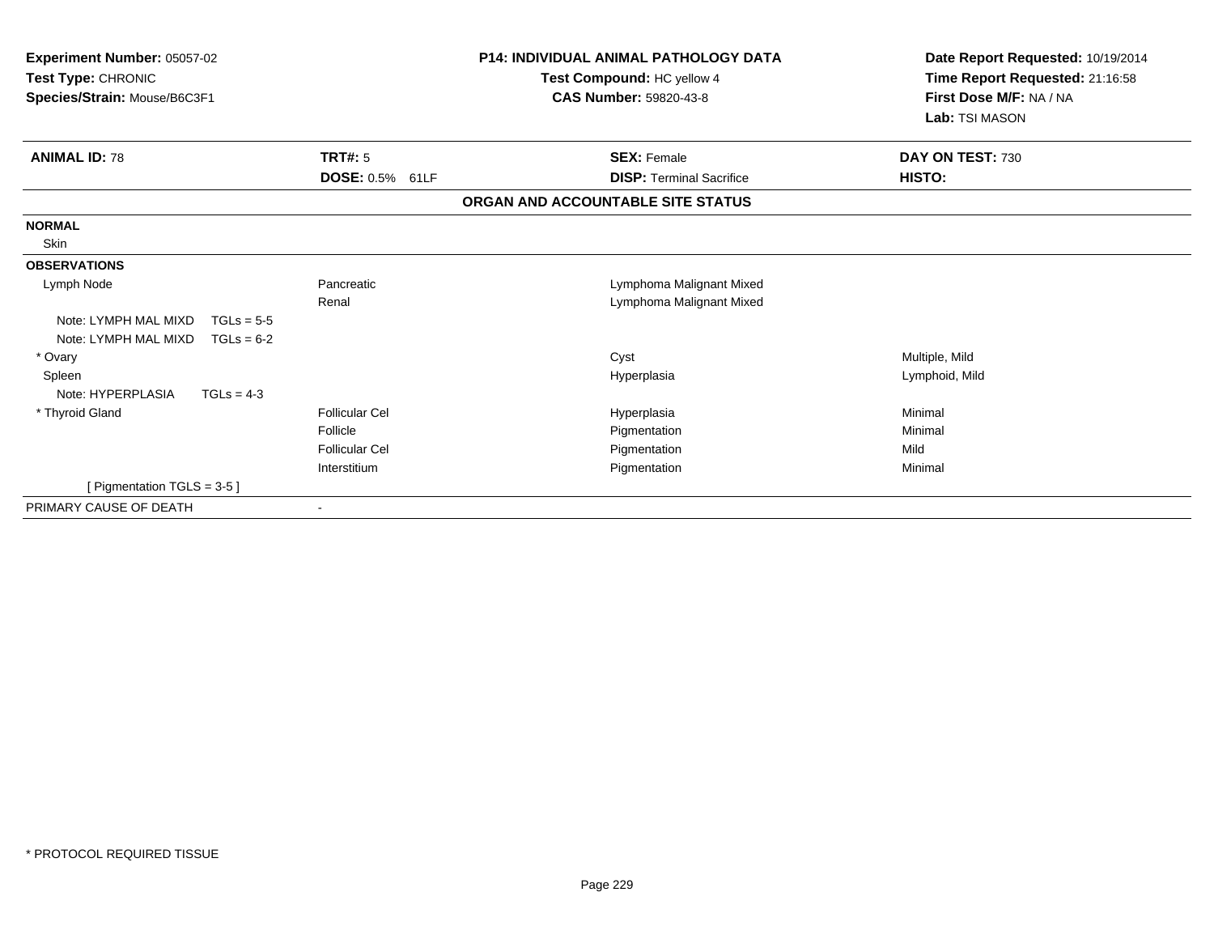**Experiment Number:** 05057-02
**Test Type:** CHRONIC
**Species/Strain:** Mouse/B6C3F1

**P14: INDIVIDUAL ANIMAL PATHOLOGY DATA**
**Test Compound:** HC yellow 4
**CAS Number:** 59820-43-8

**Date Report Requested:** 10/19/2014
**Time Report Requested:** 21:16:58
**First Dose M/F:** NA / NA
**Lab:** TSI MASON

| **ANIMAL ID:** 78 | **TRT#:** 5 | **SEX:** Female | **DAY ON TEST:** 730 |
|---|---|---|---|
| | **DOSE:** 0.5% 61LF | **DISP:** Terminal Sacrifice | **HISTO:** |

**ORGAN AND ACCOUNTABLE SITE STATUS**

| | | | |
|---|---|---|---|
| **NORMAL** | | | |
| Skin | | | |
| **OBSERVATIONS** | | | |
| Lymph Node | Pancreatic | Lymphoma Malignant Mixed | |
| | Renal | Lymphoma Malignant Mixed | |
| Note: LYMPH MAL MIXD TGLs = 5-5 | | | |
| Note: LYMPH MAL MIXD TGLs = 6-2 | | | |
| * Ovary | | Cyst | Multiple, Mild |
| Spleen | | Hyperplasia | Lymphoid, Mild |
| Note: HYPERPLASIA TGLs = 4-3 | | | |
| * Thyroid Gland | Follicular Cel | Hyperplasia | Minimal |
| | Follicle | Pigmentation | Minimal |
| | Follicular Cel | Pigmentation | Mild |
| | Interstitium | Pigmentation | Minimal |
| [ Pigmentation TGLS = 3-5 ] | | | |
| PRIMARY CAUSE OF DEATH | - | | |

* PROTOCOL REQUIRED TISSUE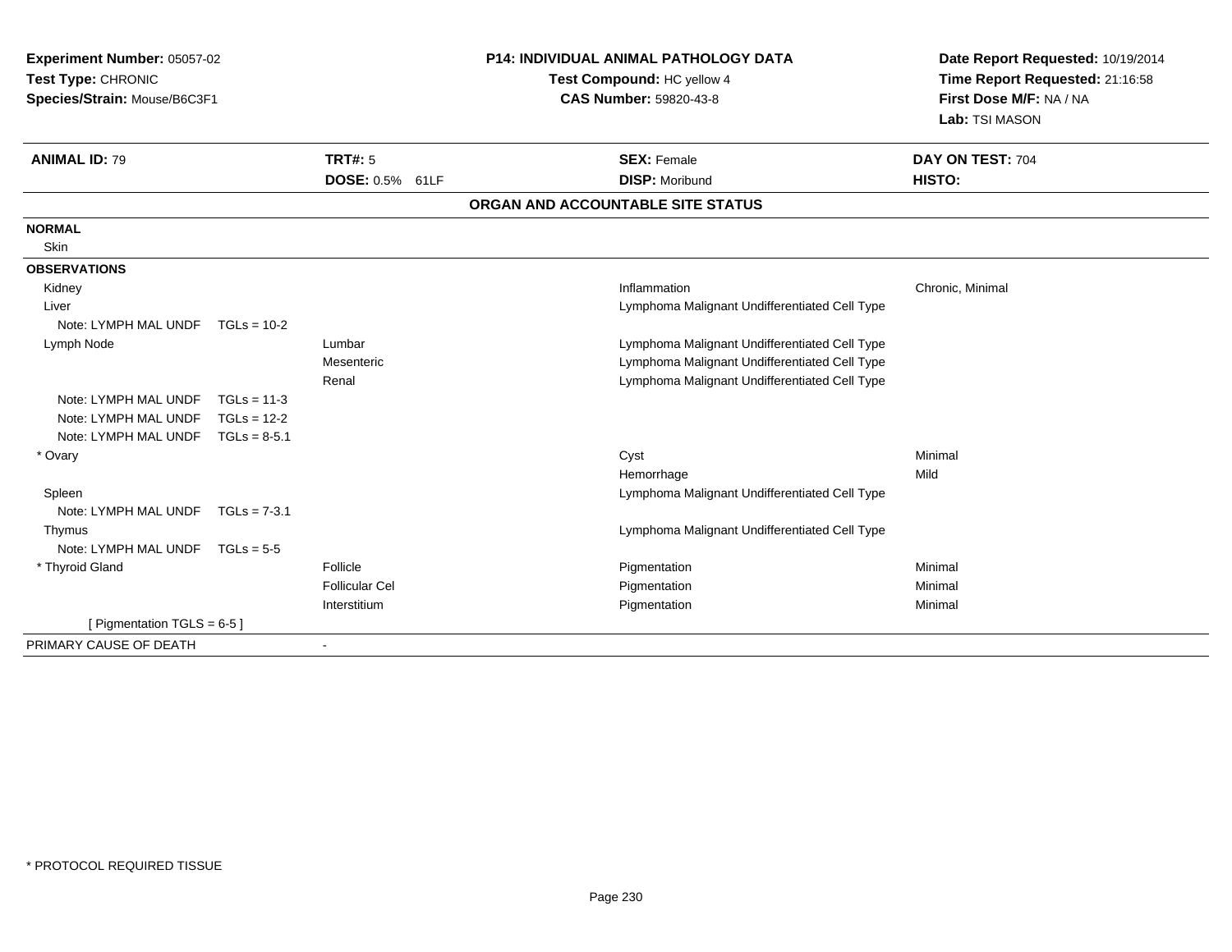**Experiment Number:** 05057-02
**Test Type:** CHRONIC
**Species/Strain:** Mouse/B6C3F1

**P14: INDIVIDUAL ANIMAL PATHOLOGY DATA**
**Test Compound:** HC yellow 4
**CAS Number:** 59820-43-8

**Date Report Requested:** 10/19/2014
**Time Report Requested:** 21:16:58
**First Dose M/F:** NA / NA
**Lab:** TSI MASON

| **ANIMAL ID:** 79 | **TRT#:** 5 | **SEX:** Female | **DAY ON TEST:** 704 |
|---|---|---|---|
| | **DOSE:** 0.5% 61LF | **DISP:** Moribund | **HISTO:** |

**ORGAN AND ACCOUNTABLE SITE STATUS**

| | | | |
|---|---|---|---|
| **NORMAL** | | | |
| Skin | | | |
| **OBSERVATIONS** | | | |
| Kidney | | Inflammation | Chronic, Minimal |
| Liver | | Lymphoma Malignant Undifferentiated Cell Type | |
| Note: LYMPH MAL UNDF TGLs = 10-2 | | | |
| Lymph Node | Lumbar | Lymphoma Malignant Undifferentiated Cell Type | |
| | Mesenteric | Lymphoma Malignant Undifferentiated Cell Type | |
| | Renal | Lymphoma Malignant Undifferentiated Cell Type | |
| Note: LYMPH MAL UNDF TGLs = 11-3 | | | |
| Note: LYMPH MAL UNDF TGLs = 12-2 | | | |
| Note: LYMPH MAL UNDF TGLs = 8-5.1 | | | |
| * Ovary | | Cyst | Minimal |
| | | Hemorrhage | Mild |
| Spleen | | Lymphoma Malignant Undifferentiated Cell Type | |
| Note: LYMPH MAL UNDF TGLs = 7-3.1 | | | |
| Thymus | | Lymphoma Malignant Undifferentiated Cell Type | |
| Note: LYMPH MAL UNDF TGLs = 5-5 | | | |
| * Thyroid Gland | Follicle | Pigmentation | Minimal |
| | Follicular Cel | Pigmentation | Minimal |
| | Interstitium | Pigmentation | Minimal |
| [ Pigmentation TGLS = 6-5 ] | | | |
| PRIMARY CAUSE OF DEATH | - | | |

\* PROTOCOL REQUIRED TISSUE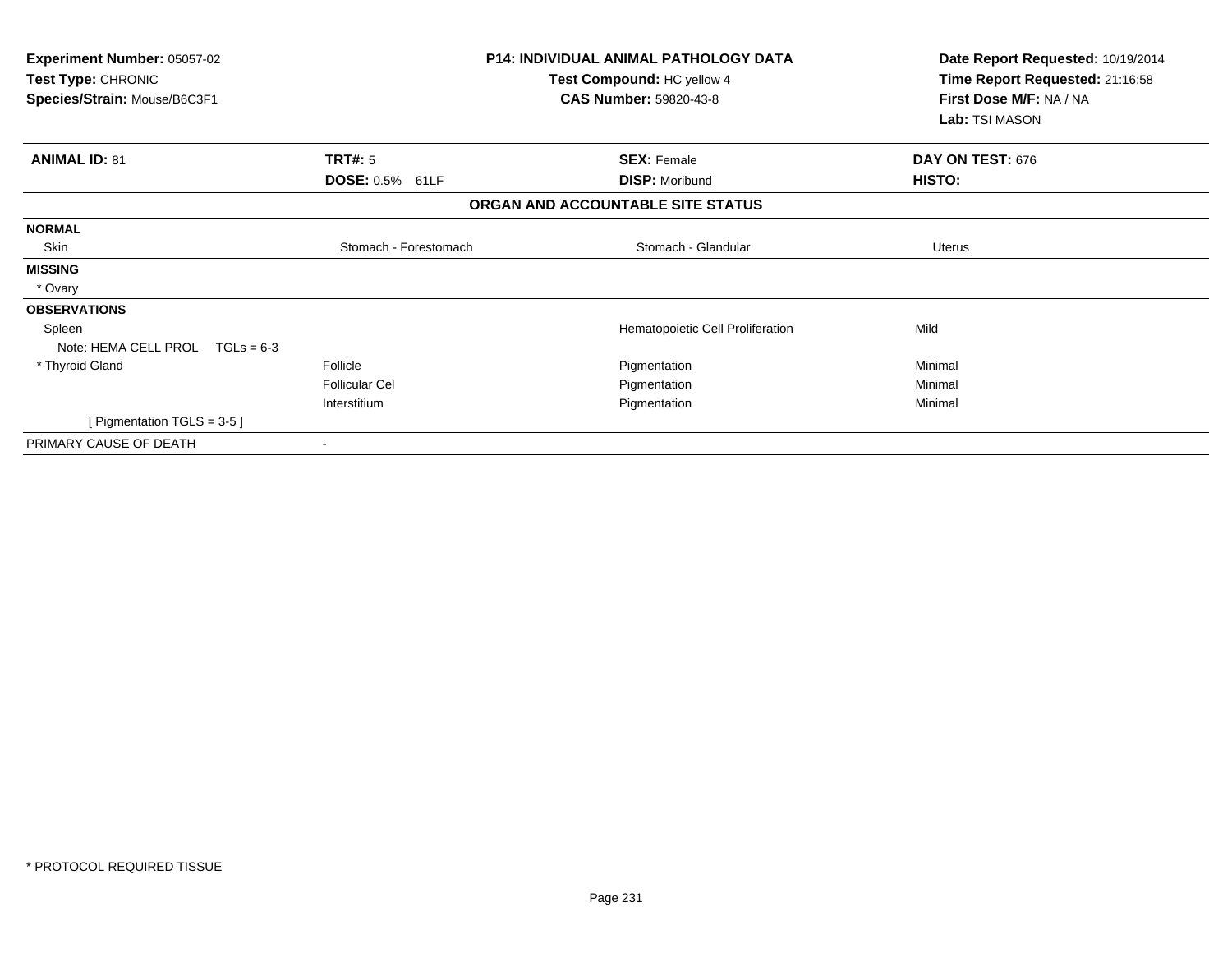**Experiment Number:** 05057-02
**Test Type:** CHRONIC
**Species/Strain:** Mouse/B6C3F1

**P14: INDIVIDUAL ANIMAL PATHOLOGY DATA**
**Test Compound:** HC yellow 4
**CAS Number:** 59820-43-8

**Date Report Requested:** 10/19/2014
**Time Report Requested:** 21:16:58
**First Dose M/F:** NA / NA
**Lab:** TSI MASON

| **ANIMAL ID:** 81 | **TRT#:** 5 | **SEX:** Female | **DAY ON TEST:** 676 |
|---|---|---|---|
| | **DOSE:** 0.5% 61LF | **DISP:** Moribund | **HISTO:** |

**ORGAN AND ACCOUNTABLE SITE STATUS**

| | | | |
|---|---|---|---|
| **NORMAL** | | | |
| Skin | Stomach - Forestomach | Stomach - Glandular | Uterus |
| **MISSING** | | | |
| * Ovary | | | |
| **OBSERVATIONS** | | | |
| Spleen | | Hematopoietic Cell Proliferation | Mild |
| Note: HEMA CELL PROL TGLs = 6-3 | | | |
| * Thyroid Gland | Follicle | Pigmentation | Minimal |
| | Follicular Cel | Pigmentation | Minimal |
| | Interstitium | Pigmentation | Minimal |
| [ Pigmentation TGLS = 3-5 ] | | | |
| PRIMARY CAUSE OF DEATH | - | | |

* PROTOCOL REQUIRED TISSUE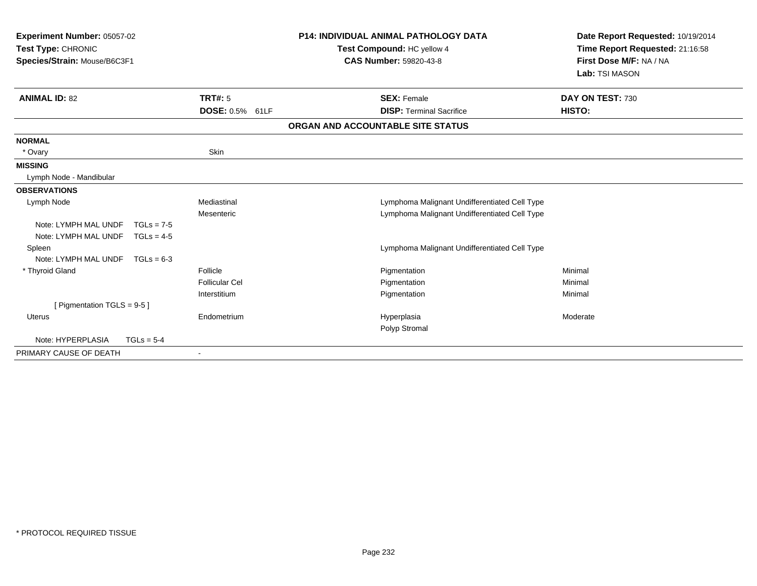**Experiment Number:** 05057-02
**Test Type:** CHRONIC
**Species/Strain:** Mouse/B6C3F1

**P14: INDIVIDUAL ANIMAL PATHOLOGY DATA**
**Test Compound:** HC yellow 4
**CAS Number:** 59820-43-8

**Date Report Requested:** 10/19/2014
**Time Report Requested:** 21:16:58
**First Dose M/F:** NA / NA
**Lab:** TSI MASON

| **ANIMAL ID:** 82 | **TRT#:** 5 | **SEX:** Female | **DAY ON TEST:** 730 |
|---|---|---|---|
| | **DOSE:** 0.5% 61LF | **DISP:** Terminal Sacrifice | **HISTO:** |

**ORGAN AND ACCOUNTABLE SITE STATUS**

| | | | |
|---|---|---|---|
| **NORMAL** | | | |
| * Ovary | Skin | | |
| **MISSING** | | | |
| Lymph Node - Mandibular | | | |
| **OBSERVATIONS** | | | |
| Lymph Node | Mediastinal | Lymphoma Malignant Undifferentiated Cell Type | |
| | Mesenteric | Lymphoma Malignant Undifferentiated Cell Type | |
| Note: LYMPH MAL UNDF TGLs = 7-5 | | | |
| Note: LYMPH MAL UNDF TGLs = 4-5 | | | |
| Spleen | | Lymphoma Malignant Undifferentiated Cell Type | |
| Note: LYMPH MAL UNDF TGLs = 6-3 | | | |
| * Thyroid Gland | Follicle | Pigmentation | Minimal |
| | Follicular Cel | Pigmentation | Minimal |
| | Interstitium | Pigmentation | Minimal |
| [ Pigmentation TGLS = 9-5 ] | | | |
| Uterus | Endometrium | Hyperplasia | Moderate |
| | | Polyp Stromal | |
| Note: HYPERPLASIA TGLs = 5-4 | | | |
| PRIMARY CAUSE OF DEATH | - | | |

* PROTOCOL REQUIRED TISSUE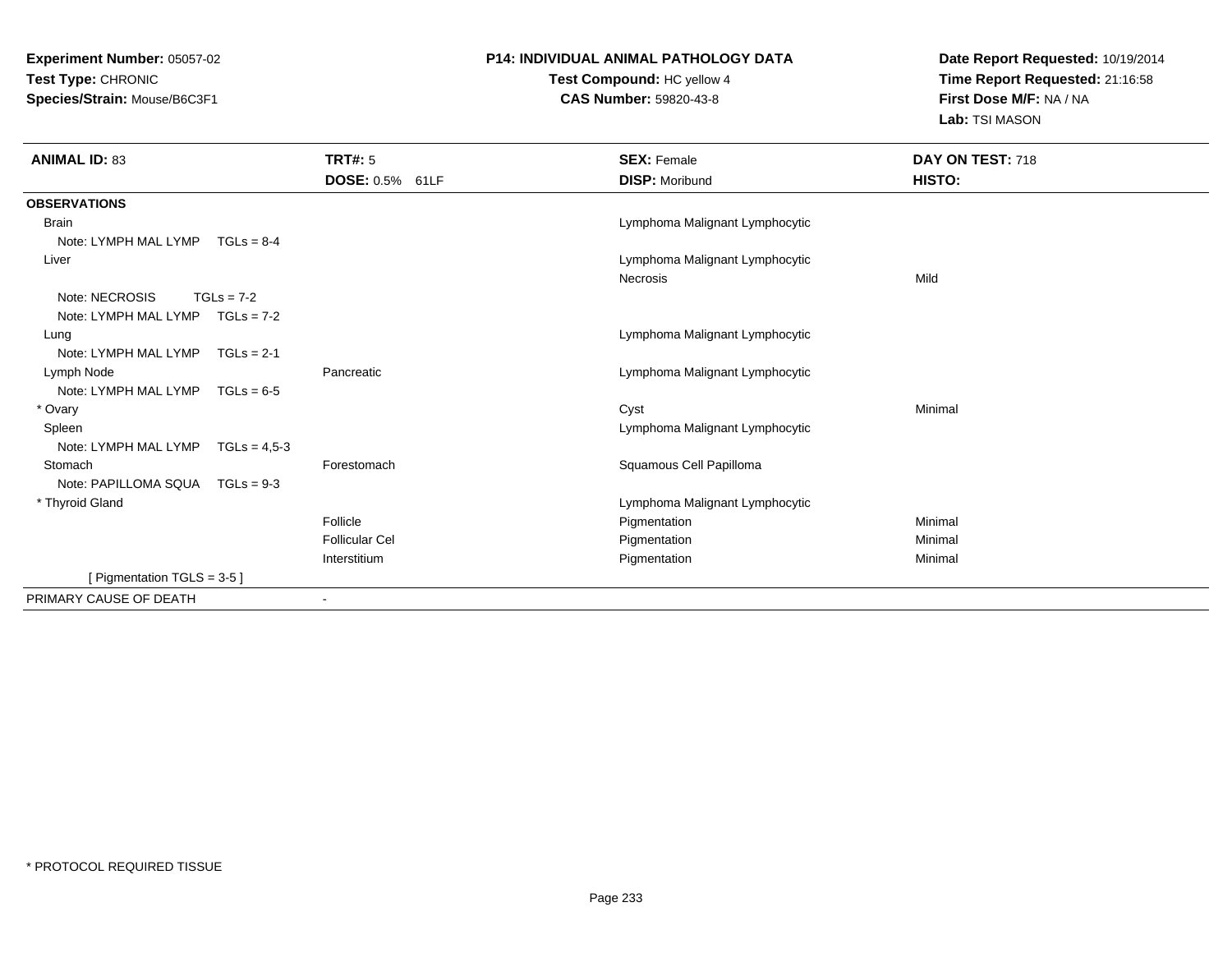**Experiment Number:** 05057-02
**Test Type:** CHRONIC
**Species/Strain:** Mouse/B6C3F1

**P14: INDIVIDUAL ANIMAL PATHOLOGY DATA**
**Test Compound:** HC yellow 4
**CAS Number:** 59820-43-8

**Date Report Requested:** 10/19/2014
**Time Report Requested:** 21:16:58
**First Dose M/F:** NA / NA
**Lab:** TSI MASON

| **ANIMAL ID:** 83 | **TRT#:** 5 | **SEX:** Female | **DAY ON TEST:** 718 |
|---|---|---|---|
| | **DOSE:** 0.5% 61LF | **DISP:** Moribund | **HISTO:** |
| **OBSERVATIONS** | | | |
| Brain | | Lymphoma Malignant Lymphocytic | |
| Note: LYMPH MAL LYMP TGLs = 8-4 | | | |
| Liver | | Lymphoma Malignant Lymphocytic | |
| | | Necrosis | Mild |
| Note: NECROSIS TGLs = 7-2 | | | |
| Note: LYMPH MAL LYMP TGLs = 7-2 | | | |
| Lung | | Lymphoma Malignant Lymphocytic | |
| Note: LYMPH MAL LYMP TGLs = 2-1 | | | |
| Lymph Node | Pancreatic | Lymphoma Malignant Lymphocytic | |
| Note: LYMPH MAL LYMP TGLs = 6-5 | | | |
| * Ovary | | Cyst | Minimal |
| Spleen | | Lymphoma Malignant Lymphocytic | |
| Note: LYMPH MAL LYMP TGLs = 4,5-3 | | | |
| Stomach | Forestomach | Squamous Cell Papilloma | |
| Note: PAPILLOMA SQUA TGLs = 9-3 | | | |
| * Thyroid Gland | | Lymphoma Malignant Lymphocytic | |
| | Follicle | Pigmentation | Minimal |
| | Follicular Cel | Pigmentation | Minimal |
| | Interstitium | Pigmentation | Minimal |
| [ Pigmentation TGLS = 3-5 ] | | | |
| PRIMARY CAUSE OF DEATH | - | | |

\* PROTOCOL REQUIRED TISSUE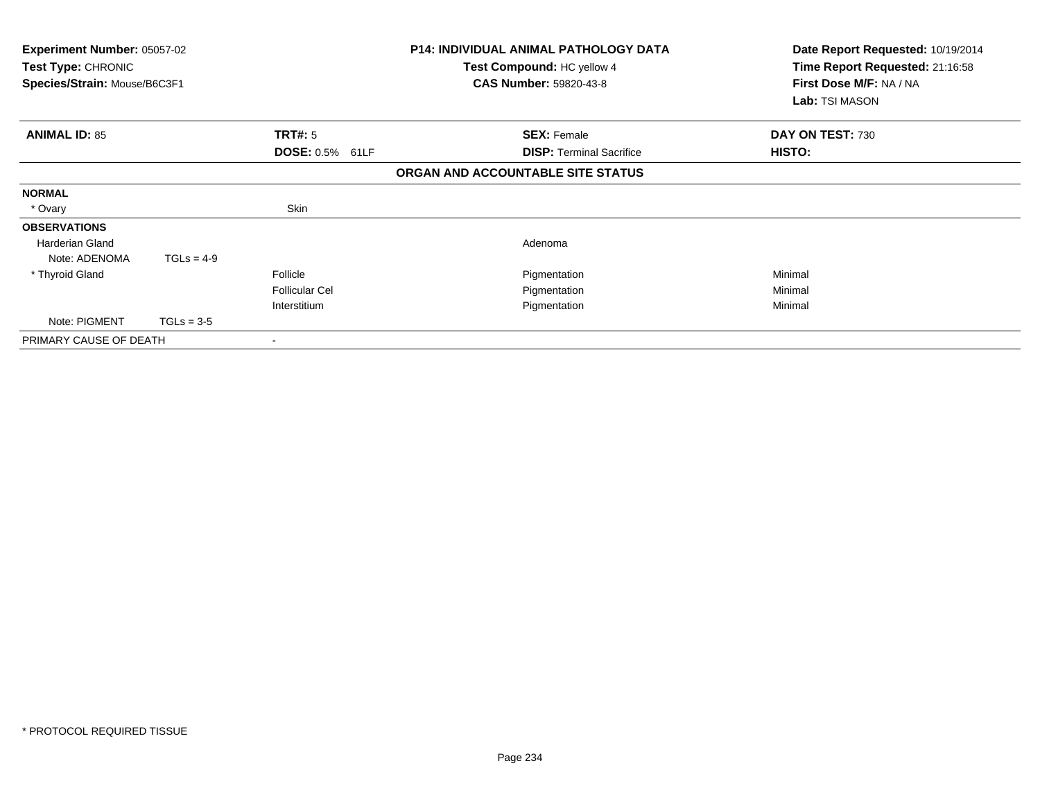**Experiment Number:** 05057-02
**Test Type:** CHRONIC
**Species/Strain:** Mouse/B6C3F1

**P14: INDIVIDUAL ANIMAL PATHOLOGY DATA**
**Test Compound:** HC yellow 4
**CAS Number:** 59820-43-8

**Date Report Requested:** 10/19/2014
**Time Report Requested:** 21:16:58
**First Dose M/F:** NA / NA
**Lab:** TSI MASON

| **ANIMAL ID:** 85 | **TRT#:** 5 | **SEX:** Female | **DAY ON TEST:** 730 |
|---|---|---|---|
| | **DOSE:** 0.5% 61LF | **DISP:** Terminal Sacrifice | **HISTO:** |

**ORGAN AND ACCOUNTABLE SITE STATUS**

| | | | |
|---|---|---|---|
| **NORMAL** | | | |
| * Ovary | Skin | | |
| **OBSERVATIONS** | | | |
| Harderian Gland | | Adenoma | |
| Note: ADENOMA TGLs = 4-9 | | | |
| * Thyroid Gland | Follicle | Pigmentation | Minimal |
| | Follicular Cel | Pigmentation | Minimal |
| | Interstitium | Pigmentation | Minimal |
| Note: PIGMENT TGLs = 3-5 | | | |
| PRIMARY CAUSE OF DEATH | - | | |

* PROTOCOL REQUIRED TISSUE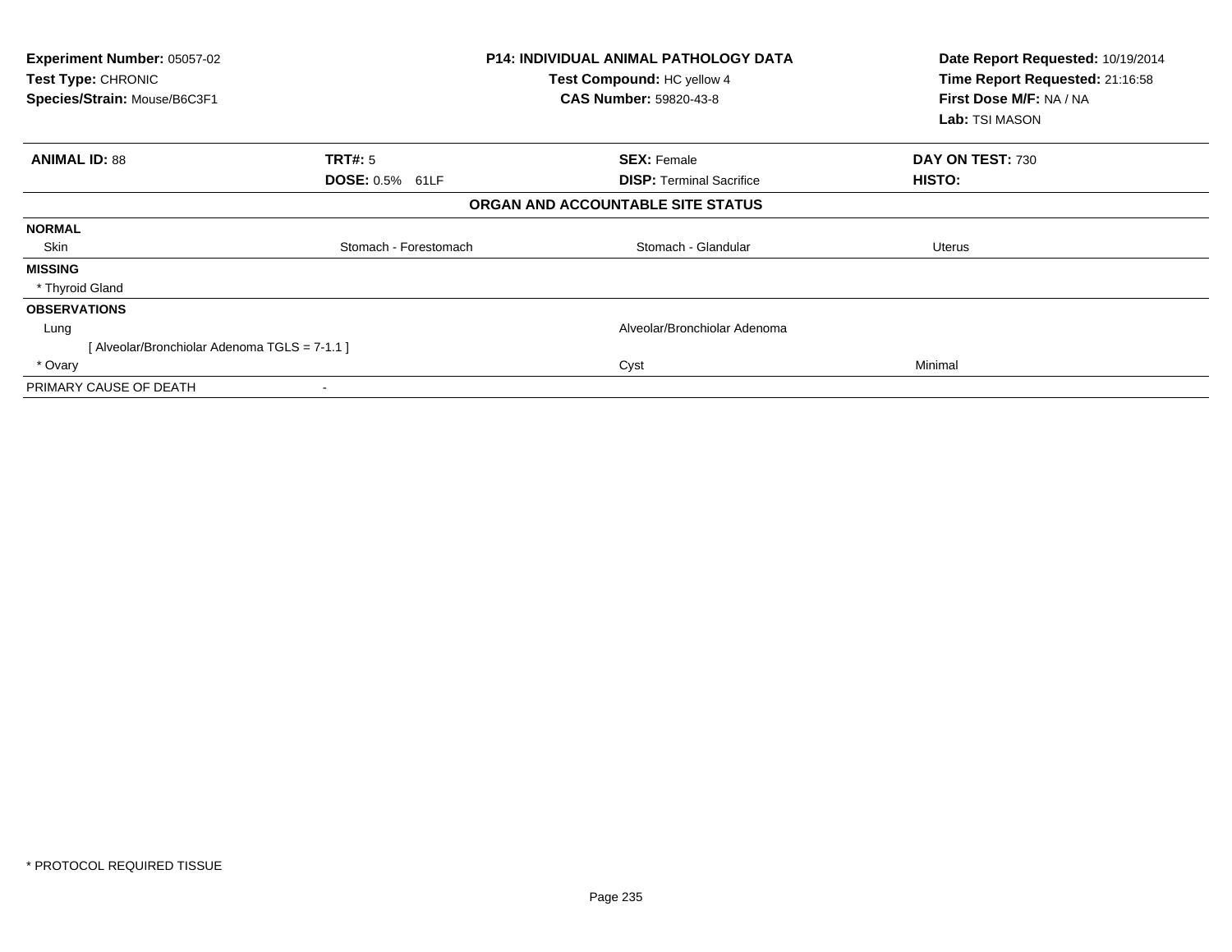**Experiment Number:** 05057-02
**Test Type:** CHRONIC
**Species/Strain:** Mouse/B6C3F1

**P14: INDIVIDUAL ANIMAL PATHOLOGY DATA**
**Test Compound:** HC yellow 4
**CAS Number:** 59820-43-8

**Date Report Requested:** 10/19/2014
**Time Report Requested:** 21:16:58
**First Dose M/F:** NA / NA
**Lab:** TSI MASON

| **ANIMAL ID:** 88 | **TRT#:** 5 | **SEX:** Female | **DAY ON TEST:** 730 |
|---|---|---|---|
| | **DOSE:** 0.5% 61LF | **DISP:** Terminal Sacrifice | **HISTO:** |

**ORGAN AND ACCOUNTABLE SITE STATUS**

| | | | |
|---|---|---|---|
| **NORMAL** | | | |
| Skin | Stomach - Forestomach | Stomach - Glandular | Uterus |
| **MISSING** | | | |
| * Thyroid Gland | | | |
| **OBSERVATIONS** | | | |
| Lung | | Alveolar/Bronchiolar Adenoma | |
| [ Alveolar/Bronchiolar Adenoma TGLS = 7-1.1 ] | | | |
| * Ovary | | Cyst | Minimal |
| PRIMARY CAUSE OF DEATH | - | | |

* PROTOCOL REQUIRED TISSUE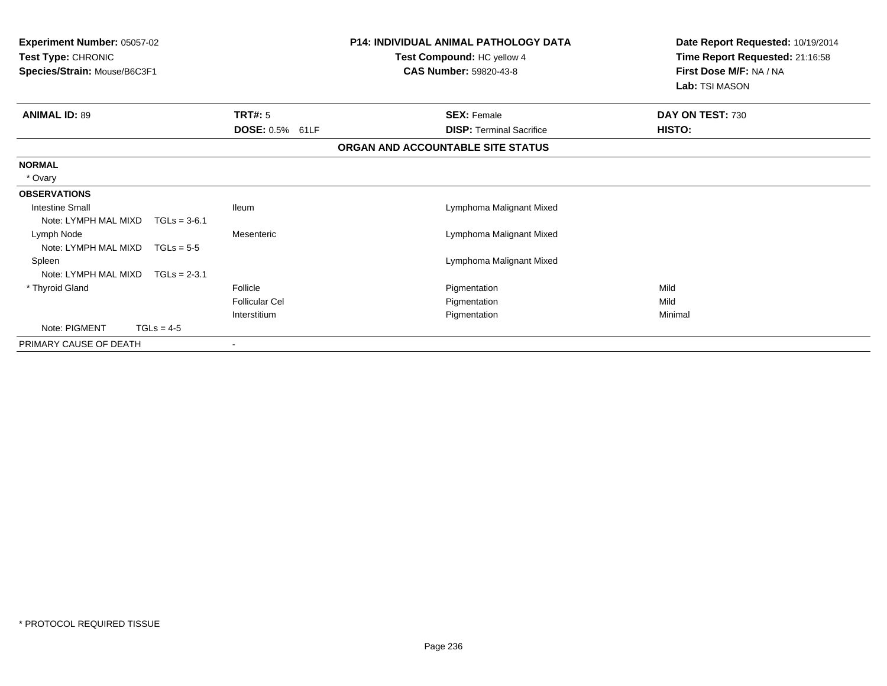**Experiment Number:** 05057-02
**Test Type:** CHRONIC
**Species/Strain:** Mouse/B6C3F1

**P14: INDIVIDUAL ANIMAL PATHOLOGY DATA**
**Test Compound:** HC yellow 4
**CAS Number:** 59820-43-8

**Date Report Requested:** 10/19/2014
**Time Report Requested:** 21:16:58
**First Dose M/F:** NA / NA
**Lab:** TSI MASON

| **ANIMAL ID:** 89 | **TRT#:** 5 | **SEX:** Female | **DAY ON TEST:** 730 |
|---|---|---|---|
| | **DOSE:** 0.5% 61LF | **DISP:** Terminal Sacrifice | **HISTO:** |

**ORGAN AND ACCOUNTABLE SITE STATUS**

**NORMAL**

* Ovary

**OBSERVATIONS**

| Organ | Site | Observation | Severity |
|---|---|---|---|
| Intestine Small | Ileum | Lymphoma Malignant Mixed | |
| Note: LYMPH MAL MIXD TGLs = 3-6.1 | | | |
| Lymph Node | Mesenteric | Lymphoma Malignant Mixed | |
| Note: LYMPH MAL MIXD TGLs = 5-5 | | | |
| Spleen | | Lymphoma Malignant Mixed | |
| Note: LYMPH MAL MIXD TGLs = 2-3.1 | | | |
| * Thyroid Gland | Follicle | Pigmentation | Mild |
| | Follicular Cel | Pigmentation | Mild |
| | Interstitium | Pigmentation | Minimal |
| Note: PIGMENT TGLs = 4-5 | | | |

PRIMARY CAUSE OF DEATH -

* PROTOCOL REQUIRED TISSUE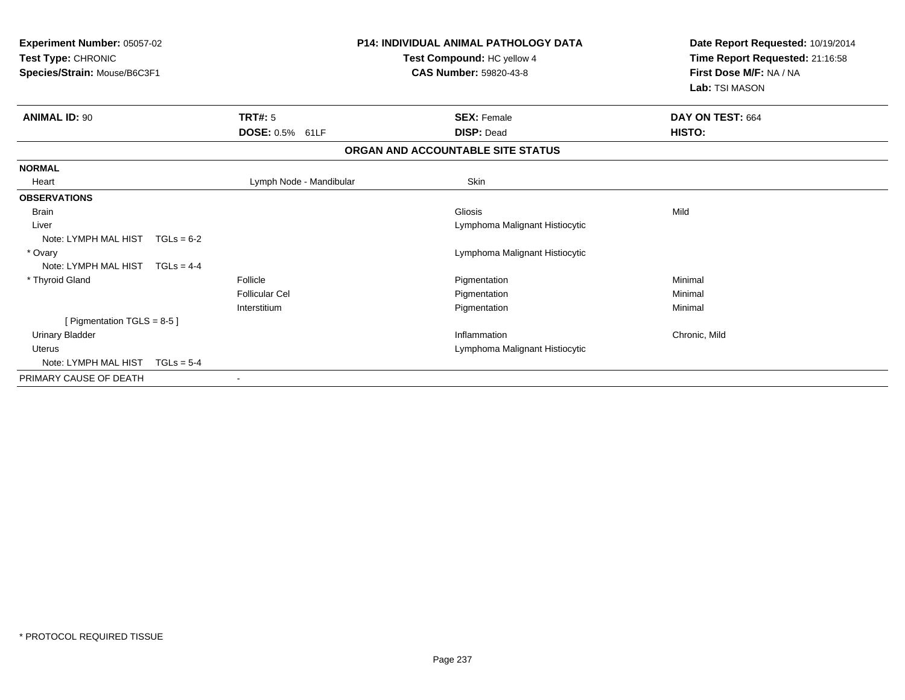**Experiment Number:** 05057-02
**Test Type:** CHRONIC
**Species/Strain:** Mouse/B6C3F1

**P14: INDIVIDUAL ANIMAL PATHOLOGY DATA**
**Test Compound:** HC yellow 4
**CAS Number:** 59820-43-8

**Date Report Requested:** 10/19/2014
**Time Report Requested:** 21:16:58
**First Dose M/F:** NA / NA
**Lab:** TSI MASON

| **ANIMAL ID:** 90 | **TRT#:** 5 | **SEX:** Female | **DAY ON TEST:** 664 |
|---|---|---|---|
| | **DOSE:** 0.5% 61LF | **DISP:** Dead | **HISTO:** |

**ORGAN AND ACCOUNTABLE SITE STATUS**

| | | | |
|---|---|---|---|
| **NORMAL** | | | |
| Heart | Lymph Node - Mandibular | Skin | |
| **OBSERVATIONS** | | | |
| Brain | | Gliosis | Mild |
| Liver | | Lymphoma Malignant Histiocytic | |
| Note: LYMPH MAL HIST TGLs = 6-2 | | | |
| * Ovary | | Lymphoma Malignant Histiocytic | |
| Note: LYMPH MAL HIST TGLs = 4-4 | | | |
| * Thyroid Gland | Follicle | Pigmentation | Minimal |
| | Follicular Cel | Pigmentation | Minimal |
| | Interstitium | Pigmentation | Minimal |
| [ Pigmentation TGLS = 8-5 ] | | | |
| Urinary Bladder | | Inflammation | Chronic, Mild |
| Uterus | | Lymphoma Malignant Histiocytic | |
| Note: LYMPH MAL HIST TGLs = 5-4 | | | |
| PRIMARY CAUSE OF DEATH | - | | |

* PROTOCOL REQUIRED TISSUE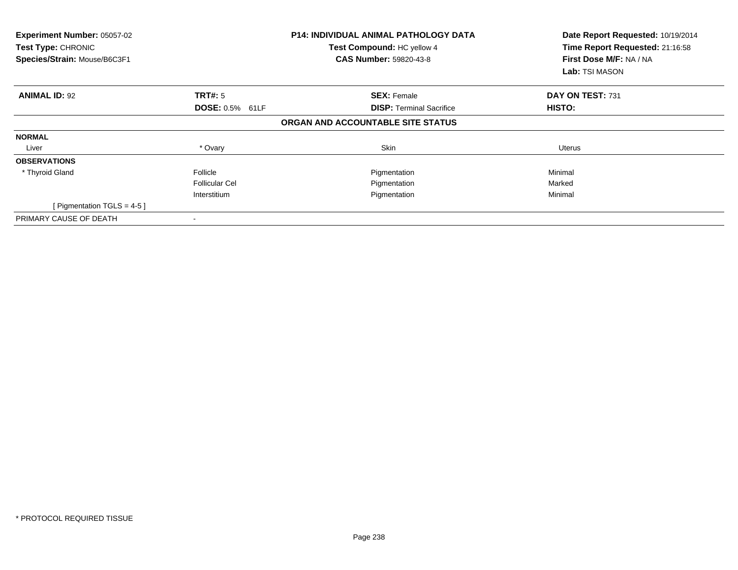| Experiment Number: 05057-02 | P14: INDIVIDUAL ANIMAL PATHOLOGY DATA | Date Report Requested: 10/19/2014 |
|---|---|---|
| Test Type: CHRONIC | Test Compound: HC yellow 4 | Time Report Requested: 21:16:58 |
| Species/Strain: Mouse/B6C3F1 | CAS Number: 59820-43-8 | First Dose M/F: NA / NA |
| | | Lab: TSI MASON |

| **ANIMAL ID:** 92 | **TRT#:** 5 | **SEX:** Female | **DAY ON TEST:** 731 |
|---|---|---|---|
| | **DOSE:** 0.5% 61LF | **DISP:** Terminal Sacrifice | **HISTO:** |

**ORGAN AND ACCOUNTABLE SITE STATUS**

| | | | |
|---|---|---|---|
| **NORMAL** | | | |
| Liver | * Ovary | Skin | Uterus |
| **OBSERVATIONS** | | | |
| * Thyroid Gland | Follicle | Pigmentation | Minimal |
| | Follicular Cel | Pigmentation | Marked |
| | Interstitium | Pigmentation | Minimal |
| [ Pigmentation TGLS = 4-5 ] | | | |
| PRIMARY CAUSE OF DEATH | - | | |

* PROTOCOL REQUIRED TISSUE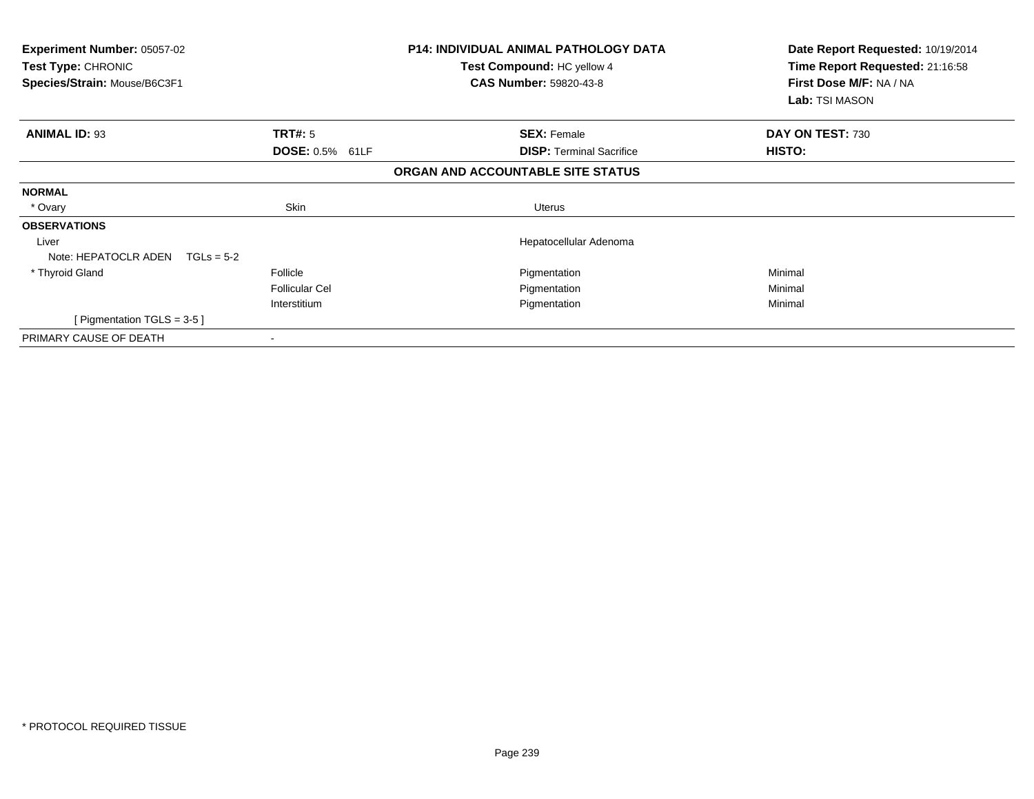**Experiment Number:** 05057-02
**Test Type:** CHRONIC
**Species/Strain:** Mouse/B6C3F1

**P14: INDIVIDUAL ANIMAL PATHOLOGY DATA**
**Test Compound:** HC yellow 4
**CAS Number:** 59820-43-8

**Date Report Requested:** 10/19/2014
**Time Report Requested:** 21:16:58
**First Dose M/F:** NA / NA
**Lab:** TSI MASON

| **ANIMAL ID:** 93 | **TRT#:** 5 | **SEX:** Female | **DAY ON TEST:** 730 |
|---|---|---|---|
| | **DOSE:** 0.5% 61LF | **DISP:** Terminal Sacrifice | **HISTO:** |

**ORGAN AND ACCOUNTABLE SITE STATUS**

| | | | |
|---|---|---|---|
| **NORMAL** | | | |
| * Ovary | Skin | Uterus | |
| **OBSERVATIONS** | | | |
| Liver | | Hepatocellular Adenoma | |
| Note: HEPATOCLR ADEN TGLs = 5-2 | | | |
| * Thyroid Gland | Follicle | Pigmentation | Minimal |
| | Follicular Cel | Pigmentation | Minimal |
| | Interstitium | Pigmentation | Minimal |
| [ Pigmentation TGLS = 3-5 ] | | | |
| PRIMARY CAUSE OF DEATH | - | | |

* PROTOCOL REQUIRED TISSUE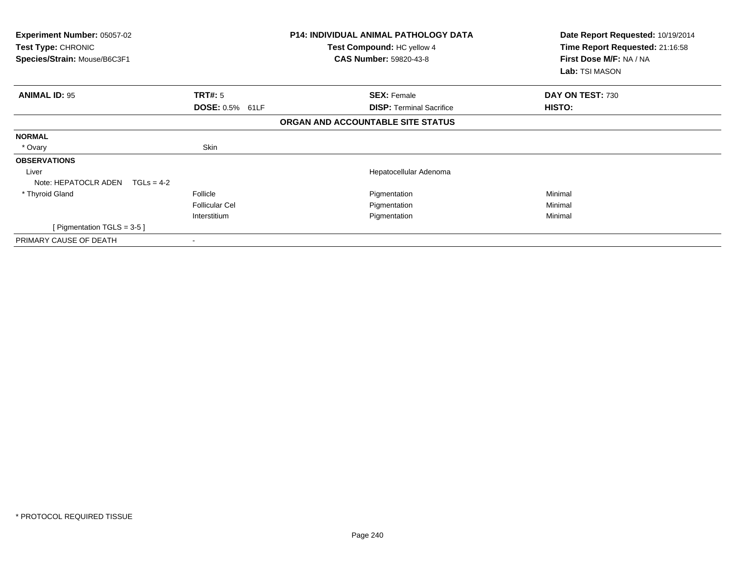**Experiment Number:** 05057-02
**Test Type:** CHRONIC
**Species/Strain:** Mouse/B6C3F1

**P14: INDIVIDUAL ANIMAL PATHOLOGY DATA**
**Test Compound:** HC yellow 4
**CAS Number:** 59820-43-8

**Date Report Requested:** 10/19/2014
**Time Report Requested:** 21:16:58
**First Dose M/F:** NA / NA
**Lab:** TSI MASON

| **ANIMAL ID:** 95 | **TRT#:** 5 | **SEX:** Female | **DAY ON TEST:** 730 |
|---|---|---|---|
| | **DOSE:** 0.5% 61LF | **DISP:** Terminal Sacrifice | **HISTO:** |

**ORGAN AND ACCOUNTABLE SITE STATUS**

| | | | |
|---|---|---|---|
| **NORMAL** | | | |
| * Ovary | Skin | | |
| **OBSERVATIONS** | | | |
| Liver | | Hepatocellular Adenoma | |
| Note: HEPATOCLR ADEN TGLs = 4-2 | | | |
| * Thyroid Gland | Follicle | Pigmentation | Minimal |
| | Follicular Cel | Pigmentation | Minimal |
| | Interstitium | Pigmentation | Minimal |
| [ Pigmentation TGLS = 3-5 ] | | | |
| PRIMARY CAUSE OF DEATH | - | | |

* PROTOCOL REQUIRED TISSUE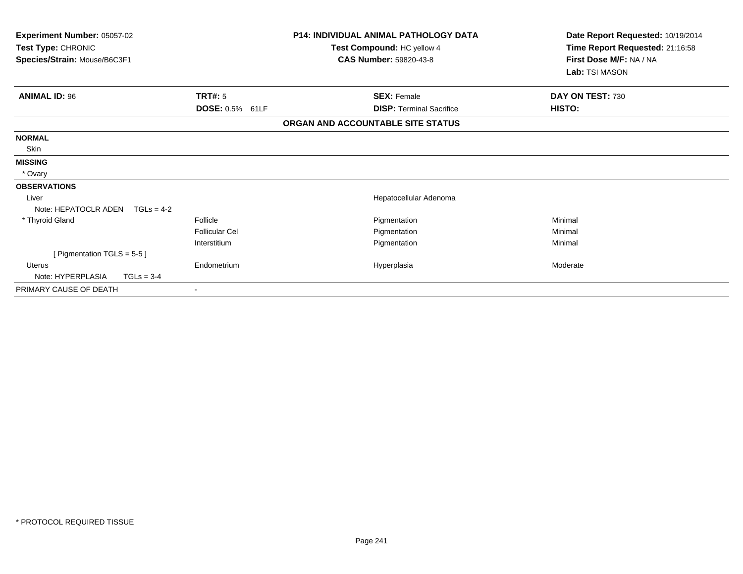**Experiment Number:** 05057-02
**Test Type:** CHRONIC
**Species/Strain:** Mouse/B6C3F1

**P14: INDIVIDUAL ANIMAL PATHOLOGY DATA**
**Test Compound:** HC yellow 4
**CAS Number:** 59820-43-8

**Date Report Requested:** 10/19/2014
**Time Report Requested:** 21:16:58
**First Dose M/F:** NA / NA
**Lab:** TSI MASON

| **ANIMAL ID:** 96 | **TRT#:** 5 | **SEX:** Female | **DAY ON TEST:** 730 |
|---|---|---|---|
| | **DOSE:** 0.5% 61LF | **DISP:** Terminal Sacrifice | **HISTO:** |

**ORGAN AND ACCOUNTABLE SITE STATUS**

| | | | |
|---|---|---|---|
| **NORMAL** | | | |
| Skin | | | |
| **MISSING** | | | |
| * Ovary | | | |
| **OBSERVATIONS** | | | |
| Liver | | Hepatocellular Adenoma | |
| Note: HEPATOCLR ADEN TGLs = 4-2 | | | |
| * Thyroid Gland | Follicle | Pigmentation | Minimal |
| | Follicular Cel | Pigmentation | Minimal |
| | Interstitium | Pigmentation | Minimal |
| [ Pigmentation TGLS = 5-5 ] | | | |
| Uterus | Endometrium | Hyperplasia | Moderate |
| Note: HYPERPLASIA TGLs = 3-4 | | | |
| PRIMARY CAUSE OF DEATH | - | | |

\* PROTOCOL REQUIRED TISSUE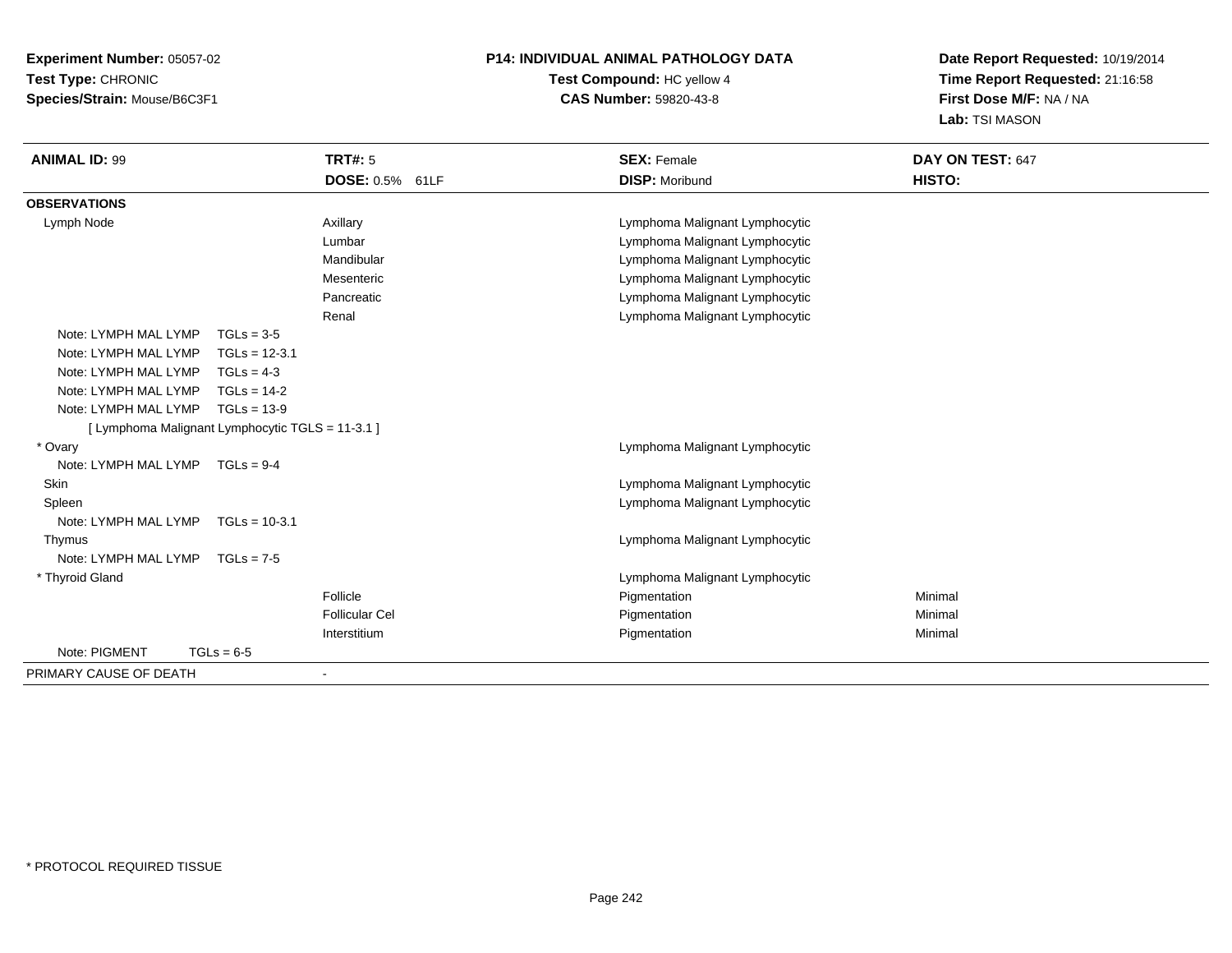**Experiment Number:** 05057-02
**Test Type:** CHRONIC
**Species/Strain:** Mouse/B6C3F1

**P14: INDIVIDUAL ANIMAL PATHOLOGY DATA**
**Test Compound:** HC yellow 4
**CAS Number:** 59820-43-8

**Date Report Requested:** 10/19/2014
**Time Report Requested:** 21:16:58
**First Dose M/F:** NA / NA
**Lab:** TSI MASON

| **ANIMAL ID:** 99 | **TRT#:** 5 | **SEX:** Female | **DAY ON TEST:** 647 |
|---|---|---|---|
| | **DOSE:** 0.5% 61LF | **DISP:** Moribund | **HISTO:** |
| **OBSERVATIONS** | | | |
| Lymph Node | Axillary | Lymphoma Malignant Lymphocytic | |
| | Lumbar | Lymphoma Malignant Lymphocytic | |
| | Mandibular | Lymphoma Malignant Lymphocytic | |
| | Mesenteric | Lymphoma Malignant Lymphocytic | |
| | Pancreatic | Lymphoma Malignant Lymphocytic | |
| | Renal | Lymphoma Malignant Lymphocytic | |
| Note: LYMPH MAL LYMP TGLs = 3-5 | | | |
| Note: LYMPH MAL LYMP TGLs = 12-3.1 | | | |
| Note: LYMPH MAL LYMP TGLs = 4-3 | | | |
| Note: LYMPH MAL LYMP TGLs = 14-2 | | | |
| Note: LYMPH MAL LYMP TGLs = 13-9 | | | |
| [ Lymphoma Malignant Lymphocytic TGLS = 11-3.1 ] | | | |
| * Ovary | | Lymphoma Malignant Lymphocytic | |
| Note: LYMPH MAL LYMP TGLs = 9-4 | | | |
| Skin | | Lymphoma Malignant Lymphocytic | |
| Spleen | | Lymphoma Malignant Lymphocytic | |
| Note: LYMPH MAL LYMP TGLs = 10-3.1 | | | |
| Thymus | | Lymphoma Malignant Lymphocytic | |
| Note: LYMPH MAL LYMP TGLs = 7-5 | | | |
| * Thyroid Gland | | Lymphoma Malignant Lymphocytic | |
| | Follicle | Pigmentation | Minimal |
| | Follicular Cel | Pigmentation | Minimal |
| | Interstitium | Pigmentation | Minimal |
| Note: PIGMENT TGLs = 6-5 | | | |
| PRIMARY CAUSE OF DEATH | - | | |

* PROTOCOL REQUIRED TISSUE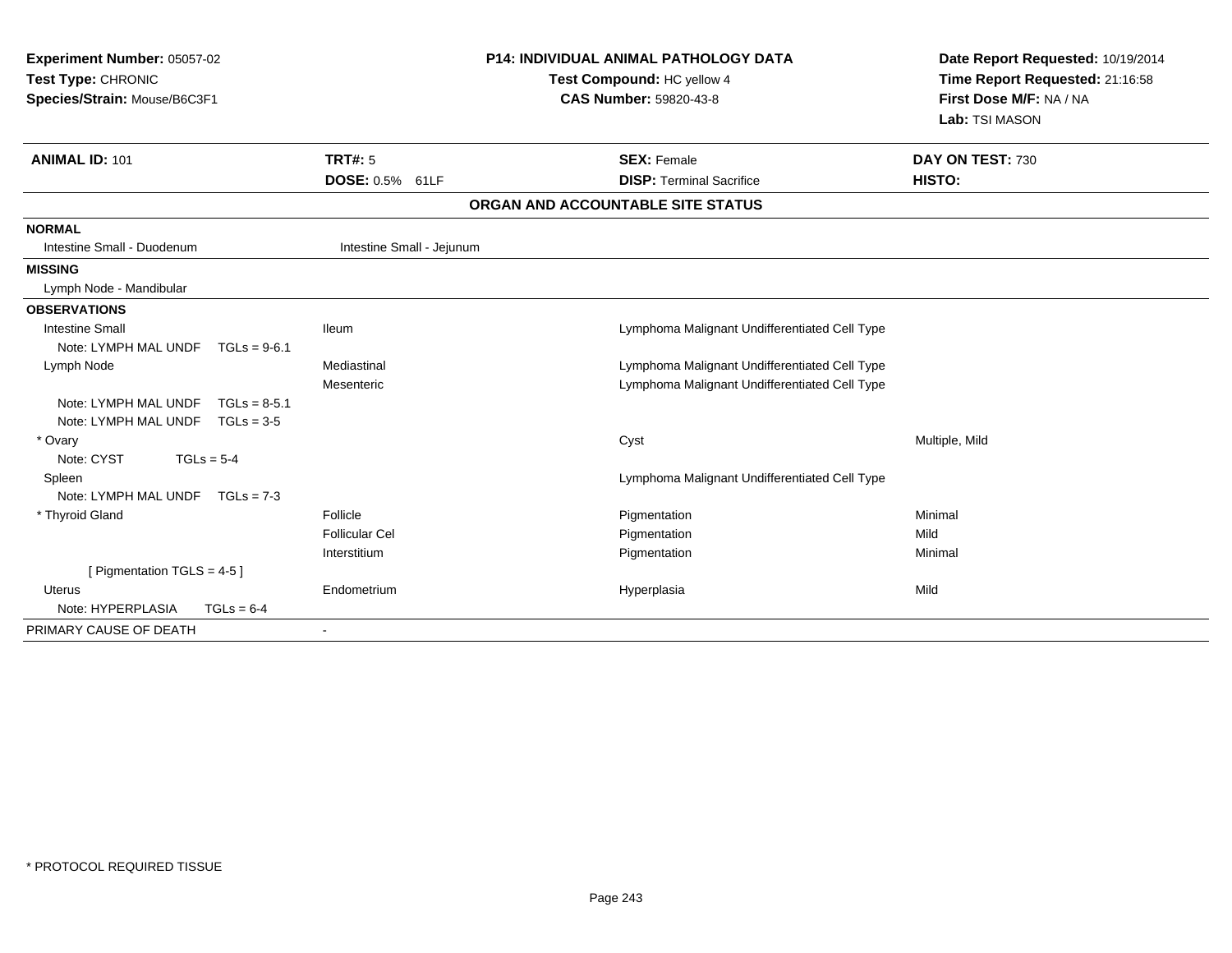**Experiment Number:** 05057-02
**Test Type:** CHRONIC
**Species/Strain:** Mouse/B6C3F1

**P14: INDIVIDUAL ANIMAL PATHOLOGY DATA**
**Test Compound:** HC yellow 4
**CAS Number:** 59820-43-8

**Date Report Requested:** 10/19/2014
**Time Report Requested:** 21:16:58
**First Dose M/F:** NA / NA
**Lab:** TSI MASON

| **ANIMAL ID:** 101 | **TRT#:** 5 | **SEX:** Female | **DAY ON TEST:** 730 |
|---|---|---|---|
| | **DOSE:** 0.5% 61LF | **DISP:** Terminal Sacrifice | **HISTO:** |

**ORGAN AND ACCOUNTABLE SITE STATUS**

| | | | |
|---|---|---|---|
| **NORMAL** | | | |
| Intestine Small - Duodenum | Intestine Small - Jejunum | | |
| **MISSING** | | | |
| Lymph Node - Mandibular | | | |
| **OBSERVATIONS** | | | |
| Intestine Small | Ileum | Lymphoma Malignant Undifferentiated Cell Type | |
| Note: LYMPH MAL UNDF TGLs = 9-6.1 | | | |
| Lymph Node | Mediastinal | Lymphoma Malignant Undifferentiated Cell Type | |
| | Mesenteric | Lymphoma Malignant Undifferentiated Cell Type | |
| Note: LYMPH MAL UNDF TGLs = 8-5.1 | | | |
| Note: LYMPH MAL UNDF TGLs = 3-5 | | | |
| * Ovary | | Cyst | Multiple, Mild |
| Note: CYST TGLs = 5-4 | | | |
| Spleen | | Lymphoma Malignant Undifferentiated Cell Type | |
| Note: LYMPH MAL UNDF TGLs = 7-3 | | | |
| * Thyroid Gland | Follicle | Pigmentation | Minimal |
| | Follicular Cel | Pigmentation | Mild |
| | Interstitium | Pigmentation | Minimal |
| [ Pigmentation TGLS = 4-5 ] | | | |
| Uterus | Endometrium | Hyperplasia | Mild |
| Note: HYPERPLASIA TGLs = 6-4 | | | |
| PRIMARY CAUSE OF DEATH | - | | |

\* PROTOCOL REQUIRED TISSUE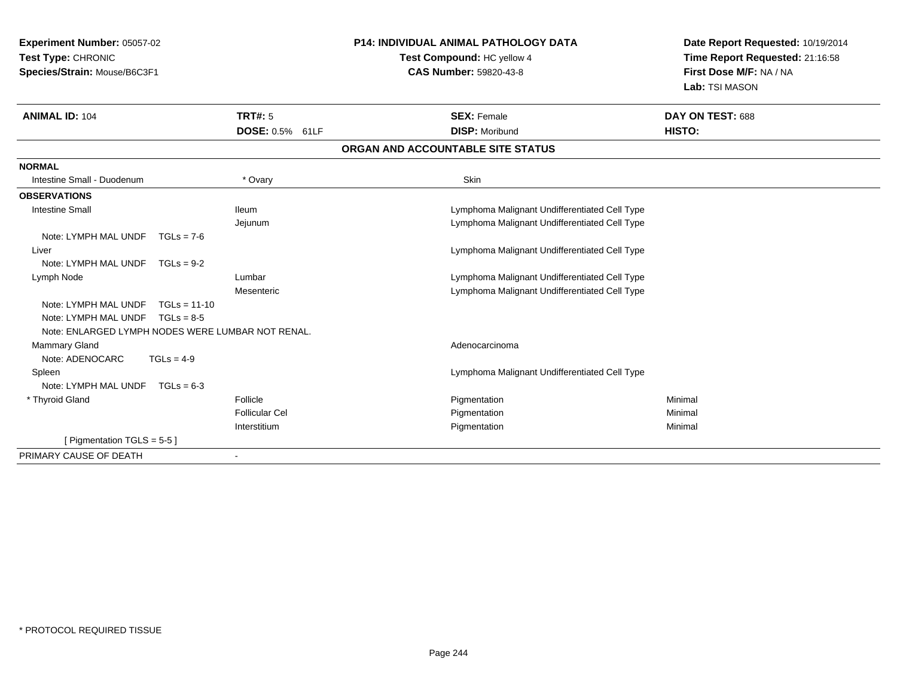**Experiment Number:** 05057-02
**Test Type:** CHRONIC
**Species/Strain:** Mouse/B6C3F1

**P14: INDIVIDUAL ANIMAL PATHOLOGY DATA**
**Test Compound:** HC yellow 4
**CAS Number:** 59820-43-8

**Date Report Requested:** 10/19/2014
**Time Report Requested:** 21:16:58
**First Dose M/F:** NA / NA
**Lab:** TSI MASON

| **ANIMAL ID:** 104 | **TRT#:** 5 | **SEX:** Female | **DAY ON TEST:** 688 |
|---|---|---|---|
| | **DOSE:** 0.5% 61LF | **DISP:** Moribund | **HISTO:** |

**ORGAN AND ACCOUNTABLE SITE STATUS**

**NORMAL**

| | | | |
|---|---|---|---|
| Intestine Small - Duodenum | * Ovary | Skin | |

**OBSERVATIONS**

| | | | |
|---|---|---|---|
| Intestine Small | Ileum | Lymphoma Malignant Undifferentiated Cell Type | |
| | Jejunum | Lymphoma Malignant Undifferentiated Cell Type | |
| Note: LYMPH MAL UNDF TGLs = 7-6 | | | |
| Liver | | Lymphoma Malignant Undifferentiated Cell Type | |
| Note: LYMPH MAL UNDF TGLs = 9-2 | | | |
| Lymph Node | Lumbar | Lymphoma Malignant Undifferentiated Cell Type | |
| | Mesenteric | Lymphoma Malignant Undifferentiated Cell Type | |
| Note: LYMPH MAL UNDF TGLs = 11-10 | | | |
| Note: LYMPH MAL UNDF TGLs = 8-5 | | | |
| Note: ENLARGED LYMPH NODES WERE LUMBAR NOT RENAL. | | | |
| Mammary Gland | | Adenocarcinoma | |
| Note: ADENOCARC TGLs = 4-9 | | | |
| Spleen | | Lymphoma Malignant Undifferentiated Cell Type | |
| Note: LYMPH MAL UNDF TGLs = 6-3 | | | |
| * Thyroid Gland | Follicle | Pigmentation | Minimal |
| | Follicular Cel | Pigmentation | Minimal |
| | Interstitium | Pigmentation | Minimal |
| [ Pigmentation TGLS = 5-5 ] | | | |

| | |
|---|---|
| PRIMARY CAUSE OF DEATH | - |

* PROTOCOL REQUIRED TISSUE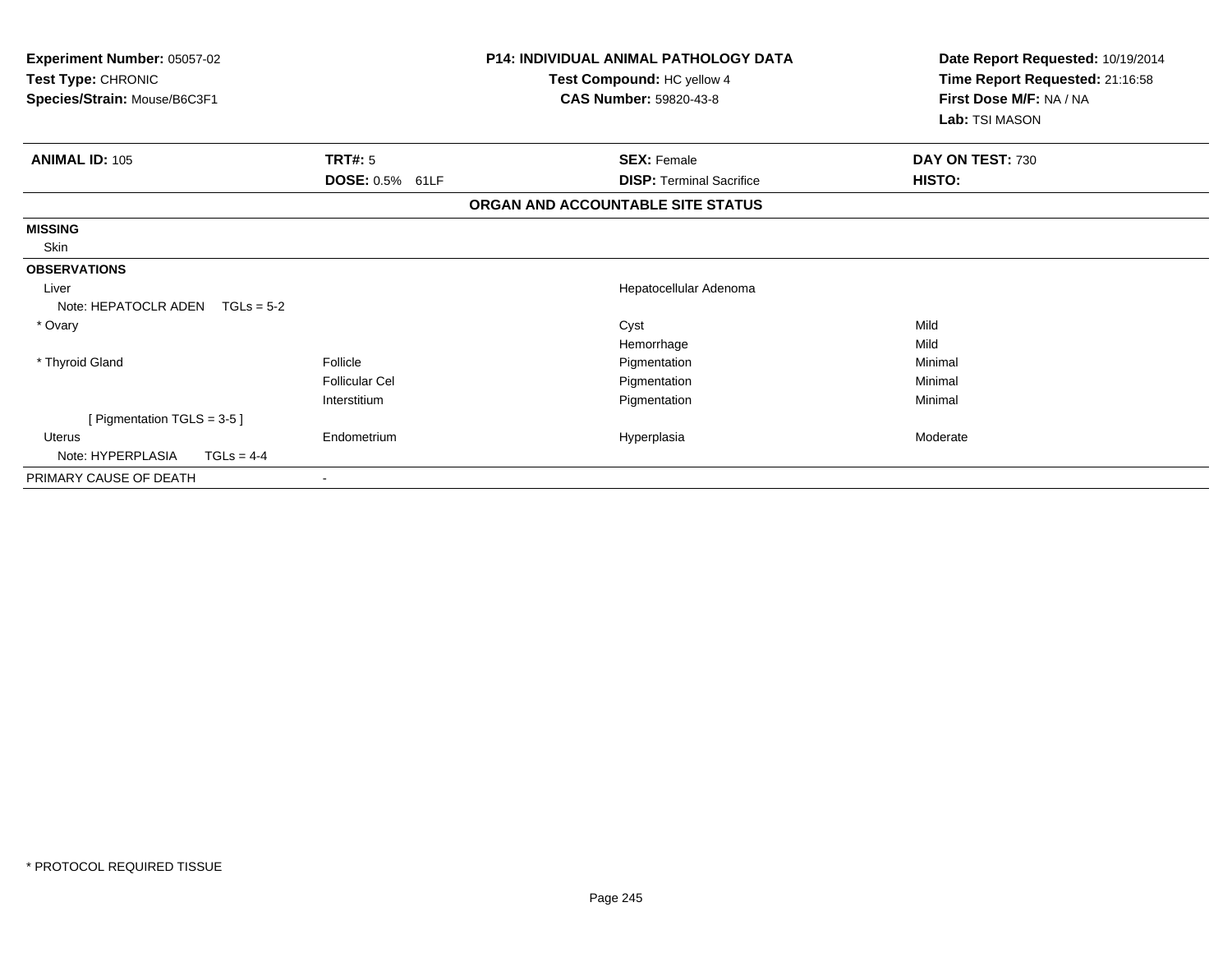**Experiment Number:** 05057-02
**Test Type:** CHRONIC
**Species/Strain:** Mouse/B6C3F1

**P14: INDIVIDUAL ANIMAL PATHOLOGY DATA**
**Test Compound:** HC yellow 4
**CAS Number:** 59820-43-8

**Date Report Requested:** 10/19/2014
**Time Report Requested:** 21:16:58
**First Dose M/F:** NA / NA
**Lab:** TSI MASON

| **ANIMAL ID:** 105 | **TRT#:** 5 | **SEX:** Female | **DAY ON TEST:** 730 |
|---|---|---|---|
| | **DOSE:** 0.5% 61LF | **DISP:** Terminal Sacrifice | **HISTO:** |

**ORGAN AND ACCOUNTABLE SITE STATUS**

| | | | |
|---|---|---|---|
| **MISSING** | | | |
| Skin | | | |
| **OBSERVATIONS** | | | |
| Liver | | Hepatocellular Adenoma | |
| Note: HEPATOCLR ADEN TGLs = 5-2 | | | |
| * Ovary | | Cyst | Mild |
| | | Hemorrhage | Mild |
| * Thyroid Gland | Follicle | Pigmentation | Minimal |
| | Follicular Cel | Pigmentation | Minimal |
| | Interstitium | Pigmentation | Minimal |
| [ Pigmentation TGLS = 3-5 ] | | | |
| Uterus | Endometrium | Hyperplasia | Moderate |
| Note: HYPERPLASIA TGLs = 4-4 | | | |
| PRIMARY CAUSE OF DEATH | - | | |

* PROTOCOL REQUIRED TISSUE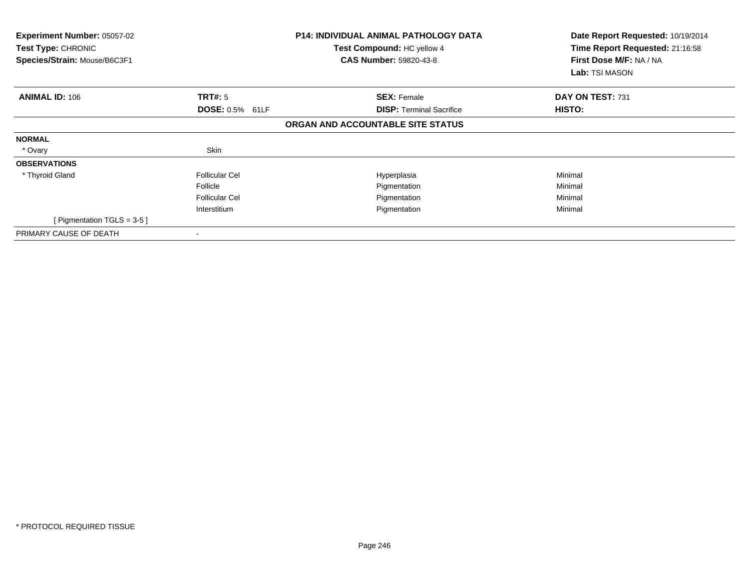| **Experiment Number:** 05057-02 | **P14: INDIVIDUAL ANIMAL PATHOLOGY DATA** | **Date Report Requested:** 10/19/2014 |
|---|---|---|
| **Test Type:** CHRONIC | **Test Compound:** HC yellow 4 | **Time Report Requested:** 21:16:58 |
| **Species/Strain:** Mouse/B6C3F1 | **CAS Number:** 59820-43-8 | **First Dose M/F:** NA / NA |
| | | **Lab:** TSI MASON |

| **ANIMAL ID:** 106 | **TRT#:** 5 | **SEX:** Female | **DAY ON TEST:** 731 |
|---|---|---|---|
| | **DOSE:** 0.5% 61LF | **DISP:** Terminal Sacrifice | **HISTO:** |
| | **ORGAN AND ACCOUNTABLE SITE STATUS** | | |
| **NORMAL** | | | |
| * Ovary | Skin | | |
| **OBSERVATIONS** | | | |
| * Thyroid Gland | Follicular Cel | Hyperplasia | Minimal |
| | Follicle | Pigmentation | Minimal |
| | Follicular Cel | Pigmentation | Minimal |
| | Interstitium | Pigmentation | Minimal |
| [ Pigmentation TGLS = 3-5 ] | | | |
| PRIMARY CAUSE OF DEATH | - | | |

* PROTOCOL REQUIRED TISSUE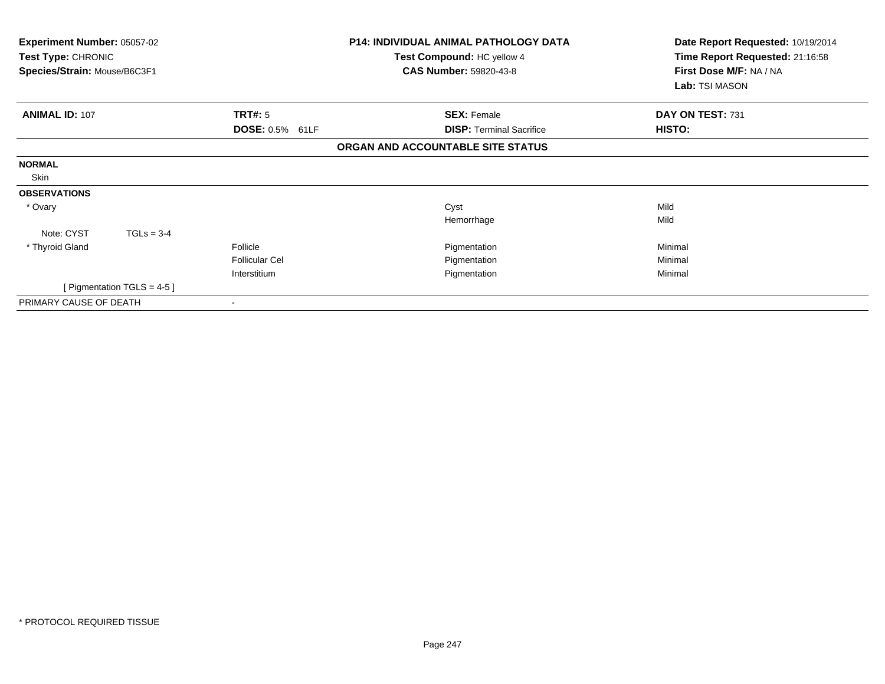**Experiment Number:** 05057-02
**Test Type:** CHRONIC
**Species/Strain:** Mouse/B6C3F1

**P14: INDIVIDUAL ANIMAL PATHOLOGY DATA**
**Test Compound:** HC yellow 4
**CAS Number:** 59820-43-8

**Date Report Requested:** 10/19/2014
**Time Report Requested:** 21:16:58
**First Dose M/F:** NA / NA
**Lab:** TSI MASON

| **ANIMAL ID:** 107 | **TRT#:** 5 | **SEX:** Female | **DAY ON TEST:** 731 |
|---|---|---|---|
| | **DOSE:** 0.5% 61LF | **DISP:** Terminal Sacrifice | **HISTO:** |

**ORGAN AND ACCOUNTABLE SITE STATUS**

| | | | |
|---|---|---|---|
| **NORMAL** | | | |
| Skin | | | |
| **OBSERVATIONS** | | | |
| * Ovary | | Cyst | Mild |
| | | Hemorrhage | Mild |
| Note: CYST TGLs = 3-4 | | | |
| * Thyroid Gland | Follicle | Pigmentation | Minimal |
| | Follicular Cel | Pigmentation | Minimal |
| | Interstitium | Pigmentation | Minimal |
| [ Pigmentation TGLS = 4-5 ] | | | |
| PRIMARY CAUSE OF DEATH | - | | |

* PROTOCOL REQUIRED TISSUE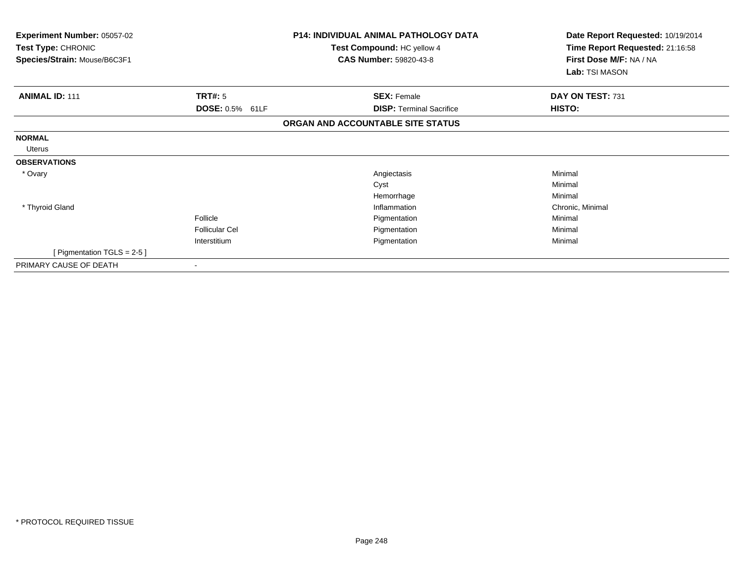**Experiment Number:** 05057-02
**Test Type:** CHRONIC
**Species/Strain:** Mouse/B6C3F1

**P14: INDIVIDUAL ANIMAL PATHOLOGY DATA**
**Test Compound:** HC yellow 4
**CAS Number:** 59820-43-8

**Date Report Requested:** 10/19/2014
**Time Report Requested:** 21:16:58
**First Dose M/F:** NA / NA
**Lab:** TSI MASON

| **ANIMAL ID:** 111 | **TRT#:** 5 | **SEX:** Female | **DAY ON TEST:** 731 |
|---|---|---|---|
| | **DOSE:** 0.5% 61LF | **DISP:** Terminal Sacrifice | **HISTO:** |

**ORGAN AND ACCOUNTABLE SITE STATUS**

| | | | |
|---|---|---|---|
| **NORMAL** | | | |
| Uterus | | | |
| **OBSERVATIONS** | | | |
| * Ovary | | Angiectasis | Minimal |
| | | Cyst | Minimal |
| | | Hemorrhage | Minimal |
| * Thyroid Gland | | Inflammation | Chronic, Minimal |
| | Follicle | Pigmentation | Minimal |
| | Follicular Cel | Pigmentation | Minimal |
| | Interstitium | Pigmentation | Minimal |
| [ Pigmentation TGLS = 2-5 ] | | | |
| PRIMARY CAUSE OF DEATH | - | | |

* PROTOCOL REQUIRED TISSUE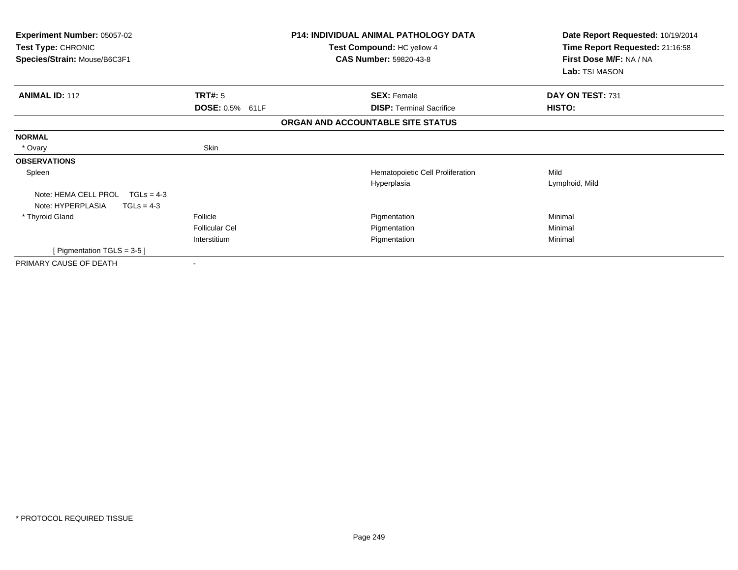**Experiment Number:** 05057-02
**Test Type:** CHRONIC
**Species/Strain:** Mouse/B6C3F1

**P14: INDIVIDUAL ANIMAL PATHOLOGY DATA**
**Test Compound:** HC yellow 4
**CAS Number:** 59820-43-8

**Date Report Requested:** 10/19/2014
**Time Report Requested:** 21:16:58
**First Dose M/F:** NA / NA
**Lab:** TSI MASON

| **ANIMAL ID:** 112 | **TRT#:** 5 | **SEX:** Female | **DAY ON TEST:** 731 |
|---|---|---|---|
| | **DOSE:** 0.5% 61LF | **DISP:** Terminal Sacrifice | **HISTO:** |

**ORGAN AND ACCOUNTABLE SITE STATUS**

| | | | |
|---|---|---|---|
| **NORMAL** | | | |
| * Ovary | Skin | | |
| **OBSERVATIONS** | | | |
| Spleen | | Hematopoietic Cell Proliferation | Mild |
| | | Hyperplasia | Lymphoid, Mild |
| Note: HEMA CELL PROL TGLs = 4-3 | | | |
| Note: HYPERPLASIA TGLs = 4-3 | | | |
| * Thyroid Gland | Follicle | Pigmentation | Minimal |
| | Follicular Cel | Pigmentation | Minimal |
| | Interstitium | Pigmentation | Minimal |
| [ Pigmentation TGLS = 3-5 ] | | | |
| PRIMARY CAUSE OF DEATH | - | | |

* PROTOCOL REQUIRED TISSUE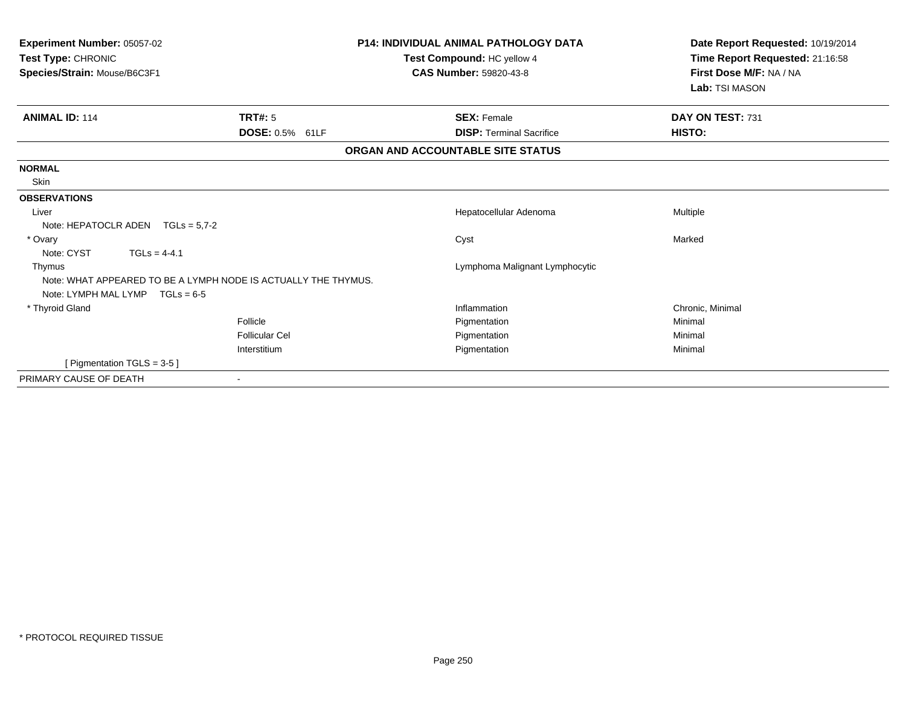**Experiment Number:** 05057-02
**Test Type:** CHRONIC
**Species/Strain:** Mouse/B6C3F1

**P14: INDIVIDUAL ANIMAL PATHOLOGY DATA**
**Test Compound:** HC yellow 4
**CAS Number:** 59820-43-8

**Date Report Requested:** 10/19/2014
**Time Report Requested:** 21:16:58
**First Dose M/F:** NA / NA
**Lab:** TSI MASON

| **ANIMAL ID:** 114 | **TRT#:** 5 | **SEX:** Female | **DAY ON TEST:** 731 |
|---|---|---|---|
| | **DOSE:** 0.5% 61LF | **DISP:** Terminal Sacrifice | **HISTO:** |

**ORGAN AND ACCOUNTABLE SITE STATUS**

**NORMAL**

Skin

**OBSERVATIONS**

| | | | |
|---|---|---|---|
| Liver | | Hepatocellular Adenoma | Multiple |
| Note: HEPATOCLR ADEN TGLs = 5,7-2 | | | |
| * Ovary | | Cyst | Marked |
| Note: CYST TGLs = 4-4.1 | | | |
| Thymus | | Lymphoma Malignant Lymphocytic | |
| Note: WHAT APPEARED TO BE A LYMPH NODE IS ACTUALLY THE THYMUS. | | | |
| Note: LYMPH MAL LYMP TGLs = 6-5 | | | |
| * Thyroid Gland | | Inflammation | Chronic, Minimal |
| | Follicle | Pigmentation | Minimal |
| | Follicular Cel | Pigmentation | Minimal |
| | Interstitium | Pigmentation | Minimal |
| [ Pigmentation TGLS = 3-5 ] | | | |

PRIMARY CAUSE OF DEATH -

\* PROTOCOL REQUIRED TISSUE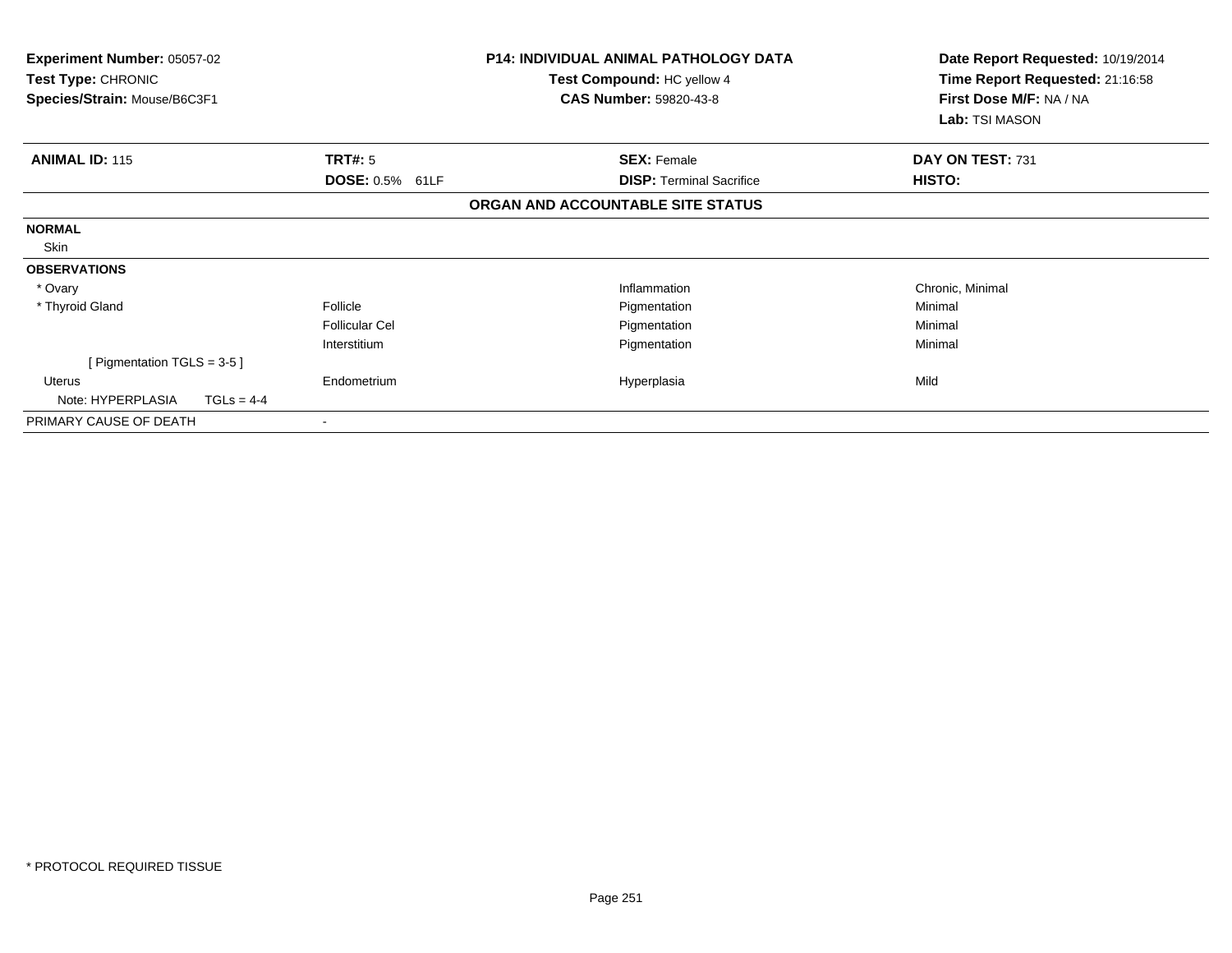**Experiment Number:** 05057-02
**Test Type:** CHRONIC
**Species/Strain:** Mouse/B6C3F1

**P14: INDIVIDUAL ANIMAL PATHOLOGY DATA**
**Test Compound:** HC yellow 4
**CAS Number:** 59820-43-8

**Date Report Requested:** 10/19/2014
**Time Report Requested:** 21:16:58
**First Dose M/F:** NA / NA
**Lab:** TSI MASON

| **ANIMAL ID:** 115 | **TRT#:** 5 | **SEX:** Female | **DAY ON TEST:** 731 |
|---|---|---|---|
| | **DOSE:** 0.5% 61LF | **DISP:** Terminal Sacrifice | **HISTO:** |

**ORGAN AND ACCOUNTABLE SITE STATUS**

| | | | |
|---|---|---|---|
| **NORMAL** | | | |
| Skin | | | |
| **OBSERVATIONS** | | | |
| * Ovary | | Inflammation | Chronic, Minimal |
| * Thyroid Gland | Follicle | Pigmentation | Minimal |
| | Follicular Cel | Pigmentation | Minimal |
| | Interstitium | Pigmentation | Minimal |
| [ Pigmentation TGLS = 3-5 ] | | | |
| Uterus | Endometrium | Hyperplasia | Mild |
| Note: HYPERPLASIA TGLs = 4-4 | | | |
| PRIMARY CAUSE OF DEATH | - | | |

* PROTOCOL REQUIRED TISSUE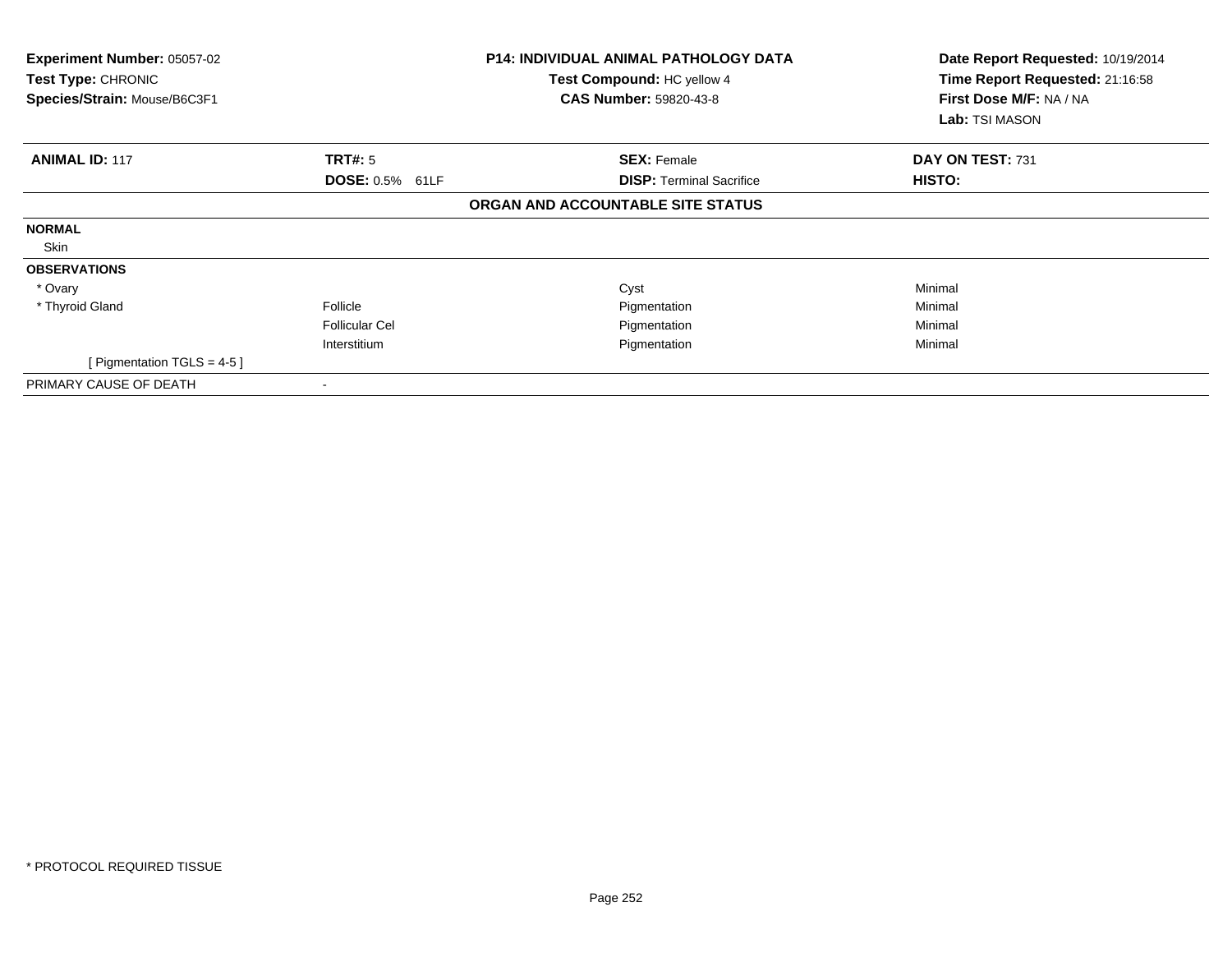| **Experiment Number:** 05057-02 | **P14: INDIVIDUAL ANIMAL PATHOLOGY DATA** | **Date Report Requested:** 10/19/2014 |
|---|---|---|
| **Test Type:** CHRONIC | **Test Compound:** HC yellow 4 | **Time Report Requested:** 21:16:58 |
| **Species/Strain:** Mouse/B6C3F1 | **CAS Number:** 59820-43-8 | **First Dose M/F:** NA / NA |
| | | **Lab:** TSI MASON |

| **ANIMAL ID:** 117 | **TRT#:** 5 | **SEX:** Female | **DAY ON TEST:** 731 |
|---|---|---|---|
| | **DOSE:** 0.5% 61LF | **DISP:** Terminal Sacrifice | **HISTO:** |

**ORGAN AND ACCOUNTABLE SITE STATUS**

| | | | |
|---|---|---|---|
| **NORMAL** | | | |
| Skin | | | |
| **OBSERVATIONS** | | | |
| * Ovary | | Cyst | Minimal |
| * Thyroid Gland | Follicle | Pigmentation | Minimal |
| | Follicular Cel | Pigmentation | Minimal |
| | Interstitium | Pigmentation | Minimal |
| [ Pigmentation TGLS = 4-5 ] | | | |
| PRIMARY CAUSE OF DEATH | - | | |

* PROTOCOL REQUIRED TISSUE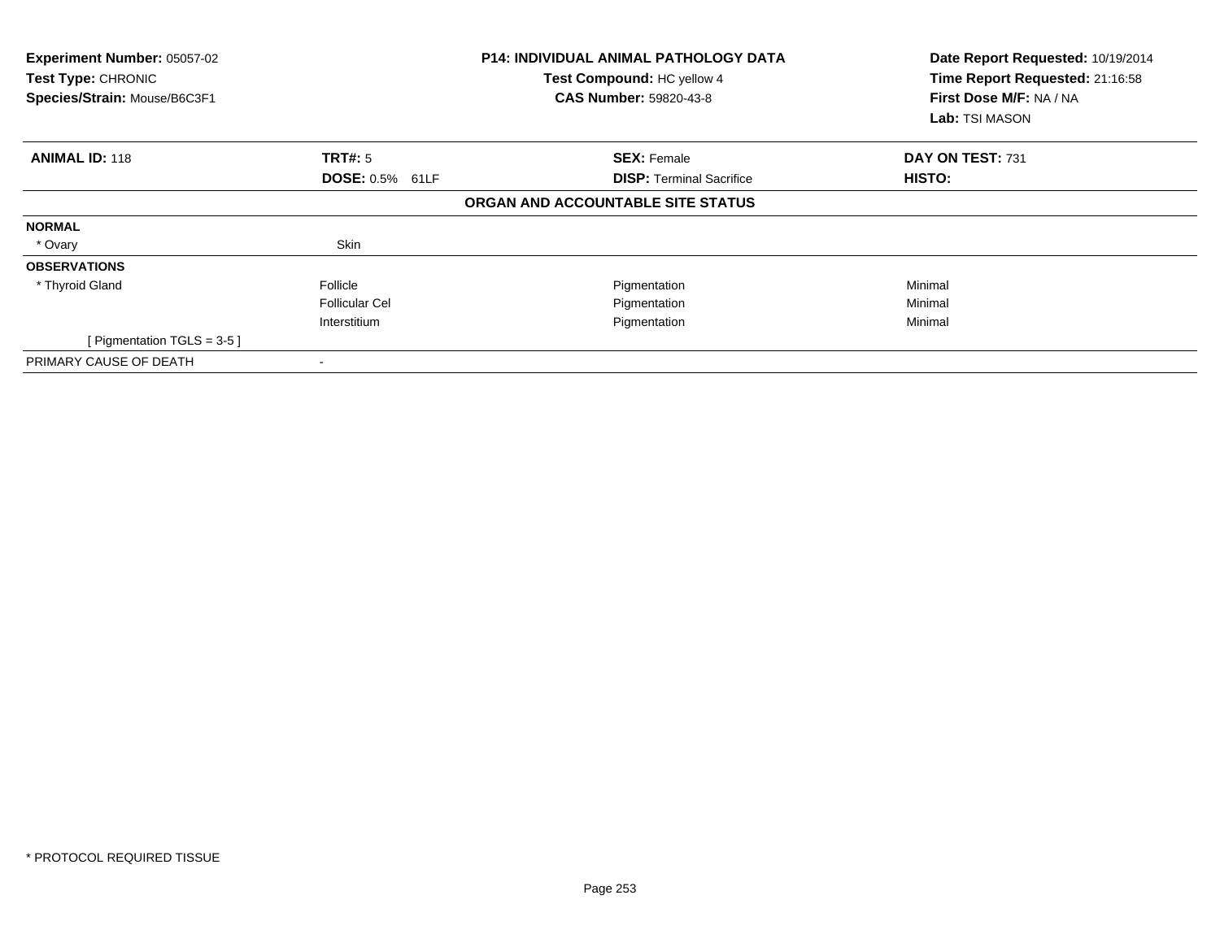| **Experiment Number:** 05057-02 | **P14: INDIVIDUAL ANIMAL PATHOLOGY DATA** | **Date Report Requested:** 10/19/2014 |
|---|---|---|
| **Test Type:** CHRONIC | **Test Compound:** HC yellow 4 | **Time Report Requested:** 21:16:58 |
| **Species/Strain:** Mouse/B6C3F1 | **CAS Number:** 59820-43-8 | **First Dose M/F:** NA / NA |
| | | **Lab:** TSI MASON |

| **ANIMAL ID:** 118 | **TRT#:** 5 | **SEX:** Female | **DAY ON TEST:** 731 |
|---|---|---|---|
| | **DOSE:** 0.5% 61LF | **DISP:** Terminal Sacrifice | **HISTO:** |
| | | **ORGAN AND ACCOUNTABLE SITE STATUS** | |
| **NORMAL** | | | |
| * Ovary | Skin | | |
| **OBSERVATIONS** | | | |
| * Thyroid Gland | Follicle | Pigmentation | Minimal |
| | Follicular Cel | Pigmentation | Minimal |
| | Interstitium | Pigmentation | Minimal |
| [ Pigmentation TGLS = 3-5 ] | | | |
| PRIMARY CAUSE OF DEATH | - | | |

* PROTOCOL REQUIRED TISSUE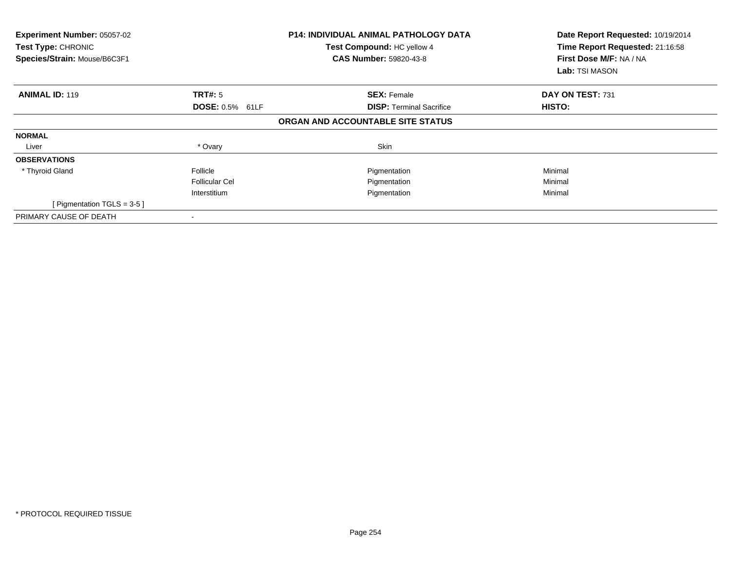**Experiment Number:** 05057-02
**Test Type:** CHRONIC
**Species/Strain:** Mouse/B6C3F1

**P14: INDIVIDUAL ANIMAL PATHOLOGY DATA**
**Test Compound:** HC yellow 4
**CAS Number:** 59820-43-8

**Date Report Requested:** 10/19/2014
**Time Report Requested:** 21:16:58
**First Dose M/F:** NA / NA
**Lab:** TSI MASON

| **ANIMAL ID:** 119 | **TRT#:** 5 | **SEX:** Female | **DAY ON TEST:** 731 |
|---|---|---|---|
| | **DOSE:** 0.5% 61LF | **DISP:** Terminal Sacrifice | **HISTO:** |

**ORGAN AND ACCOUNTABLE SITE STATUS**

| | | | |
|---|---|---|---|
| **NORMAL** | | | |
| Liver | * Ovary | Skin | |
| **OBSERVATIONS** | | | |
| * Thyroid Gland | Follicle | Pigmentation | Minimal |
| | Follicular Cel | Pigmentation | Minimal |
| | Interstitium | Pigmentation | Minimal |
| [ Pigmentation TGLS = 3-5 ] | | | |
| PRIMARY CAUSE OF DEATH | - | | |

\* PROTOCOL REQUIRED TISSUE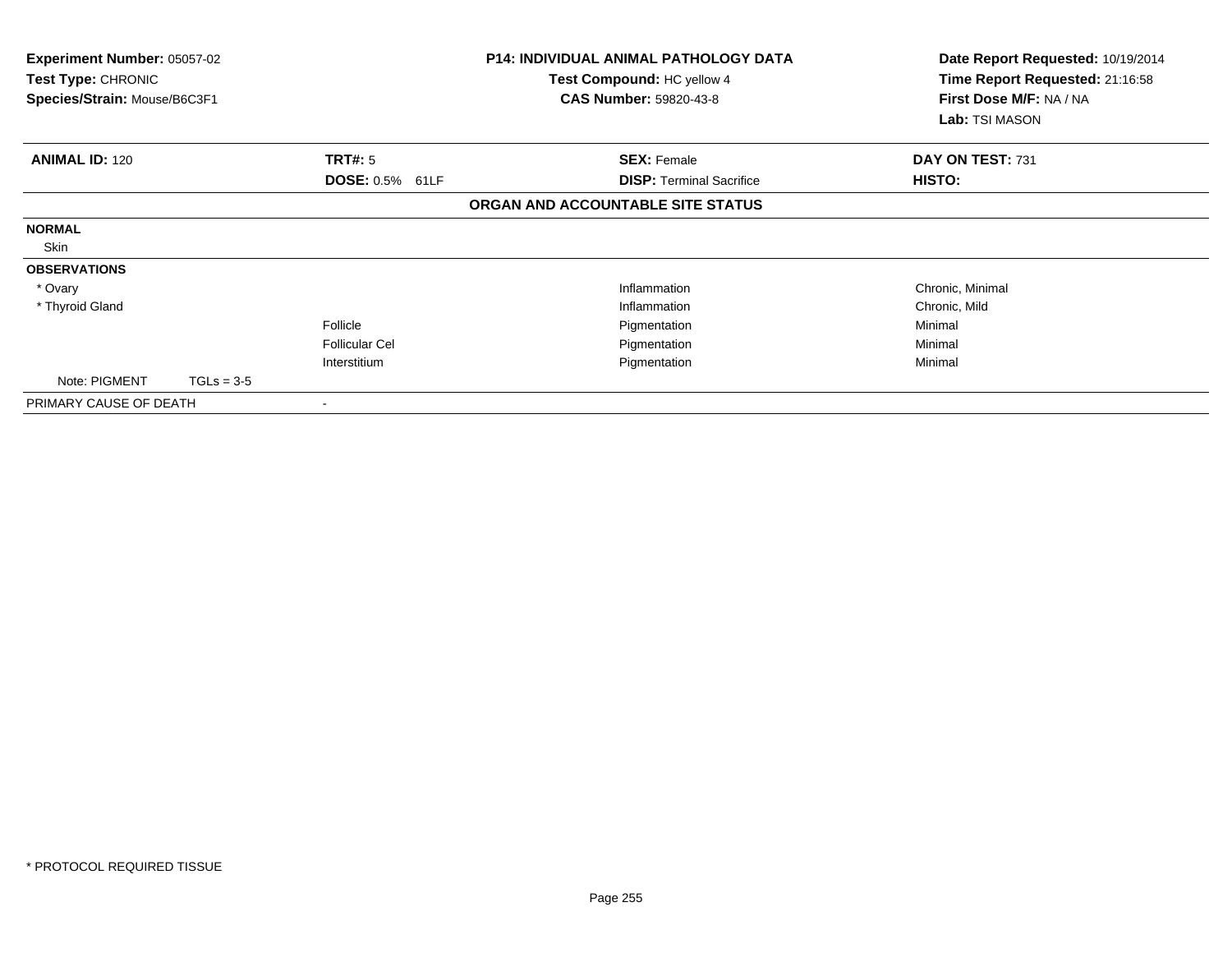**Experiment Number:** 05057-02
**Test Type:** CHRONIC
**Species/Strain:** Mouse/B6C3F1

**P14: INDIVIDUAL ANIMAL PATHOLOGY DATA**
**Test Compound:** HC yellow 4
**CAS Number:** 59820-43-8

**Date Report Requested:** 10/19/2014
**Time Report Requested:** 21:16:58
**First Dose M/F:** NA / NA
**Lab:** TSI MASON

| **ANIMAL ID:** 120 | **TRT#:** 5 | **SEX:** Female | **DAY ON TEST:** 731 |
|---|---|---|---|
| | **DOSE:** 0.5% 61LF | **DISP:** Terminal Sacrifice | **HISTO:** |

**ORGAN AND ACCOUNTABLE SITE STATUS**

| | | | |
|---|---|---|---|
| **NORMAL** | | | |
| Skin | | | |
| **OBSERVATIONS** | | | |
| * Ovary | | Inflammation | Chronic, Minimal |
| * Thyroid Gland | | Inflammation | Chronic, Mild |
| | Follicle | Pigmentation | Minimal |
| | Follicular Cel | Pigmentation | Minimal |
| | Interstitium | Pigmentation | Minimal |
| Note: PIGMENT TGLs = 3-5 | | | |
| PRIMARY CAUSE OF DEATH | - | | |

* PROTOCOL REQUIRED TISSUE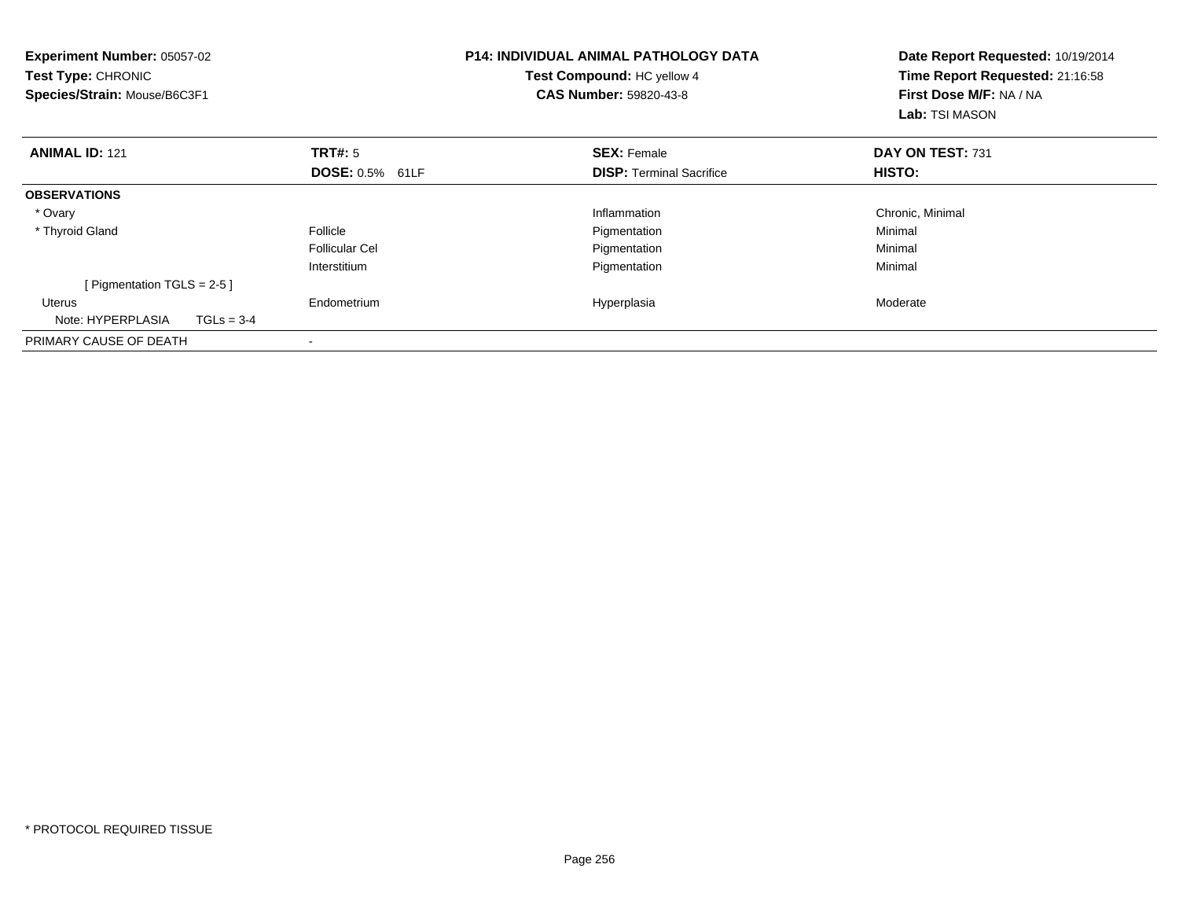**Experiment Number:** 05057-02
**Test Type:** CHRONIC
**Species/Strain:** Mouse/B6C3F1

**P14: INDIVIDUAL ANIMAL PATHOLOGY DATA**
**Test Compound:** HC yellow 4
**CAS Number:** 59820-43-8

**Date Report Requested:** 10/19/2014
**Time Report Requested:** 21:16:58
**First Dose M/F:** NA / NA
**Lab:** TSI MASON

| **ANIMAL ID:** 121 | **TRT#:** 5 | **SEX:** Female | **DAY ON TEST:** 731 |
|---|---|---|---|
| | **DOSE:** 0.5% 61LF | **DISP:** Terminal Sacrifice | **HISTO:** |
| **OBSERVATIONS** | | | |
| * Ovary | | Inflammation | Chronic, Minimal |
| * Thyroid Gland | Follicle | Pigmentation | Minimal |
| | Follicular Cel | Pigmentation | Minimal |
| | Interstitium | Pigmentation | Minimal |
| [ Pigmentation TGLS = 2-5 ] | | | |
| Uterus | Endometrium | Hyperplasia | Moderate |
| Note: HYPERPLASIA TGLs = 3-4 | | | |
| PRIMARY CAUSE OF DEATH | - | | |

* PROTOCOL REQUIRED TISSUE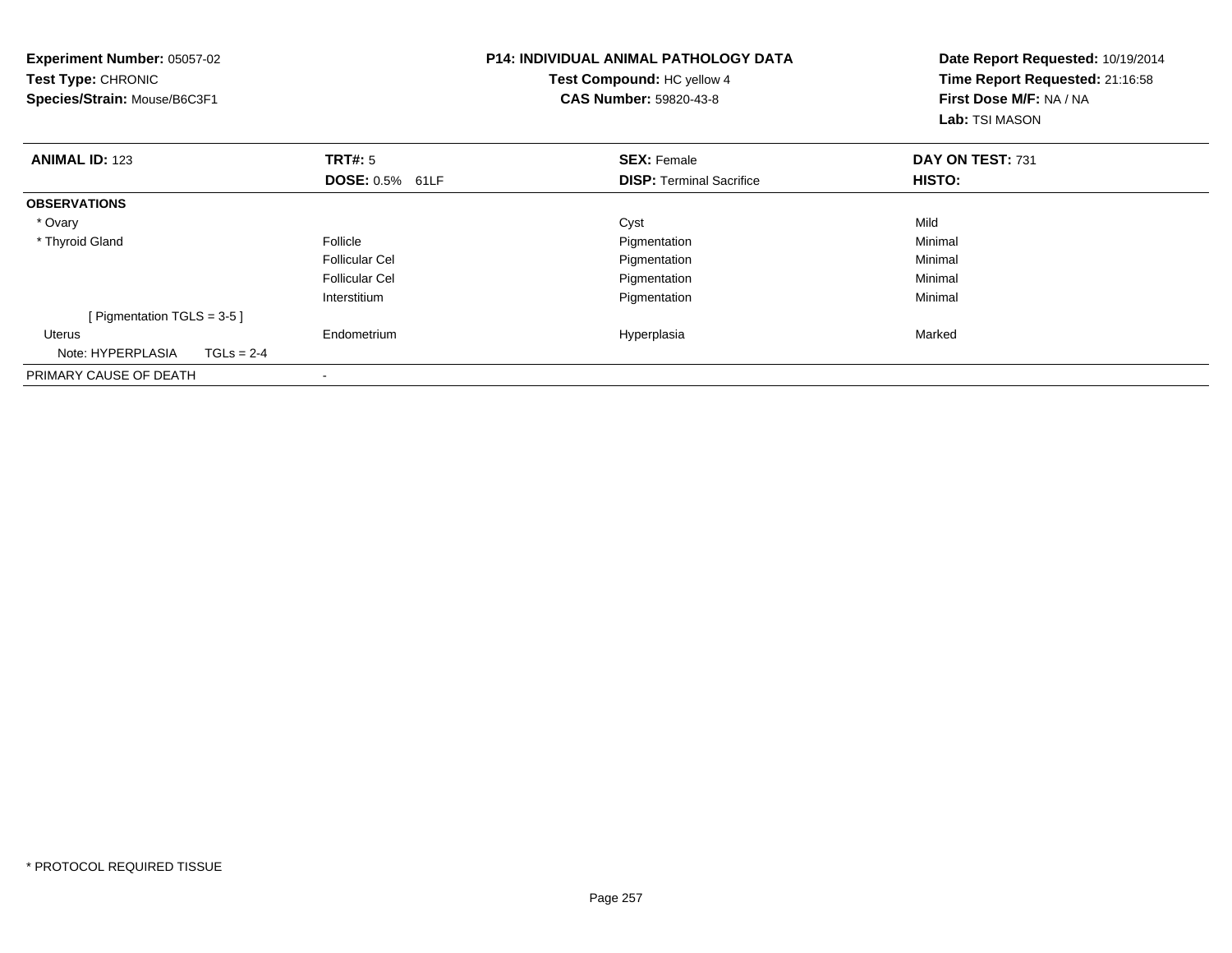**Experiment Number:** 05057-02
**Test Type:** CHRONIC
**Species/Strain:** Mouse/B6C3F1

**P14: INDIVIDUAL ANIMAL PATHOLOGY DATA**
**Test Compound:** HC yellow 4
**CAS Number:** 59820-43-8

**Date Report Requested:** 10/19/2014
**Time Report Requested:** 21:16:58
**First Dose M/F:** NA / NA
**Lab:** TSI MASON

| **ANIMAL ID:** 123 | **TRT#:** 5 | **SEX:** Female | **DAY ON TEST:** 731 |
|---|---|---|---|
| | **DOSE:** 0.5% 61LF | **DISP:** Terminal Sacrifice | **HISTO:** |
| **OBSERVATIONS** | | | |
| * Ovary | | Cyst | Mild |
| * Thyroid Gland | Follicle | Pigmentation | Minimal |
| | Follicular Cel | Pigmentation | Minimal |
| | Follicular Cel | Pigmentation | Minimal |
| | Interstitium | Pigmentation | Minimal |
| [ Pigmentation TGLS = 3-5 ] | | | |
| Uterus | Endometrium | Hyperplasia | Marked |
| Note: HYPERPLASIA TGLs = 2-4 | | | |
| PRIMARY CAUSE OF DEATH | - | | |

* PROTOCOL REQUIRED TISSUE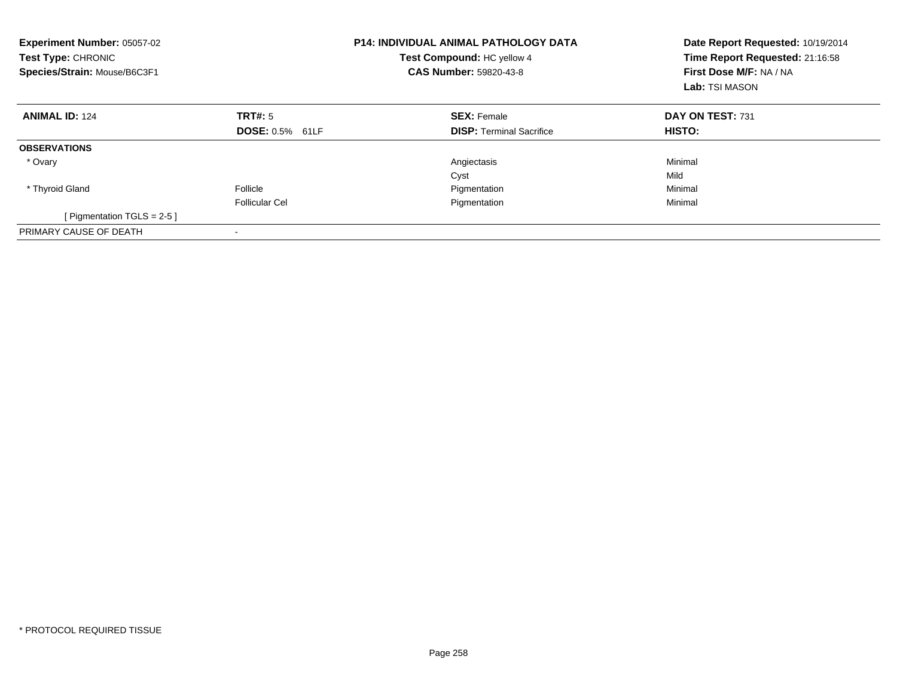**Experiment Number:** 05057-02
**Test Type:** CHRONIC
**Species/Strain:** Mouse/B6C3F1

**P14: INDIVIDUAL ANIMAL PATHOLOGY DATA**
**Test Compound:** HC yellow 4
**CAS Number:** 59820-43-8

**Date Report Requested:** 10/19/2014
**Time Report Requested:** 21:16:58
**First Dose M/F:** NA / NA
**Lab:** TSI MASON

| **ANIMAL ID:** 124 | **TRT#:** 5 | **SEX:** Female | **DAY ON TEST:** 731 |
|---|---|---|---|
| | **DOSE:** 0.5% 61LF | **DISP:** Terminal Sacrifice | **HISTO:** |
| **OBSERVATIONS** | | | |
| * Ovary | | Angiectasis | Minimal |
| | | Cyst | Mild |
| * Thyroid Gland | Follicle | Pigmentation | Minimal |
| | Follicular Cel | Pigmentation | Minimal |
| [ Pigmentation TGLS = 2-5 ] | | | |
| PRIMARY CAUSE OF DEATH | - | | |

* PROTOCOL REQUIRED TISSUE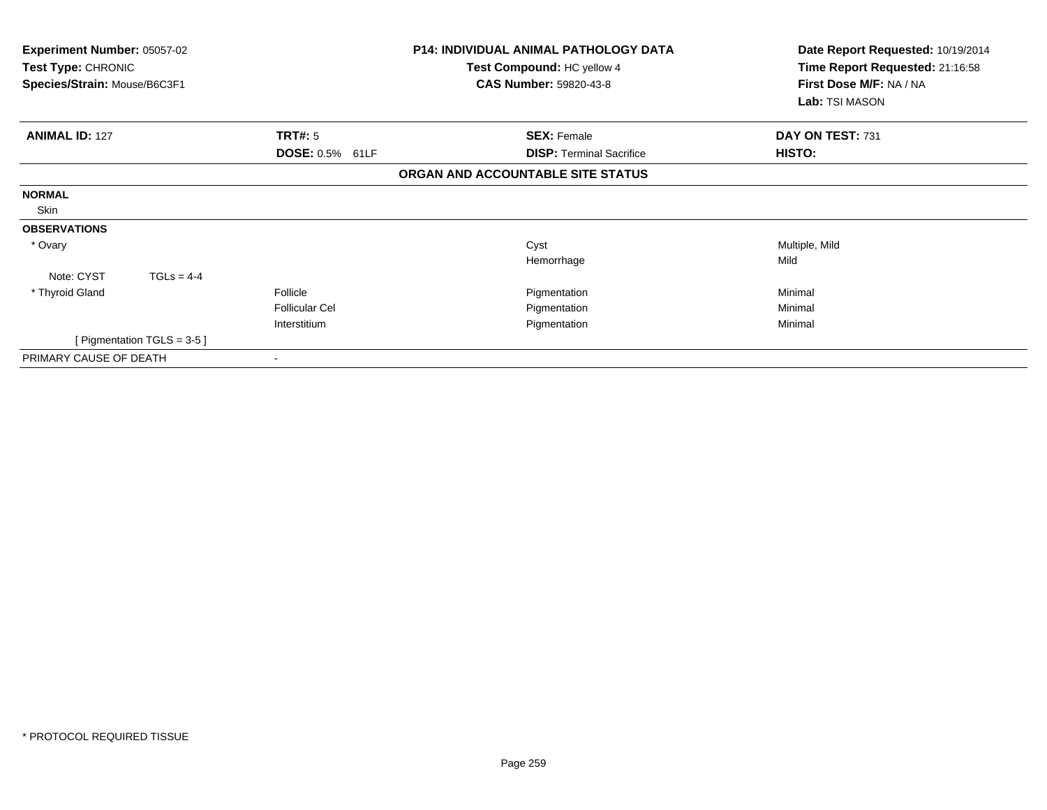**Experiment Number:** 05057-02
**Test Type:** CHRONIC
**Species/Strain:** Mouse/B6C3F1

**P14: INDIVIDUAL ANIMAL PATHOLOGY DATA**
**Test Compound:** HC yellow 4
**CAS Number:** 59820-43-8

**Date Report Requested:** 10/19/2014
**Time Report Requested:** 21:16:58
**First Dose M/F:** NA / NA
**Lab:** TSI MASON

| **ANIMAL ID:** 127 | **TRT#:** 5 | **SEX:** Female | **DAY ON TEST:** 731 |
|---|---|---|---|
| | **DOSE:** 0.5% 61LF | **DISP:** Terminal Sacrifice | **HISTO:** |

**ORGAN AND ACCOUNTABLE SITE STATUS**

| | | | |
|---|---|---|---|
| **NORMAL** | | | |
| Skin | | | |
| **OBSERVATIONS** | | | |
| * Ovary | | Cyst | Multiple, Mild |
| | | Hemorrhage | Mild |
| Note: CYST TGLs = 4-4 | | | |
| * Thyroid Gland | Follicle | Pigmentation | Minimal |
| | Follicular Cel | Pigmentation | Minimal |
| | Interstitium | Pigmentation | Minimal |
| [ Pigmentation TGLS = 3-5 ] | | | |
| PRIMARY CAUSE OF DEATH | - | | |

* PROTOCOL REQUIRED TISSUE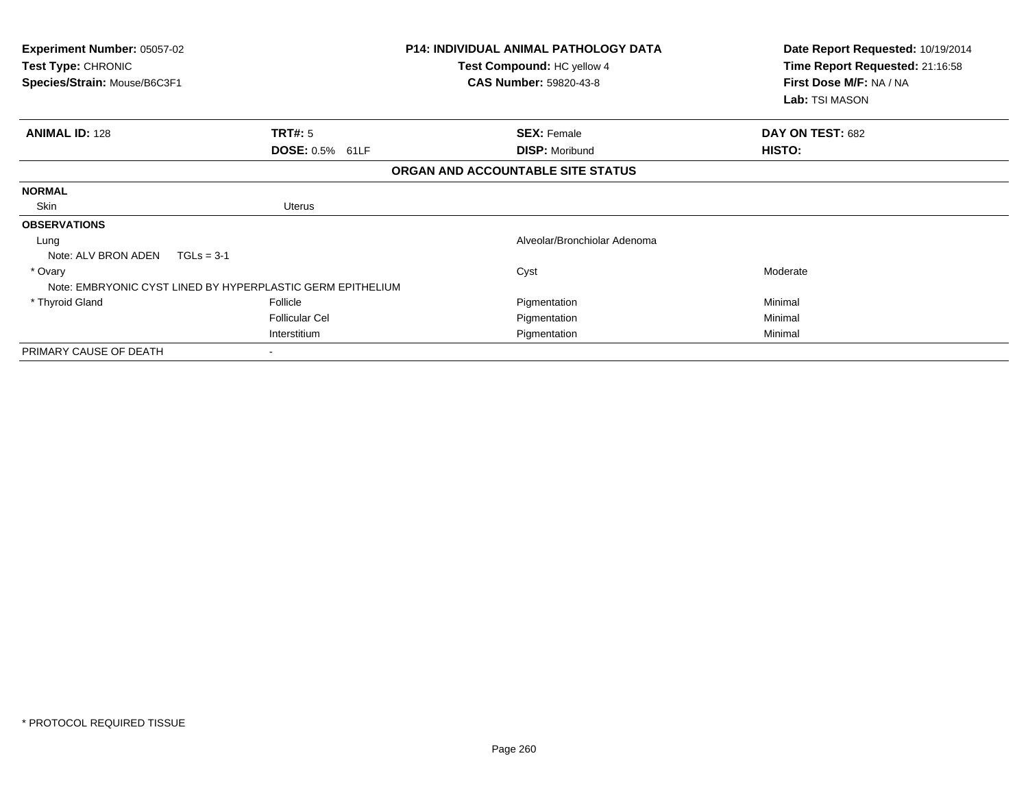**Experiment Number:** 05057-02
**Test Type:** CHRONIC
**Species/Strain:** Mouse/B6C3F1

**P14: INDIVIDUAL ANIMAL PATHOLOGY DATA**
**Test Compound:** HC yellow 4
**CAS Number:** 59820-43-8

**Date Report Requested:** 10/19/2014
**Time Report Requested:** 21:16:58
**First Dose M/F:** NA / NA
**Lab:** TSI MASON

| **ANIMAL ID:** 128 | **TRT#:** 5 | **SEX:** Female | **DAY ON TEST:** 682 |
|---|---|---|---|
| | **DOSE:** 0.5% 61LF | **DISP:** Moribund | **HISTO:** |

**ORGAN AND ACCOUNTABLE SITE STATUS**

| | | | |
|---|---|---|---|
| **NORMAL** | | | |
| Skin | Uterus | | |
| **OBSERVATIONS** | | | |
| Lung | | Alveolar/Bronchiolar Adenoma | |
| Note: ALV BRON ADEN TGLs = 3-1 | | | |
| * Ovary | | Cyst | Moderate |
| Note: EMBRYONIC CYST LINED BY HYPERPLASTIC GERM EPITHELIUM | | | |
| * Thyroid Gland | Follicle | Pigmentation | Minimal |
| | Follicular Cel | Pigmentation | Minimal |
| | Interstitium | Pigmentation | Minimal |
| PRIMARY CAUSE OF DEATH | - | | |

\* PROTOCOL REQUIRED TISSUE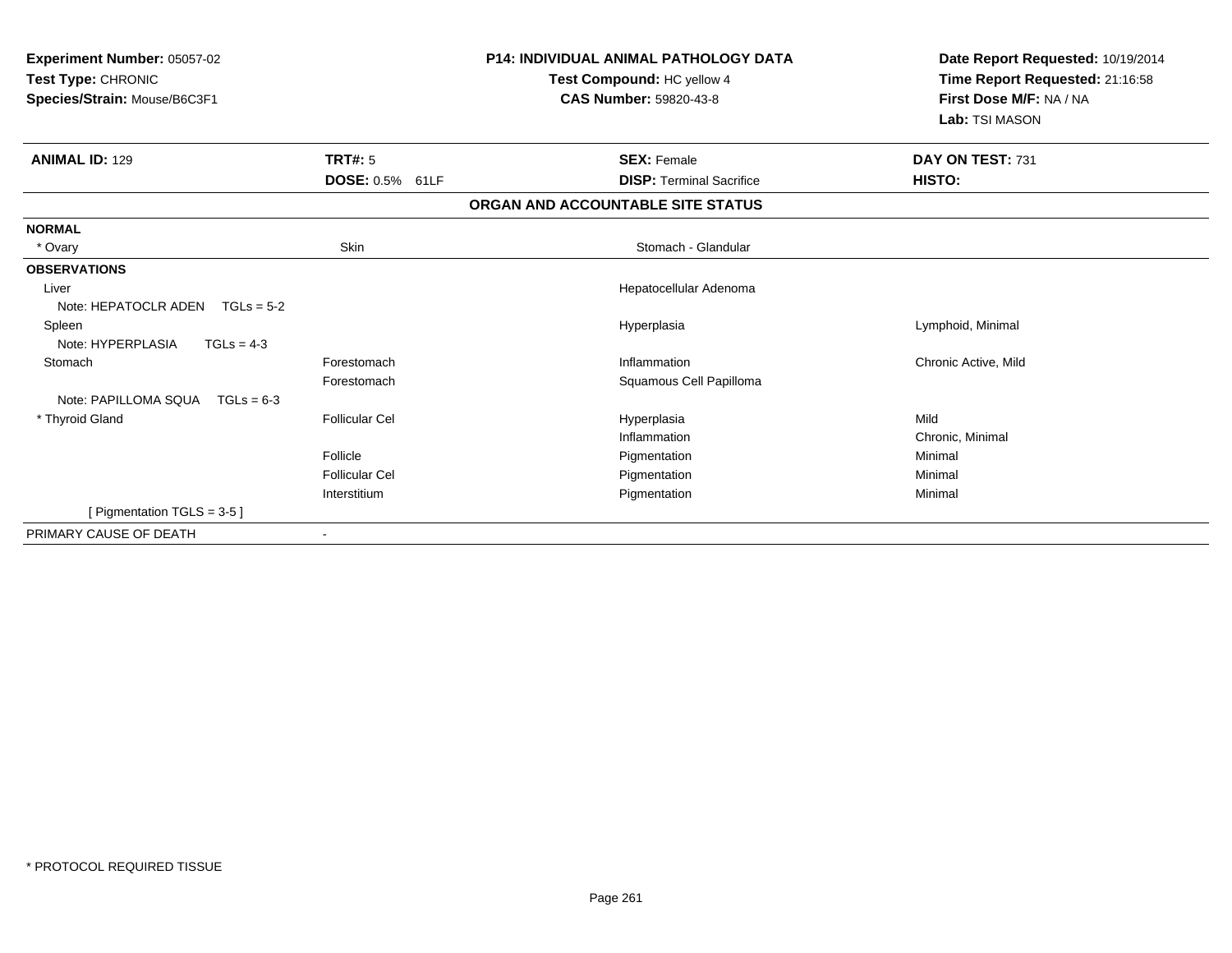**Experiment Number:** 05057-02
**Test Type:** CHRONIC
**Species/Strain:** Mouse/B6C3F1

**P14: INDIVIDUAL ANIMAL PATHOLOGY DATA**
**Test Compound:** HC yellow 4
**CAS Number:** 59820-43-8

**Date Report Requested:** 10/19/2014
**Time Report Requested:** 21:16:58
**First Dose M/F:** NA / NA
**Lab:** TSI MASON

| **ANIMAL ID:** 129 | **TRT#:** 5 | **SEX:** Female | **DAY ON TEST:** 731 |
|---|---|---|---|
| | **DOSE:** 0.5% 61LF | **DISP:** Terminal Sacrifice | **HISTO:** |

**ORGAN AND ACCOUNTABLE SITE STATUS**

| | | | |
|---|---|---|---|
| **NORMAL** | | | |
| * Ovary | Skin | Stomach - Glandular | |
| **OBSERVATIONS** | | | |
| Liver | | Hepatocellular Adenoma | |
| Note: HEPATOCLR ADEN TGLs = 5-2 | | | |
| Spleen | | Hyperplasia | Lymphoid, Minimal |
| Note: HYPERPLASIA TGLs = 4-3 | | | |
| Stomach | Forestomach | Inflammation | Chronic Active, Mild |
| | Forestomach | Squamous Cell Papilloma | |
| Note: PAPILLOMA SQUA TGLs = 6-3 | | | |
| * Thyroid Gland | Follicular Cel | Hyperplasia | Mild |
| | | Inflammation | Chronic, Minimal |
| | Follicle | Pigmentation | Minimal |
| | Follicular Cel | Pigmentation | Minimal |
| | Interstitium | Pigmentation | Minimal |
| [ Pigmentation TGLS = 3-5 ] | | | |
| PRIMARY CAUSE OF DEATH | - | | |

* PROTOCOL REQUIRED TISSUE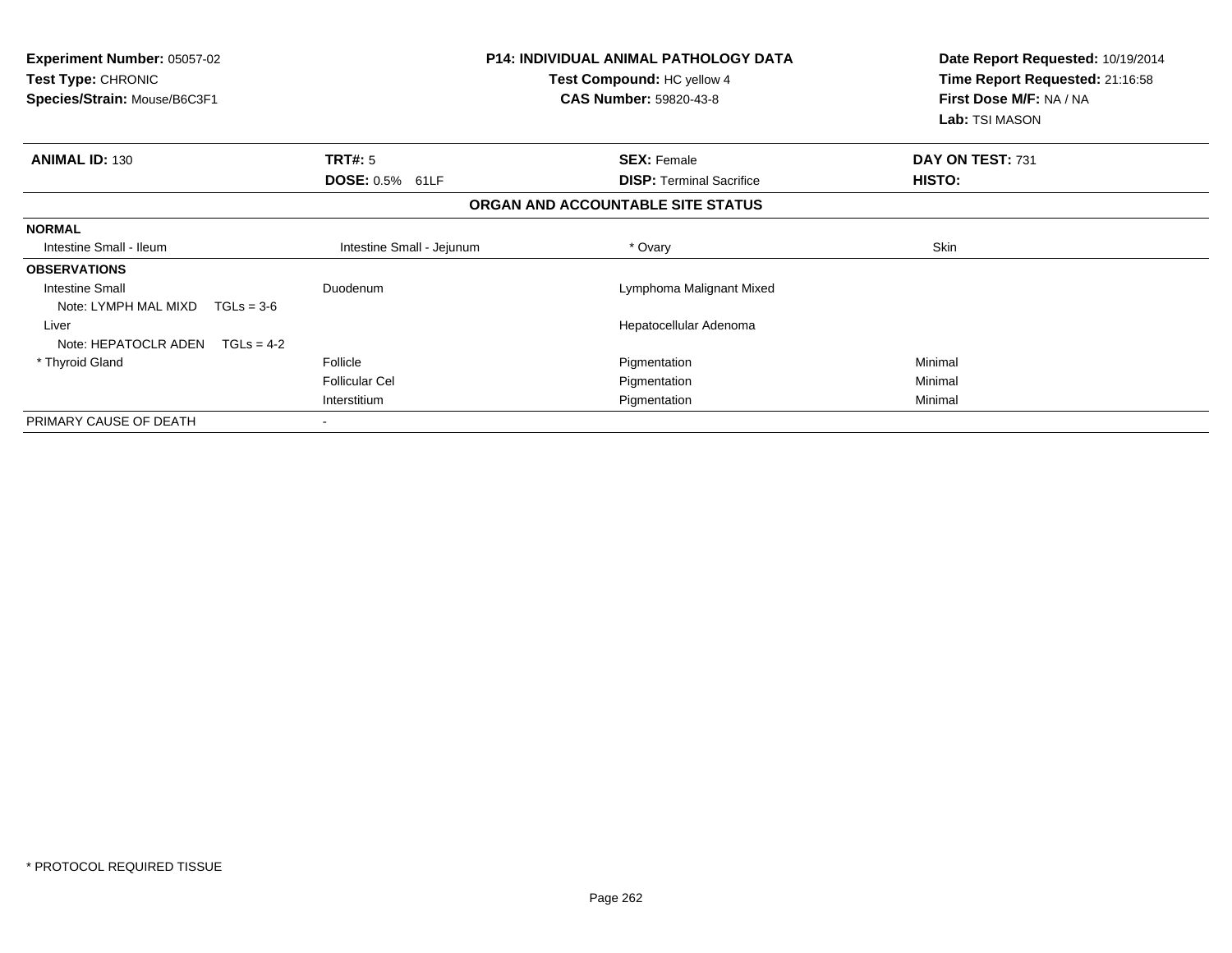**Experiment Number:** 05057-02
**Test Type:** CHRONIC
**Species/Strain:** Mouse/B6C3F1

**P14: INDIVIDUAL ANIMAL PATHOLOGY DATA**
**Test Compound:** HC yellow 4
**CAS Number:** 59820-43-8

**Date Report Requested:** 10/19/2014
**Time Report Requested:** 21:16:58
**First Dose M/F:** NA / NA
**Lab:** TSI MASON

| **ANIMAL ID:** 130 | **TRT#:** 5 | **SEX:** Female | **DAY ON TEST:** 731 |
|---|---|---|---|
| | **DOSE:** 0.5% 61LF | **DISP:** Terminal Sacrifice | **HISTO:** |

**ORGAN AND ACCOUNTABLE SITE STATUS**

| | | | |
|---|---|---|---|
| **NORMAL** | | | |
| Intestine Small - Ileum | Intestine Small - Jejunum | * Ovary | Skin |
| **OBSERVATIONS** | | | |
| Intestine Small | Duodenum | Lymphoma Malignant Mixed | |
| Note: LYMPH MAL MIXD TGLs = 3-6 | | | |
| Liver | | Hepatocellular Adenoma | |
| Note: HEPATOCLR ADEN TGLs = 4-2 | | | |
| * Thyroid Gland | Follicle | Pigmentation | Minimal |
| | Follicular Cel | Pigmentation | Minimal |
| | Interstitium | Pigmentation | Minimal |
| PRIMARY CAUSE OF DEATH | - | | |

* PROTOCOL REQUIRED TISSUE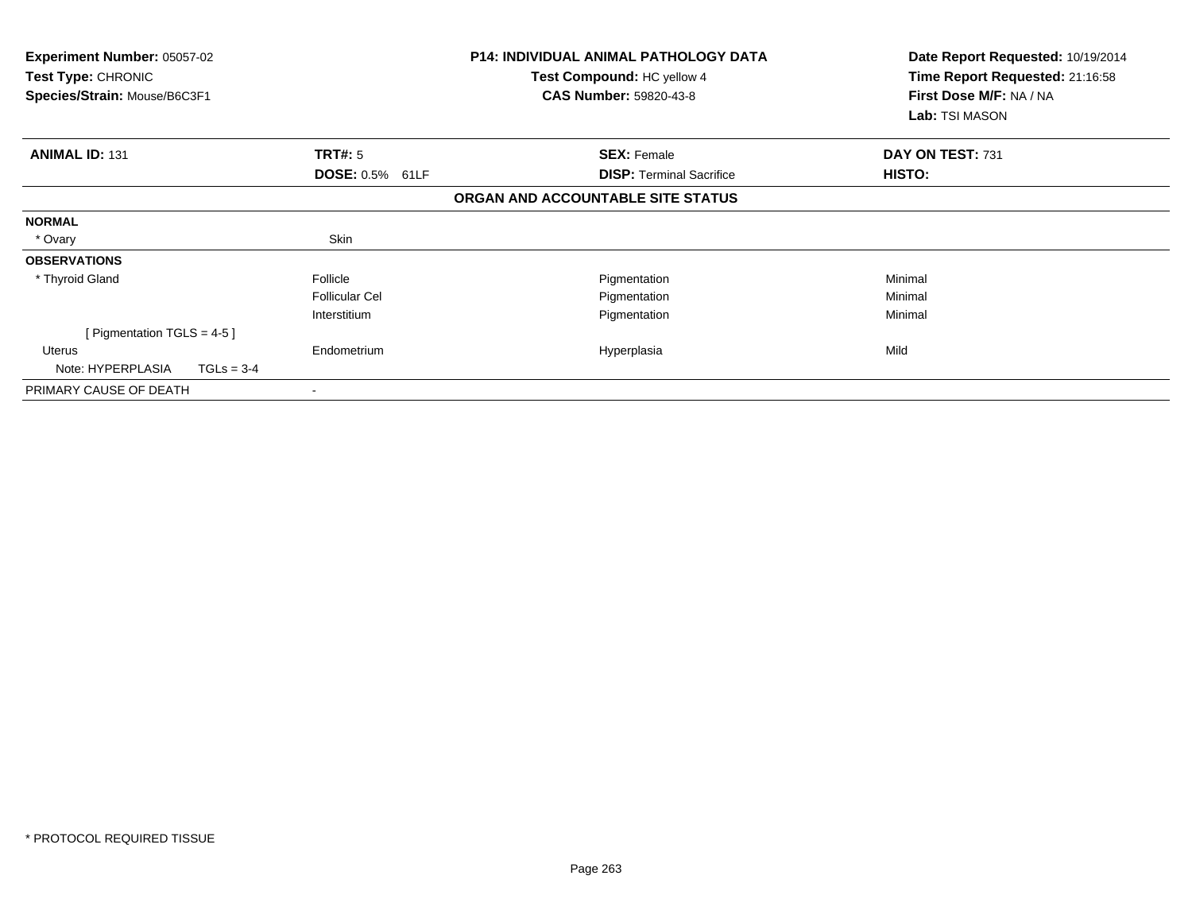**Experiment Number:** 05057-02
**Test Type:** CHRONIC
**Species/Strain:** Mouse/B6C3F1

**P14: INDIVIDUAL ANIMAL PATHOLOGY DATA**
**Test Compound:** HC yellow 4
**CAS Number:** 59820-43-8

**Date Report Requested:** 10/19/2014
**Time Report Requested:** 21:16:58
**First Dose M/F:** NA / NA
**Lab:** TSI MASON

| **ANIMAL ID:** 131 | **TRT#:** 5 | **SEX:** Female | **DAY ON TEST:** 731 |
|---|---|---|---|
| | **DOSE:** 0.5% 61LF | **DISP:** Terminal Sacrifice | **HISTO:** |

**ORGAN AND ACCOUNTABLE SITE STATUS**

| | | | |
|---|---|---|---|
| **NORMAL** | | | |
| * Ovary | Skin | | |
| **OBSERVATIONS** | | | |
| * Thyroid Gland | Follicle | Pigmentation | Minimal |
| | Follicular Cel | Pigmentation | Minimal |
| | Interstitium | Pigmentation | Minimal |
| [ Pigmentation TGLS = 4-5 ] | | | |
| Uterus | Endometrium | Hyperplasia | Mild |
| Note: HYPERPLASIA TGLs = 3-4 | | | |
| PRIMARY CAUSE OF DEATH | - | | |

* PROTOCOL REQUIRED TISSUE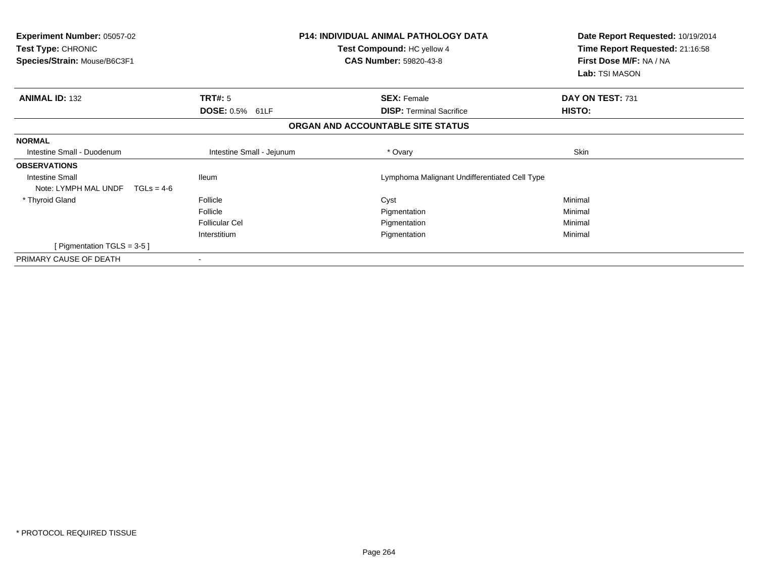**Experiment Number:** 05057-02
**Test Type:** CHRONIC
**Species/Strain:** Mouse/B6C3F1

**P14: INDIVIDUAL ANIMAL PATHOLOGY DATA**
**Test Compound:** HC yellow 4
**CAS Number:** 59820-43-8

**Date Report Requested:** 10/19/2014
**Time Report Requested:** 21:16:58
**First Dose M/F:** NA / NA
**Lab:** TSI MASON

| **ANIMAL ID:** 132 | **TRT#:** 5 | **SEX:** Female | **DAY ON TEST:** 731 |
|---|---|---|---|
| | **DOSE:** 0.5% 61LF | **DISP:** Terminal Sacrifice | **HISTO:** |

## ORGAN AND ACCOUNTABLE SITE STATUS

| | | | |
|---|---|---|---|
| **NORMAL** | | | |
| Intestine Small - Duodenum | Intestine Small - Jejunum | * Ovary | Skin |
| **OBSERVATIONS** | | | |
| Intestine Small | Ileum | Lymphoma Malignant Undifferentiated Cell Type | |
| Note: LYMPH MAL UNDF TGLs = 4-6 | | | |
| * Thyroid Gland | Follicle | Cyst | Minimal |
| | Follicle | Pigmentation | Minimal |
| | Follicular Cel | Pigmentation | Minimal |
| | Interstitium | Pigmentation | Minimal |
| [ Pigmentation TGLS = 3-5 ] | | | |
| PRIMARY CAUSE OF DEATH | - | | |

* PROTOCOL REQUIRED TISSUE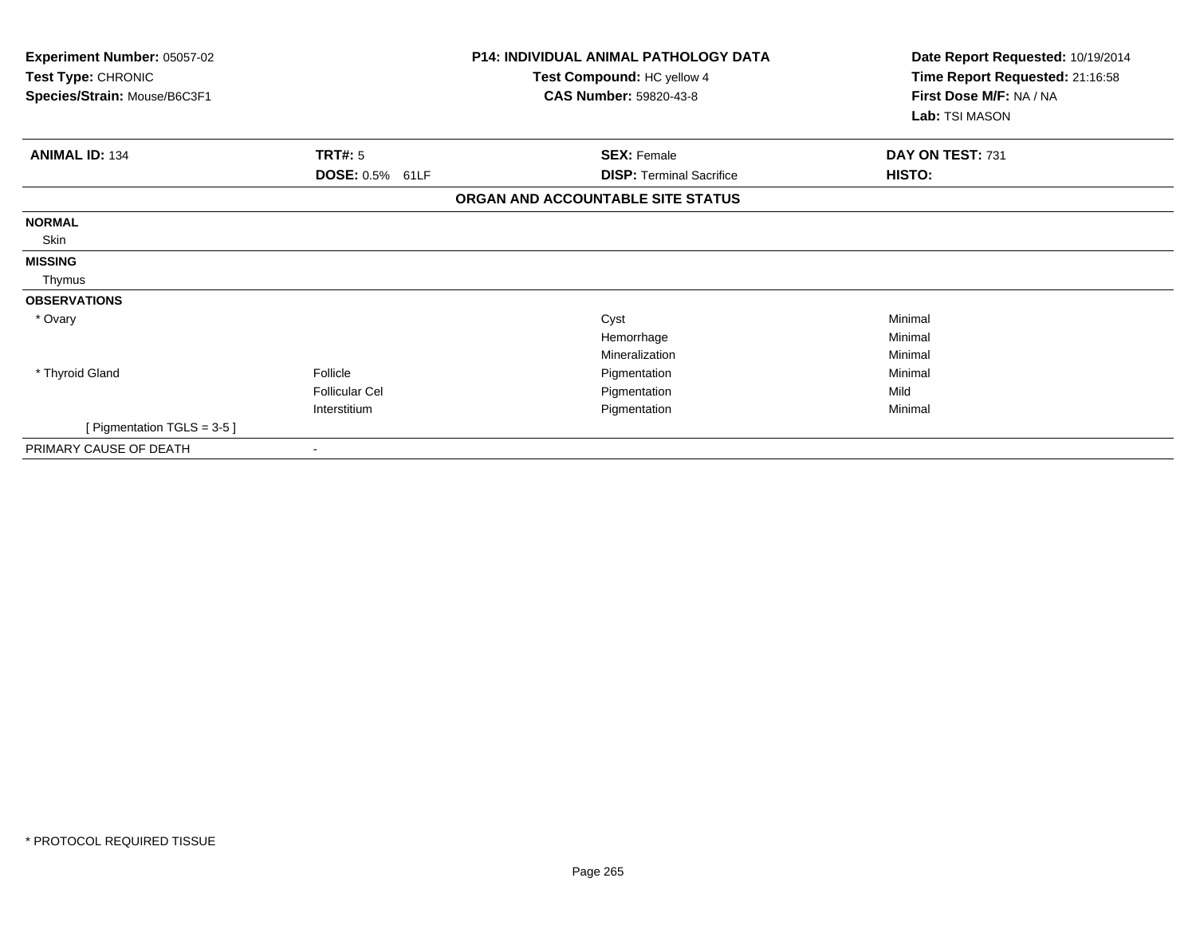**Experiment Number:** 05057-02
**Test Type:** CHRONIC
**Species/Strain:** Mouse/B6C3F1

**P14: INDIVIDUAL ANIMAL PATHOLOGY DATA**
**Test Compound:** HC yellow 4
**CAS Number:** 59820-43-8

**Date Report Requested:** 10/19/2014
**Time Report Requested:** 21:16:58
**First Dose M/F:** NA / NA
**Lab:** TSI MASON

| **ANIMAL ID:** 134 | **TRT#:** 5 | **SEX:** Female | **DAY ON TEST:** 731 |
|---|---|---|---|
| | **DOSE:** 0.5% 61LF | **DISP:** Terminal Sacrifice | **HISTO:** |

**ORGAN AND ACCOUNTABLE SITE STATUS**

| | | | |
|---|---|---|---|
| **NORMAL** | | | |
| Skin | | | |
| **MISSING** | | | |
| Thymus | | | |
| **OBSERVATIONS** | | | |
| * Ovary | | Cyst | Minimal |
| | | Hemorrhage | Minimal |
| | | Mineralization | Minimal |
| * Thyroid Gland | Follicle | Pigmentation | Minimal |
| | Follicular Cel | Pigmentation | Mild |
| | Interstitium | Pigmentation | Minimal |
| [ Pigmentation TGLS = 3-5 ] | | | |
| PRIMARY CAUSE OF DEATH | - | | |

* PROTOCOL REQUIRED TISSUE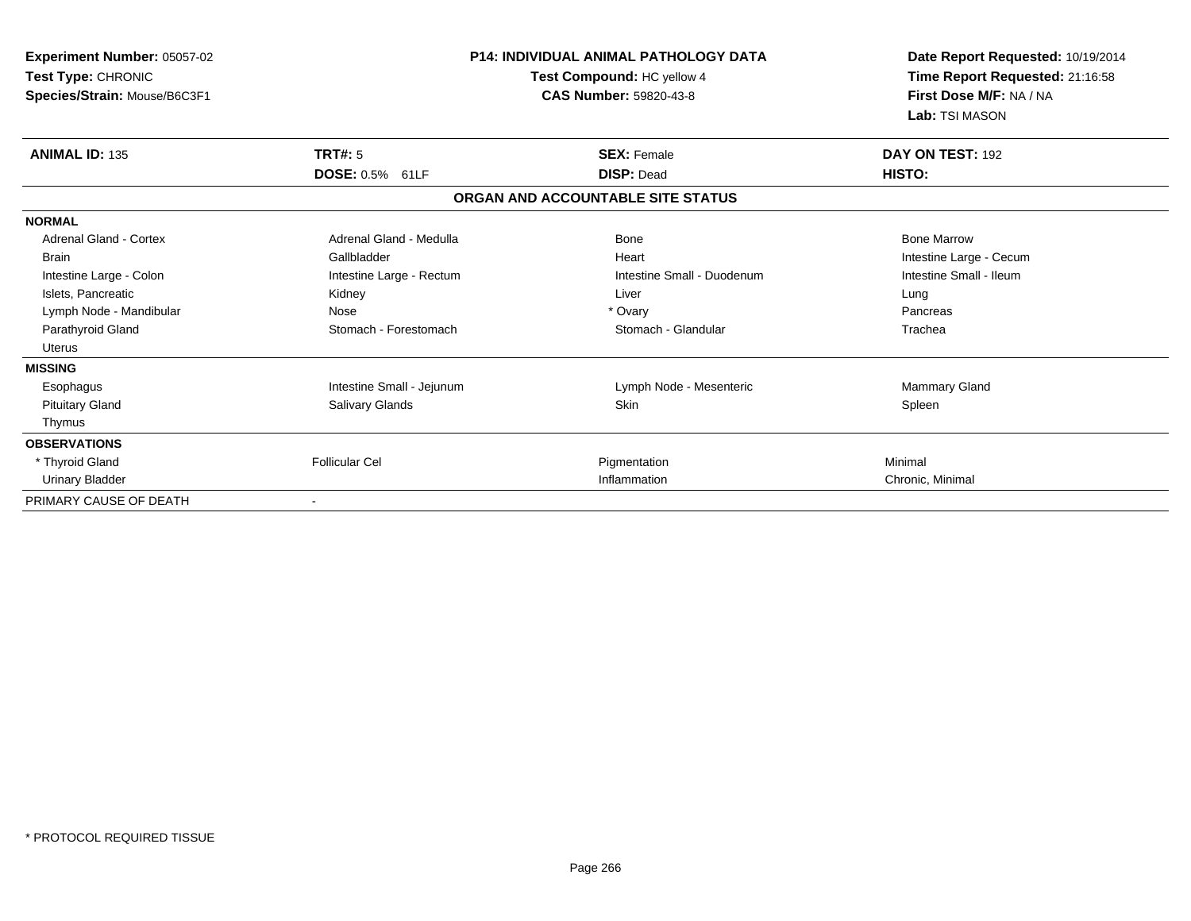**Experiment Number:** 05057-02
**Test Type:** CHRONIC
**Species/Strain:** Mouse/B6C3F1

**P14: INDIVIDUAL ANIMAL PATHOLOGY DATA**
**Test Compound:** HC yellow 4
**CAS Number:** 59820-43-8

**Date Report Requested:** 10/19/2014
**Time Report Requested:** 21:16:58
**First Dose M/F:** NA / NA
**Lab:** TSI MASON

| **ANIMAL ID:** 135 | **TRT#:** 5 | **SEX:** Female | **DAY ON TEST:** 192 |
|---|---|---|---|
| | **DOSE:** 0.5% 61LF | **DISP:** Dead | **HISTO:** |

**ORGAN AND ACCOUNTABLE SITE STATUS**

| | | | |
|---|---|---|---|
| **NORMAL** | | | |
| Adrenal Gland - Cortex | Adrenal Gland - Medulla | Bone | Bone Marrow |
| Brain | Gallbladder | Heart | Intestine Large - Cecum |
| Intestine Large - Colon | Intestine Large - Rectum | Intestine Small - Duodenum | Intestine Small - Ileum |
| Islets, Pancreatic | Kidney | Liver | Lung |
| Lymph Node - Mandibular | Nose | * Ovary | Pancreas |
| Parathyroid Gland | Stomach - Forestomach | Stomach - Glandular | Trachea |
| Uterus | | | |
| **MISSING** | | | |
| Esophagus | Intestine Small - Jejunum | Lymph Node - Mesenteric | Mammary Gland |
| Pituitary Gland | Salivary Glands | Skin | Spleen |
| Thymus | | | |
| **OBSERVATIONS** | | | |
| * Thyroid Gland | Follicular Cel | Pigmentation | Minimal |
| Urinary Bladder | | Inflammation | Chronic, Minimal |
| PRIMARY CAUSE OF DEATH | - | | |

\* PROTOCOL REQUIRED TISSUE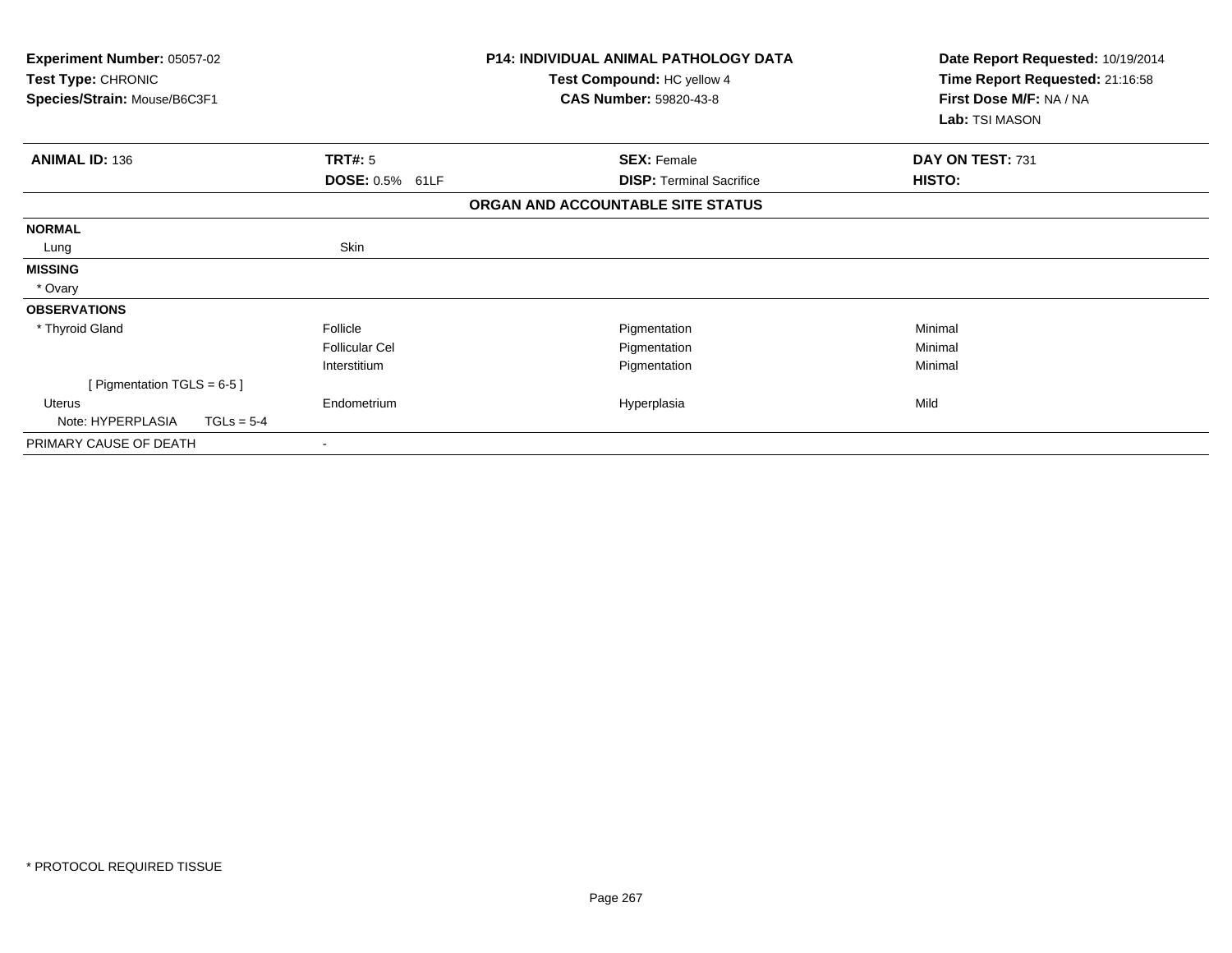**Experiment Number:** 05057-02
**Test Type:** CHRONIC
**Species/Strain:** Mouse/B6C3F1

**P14: INDIVIDUAL ANIMAL PATHOLOGY DATA**
**Test Compound:** HC yellow 4
**CAS Number:** 59820-43-8

**Date Report Requested:** 10/19/2014
**Time Report Requested:** 21:16:58
**First Dose M/F:** NA / NA
**Lab:** TSI MASON

| **ANIMAL ID:** 136 | **TRT#:** 5 | **SEX:** Female | **DAY ON TEST:** 731 |
|---|---|---|---|
| | **DOSE:** 0.5% 61LF | **DISP:** Terminal Sacrifice | **HISTO:** |
| | | **ORGAN AND ACCOUNTABLE SITE STATUS** | |
| **NORMAL** | | | |
| Lung | Skin | | |
| **MISSING** | | | |
| * Ovary | | | |
| **OBSERVATIONS** | | | |
| * Thyroid Gland | Follicle | Pigmentation | Minimal |
| | Follicular Cel | Pigmentation | Minimal |
| | Interstitium | Pigmentation | Minimal |
| [ Pigmentation TGLS = 6-5 ] | | | |
| Uterus | Endometrium | Hyperplasia | Mild |
| Note: HYPERPLASIA TGLs = 5-4 | | | |
| PRIMARY CAUSE OF DEATH | - | | |

* PROTOCOL REQUIRED TISSUE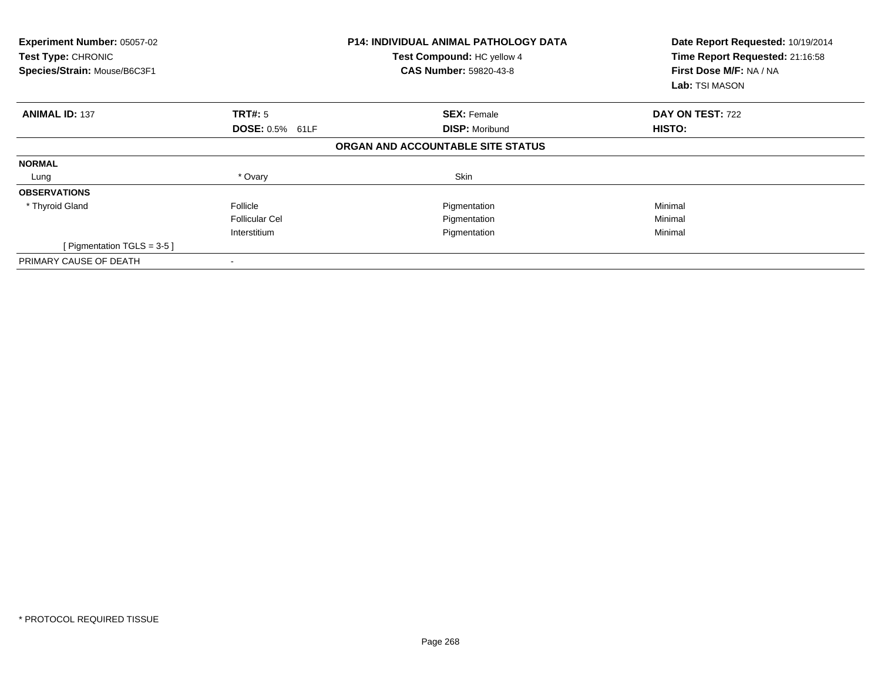**Experiment Number:** 05057-02
**Test Type:** CHRONIC
**Species/Strain:** Mouse/B6C3F1

**P14: INDIVIDUAL ANIMAL PATHOLOGY DATA**
**Test Compound:** HC yellow 4
**CAS Number:** 59820-43-8

**Date Report Requested:** 10/19/2014
**Time Report Requested:** 21:16:58
**First Dose M/F:** NA / NA
**Lab:** TSI MASON

| **ANIMAL ID:** 137 | **TRT#:** 5 | **SEX:** Female | **DAY ON TEST:** 722 |
|---|---|---|---|
| | **DOSE:** 0.5% 61LF | **DISP:** Moribund | **HISTO:** |
| **ORGAN AND ACCOUNTABLE SITE STATUS** | | | |
| **NORMAL** | | | |
| Lung | * Ovary | Skin | |
| **OBSERVATIONS** | | | |
| * Thyroid Gland | Follicle | Pigmentation | Minimal |
| | Follicular Cel | Pigmentation | Minimal |
| | Interstitium | Pigmentation | Minimal |
| [ Pigmentation TGLS = 3-5 ] | | | |
| PRIMARY CAUSE OF DEATH | - | | |

* PROTOCOL REQUIRED TISSUE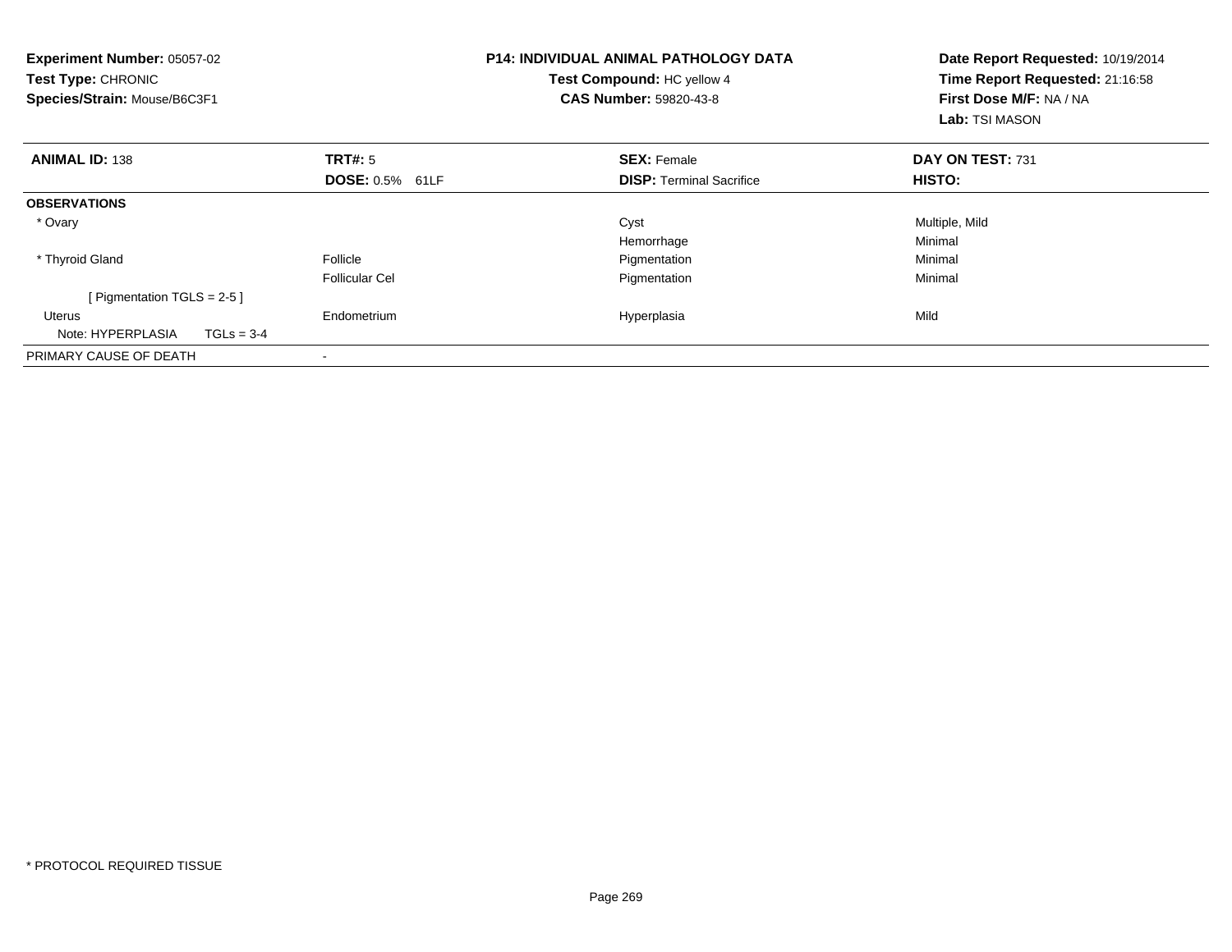**Experiment Number:** 05057-02
**Test Type:** CHRONIC
**Species/Strain:** Mouse/B6C3F1

**P14: INDIVIDUAL ANIMAL PATHOLOGY DATA**
**Test Compound:** HC yellow 4
**CAS Number:** 59820-43-8

**Date Report Requested:** 10/19/2014
**Time Report Requested:** 21:16:58
**First Dose M/F:** NA / NA
**Lab:** TSI MASON

| **ANIMAL ID:** 138 | **TRT#:** 5 | **SEX:** Female | **DAY ON TEST:** 731 |
|---|---|---|---|
| | **DOSE:** 0.5% 61LF | **DISP:** Terminal Sacrifice | **HISTO:** |
| **OBSERVATIONS** | | | |
| * Ovary | | Cyst | Multiple, Mild |
| | | Hemorrhage | Minimal |
| * Thyroid Gland | Follicle | Pigmentation | Minimal |
| | Follicular Cel | Pigmentation | Minimal |
| [ Pigmentation TGLS = 2-5 ] | | | |
| Uterus | Endometrium | Hyperplasia | Mild |
| Note: HYPERPLASIA TGLs = 3-4 | | | |
| PRIMARY CAUSE OF DEATH | - | | |

* PROTOCOL REQUIRED TISSUE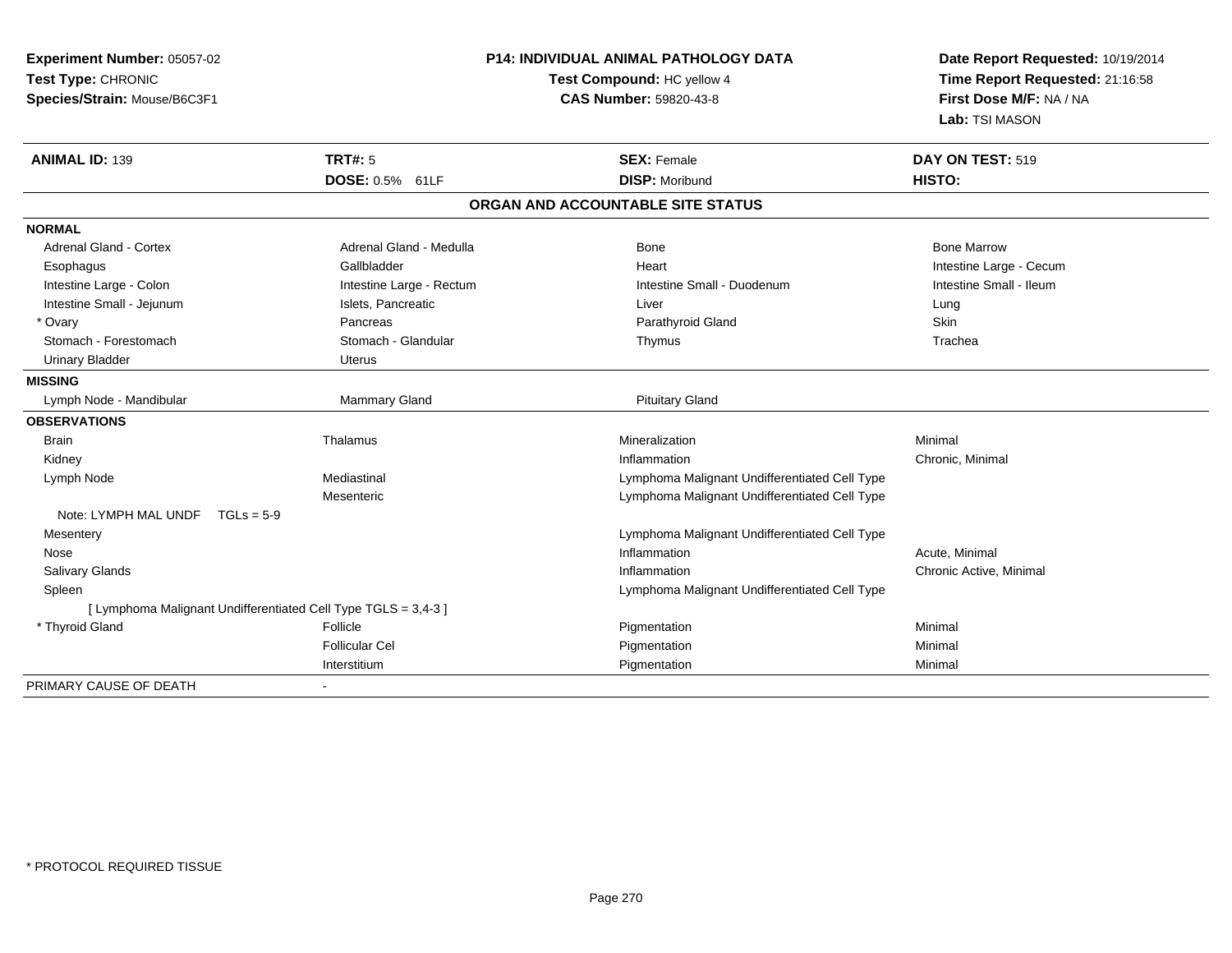**Experiment Number:** 05057-02
**Test Type:** CHRONIC
**Species/Strain:** Mouse/B6C3F1

**P14: INDIVIDUAL ANIMAL PATHOLOGY DATA**
**Test Compound:** HC yellow 4
**CAS Number:** 59820-43-8

**Date Report Requested:** 10/19/2014
**Time Report Requested:** 21:16:58
**First Dose M/F:** NA / NA
**Lab:** TSI MASON

| **ANIMAL ID:** 139 | **TRT#:** 5 | **SEX:** Female | **DAY ON TEST:** 519 |
|---|---|---|---|
| | **DOSE:** 0.5% 61LF | **DISP:** Moribund | **HISTO:** |

**ORGAN AND ACCOUNTABLE SITE STATUS**

| | | | |
|---|---|---|---|
| **NORMAL** | | | |
| Adrenal Gland - Cortex | Adrenal Gland - Medulla | Bone | Bone Marrow |
| Esophagus | Gallbladder | Heart | Intestine Large - Cecum |
| Intestine Large - Colon | Intestine Large - Rectum | Intestine Small - Duodenum | Intestine Small - Ileum |
| Intestine Small - Jejunum | Islets, Pancreatic | Liver | Lung |
| * Ovary | Pancreas | Parathyroid Gland | Skin |
| Stomach - Forestomach | Stomach - Glandular | Thymus | Trachea |
| Urinary Bladder | Uterus | | |
| **MISSING** | | | |
| Lymph Node - Mandibular | Mammary Gland | Pituitary Gland | |
| **OBSERVATIONS** | | | |
| Brain | Thalamus | Mineralization | Minimal |
| Kidney | | Inflammation | Chronic, Minimal |
| Lymph Node | Mediastinal | Lymphoma Malignant Undifferentiated Cell Type | |
| | Mesenteric | Lymphoma Malignant Undifferentiated Cell Type | |
| Note: LYMPH MAL UNDF TGLs = 5-9 | | | |
| Mesentery | | Lymphoma Malignant Undifferentiated Cell Type | |
| Nose | | Inflammation | Acute, Minimal |
| Salivary Glands | | Inflammation | Chronic Active, Minimal |
| Spleen | | Lymphoma Malignant Undifferentiated Cell Type | |
| [ Lymphoma Malignant Undifferentiated Cell Type TGLS = 3,4-3 ] | | | |
| * Thyroid Gland | Follicle | Pigmentation | Minimal |
| | Follicular Cel | Pigmentation | Minimal |
| | Interstitium | Pigmentation | Minimal |
| PRIMARY CAUSE OF DEATH | - | | |

* PROTOCOL REQUIRED TISSUE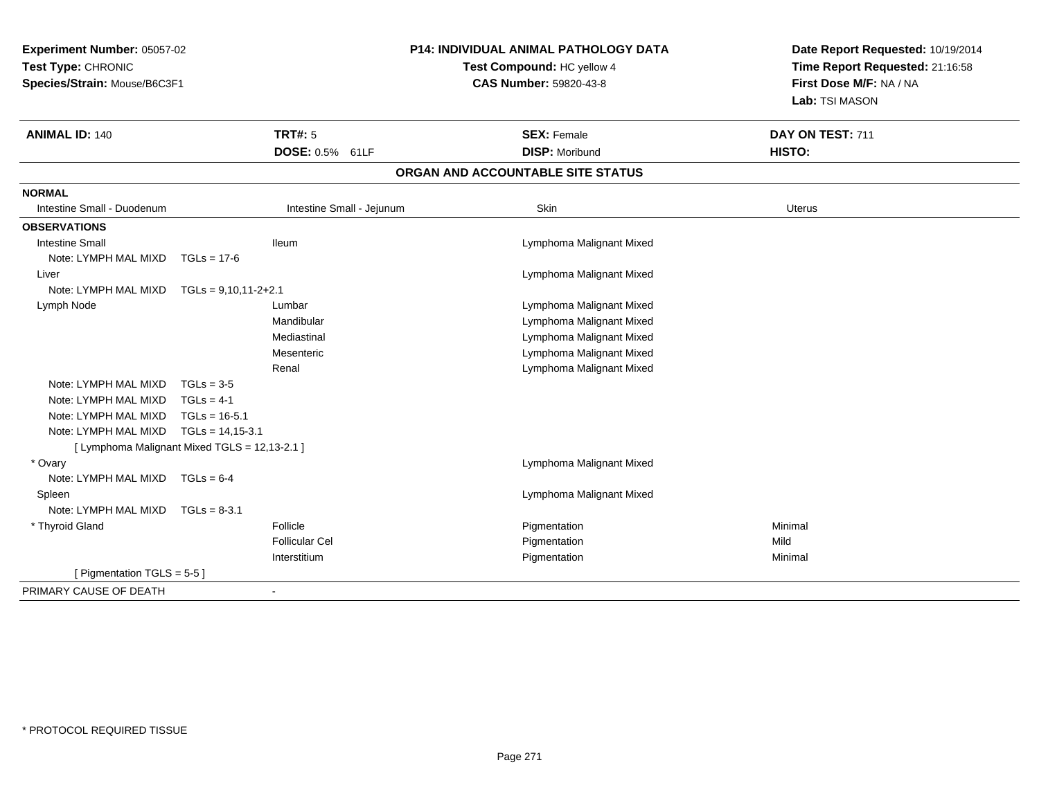**Experiment Number:** 05057-02
**Test Type:** CHRONIC
**Species/Strain:** Mouse/B6C3F1

**P14: INDIVIDUAL ANIMAL PATHOLOGY DATA**
**Test Compound:** HC yellow 4
**CAS Number:** 59820-43-8

**Date Report Requested:** 10/19/2014
**Time Report Requested:** 21:16:58
**First Dose M/F:** NA / NA
**Lab:** TSI MASON

| **ANIMAL ID:** 140 | **TRT#:** 5 | **SEX:** Female | **DAY ON TEST:** 711 |
|---|---|---|---|
| | **DOSE:** 0.5% 61LF | **DISP:** Moribund | **HISTO:** |

## ORGAN AND ACCOUNTABLE SITE STATUS

**NORMAL**

| Intestine Small - Duodenum | Intestine Small - Jejunum | Skin | Uterus |
|---|---|---|---|

**OBSERVATIONS**

| Organ | Site | Observation | Severity |
|---|---|---|---|
| Intestine Small | Ileum | Lymphoma Malignant Mixed | |
| Note: LYMPH MAL MIXD TGLs = 17-6 | | | |
| Liver | | Lymphoma Malignant Mixed | |
| Note: LYMPH MAL MIXD TGLs = 9,10,11-2+2.1 | | | |
| Lymph Node | Lumbar | Lymphoma Malignant Mixed | |
| | Mandibular | Lymphoma Malignant Mixed | |
| | Mediastinal | Lymphoma Malignant Mixed | |
| | Mesenteric | Lymphoma Malignant Mixed | |
| | Renal | Lymphoma Malignant Mixed | |
| Note: LYMPH MAL MIXD TGLs = 3-5 | | | |
| Note: LYMPH MAL MIXD TGLs = 4-1 | | | |
| Note: LYMPH MAL MIXD TGLs = 16-5.1 | | | |
| Note: LYMPH MAL MIXD TGLs = 14,15-3.1 | | | |
| [ Lymphoma Malignant Mixed TGLS = 12,13-2.1 ] | | | |
| * Ovary | | Lymphoma Malignant Mixed | |
| Note: LYMPH MAL MIXD TGLs = 6-4 | | | |
| Spleen | | Lymphoma Malignant Mixed | |
| Note: LYMPH MAL MIXD TGLs = 8-3.1 | | | |
| * Thyroid Gland | Follicle | Pigmentation | Minimal |
| | Follicular Cel | Pigmentation | Mild |
| | Interstitium | Pigmentation | Minimal |
| [ Pigmentation TGLS = 5-5 ] | | | |

PRIMARY CAUSE OF DEATH -

* PROTOCOL REQUIRED TISSUE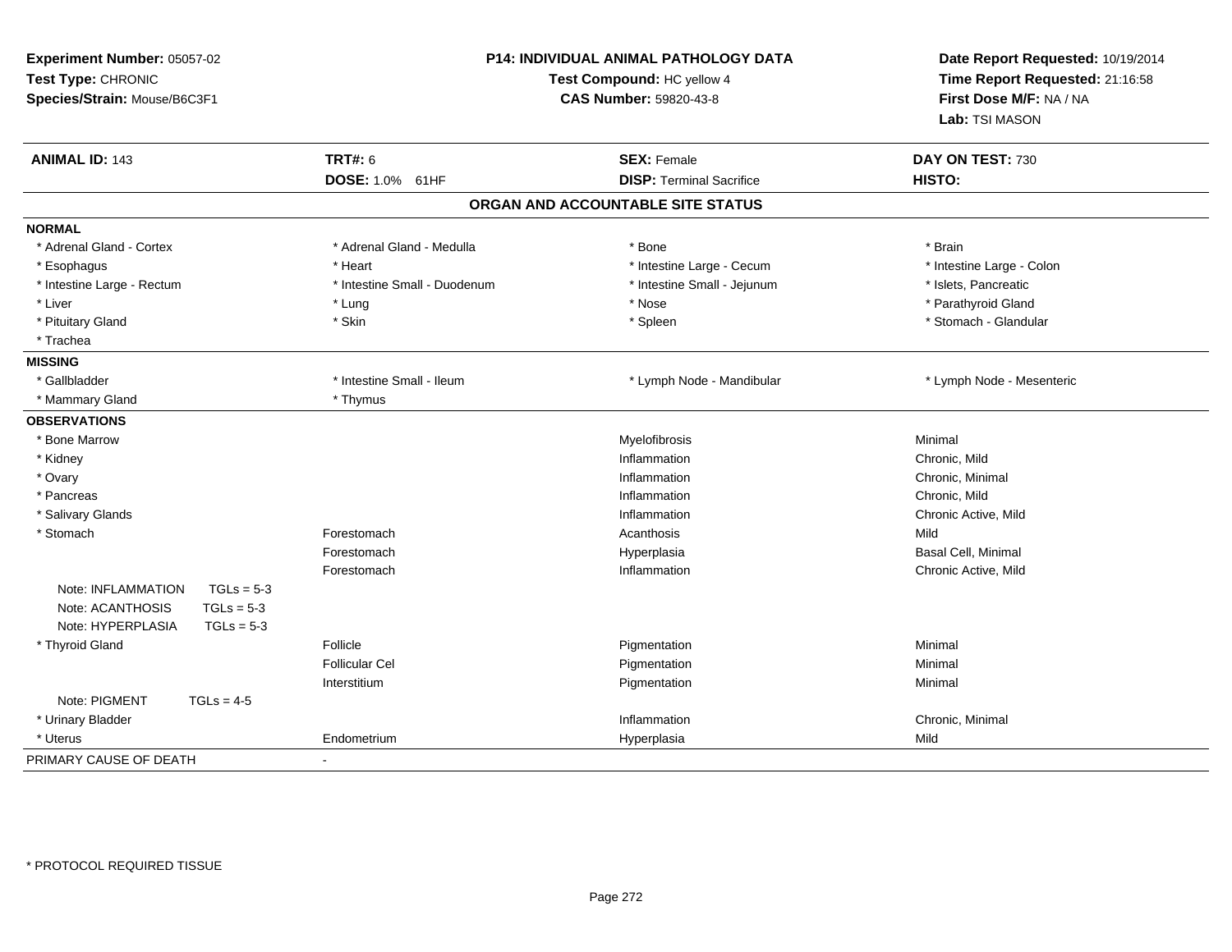**Experiment Number:** 05057-02
**Test Type:** CHRONIC
**Species/Strain:** Mouse/B6C3F1

**P14: INDIVIDUAL ANIMAL PATHOLOGY DATA**
**Test Compound:** HC yellow 4
**CAS Number:** 59820-43-8

**Date Report Requested:** 10/19/2014
**Time Report Requested:** 21:16:58
**First Dose M/F:** NA / NA
**Lab:** TSI MASON

| **ANIMAL ID:** 143 | **TRT#:** 6 | **SEX:** Female | **DAY ON TEST:** 730 |
|---|---|---|---|
| | **DOSE:** 1.0% 61HF | **DISP:** Terminal Sacrifice | **HISTO:** |

## ORGAN AND ACCOUNTABLE SITE STATUS

| | | | |
|---|---|---|---|
| **NORMAL** | | | |
| * Adrenal Gland - Cortex | * Adrenal Gland - Medulla | * Bone | * Brain |
| * Esophagus | * Heart | * Intestine Large - Cecum | * Intestine Large - Colon |
| * Intestine Large - Rectum | * Intestine Small - Duodenum | * Intestine Small - Jejunum | * Islets, Pancreatic |
| * Liver | * Lung | * Nose | * Parathyroid Gland |
| * Pituitary Gland | * Skin | * Spleen | * Stomach - Glandular |
| * Trachea | | | |
| **MISSING** | | | |
| * Gallbladder | * Intestine Small - Ileum | * Lymph Node - Mandibular | * Lymph Node - Mesenteric |
| * Mammary Gland | * Thymus | | |
| **OBSERVATIONS** | | | |
| * Bone Marrow | | Myelofibrosis | Minimal |
| * Kidney | | Inflammation | Chronic, Mild |
| * Ovary | | Inflammation | Chronic, Minimal |
| * Pancreas | | Inflammation | Chronic, Mild |
| * Salivary Glands | | Inflammation | Chronic Active, Mild |
| * Stomach | Forestomach | Acanthosis | Mild |
| | Forestomach | Hyperplasia | Basal Cell, Minimal |
| | Forestomach | Inflammation | Chronic Active, Mild |
| Note: INFLAMMATION TGLs = 5-3 | | | |
| Note: ACANTHOSIS TGLs = 5-3 | | | |
| Note: HYPERPLASIA TGLs = 5-3 | | | |
| * Thyroid Gland | Follicle | Pigmentation | Minimal |
| | Follicular Cel | Pigmentation | Minimal |
| | Interstitium | Pigmentation | Minimal |
| Note: PIGMENT TGLs = 4-5 | | | |
| * Urinary Bladder | | Inflammation | Chronic, Minimal |
| * Uterus | Endometrium | Hyperplasia | Mild |
| PRIMARY CAUSE OF DEATH | - | | |

* PROTOCOL REQUIRED TISSUE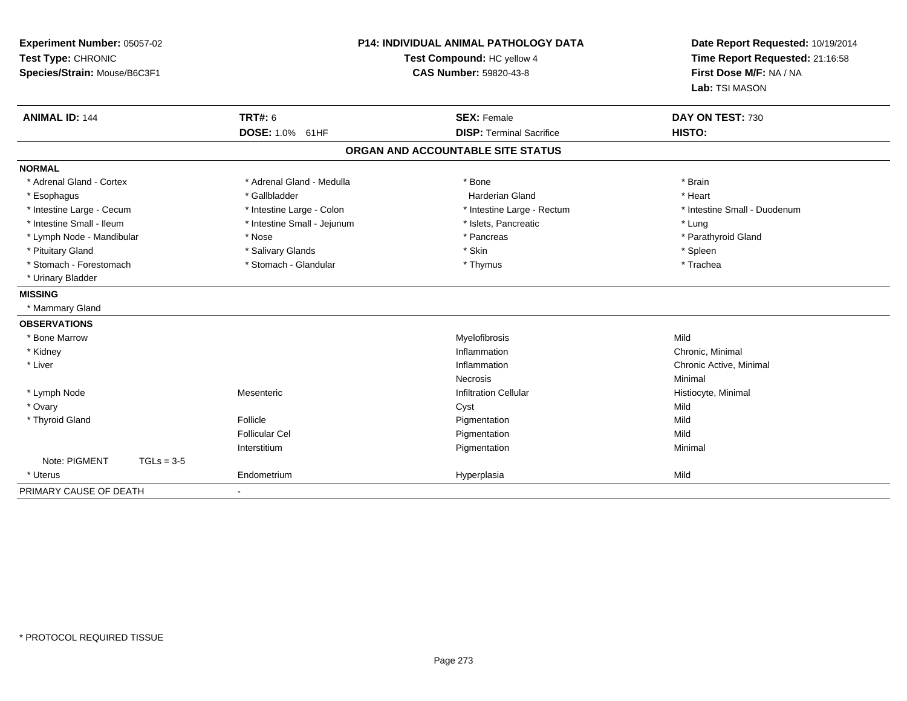**Experiment Number:** 05057-02
**Test Type:** CHRONIC
**Species/Strain:** Mouse/B6C3F1

**P14: INDIVIDUAL ANIMAL PATHOLOGY DATA**
**Test Compound:** HC yellow 4
**CAS Number:** 59820-43-8

**Date Report Requested:** 10/19/2014
**Time Report Requested:** 21:16:58
**First Dose M/F:** NA / NA
**Lab:** TSI MASON

| **ANIMAL ID:** 144 | **TRT#:** 6 | **SEX:** Female | **DAY ON TEST:** 730 |
|---|---|---|---|
| | **DOSE:** 1.0% 61HF | **DISP:** Terminal Sacrifice | **HISTO:** |

## ORGAN AND ACCOUNTABLE SITE STATUS

**NORMAL**

| | | | |
|---|---|---|---|
| * Adrenal Gland - Cortex | * Adrenal Gland - Medulla | * Bone | * Brain |
| * Esophagus | * Gallbladder | Harderian Gland | * Heart |
| * Intestine Large - Cecum | * Intestine Large - Colon | * Intestine Large - Rectum | * Intestine Small - Duodenum |
| * Intestine Small - Ileum | * Intestine Small - Jejunum | * Islets, Pancreatic | * Lung |
| * Lymph Node - Mandibular | * Nose | * Pancreas | * Parathyroid Gland |
| * Pituitary Gland | * Salivary Glands | * Skin | * Spleen |
| * Stomach - Forestomach | * Stomach - Glandular | * Thymus | * Trachea |
| * Urinary Bladder | | | |

**MISSING**

* Mammary Gland

**OBSERVATIONS**

| | | | |
|---|---|---|---|
| * Bone Marrow | | Myelofibrosis | Mild |
| * Kidney | | Inflammation | Chronic, Minimal |
| * Liver | | Inflammation | Chronic Active, Minimal |
| | | Necrosis | Minimal |
| * Lymph Node | Mesenteric | Infiltration Cellular | Histiocyte, Minimal |
| * Ovary | | Cyst | Mild |
| * Thyroid Gland | Follicle | Pigmentation | Mild |
| | Follicular Cel | Pigmentation | Mild |
| | Interstitium | Pigmentation | Minimal |
| Note: PIGMENT TGLs = 3-5 | | | |
| * Uterus | Endometrium | Hyperplasia | Mild |

PRIMARY CAUSE OF DEATH -

* PROTOCOL REQUIRED TISSUE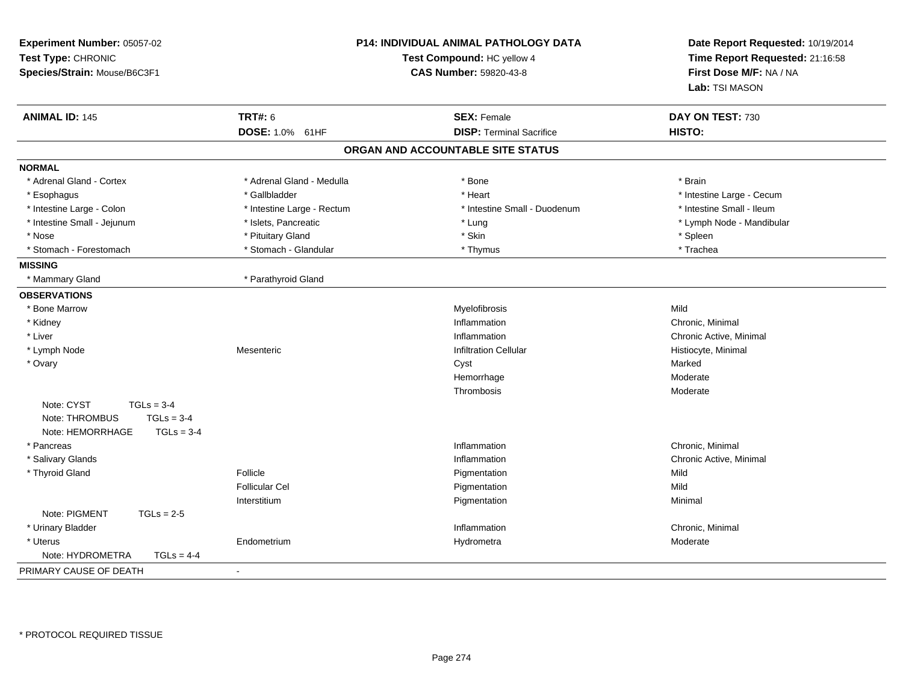**Experiment Number:** 05057-02
**Test Type:** CHRONIC
**Species/Strain:** Mouse/B6C3F1

**P14: INDIVIDUAL ANIMAL PATHOLOGY DATA**
**Test Compound:** HC yellow 4
**CAS Number:** 59820-43-8

**Date Report Requested:** 10/19/2014
**Time Report Requested:** 21:16:58
**First Dose M/F:** NA / NA
**Lab:** TSI MASON

| **ANIMAL ID:** 145 | **TRT#:** 6 | **SEX:** Female | **DAY ON TEST:** 730 |
|---|---|---|---|
| | **DOSE:** 1.0% 61HF | **DISP:** Terminal Sacrifice | **HISTO:** |

## ORGAN AND ACCOUNTABLE SITE STATUS

**NORMAL**

| | | | |
|---|---|---|---|
| * Adrenal Gland - Cortex | * Adrenal Gland - Medulla | * Bone | * Brain |
| * Esophagus | * Gallbladder | * Heart | * Intestine Large - Cecum |
| * Intestine Large - Colon | * Intestine Large - Rectum | * Intestine Small - Duodenum | * Intestine Small - Ileum |
| * Intestine Small - Jejunum | * Islets, Pancreatic | * Lung | * Lymph Node - Mandibular |
| * Nose | * Pituitary Gland | * Skin | * Spleen |
| * Stomach - Forestomach | * Stomach - Glandular | * Thymus | * Trachea |

**MISSING**

| | |
|---|---|
| * Mammary Gland | * Parathyroid Gland |

**OBSERVATIONS**

| | | | |
|---|---|---|---|
| * Bone Marrow | | Myelofibrosis | Mild |
| * Kidney | | Inflammation | Chronic, Minimal |
| * Liver | | Inflammation | Chronic Active, Minimal |
| * Lymph Node | Mesenteric | Infiltration Cellular | Histiocyte, Minimal |
| * Ovary | | Cyst | Marked |
| | | Hemorrhage | Moderate |
| | | Thrombosis | Moderate |
| Note: CYST TGLs = 3-4 | | | |
| Note: THROMBUS TGLs = 3-4 | | | |
| Note: HEMORRHAGE TGLs = 3-4 | | | |
| * Pancreas | | Inflammation | Chronic, Minimal |
| * Salivary Glands | | Inflammation | Chronic Active, Minimal |
| * Thyroid Gland | Follicle | Pigmentation | Mild |
| | Follicular Cel | Pigmentation | Mild |
| | Interstitium | Pigmentation | Minimal |
| Note: PIGMENT TGLs = 2-5 | | | |
| * Urinary Bladder | | Inflammation | Chronic, Minimal |
| * Uterus | Endometrium | Hydrometra | Moderate |
| Note: HYDROMETRA TGLs = 4-4 | | | |

PRIMARY CAUSE OF DEATH -

* PROTOCOL REQUIRED TISSUE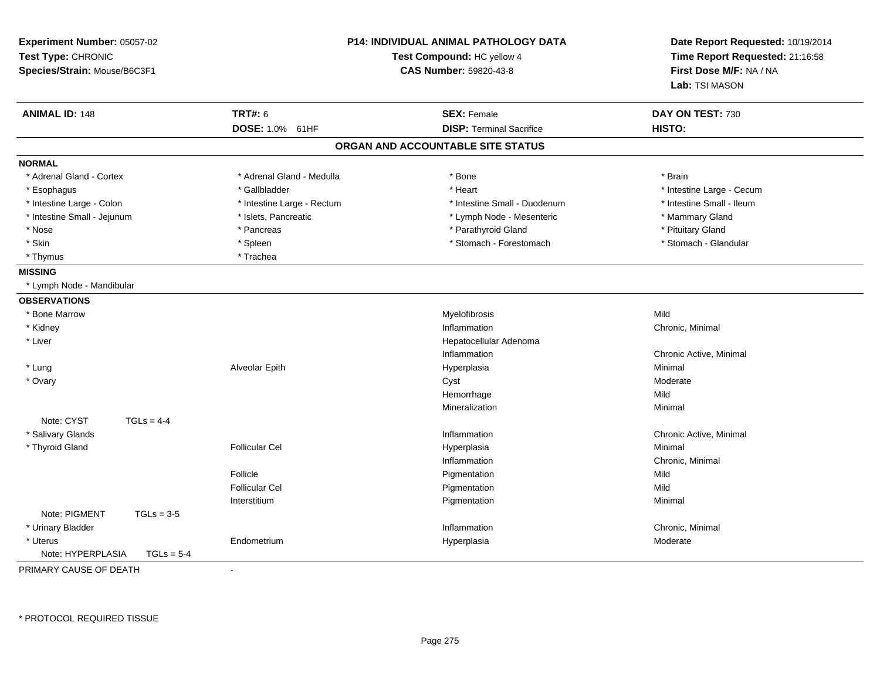**Experiment Number:** 05057-02
**Test Type:** CHRONIC
**Species/Strain:** Mouse/B6C3F1

**P14: INDIVIDUAL ANIMAL PATHOLOGY DATA**
**Test Compound:** HC yellow 4
**CAS Number:** 59820-43-8

**Date Report Requested:** 10/19/2014
**Time Report Requested:** 21:16:58
**First Dose M/F:** NA / NA
**Lab:** TSI MASON

| **ANIMAL ID:** 148 | **TRT#:** 6 | **SEX:** Female | **DAY ON TEST:** 730 |
|---|---|---|---|
| | **DOSE:** 1.0% 61HF | **DISP:** Terminal Sacrifice | **HISTO:** |

## ORGAN AND ACCOUNTABLE SITE STATUS

**NORMAL**

| | | | |
|---|---|---|---|
| * Adrenal Gland - Cortex | * Adrenal Gland - Medulla | * Bone | * Brain |
| * Esophagus | * Gallbladder | * Heart | * Intestine Large - Cecum |
| * Intestine Large - Colon | * Intestine Large - Rectum | * Intestine Small - Duodenum | * Intestine Small - Ileum |
| * Intestine Small - Jejunum | * Islets, Pancreatic | * Lymph Node - Mesenteric | * Mammary Gland |
| * Nose | * Pancreas | * Parathyroid Gland | * Pituitary Gland |
| * Skin | * Spleen | * Stomach - Forestomach | * Stomach - Glandular |
| * Thymus | * Trachea | | |

**MISSING**

* Lymph Node - Mandibular

**OBSERVATIONS**

| Organ | Site | Observation | Severity |
|---|---|---|---|
| * Bone Marrow | | Myelofibrosis | Mild |
| * Kidney | | Inflammation | Chronic, Minimal |
| * Liver | | Hepatocellular Adenoma | |
| | | Inflammation | Chronic Active, Minimal |
| * Lung | Alveolar Epith | Hyperplasia | Minimal |
| * Ovary | | Cyst | Moderate |
| | | Hemorrhage | Mild |
| | | Mineralization | Minimal |
| Note: CYST TGLs = 4-4 | | | |
| * Salivary Glands | | Inflammation | Chronic Active, Minimal |
| * Thyroid Gland | Follicular Cel | Hyperplasia | Minimal |
| | | Inflammation | Chronic, Minimal |
| | Follicle | Pigmentation | Mild |
| | Follicular Cel | Pigmentation | Mild |
| | Interstitium | Pigmentation | Minimal |
| Note: PIGMENT TGLs = 3-5 | | | |
| * Urinary Bladder | | Inflammation | Chronic, Minimal |
| * Uterus | Endometrium | Hyperplasia | Moderate |
| Note: HYPERPLASIA TGLs = 5-4 | | | |

PRIMARY CAUSE OF DEATH -

* PROTOCOL REQUIRED TISSUE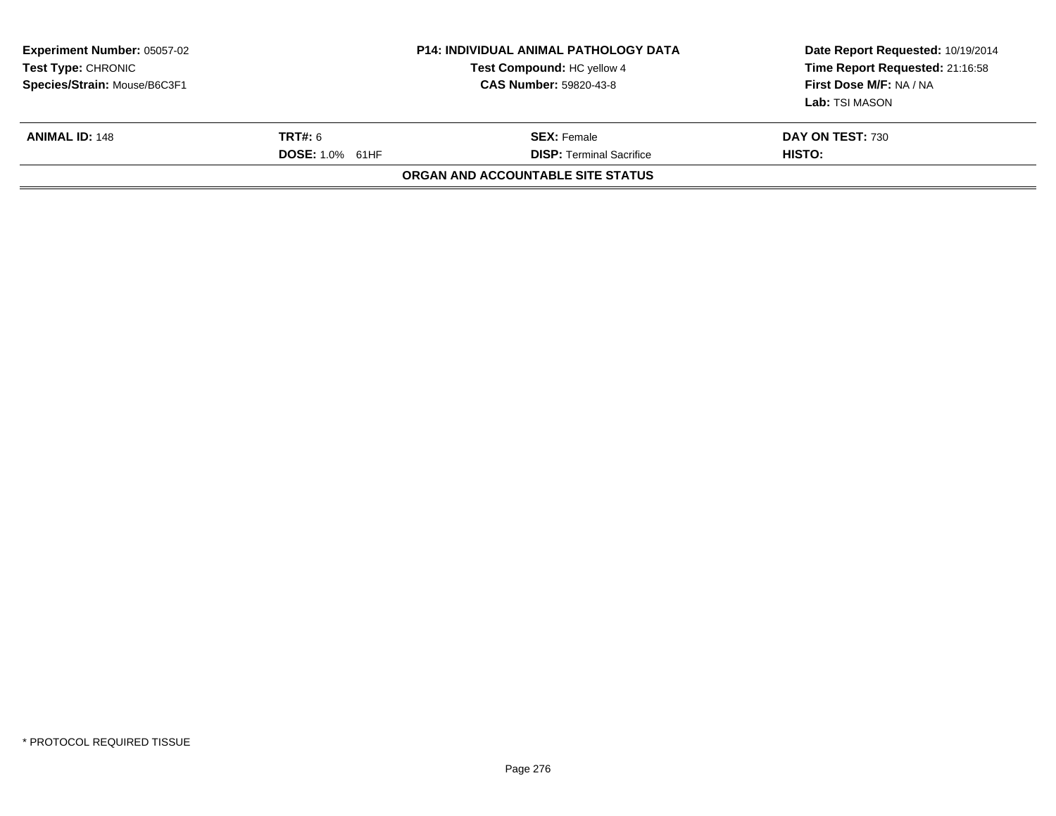**Experiment Number:** 05057-02
**Test Type:** CHRONIC
**Species/Strain:** Mouse/B6C3F1

**P14: INDIVIDUAL ANIMAL PATHOLOGY DATA**
**Test Compound:** HC yellow 4
**CAS Number:** 59820-43-8

**Date Report Requested:** 10/19/2014
**Time Report Requested:** 21:16:58
**First Dose M/F:** NA / NA
**Lab:** TSI MASON

| **ANIMAL ID:** 148 | **TRT#:** 6 | **SEX:** Female | **DAY ON TEST:** 730 |
|---|---|---|---|
| | **DOSE:** 1.0% 61HF | **DISP:** Terminal Sacrifice | **HISTO:** |

**ORGAN AND ACCOUNTABLE SITE STATUS**

* PROTOCOL REQUIRED TISSUE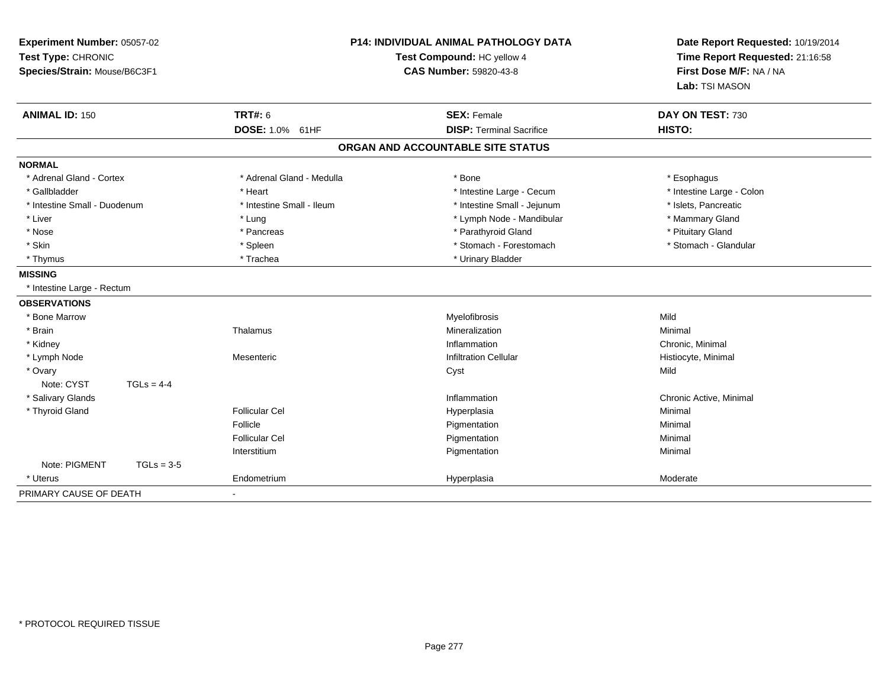**Experiment Number:** 05057-02
**Test Type:** CHRONIC
**Species/Strain:** Mouse/B6C3F1

**P14: INDIVIDUAL ANIMAL PATHOLOGY DATA**
**Test Compound:** HC yellow 4
**CAS Number:** 59820-43-8

**Date Report Requested:** 10/19/2014
**Time Report Requested:** 21:16:58
**First Dose M/F:** NA / NA
**Lab:** TSI MASON

| **ANIMAL ID:** 150 | **TRT#:** 6 | **SEX:** Female | **DAY ON TEST:** 730 |
|---|---|---|---|
| | **DOSE:** 1.0% 61HF | **DISP:** Terminal Sacrifice | **HISTO:** |

## ORGAN AND ACCOUNTABLE SITE STATUS

**NORMAL**

| | | | |
|---|---|---|---|
| * Adrenal Gland - Cortex | * Adrenal Gland - Medulla | * Bone | * Esophagus |
| * Gallbladder | * Heart | * Intestine Large - Cecum | * Intestine Large - Colon |
| * Intestine Small - Duodenum | * Intestine Small - Ileum | * Intestine Small - Jejunum | * Islets, Pancreatic |
| * Liver | * Lung | * Lymph Node - Mandibular | * Mammary Gland |
| * Nose | * Pancreas | * Parathyroid Gland | * Pituitary Gland |
| * Skin | * Spleen | * Stomach - Forestomach | * Stomach - Glandular |
| * Thymus | * Trachea | * Urinary Bladder | |

**MISSING**

* Intestine Large - Rectum

**OBSERVATIONS**

| | | | |
|---|---|---|---|
| * Bone Marrow | | Myelofibrosis | Mild |
| * Brain | Thalamus | Mineralization | Minimal |
| * Kidney | | Inflammation | Chronic, Minimal |
| * Lymph Node | Mesenteric | Infiltration Cellular | Histiocyte, Minimal |
| * Ovary | | Cyst | Mild |
| Note: CYST TGLs = 4-4 | | | |
| * Salivary Glands | | Inflammation | Chronic Active, Minimal |
| * Thyroid Gland | Follicular Cel | Hyperplasia | Minimal |
| | Follicle | Pigmentation | Minimal |
| | Follicular Cel | Pigmentation | Minimal |
| | Interstitium | Pigmentation | Minimal |
| Note: PIGMENT TGLs = 3-5 | | | |
| * Uterus | Endometrium | Hyperplasia | Moderate |

PRIMARY CAUSE OF DEATH -

\* PROTOCOL REQUIRED TISSUE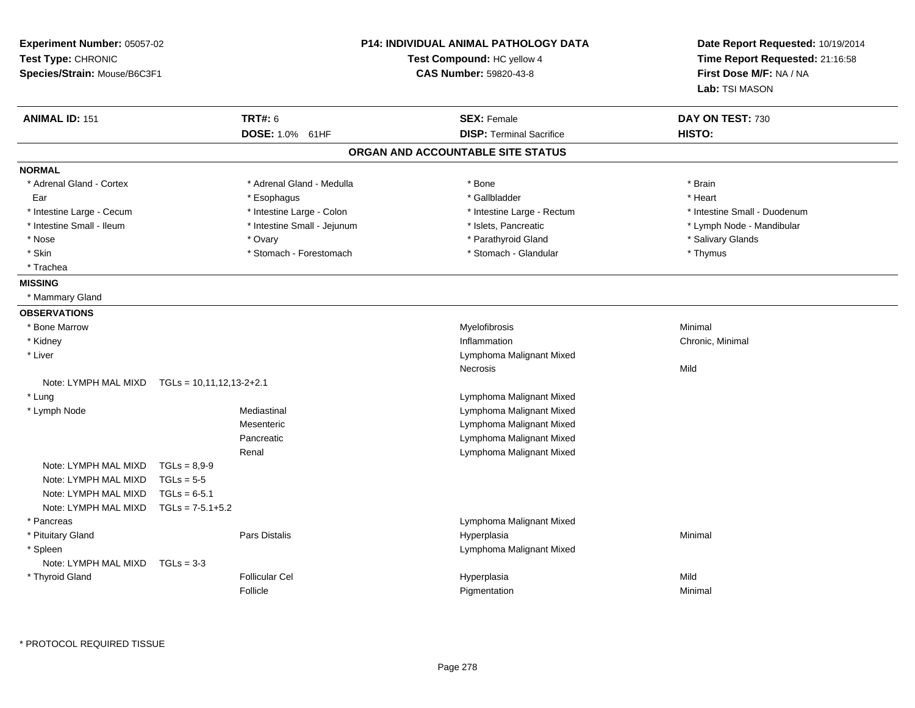**Experiment Number:** 05057-02
**Test Type:** CHRONIC
**Species/Strain:** Mouse/B6C3F1

**P14: INDIVIDUAL ANIMAL PATHOLOGY DATA**
**Test Compound:** HC yellow 4
**CAS Number:** 59820-43-8

**Date Report Requested:** 10/19/2014
**Time Report Requested:** 21:16:58
**First Dose M/F:** NA / NA
**Lab:** TSI MASON

| **ANIMAL ID:** 151 | **TRT#:** 6 | **SEX:** Female | **DAY ON TEST:** 730 |
|---|---|---|---|
| | **DOSE:** 1.0% 61HF | **DISP:** Terminal Sacrifice | **HISTO:** |

## ORGAN AND ACCOUNTABLE SITE STATUS

**NORMAL**

| | | | |
|---|---|---|---|
| * Adrenal Gland - Cortex | * Adrenal Gland - Medulla | * Bone | * Brain |
| Ear | * Esophagus | * Gallbladder | * Heart |
| * Intestine Large - Cecum | * Intestine Large - Colon | * Intestine Large - Rectum | * Intestine Small - Duodenum |
| * Intestine Small - Ileum | * Intestine Small - Jejunum | * Islets, Pancreatic | * Lymph Node - Mandibular |
| * Nose | * Ovary | * Parathyroid Gland | * Salivary Glands |
| * Skin | * Stomach - Forestomach | * Stomach - Glandular | * Thymus |
| * Trachea | | | |

**MISSING**

* Mammary Gland

**OBSERVATIONS**

| | | | |
|---|---|---|---|
| * Bone Marrow | | Myelofibrosis | Minimal |
| * Kidney | | Inflammation | Chronic, Minimal |
| * Liver | | Lymphoma Malignant Mixed | |
| | | Necrosis | Mild |
| Note: LYMPH MAL MIXD TGLs = 10,11,12,13-2+2.1 | | | |
| * Lung | | Lymphoma Malignant Mixed | |
| * Lymph Node | Mediastinal | Lymphoma Malignant Mixed | |
| | Mesenteric | Lymphoma Malignant Mixed | |
| | Pancreatic | Lymphoma Malignant Mixed | |
| | Renal | Lymphoma Malignant Mixed | |
| Note: LYMPH MAL MIXD TGLs = 8,9-9 | | | |
| Note: LYMPH MAL MIXD TGLs = 5-5 | | | |
| Note: LYMPH MAL MIXD TGLs = 6-5.1 | | | |
| Note: LYMPH MAL MIXD TGLs = 7-5.1+5.2 | | | |
| * Pancreas | | Lymphoma Malignant Mixed | |
| * Pituitary Gland | Pars Distalis | Hyperplasia | Minimal |
| * Spleen | | Lymphoma Malignant Mixed | |
| Note: LYMPH MAL MIXD TGLs = 3-3 | | | |
| * Thyroid Gland | Follicular Cel | Hyperplasia | Mild |
| | Follicle | Pigmentation | Minimal |

\* PROTOCOL REQUIRED TISSUE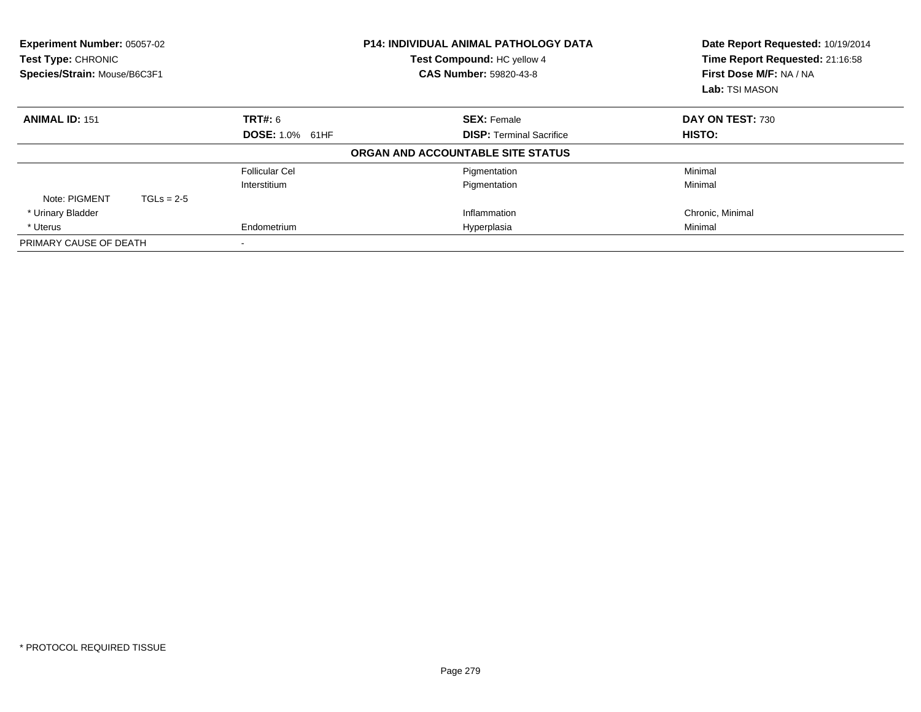**Experiment Number:** 05057-02
**Test Type:** CHRONIC
**Species/Strain:** Mouse/B6C3F1

**P14: INDIVIDUAL ANIMAL PATHOLOGY DATA**
**Test Compound:** HC yellow 4
**CAS Number:** 59820-43-8

**Date Report Requested:** 10/19/2014
**Time Report Requested:** 21:16:58
**First Dose M/F:** NA / NA
**Lab:** TSI MASON

| **ANIMAL ID:** 151 | **TRT#:** 6 | **SEX:** Female | **DAY ON TEST:** 730 |
|---|---|---|---|
| | **DOSE:** 1.0% 61HF | **DISP:** Terminal Sacrifice | **HISTO:** |

**ORGAN AND ACCOUNTABLE SITE STATUS**

| | | | |
|---|---|---|---|
| | Follicular Cel | Pigmentation | Minimal |
| | Interstitium | Pigmentation | Minimal |
| Note: PIGMENT TGLs = 2-5 | | | |
| * Urinary Bladder | | Inflammation | Chronic, Minimal |
| * Uterus | Endometrium | Hyperplasia | Minimal |
| PRIMARY CAUSE OF DEATH | - | | |

* PROTOCOL REQUIRED TISSUE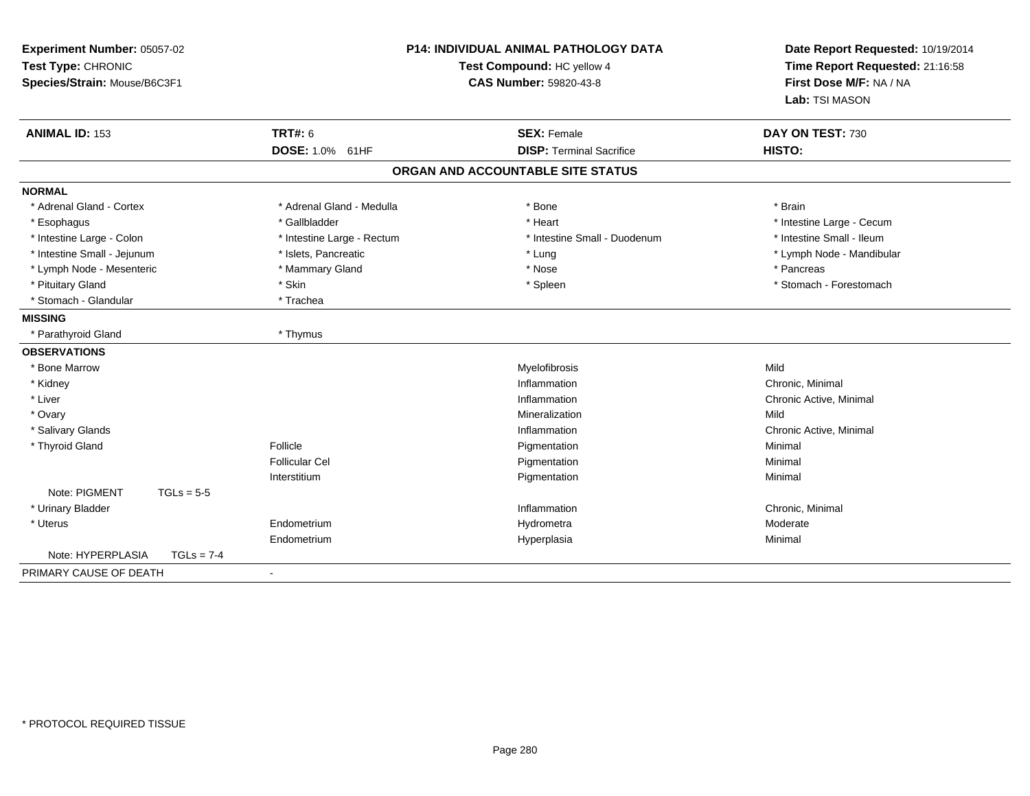**Experiment Number:** 05057-02
**Test Type:** CHRONIC
**Species/Strain:** Mouse/B6C3F1

**P14: INDIVIDUAL ANIMAL PATHOLOGY DATA**
**Test Compound:** HC yellow 4
**CAS Number:** 59820-43-8

**Date Report Requested:** 10/19/2014
**Time Report Requested:** 21:16:58
**First Dose M/F:** NA / NA
**Lab:** TSI MASON

| **ANIMAL ID:** 153 | **TRT#:** 6 | **SEX:** Female | **DAY ON TEST:** 730 |
|---|---|---|---|
| | **DOSE:** 1.0% 61HF | **DISP:** Terminal Sacrifice | **HISTO:** |

## ORGAN AND ACCOUNTABLE SITE STATUS

| | | | |
|---|---|---|---|
| **NORMAL** | | | |
| * Adrenal Gland - Cortex | * Adrenal Gland - Medulla | * Bone | * Brain |
| * Esophagus | * Gallbladder | * Heart | * Intestine Large - Cecum |
| * Intestine Large - Colon | * Intestine Large - Rectum | * Intestine Small - Duodenum | * Intestine Small - Ileum |
| * Intestine Small - Jejunum | * Islets, Pancreatic | * Lung | * Lymph Node - Mandibular |
| * Lymph Node - Mesenteric | * Mammary Gland | * Nose | * Pancreas |
| * Pituitary Gland | * Skin | * Spleen | * Stomach - Forestomach |
| * Stomach - Glandular | * Trachea | | |
| **MISSING** | | | |
| * Parathyroid Gland | * Thymus | | |
| **OBSERVATIONS** | | | |
| * Bone Marrow | | Myelofibrosis | Mild |
| * Kidney | | Inflammation | Chronic, Minimal |
| * Liver | | Inflammation | Chronic Active, Minimal |
| * Ovary | | Mineralization | Mild |
| * Salivary Glands | | Inflammation | Chronic Active, Minimal |
| * Thyroid Gland | Follicle | Pigmentation | Minimal |
| | Follicular Cel | Pigmentation | Minimal |
| | Interstitium | Pigmentation | Minimal |
| Note: PIGMENT TGLs = 5-5 | | | |
| * Urinary Bladder | | Inflammation | Chronic, Minimal |
| * Uterus | Endometrium | Hydrometra | Moderate |
| | Endometrium | Hyperplasia | Minimal |
| Note: HYPERPLASIA TGLs = 7-4 | | | |
| PRIMARY CAUSE OF DEATH | - | | |

* PROTOCOL REQUIRED TISSUE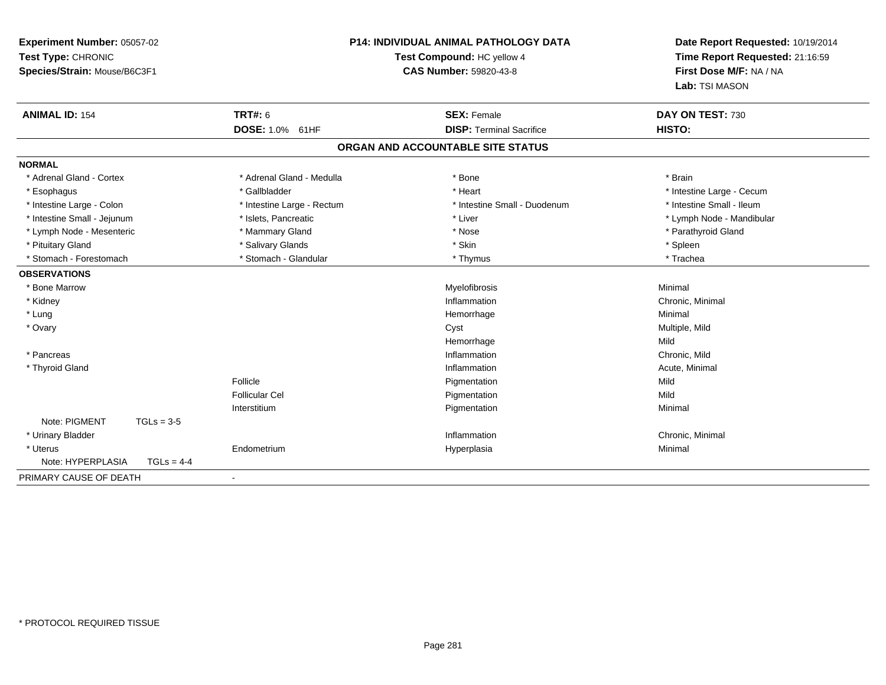**Experiment Number:** 05057-02
**Test Type:** CHRONIC
**Species/Strain:** Mouse/B6C3F1

**P14: INDIVIDUAL ANIMAL PATHOLOGY DATA**
**Test Compound:** HC yellow 4
**CAS Number:** 59820-43-8

**Date Report Requested:** 10/19/2014
**Time Report Requested:** 21:16:59
**First Dose M/F:** NA / NA
**Lab:** TSI MASON

| **ANIMAL ID:** 154 | **TRT#:** 6 | **SEX:** Female | **DAY ON TEST:** 730 |
|---|---|---|---|
| | **DOSE:** 1.0% 61HF | **DISP:** Terminal Sacrifice | **HISTO:** |

## ORGAN AND ACCOUNTABLE SITE STATUS

| | | | |
|---|---|---|---|
| **NORMAL** | | | |
| * Adrenal Gland - Cortex | * Adrenal Gland - Medulla | * Bone | * Brain |
| * Esophagus | * Gallbladder | * Heart | * Intestine Large - Cecum |
| * Intestine Large - Colon | * Intestine Large - Rectum | * Intestine Small - Duodenum | * Intestine Small - Ileum |
| * Intestine Small - Jejunum | * Islets, Pancreatic | * Liver | * Lymph Node - Mandibular |
| * Lymph Node - Mesenteric | * Mammary Gland | * Nose | * Parathyroid Gland |
| * Pituitary Gland | * Salivary Glands | * Skin | * Spleen |
| * Stomach - Forestomach | * Stomach - Glandular | * Thymus | * Trachea |
| **OBSERVATIONS** | | | |
| * Bone Marrow | | Myelofibrosis | Minimal |
| * Kidney | | Inflammation | Chronic, Minimal |
| * Lung | | Hemorrhage | Minimal |
| * Ovary | | Cyst | Multiple, Mild |
| | | Hemorrhage | Mild |
| * Pancreas | | Inflammation | Chronic, Mild |
| * Thyroid Gland | | Inflammation | Acute, Minimal |
| | Follicle | Pigmentation | Mild |
| | Follicular Cel | Pigmentation | Mild |
| | Interstitium | Pigmentation | Minimal |
| Note: PIGMENT TGLs = 3-5 | | | |
| * Urinary Bladder | | Inflammation | Chronic, Minimal |
| * Uterus | Endometrium | Hyperplasia | Minimal |
| Note: HYPERPLASIA TGLs = 4-4 | | | |
| PRIMARY CAUSE OF DEATH | - | | |

* PROTOCOL REQUIRED TISSUE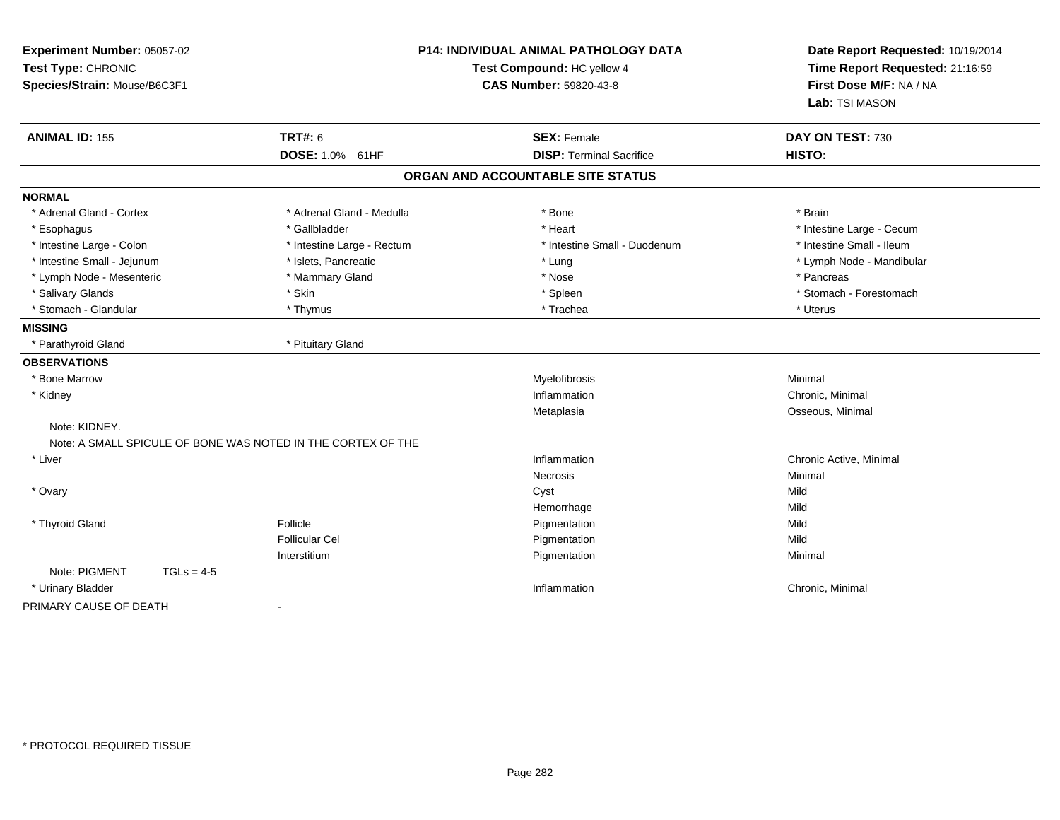**Experiment Number:** 05057-02
**Test Type:** CHRONIC
**Species/Strain:** Mouse/B6C3F1

**P14: INDIVIDUAL ANIMAL PATHOLOGY DATA**
**Test Compound:** HC yellow 4
**CAS Number:** 59820-43-8

**Date Report Requested:** 10/19/2014
**Time Report Requested:** 21:16:59
**First Dose M/F:** NA / NA
**Lab:** TSI MASON

| **ANIMAL ID:** 155 | **TRT#:** 6 | **SEX:** Female | **DAY ON TEST:** 730 |
|---|---|---|---|
| | **DOSE:** 1.0% 61HF | **DISP:** Terminal Sacrifice | **HISTO:** |

## ORGAN AND ACCOUNTABLE SITE STATUS

| | | | |
|---|---|---|---|
| **NORMAL** | | | |
| * Adrenal Gland - Cortex | * Adrenal Gland - Medulla | * Bone | * Brain |
| * Esophagus | * Gallbladder | * Heart | * Intestine Large - Cecum |
| * Intestine Large - Colon | * Intestine Large - Rectum | * Intestine Small - Duodenum | * Intestine Small - Ileum |
| * Intestine Small - Jejunum | * Islets, Pancreatic | * Lung | * Lymph Node - Mandibular |
| * Lymph Node - Mesenteric | * Mammary Gland | * Nose | * Pancreas |
| * Salivary Glands | * Skin | * Spleen | * Stomach - Forestomach |
| * Stomach - Glandular | * Thymus | * Trachea | * Uterus |
| **MISSING** | | | |
| * Parathyroid Gland | * Pituitary Gland | | |
| **OBSERVATIONS** | | | |
| * Bone Marrow | | Myelofibrosis | Minimal |
| * Kidney | | Inflammation | Chronic, Minimal |
| | | Metaplasia | Osseous, Minimal |
| Note: KIDNEY. | | | |
| Note: A SMALL SPICULE OF BONE WAS NOTED IN THE CORTEX OF THE | | | |
| * Liver | | Inflammation | Chronic Active, Minimal |
| | | Necrosis | Minimal |
| * Ovary | | Cyst | Mild |
| | | Hemorrhage | Mild |
| * Thyroid Gland | Follicle | Pigmentation | Mild |
| | Follicular Cel | Pigmentation | Mild |
| | Interstitium | Pigmentation | Minimal |
| Note: PIGMENT TGLs = 4-5 | | | |
| * Urinary Bladder | | Inflammation | Chronic, Minimal |
| PRIMARY CAUSE OF DEATH | - | | |

* PROTOCOL REQUIRED TISSUE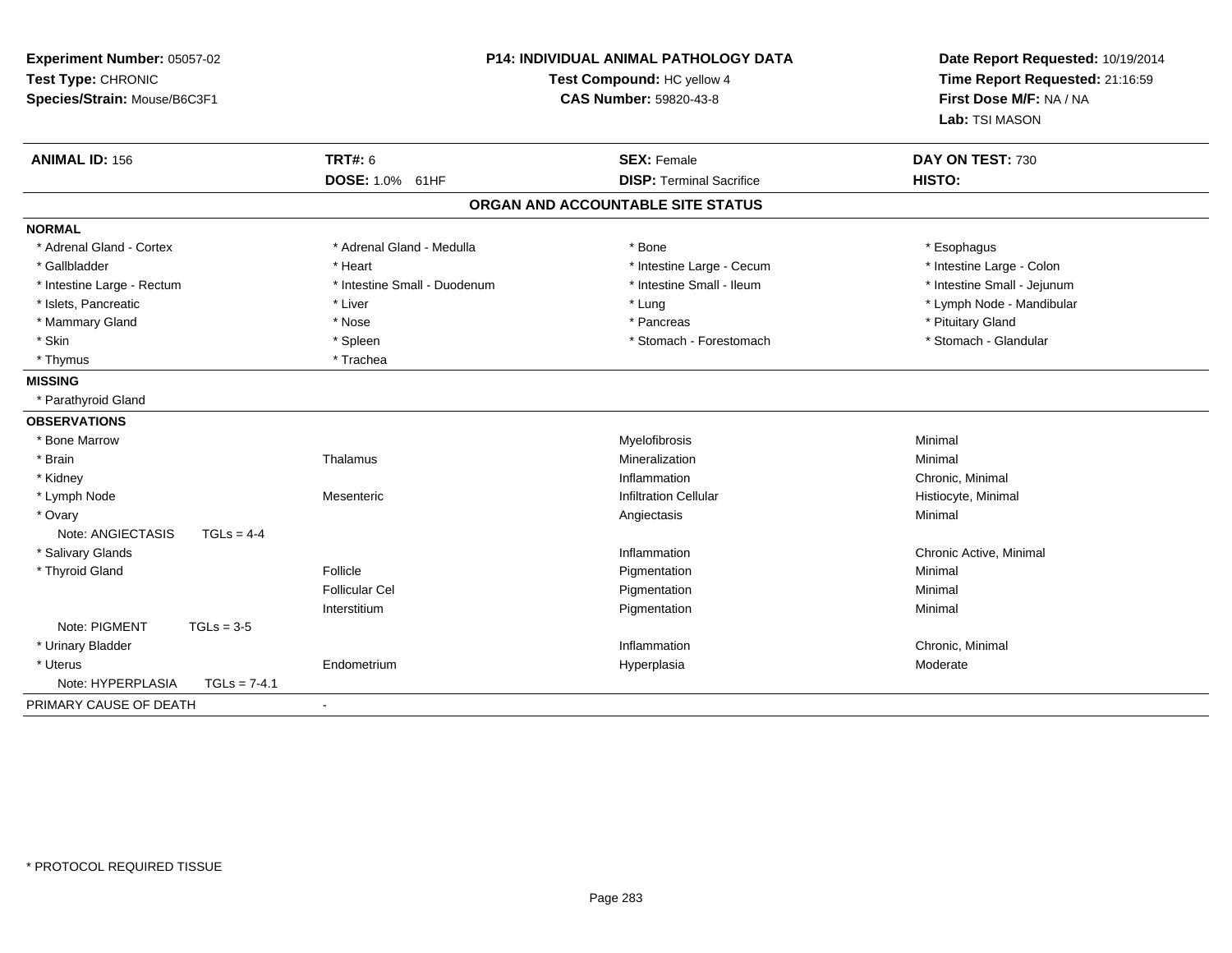**Experiment Number:** 05057-02
**Test Type:** CHRONIC
**Species/Strain:** Mouse/B6C3F1

**P14: INDIVIDUAL ANIMAL PATHOLOGY DATA**
**Test Compound:** HC yellow 4
**CAS Number:** 59820-43-8

**Date Report Requested:** 10/19/2014
**Time Report Requested:** 21:16:59
**First Dose M/F:** NA / NA
**Lab:** TSI MASON

| **ANIMAL ID:** 156 | **TRT#:** 6 | **SEX:** Female | **DAY ON TEST:** 730 |
|---|---|---|---|
| | **DOSE:** 1.0% 61HF | **DISP:** Terminal Sacrifice | **HISTO:** |

## ORGAN AND ACCOUNTABLE SITE STATUS

**NORMAL**

| | | | |
|---|---|---|---|
| * Adrenal Gland - Cortex | * Adrenal Gland - Medulla | * Bone | * Esophagus |
| * Gallbladder | * Heart | * Intestine Large - Cecum | * Intestine Large - Colon |
| * Intestine Large - Rectum | * Intestine Small - Duodenum | * Intestine Small - Ileum | * Intestine Small - Jejunum |
| * Islets, Pancreatic | * Liver | * Lung | * Lymph Node - Mandibular |
| * Mammary Gland | * Nose | * Pancreas | * Pituitary Gland |
| * Skin | * Spleen | * Stomach - Forestomach | * Stomach - Glandular |
| * Thymus | * Trachea | | |

**MISSING**

* Parathyroid Gland

**OBSERVATIONS**

| | | | |
|---|---|---|---|
| * Bone Marrow | | Myelofibrosis | Minimal |
| * Brain | Thalamus | Mineralization | Minimal |
| * Kidney | | Inflammation | Chronic, Minimal |
| * Lymph Node | Mesenteric | Infiltration Cellular | Histiocyte, Minimal |
| * Ovary | | Angiectasis | Minimal |
| Note: ANGIECTASIS TGLs = 4-4 | | | |
| * Salivary Glands | | Inflammation | Chronic Active, Minimal |
| * Thyroid Gland | Follicle | Pigmentation | Minimal |
| | Follicular Cel | Pigmentation | Minimal |
| | Interstitium | Pigmentation | Minimal |
| Note: PIGMENT TGLs = 3-5 | | | |
| * Urinary Bladder | | Inflammation | Chronic, Minimal |
| * Uterus | Endometrium | Hyperplasia | Moderate |
| Note: HYPERPLASIA TGLs = 7-4.1 | | | |

PRIMARY CAUSE OF DEATH -

* PROTOCOL REQUIRED TISSUE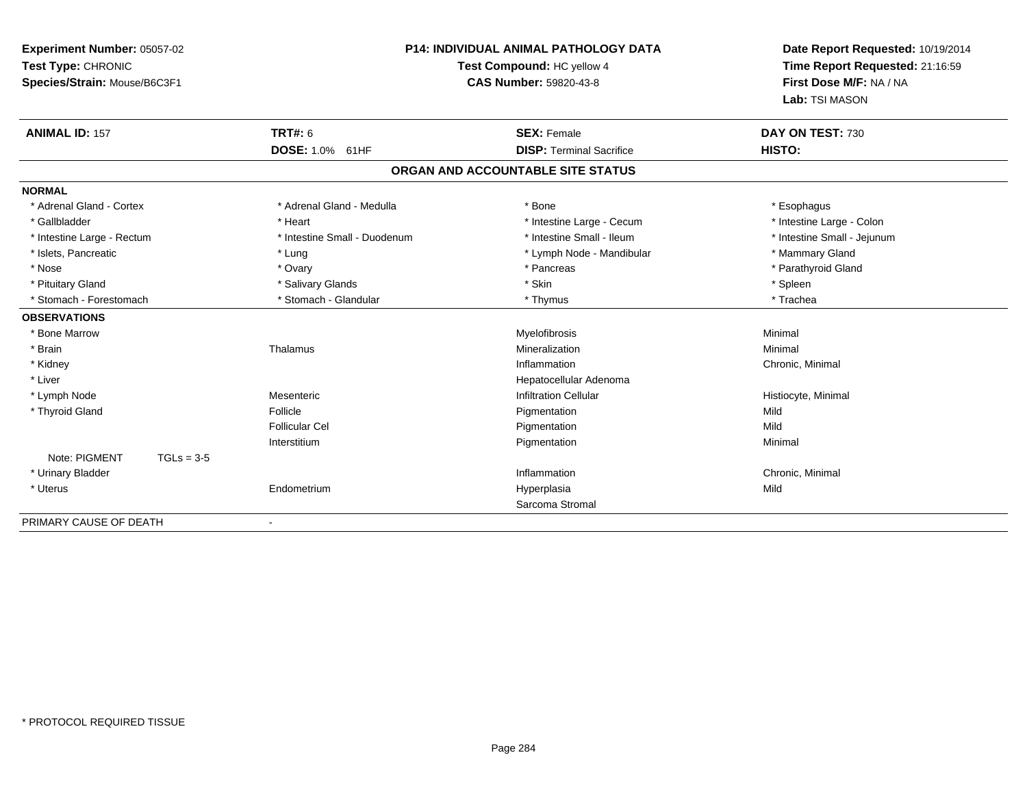**Experiment Number:** 05057-02
**Test Type:** CHRONIC
**Species/Strain:** Mouse/B6C3F1

**P14: INDIVIDUAL ANIMAL PATHOLOGY DATA**
**Test Compound:** HC yellow 4
**CAS Number:** 59820-43-8

**Date Report Requested:** 10/19/2014
**Time Report Requested:** 21:16:59
**First Dose M/F:** NA / NA
**Lab:** TSI MASON

| **ANIMAL ID:** 157 | **TRT#:** 6 | **SEX:** Female | **DAY ON TEST:** 730 |
|---|---|---|---|
| | **DOSE:** 1.0% 61HF | **DISP:** Terminal Sacrifice | **HISTO:** |

**ORGAN AND ACCOUNTABLE SITE STATUS**

**NORMAL**

| | | | |
|---|---|---|---|
| * Adrenal Gland - Cortex | * Adrenal Gland - Medulla | * Bone | * Esophagus |
| * Gallbladder | * Heart | * Intestine Large - Cecum | * Intestine Large - Colon |
| * Intestine Large - Rectum | * Intestine Small - Duodenum | * Intestine Small - Ileum | * Intestine Small - Jejunum |
| * Islets, Pancreatic | * Lung | * Lymph Node - Mandibular | * Mammary Gland |
| * Nose | * Ovary | * Pancreas | * Parathyroid Gland |
| * Pituitary Gland | * Salivary Glands | * Skin | * Spleen |
| * Stomach - Forestomach | * Stomach - Glandular | * Thymus | * Trachea |

**OBSERVATIONS**

| | | | |
|---|---|---|---|
| * Bone Marrow | | Myelofibrosis | Minimal |
| * Brain | Thalamus | Mineralization | Minimal |
| * Kidney | | Inflammation | Chronic, Minimal |
| * Liver | | Hepatocellular Adenoma | |
| * Lymph Node | Mesenteric | Infiltration Cellular | Histiocyte, Minimal |
| * Thyroid Gland | Follicle | Pigmentation | Mild |
| | Follicular Cel | Pigmentation | Mild |
| | Interstitium | Pigmentation | Minimal |
| Note: PIGMENT TGLs = 3-5 | | | |
| * Urinary Bladder | | Inflammation | Chronic, Minimal |
| * Uterus | Endometrium | Hyperplasia | Mild |
| | | Sarcoma Stromal | |

PRIMARY CAUSE OF DEATH -

* PROTOCOL REQUIRED TISSUE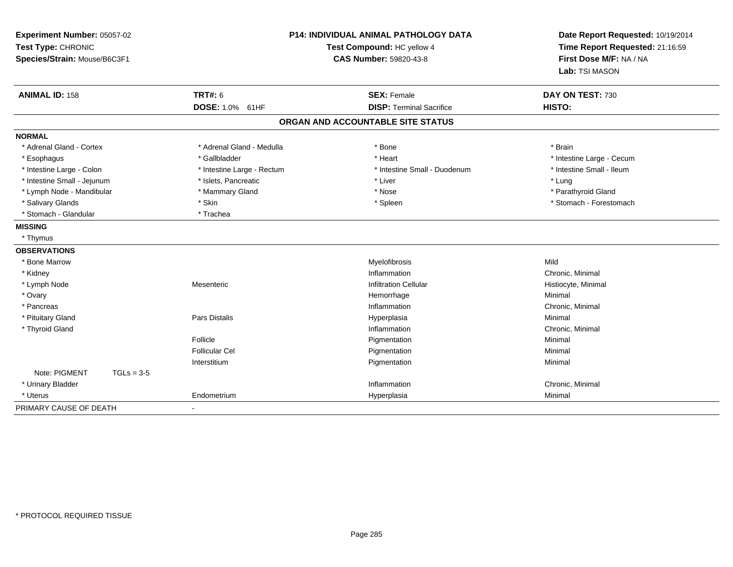**Experiment Number:** 05057-02
**Test Type:** CHRONIC
**Species/Strain:** Mouse/B6C3F1

**P14: INDIVIDUAL ANIMAL PATHOLOGY DATA**
**Test Compound:** HC yellow 4
**CAS Number:** 59820-43-8

**Date Report Requested:** 10/19/2014
**Time Report Requested:** 21:16:59
**First Dose M/F:** NA / NA
**Lab:** TSI MASON

| **ANIMAL ID:** 158 | **TRT#:** 6 | **SEX:** Female | **DAY ON TEST:** 730 |
|---|---|---|---|
| | **DOSE:** 1.0% 61HF | **DISP:** Terminal Sacrifice | **HISTO:** |

**ORGAN AND ACCOUNTABLE SITE STATUS**

**NORMAL**

| | | | |
|---|---|---|---|
| * Adrenal Gland - Cortex | * Adrenal Gland - Medulla | * Bone | * Brain |
| * Esophagus | * Gallbladder | * Heart | * Intestine Large - Cecum |
| * Intestine Large - Colon | * Intestine Large - Rectum | * Intestine Small - Duodenum | * Intestine Small - Ileum |
| * Intestine Small - Jejunum | * Islets, Pancreatic | * Liver | * Lung |
| * Lymph Node - Mandibular | * Mammary Gland | * Nose | * Parathyroid Gland |
| * Salivary Glands | * Skin | * Spleen | * Stomach - Forestomach |
| * Stomach - Glandular | * Trachea | | |

**MISSING**

* Thymus

**OBSERVATIONS**

| | | | |
|---|---|---|---|
| * Bone Marrow | | Myelofibrosis | Mild |
| * Kidney | | Inflammation | Chronic, Minimal |
| * Lymph Node | Mesenteric | Infiltration Cellular | Histiocyte, Minimal |
| * Ovary | | Hemorrhage | Minimal |
| * Pancreas | | Inflammation | Chronic, Minimal |
| * Pituitary Gland | Pars Distalis | Hyperplasia | Minimal |
| * Thyroid Gland | | Inflammation | Chronic, Minimal |
| | Follicle | Pigmentation | Minimal |
| | Follicular Cel | Pigmentation | Minimal |
| | Interstitium | Pigmentation | Minimal |
| Note: PIGMENT TGLs = 3-5 | | | |
| * Urinary Bladder | | Inflammation | Chronic, Minimal |
| * Uterus | Endometrium | Hyperplasia | Minimal |

PRIMARY CAUSE OF DEATH -

* PROTOCOL REQUIRED TISSUE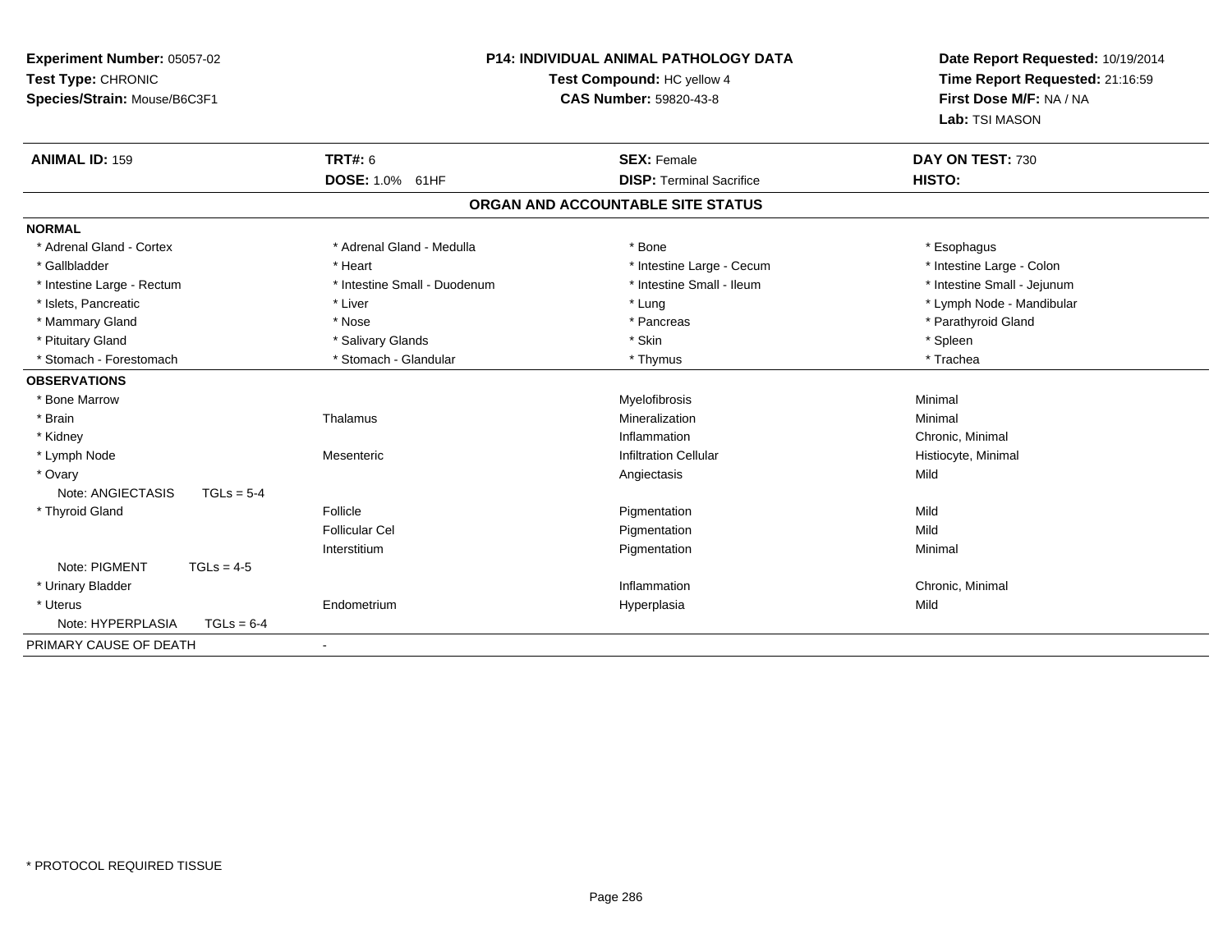**Experiment Number:** 05057-02
**Test Type:** CHRONIC
**Species/Strain:** Mouse/B6C3F1

**P14: INDIVIDUAL ANIMAL PATHOLOGY DATA**
**Test Compound:** HC yellow 4
**CAS Number:** 59820-43-8

**Date Report Requested:** 10/19/2014
**Time Report Requested:** 21:16:59
**First Dose M/F:** NA / NA
**Lab:** TSI MASON

| **ANIMAL ID:** 159 | **TRT#:** 6 | **SEX:** Female | **DAY ON TEST:** 730 |
|---|---|---|---|
| | **DOSE:** 1.0% 61HF | **DISP:** Terminal Sacrifice | **HISTO:** |

## ORGAN AND ACCOUNTABLE SITE STATUS

| | | | |
|---|---|---|---|
| **NORMAL** | | | |
| * Adrenal Gland - Cortex | * Adrenal Gland - Medulla | * Bone | * Esophagus |
| * Gallbladder | * Heart | * Intestine Large - Cecum | * Intestine Large - Colon |
| * Intestine Large - Rectum | * Intestine Small - Duodenum | * Intestine Small - Ileum | * Intestine Small - Jejunum |
| * Islets, Pancreatic | * Liver | * Lung | * Lymph Node - Mandibular |
| * Mammary Gland | * Nose | * Pancreas | * Parathyroid Gland |
| * Pituitary Gland | * Salivary Glands | * Skin | * Spleen |
| * Stomach - Forestomach | * Stomach - Glandular | * Thymus | * Trachea |
| **OBSERVATIONS** | | | |
| * Bone Marrow | | Myelofibrosis | Minimal |
| * Brain | Thalamus | Mineralization | Minimal |
| * Kidney | | Inflammation | Chronic, Minimal |
| * Lymph Node | Mesenteric | Infiltration Cellular | Histiocyte, Minimal |
| * Ovary | | Angiectasis | Mild |
| Note: ANGIECTASIS TGLs = 5-4 | | | |
| * Thyroid Gland | Follicle | Pigmentation | Mild |
| | Follicular Cel | Pigmentation | Mild |
| | Interstitium | Pigmentation | Minimal |
| Note: PIGMENT TGLs = 4-5 | | | |
| * Urinary Bladder | | Inflammation | Chronic, Minimal |
| * Uterus | Endometrium | Hyperplasia | Mild |
| Note: HYPERPLASIA TGLs = 6-4 | | | |
| PRIMARY CAUSE OF DEATH | - | | |

\* PROTOCOL REQUIRED TISSUE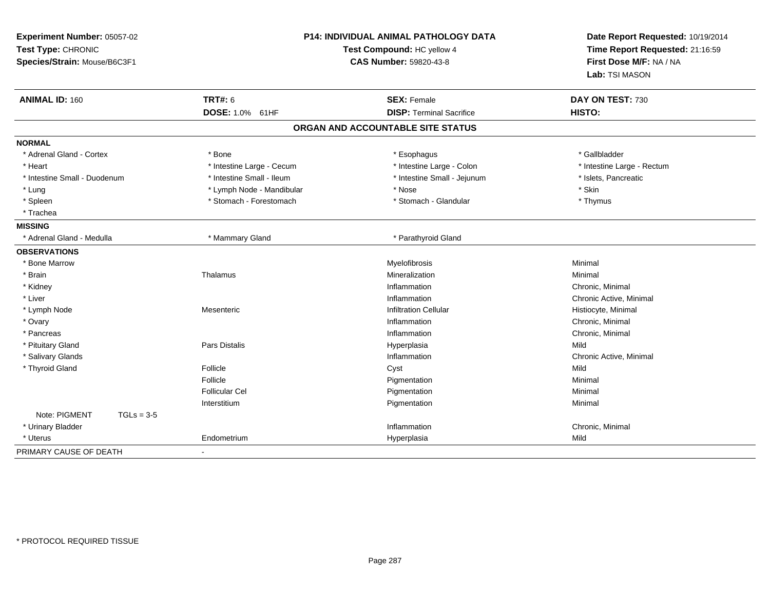**Experiment Number:** 05057-02
**Test Type:** CHRONIC
**Species/Strain:** Mouse/B6C3F1

**P14: INDIVIDUAL ANIMAL PATHOLOGY DATA**
**Test Compound:** HC yellow 4
**CAS Number:** 59820-43-8

**Date Report Requested:** 10/19/2014
**Time Report Requested:** 21:16:59
**First Dose M/F:** NA / NA
**Lab:** TSI MASON

| **ANIMAL ID:** 160 | **TRT#:** 6 | **SEX:** Female | **DAY ON TEST:** 730 |
|---|---|---|---|
| | **DOSE:** 1.0% 61HF | **DISP:** Terminal Sacrifice | **HISTO:** |

## ORGAN AND ACCOUNTABLE SITE STATUS

**NORMAL**

| | | | |
|---|---|---|---|
| * Adrenal Gland - Cortex | * Bone | * Esophagus | * Gallbladder |
| * Heart | * Intestine Large - Cecum | * Intestine Large - Colon | * Intestine Large - Rectum |
| * Intestine Small - Duodenum | * Intestine Small - Ileum | * Intestine Small - Jejunum | * Islets, Pancreatic |
| * Lung | * Lymph Node - Mandibular | * Nose | * Skin |
| * Spleen | * Stomach - Forestomach | * Stomach - Glandular | * Thymus |
| * Trachea | | | |

**MISSING**

| | | |
|---|---|---|
| * Adrenal Gland - Medulla | * Mammary Gland | * Parathyroid Gland |

**OBSERVATIONS**

| | | | |
|---|---|---|---|
| * Bone Marrow | | Myelofibrosis | Minimal |
| * Brain | Thalamus | Mineralization | Minimal |
| * Kidney | | Inflammation | Chronic, Minimal |
| * Liver | | Inflammation | Chronic Active, Minimal |
| * Lymph Node | Mesenteric | Infiltration Cellular | Histiocyte, Minimal |
| * Ovary | | Inflammation | Chronic, Minimal |
| * Pancreas | | Inflammation | Chronic, Minimal |
| * Pituitary Gland | Pars Distalis | Hyperplasia | Mild |
| * Salivary Glands | | Inflammation | Chronic Active, Minimal |
| * Thyroid Gland | Follicle | Cyst | Mild |
| | Follicle | Pigmentation | Minimal |
| | Follicular Cel | Pigmentation | Minimal |
| | Interstitium | Pigmentation | Minimal |
| Note: PIGMENT TGLs = 3-5 | | | |
| * Urinary Bladder | | Inflammation | Chronic, Minimal |
| * Uterus | Endometrium | Hyperplasia | Mild |

PRIMARY CAUSE OF DEATH -

\* PROTOCOL REQUIRED TISSUE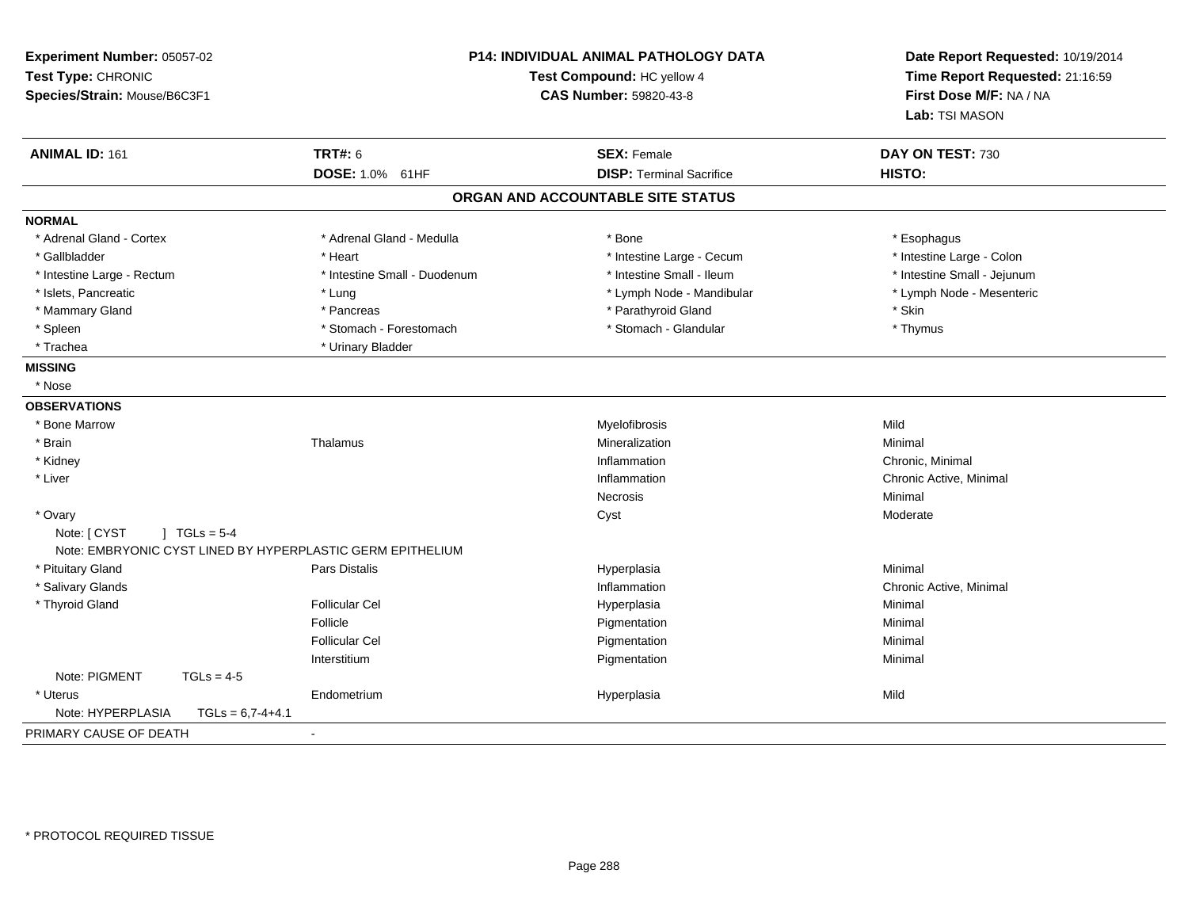**Experiment Number:** 05057-02
**Test Type:** CHRONIC
**Species/Strain:** Mouse/B6C3F1

**P14: INDIVIDUAL ANIMAL PATHOLOGY DATA**
**Test Compound:** HC yellow 4
**CAS Number:** 59820-43-8

**Date Report Requested:** 10/19/2014
**Time Report Requested:** 21:16:59
**First Dose M/F:** NA / NA
**Lab:** TSI MASON

| **ANIMAL ID:** 161 | **TRT#:** 6 | **SEX:** Female | **DAY ON TEST:** 730 |
|---|---|---|---|
| | **DOSE:** 1.0% 61HF | **DISP:** Terminal Sacrifice | **HISTO:** |

## ORGAN AND ACCOUNTABLE SITE STATUS

**NORMAL**

| | | | |
|---|---|---|---|
| * Adrenal Gland - Cortex | * Adrenal Gland - Medulla | * Bone | * Esophagus |
| * Gallbladder | * Heart | * Intestine Large - Cecum | * Intestine Large - Colon |
| * Intestine Large - Rectum | * Intestine Small - Duodenum | * Intestine Small - Ileum | * Intestine Small - Jejunum |
| * Islets, Pancreatic | * Lung | * Lymph Node - Mandibular | * Lymph Node - Mesenteric |
| * Mammary Gland | * Pancreas | * Parathyroid Gland | * Skin |
| * Spleen | * Stomach - Forestomach | * Stomach - Glandular | * Thymus |
| * Trachea | * Urinary Bladder | | |

**MISSING**

* Nose

**OBSERVATIONS**

| | | | |
|---|---|---|---|
| * Bone Marrow | | Myelofibrosis | Mild |
| * Brain | Thalamus | Mineralization | Minimal |
| * Kidney | | Inflammation | Chronic, Minimal |
| * Liver | | Inflammation | Chronic Active, Minimal |
| | | Necrosis | Minimal |
| * Ovary | | Cyst | Moderate |
| Note: [ CYST ] TGLs = 5-4 | | | |
| Note: EMBRYONIC CYST LINED BY HYPERPLASTIC GERM EPITHELIUM | | | |
| * Pituitary Gland | Pars Distalis | Hyperplasia | Minimal |
| * Salivary Glands | | Inflammation | Chronic Active, Minimal |
| * Thyroid Gland | Follicular Cel | Hyperplasia | Minimal |
| | Follicle | Pigmentation | Minimal |
| | Follicular Cel | Pigmentation | Minimal |
| | Interstitium | Pigmentation | Minimal |
| Note: PIGMENT TGLs = 4-5 | | | |
| * Uterus | Endometrium | Hyperplasia | Mild |
| Note: HYPERPLASIA TGLs = 6,7-4+4.1 | | | |

PRIMARY CAUSE OF DEATH -

* PROTOCOL REQUIRED TISSUE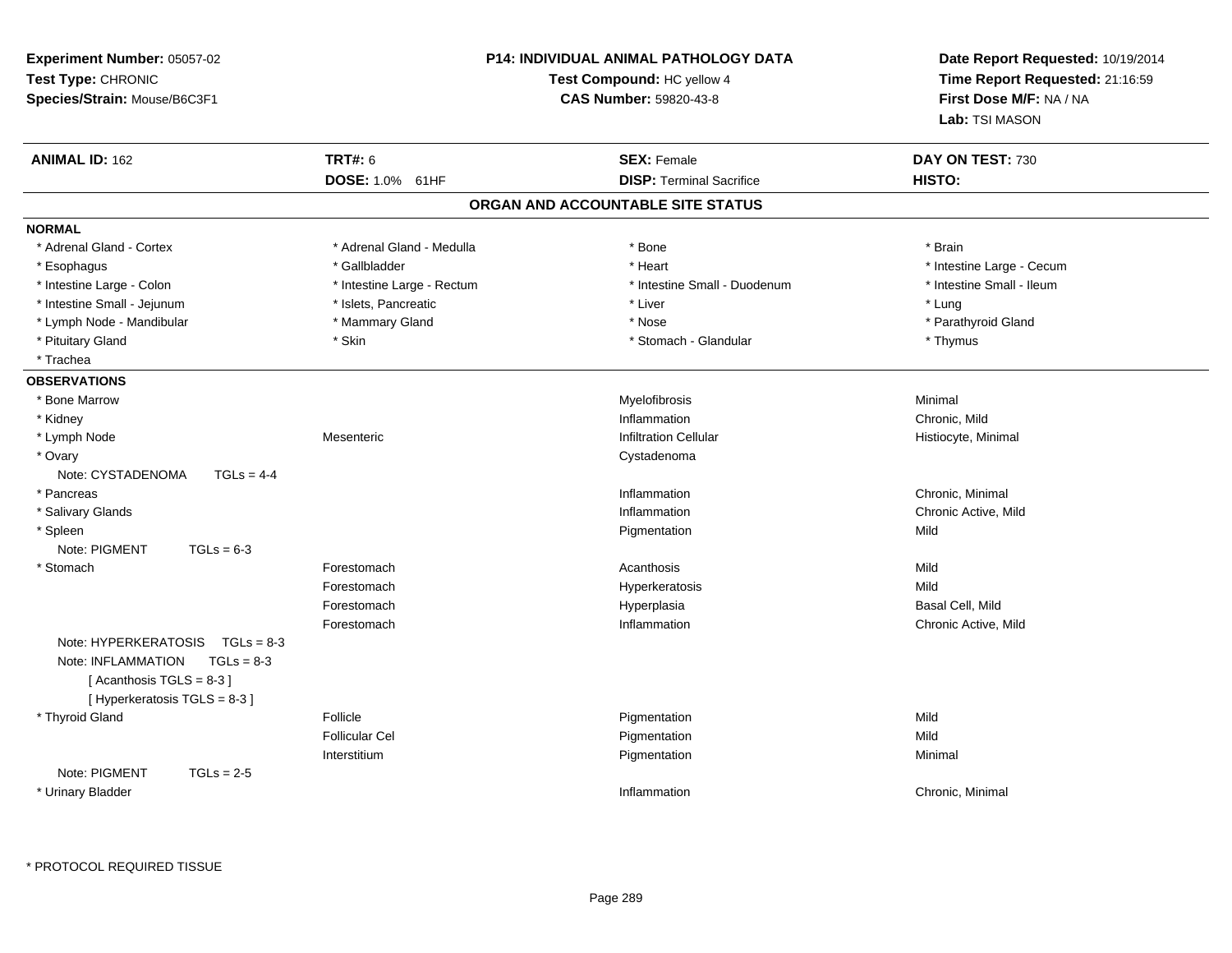**Experiment Number:** 05057-02
**Test Type:** CHRONIC
**Species/Strain:** Mouse/B6C3F1

**P14: INDIVIDUAL ANIMAL PATHOLOGY DATA**
**Test Compound:** HC yellow 4
**CAS Number:** 59820-43-8

**Date Report Requested:** 10/19/2014
**Time Report Requested:** 21:16:59
**First Dose M/F:** NA / NA
**Lab:** TSI MASON

| **ANIMAL ID:** 162 | **TRT#:** 6 | **SEX:** Female | **DAY ON TEST:** 730 |
|---|---|---|---|
| | **DOSE:** 1.0% 61HF | **DISP:** Terminal Sacrifice | **HISTO:** |

## ORGAN AND ACCOUNTABLE SITE STATUS

**NORMAL**

| | | | |
|---|---|---|---|
| * Adrenal Gland - Cortex | * Adrenal Gland - Medulla | * Bone | * Brain |
| * Esophagus | * Gallbladder | * Heart | * Intestine Large - Cecum |
| * Intestine Large - Colon | * Intestine Large - Rectum | * Intestine Small - Duodenum | * Intestine Small - Ileum |
| * Intestine Small - Jejunum | * Islets, Pancreatic | * Liver | * Lung |
| * Lymph Node - Mandibular | * Mammary Gland | * Nose | * Parathyroid Gland |
| * Pituitary Gland | * Skin | * Stomach - Glandular | * Thymus |
| * Trachea | | | |

**OBSERVATIONS**

| | | | |
|---|---|---|---|
| * Bone Marrow | | Myelofibrosis | Minimal |
| * Kidney | | Inflammation | Chronic, Mild |
| * Lymph Node | Mesenteric | Infiltration Cellular | Histiocyte, Minimal |
| * Ovary | | Cystadenoma | |
| Note: CYSTADENOMA TGLs = 4-4 | | | |
| * Pancreas | | Inflammation | Chronic, Minimal |
| * Salivary Glands | | Inflammation | Chronic Active, Mild |
| * Spleen | | Pigmentation | Mild |
| Note: PIGMENT TGLs = 6-3 | | | |
| * Stomach | Forestomach | Acanthosis | Mild |
| | Forestomach | Hyperkeratosis | Mild |
| | Forestomach | Hyperplasia | Basal Cell, Mild |
| | Forestomach | Inflammation | Chronic Active, Mild |
| Note: HYPERKERATOSIS TGLs = 8-3 | | | |
| Note: INFLAMMATION TGLs = 8-3 | | | |
| [ Acanthosis TGLS = 8-3 ] | | | |
| [ Hyperkeratosis TGLS = 8-3 ] | | | |
| * Thyroid Gland | Follicle | Pigmentation | Mild |
| | Follicular Cel | Pigmentation | Mild |
| | Interstitium | Pigmentation | Minimal |
| Note: PIGMENT TGLs = 2-5 | | | |
| * Urinary Bladder | | Inflammation | Chronic, Minimal |

* PROTOCOL REQUIRED TISSUE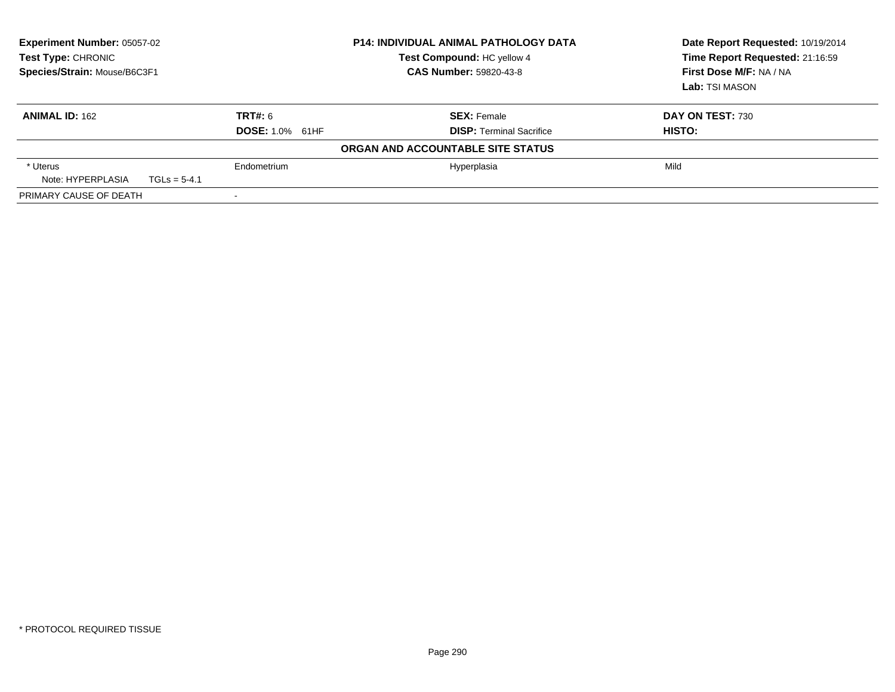**Experiment Number:** 05057-02
**Test Type:** CHRONIC
**Species/Strain:** Mouse/B6C3F1

**P14: INDIVIDUAL ANIMAL PATHOLOGY DATA**
**Test Compound:** HC yellow 4
**CAS Number:** 59820-43-8

**Date Report Requested:** 10/19/2014
**Time Report Requested:** 21:16:59
**First Dose M/F:** NA / NA
**Lab:** TSI MASON

| **ANIMAL ID:** 162 | **TRT#:** 6 | **SEX:** Female | **DAY ON TEST:** 730 |
|---|---|---|---|
| | **DOSE:** 1.0% 61HF | **DISP:** Terminal Sacrifice | **HISTO:** |
| **ORGAN AND ACCOUNTABLE SITE STATUS** | | | |
| * Uterus | Endometrium | Hyperplasia | Mild |
| Note: HYPERPLASIA TGLs = 5-4.1 | | | |
| PRIMARY CAUSE OF DEATH | - | | |

* PROTOCOL REQUIRED TISSUE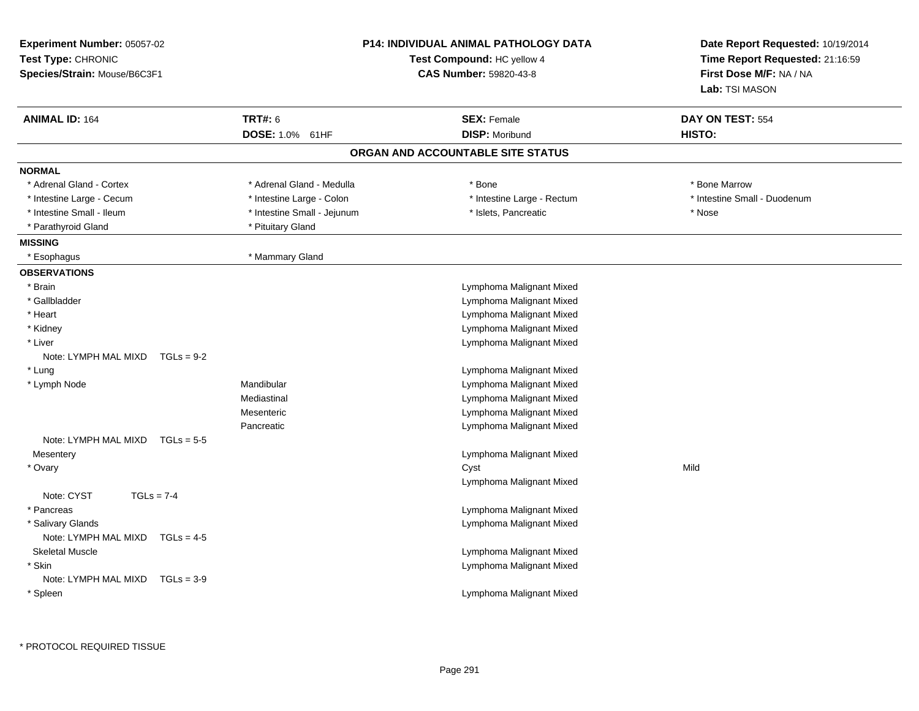**Experiment Number:** 05057-02
**Test Type:** CHRONIC
**Species/Strain:** Mouse/B6C3F1

**P14: INDIVIDUAL ANIMAL PATHOLOGY DATA**
**Test Compound:** HC yellow 4
**CAS Number:** 59820-43-8

**Date Report Requested:** 10/19/2014
**Time Report Requested:** 21:16:59
**First Dose M/F:** NA / NA
**Lab:** TSI MASON

| **ANIMAL ID:** 164 | **TRT#:** 6 | **SEX:** Female | **DAY ON TEST:** 554 |
|---|---|---|---|
| | **DOSE:** 1.0% 61HF | **DISP:** Moribund | **HISTO:** |

## ORGAN AND ACCOUNTABLE SITE STATUS

**NORMAL**

| | | | |
|---|---|---|---|
| * Adrenal Gland - Cortex | * Adrenal Gland - Medulla | * Bone | * Bone Marrow |
| * Intestine Large - Cecum | * Intestine Large - Colon | * Intestine Large - Rectum | * Intestine Small - Duodenum |
| * Intestine Small - Ileum | * Intestine Small - Jejunum | * Islets, Pancreatic | * Nose |
| * Parathyroid Gland | * Pituitary Gland | | |

**MISSING**

| | |
|---|---|
| * Esophagus | * Mammary Gland |

**OBSERVATIONS**

| | | | |
|---|---|---|---|
| * Brain | | Lymphoma Malignant Mixed | |
| * Gallbladder | | Lymphoma Malignant Mixed | |
| * Heart | | Lymphoma Malignant Mixed | |
| * Kidney | | Lymphoma Malignant Mixed | |
| * Liver | | Lymphoma Malignant Mixed | |
| Note: LYMPH MAL MIXD TGLs = 9-2 | | | |
| * Lung | | Lymphoma Malignant Mixed | |
| * Lymph Node | Mandibular | Lymphoma Malignant Mixed | |
| | Mediastinal | Lymphoma Malignant Mixed | |
| | Mesenteric | Lymphoma Malignant Mixed | |
| | Pancreatic | Lymphoma Malignant Mixed | |
| Note: LYMPH MAL MIXD TGLs = 5-5 | | | |
| Mesentery | | Lymphoma Malignant Mixed | |
| * Ovary | | Cyst | Mild |
| | | Lymphoma Malignant Mixed | |
| Note: CYST TGLs = 7-4 | | | |
| * Pancreas | | Lymphoma Malignant Mixed | |
| * Salivary Glands | | Lymphoma Malignant Mixed | |
| Note: LYMPH MAL MIXD TGLs = 4-5 | | | |
| Skeletal Muscle | | Lymphoma Malignant Mixed | |
| * Skin | | Lymphoma Malignant Mixed | |
| Note: LYMPH MAL MIXD TGLs = 3-9 | | | |
| * Spleen | | Lymphoma Malignant Mixed | |

* PROTOCOL REQUIRED TISSUE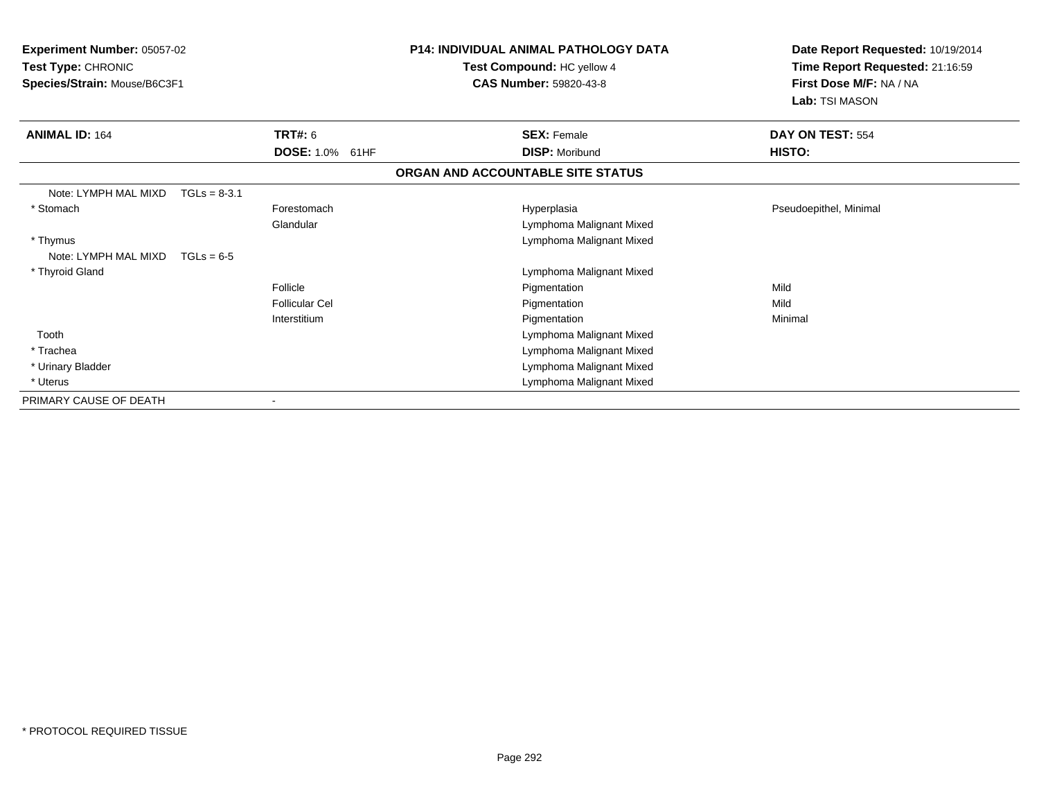**Experiment Number:** 05057-02
**Test Type:** CHRONIC
**Species/Strain:** Mouse/B6C3F1

**P14: INDIVIDUAL ANIMAL PATHOLOGY DATA**
**Test Compound:** HC yellow 4
**CAS Number:** 59820-43-8

**Date Report Requested:** 10/19/2014
**Time Report Requested:** 21:16:59
**First Dose M/F:** NA / NA
**Lab:** TSI MASON

| **ANIMAL ID:** 164 | **TRT#:** 6 | **SEX:** Female | **DAY ON TEST:** 554 |
|---|---|---|---|
| | **DOSE:** 1.0% 61HF | **DISP:** Moribund | **HISTO:** |

**ORGAN AND ACCOUNTABLE SITE STATUS**

| | | | |
|---|---|---|---|
| Note: LYMPH MAL MIXD TGLs = 8-3.1 | | | |
| * Stomach | Forestomach | Hyperplasia | Pseudoepithel, Minimal |
| | Glandular | Lymphoma Malignant Mixed | |
| * Thymus | | Lymphoma Malignant Mixed | |
| Note: LYMPH MAL MIXD TGLs = 6-5 | | | |
| * Thyroid Gland | | Lymphoma Malignant Mixed | |
| | Follicle | Pigmentation | Mild |
| | Follicular Cel | Pigmentation | Mild |
| | Interstitium | Pigmentation | Minimal |
| Tooth | | Lymphoma Malignant Mixed | |
| * Trachea | | Lymphoma Malignant Mixed | |
| * Urinary Bladder | | Lymphoma Malignant Mixed | |
| * Uterus | | Lymphoma Malignant Mixed | |
| PRIMARY CAUSE OF DEATH | - | | |

* PROTOCOL REQUIRED TISSUE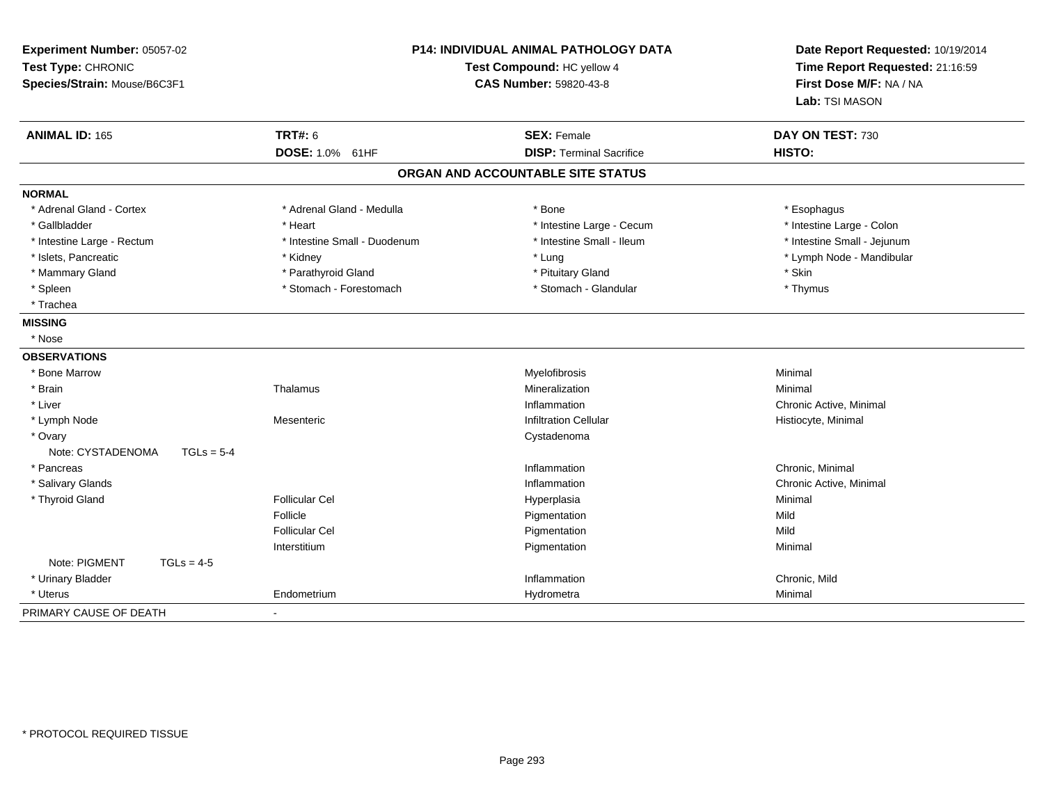**Experiment Number:** 05057-02
**Test Type:** CHRONIC
**Species/Strain:** Mouse/B6C3F1

**P14: INDIVIDUAL ANIMAL PATHOLOGY DATA**
**Test Compound:** HC yellow 4
**CAS Number:** 59820-43-8

**Date Report Requested:** 10/19/2014
**Time Report Requested:** 21:16:59
**First Dose M/F:** NA / NA
**Lab:** TSI MASON

| **ANIMAL ID:** 165 | **TRT#:** 6 | **SEX:** Female | **DAY ON TEST:** 730 |
|---|---|---|---|
| | **DOSE:** 1.0% 61HF | **DISP:** Terminal Sacrifice | **HISTO:** |

**ORGAN AND ACCOUNTABLE SITE STATUS**

**NORMAL**

| | | | |
|---|---|---|---|
| * Adrenal Gland - Cortex | * Adrenal Gland - Medulla | * Bone | * Esophagus |
| * Gallbladder | * Heart | * Intestine Large - Cecum | * Intestine Large - Colon |
| * Intestine Large - Rectum | * Intestine Small - Duodenum | * Intestine Small - Ileum | * Intestine Small - Jejunum |
| * Islets, Pancreatic | * Kidney | * Lung | * Lymph Node - Mandibular |
| * Mammary Gland | * Parathyroid Gland | * Pituitary Gland | * Skin |
| * Spleen | * Stomach - Forestomach | * Stomach - Glandular | * Thymus |
| * Trachea | | | |

**MISSING**

* Nose

**OBSERVATIONS**

| | | | |
|---|---|---|---|
| * Bone Marrow | | Myelofibrosis | Minimal |
| * Brain | Thalamus | Mineralization | Minimal |
| * Liver | | Inflammation | Chronic Active, Minimal |
| * Lymph Node | Mesenteric | Infiltration Cellular | Histiocyte, Minimal |
| * Ovary | | Cystadenoma | |
| Note: CYSTADENOMA TGLs = 5-4 | | | |
| * Pancreas | | Inflammation | Chronic, Minimal |
| * Salivary Glands | | Inflammation | Chronic Active, Minimal |
| * Thyroid Gland | Follicular Cel | Hyperplasia | Minimal |
| | Follicle | Pigmentation | Mild |
| | Follicular Cel | Pigmentation | Mild |
| | Interstitium | Pigmentation | Minimal |
| Note: PIGMENT TGLs = 4-5 | | | |
| * Urinary Bladder | | Inflammation | Chronic, Mild |
| * Uterus | Endometrium | Hydrometra | Minimal |

PRIMARY CAUSE OF DEATH -

* PROTOCOL REQUIRED TISSUE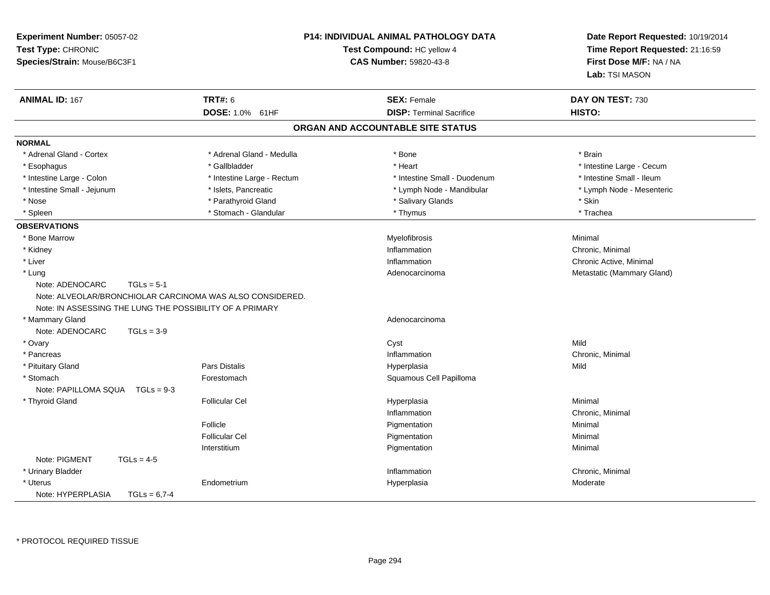**Experiment Number:** 05057-02
**Test Type:** CHRONIC
**Species/Strain:** Mouse/B6C3F1

## P14: INDIVIDUAL ANIMAL PATHOLOGY DATA

**Test Compound:** HC yellow 4
**CAS Number:** 59820-43-8

**Date Report Requested:** 10/19/2014
**Time Report Requested:** 21:16:59
**First Dose M/F:** NA / NA
**Lab:** TSI MASON

| **ANIMAL ID:** 167 | **TRT#:** 6 | **SEX:** Female | **DAY ON TEST:** 730 |
|---|---|---|---|
| | **DOSE:** 1.0% 61HF | **DISP:** Terminal Sacrifice | **HISTO:** |

### ORGAN AND ACCOUNTABLE SITE STATUS

**NORMAL**

| | | | |
|---|---|---|---|
| * Adrenal Gland - Cortex | * Adrenal Gland - Medulla | * Bone | * Brain |
| * Esophagus | * Gallbladder | * Heart | * Intestine Large - Cecum |
| * Intestine Large - Colon | * Intestine Large - Rectum | * Intestine Small - Duodenum | * Intestine Small - Ileum |
| * Intestine Small - Jejunum | * Islets, Pancreatic | * Lymph Node - Mandibular | * Lymph Node - Mesenteric |
| * Nose | * Parathyroid Gland | * Salivary Glands | * Skin |
| * Spleen | * Stomach - Glandular | * Thymus | * Trachea |

**OBSERVATIONS**

| Organ | Site | Observation | Severity |
|---|---|---|---|
| * Bone Marrow | | Myelofibrosis | Minimal |
| * Kidney | | Inflammation | Chronic, Minimal |
| * Liver | | Inflammation | Chronic Active, Minimal |
| * Lung | | Adenocarcinoma | Metastatic (Mammary Gland) |
| Note: ADENOCARC TGLs = 5-1 | | | |
| Note: ALVEOLAR/BRONCHIOLAR CARCINOMA WAS ALSO CONSIDERED. | | | |
| Note: IN ASSESSING THE LUNG THE POSSIBILITY OF A PRIMARY | | | |
| * Mammary Gland | | Adenocarcinoma | |
| Note: ADENOCARC TGLs = 3-9 | | | |
| * Ovary | | Cyst | Mild |
| * Pancreas | | Inflammation | Chronic, Minimal |
| * Pituitary Gland | Pars Distalis | Hyperplasia | Mild |
| * Stomach | Forestomach | Squamous Cell Papilloma | |
| Note: PAPILLOMA SQUA TGLs = 9-3 | | | |
| * Thyroid Gland | Follicular Cel | Hyperplasia | Minimal |
| | | Inflammation | Chronic, Minimal |
| | Follicle | Pigmentation | Minimal |
| | Follicular Cel | Pigmentation | Minimal |
| | Interstitium | Pigmentation | Minimal |
| Note: PIGMENT TGLs = 4-5 | | | |
| * Urinary Bladder | | Inflammation | Chronic, Minimal |
| * Uterus | Endometrium | Hyperplasia | Moderate |
| Note: HYPERPLASIA TGLs = 6,7-4 | | | |

\* PROTOCOL REQUIRED TISSUE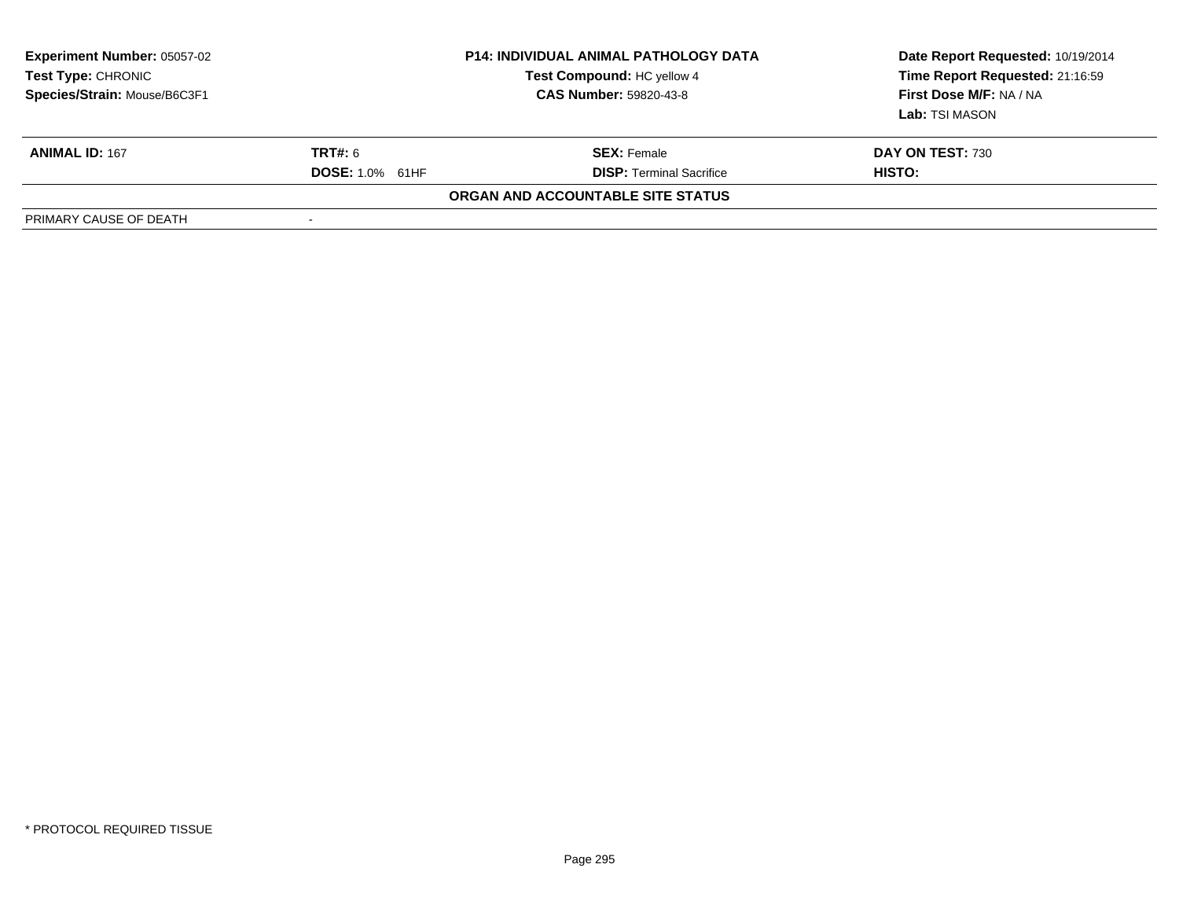| **Experiment Number:** 05057-02 | **P14: INDIVIDUAL ANIMAL PATHOLOGY DATA** | **Date Report Requested:** 10/19/2014 |
|---|---|---|
| **Test Type:** CHRONIC | **Test Compound:** HC yellow 4 | **Time Report Requested:** 21:16:59 |
| **Species/Strain:** Mouse/B6C3F1 | **CAS Number:** 59820-43-8 | **First Dose M/F:** NA / NA |
| | | **Lab:** TSI MASON |

| **ANIMAL ID:** 167 | **TRT#:** 6 | **SEX:** Female | **DAY ON TEST:** 730 |
|---|---|---|---|
| | **DOSE:** 1.0% 61HF | **DISP:** Terminal Sacrifice | **HISTO:** |

**ORGAN AND ACCOUNTABLE SITE STATUS**

| PRIMARY CAUSE OF DEATH | - |
|---|---|

\* PROTOCOL REQUIRED TISSUE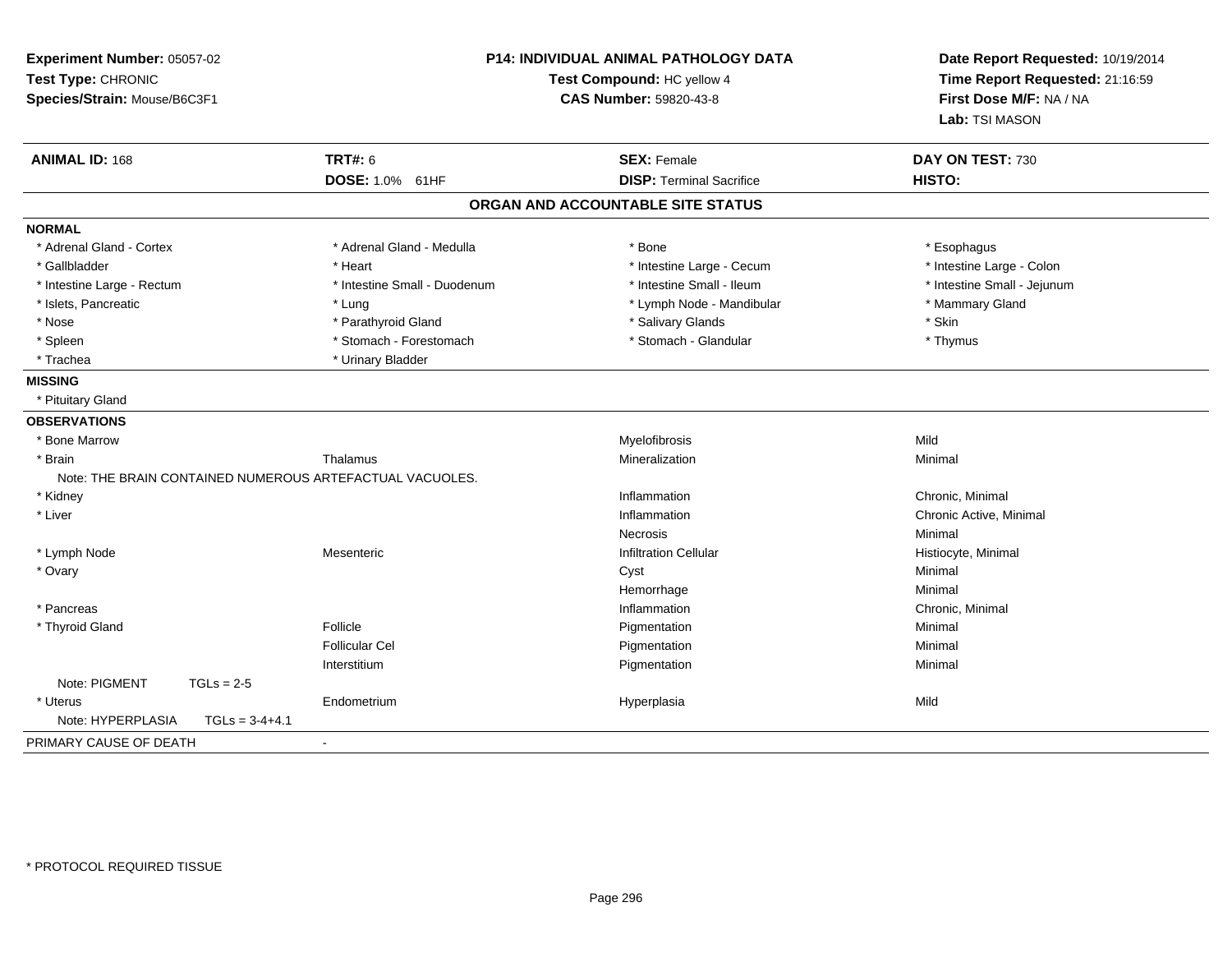**Experiment Number:** 05057-02
**Test Type:** CHRONIC
**Species/Strain:** Mouse/B6C3F1

**P14: INDIVIDUAL ANIMAL PATHOLOGY DATA**
**Test Compound:** HC yellow 4
**CAS Number:** 59820-43-8

**Date Report Requested:** 10/19/2014
**Time Report Requested:** 21:16:59
**First Dose M/F:** NA / NA
**Lab:** TSI MASON

| **ANIMAL ID:** 168 | **TRT#:** 6 | **SEX:** Female | **DAY ON TEST:** 730 |
|---|---|---|---|
| | **DOSE:** 1.0% 61HF | **DISP:** Terminal Sacrifice | **HISTO:** |

## ORGAN AND ACCOUNTABLE SITE STATUS

**NORMAL**

| | | | |
|---|---|---|---|
| * Adrenal Gland - Cortex | * Adrenal Gland - Medulla | * Bone | * Esophagus |
| * Gallbladder | * Heart | * Intestine Large - Cecum | * Intestine Large - Colon |
| * Intestine Large - Rectum | * Intestine Small - Duodenum | * Intestine Small - Ileum | * Intestine Small - Jejunum |
| * Islets, Pancreatic | * Lung | * Lymph Node - Mandibular | * Mammary Gland |
| * Nose | * Parathyroid Gland | * Salivary Glands | * Skin |
| * Spleen | * Stomach - Forestomach | * Stomach - Glandular | * Thymus |
| * Trachea | * Urinary Bladder | | |

**MISSING**

* Pituitary Gland

**OBSERVATIONS**

| | | | |
|---|---|---|---|
| * Bone Marrow | | Myelofibrosis | Mild |
| * Brain | Thalamus | Mineralization | Minimal |
| Note: THE BRAIN CONTAINED NUMEROUS ARTEFACTUAL VACUOLES. | | | |
| * Kidney | | Inflammation | Chronic, Minimal |
| * Liver | | Inflammation | Chronic Active, Minimal |
| | | Necrosis | Minimal |
| * Lymph Node | Mesenteric | Infiltration Cellular | Histiocyte, Minimal |
| * Ovary | | Cyst | Minimal |
| | | Hemorrhage | Minimal |
| * Pancreas | | Inflammation | Chronic, Minimal |
| * Thyroid Gland | Follicle | Pigmentation | Minimal |
| | Follicular Cel | Pigmentation | Minimal |
| | Interstitium | Pigmentation | Minimal |
| Note: PIGMENT TGLs = 2-5 | | | |
| * Uterus | Endometrium | Hyperplasia | Mild |
| Note: HYPERPLASIA TGLs = 3-4+4.1 | | | |

PRIMARY CAUSE OF DEATH -

* PROTOCOL REQUIRED TISSUE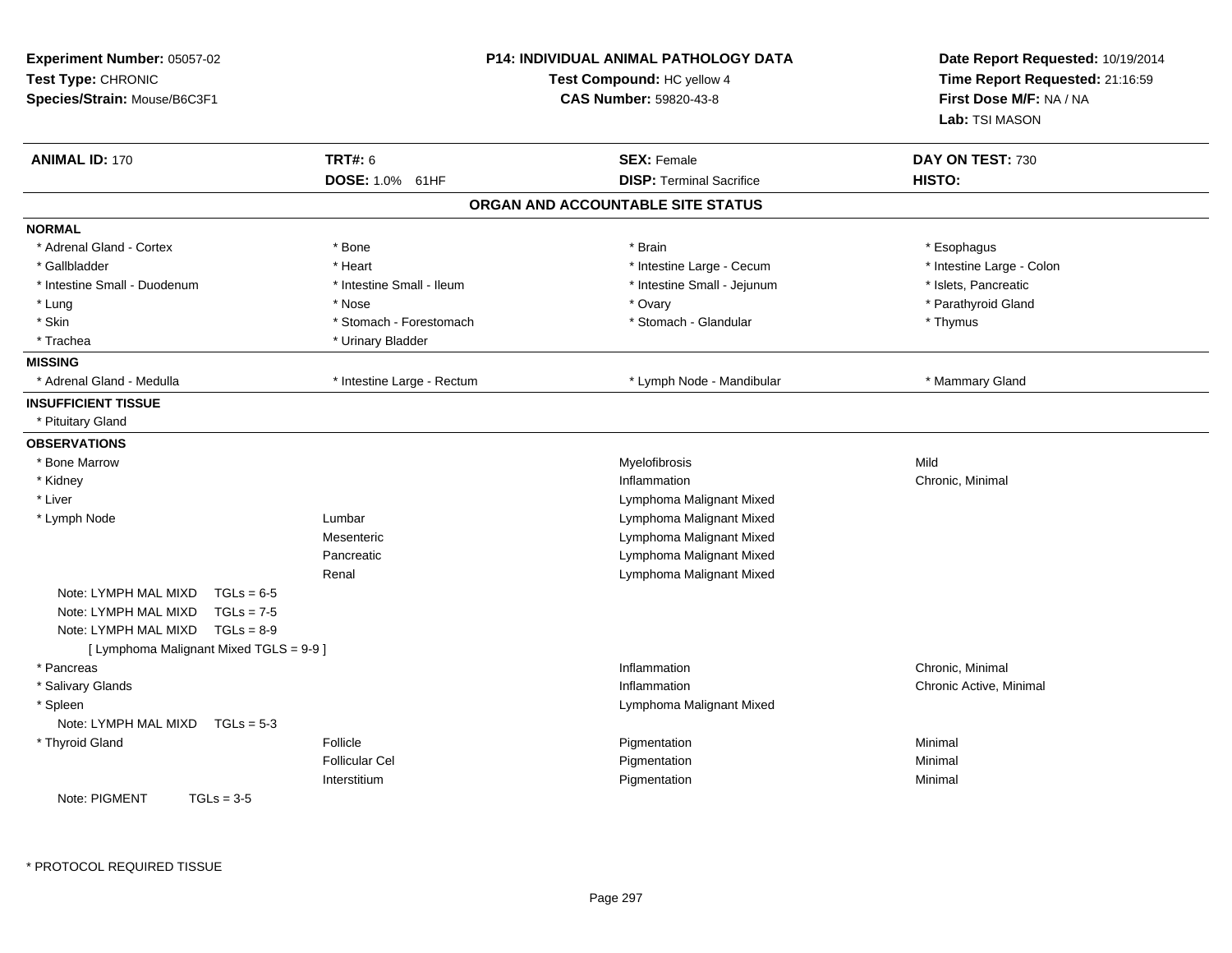**Experiment Number:** 05057-02
**Test Type:** CHRONIC
**Species/Strain:** Mouse/B6C3F1

**P14: INDIVIDUAL ANIMAL PATHOLOGY DATA**
**Test Compound:** HC yellow 4
**CAS Number:** 59820-43-8

**Date Report Requested:** 10/19/2014
**Time Report Requested:** 21:16:59
**First Dose M/F:** NA / NA
**Lab:** TSI MASON

| **ANIMAL ID:** 170 | **TRT#:** 6 | **SEX:** Female | **DAY ON TEST:** 730 |
|---|---|---|---|
| | **DOSE:** 1.0% 61HF | **DISP:** Terminal Sacrifice | **HISTO:** |

## ORGAN AND ACCOUNTABLE SITE STATUS

**NORMAL**

| | | | |
|---|---|---|---|
| * Adrenal Gland - Cortex | * Bone | * Brain | * Esophagus |
| * Gallbladder | * Heart | * Intestine Large - Cecum | * Intestine Large - Colon |
| * Intestine Small - Duodenum | * Intestine Small - Ileum | * Intestine Small - Jejunum | * Islets, Pancreatic |
| * Lung | * Nose | * Ovary | * Parathyroid Gland |
| * Skin | * Stomach - Forestomach | * Stomach - Glandular | * Thymus |
| * Trachea | * Urinary Bladder | | |

**MISSING**

| | | | |
|---|---|---|---|
| * Adrenal Gland - Medulla | * Intestine Large - Rectum | * Lymph Node - Mandibular | * Mammary Gland |

**INSUFFICIENT TISSUE**

* Pituitary Gland

**OBSERVATIONS**

| | | | |
|---|---|---|---|
| * Bone Marrow | | Myelofibrosis | Mild |
| * Kidney | | Inflammation | Chronic, Minimal |
| * Liver | | Lymphoma Malignant Mixed | |
| * Lymph Node | Lumbar | Lymphoma Malignant Mixed | |
| | Mesenteric | Lymphoma Malignant Mixed | |
| | Pancreatic | Lymphoma Malignant Mixed | |
| | Renal | Lymphoma Malignant Mixed | |
| Note: LYMPH MAL MIXD TGLs = 6-5 | | | |
| Note: LYMPH MAL MIXD TGLs = 7-5 | | | |
| Note: LYMPH MAL MIXD TGLs = 8-9 | | | |
| [ Lymphoma Malignant Mixed TGLS = 9-9 ] | | | |
| * Pancreas | | Inflammation | Chronic, Minimal |
| * Salivary Glands | | Inflammation | Chronic Active, Minimal |
| * Spleen | | Lymphoma Malignant Mixed | |
| Note: LYMPH MAL MIXD TGLs = 5-3 | | | |
| * Thyroid Gland | Follicle | Pigmentation | Minimal |
| | Follicular Cel | Pigmentation | Minimal |
| | Interstitium | Pigmentation | Minimal |
| Note: PIGMENT TGLs = 3-5 | | | |

\* PROTOCOL REQUIRED TISSUE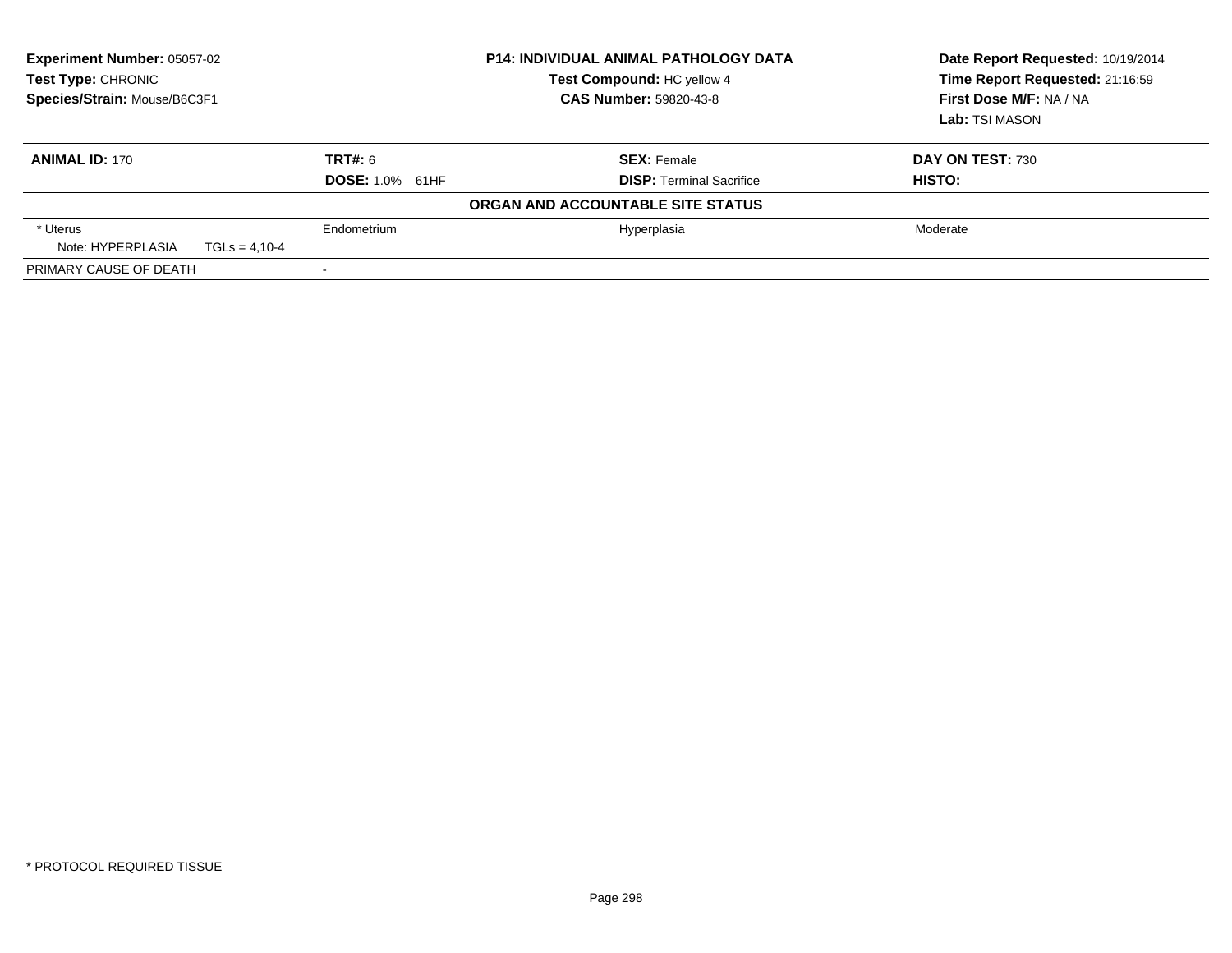**Experiment Number:** 05057-02
**Test Type:** CHRONIC
**Species/Strain:** Mouse/B6C3F1

**P14: INDIVIDUAL ANIMAL PATHOLOGY DATA**
**Test Compound:** HC yellow 4
**CAS Number:** 59820-43-8

**Date Report Requested:** 10/19/2014
**Time Report Requested:** 21:16:59
**First Dose M/F:** NA / NA
**Lab:** TSI MASON

| **ANIMAL ID:** 170 | **TRT#:** 6 | **SEX:** Female | **DAY ON TEST:** 730 |
|---|---|---|---|
| | **DOSE:** 1.0% 61HF | **DISP:** Terminal Sacrifice | **HISTO:** |
| **ORGAN AND ACCOUNTABLE SITE STATUS** | | | |
| * Uterus | Endometrium | Hyperplasia | Moderate |
| Note: HYPERPLASIA TGLs = 4,10-4 | | | |
| PRIMARY CAUSE OF DEATH | - | | |

* PROTOCOL REQUIRED TISSUE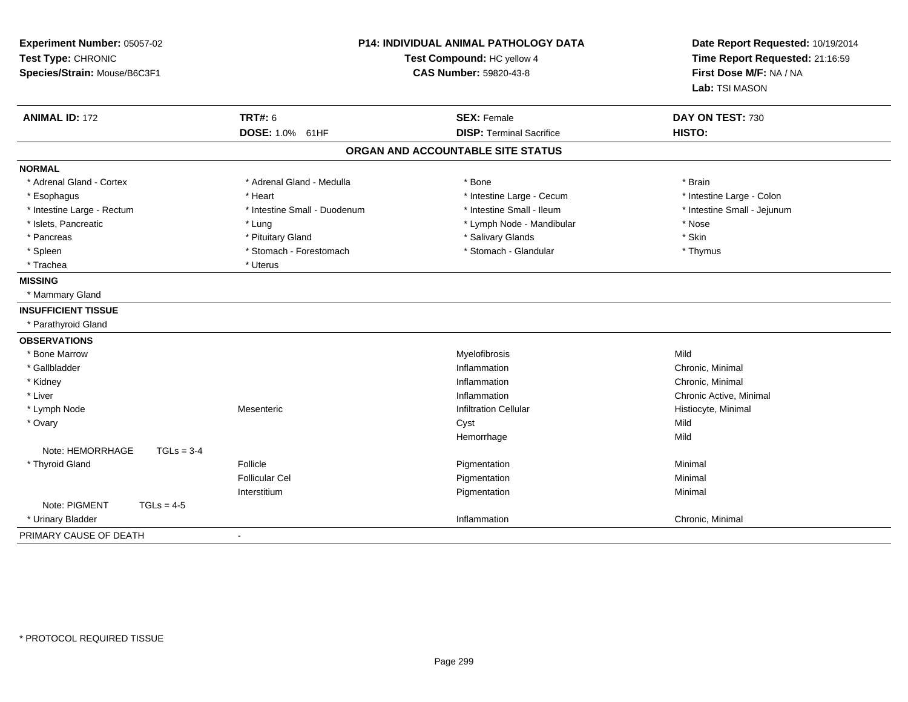**Experiment Number:** 05057-02
**Test Type:** CHRONIC
**Species/Strain:** Mouse/B6C3F1

**P14: INDIVIDUAL ANIMAL PATHOLOGY DATA**
**Test Compound:** HC yellow 4
**CAS Number:** 59820-43-8

**Date Report Requested:** 10/19/2014
**Time Report Requested:** 21:16:59
**First Dose M/F:** NA / NA
**Lab:** TSI MASON

| **ANIMAL ID:** 172 | **TRT#:** 6 | **SEX:** Female | **DAY ON TEST:** 730 |
|---|---|---|---|
| | **DOSE:** 1.0% 61HF | **DISP:** Terminal Sacrifice | **HISTO:** |

## ORGAN AND ACCOUNTABLE SITE STATUS

**NORMAL**

| | | | |
|---|---|---|---|
| * Adrenal Gland - Cortex | * Adrenal Gland - Medulla | * Bone | * Brain |
| * Esophagus | * Heart | * Intestine Large - Cecum | * Intestine Large - Colon |
| * Intestine Large - Rectum | * Intestine Small - Duodenum | * Intestine Small - Ileum | * Intestine Small - Jejunum |
| * Islets, Pancreatic | * Lung | * Lymph Node - Mandibular | * Nose |
| * Pancreas | * Pituitary Gland | * Salivary Glands | * Skin |
| * Spleen | * Stomach - Forestomach | * Stomach - Glandular | * Thymus |
| * Trachea | * Uterus | | |

**MISSING**

* Mammary Gland

**INSUFFICIENT TISSUE**

* Parathyroid Gland

**OBSERVATIONS**

| | | | |
|---|---|---|---|
| * Bone Marrow | | Myelofibrosis | Mild |
| * Gallbladder | | Inflammation | Chronic, Minimal |
| * Kidney | | Inflammation | Chronic, Minimal |
| * Liver | | Inflammation | Chronic Active, Minimal |
| * Lymph Node | Mesenteric | Infiltration Cellular | Histiocyte, Minimal |
| * Ovary | | Cyst | Mild |
| | | Hemorrhage | Mild |
| Note: HEMORRHAGE TGLs = 3-4 | | | |
| * Thyroid Gland | Follicle | Pigmentation | Minimal |
| | Follicular Cel | Pigmentation | Minimal |
| | Interstitium | Pigmentation | Minimal |
| Note: PIGMENT TGLs = 4-5 | | | |
| * Urinary Bladder | | Inflammation | Chronic, Minimal |

PRIMARY CAUSE OF DEATH -

* PROTOCOL REQUIRED TISSUE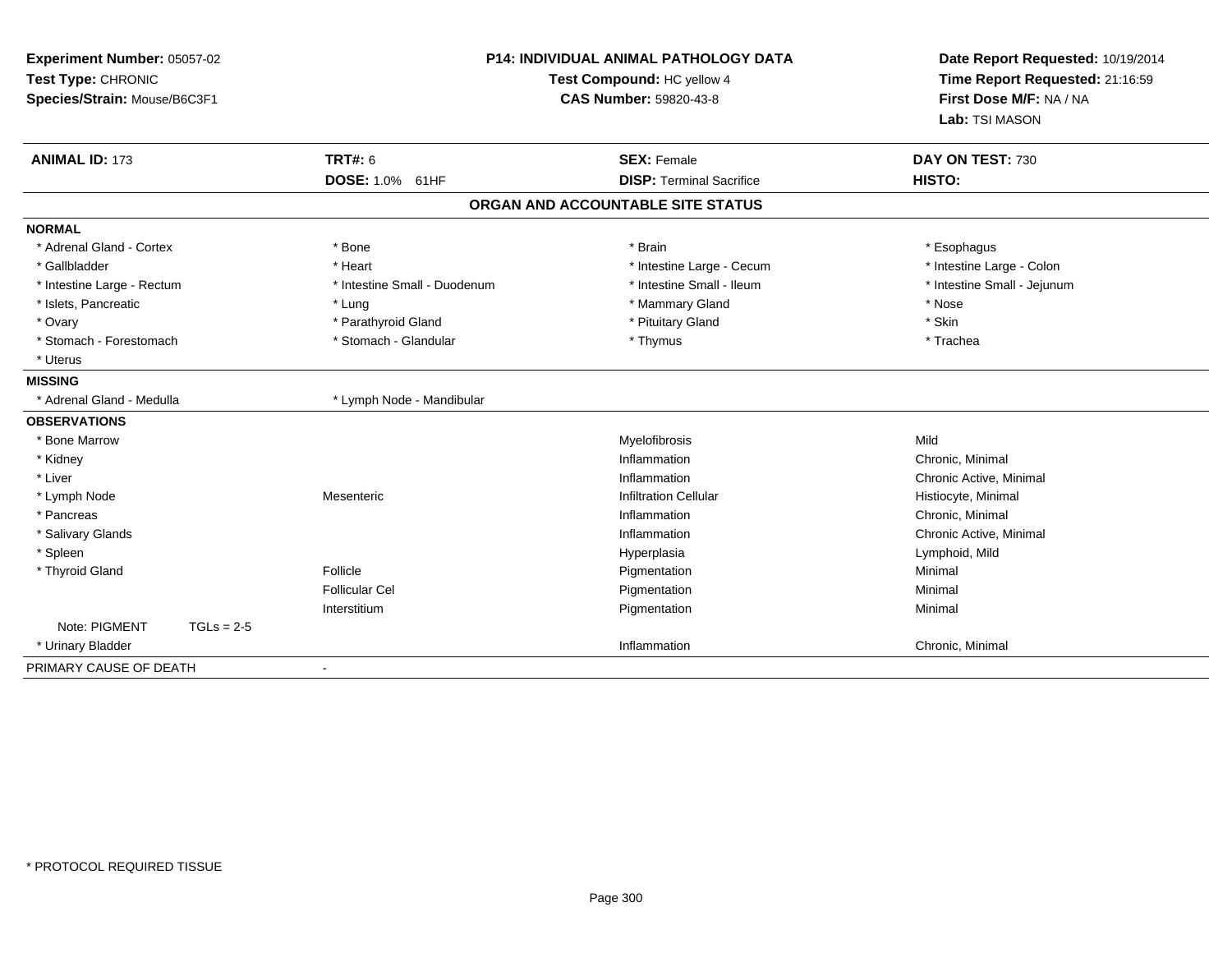**Experiment Number:** 05057-02
**Test Type:** CHRONIC
**Species/Strain:** Mouse/B6C3F1

**P14: INDIVIDUAL ANIMAL PATHOLOGY DATA**
**Test Compound:** HC yellow 4
**CAS Number:** 59820-43-8

**Date Report Requested:** 10/19/2014
**Time Report Requested:** 21:16:59
**First Dose M/F:** NA / NA
**Lab:** TSI MASON

| **ANIMAL ID:** 173 | **TRT#:** 6 | **SEX:** Female | **DAY ON TEST:** 730 |
|---|---|---|---|
| | **DOSE:** 1.0% 61HF | **DISP:** Terminal Sacrifice | **HISTO:** |

## ORGAN AND ACCOUNTABLE SITE STATUS

**NORMAL**

| | | | |
|---|---|---|---|
| * Adrenal Gland - Cortex | * Bone | * Brain | * Esophagus |
| * Gallbladder | * Heart | * Intestine Large - Cecum | * Intestine Large - Colon |
| * Intestine Large - Rectum | * Intestine Small - Duodenum | * Intestine Small - Ileum | * Intestine Small - Jejunum |
| * Islets, Pancreatic | * Lung | * Mammary Gland | * Nose |
| * Ovary | * Parathyroid Gland | * Pituitary Gland | * Skin |
| * Stomach - Forestomach | * Stomach - Glandular | * Thymus | * Trachea |
| * Uterus | | | |

**MISSING**

| | |
|---|---|
| * Adrenal Gland - Medulla | * Lymph Node - Mandibular |

**OBSERVATIONS**

| | | | |
|---|---|---|---|
| * Bone Marrow | | Myelofibrosis | Mild |
| * Kidney | | Inflammation | Chronic, Minimal |
| * Liver | | Inflammation | Chronic Active, Minimal |
| * Lymph Node | Mesenteric | Infiltration Cellular | Histiocyte, Minimal |
| * Pancreas | | Inflammation | Chronic, Minimal |
| * Salivary Glands | | Inflammation | Chronic Active, Minimal |
| * Spleen | | Hyperplasia | Lymphoid, Mild |
| * Thyroid Gland | Follicle | Pigmentation | Minimal |
| | Follicular Cel | Pigmentation | Minimal |
| | Interstitium | Pigmentation | Minimal |
| Note: PIGMENT TGLs = 2-5 | | | |
| * Urinary Bladder | | Inflammation | Chronic, Minimal |

PRIMARY CAUSE OF DEATH -

* PROTOCOL REQUIRED TISSUE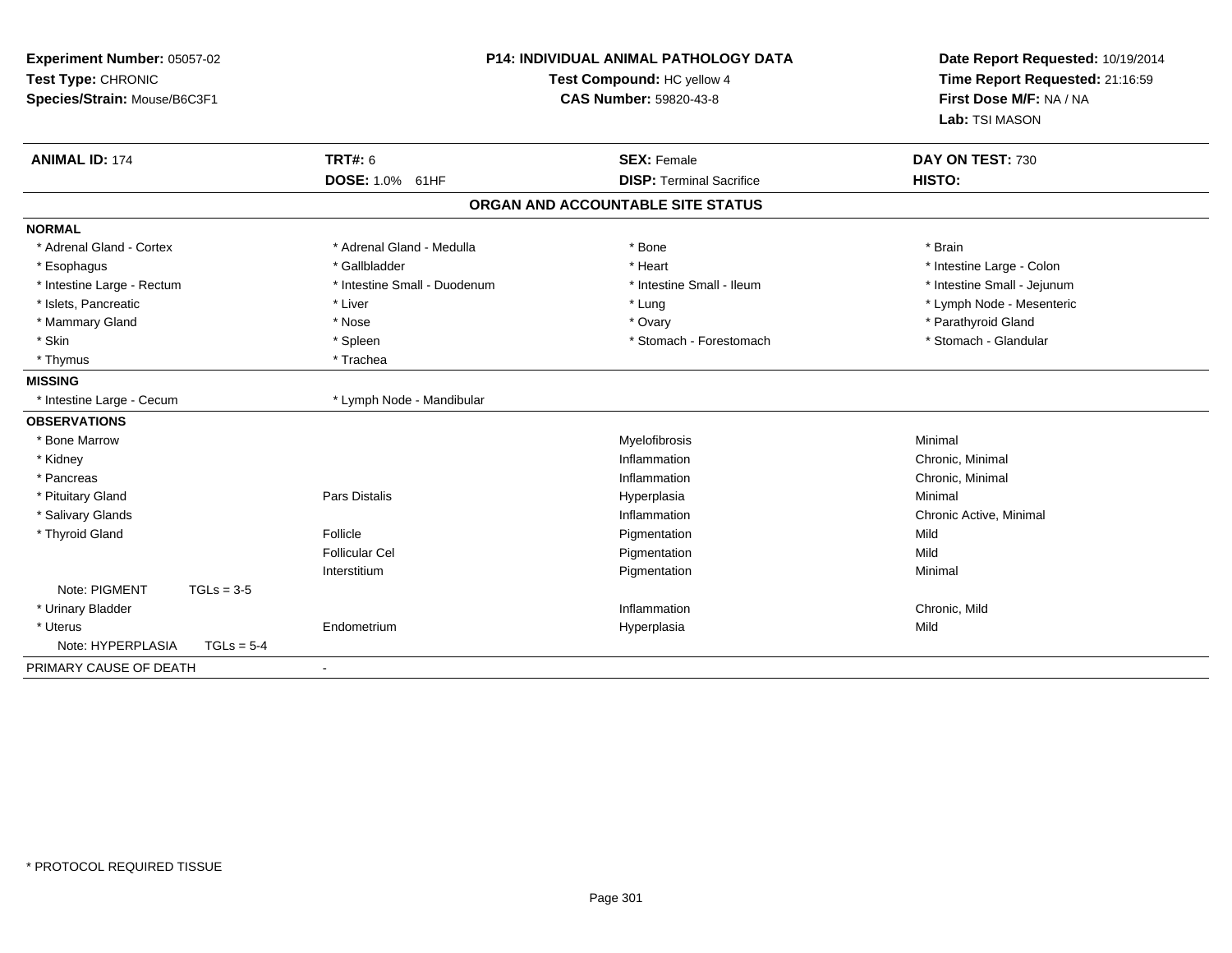**Experiment Number:** 05057-02
**Test Type:** CHRONIC
**Species/Strain:** Mouse/B6C3F1

**P14: INDIVIDUAL ANIMAL PATHOLOGY DATA**
**Test Compound:** HC yellow 4
**CAS Number:** 59820-43-8

**Date Report Requested:** 10/19/2014
**Time Report Requested:** 21:16:59
**First Dose M/F:** NA / NA
**Lab:** TSI MASON

| **ANIMAL ID:** 174 | **TRT#:** 6 | **SEX:** Female | **DAY ON TEST:** 730 |
|---|---|---|---|
| | **DOSE:** 1.0% 61HF | **DISP:** Terminal Sacrifice | **HISTO:** |

## ORGAN AND ACCOUNTABLE SITE STATUS

**NORMAL**

| | | | |
|---|---|---|---|
| * Adrenal Gland - Cortex | * Adrenal Gland - Medulla | * Bone | * Brain |
| * Esophagus | * Gallbladder | * Heart | * Intestine Large - Colon |
| * Intestine Large - Rectum | * Intestine Small - Duodenum | * Intestine Small - Ileum | * Intestine Small - Jejunum |
| * Islets, Pancreatic | * Liver | * Lung | * Lymph Node - Mesenteric |
| * Mammary Gland | * Nose | * Ovary | * Parathyroid Gland |
| * Skin | * Spleen | * Stomach - Forestomach | * Stomach - Glandular |
| * Thymus | * Trachea | | |

**MISSING**

| | |
|---|---|
| * Intestine Large - Cecum | * Lymph Node - Mandibular |

**OBSERVATIONS**

| Organ | Site | Finding | Severity |
|---|---|---|---|
| * Bone Marrow | | Myelofibrosis | Minimal |
| * Kidney | | Inflammation | Chronic, Minimal |
| * Pancreas | | Inflammation | Chronic, Minimal |
| * Pituitary Gland | Pars Distalis | Hyperplasia | Minimal |
| * Salivary Glands | | Inflammation | Chronic Active, Minimal |
| * Thyroid Gland | Follicle | Pigmentation | Mild |
| | Follicular Cel | Pigmentation | Mild |
| | Interstitium | Pigmentation | Minimal |
| Note: PIGMENT TGLs = 3-5 | | | |
| * Urinary Bladder | | Inflammation | Chronic, Mild |
| * Uterus | Endometrium | Hyperplasia | Mild |
| Note: HYPERPLASIA TGLs = 5-4 | | | |

PRIMARY CAUSE OF DEATH -

* PROTOCOL REQUIRED TISSUE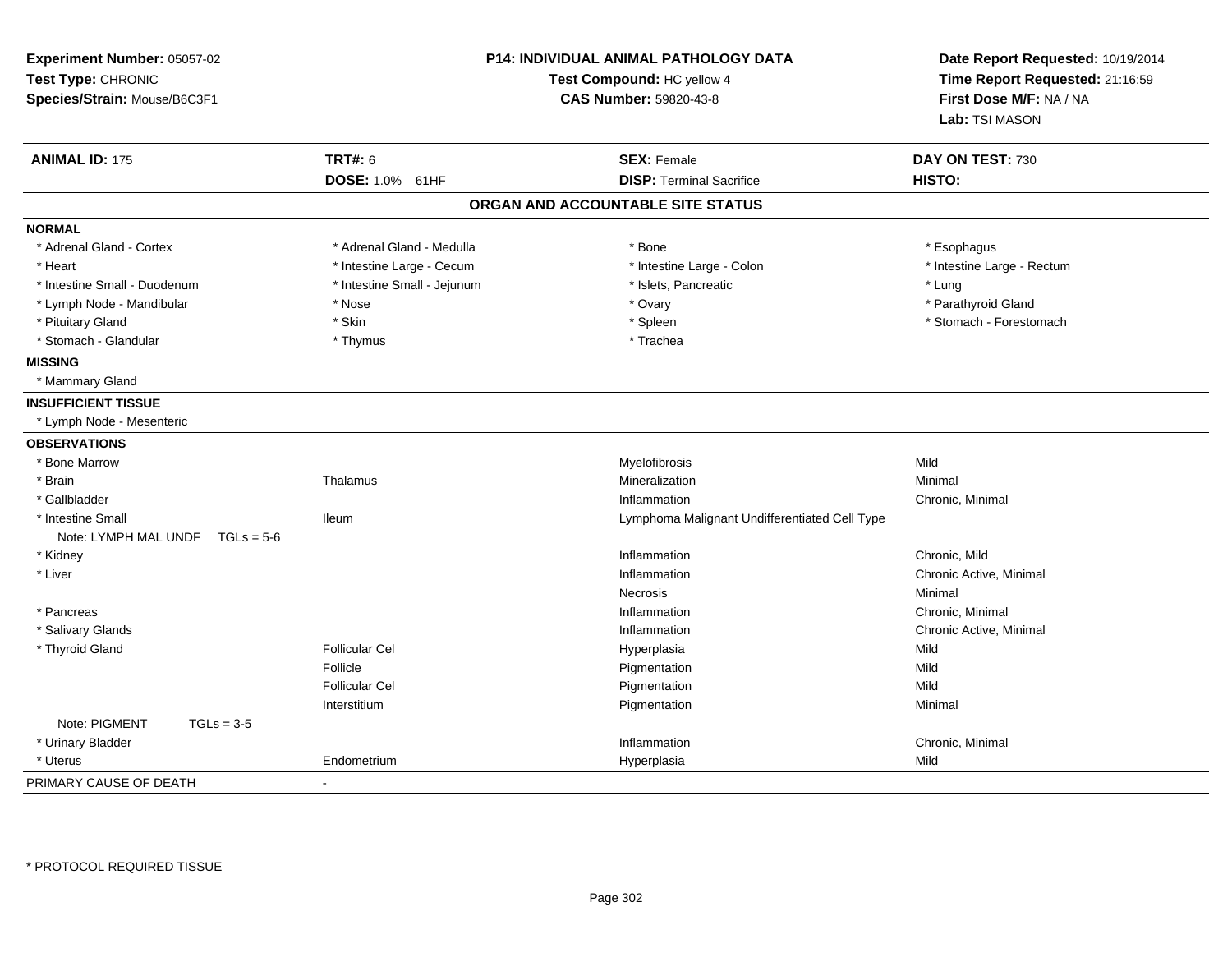**Experiment Number:** 05057-02
**Test Type:** CHRONIC
**Species/Strain:** Mouse/B6C3F1

**P14: INDIVIDUAL ANIMAL PATHOLOGY DATA**
**Test Compound:** HC yellow 4
**CAS Number:** 59820-43-8

**Date Report Requested:** 10/19/2014
**Time Report Requested:** 21:16:59
**First Dose M/F:** NA / NA
**Lab:** TSI MASON

| **ANIMAL ID:** 175 | **TRT#:** 6 | **SEX:** Female | **DAY ON TEST:** 730 |
|---|---|---|---|
| | **DOSE:** 1.0% 61HF | **DISP:** Terminal Sacrifice | **HISTO:** |

## ORGAN AND ACCOUNTABLE SITE STATUS

**NORMAL**

| | | | |
|---|---|---|---|
| * Adrenal Gland - Cortex | * Adrenal Gland - Medulla | * Bone | * Esophagus |
| * Heart | * Intestine Large - Cecum | * Intestine Large - Colon | * Intestine Large - Rectum |
| * Intestine Small - Duodenum | * Intestine Small - Jejunum | * Islets, Pancreatic | * Lung |
| * Lymph Node - Mandibular | * Nose | * Ovary | * Parathyroid Gland |
| * Pituitary Gland | * Skin | * Spleen | * Stomach - Forestomach |
| * Stomach - Glandular | * Thymus | * Trachea | |

**MISSING**

* Mammary Gland

**INSUFFICIENT TISSUE**

* Lymph Node - Mesenteric

**OBSERVATIONS**

| Organ | Site | Observation | Severity |
|---|---|---|---|
| * Bone Marrow | | Myelofibrosis | Mild |
| * Brain | Thalamus | Mineralization | Minimal |
| * Gallbladder | | Inflammation | Chronic, Minimal |
| * Intestine Small | Ileum | Lymphoma Malignant Undifferentiated Cell Type | |
| Note: LYMPH MAL UNDF TGLs = 5-6 | | | |
| * Kidney | | Inflammation | Chronic, Mild |
| * Liver | | Inflammation | Chronic Active, Minimal |
| | | Necrosis | Minimal |
| * Pancreas | | Inflammation | Chronic, Minimal |
| * Salivary Glands | | Inflammation | Chronic Active, Minimal |
| * Thyroid Gland | Follicular Cel | Hyperplasia | Mild |
| | Follicle | Pigmentation | Mild |
| | Follicular Cel | Pigmentation | Mild |
| | Interstitium | Pigmentation | Minimal |
| Note: PIGMENT TGLs = 3-5 | | | |
| * Urinary Bladder | | Inflammation | Chronic, Minimal |
| * Uterus | Endometrium | Hyperplasia | Mild |

PRIMARY CAUSE OF DEATH -

* PROTOCOL REQUIRED TISSUE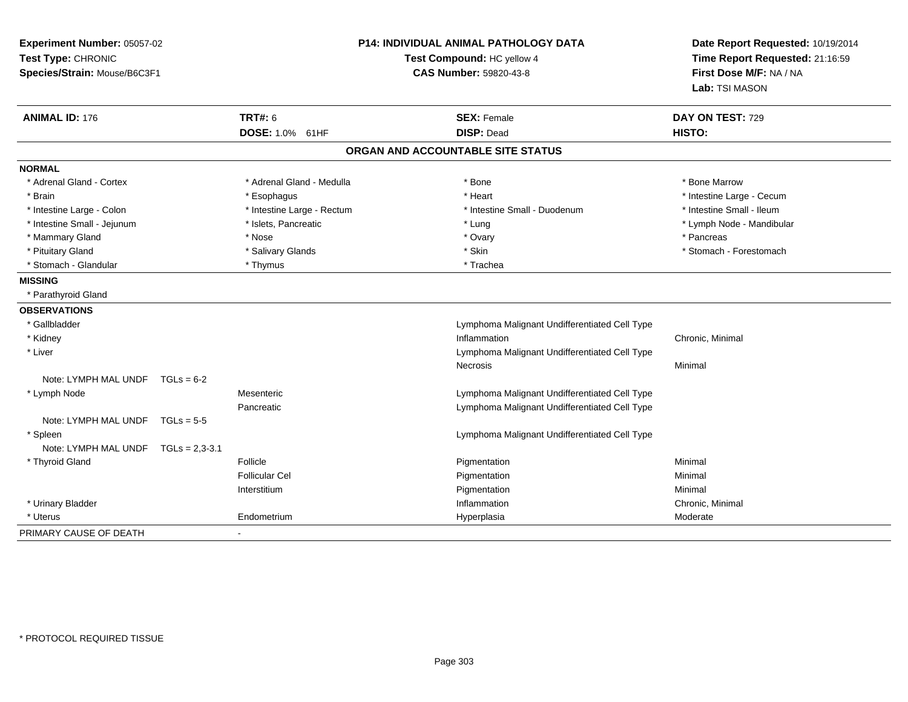**Experiment Number:** 05057-02
**Test Type:** CHRONIC
**Species/Strain:** Mouse/B6C3F1

**P14: INDIVIDUAL ANIMAL PATHOLOGY DATA**
**Test Compound:** HC yellow 4
**CAS Number:** 59820-43-8

**Date Report Requested:** 10/19/2014
**Time Report Requested:** 21:16:59
**First Dose M/F:** NA / NA
**Lab:** TSI MASON

| **ANIMAL ID:** 176 | **TRT#:** 6 | **SEX:** Female | **DAY ON TEST:** 729 |
|---|---|---|---|
| | **DOSE:** 1.0% 61HF | **DISP:** Dead | **HISTO:** |

## ORGAN AND ACCOUNTABLE SITE STATUS

**NORMAL**

| | | | |
|---|---|---|---|
| * Adrenal Gland - Cortex | * Adrenal Gland - Medulla | * Bone | * Bone Marrow |
| * Brain | * Esophagus | * Heart | * Intestine Large - Cecum |
| * Intestine Large - Colon | * Intestine Large - Rectum | * Intestine Small - Duodenum | * Intestine Small - Ileum |
| * Intestine Small - Jejunum | * Islets, Pancreatic | * Lung | * Lymph Node - Mandibular |
| * Mammary Gland | * Nose | * Ovary | * Pancreas |
| * Pituitary Gland | * Salivary Glands | * Skin | * Stomach - Forestomach |
| * Stomach - Glandular | * Thymus | * Trachea | |

**MISSING**

* Parathyroid Gland

**OBSERVATIONS**

| Organ | Site | Observation | Severity |
|---|---|---|---|
| * Gallbladder | | Lymphoma Malignant Undifferentiated Cell Type | |
| * Kidney | | Inflammation | Chronic, Minimal |
| * Liver | | Lymphoma Malignant Undifferentiated Cell Type | |
| | | Necrosis | Minimal |
| Note: LYMPH MAL UNDF TGLs = 6-2 | | | |
| * Lymph Node | Mesenteric | Lymphoma Malignant Undifferentiated Cell Type | |
| | Pancreatic | Lymphoma Malignant Undifferentiated Cell Type | |
| Note: LYMPH MAL UNDF TGLs = 5-5 | | | |
| * Spleen | | Lymphoma Malignant Undifferentiated Cell Type | |
| Note: LYMPH MAL UNDF TGLs = 2,3-3.1 | | | |
| * Thyroid Gland | Follicle | Pigmentation | Minimal |
| | Follicular Cel | Pigmentation | Minimal |
| | Interstitium | Pigmentation | Minimal |
| * Urinary Bladder | | Inflammation | Chronic, Minimal |
| * Uterus | Endometrium | Hyperplasia | Moderate |

PRIMARY CAUSE OF DEATH -

\* PROTOCOL REQUIRED TISSUE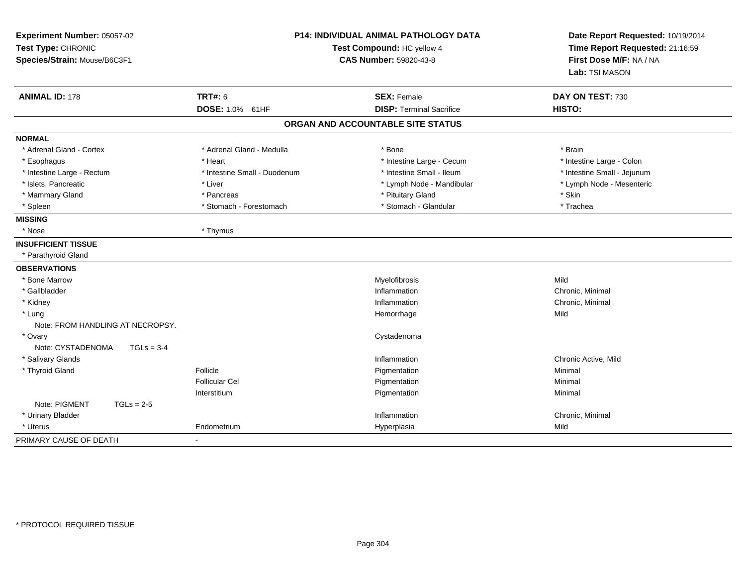**Experiment Number:** 05057-02
**Test Type:** CHRONIC
**Species/Strain:** Mouse/B6C3F1

**P14: INDIVIDUAL ANIMAL PATHOLOGY DATA**
**Test Compound:** HC yellow 4
**CAS Number:** 59820-43-8

**Date Report Requested:** 10/19/2014
**Time Report Requested:** 21:16:59
**First Dose M/F:** NA / NA
**Lab:** TSI MASON

| **ANIMAL ID:** 178 | **TRT#:** 6 | **SEX:** Female | **DAY ON TEST:** 730 |
|---|---|---|---|
| | **DOSE:** 1.0% 61HF | **DISP:** Terminal Sacrifice | **HISTO:** |

## ORGAN AND ACCOUNTABLE SITE STATUS

| | | | |
|---|---|---|---|
| **NORMAL** | | | |
| * Adrenal Gland - Cortex | * Adrenal Gland - Medulla | * Bone | * Brain |
| * Esophagus | * Heart | * Intestine Large - Cecum | * Intestine Large - Colon |
| * Intestine Large - Rectum | * Intestine Small - Duodenum | * Intestine Small - Ileum | * Intestine Small - Jejunum |
| * Islets, Pancreatic | * Liver | * Lymph Node - Mandibular | * Lymph Node - Mesenteric |
| * Mammary Gland | * Pancreas | * Pituitary Gland | * Skin |
| * Spleen | * Stomach - Forestomach | * Stomach - Glandular | * Trachea |
| **MISSING** | | | |
| * Nose | * Thymus | | |
| **INSUFFICIENT TISSUE** | | | |
| * Parathyroid Gland | | | |
| **OBSERVATIONS** | | | |
| * Bone Marrow | | Myelofibrosis | Mild |
| * Gallbladder | | Inflammation | Chronic, Minimal |
| * Kidney | | Inflammation | Chronic, Minimal |
| * Lung | | Hemorrhage | Mild |
| Note: FROM HANDLING AT NECROPSY. | | | |
| * Ovary | | Cystadenoma | |
| Note: CYSTADENOMA TGLs = 3-4 | | | |
| * Salivary Glands | | Inflammation | Chronic Active, Mild |
| * Thyroid Gland | Follicle | Pigmentation | Minimal |
| | Follicular Cel | Pigmentation | Minimal |
| | Interstitium | Pigmentation | Minimal |
| Note: PIGMENT TGLs = 2-5 | | | |
| * Urinary Bladder | | Inflammation | Chronic, Minimal |
| * Uterus | Endometrium | Hyperplasia | Mild |
| PRIMARY CAUSE OF DEATH | - | | |

\* PROTOCOL REQUIRED TISSUE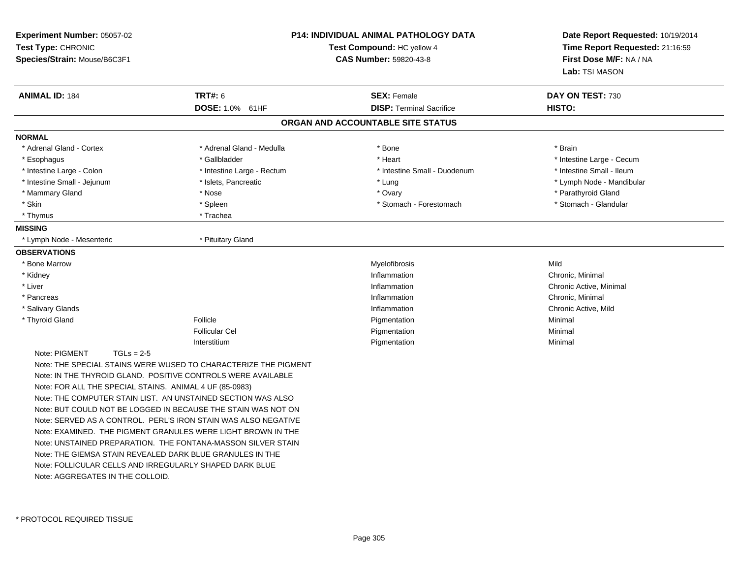**Experiment Number:** 05057-02
**Test Type:** CHRONIC
**Species/Strain:** Mouse/B6C3F1

**P14: INDIVIDUAL ANIMAL PATHOLOGY DATA**
**Test Compound:** HC yellow 4
**CAS Number:** 59820-43-8

**Date Report Requested:** 10/19/2014
**Time Report Requested:** 21:16:59
**First Dose M/F:** NA / NA
**Lab:** TSI MASON

| **ANIMAL ID:** 184 | **TRT#:** 6 | **SEX:** Female | **DAY ON TEST:** 730 |
|---|---|---|---|
| | **DOSE:** 1.0% 61HF | **DISP:** Terminal Sacrifice | **HISTO:** |

## ORGAN AND ACCOUNTABLE SITE STATUS

**NORMAL**

| | | | |
|---|---|---|---|
| * Adrenal Gland - Cortex | * Adrenal Gland - Medulla | * Bone | * Brain |
| * Esophagus | * Gallbladder | * Heart | * Intestine Large - Cecum |
| * Intestine Large - Colon | * Intestine Large - Rectum | * Intestine Small - Duodenum | * Intestine Small - Ileum |
| * Intestine Small - Jejunum | * Islets, Pancreatic | * Lung | * Lymph Node - Mandibular |
| * Mammary Gland | * Nose | * Ovary | * Parathyroid Gland |
| * Skin | * Spleen | * Stomach - Forestomach | * Stomach - Glandular |
| * Thymus | * Trachea | | |

**MISSING**

| | |
|---|---|
| * Lymph Node - Mesenteric | * Pituitary Gland |

**OBSERVATIONS**

| | | | |
|---|---|---|---|
| * Bone Marrow | | Myelofibrosis | Mild |
| * Kidney | | Inflammation | Chronic, Minimal |
| * Liver | | Inflammation | Chronic Active, Minimal |
| * Pancreas | | Inflammation | Chronic, Minimal |
| * Salivary Glands | | Inflammation | Chronic Active, Mild |
| * Thyroid Gland | Follicle | Pigmentation | Minimal |
| | Follicular Cel | Pigmentation | Minimal |
| | Interstitium | Pigmentation | Minimal |

Note: PIGMENT TGLs = 2-5
Note: THE SPECIAL STAINS WERE WUSED TO CHARACTERIZE THE PIGMENT
Note: IN THE THYROID GLAND. POSITIVE CONTROLS WERE AVAILABLE
Note: FOR ALL THE SPECIAL STAINS. ANIMAL 4 UF (85-0983)
Note: THE COMPUTER STAIN LIST. AN UNSTAINED SECTION WAS ALSO
Note: BUT COULD NOT BE LOGGED IN BECAUSE THE STAIN WAS NOT ON
Note: SERVED AS A CONTROL. PERL'S IRON STAIN WAS ALSO NEGATIVE
Note: EXAMINED. THE PIGMENT GRANULES WERE LIGHT BROWN IN THE
Note: UNSTAINED PREPARATION. THE FONTANA-MASSON SILVER STAIN
Note: THE GIEMSA STAIN REVEALED DARK BLUE GRANULES IN THE
Note: FOLLICULAR CELLS AND IRREGULARLY SHAPED DARK BLUE
Note: AGGREGATES IN THE COLLOID.

* PROTOCOL REQUIRED TISSUE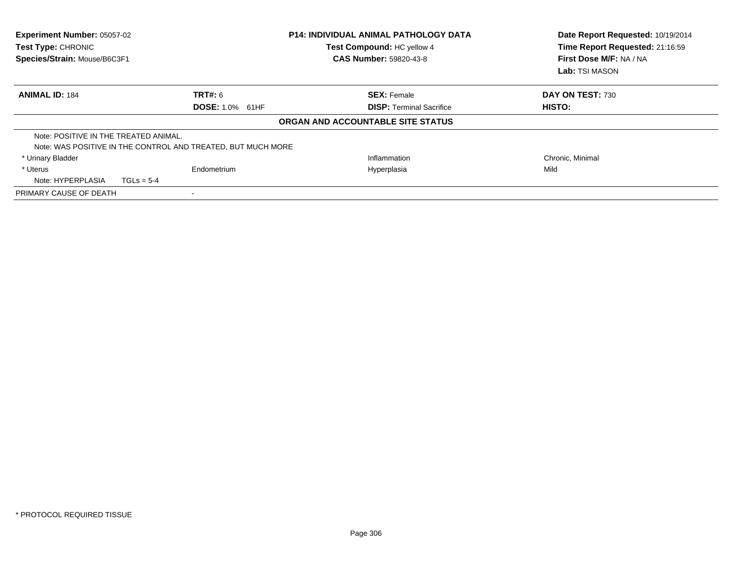**Experiment Number:** 05057-02
**Test Type:** CHRONIC
**Species/Strain:** Mouse/B6C3F1

**P14: INDIVIDUAL ANIMAL PATHOLOGY DATA**
**Test Compound:** HC yellow 4
**CAS Number:** 59820-43-8

**Date Report Requested:** 10/19/2014
**Time Report Requested:** 21:16:59
**First Dose M/F:** NA / NA
**Lab:** TSI MASON

| **ANIMAL ID:** 184 | **TRT#:** 6 | **SEX:** Female | **DAY ON TEST:** 730 |
|---|---|---|---|
| | **DOSE:** 1.0% 61HF | **DISP:** Terminal Sacrifice | **HISTO:** |

**ORGAN AND ACCOUNTABLE SITE STATUS**

| | | | |
|---|---|---|---|
| Note: POSITIVE IN THE TREATED ANIMAL. | | | |
| Note: WAS POSITIVE IN THE CONTROL AND TREATED, BUT MUCH MORE | | | |
| * Urinary Bladder | | Inflammation | Chronic, Minimal |
| * Uterus | Endometrium | Hyperplasia | Mild |
| Note: HYPERPLASIA TGLs = 5-4 | | | |
| PRIMARY CAUSE OF DEATH | - | | |

* PROTOCOL REQUIRED TISSUE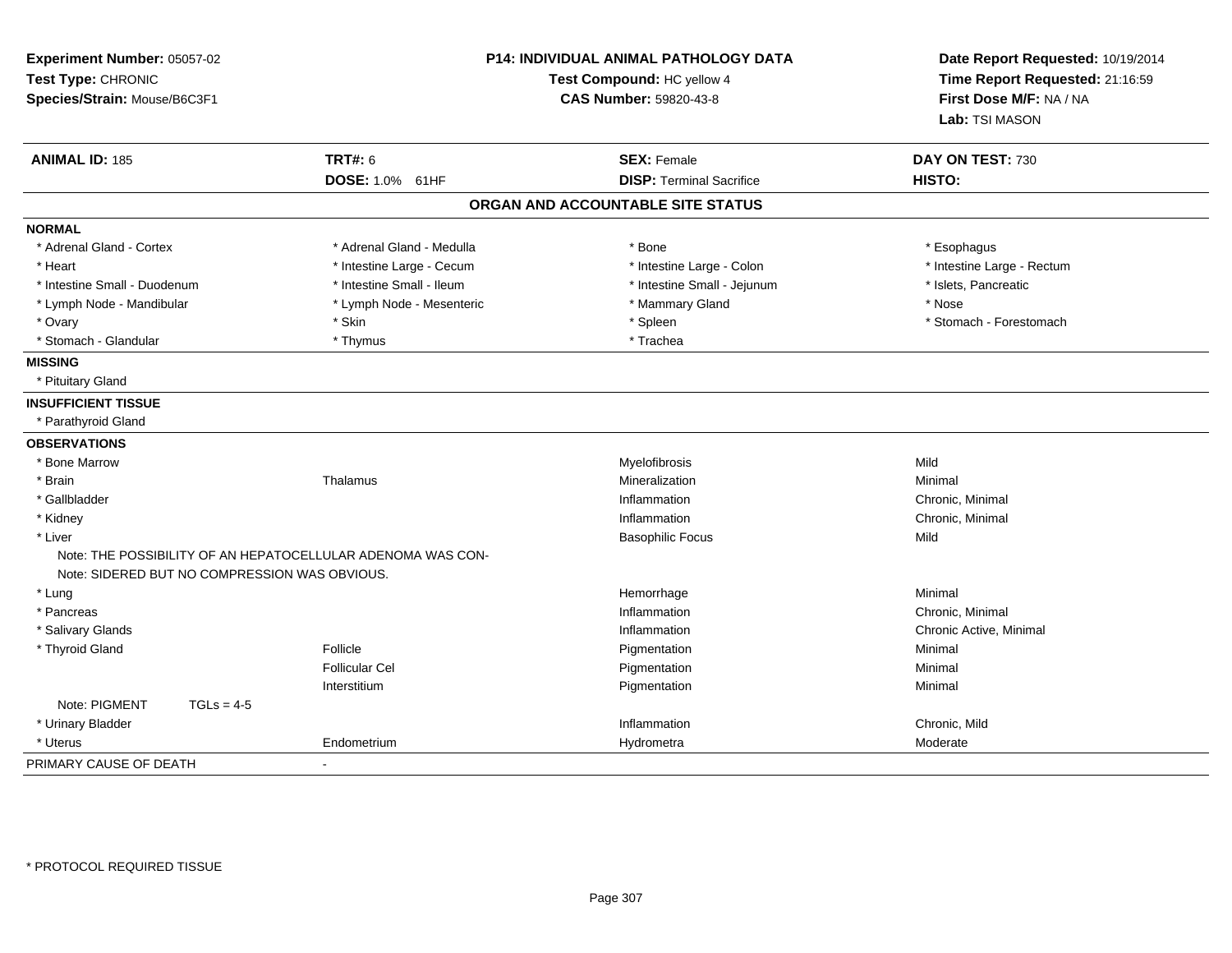**Experiment Number:** 05057-02
**Test Type:** CHRONIC
**Species/Strain:** Mouse/B6C3F1

**P14: INDIVIDUAL ANIMAL PATHOLOGY DATA**
**Test Compound:** HC yellow 4
**CAS Number:** 59820-43-8

**Date Report Requested:** 10/19/2014
**Time Report Requested:** 21:16:59
**First Dose M/F:** NA / NA
**Lab:** TSI MASON

| **ANIMAL ID:** 185 | **TRT#:** 6 | **SEX:** Female | **DAY ON TEST:** 730 |
|---|---|---|---|
| | **DOSE:** 1.0% 61HF | **DISP:** Terminal Sacrifice | **HISTO:** |

## ORGAN AND ACCOUNTABLE SITE STATUS

| | | | |
|---|---|---|---|
| **NORMAL** | | | |
| * Adrenal Gland - Cortex | * Adrenal Gland - Medulla | * Bone | * Esophagus |
| * Heart | * Intestine Large - Cecum | * Intestine Large - Colon | * Intestine Large - Rectum |
| * Intestine Small - Duodenum | * Intestine Small - Ileum | * Intestine Small - Jejunum | * Islets, Pancreatic |
| * Lymph Node - Mandibular | * Lymph Node - Mesenteric | * Mammary Gland | * Nose |
| * Ovary | * Skin | * Spleen | * Stomach - Forestomach |
| * Stomach - Glandular | * Thymus | * Trachea | |
| **MISSING** | | | |
| * Pituitary Gland | | | |
| **INSUFFICIENT TISSUE** | | | |
| * Parathyroid Gland | | | |
| **OBSERVATIONS** | | | |
| * Bone Marrow | | Myelofibrosis | Mild |
| * Brain | Thalamus | Mineralization | Minimal |
| * Gallbladder | | Inflammation | Chronic, Minimal |
| * Kidney | | Inflammation | Chronic, Minimal |
| * Liver | | Basophilic Focus | Mild |
| Note: THE POSSIBILITY OF AN HEPATOCELLULAR ADENOMA WAS CON- | | | |
| Note: SIDERED BUT NO COMPRESSION WAS OBVIOUS. | | | |
| * Lung | | Hemorrhage | Minimal |
| * Pancreas | | Inflammation | Chronic, Minimal |
| * Salivary Glands | | Inflammation | Chronic Active, Minimal |
| * Thyroid Gland | Follicle | Pigmentation | Minimal |
| | Follicular Cel | Pigmentation | Minimal |
| | Interstitium | Pigmentation | Minimal |
| Note: PIGMENT TGLs = 4-5 | | | |
| * Urinary Bladder | | Inflammation | Chronic, Mild |
| * Uterus | Endometrium | Hydrometra | Moderate |
| PRIMARY CAUSE OF DEATH | - | | |

\* PROTOCOL REQUIRED TISSUE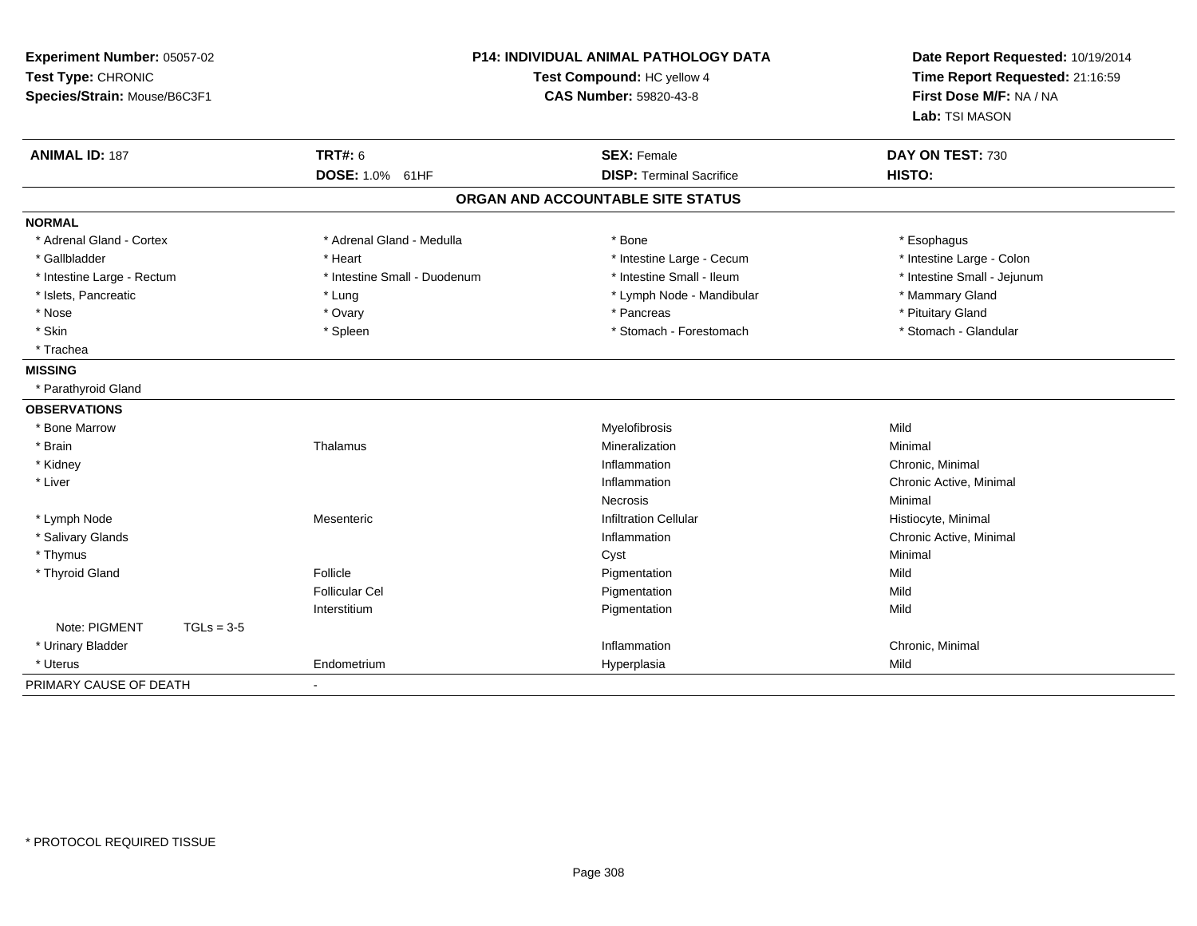**Experiment Number:** 05057-02
**Test Type:** CHRONIC
**Species/Strain:** Mouse/B6C3F1

**P14: INDIVIDUAL ANIMAL PATHOLOGY DATA**
**Test Compound:** HC yellow 4
**CAS Number:** 59820-43-8

**Date Report Requested:** 10/19/2014
**Time Report Requested:** 21:16:59
**First Dose M/F:** NA / NA
**Lab:** TSI MASON

| **ANIMAL ID:** 187 | **TRT#:** 6 | **SEX:** Female | **DAY ON TEST:** 730 |
|---|---|---|---|
| | **DOSE:** 1.0% 61HF | **DISP:** Terminal Sacrifice | **HISTO:** |

## ORGAN AND ACCOUNTABLE SITE STATUS

**NORMAL**

| | | | |
|---|---|---|---|
| * Adrenal Gland - Cortex | * Adrenal Gland - Medulla | * Bone | * Esophagus |
| * Gallbladder | * Heart | * Intestine Large - Cecum | * Intestine Large - Colon |
| * Intestine Large - Rectum | * Intestine Small - Duodenum | * Intestine Small - Ileum | * Intestine Small - Jejunum |
| * Islets, Pancreatic | * Lung | * Lymph Node - Mandibular | * Mammary Gland |
| * Nose | * Ovary | * Pancreas | * Pituitary Gland |
| * Skin | * Spleen | * Stomach - Forestomach | * Stomach - Glandular |
| * Trachea | | | |

**MISSING**

* Parathyroid Gland

**OBSERVATIONS**

| | | | |
|---|---|---|---|
| * Bone Marrow | | Myelofibrosis | Mild |
| * Brain | Thalamus | Mineralization | Minimal |
| * Kidney | | Inflammation | Chronic, Minimal |
| * Liver | | Inflammation | Chronic Active, Minimal |
| | | Necrosis | Minimal |
| * Lymph Node | Mesenteric | Infiltration Cellular | Histiocyte, Minimal |
| * Salivary Glands | | Inflammation | Chronic Active, Minimal |
| * Thymus | | Cyst | Minimal |
| * Thyroid Gland | Follicle | Pigmentation | Mild |
| | Follicular Cel | Pigmentation | Mild |
| | Interstitium | Pigmentation | Mild |
| Note: PIGMENT TGLs = 3-5 | | | |
| * Urinary Bladder | | Inflammation | Chronic, Minimal |
| * Uterus | Endometrium | Hyperplasia | Mild |

PRIMARY CAUSE OF DEATH -

* PROTOCOL REQUIRED TISSUE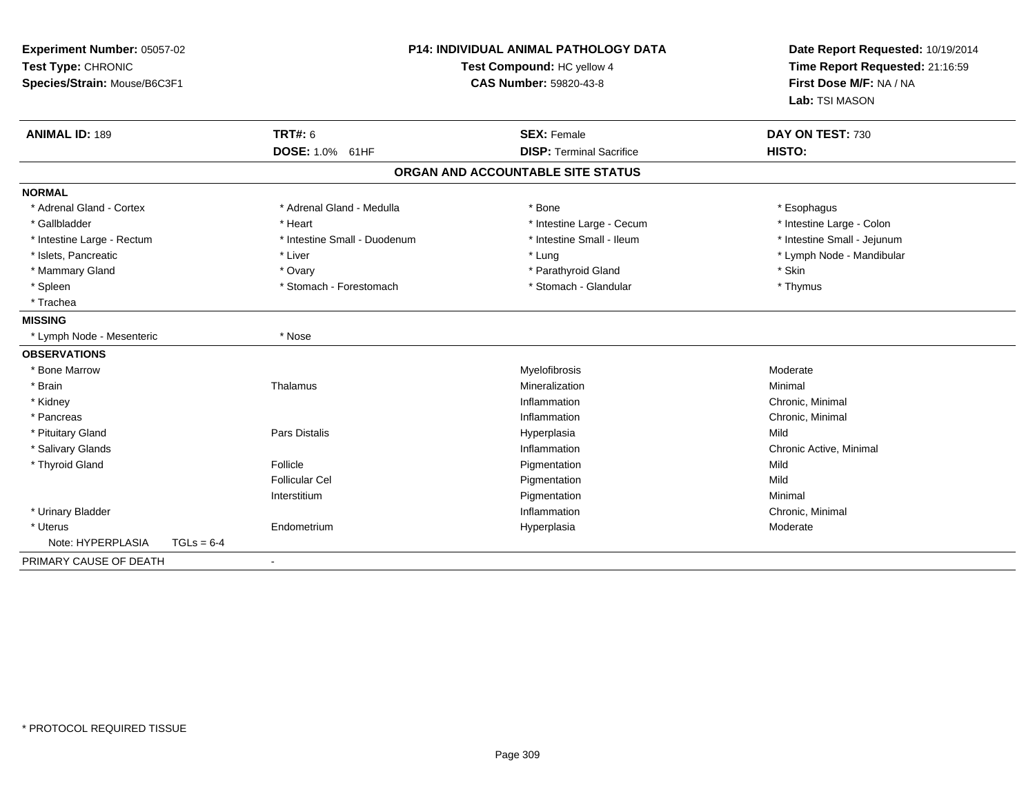**Experiment Number:** 05057-02
**Test Type:** CHRONIC
**Species/Strain:** Mouse/B6C3F1

**P14: INDIVIDUAL ANIMAL PATHOLOGY DATA**
**Test Compound:** HC yellow 4
**CAS Number:** 59820-43-8

**Date Report Requested:** 10/19/2014
**Time Report Requested:** 21:16:59
**First Dose M/F:** NA / NA
**Lab:** TSI MASON

| **ANIMAL ID:** 189 | **TRT#:** 6 | **SEX:** Female | **DAY ON TEST:** 730 |
|---|---|---|---|
| | **DOSE:** 1.0% 61HF | **DISP:** Terminal Sacrifice | **HISTO:** |

**ORGAN AND ACCOUNTABLE SITE STATUS**

**NORMAL**

| | | | |
|---|---|---|---|
| * Adrenal Gland - Cortex | * Adrenal Gland - Medulla | * Bone | * Esophagus |
| * Gallbladder | * Heart | * Intestine Large - Cecum | * Intestine Large - Colon |
| * Intestine Large - Rectum | * Intestine Small - Duodenum | * Intestine Small - Ileum | * Intestine Small - Jejunum |
| * Islets, Pancreatic | * Liver | * Lung | * Lymph Node - Mandibular |
| * Mammary Gland | * Ovary | * Parathyroid Gland | * Skin |
| * Spleen | * Stomach - Forestomach | * Stomach - Glandular | * Thymus |
| * Trachea | | | |

**MISSING**

| | |
|---|---|
| * Lymph Node - Mesenteric | * Nose |

**OBSERVATIONS**

| | | | |
|---|---|---|---|
| * Bone Marrow | | Myelofibrosis | Moderate |
| * Brain | Thalamus | Mineralization | Minimal |
| * Kidney | | Inflammation | Chronic, Minimal |
| * Pancreas | | Inflammation | Chronic, Minimal |
| * Pituitary Gland | Pars Distalis | Hyperplasia | Mild |
| * Salivary Glands | | Inflammation | Chronic Active, Minimal |
| * Thyroid Gland | Follicle | Pigmentation | Mild |
| | Follicular Cel | Pigmentation | Mild |
| | Interstitium | Pigmentation | Minimal |
| * Urinary Bladder | | Inflammation | Chronic, Minimal |
| * Uterus | Endometrium | Hyperplasia | Moderate |
| Note: HYPERPLASIA TGLs = 6-4 | | | |

PRIMARY CAUSE OF DEATH -

* PROTOCOL REQUIRED TISSUE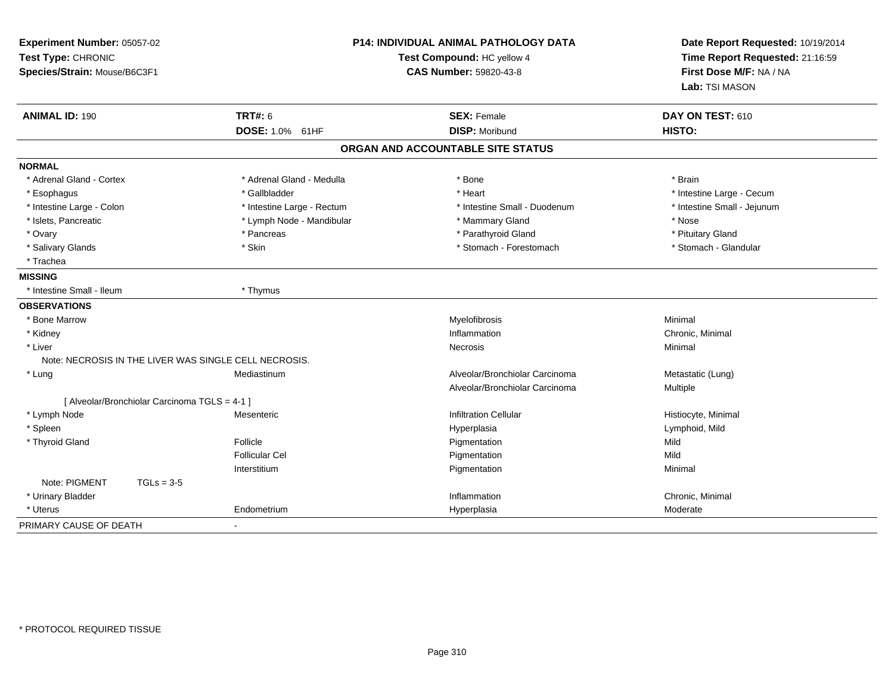**Experiment Number:** 05057-02
**Test Type:** CHRONIC
**Species/Strain:** Mouse/B6C3F1

**P14: INDIVIDUAL ANIMAL PATHOLOGY DATA**
**Test Compound:** HC yellow 4
**CAS Number:** 59820-43-8

**Date Report Requested:** 10/19/2014
**Time Report Requested:** 21:16:59
**First Dose M/F:** NA / NA
**Lab:** TSI MASON

| **ANIMAL ID:** 190 | **TRT#:** 6 | **SEX:** Female | **DAY ON TEST:** 610 |
|---|---|---|---|
| | **DOSE:** 1.0% 61HF | **DISP:** Moribund | **HISTO:** |

## ORGAN AND ACCOUNTABLE SITE STATUS

**NORMAL**

| | | | |
|---|---|---|---|
| * Adrenal Gland - Cortex | * Adrenal Gland - Medulla | * Bone | * Brain |
| * Esophagus | * Gallbladder | * Heart | * Intestine Large - Cecum |
| * Intestine Large - Colon | * Intestine Large - Rectum | * Intestine Small - Duodenum | * Intestine Small - Jejunum |
| * Islets, Pancreatic | * Lymph Node - Mandibular | * Mammary Gland | * Nose |
| * Ovary | * Pancreas | * Parathyroid Gland | * Pituitary Gland |
| * Salivary Glands | * Skin | * Stomach - Forestomach | * Stomach - Glandular |
| * Trachea | | | |

**MISSING**

| | |
|---|---|
| * Intestine Small - Ileum | * Thymus |

**OBSERVATIONS**

| | | | |
|---|---|---|---|
| * Bone Marrow | | Myelofibrosis | Minimal |
| * Kidney | | Inflammation | Chronic, Minimal |
| * Liver | | Necrosis | Minimal |
| Note: NECROSIS IN THE LIVER WAS SINGLE CELL NECROSIS. | | | |
| * Lung | Mediastinum | Alveolar/Bronchiolar Carcinoma | Metastatic (Lung) |
| | | Alveolar/Bronchiolar Carcinoma | Multiple |
| [ Alveolar/Bronchiolar Carcinoma TGLS = 4-1 ] | | | |
| * Lymph Node | Mesenteric | Infiltration Cellular | Histiocyte, Minimal |
| * Spleen | | Hyperplasia | Lymphoid, Mild |
| * Thyroid Gland | Follicle | Pigmentation | Mild |
| | Follicular Cel | Pigmentation | Mild |
| | Interstitium | Pigmentation | Minimal |
| Note: PIGMENT TGLs = 3-5 | | | |
| * Urinary Bladder | | Inflammation | Chronic, Minimal |
| * Uterus | Endometrium | Hyperplasia | Moderate |

PRIMARY CAUSE OF DEATH -

* PROTOCOL REQUIRED TISSUE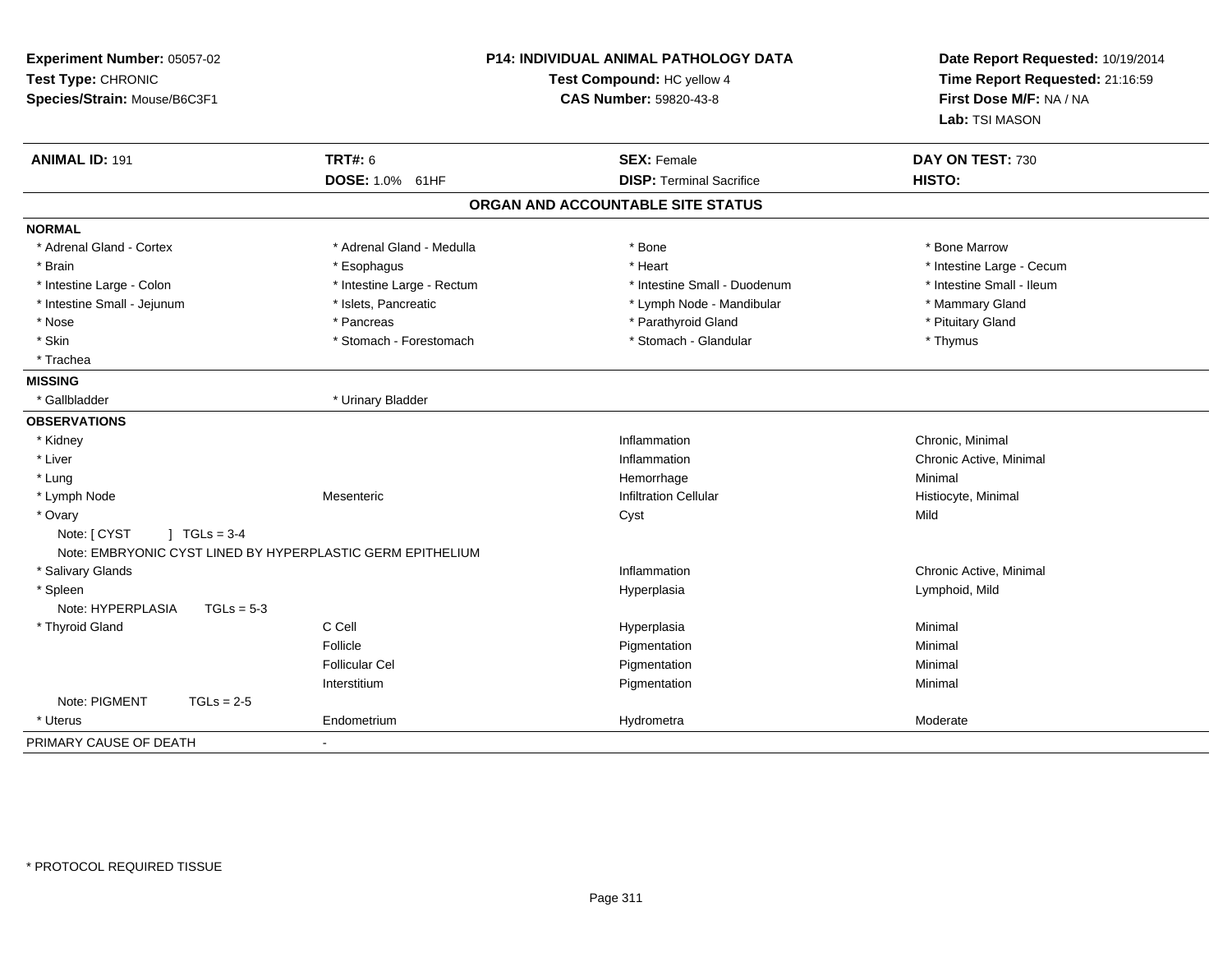**Experiment Number:** 05057-02
**Test Type:** CHRONIC
**Species/Strain:** Mouse/B6C3F1

**P14: INDIVIDUAL ANIMAL PATHOLOGY DATA**
**Test Compound:** HC yellow 4
**CAS Number:** 59820-43-8

**Date Report Requested:** 10/19/2014
**Time Report Requested:** 21:16:59
**First Dose M/F:** NA / NA
**Lab:** TSI MASON

| **ANIMAL ID:** 191 | **TRT#:** 6 | **SEX:** Female | **DAY ON TEST:** 730 |
|---|---|---|---|
| | **DOSE:** 1.0% 61HF | **DISP:** Terminal Sacrifice | **HISTO:** |

## ORGAN AND ACCOUNTABLE SITE STATUS

**NORMAL**

| | | | |
|---|---|---|---|
| * Adrenal Gland - Cortex | * Adrenal Gland - Medulla | * Bone | * Bone Marrow |
| * Brain | * Esophagus | * Heart | * Intestine Large - Cecum |
| * Intestine Large - Colon | * Intestine Large - Rectum | * Intestine Small - Duodenum | * Intestine Small - Ileum |
| * Intestine Small - Jejunum | * Islets, Pancreatic | * Lymph Node - Mandibular | * Mammary Gland |
| * Nose | * Pancreas | * Parathyroid Gland | * Pituitary Gland |
| * Skin | * Stomach - Forestomach | * Stomach - Glandular | * Thymus |
| * Trachea | | | |

**MISSING**

| | |
|---|---|
| * Gallbladder | * Urinary Bladder |

**OBSERVATIONS**

| | | | |
|---|---|---|---|
| * Kidney | | Inflammation | Chronic, Minimal |
| * Liver | | Inflammation | Chronic Active, Minimal |
| * Lung | | Hemorrhage | Minimal |
| * Lymph Node | Mesenteric | Infiltration Cellular | Histiocyte, Minimal |
| * Ovary | | Cyst | Mild |
| Note: [ CYST ] TGLs = 3-4 | | | |
| Note: EMBRYONIC CYST LINED BY HYPERPLASTIC GERM EPITHELIUM | | | |
| * Salivary Glands | | Inflammation | Chronic Active, Minimal |
| * Spleen | | Hyperplasia | Lymphoid, Mild |
| Note: HYPERPLASIA TGLs = 5-3 | | | |
| * Thyroid Gland | C Cell | Hyperplasia | Minimal |
| | Follicle | Pigmentation | Minimal |
| | Follicular Cel | Pigmentation | Minimal |
| | Interstitium | Pigmentation | Minimal |
| Note: PIGMENT TGLs = 2-5 | | | |
| * Uterus | Endometrium | Hydrometra | Moderate |

PRIMARY CAUSE OF DEATH -

* PROTOCOL REQUIRED TISSUE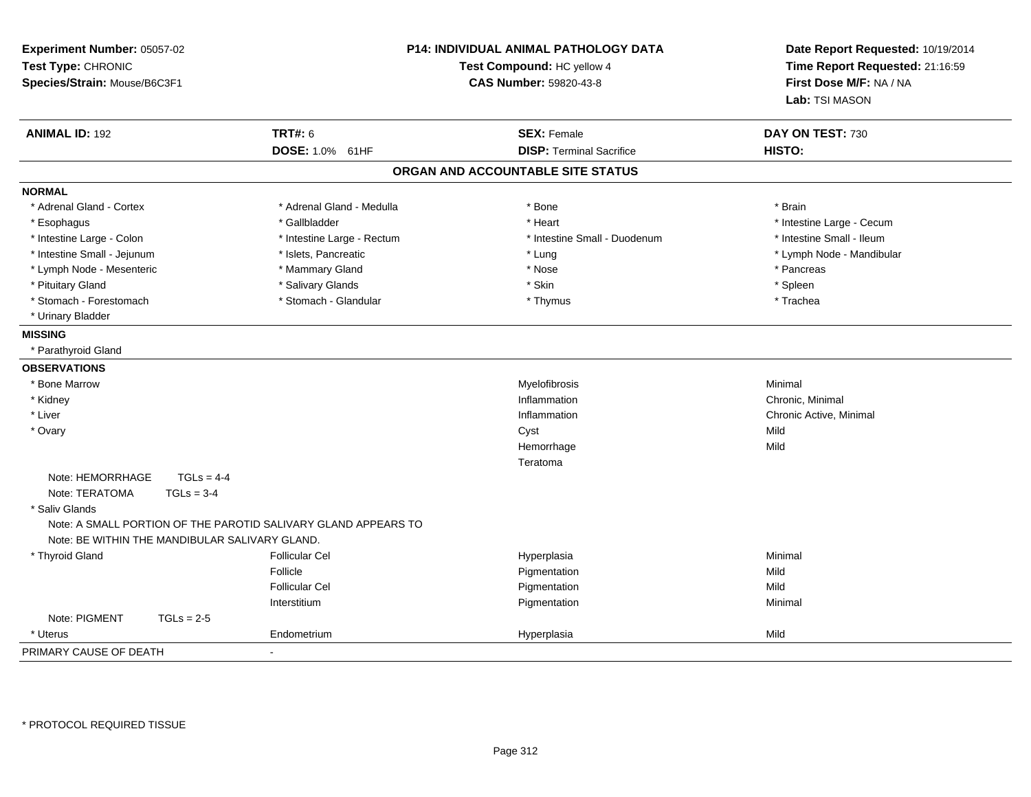**Experiment Number:** 05057-02
**Test Type:** CHRONIC
**Species/Strain:** Mouse/B6C3F1

**P14: INDIVIDUAL ANIMAL PATHOLOGY DATA**
**Test Compound:** HC yellow 4
**CAS Number:** 59820-43-8

**Date Report Requested:** 10/19/2014
**Time Report Requested:** 21:16:59
**First Dose M/F:** NA / NA
**Lab:** TSI MASON

| **ANIMAL ID:** 192 | **TRT#:** 6 | **SEX:** Female | **DAY ON TEST:** 730 |
|---|---|---|---|
| | **DOSE:** 1.0% 61HF | **DISP:** Terminal Sacrifice | **HISTO:** |

## ORGAN AND ACCOUNTABLE SITE STATUS

**NORMAL**

| | | | |
|---|---|---|---|
| * Adrenal Gland - Cortex | * Adrenal Gland - Medulla | * Bone | * Brain |
| * Esophagus | * Gallbladder | * Heart | * Intestine Large - Cecum |
| * Intestine Large - Colon | * Intestine Large - Rectum | * Intestine Small - Duodenum | * Intestine Small - Ileum |
| * Intestine Small - Jejunum | * Islets, Pancreatic | * Lung | * Lymph Node - Mandibular |
| * Lymph Node - Mesenteric | * Mammary Gland | * Nose | * Pancreas |
| * Pituitary Gland | * Salivary Glands | * Skin | * Spleen |
| * Stomach - Forestomach | * Stomach - Glandular | * Thymus | * Trachea |
| * Urinary Bladder | | | |

**MISSING**

* Parathyroid Gland

**OBSERVATIONS**

| | | | |
|---|---|---|---|
| * Bone Marrow | | Myelofibrosis | Minimal |
| * Kidney | | Inflammation | Chronic, Minimal |
| * Liver | | Inflammation | Chronic Active, Minimal |
| * Ovary | | Cyst | Mild |
| | | Hemorrhage | Mild |
| | | Teratoma | |
| Note: HEMORRHAGE TGLs = 4-4 | | | |
| Note: TERATOMA TGLs = 3-4 | | | |
| * Saliv Glands | | | |
| Note: A SMALL PORTION OF THE PAROTID SALIVARY GLAND APPEARS TO | | | |
| Note: BE WITHIN THE MANDIBULAR SALIVARY GLAND. | | | |
| * Thyroid Gland | Follicular Cel | Hyperplasia | Minimal |
| | Follicle | Pigmentation | Mild |
| | Follicular Cel | Pigmentation | Mild |
| | Interstitium | Pigmentation | Minimal |
| Note: PIGMENT TGLs = 2-5 | | | |
| * Uterus | Endometrium | Hyperplasia | Mild |

PRIMARY CAUSE OF DEATH -

\* PROTOCOL REQUIRED TISSUE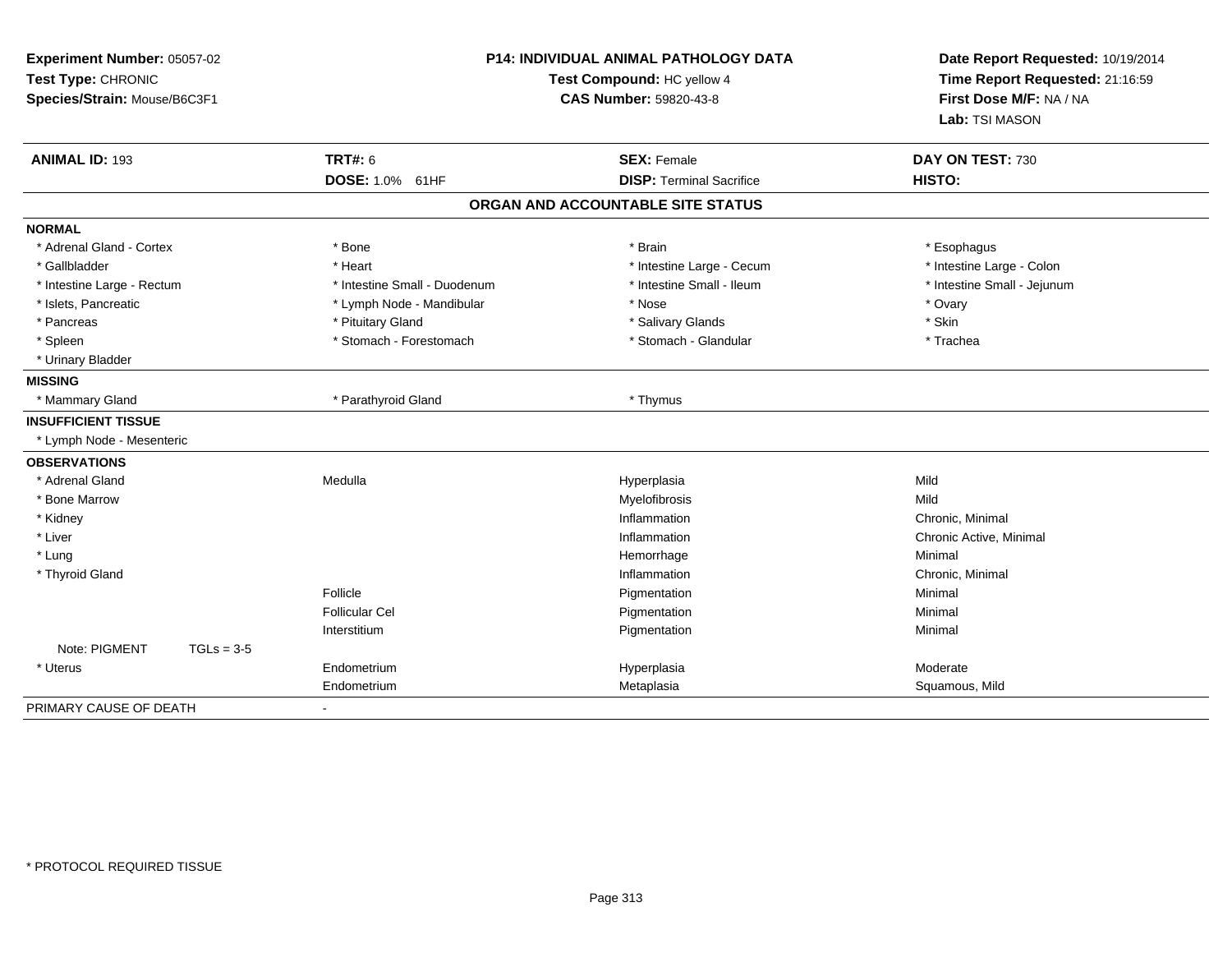**Experiment Number:** 05057-02
**Test Type:** CHRONIC
**Species/Strain:** Mouse/B6C3F1

**P14: INDIVIDUAL ANIMAL PATHOLOGY DATA**
**Test Compound:** HC yellow 4
**CAS Number:** 59820-43-8

**Date Report Requested:** 10/19/2014
**Time Report Requested:** 21:16:59
**First Dose M/F:** NA / NA
**Lab:** TSI MASON

| **ANIMAL ID:** 193 | **TRT#:** 6 | **SEX:** Female | **DAY ON TEST:** 730 |
|---|---|---|---|
| | **DOSE:** 1.0% 61HF | **DISP:** Terminal Sacrifice | **HISTO:** |

## ORGAN AND ACCOUNTABLE SITE STATUS

| | | | |
|---|---|---|---|
| **NORMAL** | | | |
| * Adrenal Gland - Cortex | * Bone | * Brain | * Esophagus |
| * Gallbladder | * Heart | * Intestine Large - Cecum | * Intestine Large - Colon |
| * Intestine Large - Rectum | * Intestine Small - Duodenum | * Intestine Small - Ileum | * Intestine Small - Jejunum |
| * Islets, Pancreatic | * Lymph Node - Mandibular | * Nose | * Ovary |
| * Pancreas | * Pituitary Gland | * Salivary Glands | * Skin |
| * Spleen | * Stomach - Forestomach | * Stomach - Glandular | * Trachea |
| * Urinary Bladder | | | |
| **MISSING** | | | |
| * Mammary Gland | * Parathyroid Gland | * Thymus | |
| **INSUFFICIENT TISSUE** | | | |
| * Lymph Node - Mesenteric | | | |
| **OBSERVATIONS** | | | |
| * Adrenal Gland | Medulla | Hyperplasia | Mild |
| * Bone Marrow | | Myelofibrosis | Mild |
| * Kidney | | Inflammation | Chronic, Minimal |
| * Liver | | Inflammation | Chronic Active, Minimal |
| * Lung | | Hemorrhage | Minimal |
| * Thyroid Gland | | Inflammation | Chronic, Minimal |
| | Follicle | Pigmentation | Minimal |
| | Follicular Cel | Pigmentation | Minimal |
| | Interstitium | Pigmentation | Minimal |
| Note: PIGMENT TGLs = 3-5 | | | |
| * Uterus | Endometrium | Hyperplasia | Moderate |
| | Endometrium | Metaplasia | Squamous, Mild |
| PRIMARY CAUSE OF DEATH | - | | |

\* PROTOCOL REQUIRED TISSUE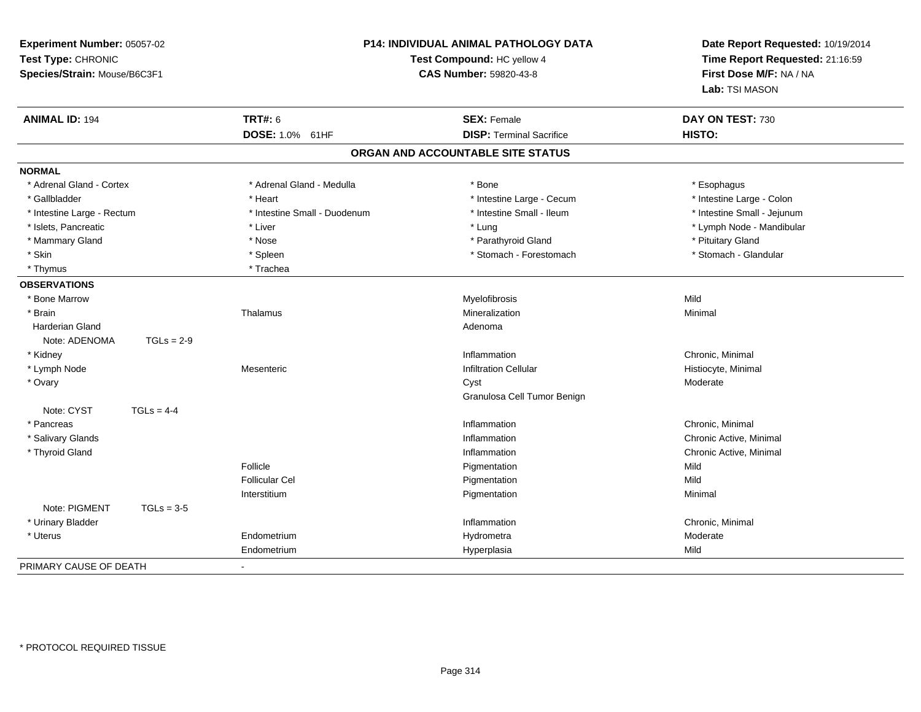**Experiment Number:** 05057-02
**Test Type:** CHRONIC
**Species/Strain:** Mouse/B6C3F1

**P14: INDIVIDUAL ANIMAL PATHOLOGY DATA**
**Test Compound:** HC yellow 4
**CAS Number:** 59820-43-8

**Date Report Requested:** 10/19/2014
**Time Report Requested:** 21:16:59
**First Dose M/F:** NA / NA
**Lab:** TSI MASON

| **ANIMAL ID:** 194 | **TRT#:** 6 | **SEX:** Female | **DAY ON TEST:** 730 |
|---|---|---|---|
| | **DOSE:** 1.0% 61HF | **DISP:** Terminal Sacrifice | **HISTO:** |

**ORGAN AND ACCOUNTABLE SITE STATUS**

**NORMAL**

| | | | |
|---|---|---|---|
| * Adrenal Gland - Cortex | * Adrenal Gland - Medulla | * Bone | * Esophagus |
| * Gallbladder | * Heart | * Intestine Large - Cecum | * Intestine Large - Colon |
| * Intestine Large - Rectum | * Intestine Small - Duodenum | * Intestine Small - Ileum | * Intestine Small - Jejunum |
| * Islets, Pancreatic | * Liver | * Lung | * Lymph Node - Mandibular |
| * Mammary Gland | * Nose | * Parathyroid Gland | * Pituitary Gland |
| * Skin | * Spleen | * Stomach - Forestomach | * Stomach - Glandular |
| * Thymus | * Trachea | | |

**OBSERVATIONS**

| | | | |
|---|---|---|---|
| * Bone Marrow | | Myelofibrosis | Mild |
| * Brain | Thalamus | Mineralization | Minimal |
| Harderian Gland | | Adenoma | |
| Note: ADENOMA TGLs = 2-9 | | | |
| * Kidney | | Inflammation | Chronic, Minimal |
| * Lymph Node | Mesenteric | Infiltration Cellular | Histiocyte, Minimal |
| * Ovary | | Cyst | Moderate |
| | | Granulosa Cell Tumor Benign | |
| Note: CYST TGLs = 4-4 | | | |
| * Pancreas | | Inflammation | Chronic, Minimal |
| * Salivary Glands | | Inflammation | Chronic Active, Minimal |
| * Thyroid Gland | | Inflammation | Chronic Active, Minimal |
| | Follicle | Pigmentation | Mild |
| | Follicular Cel | Pigmentation | Mild |
| | Interstitium | Pigmentation | Minimal |
| Note: PIGMENT TGLs = 3-5 | | | |
| * Urinary Bladder | | Inflammation | Chronic, Minimal |
| * Uterus | Endometrium | Hydrometra | Moderate |
| | Endometrium | Hyperplasia | Mild |

PRIMARY CAUSE OF DEATH -

* PROTOCOL REQUIRED TISSUE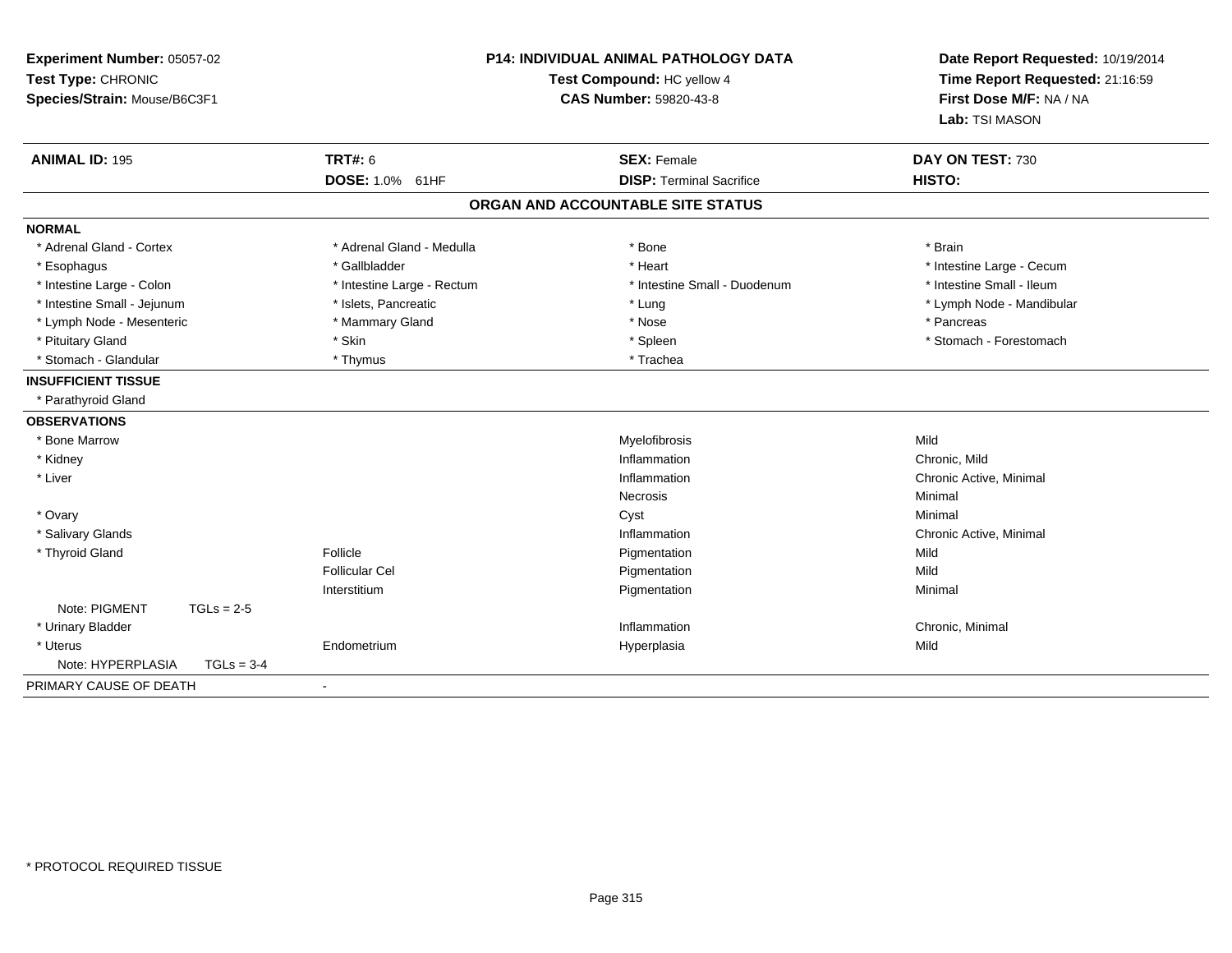**Experiment Number:** 05057-02
**Test Type:** CHRONIC
**Species/Strain:** Mouse/B6C3F1

**P14: INDIVIDUAL ANIMAL PATHOLOGY DATA**
**Test Compound:** HC yellow 4
**CAS Number:** 59820-43-8

**Date Report Requested:** 10/19/2014
**Time Report Requested:** 21:16:59
**First Dose M/F:** NA / NA
**Lab:** TSI MASON

| **ANIMAL ID:** 195 | **TRT#:** 6 | **SEX:** Female | **DAY ON TEST:** 730 |
|---|---|---|---|
| | **DOSE:** 1.0% 61HF | **DISP:** Terminal Sacrifice | **HISTO:** |

## ORGAN AND ACCOUNTABLE SITE STATUS

**NORMAL**

| | | | |
|---|---|---|---|
| * Adrenal Gland - Cortex | * Adrenal Gland - Medulla | * Bone | * Brain |
| * Esophagus | * Gallbladder | * Heart | * Intestine Large - Cecum |
| * Intestine Large - Colon | * Intestine Large - Rectum | * Intestine Small - Duodenum | * Intestine Small - Ileum |
| * Intestine Small - Jejunum | * Islets, Pancreatic | * Lung | * Lymph Node - Mandibular |
| * Lymph Node - Mesenteric | * Mammary Gland | * Nose | * Pancreas |
| * Pituitary Gland | * Skin | * Spleen | * Stomach - Forestomach |
| * Stomach - Glandular | * Thymus | * Trachea | |

**INSUFFICIENT TISSUE**

* Parathyroid Gland

**OBSERVATIONS**

| Organ | Site | Observation | Severity |
|---|---|---|---|
| * Bone Marrow | | Myelofibrosis | Mild |
| * Kidney | | Inflammation | Chronic, Mild |
| * Liver | | Inflammation | Chronic Active, Minimal |
| | | Necrosis | Minimal |
| * Ovary | | Cyst | Minimal |
| * Salivary Glands | | Inflammation | Chronic Active, Minimal |
| * Thyroid Gland | Follicle | Pigmentation | Mild |
| | Follicular Cel | Pigmentation | Mild |
| | Interstitium | Pigmentation | Minimal |
| Note: PIGMENT TGLs = 2-5 | | | |
| * Urinary Bladder | | Inflammation | Chronic, Minimal |
| * Uterus | Endometrium | Hyperplasia | Mild |
| Note: HYPERPLASIA TGLs = 3-4 | | | |

PRIMARY CAUSE OF DEATH -

* PROTOCOL REQUIRED TISSUE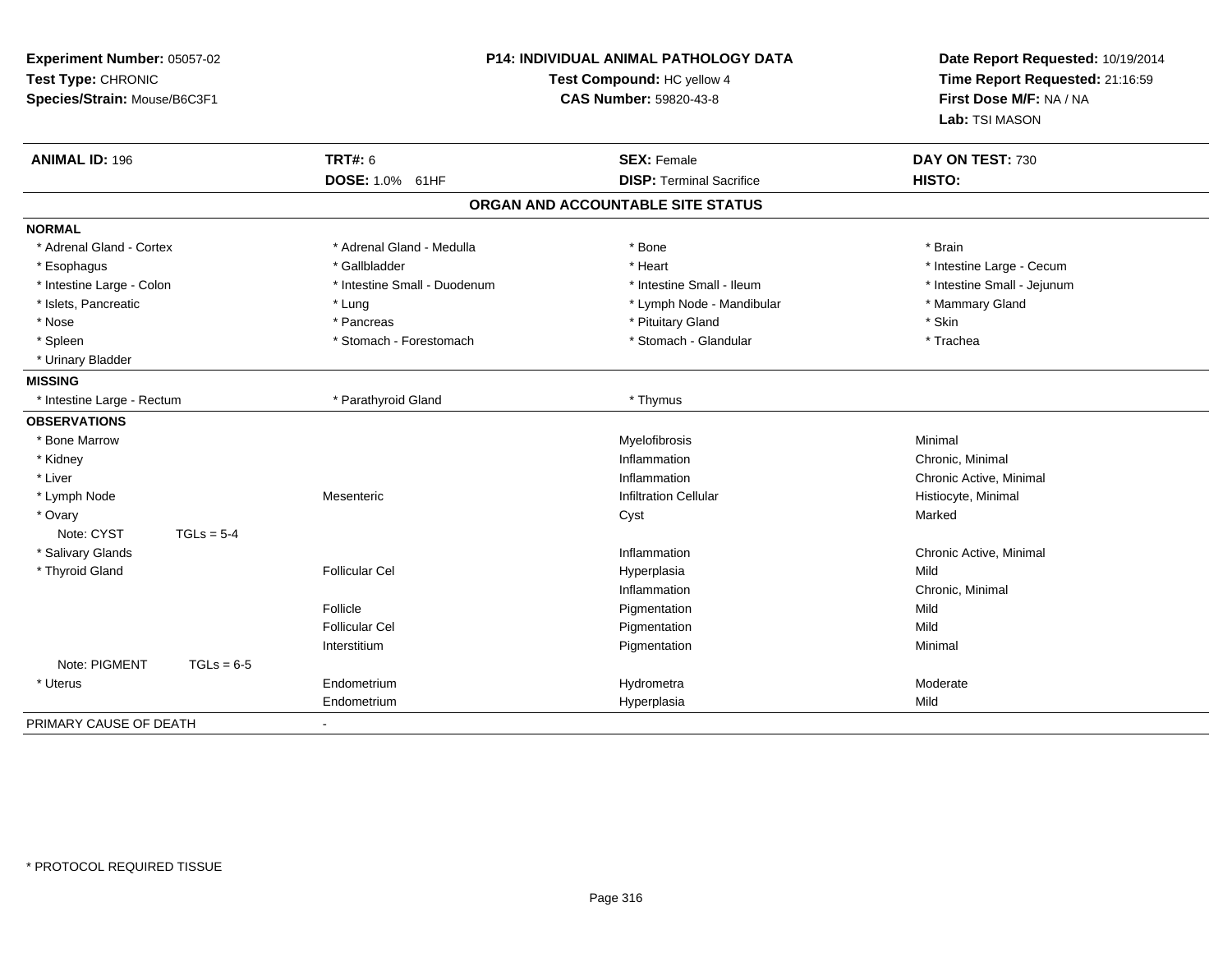**Experiment Number:** 05057-02
**Test Type:** CHRONIC
**Species/Strain:** Mouse/B6C3F1

**P14: INDIVIDUAL ANIMAL PATHOLOGY DATA**
**Test Compound:** HC yellow 4
**CAS Number:** 59820-43-8

**Date Report Requested:** 10/19/2014
**Time Report Requested:** 21:16:59
**First Dose M/F:** NA / NA
**Lab:** TSI MASON

| **ANIMAL ID:** 196 | **TRT#:** 6 | **SEX:** Female | **DAY ON TEST:** 730 |
|---|---|---|---|
| | **DOSE:** 1.0% 61HF | **DISP:** Terminal Sacrifice | **HISTO:** |

## ORGAN AND ACCOUNTABLE SITE STATUS

**NORMAL**

| | | | |
|---|---|---|---|
| * Adrenal Gland - Cortex | * Adrenal Gland - Medulla | * Bone | * Brain |
| * Esophagus | * Gallbladder | * Heart | * Intestine Large - Cecum |
| * Intestine Large - Colon | * Intestine Small - Duodenum | * Intestine Small - Ileum | * Intestine Small - Jejunum |
| * Islets, Pancreatic | * Lung | * Lymph Node - Mandibular | * Mammary Gland |
| * Nose | * Pancreas | * Pituitary Gland | * Skin |
| * Spleen | * Stomach - Forestomach | * Stomach - Glandular | * Trachea |
| * Urinary Bladder | | | |

**MISSING**

| | | |
|---|---|---|
| * Intestine Large - Rectum | * Parathyroid Gland | * Thymus |

**OBSERVATIONS**

| Organ | Site | Observation | Severity |
|---|---|---|---|
| * Bone Marrow | | Myelofibrosis | Minimal |
| * Kidney | | Inflammation | Chronic, Minimal |
| * Liver | | Inflammation | Chronic Active, Minimal |
| * Lymph Node | Mesenteric | Infiltration Cellular | Histiocyte, Minimal |
| * Ovary | | Cyst | Marked |
| Note: CYST TGLs = 5-4 | | | |
| * Salivary Glands | | Inflammation | Chronic Active, Minimal |
| * Thyroid Gland | Follicular Cel | Hyperplasia | Mild |
| | | Inflammation | Chronic, Minimal |
| | Follicle | Pigmentation | Mild |
| | Follicular Cel | Pigmentation | Mild |
| | Interstitium | Pigmentation | Minimal |
| Note: PIGMENT TGLs = 6-5 | | | |
| * Uterus | Endometrium | Hydrometra | Moderate |
| | Endometrium | Hyperplasia | Mild |

PRIMARY CAUSE OF DEATH -

* PROTOCOL REQUIRED TISSUE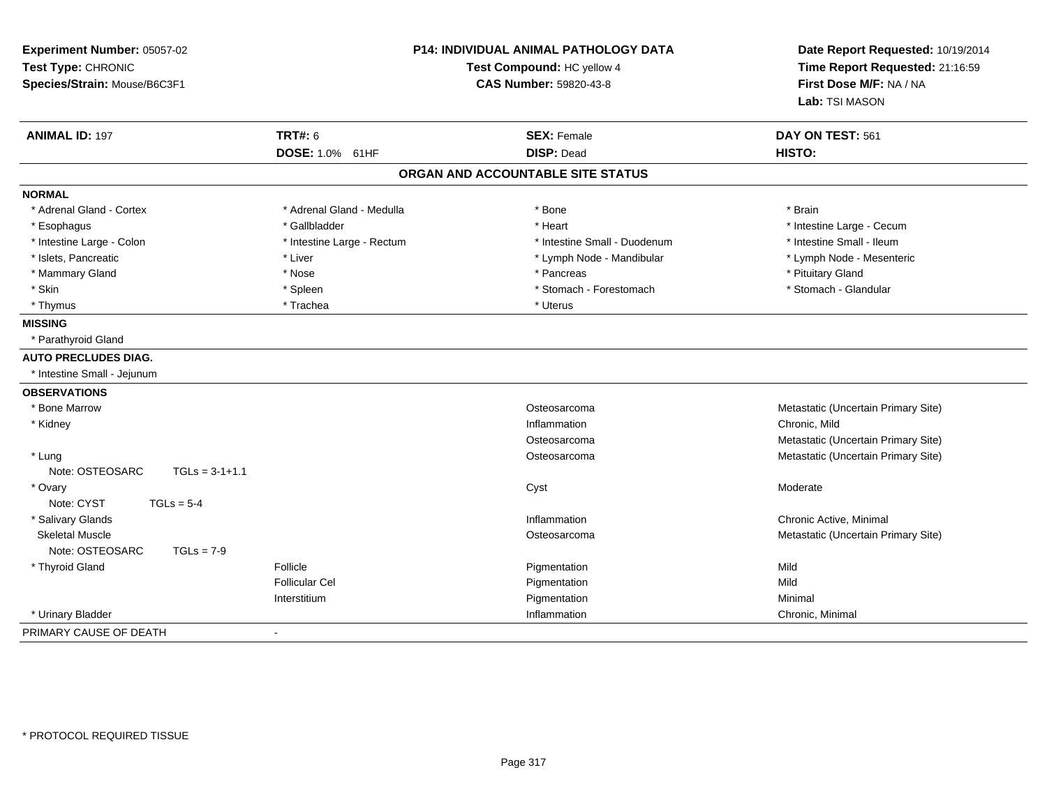**Experiment Number:** 05057-02
**Test Type:** CHRONIC
**Species/Strain:** Mouse/B6C3F1

**P14: INDIVIDUAL ANIMAL PATHOLOGY DATA**
**Test Compound:** HC yellow 4
**CAS Number:** 59820-43-8

**Date Report Requested:** 10/19/2014
**Time Report Requested:** 21:16:59
**First Dose M/F:** NA / NA
**Lab:** TSI MASON

| **ANIMAL ID:** 197 | **TRT#:** 6 | **SEX:** Female | **DAY ON TEST:** 561 |
|---|---|---|---|
| | **DOSE:** 1.0% 61HF | **DISP:** Dead | **HISTO:** |

## ORGAN AND ACCOUNTABLE SITE STATUS

**NORMAL**

| | | | |
|---|---|---|---|
| * Adrenal Gland - Cortex | * Adrenal Gland - Medulla | * Bone | * Brain |
| * Esophagus | * Gallbladder | * Heart | * Intestine Large - Cecum |
| * Intestine Large - Colon | * Intestine Large - Rectum | * Intestine Small - Duodenum | * Intestine Small - Ileum |
| * Islets, Pancreatic | * Liver | * Lymph Node - Mandibular | * Lymph Node - Mesenteric |
| * Mammary Gland | * Nose | * Pancreas | * Pituitary Gland |
| * Skin | * Spleen | * Stomach - Forestomach | * Stomach - Glandular |
| * Thymus | * Trachea | * Uterus | |

**MISSING**

* Parathyroid Gland

**AUTO PRECLUDES DIAG.**

* Intestine Small - Jejunum

**OBSERVATIONS**

| Organ | Site | Observation | Qualifier |
|---|---|---|---|
| * Bone Marrow | | Osteosarcoma | Metastatic (Uncertain Primary Site) |
| * Kidney | | Inflammation | Chronic, Mild |
| | | Osteosarcoma | Metastatic (Uncertain Primary Site) |
| * Lung | | Osteosarcoma | Metastatic (Uncertain Primary Site) |
| Note: OSTEOSARC TGLs = 3-1+1.1 | | | |
| * Ovary | | Cyst | Moderate |
| Note: CYST TGLs = 5-4 | | | |
| * Salivary Glands | | Inflammation | Chronic Active, Minimal |
| Skeletal Muscle | | Osteosarcoma | Metastatic (Uncertain Primary Site) |
| Note: OSTEOSARC TGLs = 7-9 | | | |
| * Thyroid Gland | Follicle | Pigmentation | Mild |
| | Follicular Cel | Pigmentation | Mild |
| | Interstitium | Pigmentation | Minimal |
| * Urinary Bladder | | Inflammation | Chronic, Minimal |

PRIMARY CAUSE OF DEATH -

* PROTOCOL REQUIRED TISSUE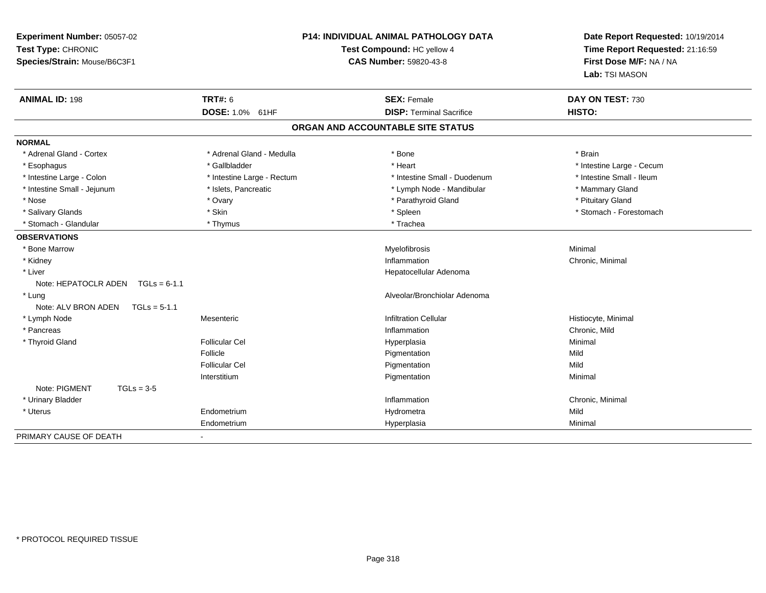**Experiment Number:** 05057-02
**Test Type:** CHRONIC
**Species/Strain:** Mouse/B6C3F1

**P14: INDIVIDUAL ANIMAL PATHOLOGY DATA**
**Test Compound:** HC yellow 4
**CAS Number:** 59820-43-8

**Date Report Requested:** 10/19/2014
**Time Report Requested:** 21:16:59
**First Dose M/F:** NA / NA
**Lab:** TSI MASON

| **ANIMAL ID:** 198 | **TRT#:** 6 | **SEX:** Female | **DAY ON TEST:** 730 |
|---|---|---|---|
| | **DOSE:** 1.0% 61HF | **DISP:** Terminal Sacrifice | **HISTO:** |

## ORGAN AND ACCOUNTABLE SITE STATUS

**NORMAL**

| | | | |
|---|---|---|---|
| * Adrenal Gland - Cortex | * Adrenal Gland - Medulla | * Bone | * Brain |
| * Esophagus | * Gallbladder | * Heart | * Intestine Large - Cecum |
| * Intestine Large - Colon | * Intestine Large - Rectum | * Intestine Small - Duodenum | * Intestine Small - Ileum |
| * Intestine Small - Jejunum | * Islets, Pancreatic | * Lymph Node - Mandibular | * Mammary Gland |
| * Nose | * Ovary | * Parathyroid Gland | * Pituitary Gland |
| * Salivary Glands | * Skin | * Spleen | * Stomach - Forestomach |
| * Stomach - Glandular | * Thymus | * Trachea | |

**OBSERVATIONS**

| | | | |
|---|---|---|---|
| * Bone Marrow | | Myelofibrosis | Minimal |
| * Kidney | | Inflammation | Chronic, Minimal |
| * Liver | | Hepatocellular Adenoma | |
| Note: HEPATOCLR ADEN TGLs = 6-1.1 | | | |
| * Lung | | Alveolar/Bronchiolar Adenoma | |
| Note: ALV BRON ADEN TGLs = 5-1.1 | | | |
| * Lymph Node | Mesenteric | Infiltration Cellular | Histiocyte, Minimal |
| * Pancreas | | Inflammation | Chronic, Mild |
| * Thyroid Gland | Follicular Cel | Hyperplasia | Minimal |
| | Follicle | Pigmentation | Mild |
| | Follicular Cel | Pigmentation | Mild |
| | Interstitium | Pigmentation | Minimal |
| Note: PIGMENT TGLs = 3-5 | | | |
| * Urinary Bladder | | Inflammation | Chronic, Minimal |
| * Uterus | Endometrium | Hydrometra | Mild |
| | Endometrium | Hyperplasia | Minimal |

PRIMARY CAUSE OF DEATH -

* PROTOCOL REQUIRED TISSUE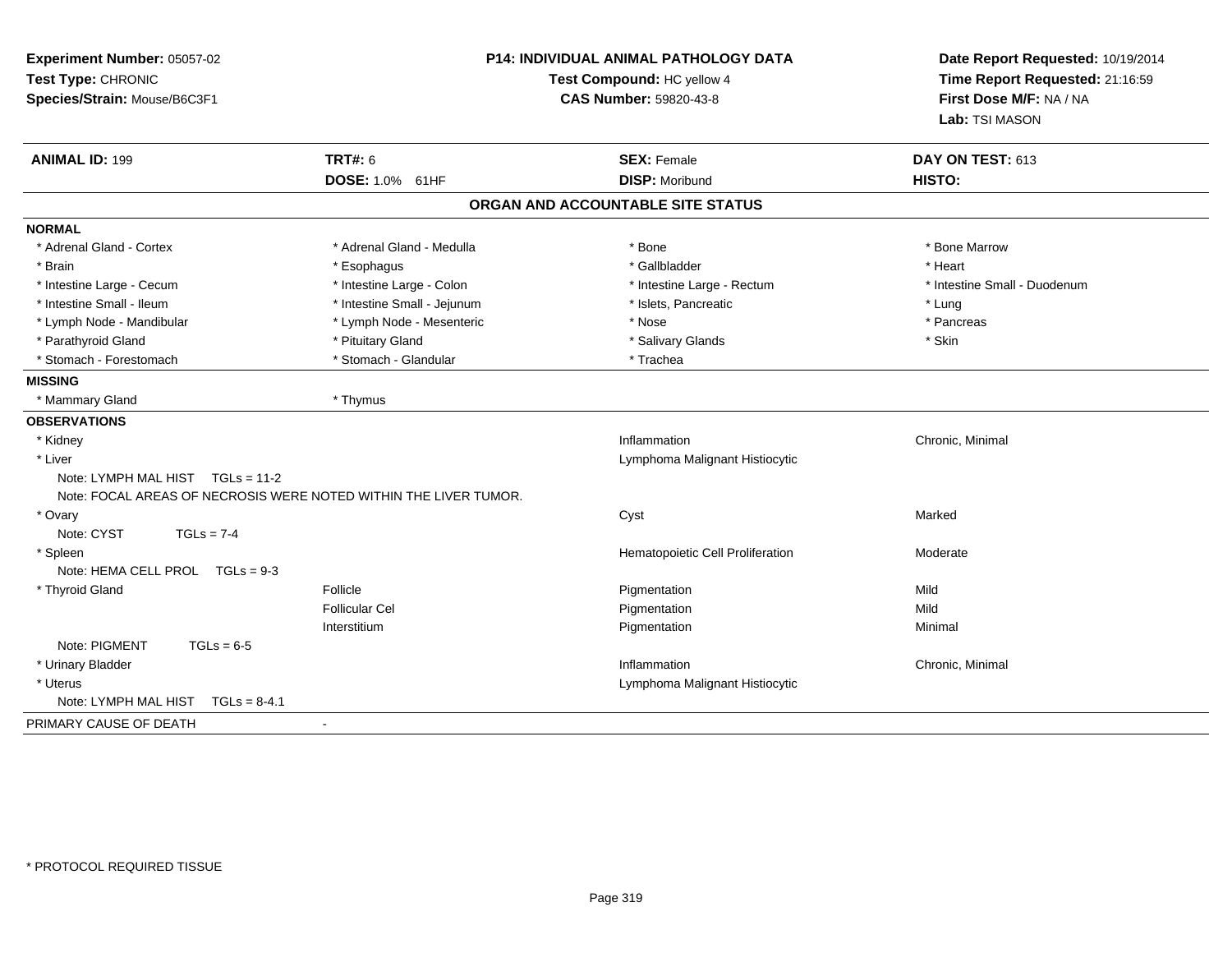**Experiment Number:** 05057-02
**Test Type:** CHRONIC
**Species/Strain:** Mouse/B6C3F1

**P14: INDIVIDUAL ANIMAL PATHOLOGY DATA**
**Test Compound:** HC yellow 4
**CAS Number:** 59820-43-8

**Date Report Requested:** 10/19/2014
**Time Report Requested:** 21:16:59
**First Dose M/F:** NA / NA
**Lab:** TSI MASON

| **ANIMAL ID:** 199 | **TRT#:** 6 | **SEX:** Female | **DAY ON TEST:** 613 |
|---|---|---|---|
| | **DOSE:** 1.0% 61HF | **DISP:** Moribund | **HISTO:** |

## ORGAN AND ACCOUNTABLE SITE STATUS

**NORMAL**

| | | | |
|---|---|---|---|
| * Adrenal Gland - Cortex | * Adrenal Gland - Medulla | * Bone | * Bone Marrow |
| * Brain | * Esophagus | * Gallbladder | * Heart |
| * Intestine Large - Cecum | * Intestine Large - Colon | * Intestine Large - Rectum | * Intestine Small - Duodenum |
| * Intestine Small - Ileum | * Intestine Small - Jejunum | * Islets, Pancreatic | * Lung |
| * Lymph Node - Mandibular | * Lymph Node - Mesenteric | * Nose | * Pancreas |
| * Parathyroid Gland | * Pituitary Gland | * Salivary Glands | * Skin |
| * Stomach - Forestomach | * Stomach - Glandular | * Trachea | |

**MISSING**

| | |
|---|---|
| * Mammary Gland | * Thymus |

**OBSERVATIONS**

| Organ | Site | Observation | Severity |
|---|---|---|---|
| * Kidney | | Inflammation | Chronic, Minimal |
| * Liver | | Lymphoma Malignant Histiocytic | |
| Note: LYMPH MAL HIST TGLs = 11-2 | | | |
| Note: FOCAL AREAS OF NECROSIS WERE NOTED WITHIN THE LIVER TUMOR. | | | |
| * Ovary | | Cyst | Marked |
| Note: CYST TGLs = 7-4 | | | |
| * Spleen | | Hematopoietic Cell Proliferation | Moderate |
| Note: HEMA CELL PROL TGLs = 9-3 | | | |
| * Thyroid Gland | Follicle | Pigmentation | Mild |
| | Follicular Cel | Pigmentation | Mild |
| | Interstitium | Pigmentation | Minimal |
| Note: PIGMENT TGLs = 6-5 | | | |
| * Urinary Bladder | | Inflammation | Chronic, Minimal |
| * Uterus | | Lymphoma Malignant Histiocytic | |
| Note: LYMPH MAL HIST TGLs = 8-4.1 | | | |

PRIMARY CAUSE OF DEATH -

* PROTOCOL REQUIRED TISSUE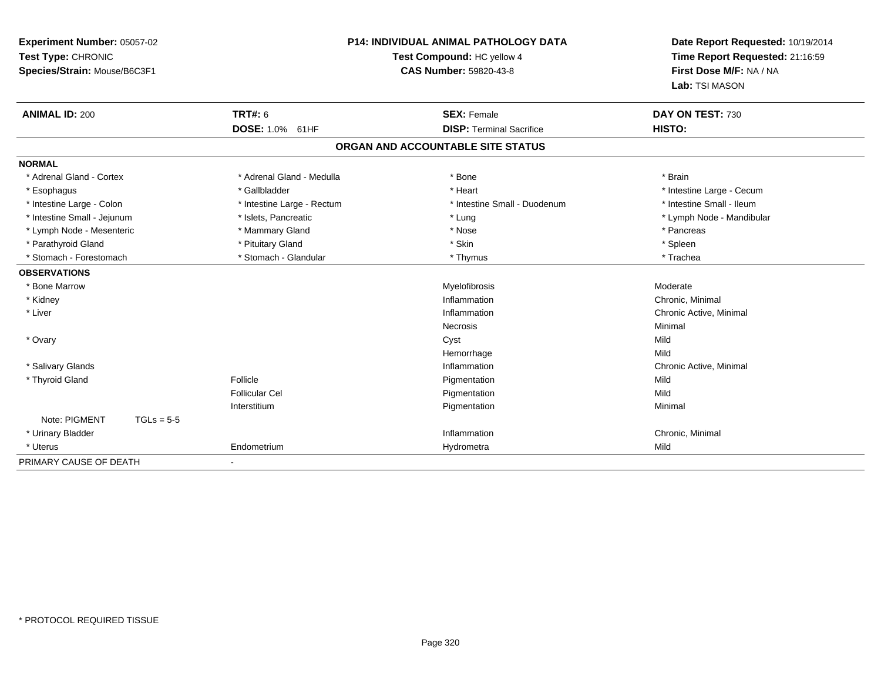**Experiment Number:** 05057-02
**Test Type:** CHRONIC
**Species/Strain:** Mouse/B6C3F1

**P14: INDIVIDUAL ANIMAL PATHOLOGY DATA**
**Test Compound:** HC yellow 4
**CAS Number:** 59820-43-8

**Date Report Requested:** 10/19/2014
**Time Report Requested:** 21:16:59
**First Dose M/F:** NA / NA
**Lab:** TSI MASON

| **ANIMAL ID:** 200 | **TRT#:** 6 | **SEX:** Female | **DAY ON TEST:** 730 |
|---|---|---|---|
| | **DOSE:** 1.0% 61HF | **DISP:** Terminal Sacrifice | **HISTO:** |

**ORGAN AND ACCOUNTABLE SITE STATUS**

**NORMAL**

| | | | |
|---|---|---|---|
| * Adrenal Gland - Cortex | * Adrenal Gland - Medulla | * Bone | * Brain |
| * Esophagus | * Gallbladder | * Heart | * Intestine Large - Cecum |
| * Intestine Large - Colon | * Intestine Large - Rectum | * Intestine Small - Duodenum | * Intestine Small - Ileum |
| * Intestine Small - Jejunum | * Islets, Pancreatic | * Lung | * Lymph Node - Mandibular |
| * Lymph Node - Mesenteric | * Mammary Gland | * Nose | * Pancreas |
| * Parathyroid Gland | * Pituitary Gland | * Skin | * Spleen |
| * Stomach - Forestomach | * Stomach - Glandular | * Thymus | * Trachea |

**OBSERVATIONS**

| | | | |
|---|---|---|---|
| * Bone Marrow | | Myelofibrosis | Moderate |
| * Kidney | | Inflammation | Chronic, Minimal |
| * Liver | | Inflammation | Chronic Active, Minimal |
| | | Necrosis | Minimal |
| * Ovary | | Cyst | Mild |
| | | Hemorrhage | Mild |
| * Salivary Glands | | Inflammation | Chronic Active, Minimal |
| * Thyroid Gland | Follicle | Pigmentation | Mild |
| | Follicular Cel | Pigmentation | Mild |
| | Interstitium | Pigmentation | Minimal |
| Note: PIGMENT TGLs = 5-5 | | | |
| * Urinary Bladder | | Inflammation | Chronic, Minimal |
| * Uterus | Endometrium | Hydrometra | Mild |

PRIMARY CAUSE OF DEATH -

\* PROTOCOL REQUIRED TISSUE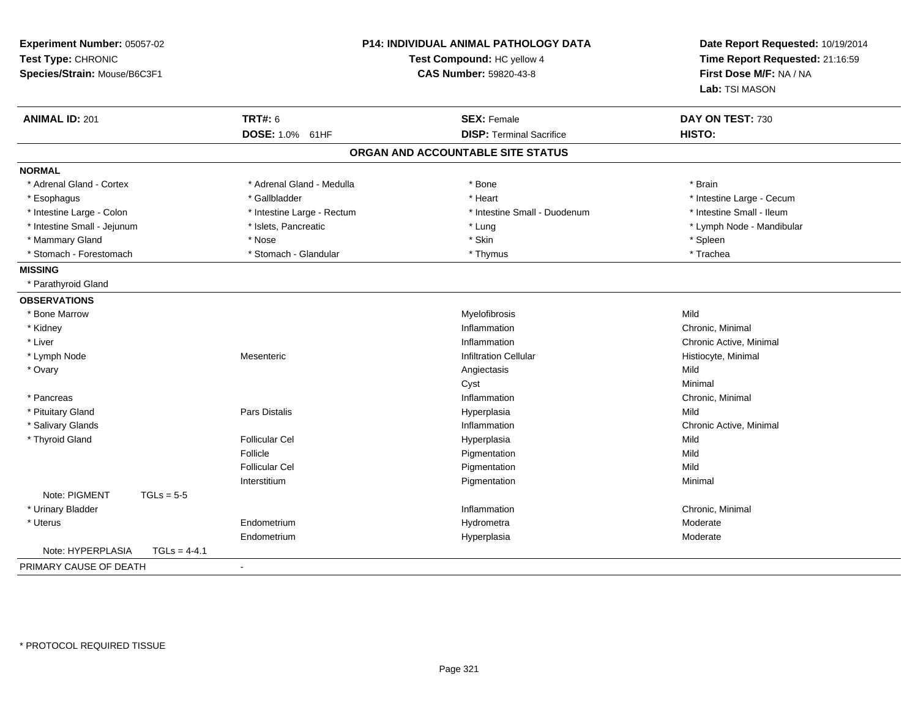**Experiment Number:** 05057-02
**Test Type:** CHRONIC
**Species/Strain:** Mouse/B6C3F1

# P14: INDIVIDUAL ANIMAL PATHOLOGY DATA

**Test Compound:** HC yellow 4
**CAS Number:** 59820-43-8

**Date Report Requested:** 10/19/2014
**Time Report Requested:** 21:16:59
**First Dose M/F:** NA / NA
**Lab:** TSI MASON

| **ANIMAL ID:** 201 | **TRT#:** 6 | **SEX:** Female | **DAY ON TEST:** 730 |
|---|---|---|---|
| | **DOSE:** 1.0% 61HF | **DISP:** Terminal Sacrifice | **HISTO:** |

## ORGAN AND ACCOUNTABLE SITE STATUS

**NORMAL**

| | | | |
|---|---|---|---|
| * Adrenal Gland - Cortex | * Adrenal Gland - Medulla | * Bone | * Brain |
| * Esophagus | * Gallbladder | * Heart | * Intestine Large - Cecum |
| * Intestine Large - Colon | * Intestine Large - Rectum | * Intestine Small - Duodenum | * Intestine Small - Ileum |
| * Intestine Small - Jejunum | * Islets, Pancreatic | * Lung | * Lymph Node - Mandibular |
| * Mammary Gland | * Nose | * Skin | * Spleen |
| * Stomach - Forestomach | * Stomach - Glandular | * Thymus | * Trachea |

**MISSING**

* Parathyroid Gland

**OBSERVATIONS**

| Organ | Site | Observation | Severity |
|---|---|---|---|
| * Bone Marrow | | Myelofibrosis | Mild |
| * Kidney | | Inflammation | Chronic, Minimal |
| * Liver | | Inflammation | Chronic Active, Minimal |
| * Lymph Node | Mesenteric | Infiltration Cellular | Histiocyte, Minimal |
| * Ovary | | Angiectasis | Mild |
| | | Cyst | Minimal |
| * Pancreas | | Inflammation | Chronic, Minimal |
| * Pituitary Gland | Pars Distalis | Hyperplasia | Mild |
| * Salivary Glands | | Inflammation | Chronic Active, Minimal |
| * Thyroid Gland | Follicular Cel | Hyperplasia | Mild |
| | Follicle | Pigmentation | Mild |
| | Follicular Cel | Pigmentation | Mild |
| | Interstitium | Pigmentation | Minimal |
| Note: PIGMENT TGLs = 5-5 | | | |
| * Urinary Bladder | | Inflammation | Chronic, Minimal |
| * Uterus | Endometrium | Hydrometra | Moderate |
| | Endometrium | Hyperplasia | Moderate |
| Note: HYPERPLASIA TGLs = 4-4.1 | | | |

PRIMARY CAUSE OF DEATH -

* PROTOCOL REQUIRED TISSUE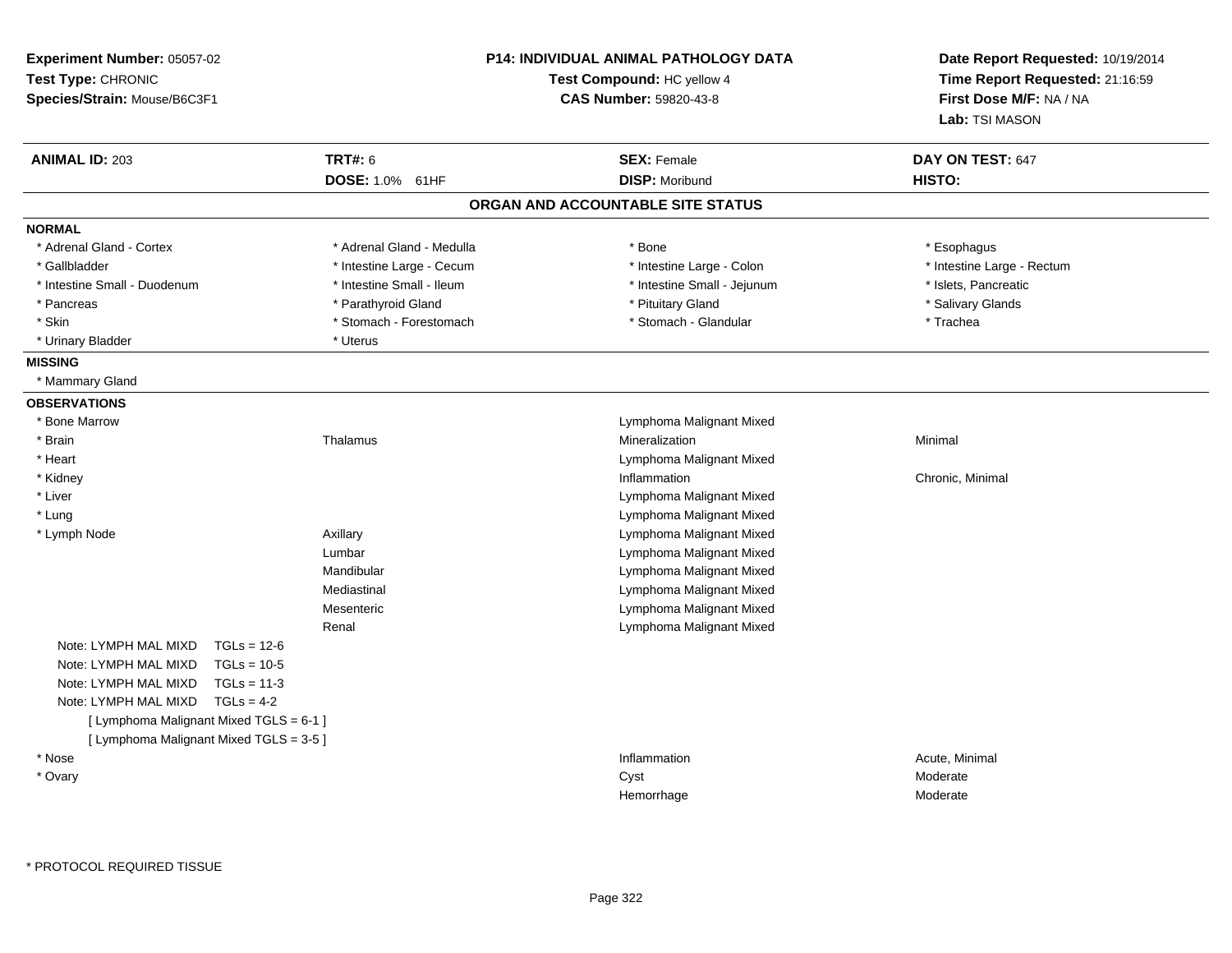**Experiment Number:** 05057-02
**Test Type:** CHRONIC
**Species/Strain:** Mouse/B6C3F1

**P14: INDIVIDUAL ANIMAL PATHOLOGY DATA**
**Test Compound:** HC yellow 4
**CAS Number:** 59820-43-8

**Date Report Requested:** 10/19/2014
**Time Report Requested:** 21:16:59
**First Dose M/F:** NA / NA
**Lab:** TSI MASON

| **ANIMAL ID:** 203 | **TRT#:** 6 | **SEX:** Female | **DAY ON TEST:** 647 |
|---|---|---|---|
| | **DOSE:** 1.0% 61HF | **DISP:** Moribund | **HISTO:** |

## ORGAN AND ACCOUNTABLE SITE STATUS

**NORMAL**

| | | | |
|---|---|---|---|
| * Adrenal Gland - Cortex | * Adrenal Gland - Medulla | * Bone | * Esophagus |
| * Gallbladder | * Intestine Large - Cecum | * Intestine Large - Colon | * Intestine Large - Rectum |
| * Intestine Small - Duodenum | * Intestine Small - Ileum | * Intestine Small - Jejunum | * Islets, Pancreatic |
| * Pancreas | * Parathyroid Gland | * Pituitary Gland | * Salivary Glands |
| * Skin | * Stomach - Forestomach | * Stomach - Glandular | * Trachea |
| * Urinary Bladder | * Uterus | | |

**MISSING**

* Mammary Gland

**OBSERVATIONS**

| | | | |
|---|---|---|---|
| * Bone Marrow | | Lymphoma Malignant Mixed | |
| * Brain | Thalamus | Mineralization | Minimal |
| * Heart | | Lymphoma Malignant Mixed | |
| * Kidney | | Inflammation | Chronic, Minimal |
| * Liver | | Lymphoma Malignant Mixed | |
| * Lung | | Lymphoma Malignant Mixed | |
| * Lymph Node | Axillary | Lymphoma Malignant Mixed | |
| | Lumbar | Lymphoma Malignant Mixed | |
| | Mandibular | Lymphoma Malignant Mixed | |
| | Mediastinal | Lymphoma Malignant Mixed | |
| | Mesenteric | Lymphoma Malignant Mixed | |
| | Renal | Lymphoma Malignant Mixed | |

Note: LYMPH MAL MIXD TGLs = 12-6
Note: LYMPH MAL MIXD TGLs = 10-5
Note: LYMPH MAL MIXD TGLs = 11-3
Note: LYMPH MAL MIXD TGLs = 4-2
[ Lymphoma Malignant Mixed TGLS = 6-1 ]
[ Lymphoma Malignant Mixed TGLS = 3-5 ]

| | | | |
|---|---|---|---|
| * Nose | | Inflammation | Acute, Minimal |
| * Ovary | | Cyst | Moderate |
| | | Hemorrhage | Moderate |

* PROTOCOL REQUIRED TISSUE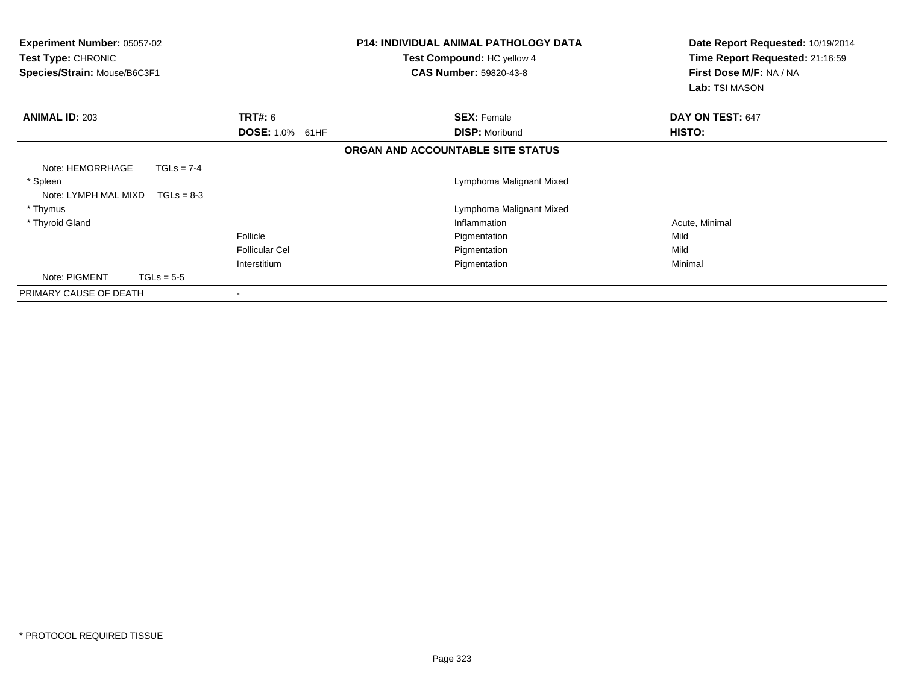**Experiment Number:** 05057-02
**Test Type:** CHRONIC
**Species/Strain:** Mouse/B6C3F1

**P14: INDIVIDUAL ANIMAL PATHOLOGY DATA**
**Test Compound:** HC yellow 4
**CAS Number:** 59820-43-8

**Date Report Requested:** 10/19/2014
**Time Report Requested:** 21:16:59
**First Dose M/F:** NA / NA
**Lab:** TSI MASON

| **ANIMAL ID:** 203 | **TRT#:** 6 | **SEX:** Female | **DAY ON TEST:** 647 |
|---|---|---|---|
| | **DOSE:** 1.0% 61HF | **DISP:** Moribund | **HISTO:** |

**ORGAN AND ACCOUNTABLE SITE STATUS**

| | | | |
|---|---|---|---|
| Note: HEMORRHAGE TGLs = 7-4 | | | |
| * Spleen | | Lymphoma Malignant Mixed | |
| Note: LYMPH MAL MIXD TGLs = 8-3 | | | |
| * Thymus | | Lymphoma Malignant Mixed | |
| * Thyroid Gland | | Inflammation | Acute, Minimal |
| | Follicle | Pigmentation | Mild |
| | Follicular Cel | Pigmentation | Mild |
| | Interstitium | Pigmentation | Minimal |
| Note: PIGMENT TGLs = 5-5 | | | |
| PRIMARY CAUSE OF DEATH | - | | |

* PROTOCOL REQUIRED TISSUE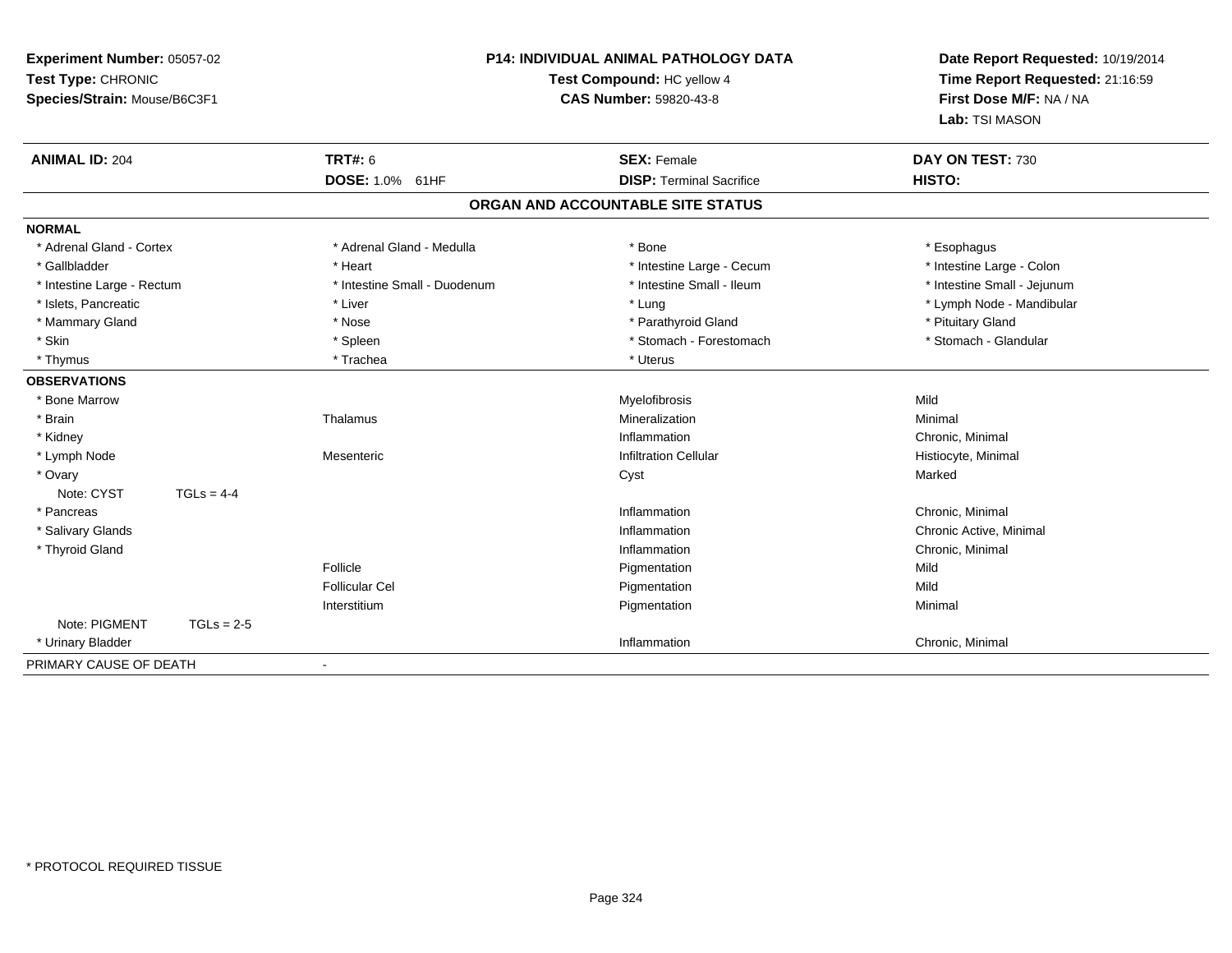**Experiment Number:** 05057-02
**Test Type:** CHRONIC
**Species/Strain:** Mouse/B6C3F1

**P14: INDIVIDUAL ANIMAL PATHOLOGY DATA**
**Test Compound:** HC yellow 4
**CAS Number:** 59820-43-8

**Date Report Requested:** 10/19/2014
**Time Report Requested:** 21:16:59
**First Dose M/F:** NA / NA
**Lab:** TSI MASON

| **ANIMAL ID:** 204 | **TRT#:** 6 | **SEX:** Female | **DAY ON TEST:** 730 |
|---|---|---|---|
| | **DOSE:** 1.0% 61HF | **DISP:** Terminal Sacrifice | **HISTO:** |

**ORGAN AND ACCOUNTABLE SITE STATUS**

**NORMAL**

| | | | |
|---|---|---|---|
| * Adrenal Gland - Cortex | * Adrenal Gland - Medulla | * Bone | * Esophagus |
| * Gallbladder | * Heart | * Intestine Large - Cecum | * Intestine Large - Colon |
| * Intestine Large - Rectum | * Intestine Small - Duodenum | * Intestine Small - Ileum | * Intestine Small - Jejunum |
| * Islets, Pancreatic | * Liver | * Lung | * Lymph Node - Mandibular |
| * Mammary Gland | * Nose | * Parathyroid Gland | * Pituitary Gland |
| * Skin | * Spleen | * Stomach - Forestomach | * Stomach - Glandular |
| * Thymus | * Trachea | * Uterus | |

**OBSERVATIONS**

| | | | |
|---|---|---|---|
| * Bone Marrow | | Myelofibrosis | Mild |
| * Brain | Thalamus | Mineralization | Minimal |
| * Kidney | | Inflammation | Chronic, Minimal |
| * Lymph Node | Mesenteric | Infiltration Cellular | Histiocyte, Minimal |
| * Ovary | | Cyst | Marked |
| Note: CYST TGLs = 4-4 | | | |
| * Pancreas | | Inflammation | Chronic, Minimal |
| * Salivary Glands | | Inflammation | Chronic Active, Minimal |
| * Thyroid Gland | | Inflammation | Chronic, Minimal |
| | Follicle | Pigmentation | Mild |
| | Follicular Cel | Pigmentation | Mild |
| | Interstitium | Pigmentation | Minimal |
| Note: PIGMENT TGLs = 2-5 | | | |
| * Urinary Bladder | | Inflammation | Chronic, Minimal |

PRIMARY CAUSE OF DEATH -

* PROTOCOL REQUIRED TISSUE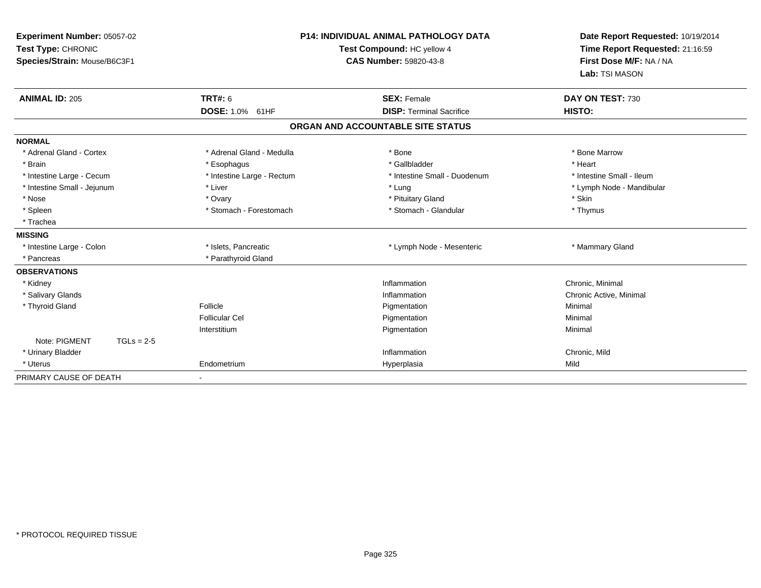**Experiment Number:** 05057-02
**Test Type:** CHRONIC
**Species/Strain:** Mouse/B6C3F1

**P14: INDIVIDUAL ANIMAL PATHOLOGY DATA**
**Test Compound:** HC yellow 4
**CAS Number:** 59820-43-8

**Date Report Requested:** 10/19/2014
**Time Report Requested:** 21:16:59
**First Dose M/F:** NA / NA
**Lab:** TSI MASON

| **ANIMAL ID:** 205 | **TRT#:** 6 | **SEX:** Female | **DAY ON TEST:** 730 |
|---|---|---|---|
| | **DOSE:** 1.0% 61HF | **DISP:** Terminal Sacrifice | **HISTO:** |

## ORGAN AND ACCOUNTABLE SITE STATUS

| | | | |
|---|---|---|---|
| **NORMAL** | | | |
| * Adrenal Gland - Cortex | * Adrenal Gland - Medulla | * Bone | * Bone Marrow |
| * Brain | * Esophagus | * Gallbladder | * Heart |
| * Intestine Large - Cecum | * Intestine Large - Rectum | * Intestine Small - Duodenum | * Intestine Small - Ileum |
| * Intestine Small - Jejunum | * Liver | * Lung | * Lymph Node - Mandibular |
| * Nose | * Ovary | * Pituitary Gland | * Skin |
| * Spleen | * Stomach - Forestomach | * Stomach - Glandular | * Thymus |
| * Trachea | | | |
| **MISSING** | | | |
| * Intestine Large - Colon | * Islets, Pancreatic | * Lymph Node - Mesenteric | * Mammary Gland |
| * Pancreas | * Parathyroid Gland | | |
| **OBSERVATIONS** | | | |
| * Kidney | | Inflammation | Chronic, Minimal |
| * Salivary Glands | | Inflammation | Chronic Active, Minimal |
| * Thyroid Gland | Follicle | Pigmentation | Minimal |
| | Follicular Cel | Pigmentation | Minimal |
| | Interstitium | Pigmentation | Minimal |
| Note: PIGMENT TGLs = 2-5 | | | |
| * Urinary Bladder | | Inflammation | Chronic, Mild |
| * Uterus | Endometrium | Hyperplasia | Mild |
| PRIMARY CAUSE OF DEATH | - | | |

* PROTOCOL REQUIRED TISSUE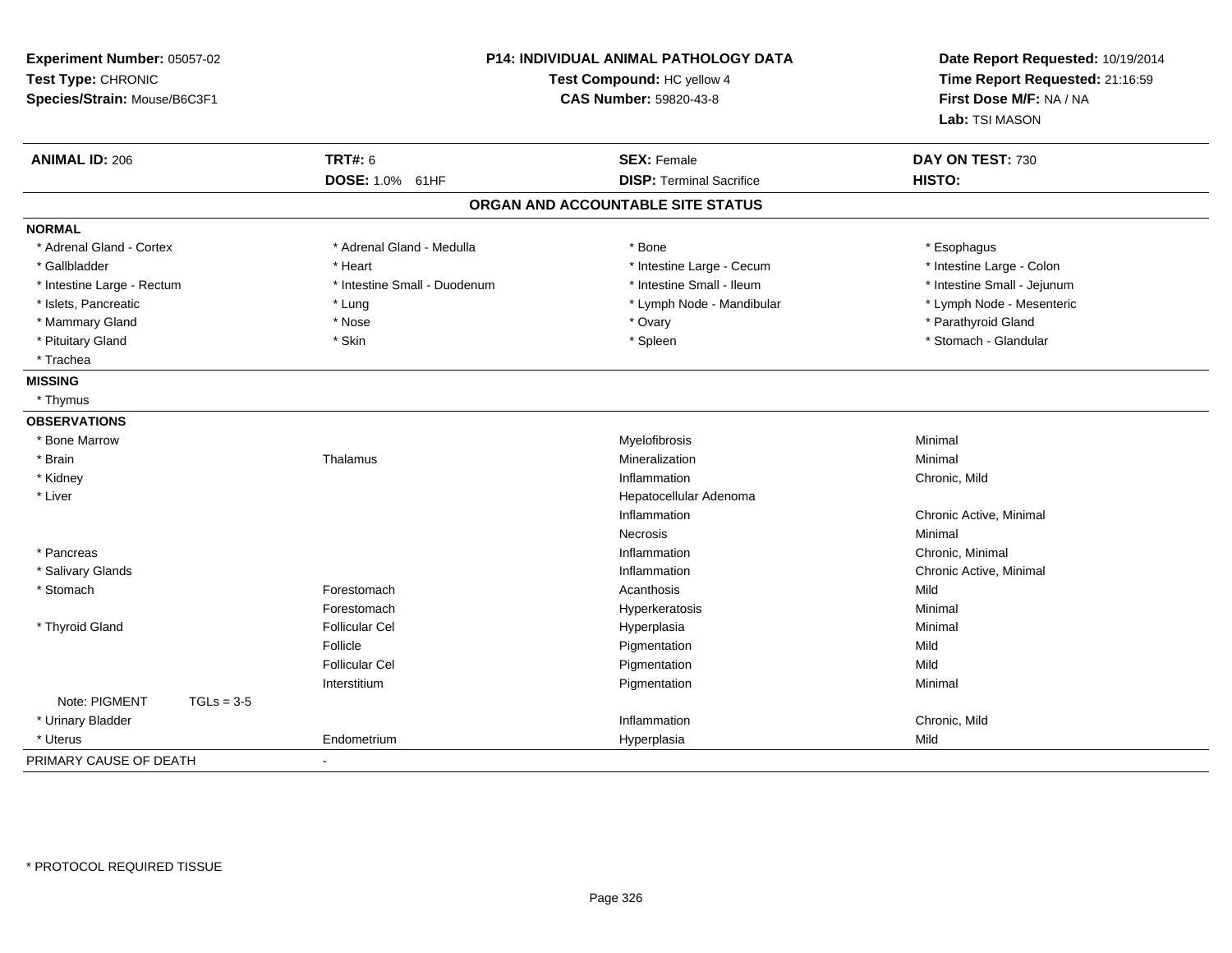**Experiment Number:** 05057-02
**Test Type:** CHRONIC
**Species/Strain:** Mouse/B6C3F1

**P14: INDIVIDUAL ANIMAL PATHOLOGY DATA**
**Test Compound:** HC yellow 4
**CAS Number:** 59820-43-8

**Date Report Requested:** 10/19/2014
**Time Report Requested:** 21:16:59
**First Dose M/F:** NA / NA
**Lab:** TSI MASON

| **ANIMAL ID:** 206 | **TRT#:** 6 | **SEX:** Female | **DAY ON TEST:** 730 |
|---|---|---|---|
| | **DOSE:** 1.0% 61HF | **DISP:** Terminal Sacrifice | **HISTO:** |

## ORGAN AND ACCOUNTABLE SITE STATUS

| | | | |
|---|---|---|---|
| **NORMAL** | | | |
| * Adrenal Gland - Cortex | * Adrenal Gland - Medulla | * Bone | * Esophagus |
| * Gallbladder | * Heart | * Intestine Large - Cecum | * Intestine Large - Colon |
| * Intestine Large - Rectum | * Intestine Small - Duodenum | * Intestine Small - Ileum | * Intestine Small - Jejunum |
| * Islets, Pancreatic | * Lung | * Lymph Node - Mandibular | * Lymph Node - Mesenteric |
| * Mammary Gland | * Nose | * Ovary | * Parathyroid Gland |
| * Pituitary Gland | * Skin | * Spleen | * Stomach - Glandular |
| * Trachea | | | |
| **MISSING** | | | |
| * Thymus | | | |
| **OBSERVATIONS** | | | |
| * Bone Marrow | | Myelofibrosis | Minimal |
| * Brain | Thalamus | Mineralization | Minimal |
| * Kidney | | Inflammation | Chronic, Mild |
| * Liver | | Hepatocellular Adenoma | |
| | | Inflammation | Chronic Active, Minimal |
| | | Necrosis | Minimal |
| * Pancreas | | Inflammation | Chronic, Minimal |
| * Salivary Glands | | Inflammation | Chronic Active, Minimal |
| * Stomach | Forestomach | Acanthosis | Mild |
| | Forestomach | Hyperkeratosis | Minimal |
| * Thyroid Gland | Follicular Cel | Hyperplasia | Minimal |
| | Follicle | Pigmentation | Mild |
| | Follicular Cel | Pigmentation | Mild |
| | Interstitium | Pigmentation | Minimal |
| Note: PIGMENT TGLs = 3-5 | | | |
| * Urinary Bladder | | Inflammation | Chronic, Mild |
| * Uterus | Endometrium | Hyperplasia | Mild |
| PRIMARY CAUSE OF DEATH | - | | |

* PROTOCOL REQUIRED TISSUE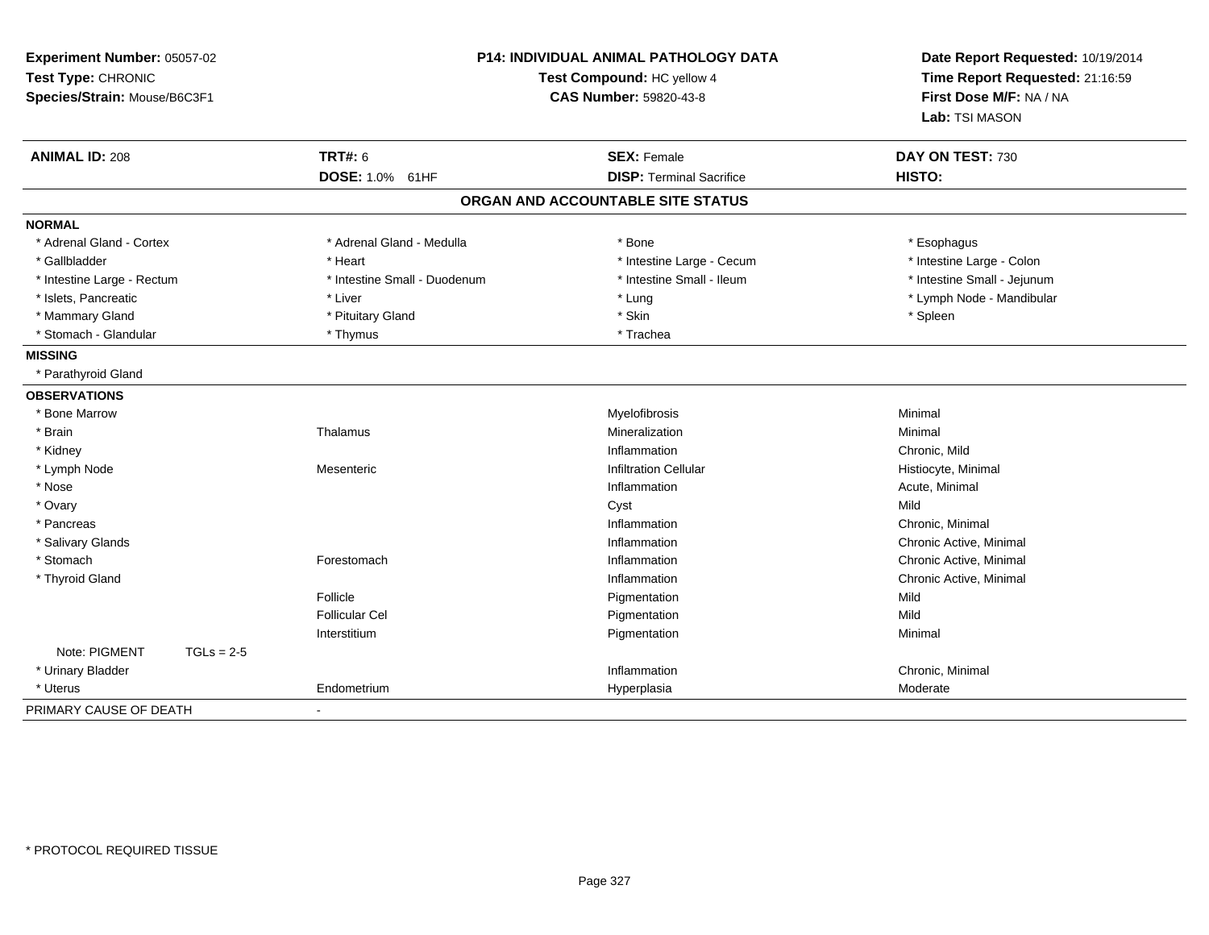**Experiment Number:** 05057-02
**Test Type:** CHRONIC
**Species/Strain:** Mouse/B6C3F1

**P14: INDIVIDUAL ANIMAL PATHOLOGY DATA**
**Test Compound:** HC yellow 4
**CAS Number:** 59820-43-8

**Date Report Requested:** 10/19/2014
**Time Report Requested:** 21:16:59
**First Dose M/F:** NA / NA
**Lab:** TSI MASON

| **ANIMAL ID:** 208 | **TRT#:** 6 | **SEX:** Female | **DAY ON TEST:** 730 |
|---|---|---|---|
| | **DOSE:** 1.0% 61HF | **DISP:** Terminal Sacrifice | **HISTO:** |

## ORGAN AND ACCOUNTABLE SITE STATUS

| | | | |
|---|---|---|---|
| **NORMAL** | | | |
| * Adrenal Gland - Cortex | * Adrenal Gland - Medulla | * Bone | * Esophagus |
| * Gallbladder | * Heart | * Intestine Large - Cecum | * Intestine Large - Colon |
| * Intestine Large - Rectum | * Intestine Small - Duodenum | * Intestine Small - Ileum | * Intestine Small - Jejunum |
| * Islets, Pancreatic | * Liver | * Lung | * Lymph Node - Mandibular |
| * Mammary Gland | * Pituitary Gland | * Skin | * Spleen |
| * Stomach - Glandular | * Thymus | * Trachea | |
| **MISSING** | | | |
| * Parathyroid Gland | | | |
| **OBSERVATIONS** | | | |
| * Bone Marrow | | Myelofibrosis | Minimal |
| * Brain | Thalamus | Mineralization | Minimal |
| * Kidney | | Inflammation | Chronic, Mild |
| * Lymph Node | Mesenteric | Infiltration Cellular | Histiocyte, Minimal |
| * Nose | | Inflammation | Acute, Minimal |
| * Ovary | | Cyst | Mild |
| * Pancreas | | Inflammation | Chronic, Minimal |
| * Salivary Glands | | Inflammation | Chronic Active, Minimal |
| * Stomach | Forestomach | Inflammation | Chronic Active, Minimal |
| * Thyroid Gland | | Inflammation | Chronic Active, Minimal |
| | Follicle | Pigmentation | Mild |
| | Follicular Cel | Pigmentation | Mild |
| | Interstitium | Pigmentation | Minimal |
| Note: PIGMENT TGLs = 2-5 | | | |
| * Urinary Bladder | | Inflammation | Chronic, Minimal |
| * Uterus | Endometrium | Hyperplasia | Moderate |
| PRIMARY CAUSE OF DEATH | - | | |

* PROTOCOL REQUIRED TISSUE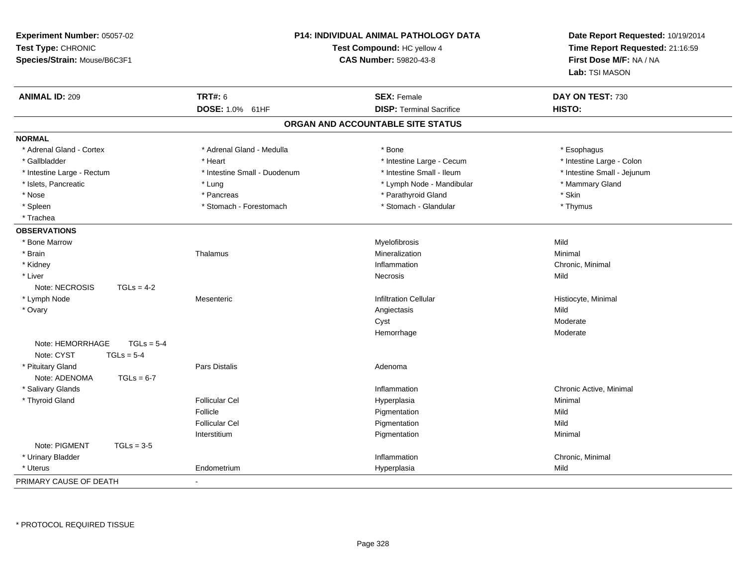**Experiment Number:** 05057-02
**Test Type:** CHRONIC
**Species/Strain:** Mouse/B6C3F1

**P14: INDIVIDUAL ANIMAL PATHOLOGY DATA**
**Test Compound:** HC yellow 4
**CAS Number:** 59820-43-8

**Date Report Requested:** 10/19/2014
**Time Report Requested:** 21:16:59
**First Dose M/F:** NA / NA
**Lab:** TSI MASON

| **ANIMAL ID:** 209 | **TRT#:** 6 | **SEX:** Female | **DAY ON TEST:** 730 |
|---|---|---|---|
| | **DOSE:** 1.0% 61HF | **DISP:** Terminal Sacrifice | **HISTO:** |

## ORGAN AND ACCOUNTABLE SITE STATUS

**NORMAL**

| | | | |
|---|---|---|---|
| * Adrenal Gland - Cortex | * Adrenal Gland - Medulla | * Bone | * Esophagus |
| * Gallbladder | * Heart | * Intestine Large - Cecum | * Intestine Large - Colon |
| * Intestine Large - Rectum | * Intestine Small - Duodenum | * Intestine Small - Ileum | * Intestine Small - Jejunum |
| * Islets, Pancreatic | * Lung | * Lymph Node - Mandibular | * Mammary Gland |
| * Nose | * Pancreas | * Parathyroid Gland | * Skin |
| * Spleen | * Stomach - Forestomach | * Stomach - Glandular | * Thymus |
| * Trachea | | | |

**OBSERVATIONS**

| Organ | Site | Observation | Severity |
|---|---|---|---|
| * Bone Marrow | | Myelofibrosis | Mild |
| * Brain | Thalamus | Mineralization | Minimal |
| * Kidney | | Inflammation | Chronic, Minimal |
| * Liver | | Necrosis | Mild |
| Note: NECROSIS TGLs = 4-2 | | | |
| * Lymph Node | Mesenteric | Infiltration Cellular | Histiocyte, Minimal |
| * Ovary | | Angiectasis | Mild |
| | | Cyst | Moderate |
| | | Hemorrhage | Moderate |
| Note: HEMORRHAGE TGLs = 5-4 | | | |
| Note: CYST TGLs = 5-4 | | | |
| * Pituitary Gland | Pars Distalis | Adenoma | |
| Note: ADENOMA TGLs = 6-7 | | | |
| * Salivary Glands | | Inflammation | Chronic Active, Minimal |
| * Thyroid Gland | Follicular Cel | Hyperplasia | Minimal |
| | Follicle | Pigmentation | Mild |
| | Follicular Cel | Pigmentation | Mild |
| | Interstitium | Pigmentation | Minimal |
| Note: PIGMENT TGLs = 3-5 | | | |
| * Urinary Bladder | | Inflammation | Chronic, Minimal |
| * Uterus | Endometrium | Hyperplasia | Mild |

PRIMARY CAUSE OF DEATH -

\* PROTOCOL REQUIRED TISSUE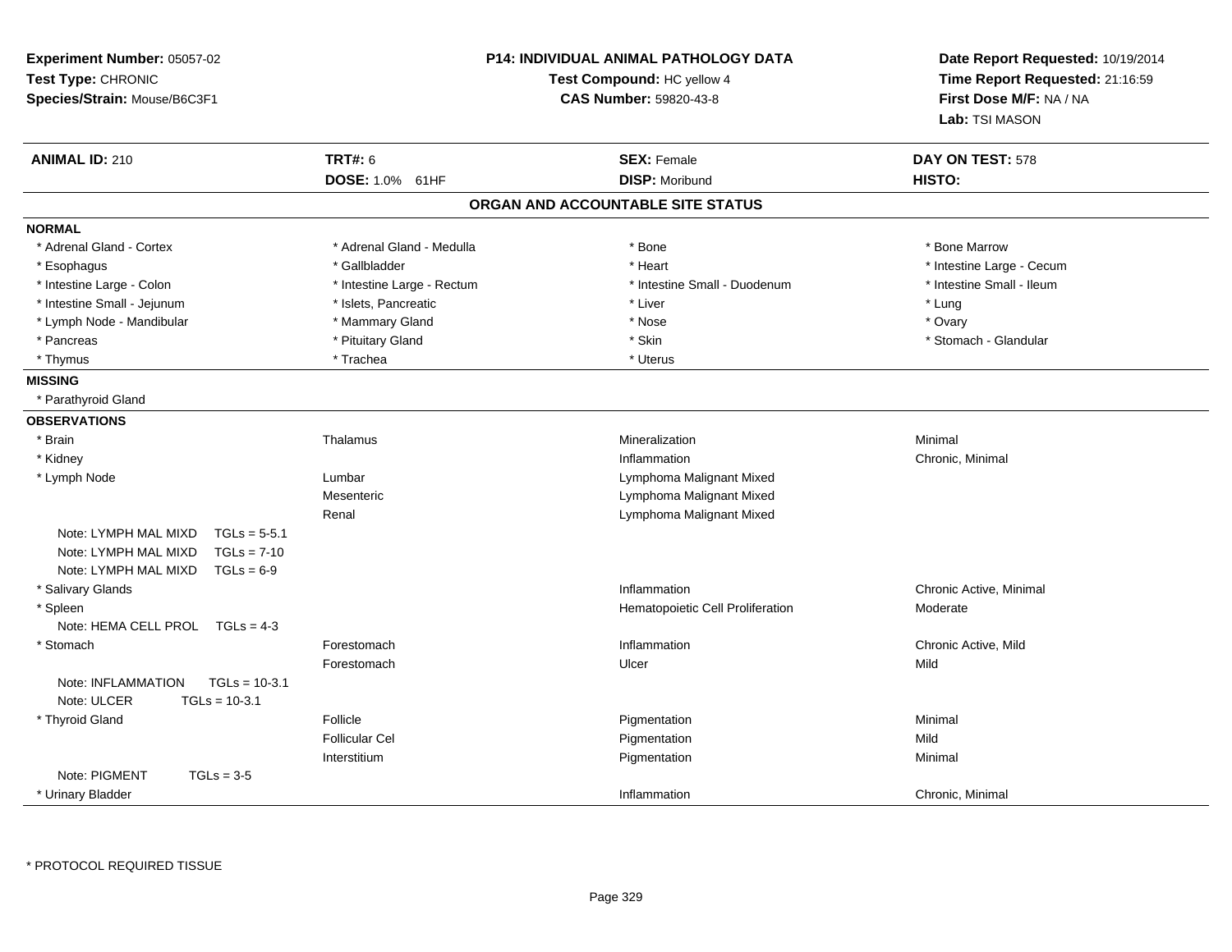**Experiment Number:** 05057-02
**Test Type:** CHRONIC
**Species/Strain:** Mouse/B6C3F1

**P14: INDIVIDUAL ANIMAL PATHOLOGY DATA**
**Test Compound:** HC yellow 4
**CAS Number:** 59820-43-8

**Date Report Requested:** 10/19/2014
**Time Report Requested:** 21:16:59
**First Dose M/F:** NA / NA
**Lab:** TSI MASON

| **ANIMAL ID:** 210 | **TRT#:** 6 | **SEX:** Female | **DAY ON TEST:** 578 |
|---|---|---|---|
| | **DOSE:** 1.0% 61HF | **DISP:** Moribund | **HISTO:** |

## ORGAN AND ACCOUNTABLE SITE STATUS

**NORMAL**

| | | | |
|---|---|---|---|
| * Adrenal Gland - Cortex | * Adrenal Gland - Medulla | * Bone | * Bone Marrow |
| * Esophagus | * Gallbladder | * Heart | * Intestine Large - Cecum |
| * Intestine Large - Colon | * Intestine Large - Rectum | * Intestine Small - Duodenum | * Intestine Small - Ileum |
| * Intestine Small - Jejunum | * Islets, Pancreatic | * Liver | * Lung |
| * Lymph Node - Mandibular | * Mammary Gland | * Nose | * Ovary |
| * Pancreas | * Pituitary Gland | * Skin | * Stomach - Glandular |
| * Thymus | * Trachea | * Uterus | |

**MISSING**

* Parathyroid Gland

**OBSERVATIONS**

| | | | |
|---|---|---|---|
| * Brain | Thalamus | Mineralization | Minimal |
| * Kidney | | Inflammation | Chronic, Minimal |
| * Lymph Node | Lumbar | Lymphoma Malignant Mixed | |
| | Mesenteric | Lymphoma Malignant Mixed | |
| | Renal | Lymphoma Malignant Mixed | |
| Note: LYMPH MAL MIXD TGLs = 5-5.1 | | | |
| Note: LYMPH MAL MIXD TGLs = 7-10 | | | |
| Note: LYMPH MAL MIXD TGLs = 6-9 | | | |
| * Salivary Glands | | Inflammation | Chronic Active, Minimal |
| * Spleen | | Hematopoietic Cell Proliferation | Moderate |
| Note: HEMA CELL PROL TGLs = 4-3 | | | |
| * Stomach | Forestomach | Inflammation | Chronic Active, Mild |
| | Forestomach | Ulcer | Mild |
| Note: INFLAMMATION TGLs = 10-3.1 | | | |
| Note: ULCER TGLs = 10-3.1 | | | |
| * Thyroid Gland | Follicle | Pigmentation | Minimal |
| | Follicular Cel | Pigmentation | Mild |
| | Interstitium | Pigmentation | Minimal |
| Note: PIGMENT TGLs = 3-5 | | | |
| * Urinary Bladder | | Inflammation | Chronic, Minimal |

* PROTOCOL REQUIRED TISSUE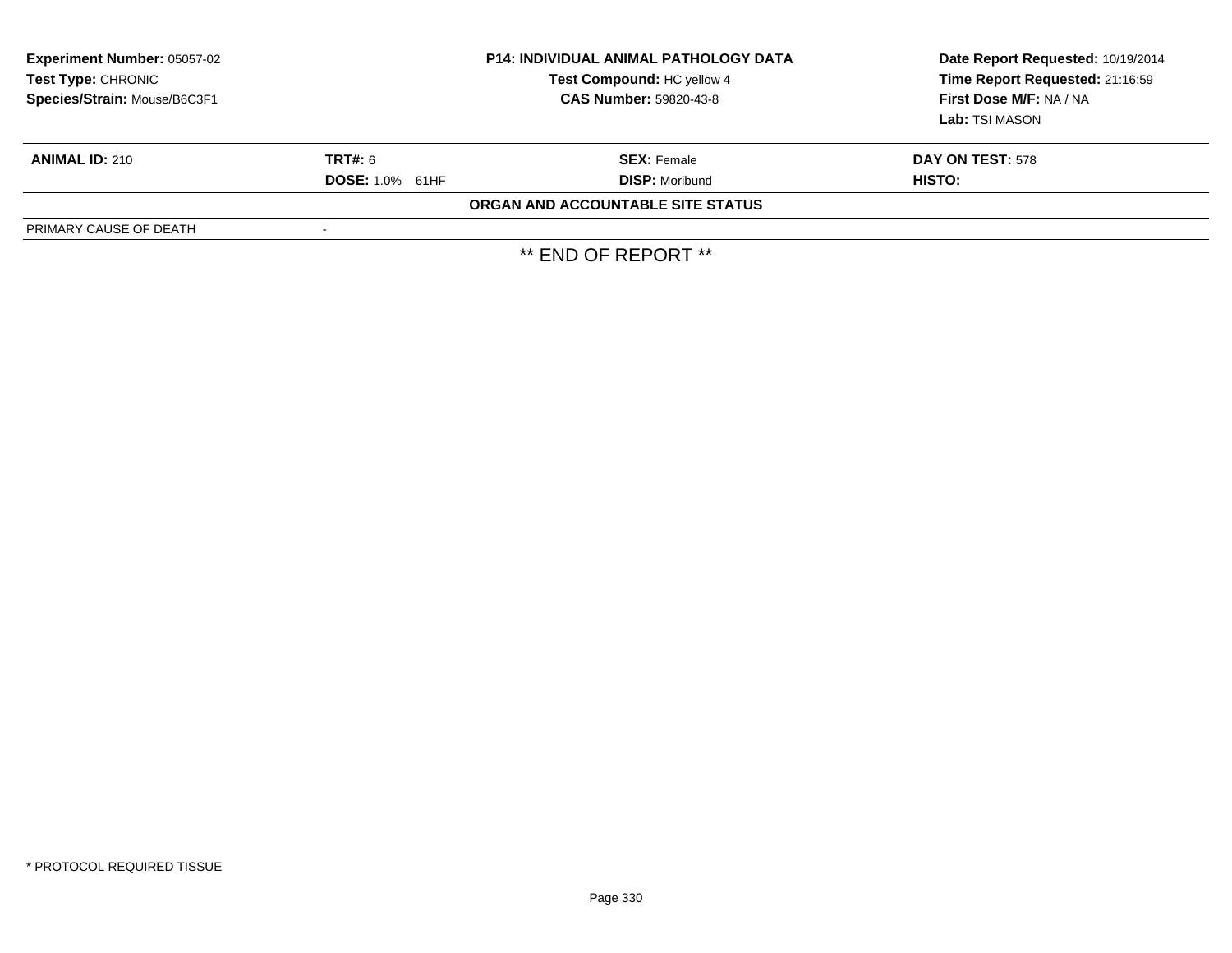**Experiment Number:** 05057-02
**Test Type:** CHRONIC
**Species/Strain:** Mouse/B6C3F1

**P14: INDIVIDUAL ANIMAL PATHOLOGY DATA**
**Test Compound:** HC yellow 4
**CAS Number:** 59820-43-8

**Date Report Requested:** 10/19/2014
**Time Report Requested:** 21:16:59
**First Dose M/F:** NA / NA
**Lab:** TSI MASON

| | | | |
|---|---|---|---|
| **ANIMAL ID:** 210 | **TRT#:** 6 | **SEX:** Female | **DAY ON TEST:** 578 |
| | **DOSE:** 1.0% 61HF | **DISP:** Moribund | **HISTO:** |

**ORGAN AND ACCOUNTABLE SITE STATUS**

| | |
|---|---|
| PRIMARY CAUSE OF DEATH | - |

** END OF REPORT **

* PROTOCOL REQUIRED TISSUE